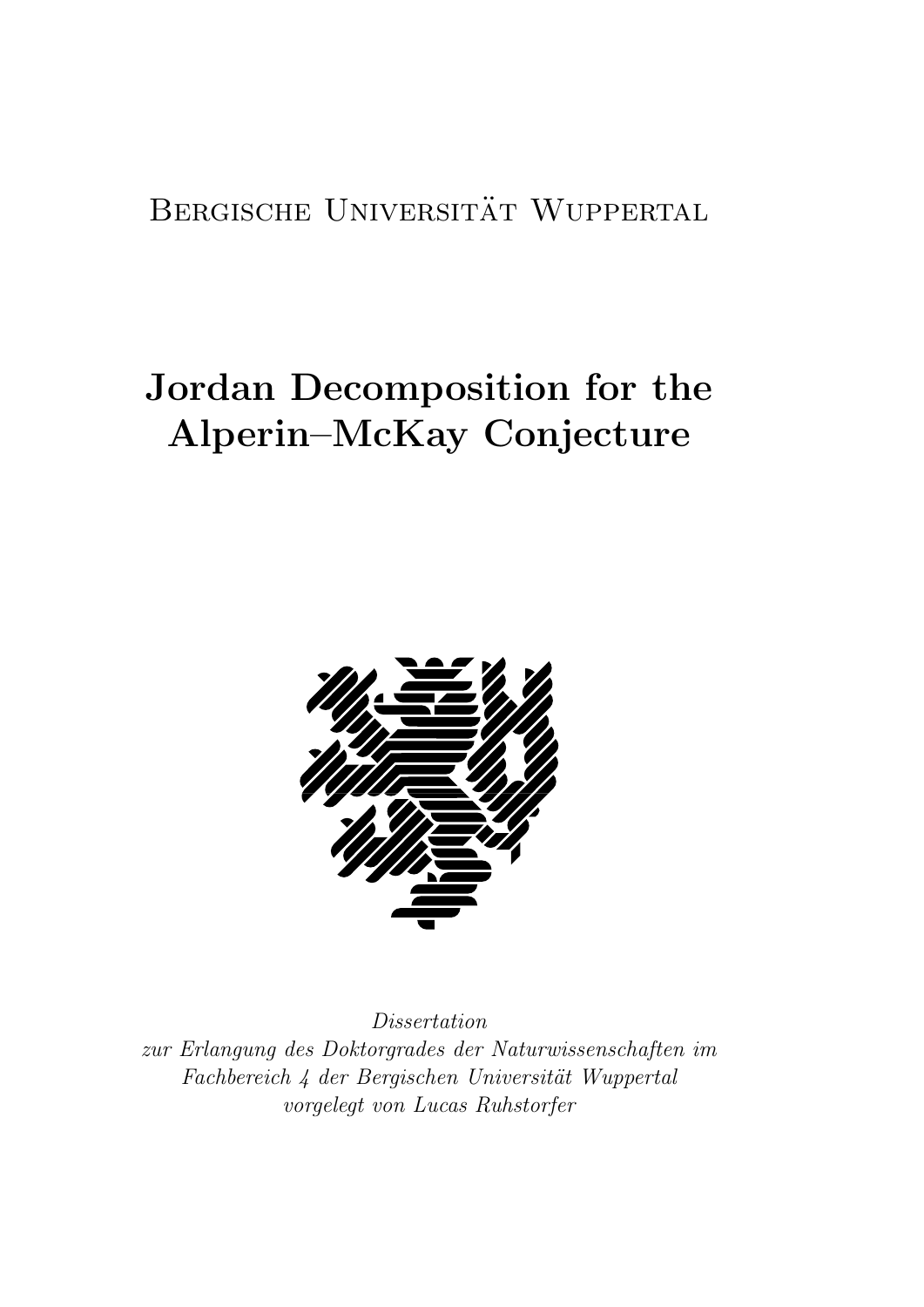Bergische Universität Wuppertal

# Jordan Decomposition for the Alperin–McKay Conjecture

*Dissertation*
*zur Erlangung des Doktorgrades der Naturwissenschaften im Fachbereich 4 der Bergischen Universität Wuppertal*
*vorgelegt von Lucas Ruhstorfer*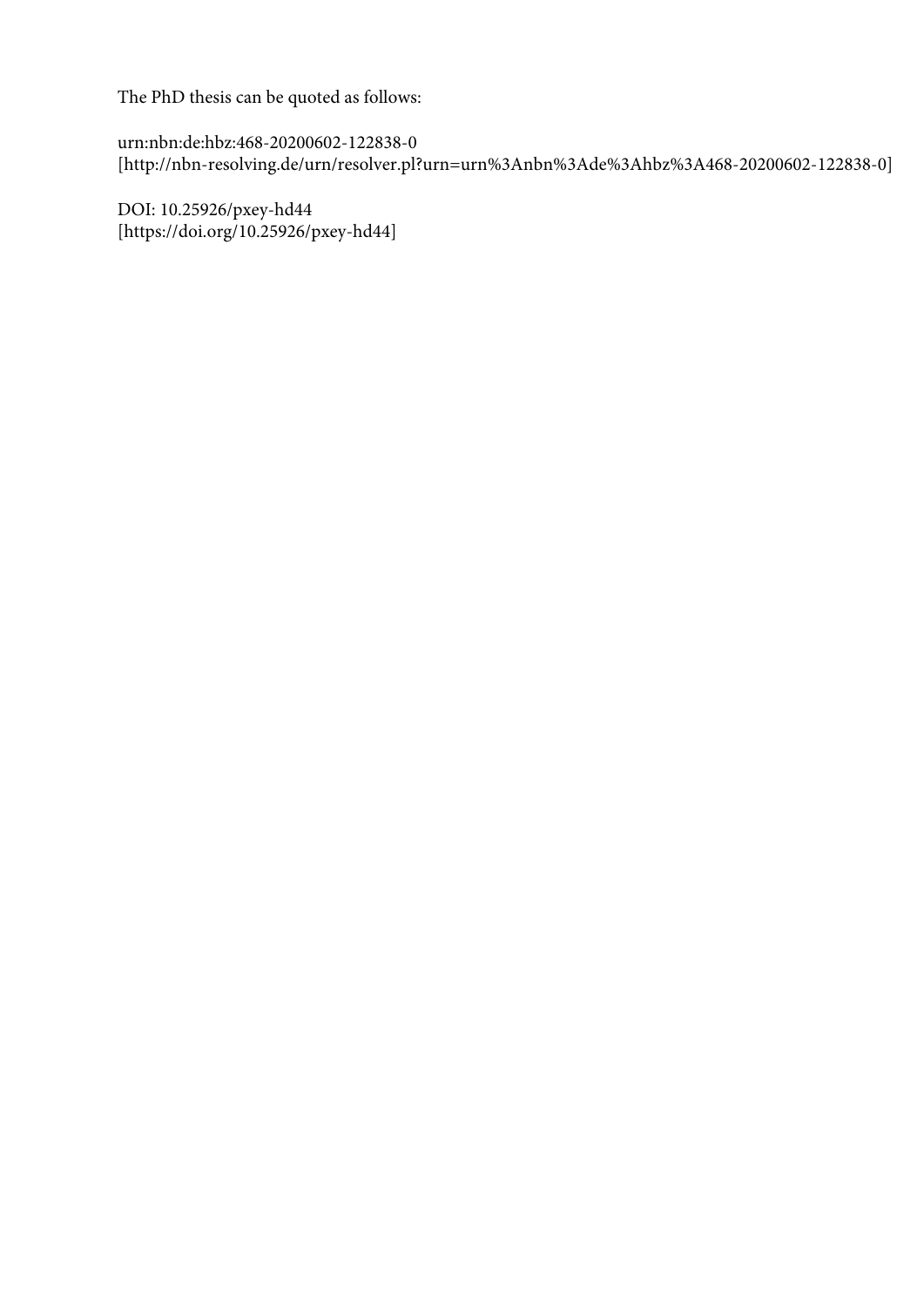The PhD thesis can be quoted as follows:

urn:nbn:de:hbz:468-20200602-122838-0
[http://nbn-resolving.de/urn/resolver.pl?urn=urn%3Anbn%3Ade%3Ahbz%3A468-20200602-122838-0]

DOI: 10.25926/pxey-hd44
[https://doi.org/10.25926/pxey-hd44]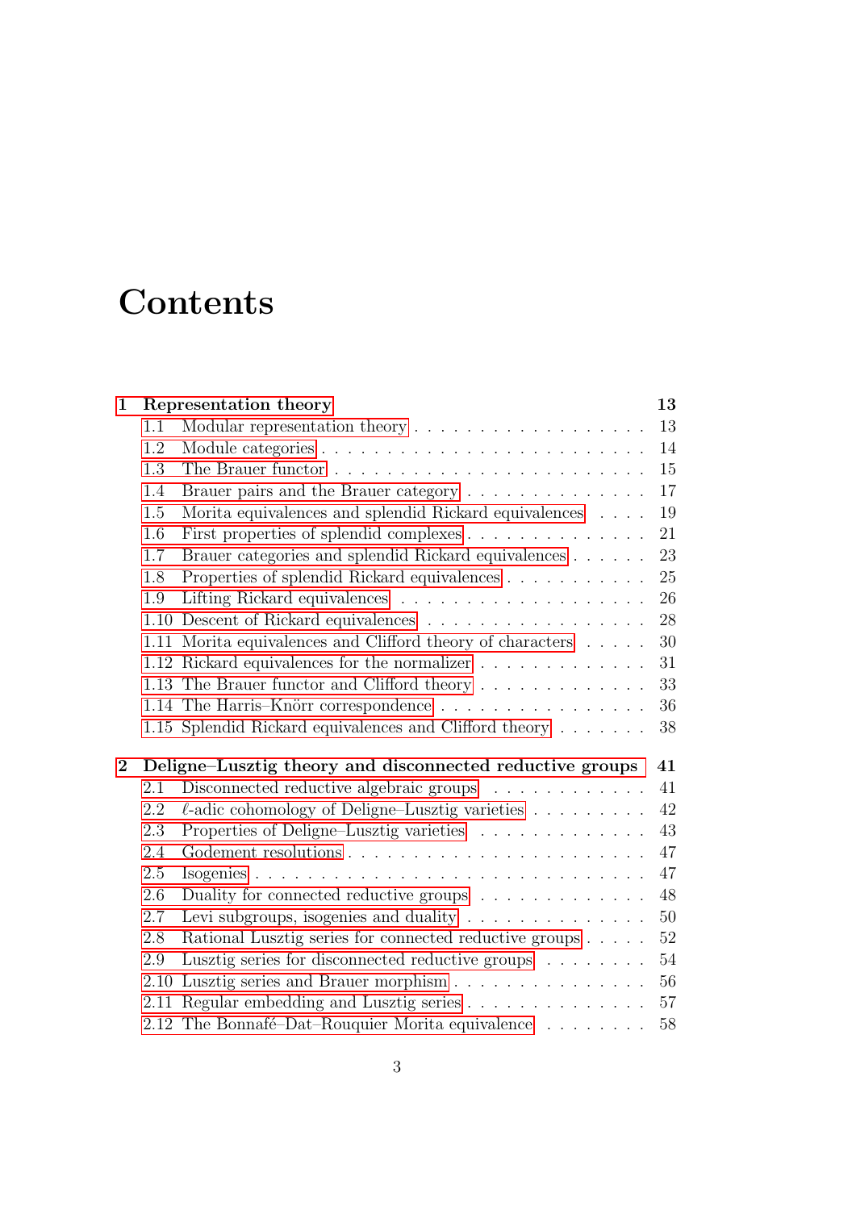# Contents

| | | |
|---|---|---|
| **1** | **Representation theory** | **13** |
| 1.1 | Modular representation theory | 13 |
| 1.2 | Module categories | 14 |
| 1.3 | The Brauer functor | 15 |
| 1.4 | Brauer pairs and the Brauer category | 17 |
| 1.5 | Morita equivalences and splendid Rickard equivalences | 19 |
| 1.6 | First properties of splendid complexes | 21 |
| 1.7 | Brauer categories and splendid Rickard equivalences | 23 |
| 1.8 | Properties of splendid Rickard equivalences | 25 |
| 1.9 | Lifting Rickard equivalences | 26 |
| 1.10 | Descent of Rickard equivalences | 28 |
| 1.11 | Morita equivalences and Clifford theory of characters | 30 |
| 1.12 | Rickard equivalences for the normalizer | 31 |
| 1.13 | The Brauer functor and Clifford theory | 33 |
| 1.14 | The Harris–Knörr correspondence | 36 |
| 1.15 | Splendid Rickard equivalences and Clifford theory | 38 |
| **2** | **Deligne–Lusztig theory and disconnected reductive groups** | **41** |
| 2.1 | Disconnected reductive algebraic groups | 41 |
| 2.2 | $\ell$-adic cohomology of Deligne–Lusztig varieties | 42 |
| 2.3 | Properties of Deligne–Lusztig varieties | 43 |
| 2.4 | Godement resolutions | 47 |
| 2.5 | Isogenies | 47 |
| 2.6 | Duality for connected reductive groups | 48 |
| 2.7 | Levi subgroups, isogenies and duality | 50 |
| 2.8 | Rational Lusztig series for connected reductive groups | 52 |
| 2.9 | Lusztig series for disconnected reductive groups | 54 |
| 2.10 | Lusztig series and Brauer morphism | 56 |
| 2.11 | Regular embedding and Lusztig series | 57 |
| 2.12 | The Bonnafé–Dat–Rouquier Morita equivalence | 58 |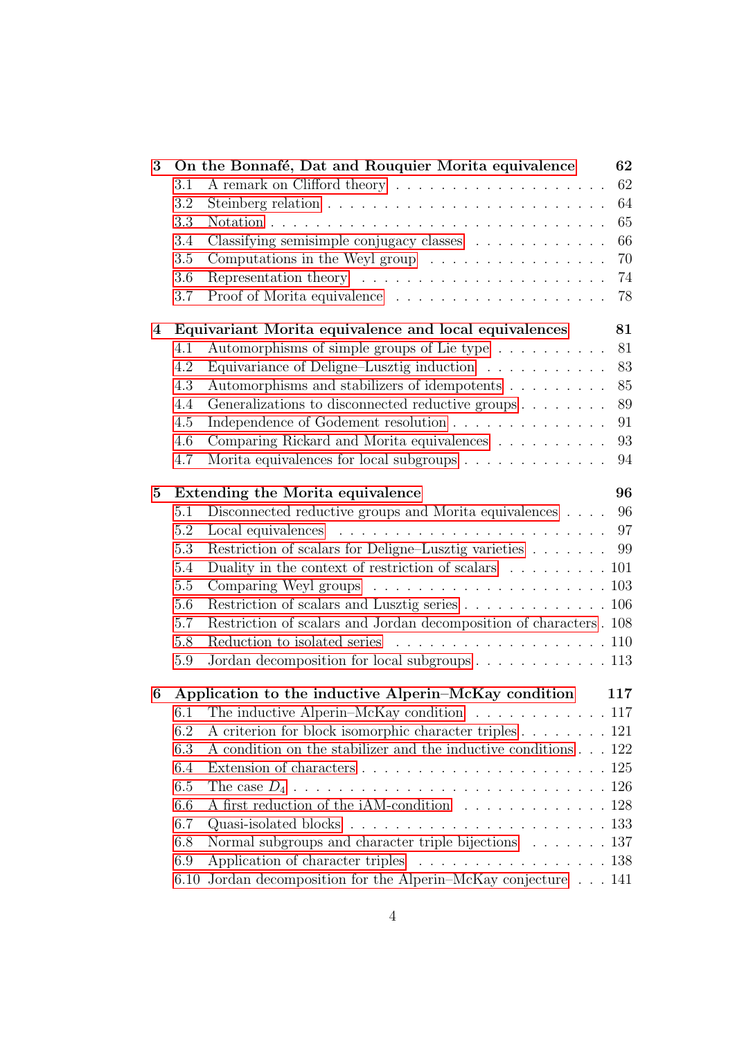**3 On the Bonnafé, Dat and Rouquier Morita equivalence** — 62

- 3.1 A remark on Clifford theory — 62
- 3.2 Steinberg relation — 64
- 3.3 Notation — 65
- 3.4 Classifying semisimple conjugacy classes — 66
- 3.5 Computations in the Weyl group — 70
- 3.6 Representation theory — 74
- 3.7 Proof of Morita equivalence — 78

**4 Equivariant Morita equivalence and local equivalences** — 81

- 4.1 Automorphisms of simple groups of Lie type — 81
- 4.2 Equivariance of Deligne–Lusztig induction — 83
- 4.3 Automorphisms and stabilizers of idempotents — 85
- 4.4 Generalizations to disconnected reductive groups — 89
- 4.5 Independence of Godement resolution — 91
- 4.6 Comparing Rickard and Morita equivalences — 93
- 4.7 Morita equivalences for local subgroups — 94

**5 Extending the Morita equivalence** — 96

- 5.1 Disconnected reductive groups and Morita equivalences — 96
- 5.2 Local equivalences — 97
- 5.3 Restriction of scalars for Deligne–Lusztig varieties — 99
- 5.4 Duality in the context of restriction of scalars — 101
- 5.5 Comparing Weyl groups — 103
- 5.6 Restriction of scalars and Lusztig series — 106
- 5.7 Restriction of scalars and Jordan decomposition of characters — 108
- 5.8 Reduction to isolated series — 110
- 5.9 Jordan decomposition for local subgroups — 113

**6 Application to the inductive Alperin–McKay condition** — 117

- 6.1 The inductive Alperin–McKay condition — 117
- 6.2 A criterion for block isomorphic character triples — 121
- 6.3 A condition on the stabilizer and the inductive conditions — 122
- 6.4 Extension of characters — 125
- 6.5 The case $D_4$ — 126
- 6.6 A first reduction of the iAM-condition — 128
- 6.7 Quasi-isolated blocks — 133
- 6.8 Normal subgroups and character triple bijections — 137
- 6.9 Application of character triples — 138
- 6.10 Jordan decomposition for the Alperin–McKay conjecture — 141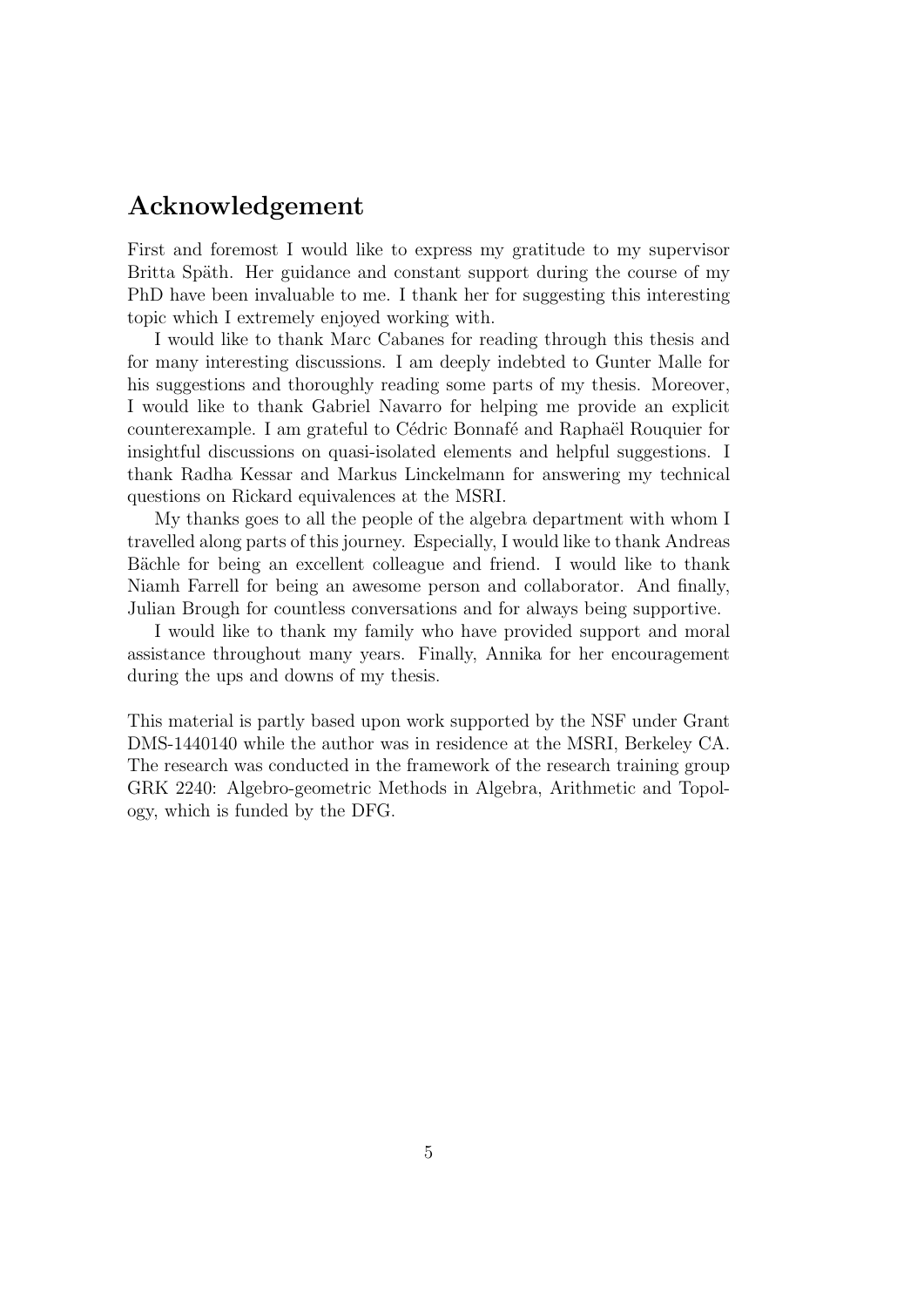## Acknowledgement

First and foremost I would like to express my gratitude to my supervisor Britta Späth. Her guidance and constant support during the course of my PhD have been invaluable to me. I thank her for suggesting this interesting topic which I extremely enjoyed working with.

I would like to thank Marc Cabanes for reading through this thesis and for many interesting discussions. I am deeply indebted to Gunter Malle for his suggestions and thoroughly reading some parts of my thesis. Moreover, I would like to thank Gabriel Navarro for helping me provide an explicit counterexample. I am grateful to Cédric Bonnafé and Raphaël Rouquier for insightful discussions on quasi-isolated elements and helpful suggestions. I thank Radha Kessar and Markus Linckelmann for answering my technical questions on Rickard equivalences at the MSRI.

My thanks goes to all the people of the algebra department with whom I travelled along parts of this journey. Especially, I would like to thank Andreas Bächle for being an excellent colleague and friend. I would like to thank Niamh Farrell for being an awesome person and collaborator. And finally, Julian Brough for countless conversations and for always being supportive.

I would like to thank my family who have provided support and moral assistance throughout many years. Finally, Annika for her encouragement during the ups and downs of my thesis.

This material is partly based upon work supported by the NSF under Grant DMS-1440140 while the author was in residence at the MSRI, Berkeley CA. The research was conducted in the framework of the research training group GRK 2240: Algebro-geometric Methods in Algebra, Arithmetic and Topology, which is funded by the DFG.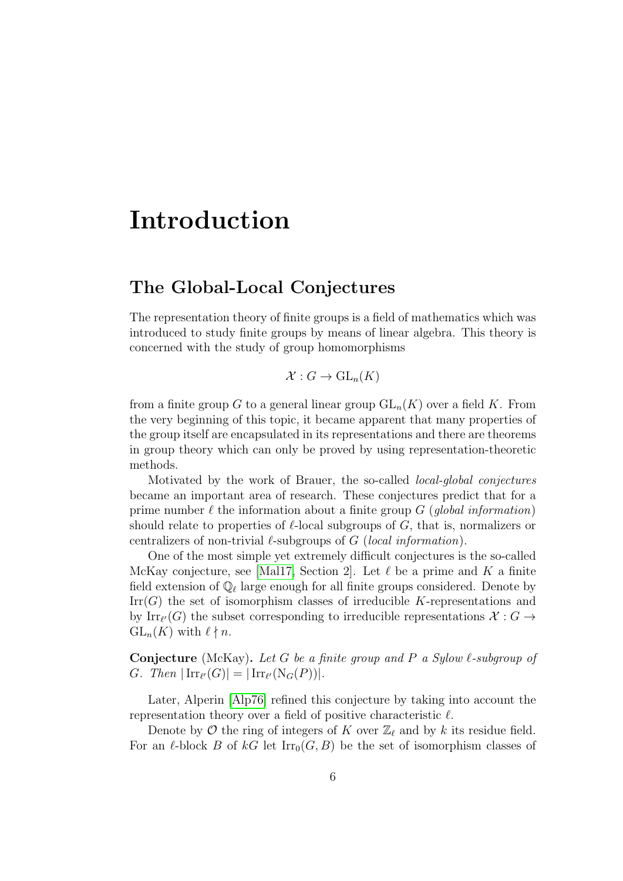# Introduction

## The Global-Local Conjectures

The representation theory of finite groups is a field of mathematics which was introduced to study finite groups by means of linear algebra. This theory is concerned with the study of group homomorphisms

$$\mathcal{X} : G \to \mathrm{GL}_n(K)$$

from a finite group $G$ to a general linear group $\mathrm{GL}_n(K)$ over a field $K$. From the very beginning of this topic, it became apparent that many properties of the group itself are encapsulated in its representations and there are theorems in group theory which can only be proved by using representation-theoretic methods.

Motivated by the work of Brauer, the so-called *local-global conjectures* became an important area of research. These conjectures predict that for a prime number $\ell$ the information about a finite group $G$ (*global information*) should relate to properties of $\ell$-local subgroups of $G$, that is, normalizers or centralizers of non-trivial $\ell$-subgroups of $G$ (*local information*).

One of the most simple yet extremely difficult conjectures is the so-called McKay conjecture, see [Mal17, Section 2]. Let $\ell$ be a prime and $K$ a finite field extension of $\mathbb{Q}_\ell$ large enough for all finite groups considered. Denote by $\mathrm{Irr}(G)$ the set of isomorphism classes of irreducible $K$-representations and by $\mathrm{Irr}_{\ell'}(G)$ the subset corresponding to irreducible representations $\mathcal{X} : G \to \mathrm{GL}_n(K)$ with $\ell \nmid n$.

**Conjecture** (McKay)**.** *Let $G$ be a finite group and $P$ a Sylow $\ell$-subgroup of $G$. Then $|\mathrm{Irr}_{\ell'}(G)| = |\mathrm{Irr}_{\ell'}(\mathrm{N}_G(P))|$.*

Later, Alperin [Alp76] refined this conjecture by taking into account the representation theory over a field of positive characteristic $\ell$.

Denote by $\mathcal{O}$ the ring of integers of $K$ over $\mathbb{Z}_\ell$ and by $k$ its residue field. For an $\ell$-block $B$ of $kG$ let $\mathrm{Irr}_0(G, B)$ be the set of isomorphism classes of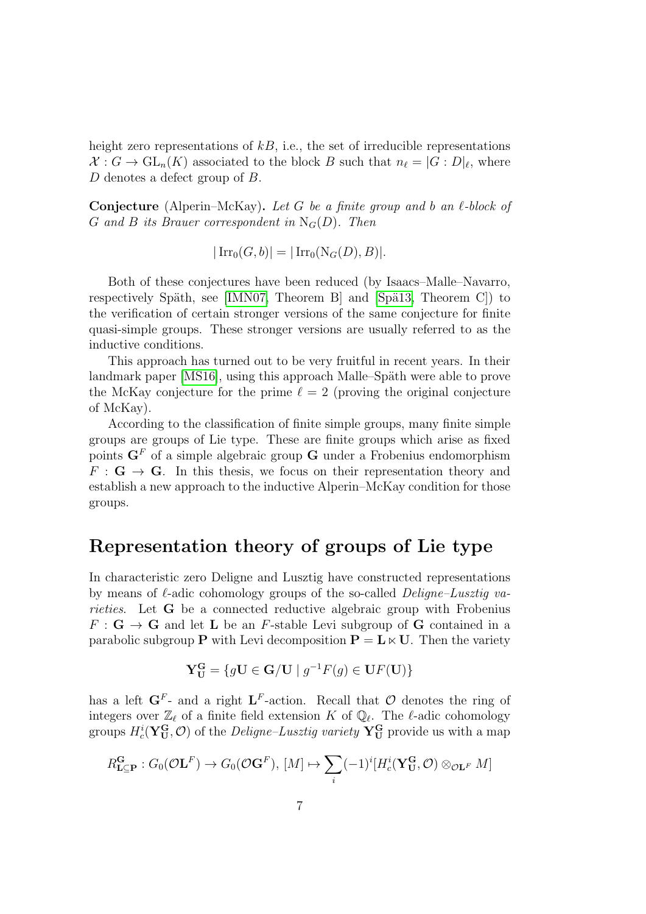height zero representations of $kB$, i.e., the set of irreducible representations $\mathcal{X} : G \to \mathrm{GL}_n(K)$ associated to the block $B$ such that $n_\ell = |G : D|_\ell$, where $D$ denotes a defect group of $B$.

**Conjecture** (Alperin–McKay)**.** *Let $G$ be a finite group and $b$ an $\ell$-block of $G$ and $B$ its Brauer correspondent in $\mathrm{N}_G(D)$. Then*

$$|\operatorname{Irr}_0(G, b)| = |\operatorname{Irr}_0(\mathrm{N}_G(D), B)|.$$

Both of these conjectures have been reduced (by Isaacs–Malle–Navarro, respectively Späth, see [IMN07, Theorem B] and [Spä13, Theorem C]) to the verification of certain stronger versions of the same conjecture for finite quasi-simple groups. These stronger versions are usually referred to as the inductive conditions.

This approach has turned out to be very fruitful in recent years. In their landmark paper [MS16], using this approach Malle–Späth were able to prove the McKay conjecture for the prime $\ell = 2$ (proving the original conjecture of McKay).

According to the classification of finite simple groups, many finite simple groups are groups of Lie type. These are finite groups which arise as fixed points $\mathbf{G}^F$ of a simple algebraic group $\mathbf{G}$ under a Frobenius endomorphism $F : \mathbf{G} \to \mathbf{G}$. In this thesis, we focus on their representation theory and establish a new approach to the inductive Alperin–McKay condition for those groups.

## Representation theory of groups of Lie type

In characteristic zero Deligne and Lusztig have constructed representations by means of $\ell$-adic cohomology groups of the so-called *Deligne–Lusztig varieties*. Let $\mathbf{G}$ be a connected reductive algebraic group with Frobenius $F : \mathbf{G} \to \mathbf{G}$ and let $\mathbf{L}$ be an $F$-stable Levi subgroup of $\mathbf{G}$ contained in a parabolic subgroup $\mathbf{P}$ with Levi decomposition $\mathbf{P} = \mathbf{L} \ltimes \mathbf{U}$. Then the variety

$$\mathbf{Y}_{\mathbf{U}}^{\mathbf{G}} = \{g\mathbf{U} \in \mathbf{G}/\mathbf{U} \mid g^{-1}F(g) \in \mathbf{U}F(\mathbf{U})\}$$

has a left $\mathbf{G}^F$- and a right $\mathbf{L}^F$-action. Recall that $\mathcal{O}$ denotes the ring of integers over $\mathbb{Z}_\ell$ of a finite field extension $K$ of $\mathbb{Q}_\ell$. The $\ell$-adic cohomology groups $H_c^i(\mathbf{Y}_{\mathbf{U}}^{\mathbf{G}}, \mathcal{O})$ of the *Deligne–Lusztig variety* $\mathbf{Y}_{\mathbf{U}}^{\mathbf{G}}$ provide us with a map

$$R_{\mathbf{L}\subseteq\mathbf{P}}^{\mathbf{G}} : G_0(\mathcal{O}\mathbf{L}^F) \to G_0(\mathcal{O}\mathbf{G}^F),\ [M] \mapsto \sum_i (-1)^i [H_c^i(\mathbf{Y}_{\mathbf{U}}^{\mathbf{G}}, \mathcal{O}) \otimes_{\mathcal{O}\mathbf{L}^F} M]$$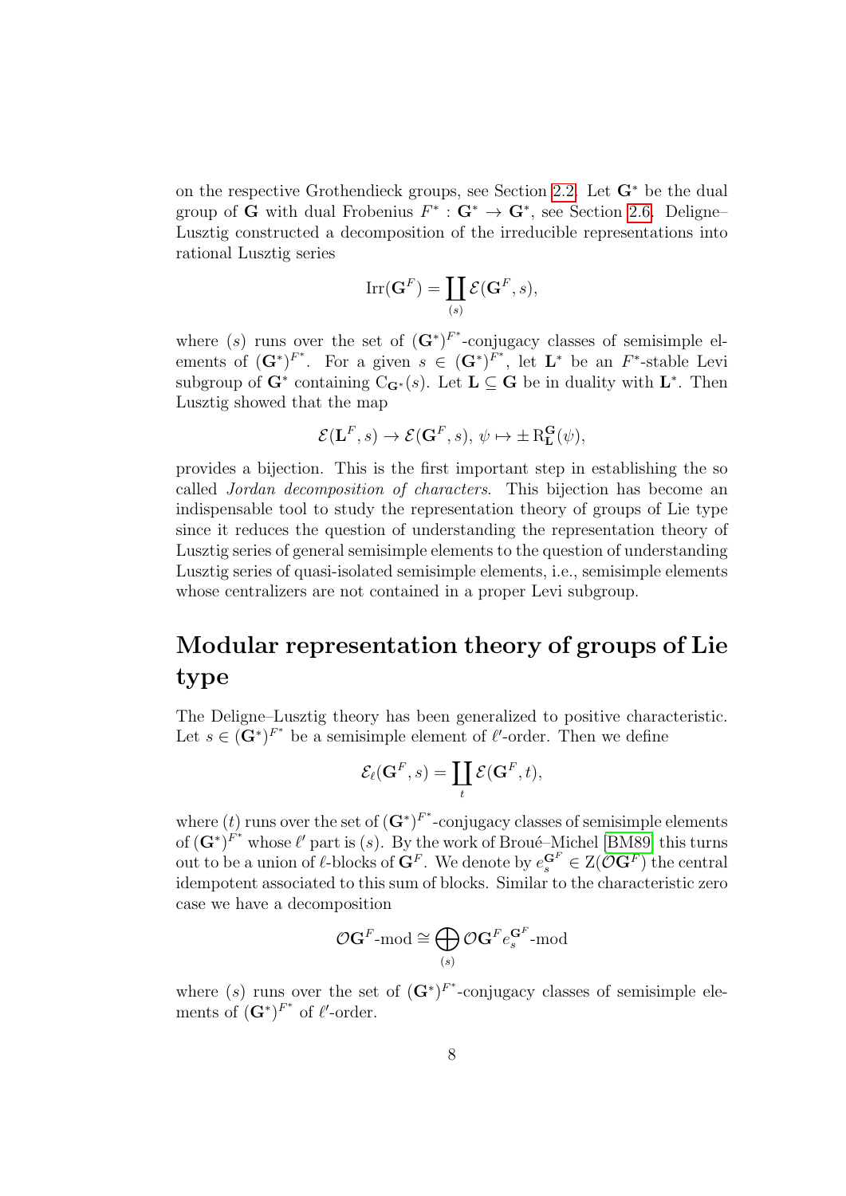on the respective Grothendieck groups, see Section 2.2. Let $\mathbf{G}^*$ be the dual group of $\mathbf{G}$ with dual Frobenius $F^* : \mathbf{G}^* \to \mathbf{G}^*$, see Section 2.6. Deligne–Lusztig constructed a decomposition of the irreducible representations into rational Lusztig series

$$\mathrm{Irr}(\mathbf{G}^F) = \coprod_{(s)} \mathcal{E}(\mathbf{G}^F, s),$$

where $(s)$ runs over the set of $(\mathbf{G}^*)^{F^*}$-conjugacy classes of semisimple elements of $(\mathbf{G}^*)^{F^*}$. For a given $s \in (\mathbf{G}^*)^{F^*}$, let $\mathbf{L}^*$ be an $F^*$-stable Levi subgroup of $\mathbf{G}^*$ containing $\mathrm{C}_{\mathbf{G}^*}(s)$. Let $\mathbf{L} \subseteq \mathbf{G}$ be in duality with $\mathbf{L}^*$. Then Lusztig showed that the map

$$\mathcal{E}(\mathbf{L}^F, s) \to \mathcal{E}(\mathbf{G}^F, s),\ \psi \mapsto \pm \mathrm{R}_{\mathbf{L}}^{\mathbf{G}}(\psi),$$

provides a bijection. This is the first important step in establishing the so called *Jordan decomposition of characters*. This bijection has become an indispensable tool to study the representation theory of groups of Lie type since it reduces the question of understanding the representation theory of Lusztig series of general semisimple elements to the question of understanding Lusztig series of quasi-isolated semisimple elements, i.e., semisimple elements whose centralizers are not contained in a proper Levi subgroup.

# Modular representation theory of groups of Lie type

The Deligne–Lusztig theory has been generalized to positive characteristic. Let $s \in (\mathbf{G}^*)^{F^*}$ be a semisimple element of $\ell'$-order. Then we define

$$\mathcal{E}_\ell(\mathbf{G}^F, s) = \coprod_t \mathcal{E}(\mathbf{G}^F, t),$$

where $(t)$ runs over the set of $(\mathbf{G}^*)^{F^*}$-conjugacy classes of semisimple elements of $(\mathbf{G}^*)^{F^*}$ whose $\ell'$ part is $(s)$. By the work of Broué–Michel [BM89] this turns out to be a union of $\ell$-blocks of $\mathbf{G}^F$. We denote by $e_s^{\mathbf{G}^F} \in \mathrm{Z}(\mathcal{O}\mathbf{G}^F)$ the central idempotent associated to this sum of blocks. Similar to the characteristic zero case we have a decomposition

$$\mathcal{O}\mathbf{G}^F\text{-mod} \cong \bigoplus_{(s)} \mathcal{O}\mathbf{G}^F e_s^{\mathbf{G}^F}\text{-mod}$$

where $(s)$ runs over the set of $(\mathbf{G}^*)^{F^*}$-conjugacy classes of semisimple elements of $(\mathbf{G}^*)^{F^*}$ of $\ell'$-order.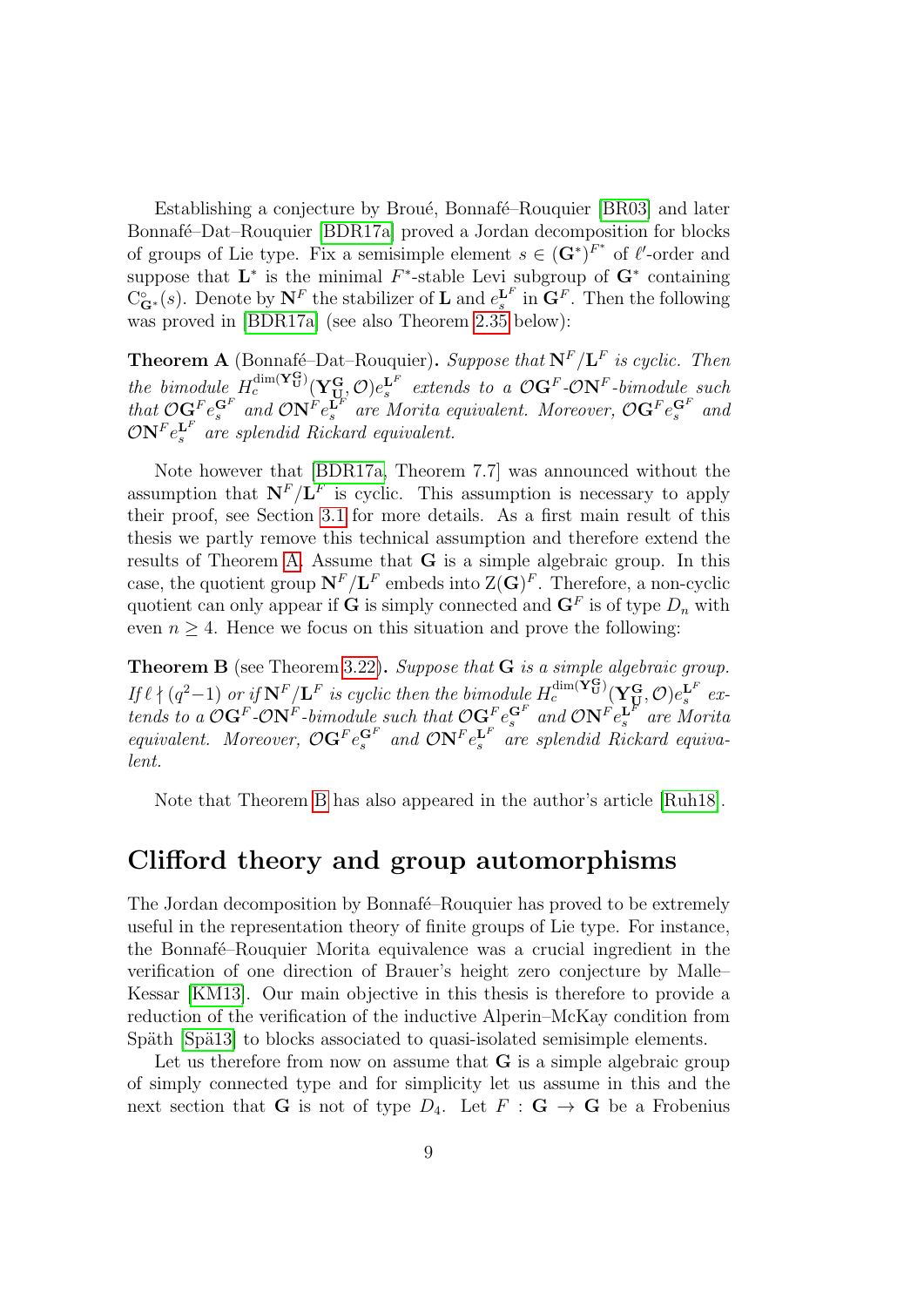Establishing a conjecture by Broué, Bonnafé–Rouquier [BR03] and later Bonnafé–Dat–Rouquier [BDR17a] proved a Jordan decomposition for blocks of groups of Lie type. Fix a semisimple element $s \in (\mathbf{G}^*)^{F^*}$ of $\ell'$-order and suppose that $\mathbf{L}^*$ is the minimal $F^*$-stable Levi subgroup of $\mathbf{G}^*$ containing $\mathrm{C}^\circ_{\mathbf{G}^*}(s)$. Denote by $\mathbf{N}^F$ the stabilizer of $\mathbf{L}$ and $e_s^{\mathbf{L}^F}$ in $\mathbf{G}^F$. Then the following was proved in [BDR17a] (see also Theorem 2.35 below):

**Theorem A** (Bonnafé–Dat–Rouquier)**.** *Suppose that $\mathbf{N}^F/\mathbf{L}^F$ is cyclic. Then the bimodule $H_c^{\dim(\mathbf{Y}_\mathbf{U}^\mathbf{G})}(\mathbf{Y}_\mathbf{U}^\mathbf{G}, \mathcal{O})e_s^{\mathbf{L}^F}$ extends to a $\mathcal{O}\mathbf{G}^F$-$\mathcal{O}\mathbf{N}^F$-bimodule such that $\mathcal{O}\mathbf{G}^F e_s^{\mathbf{G}^F}$ and $\mathcal{O}\mathbf{N}^F e_s^{\mathbf{L}^F}$ are Morita equivalent. Moreover, $\mathcal{O}\mathbf{G}^F e_s^{\mathbf{G}^F}$ and $\mathcal{O}\mathbf{N}^F e_s^{\mathbf{L}^F}$ are splendid Rickard equivalent.*

Note however that [BDR17a, Theorem 7.7] was announced without the assumption that $\mathbf{N}^F/\mathbf{L}^F$ is cyclic. This assumption is necessary to apply their proof, see Section 3.1 for more details. As a first main result of this thesis we partly remove this technical assumption and therefore extend the results of Theorem A. Assume that $\mathbf{G}$ is a simple algebraic group. In this case, the quotient group $\mathbf{N}^F/\mathbf{L}^F$ embeds into $\mathrm{Z}(\mathbf{G})^F$. Therefore, a non-cyclic quotient can only appear if $\mathbf{G}$ is simply connected and $\mathbf{G}^F$ is of type $D_n$ with even $n \geq 4$. Hence we focus on this situation and prove the following:

**Theorem B** (see Theorem 3.22)**.** *Suppose that $\mathbf{G}$ is a simple algebraic group. If $\ell \nmid (q^2-1)$ or if $\mathbf{N}^F/\mathbf{L}^F$ is cyclic then the bimodule $H_c^{\dim(\mathbf{Y}_\mathbf{U}^\mathbf{G})}(\mathbf{Y}_\mathbf{U}^\mathbf{G}, \mathcal{O})e_s^{\mathbf{L}^F}$ extends to a $\mathcal{O}\mathbf{G}^F$-$\mathcal{O}\mathbf{N}^F$-bimodule such that $\mathcal{O}\mathbf{G}^F e_s^{\mathbf{G}^F}$ and $\mathcal{O}\mathbf{N}^F e_s^{\mathbf{L}^F}$ are Morita equivalent. Moreover, $\mathcal{O}\mathbf{G}^F e_s^{\mathbf{G}^F}$ and $\mathcal{O}\mathbf{N}^F e_s^{\mathbf{L}^F}$ are splendid Rickard equivalent.*

Note that Theorem B has also appeared in the author's article [Ruh18].

## Clifford theory and group automorphisms

The Jordan decomposition by Bonnafé–Rouquier has proved to be extremely useful in the representation theory of finite groups of Lie type. For instance, the Bonnafé–Rouquier Morita equivalence was a crucial ingredient in the verification of one direction of Brauer's height zero conjecture by Malle–Kessar [KM13]. Our main objective in this thesis is therefore to provide a reduction of the verification of the inductive Alperin–McKay condition from Späth [Spä13] to blocks associated to quasi-isolated semisimple elements.

Let us therefore from now on assume that $\mathbf{G}$ is a simple algebraic group of simply connected type and for simplicity let us assume in this and the next section that $\mathbf{G}$ is not of type $D_4$. Let $F : \mathbf{G} \to \mathbf{G}$ be a Frobenius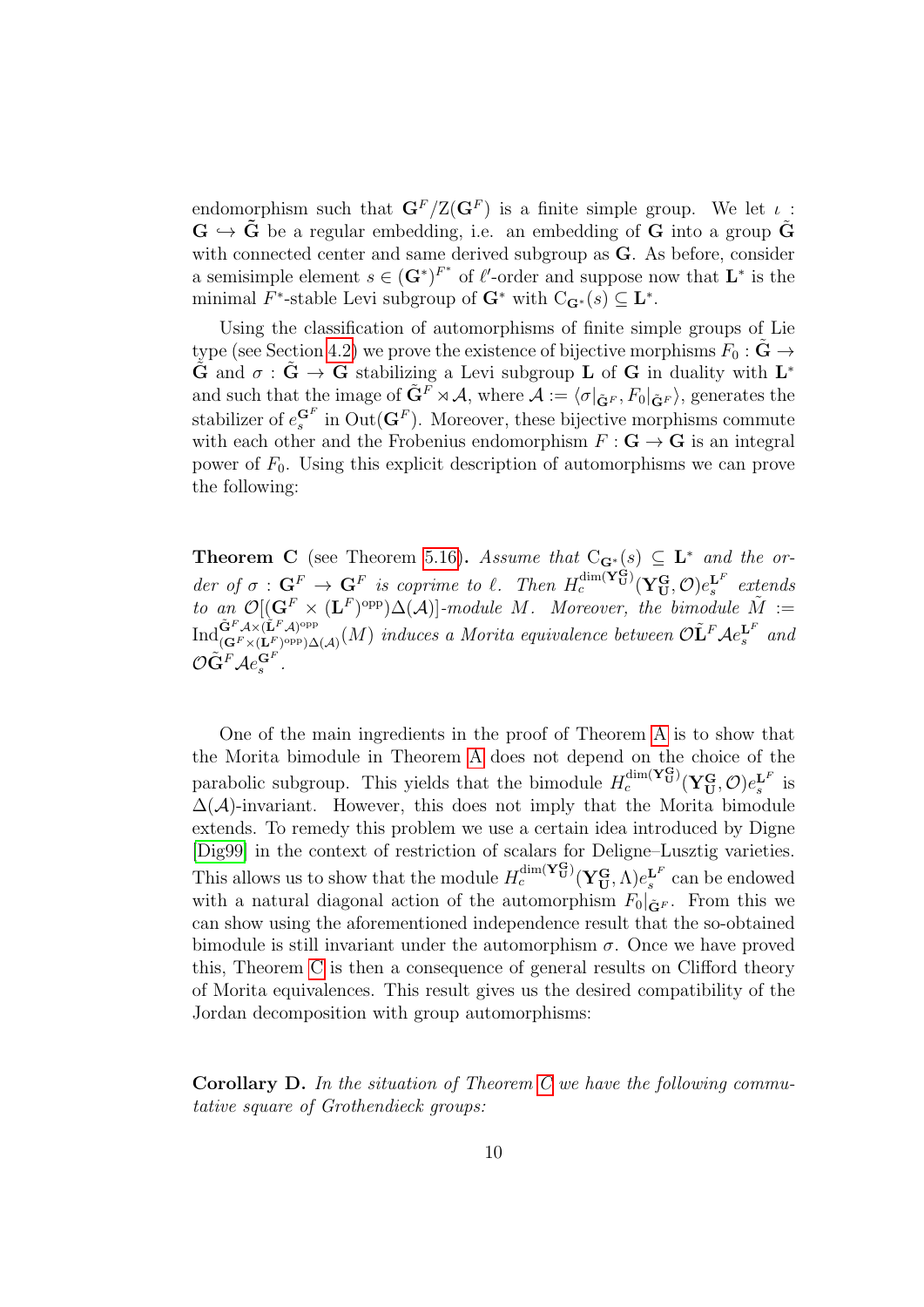endomorphism such that $\mathbf{G}^F/\mathrm{Z}(\mathbf{G}^F)$ is a finite simple group. We let $\iota : \mathbf{G} \hookrightarrow \tilde{\mathbf{G}}$ be a regular embedding, i.e. an embedding of $\mathbf{G}$ into a group $\tilde{\mathbf{G}}$ with connected center and same derived subgroup as $\mathbf{G}$. As before, consider a semisimple element $s \in (\mathbf{G}^*)^{F^*}$ of $\ell'$-order and suppose now that $\mathbf{L}^*$ is the minimal $F^*$-stable Levi subgroup of $\mathbf{G}^*$ with $\mathrm{C}_{\mathbf{G}^*}(s) \subseteq \mathbf{L}^*$.

Using the classification of automorphisms of finite simple groups of Lie type (see Section 4.2) we prove the existence of bijective morphisms $F_0 : \tilde{\mathbf{G}} \to \tilde{\mathbf{G}}$ and $\sigma : \tilde{\mathbf{G}} \to \tilde{\mathbf{G}}$ stabilizing a Levi subgroup $\mathbf{L}$ of $\mathbf{G}$ in duality with $\mathbf{L}^*$ and such that the image of $\tilde{\mathbf{G}}^F \rtimes \mathcal{A}$, where $\mathcal{A} := \langle \sigma|_{\tilde{\mathbf{G}}^F}, F_0|_{\tilde{\mathbf{G}}^F} \rangle$, generates the stabilizer of $e_s^{\mathbf{G}^F}$ in $\mathrm{Out}(\mathbf{G}^F)$. Moreover, these bijective morphisms commute with each other and the Frobenius endomorphism $F : \mathbf{G} \to \mathbf{G}$ is an integral power of $F_0$. Using this explicit description of automorphisms we can prove the following:

**Theorem C** (see Theorem 5.16). *Assume that $\mathrm{C}_{\mathbf{G}^*}(s) \subseteq \mathbf{L}^*$ and the order of $\sigma : \mathbf{G}^F \to \mathbf{G}^F$ is coprime to $\ell$. Then $H_c^{\dim(\mathbf{Y}_\mathbf{U}^\mathbf{G})}(\mathbf{Y}_\mathbf{U}^\mathbf{G}, \mathcal{O})e_s^{\mathbf{L}^F}$ extends to an $\mathcal{O}[(\mathbf{G}^F \times (\mathbf{L}^F)^{\mathrm{opp}})\Delta(\mathcal{A})]$-module $M$. Moreover, the bimodule $\tilde{M} := \mathrm{Ind}_{(\mathbf{G}^F \times (\mathbf{L}^F)^{\mathrm{opp}})\Delta(\mathcal{A})}^{\tilde{\mathbf{G}}^F\mathcal{A} \times (\tilde{\mathbf{L}}^F\mathcal{A})^{\mathrm{opp}}}(M)$ induces a Morita equivalence between $\mathcal{O}\tilde{\mathbf{L}}^F\mathcal{A}e_s^{\mathbf{L}^F}$ and $\mathcal{O}\tilde{\mathbf{G}}^F\mathcal{A}e_s^{\mathbf{G}^F}$.*

One of the main ingredients in the proof of Theorem A is to show that the Morita bimodule in Theorem A does not depend on the choice of the parabolic subgroup. This yields that the bimodule $H_c^{\dim(\mathbf{Y}_\mathbf{U}^\mathbf{G})}(\mathbf{Y}_\mathbf{U}^\mathbf{G}, \mathcal{O})e_s^{\mathbf{L}^F}$ is $\Delta(\mathcal{A})$-invariant. However, this does not imply that the Morita bimodule extends. To remedy this problem we use a certain idea introduced by Digne [Dig99] in the context of restriction of scalars for Deligne–Lusztig varieties. This allows us to show that the module $H_c^{\dim(\mathbf{Y}_\mathbf{U}^\mathbf{G})}(\mathbf{Y}_\mathbf{U}^\mathbf{G}, \Lambda)e_s^{\mathbf{L}^F}$ can be endowed with a natural diagonal action of the automorphism $F_0|_{\tilde{\mathbf{G}}^F}$. From this we can show using the aforementioned independence result that the so-obtained bimodule is still invariant under the automorphism $\sigma$. Once we have proved this, Theorem C is then a consequence of general results on Clifford theory of Morita equivalences. This result gives us the desired compatibility of the Jordan decomposition with group automorphisms:

**Corollary D.** *In the situation of Theorem C we have the following commutative square of Grothendieck groups:*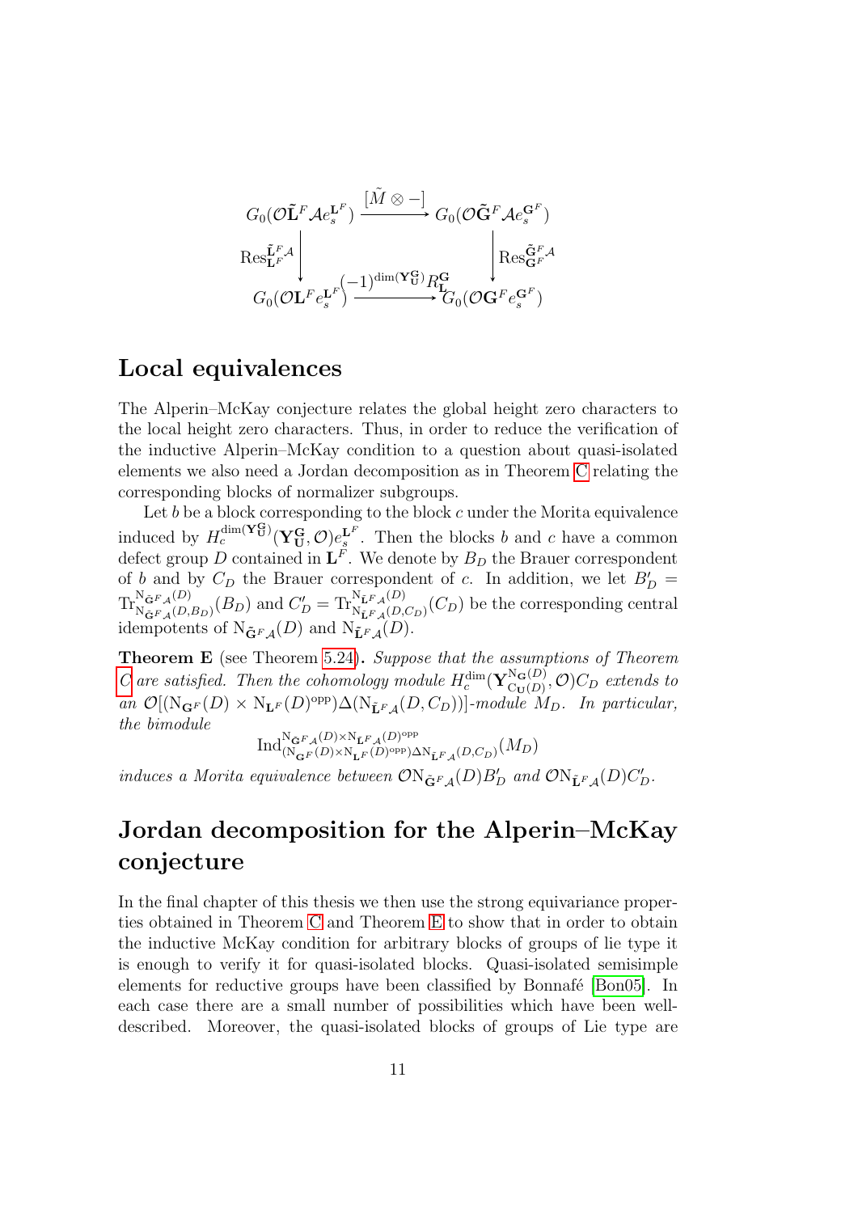$$
\begin{array}{ccc}
G_0(\mathcal{O}\tilde{\mathbf{L}}^F\mathcal{A}e_s^{\mathbf{L}^F}) & \xrightarrow{[\tilde{M}\otimes -]} & G_0(\mathcal{O}\tilde{\mathbf{G}}^F\mathcal{A}e_s^{\mathbf{G}^F}) \\
\Big\downarrow \mathrm{Res}^{\tilde{\mathbf{L}}^F\mathcal{A}}_{\mathbf{L}^F} & & \Big\downarrow \mathrm{Res}^{\tilde{\mathbf{G}}^F\mathcal{A}}_{\mathbf{G}^F} \\
G_0(\mathcal{O}\mathbf{L}^F e_s^{\mathbf{L}^F}) & \xrightarrow{(-1)^{\dim(\mathbf{Y}_{\mathbf{U}}^{\mathbf{G}})} R_{\mathbf{L}}^{\mathbf{G}}} & G_0(\mathcal{O}\mathbf{G}^F e_s^{\mathbf{G}^F})
\end{array}
$$

## Local equivalences

The Alperin–McKay conjecture relates the global height zero characters to the local height zero characters. Thus, in order to reduce the verification of the inductive Alperin–McKay condition to a question about quasi-isolated elements we also need a Jordan decomposition as in Theorem C relating the corresponding blocks of normalizer subgroups.

Let $b$ be a block corresponding to the block $c$ under the Morita equivalence induced by $H_c^{\dim(\mathbf{Y}_{\mathbf{U}}^{\mathbf{G}})}(\mathbf{Y}_{\mathbf{U}}^{\mathbf{G}},\mathcal{O})e_s^{\mathbf{L}^F}$. Then the blocks $b$ and $c$ have a common defect group $D$ contained in $\mathbf{L}^F$. We denote by $B_D$ the Brauer correspondent of $b$ and by $C_D$ the Brauer correspondent of $c$. In addition, we let $B_D' = \mathrm{Tr}^{\mathrm{N}_{\tilde{\mathbf{G}}^F\mathcal{A}}(D)}_{\mathrm{N}_{\tilde{\mathbf{G}}^F\mathcal{A}}(D,B_D)}(B_D)$ and $C_D' = \mathrm{Tr}^{\mathrm{N}_{\tilde{\mathbf{L}}^F\mathcal{A}}(D)}_{\mathrm{N}_{\tilde{\mathbf{L}}^F\mathcal{A}}(D,C_D)}(C_D)$ be the corresponding central idempotents of $\mathrm{N}_{\tilde{\mathbf{G}}^F\mathcal{A}}(D)$ and $\mathrm{N}_{\tilde{\mathbf{L}}^F\mathcal{A}}(D)$.

**Theorem E** (see Theorem 5.24)**.** *Suppose that the assumptions of Theorem C are satisfied. Then the cohomology module $H_c^{\dim}(\mathbf{Y}_{\mathrm{C}_{\mathbf{U}}(D)}^{\mathrm{N}_{\mathbf{G}}(D)},\mathcal{O})C_D$ extends to an $\mathcal{O}[(\mathrm{N}_{\mathbf{G}^F}(D)\times \mathrm{N}_{\mathbf{L}^F}(D)^{\mathrm{opp}})\Delta(\mathrm{N}_{\tilde{\mathbf{L}}^F\mathcal{A}}(D,C_D))]$-module $M_D$. In particular, the bimodule*

$$\mathrm{Ind}^{\mathrm{N}_{\tilde{\mathbf{G}}^F\mathcal{A}}(D)\times \mathrm{N}_{\tilde{\mathbf{L}}^F\mathcal{A}}(D)^{\mathrm{opp}}}_{(\mathrm{N}_{\mathbf{G}^F}(D)\times \mathrm{N}_{\mathbf{L}^F}(D)^{\mathrm{opp}})\Delta \mathrm{N}_{\tilde{\mathbf{L}}^F\mathcal{A}}(D,C_D)}(M_D)$$

*induces a Morita equivalence between $\mathcal{O}\mathrm{N}_{\tilde{\mathbf{G}}^F\mathcal{A}}(D)B_D'$ and $\mathcal{O}\mathrm{N}_{\tilde{\mathbf{L}}^F\mathcal{A}}(D)C_D'$.*

## Jordan decomposition for the Alperin–McKay conjecture

In the final chapter of this thesis we then use the strong equivariance properties obtained in Theorem C and Theorem E to show that in order to obtain the inductive McKay condition for arbitrary blocks of groups of lie type it is enough to verify it for quasi-isolated blocks. Quasi-isolated semisimple elements for reductive groups have been classified by Bonnafé [Bon05]. In each case there are a small number of possibilities which have been well-described. Moreover, the quasi-isolated blocks of groups of Lie type are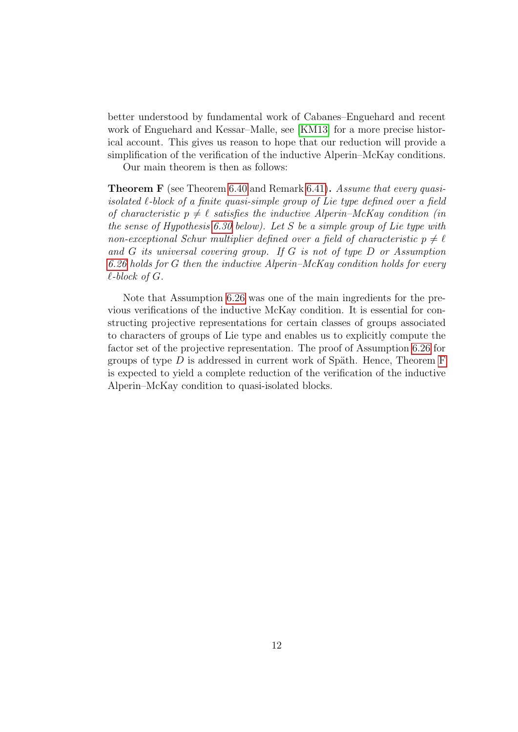better understood by fundamental work of Cabanes–Enguehard and recent work of Enguehard and Kessar–Malle, see [KM13] for a more precise historical account. This gives us reason to hope that our reduction will provide a simplification of the verification of the inductive Alperin–McKay conditions.

Our main theorem is then as follows:

**Theorem F** (see Theorem 6.40 and Remark 6.41)**.** *Assume that every quasi-isolated $\ell$-block of a finite quasi-simple group of Lie type defined over a field of characteristic $p \neq \ell$ satisfies the inductive Alperin–McKay condition (in the sense of Hypothesis 6.30 below). Let $S$ be a simple group of Lie type with non-exceptional Schur multiplier defined over a field of characteristic $p \neq \ell$ and $G$ its universal covering group. If $G$ is not of type $D$ or Assumption 6.26 holds for $G$ then the inductive Alperin–McKay condition holds for every $\ell$-block of $G$.*

Note that Assumption 6.26 was one of the main ingredients for the previous verifications of the inductive McKay condition. It is essential for constructing projective representations for certain classes of groups associated to characters of groups of Lie type and enables us to explicitly compute the factor set of the projective representation. The proof of Assumption 6.26 for groups of type $D$ is addressed in current work of Späth. Hence, Theorem F is expected to yield a complete reduction of the verification of the inductive Alperin–McKay condition to quasi-isolated blocks.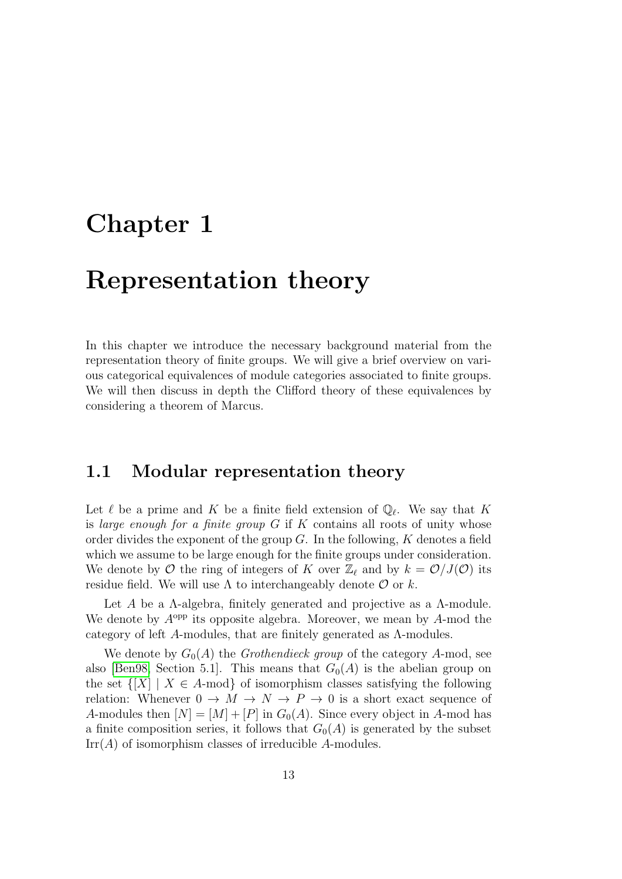# Chapter 1

# Representation theory

In this chapter we introduce the necessary background material from the representation theory of finite groups. We will give a brief overview on various categorical equivalences of module categories associated to finite groups. We will then discuss in depth the Clifford theory of these equivalences by considering a theorem of Marcus.

## 1.1 Modular representation theory

Let $\ell$ be a prime and $K$ be a finite field extension of $\mathbb{Q}_\ell$. We say that $K$ is *large enough for a finite group* $G$ if $K$ contains all roots of unity whose order divides the exponent of the group $G$. In the following, $K$ denotes a field which we assume to be large enough for the finite groups under consideration. We denote by $\mathcal{O}$ the ring of integers of $K$ over $\mathbb{Z}_\ell$ and by $k = \mathcal{O}/J(\mathcal{O})$ its residue field. We will use $\Lambda$ to interchangeably denote $\mathcal{O}$ or $k$.

Let $A$ be a $\Lambda$-algebra, finitely generated and projective as a $\Lambda$-module. We denote by $A^{\mathrm{opp}}$ its opposite algebra. Moreover, we mean by $A$-mod the category of left $A$-modules, that are finitely generated as $\Lambda$-modules.

We denote by $G_0(A)$ the *Grothendieck group* of the category $A$-mod, see also [Ben98, Section 5.1]. This means that $G_0(A)$ is the abelian group on the set $\{[X] \mid X \in A\text{-mod}\}$ of isomorphism classes satisfying the following relation: Whenever $0 \to M \to N \to P \to 0$ is a short exact sequence of $A$-modules then $[N] = [M] + [P]$ in $G_0(A)$. Since every object in $A$-mod has a finite composition series, it follows that $G_0(A)$ is generated by the subset $\mathrm{Irr}(A)$ of isomorphism classes of irreducible $A$-modules.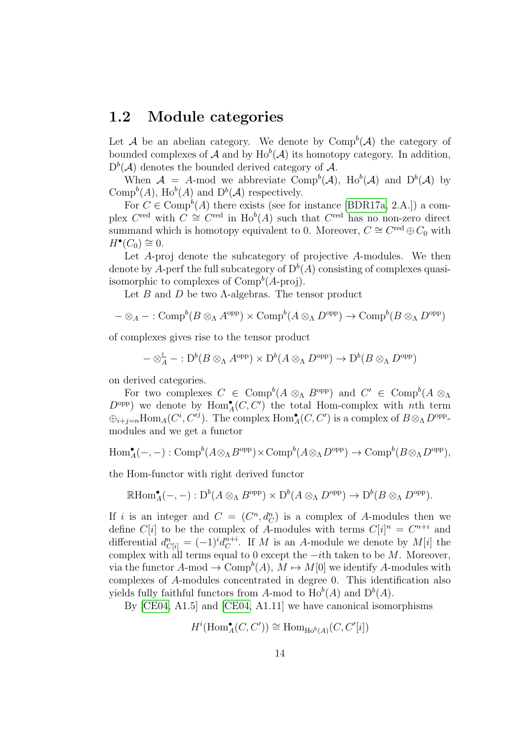## 1.2 Module categories

Let $\mathcal{A}$ be an abelian category. We denote by $\mathrm{Comp}^b(\mathcal{A})$ the category of bounded complexes of $\mathcal{A}$ and by $\mathrm{Ho}^b(\mathcal{A})$ its homotopy category. In addition, $\mathrm{D}^b(\mathcal{A})$ denotes the bounded derived category of $\mathcal{A}$.

When $\mathcal{A} = A$-mod we abbreviate $\mathrm{Comp}^b(\mathcal{A})$, $\mathrm{Ho}^b(\mathcal{A})$ and $\mathrm{D}^b(\mathcal{A})$ by $\mathrm{Comp}^b(A)$, $\mathrm{Ho}^b(A)$ and $\mathrm{D}^b(\mathcal{A})$ respectively.

For $C \in \mathrm{Comp}^b(A)$ there exists (see for instance [BDR17a, 2.A.]) a complex $C^{\mathrm{red}}$ with $C \cong C^{\mathrm{red}}$ in $\mathrm{Ho}^b(A)$ such that $C^{\mathrm{red}}$ has no non-zero direct summand which is homotopy equivalent to 0. Moreover, $C \cong C^{\mathrm{red}} \oplus C_0$ with $H^\bullet(C_0) \cong 0$.

Let $A$-proj denote the subcategory of projective $A$-modules. We then denote by $A$-perf the full subcategory of $\mathrm{D}^b(A)$ consisting of complexes quasi-isomorphic to complexes of $\mathrm{Comp}^b(A\text{-proj})$.

Let $B$ and $D$ be two $\Lambda$-algebras. The tensor product

$$- \otimes_A - : \mathrm{Comp}^b(B \otimes_\Lambda A^{\mathrm{opp}}) \times \mathrm{Comp}^b(A \otimes_\Lambda D^{\mathrm{opp}}) \to \mathrm{Comp}^b(B \otimes_\Lambda D^{\mathrm{opp}})$$

of complexes gives rise to the tensor product

$$- \otimes_A^{\mathbb{L}} - : \mathrm{D}^b(B \otimes_\Lambda A^{\mathrm{opp}}) \times \mathrm{D}^b(A \otimes_\Lambda D^{\mathrm{opp}}) \to \mathrm{D}^b(B \otimes_\Lambda D^{\mathrm{opp}})$$

on derived categories.

For two complexes $C \in \mathrm{Comp}^b(A \otimes_\Lambda B^{\mathrm{opp}})$ and $C' \in \mathrm{Comp}^b(A \otimes_\Lambda D^{\mathrm{opp}})$ we denote by $\mathrm{Hom}_A^\bullet(C, C')$ the total Hom-complex with $n$th term $\oplus_{i+j=n} \mathrm{Hom}_A(C^i, C'^j)$. The complex $\mathrm{Hom}_A^\bullet(C, C')$ is a complex of $B \otimes_\Lambda D^{\mathrm{opp}}$-modules and we get a functor

$$\mathrm{Hom}_A^\bullet(-,-) : \mathrm{Comp}^b(A \otimes_\Lambda B^{\mathrm{opp}}) \times \mathrm{Comp}^b(A \otimes_\Lambda D^{\mathrm{opp}}) \to \mathrm{Comp}^b(B \otimes_\Lambda D^{\mathrm{opp}}),$$

the Hom-functor with right derived functor

$$\mathbb{R}\mathrm{Hom}_A^\bullet(-,-) : \mathrm{D}^b(A \otimes_\Lambda B^{\mathrm{opp}}) \times \mathrm{D}^b(A \otimes_\Lambda D^{\mathrm{opp}}) \to \mathrm{D}^b(B \otimes_\Lambda D^{\mathrm{opp}}).$$

If $i$ is an integer and $C = (C^n, d_C^n)$ is a complex of $A$-modules then we define $C[i]$ to be the complex of $A$-modules with terms $C[i]^n = C^{n+i}$ and differential $d_{C[i]}^n = (-1)^i d_C^{n+i}$. If $M$ is an $A$-module we denote by $M[i]$ the complex with all terms equal to 0 except the $-i$th taken to be $M$. Moreover, via the functor $A\text{-mod} \to \mathrm{Comp}^b(A)$, $M \mapsto M[0]$ we identify $A$-modules with complexes of $A$-modules concentrated in degree 0. This identification also yields fully faithful functors from $A$-mod to $\mathrm{Ho}^b(A)$ and $\mathrm{D}^b(A)$.

By [CE04, A1.5] and [CE04, A1.11] we have canonical isomorphisms

$$H^i(\mathrm{Hom}_A^\bullet(C, C')) \cong \mathrm{Hom}_{\mathrm{Ho}^b(A)}(C, C'[i])$$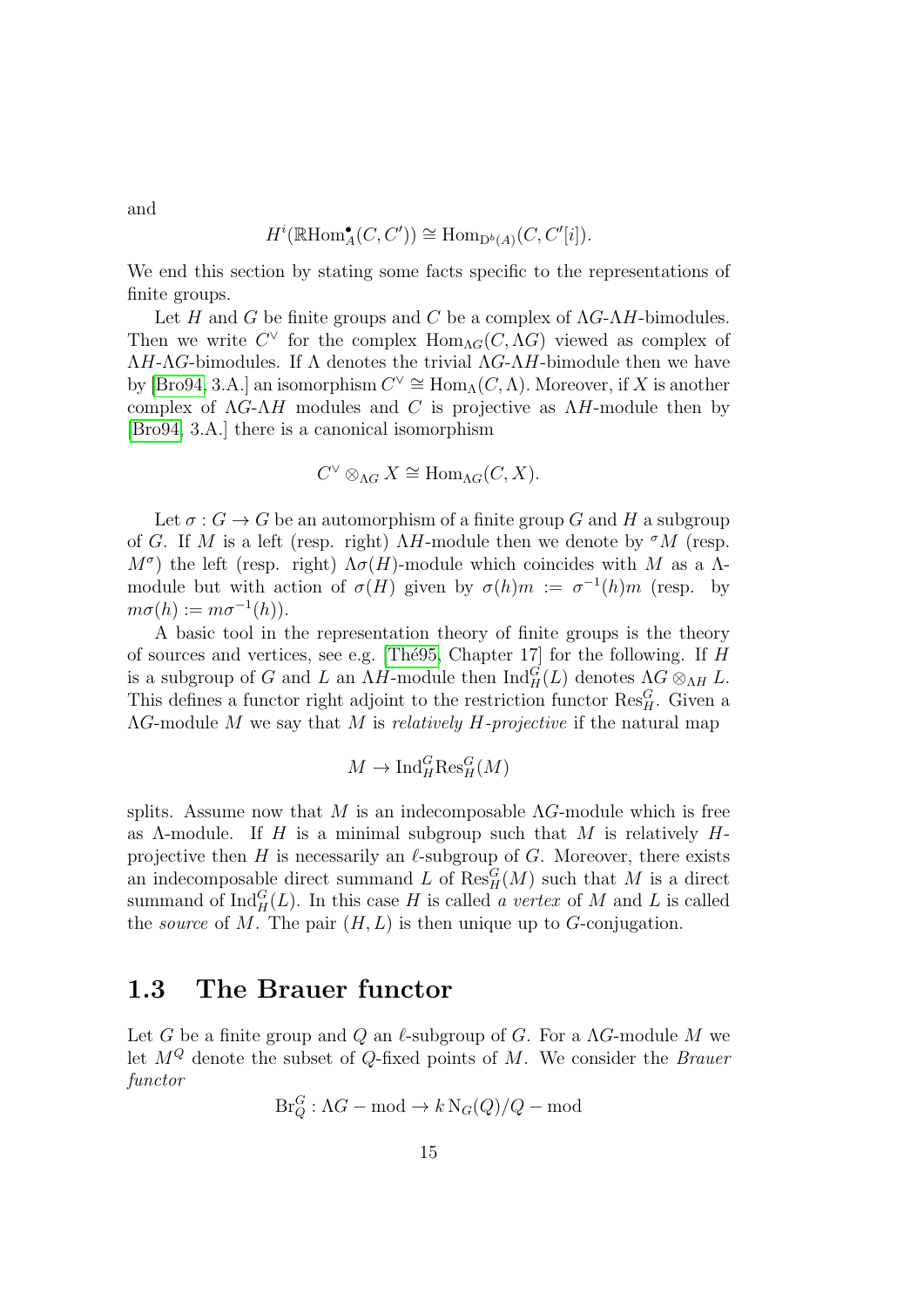and

$$H^i(\mathbb{R}\mathrm{Hom}^\bullet_A(C, C')) \cong \mathrm{Hom}_{\mathrm{D}^b(A)}(C, C'[i]).$$

We end this section by stating some facts specific to the representations of finite groups.

Let $H$ and $G$ be finite groups and $C$ be a complex of $\Lambda G$-$\Lambda H$-bimodules. Then we write $C^\vee$ for the complex $\mathrm{Hom}_{\Lambda G}(C, \Lambda G)$ viewed as complex of $\Lambda H$-$\Lambda G$-bimodules. If $\Lambda$ denotes the trivial $\Lambda G$-$\Lambda H$-bimodule then we have by [Bro94, 3.A.] an isomorphism $C^\vee \cong \mathrm{Hom}_\Lambda(C, \Lambda)$. Moreover, if $X$ is another complex of $\Lambda G$-$\Lambda H$ modules and $C$ is projective as $\Lambda H$-module then by [Bro94, 3.A.] there is a canonical isomorphism

$$C^\vee \otimes_{\Lambda G} X \cong \mathrm{Hom}_{\Lambda G}(C, X).$$

Let $\sigma : G \to G$ be an automorphism of a finite group $G$ and $H$ a subgroup of $G$. If $M$ is a left (resp. right) $\Lambda H$-module then we denote by ${}^\sigma M$ (resp. $M^\sigma$) the left (resp. right) $\Lambda\sigma(H)$-module which coincides with $M$ as a $\Lambda$-module but with action of $\sigma(H)$ given by $\sigma(h)m := \sigma^{-1}(h)m$ (resp. by $m\sigma(h) := m\sigma^{-1}(h)$).

A basic tool in the representation theory of finite groups is the theory of sources and vertices, see e.g. [Thé95, Chapter 17] for the following. If $H$ is a subgroup of $G$ and $L$ an $\Lambda H$-module then $\mathrm{Ind}_H^G(L)$ denotes $\Lambda G \otimes_{\Lambda H} L$. This defines a functor right adjoint to the restriction functor $\mathrm{Res}_H^G$. Given a $\Lambda G$-module $M$ we say that $M$ is *relatively $H$-projective* if the natural map

$$M \to \mathrm{Ind}_H^G \mathrm{Res}_H^G(M)$$

splits. Assume now that $M$ is an indecomposable $\Lambda G$-module which is free as $\Lambda$-module. If $H$ is a minimal subgroup such that $M$ is relatively $H$-projective then $H$ is necessarily an $\ell$-subgroup of $G$. Moreover, there exists an indecomposable direct summand $L$ of $\mathrm{Res}_H^G(M)$ such that $M$ is a direct summand of $\mathrm{Ind}_H^G(L)$. In this case $H$ is called *a vertex* of $M$ and $L$ is called the *source* of $M$. The pair $(H, L)$ is then unique up to $G$-conjugation.

## 1.3 The Brauer functor

Let $G$ be a finite group and $Q$ an $\ell$-subgroup of $G$. For a $\Lambda G$-module $M$ we let $M^Q$ denote the subset of $Q$-fixed points of $M$. We consider the *Brauer functor*

$$\mathrm{Br}_Q^G : \Lambda G - \mathrm{mod} \to k\,\mathrm{N}_G(Q)/Q - \mathrm{mod}$$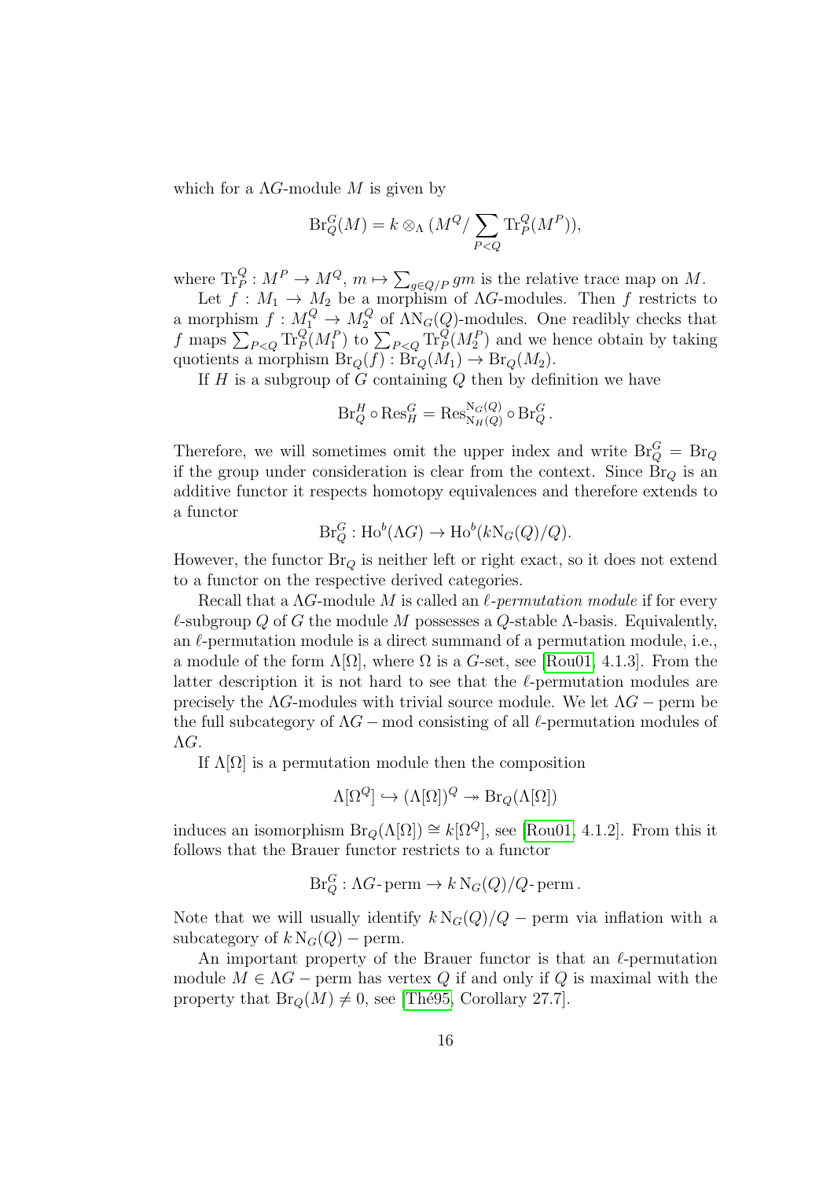which for a $\Lambda G$-module $M$ is given by

$$\mathrm{Br}_Q^G(M) = k \otimes_\Lambda (M^Q / \sum_{P<Q} \mathrm{Tr}_P^Q(M^P)),$$

where $\mathrm{Tr}_P^Q : M^P \to M^Q$, $m \mapsto \sum_{g \in Q/P} gm$ is the relative trace map on $M$.

Let $f : M_1 \to M_2$ be a morphism of $\Lambda G$-modules. Then $f$ restricts to a morphism $f : M_1^Q \to M_2^Q$ of $\Lambda \mathrm{N}_G(Q)$-modules. One readibly checks that $f$ maps $\sum_{P<Q} \mathrm{Tr}_P^Q(M_1^P)$ to $\sum_{P<Q} \mathrm{Tr}_P^Q(M_2^P)$ and we hence obtain by taking quotients a morphism $\mathrm{Br}_Q(f) : \mathrm{Br}_Q(M_1) \to \mathrm{Br}_Q(M_2)$.

If $H$ is a subgroup of $G$ containing $Q$ then by definition we have

$$\mathrm{Br}_Q^H \circ \mathrm{Res}_H^G = \mathrm{Res}_{\mathrm{N}_H(Q)}^{\mathrm{N}_G(Q)} \circ \mathrm{Br}_Q^G.$$

Therefore, we will sometimes omit the upper index and write $\mathrm{Br}_Q^G = \mathrm{Br}_Q$ if the group under consideration is clear from the context. Since $\mathrm{Br}_Q$ is an additive functor it respects homotopy equivalences and therefore extends to a functor

$$\mathrm{Br}_Q^G : \mathrm{Ho}^b(\Lambda G) \to \mathrm{Ho}^b(k\mathrm{N}_G(Q)/Q).$$

However, the functor $\mathrm{Br}_Q$ is neither left or right exact, so it does not extend to a functor on the respective derived categories.

Recall that a $\Lambda G$-module $M$ is called an *$\ell$-permutation module* if for every $\ell$-subgroup $Q$ of $G$ the module $M$ possesses a $Q$-stable $\Lambda$-basis. Equivalently, an $\ell$-permutation module is a direct summand of a permutation module, i.e., a module of the form $\Lambda[\Omega]$, where $\Omega$ is a $G$-set, see [Rou01, 4.1.3]. From the latter description it is not hard to see that the $\ell$-permutation modules are precisely the $\Lambda G$-modules with trivial source module. We let $\Lambda G - \mathrm{perm}$ be the full subcategory of $\Lambda G - \mathrm{mod}$ consisting of all $\ell$-permutation modules of $\Lambda G$.

If $\Lambda[\Omega]$ is a permutation module then the composition

$$\Lambda[\Omega^Q] \hookrightarrow (\Lambda[\Omega])^Q \twoheadrightarrow \mathrm{Br}_Q(\Lambda[\Omega])$$

induces an isomorphism $\mathrm{Br}_Q(\Lambda[\Omega]) \cong k[\Omega^Q]$, see [Rou01, 4.1.2]. From this it follows that the Brauer functor restricts to a functor

$$\mathrm{Br}_Q^G : \Lambda G\text{-}\mathrm{perm} \to k\,\mathrm{N}_G(Q)/Q\text{-}\mathrm{perm}.$$

Note that we will usually identify $k\,\mathrm{N}_G(Q)/Q - \mathrm{perm}$ via inflation with a subcategory of $k\,\mathrm{N}_G(Q) - \mathrm{perm}$.

An important property of the Brauer functor is that an $\ell$-permutation module $M \in \Lambda G - \mathrm{perm}$ has vertex $Q$ if and only if $Q$ is maximal with the property that $\mathrm{Br}_Q(M) \neq 0$, see [Thé95, Corollary 27.7].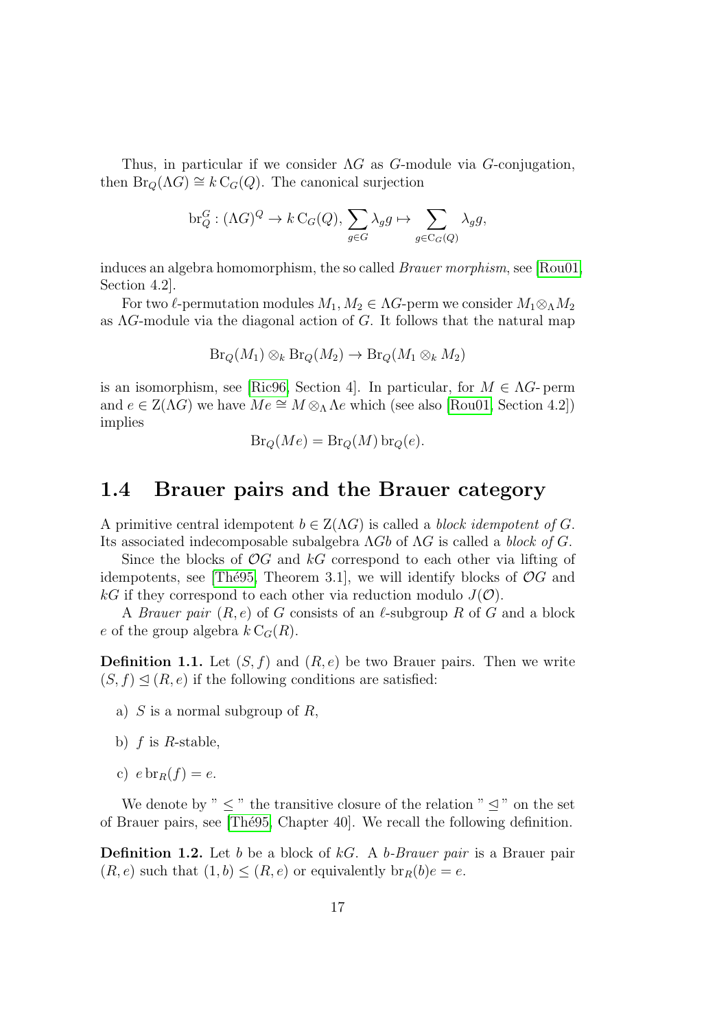Thus, in particular if we consider $\Lambda G$ as $G$-module via $G$-conjugation, then $\mathrm{Br}_Q(\Lambda G) \cong k\,\mathrm{C}_G(Q)$. The canonical surjection

$$\mathrm{br}_Q^G : (\Lambda G)^Q \to k\,\mathrm{C}_G(Q),\ \sum_{g\in G} \lambda_g g \mapsto \sum_{g\in \mathrm{C}_G(Q)} \lambda_g g,$$

induces an algebra homomorphism, the so called *Brauer morphism*, see [Rou01, Section 4.2].

For two $\ell$-permutation modules $M_1, M_2 \in \Lambda G$-perm we consider $M_1 \otimes_\Lambda M_2$ as $\Lambda G$-module via the diagonal action of $G$. It follows that the natural map

$$\mathrm{Br}_Q(M_1) \otimes_k \mathrm{Br}_Q(M_2) \to \mathrm{Br}_Q(M_1 \otimes_k M_2)$$

is an isomorphism, see [Ric96, Section 4]. In particular, for $M \in \Lambda G$-perm and $e \in \mathrm{Z}(\Lambda G)$ we have $Me \cong M \otimes_\Lambda \Lambda e$ which (see also [Rou01, Section 4.2]) implies

$$\mathrm{Br}_Q(Me) = \mathrm{Br}_Q(M)\,\mathrm{br}_Q(e).$$

## 1.4 Brauer pairs and the Brauer category

A primitive central idempotent $b \in \mathrm{Z}(\Lambda G)$ is called a *block idempotent of* $G$. Its associated indecomposable subalgebra $\Lambda G b$ of $\Lambda G$ is called a *block of* $G$.

Since the blocks of $\mathcal{O}G$ and $kG$ correspond to each other via lifting of idempotents, see [Thé95, Theorem 3.1], we will identify blocks of $\mathcal{O}G$ and $kG$ if they correspond to each other via reduction modulo $J(\mathcal{O})$.

A *Brauer pair* $(R, e)$ of $G$ consists of an $\ell$-subgroup $R$ of $G$ and a block $e$ of the group algebra $k\,\mathrm{C}_G(R)$.

**Definition 1.1.** Let $(S, f)$ and $(R, e)$ be two Brauer pairs. Then we write $(S, f) \trianglelefteq (R, e)$ if the following conditions are satisfied:

a) $S$ is a normal subgroup of $R$,

b) $f$ is $R$-stable,

c) $e\,\mathrm{br}_R(f) = e$.

We denote by " $\leq$ " the transitive closure of the relation " $\trianglelefteq$ " on the set of Brauer pairs, see [Thé95, Chapter 40]. We recall the following definition.

**Definition 1.2.** Let $b$ be a block of $kG$. A *$b$-Brauer pair* is a Brauer pair $(R, e)$ such that $(1, b) \leq (R, e)$ or equivalently $\mathrm{br}_R(b)e = e$.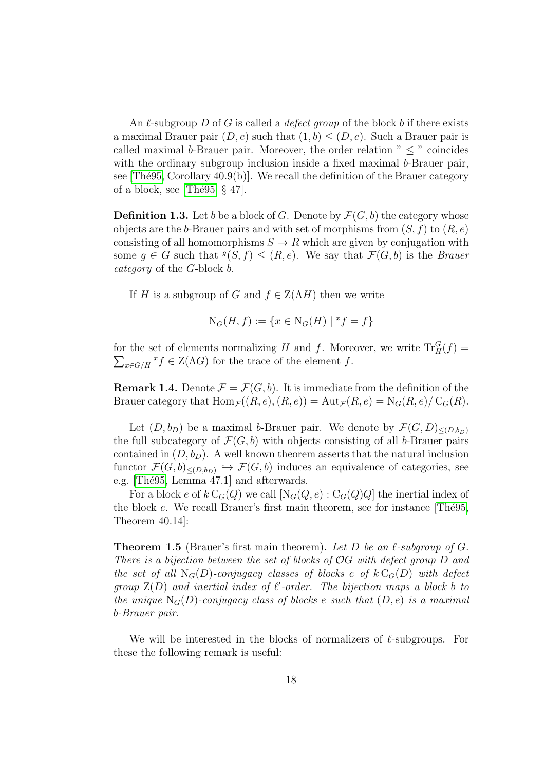An $\ell$-subgroup $D$ of $G$ is called a *defect group* of the block $b$ if there exists a maximal Brauer pair $(D, e)$ such that $(1, b) \leq (D, e)$. Such a Brauer pair is called maximal $b$-Brauer pair. Moreover, the order relation " $\leq$ " coincides with the ordinary subgroup inclusion inside a fixed maximal $b$-Brauer pair, see [Thé95, Corollary 40.9(b)]. We recall the definition of the Brauer category of a block, see [Thé95, § 47].

**Definition 1.3.** Let $b$ be a block of $G$. Denote by $\mathcal{F}(G, b)$ the category whose objects are the $b$-Brauer pairs and with set of morphisms from $(S, f)$ to $(R, e)$ consisting of all homomorphisms $S \to R$ which are given by conjugation with some $g \in G$ such that ${}^g(S, f) \leq (R, e)$. We say that $\mathcal{F}(G, b)$ is the *Brauer category* of the $G$-block $b$.

If $H$ is a subgroup of $G$ and $f \in \mathrm{Z}(\Lambda H)$ then we write

$$\mathrm{N}_G(H, f) := \{x \in \mathrm{N}_G(H) \mid {}^x f = f\}$$

for the set of elements normalizing $H$ and $f$. Moreover, we write $\mathrm{Tr}_H^G(f) = \sum_{x \in G/H} {}^x f \in \mathrm{Z}(\Lambda G)$ for the trace of the element $f$.

**Remark 1.4.** Denote $\mathcal{F} = \mathcal{F}(G, b)$. It is immediate from the definition of the Brauer category that $\mathrm{Hom}_{\mathcal{F}}((R, e), (R, e)) = \mathrm{Aut}_{\mathcal{F}}(R, e) = \mathrm{N}_G(R, e)/\mathrm{C}_G(R)$.

Let $(D, b_D)$ be a maximal $b$-Brauer pair. We denote by $\mathcal{F}(G, D)_{\leq (D, b_D)}$ the full subcategory of $\mathcal{F}(G, b)$ with objects consisting of all $b$-Brauer pairs contained in $(D, b_D)$. A well known theorem asserts that the natural inclusion functor $\mathcal{F}(G, b)_{\leq (D, b_D)} \hookrightarrow \mathcal{F}(G, b)$ induces an equivalence of categories, see e.g. [Thé95, Lemma 47.1] and afterwards.

For a block $e$ of $k\,\mathrm{C}_G(Q)$ we call $[\mathrm{N}_G(Q, e) : \mathrm{C}_G(Q)Q]$ the inertial index of the block $e$. We recall Brauer's first main theorem, see for instance [Thé95, Theorem 40.14]:

**Theorem 1.5** (Brauer's first main theorem)**.** *Let $D$ be an $\ell$-subgroup of $G$. There is a bijection between the set of blocks of $\mathcal{O}G$ with defect group $D$ and the set of all $\mathrm{N}_G(D)$-conjugacy classes of blocks $e$ of $k\,\mathrm{C}_G(D)$ with defect group $\mathrm{Z}(D)$ and inertial index of $\ell'$-order. The bijection maps a block $b$ to the unique $\mathrm{N}_G(D)$-conjugacy class of blocks $e$ such that $(D, e)$ is a maximal $b$-Brauer pair.*

We will be interested in the blocks of normalizers of $\ell$-subgroups. For these the following remark is useful: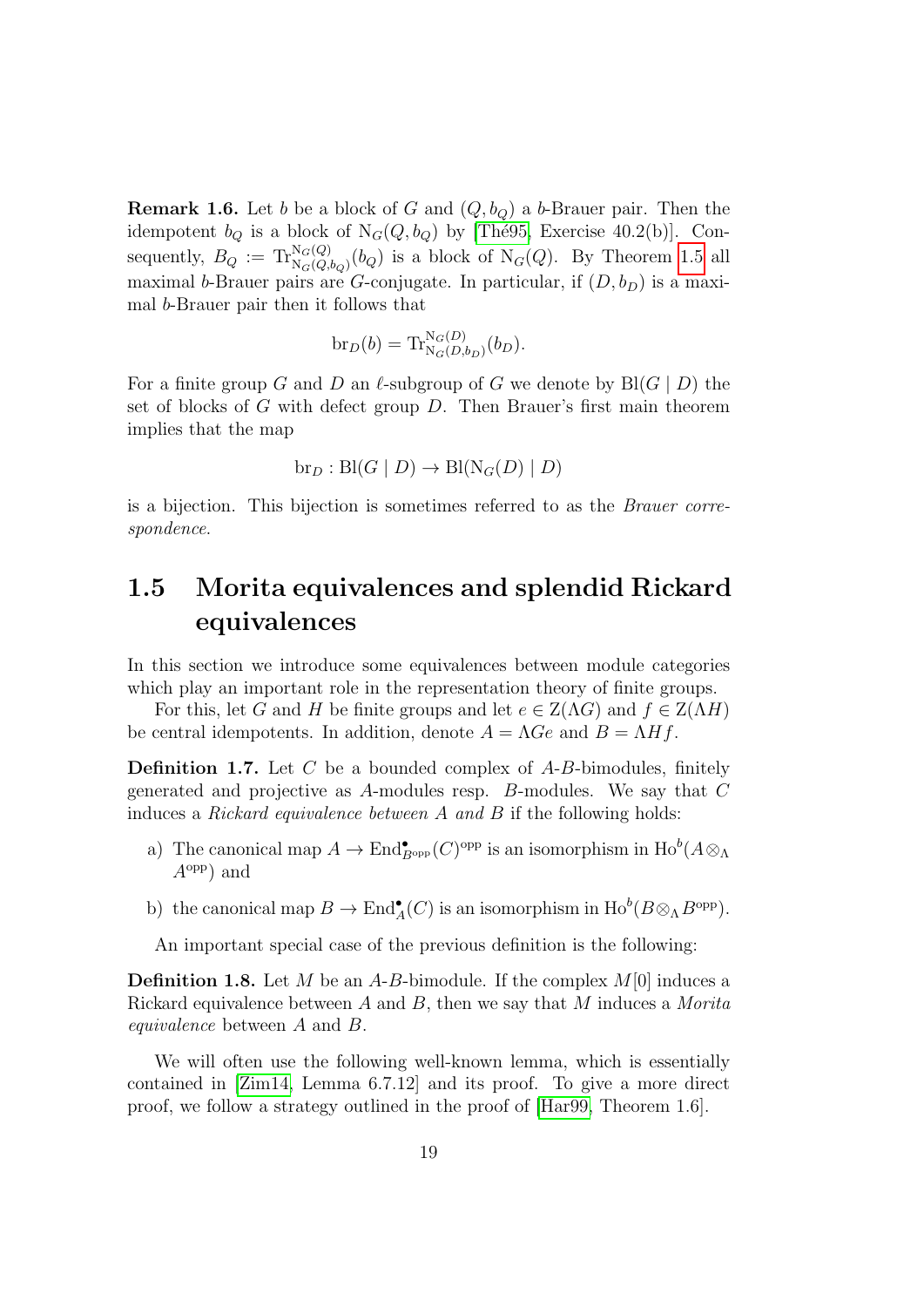**Remark 1.6.** Let $b$ be a block of $G$ and $(Q, b_Q)$ a $b$-Brauer pair. Then the idempotent $b_Q$ is a block of $\mathrm{N}_G(Q, b_Q)$ by [Thé95, Exercise 40.2(b)]. Consequently, $B_Q := \mathrm{Tr}_{\mathrm{N}_G(Q,b_Q)}^{\mathrm{N}_G(Q)}(b_Q)$ is a block of $\mathrm{N}_G(Q)$. By Theorem 1.5 all maximal $b$-Brauer pairs are $G$-conjugate. In particular, if $(D, b_D)$ is a maximal $b$-Brauer pair then it follows that

$$\mathrm{br}_D(b) = \mathrm{Tr}_{\mathrm{N}_G(D,b_D)}^{\mathrm{N}_G(D)}(b_D).$$

For a finite group $G$ and $D$ an $\ell$-subgroup of $G$ we denote by $\mathrm{Bl}(G \mid D)$ the set of blocks of $G$ with defect group $D$. Then Brauer's first main theorem implies that the map

$$\mathrm{br}_D : \mathrm{Bl}(G \mid D) \to \mathrm{Bl}(\mathrm{N}_G(D) \mid D)$$

is a bijection. This bijection is sometimes referred to as the *Brauer correspondence*.

## 1.5 Morita equivalences and splendid Rickard equivalences

In this section we introduce some equivalences between module categories which play an important role in the representation theory of finite groups.

For this, let $G$ and $H$ be finite groups and let $e \in \mathrm{Z}(\Lambda G)$ and $f \in \mathrm{Z}(\Lambda H)$ be central idempotents. In addition, denote $A = \Lambda G e$ and $B = \Lambda H f$.

**Definition 1.7.** Let $C$ be a bounded complex of $A$-$B$-bimodules, finitely generated and projective as $A$-modules resp. $B$-modules. We say that $C$ induces a *Rickard equivalence between $A$ and $B$* if the following holds:

a) The canonical map $A \to \mathrm{End}^{\bullet}_{B^{\mathrm{opp}}}(C)^{\mathrm{opp}}$ is an isomorphism in $\mathrm{Ho}^b(A \otimes_\Lambda A^{\mathrm{opp}})$ and

b) the canonical map $B \to \mathrm{End}^{\bullet}_A(C)$ is an isomorphism in $\mathrm{Ho}^b(B \otimes_\Lambda B^{\mathrm{opp}})$.

An important special case of the previous definition is the following:

**Definition 1.8.** Let $M$ be an $A$-$B$-bimodule. If the complex $M[0]$ induces a Rickard equivalence between $A$ and $B$, then we say that $M$ induces a *Morita equivalence* between $A$ and $B$.

We will often use the following well-known lemma, which is essentially contained in [Zim14, Lemma 6.7.12] and its proof. To give a more direct proof, we follow a strategy outlined in the proof of [Har99, Theorem 1.6].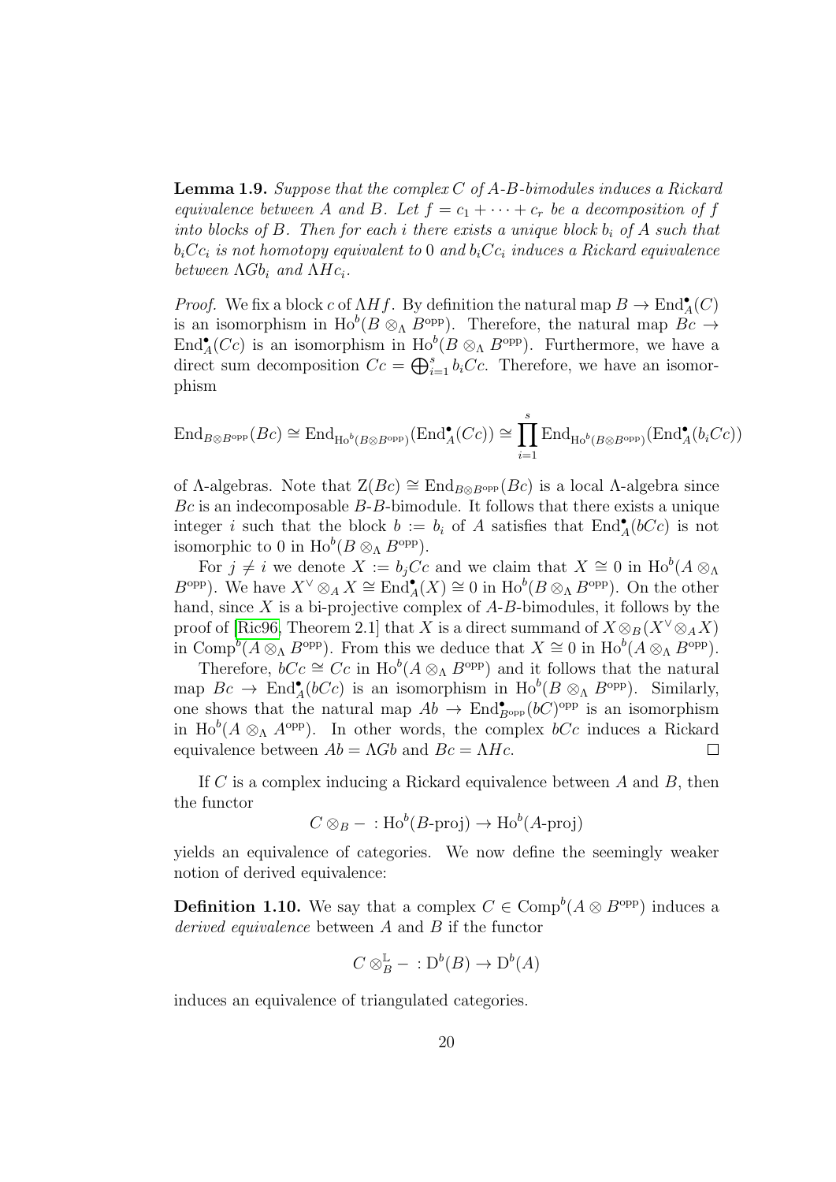**Lemma 1.9.** *Suppose that the complex $C$ of $A$-$B$-bimodules induces a Rickard equivalence between $A$ and $B$. Let $f = c_1 + \cdots + c_r$ be a decomposition of $f$ into blocks of $B$. Then for each $i$ there exists a unique block $b_i$ of $A$ such that $b_i C c_i$ is not homotopy equivalent to $0$ and $b_i C c_i$ induces a Rickard equivalence between $\Lambda G b_i$ and $\Lambda H c_i$.*

*Proof.* We fix a block $c$ of $\Lambda H f$. By definition the natural map $B \to \mathrm{End}^\bullet_A(C)$ is an isomorphism in $\mathrm{Ho}^b(B \otimes_\Lambda B^{\mathrm{opp}})$. Therefore, the natural map $Bc \to \mathrm{End}^\bullet_A(Cc)$ is an isomorphism in $\mathrm{Ho}^b(B \otimes_\Lambda B^{\mathrm{opp}})$. Furthermore, we have a direct sum decomposition $Cc = \bigoplus_{i=1}^s b_i Cc$. Therefore, we have an isomorphism

$$\mathrm{End}_{B \otimes B^{\mathrm{opp}}}(Bc) \cong \mathrm{End}_{\mathrm{Ho}^b(B \otimes B^{\mathrm{opp}})}(\mathrm{End}^\bullet_A(Cc)) \cong \prod_{i=1}^s \mathrm{End}_{\mathrm{Ho}^b(B \otimes B^{\mathrm{opp}})}(\mathrm{End}^\bullet_A(b_i Cc))$$

of $\Lambda$-algebras. Note that $\mathrm{Z}(Bc) \cong \mathrm{End}_{B \otimes B^{\mathrm{opp}}}(Bc)$ is a local $\Lambda$-algebra since $Bc$ is an indecomposable $B$-$B$-bimodule. It follows that there exists a unique integer $i$ such that the block $b := b_i$ of $A$ satisfies that $\mathrm{End}^\bullet_A(bCc)$ is not isomorphic to $0$ in $\mathrm{Ho}^b(B \otimes_\Lambda B^{\mathrm{opp}})$.

For $j \neq i$ we denote $X := b_j Cc$ and we claim that $X \cong 0$ in $\mathrm{Ho}^b(A \otimes_\Lambda B^{\mathrm{opp}})$. We have $X^\vee \otimes_A X \cong \mathrm{End}^\bullet_A(X) \cong 0$ in $\mathrm{Ho}^b(B \otimes_\Lambda B^{\mathrm{opp}})$. On the other hand, since $X$ is a bi-projective complex of $A$-$B$-bimodules, it follows by the proof of [Ric96, Theorem 2.1] that $X$ is a direct summand of $X \otimes_B (X^\vee \otimes_A X)$ in $\mathrm{Comp}^b(A \otimes_\Lambda B^{\mathrm{opp}})$. From this we deduce that $X \cong 0$ in $\mathrm{Ho}^b(A \otimes_\Lambda B^{\mathrm{opp}})$.

Therefore, $bCc \cong Cc$ in $\mathrm{Ho}^b(A \otimes_\Lambda B^{\mathrm{opp}})$ and it follows that the natural map $Bc \to \mathrm{End}^\bullet_A(bCc)$ is an isomorphism in $\mathrm{Ho}^b(B \otimes_\Lambda B^{\mathrm{opp}})$. Similarly, one shows that the natural map $Ab \to \mathrm{End}^\bullet_{B^{\mathrm{opp}}}(bC)^{\mathrm{opp}}$ is an isomorphism in $\mathrm{Ho}^b(A \otimes_\Lambda A^{\mathrm{opp}})$. In other words, the complex $bCc$ induces a Rickard equivalence between $Ab = \Lambda G b$ and $Bc = \Lambda H c$. $\square$

If $C$ is a complex inducing a Rickard equivalence between $A$ and $B$, then the functor

$$C \otimes_B - : \mathrm{Ho}^b(B\text{-proj}) \to \mathrm{Ho}^b(A\text{-proj})$$

yields an equivalence of categories. We now define the seemingly weaker notion of derived equivalence:

**Definition 1.10.** We say that a complex $C \in \mathrm{Comp}^b(A \otimes B^{\mathrm{opp}})$ induces a *derived equivalence* between $A$ and $B$ if the functor

$$C \otimes^{\mathbb{L}}_B - : \mathrm{D}^b(B) \to \mathrm{D}^b(A)$$

induces an equivalence of triangulated categories.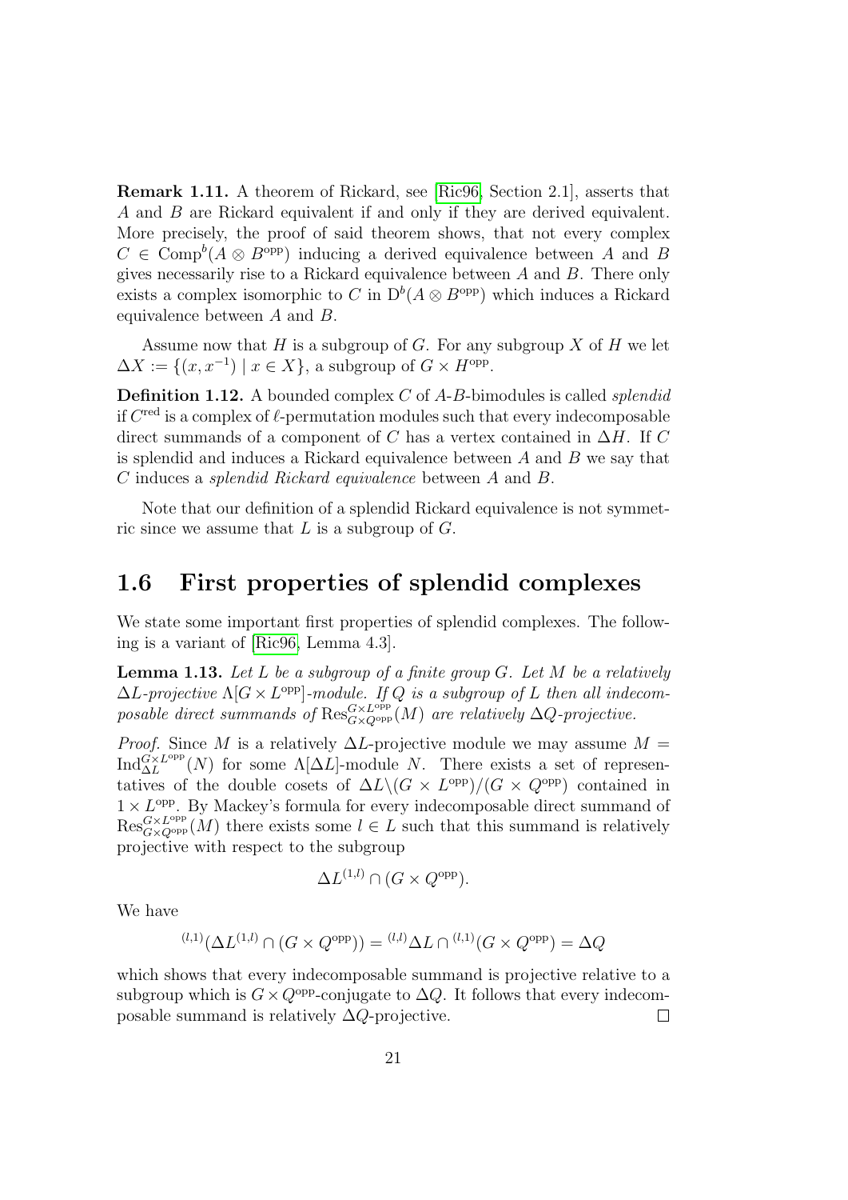**Remark 1.11.** A theorem of Rickard, see [Ric96, Section 2.1], asserts that $A$ and $B$ are Rickard equivalent if and only if they are derived equivalent. More precisely, the proof of said theorem shows, that not every complex $C \in \mathrm{Comp}^b(A \otimes B^{\mathrm{opp}})$ inducing a derived equivalence between $A$ and $B$ gives necessarily rise to a Rickard equivalence between $A$ and $B$. There only exists a complex isomorphic to $C$ in $\mathrm{D}^b(A \otimes B^{\mathrm{opp}})$ which induces a Rickard equivalence between $A$ and $B$.

Assume now that $H$ is a subgroup of $G$. For any subgroup $X$ of $H$ we let $\Delta X := \{(x, x^{-1}) \mid x \in X\}$, a subgroup of $G \times H^{\mathrm{opp}}$.

**Definition 1.12.** A bounded complex $C$ of $A$-$B$-bimodules is called *splendid* if $C^{\mathrm{red}}$ is a complex of $\ell$-permutation modules such that every indecomposable direct summands of a component of $C$ has a vertex contained in $\Delta H$. If $C$ is splendid and induces a Rickard equivalence between $A$ and $B$ we say that $C$ induces a *splendid Rickard equivalence* between $A$ and $B$.

Note that our definition of a splendid Rickard equivalence is not symmetric since we assume that $L$ is a subgroup of $G$.

## 1.6 First properties of splendid complexes

We state some important first properties of splendid complexes. The following is a variant of [Ric96, Lemma 4.3].

**Lemma 1.13.** *Let $L$ be a subgroup of a finite group $G$. Let $M$ be a relatively $\Delta L$-projective $\Lambda[G \times L^{\mathrm{opp}}]$-module. If $Q$ is a subgroup of $L$ then all indecomposable direct summands of $\mathrm{Res}^{G \times L^{\mathrm{opp}}}_{G \times Q^{\mathrm{opp}}}(M)$ are relatively $\Delta Q$-projective.*

*Proof.* Since $M$ is a relatively $\Delta L$-projective module we may assume $M = \mathrm{Ind}^{G \times L^{\mathrm{opp}}}_{\Delta L}(N)$ for some $\Lambda[\Delta L]$-module $N$. There exists a set of representatives of the double cosets of $\Delta L \backslash (G \times L^{\mathrm{opp}})/(G \times Q^{\mathrm{opp}})$ contained in $1 \times L^{\mathrm{opp}}$. By Mackey's formula for every indecomposable direct summand of $\mathrm{Res}^{G \times L^{\mathrm{opp}}}_{G \times Q^{\mathrm{opp}}}(M)$ there exists some $l \in L$ such that this summand is relatively projective with respect to the subgroup

$$\Delta L^{(1,l)} \cap (G \times Q^{\mathrm{opp}}).$$

We have

$${}^{(l,1)}(\Delta L^{(1,l)} \cap (G \times Q^{\mathrm{opp}})) = {}^{(l,l)}\Delta L \cap {}^{(l,1)}(G \times Q^{\mathrm{opp}}) = \Delta Q$$

which shows that every indecomposable summand is projective relative to a subgroup which is $G \times Q^{\mathrm{opp}}$-conjugate to $\Delta Q$. It follows that every indecomposable summand is relatively $\Delta Q$-projective. $\square$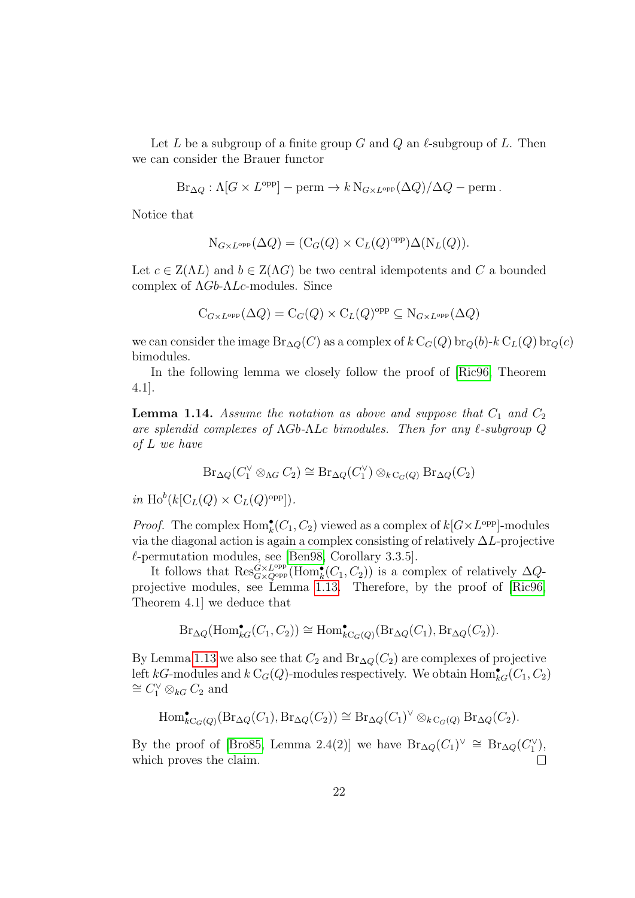Let $L$ be a subgroup of a finite group $G$ and $Q$ an $\ell$-subgroup of $L$. Then we can consider the Brauer functor

$$\mathrm{Br}_{\Delta Q} : \Lambda[G \times L^{\mathrm{opp}}] - \mathrm{perm} \to k\,\mathrm{N}_{G\times L^{\mathrm{opp}}}(\Delta Q)/\Delta Q - \mathrm{perm}\,.$$

Notice that

$$\mathrm{N}_{G\times L^{\mathrm{opp}}}(\Delta Q) = (\mathrm{C}_G(Q) \times \mathrm{C}_L(Q)^{\mathrm{opp}})\Delta(\mathrm{N}_L(Q)).$$

Let $c \in \mathrm{Z}(\Lambda L)$ and $b \in \mathrm{Z}(\Lambda G)$ be two central idempotents and $C$ a bounded complex of $\Lambda Gb$-$\Lambda Lc$-modules. Since

$$\mathrm{C}_{G\times L^{\mathrm{opp}}}(\Delta Q) = \mathrm{C}_G(Q) \times \mathrm{C}_L(Q)^{\mathrm{opp}} \subseteq \mathrm{N}_{G\times L^{\mathrm{opp}}}(\Delta Q)$$

we can consider the image $\mathrm{Br}_{\Delta Q}(C)$ as a complex of $k\,\mathrm{C}_G(Q)\,\mathrm{br}_Q(b)$-$k\,\mathrm{C}_L(Q)\,\mathrm{br}_Q(c)$ bimodules.

In the following lemma we closely follow the proof of [Ric96, Theorem 4.1].

**Lemma 1.14.** *Assume the notation as above and suppose that $C_1$ and $C_2$ are splendid complexes of $\Lambda Gb$-$\Lambda Lc$ bimodules. Then for any $\ell$-subgroup $Q$ of $L$ we have*

$$\mathrm{Br}_{\Delta Q}(C_1^\vee \otimes_{\Lambda G} C_2) \cong \mathrm{Br}_{\Delta Q}(C_1^\vee) \otimes_{k\,\mathrm{C}_G(Q)} \mathrm{Br}_{\Delta Q}(C_2)$$

*in* $\mathrm{Ho}^b(k[\mathrm{C}_L(Q) \times \mathrm{C}_L(Q)^{\mathrm{opp}}])$.

*Proof.* The complex $\mathrm{Hom}_k^\bullet(C_1, C_2)$ viewed as a complex of $k[G\times L^{\mathrm{opp}}]$-modules via the diagonal action is again a complex consisting of relatively $\Delta L$-projective $\ell$-permutation modules, see [Ben98, Corollary 3.3.5].

It follows that $\mathrm{Res}^{G\times L^{\mathrm{opp}}}_{G\times Q^{\mathrm{opp}}}(\mathrm{Hom}_k^\bullet(C_1, C_2))$ is a complex of relatively $\Delta Q$-projective modules, see Lemma 1.13. Therefore, by the proof of [Ric96, Theorem 4.1] we deduce that

$$\mathrm{Br}_{\Delta Q}(\mathrm{Hom}_{kG}^\bullet(C_1, C_2)) \cong \mathrm{Hom}^\bullet_{k\mathrm{C}_G(Q)}(\mathrm{Br}_{\Delta Q}(C_1), \mathrm{Br}_{\Delta Q}(C_2)).$$

By Lemma 1.13 we also see that $C_2$ and $\mathrm{Br}_{\Delta Q}(C_2)$ are complexes of projective left $kG$-modules and $k\,\mathrm{C}_G(Q)$-modules respectively. We obtain $\mathrm{Hom}_{kG}^\bullet(C_1, C_2) \cong C_1^\vee \otimes_{kG} C_2$ and

$$\mathrm{Hom}^\bullet_{k\mathrm{C}_G(Q)}(\mathrm{Br}_{\Delta Q}(C_1), \mathrm{Br}_{\Delta Q}(C_2)) \cong \mathrm{Br}_{\Delta Q}(C_1)^\vee \otimes_{k\,\mathrm{C}_G(Q)} \mathrm{Br}_{\Delta Q}(C_2).$$

By the proof of [Bro85, Lemma 2.4(2)] we have $\mathrm{Br}_{\Delta Q}(C_1)^\vee \cong \mathrm{Br}_{\Delta Q}(C_1^\vee)$, which proves the claim. $\square$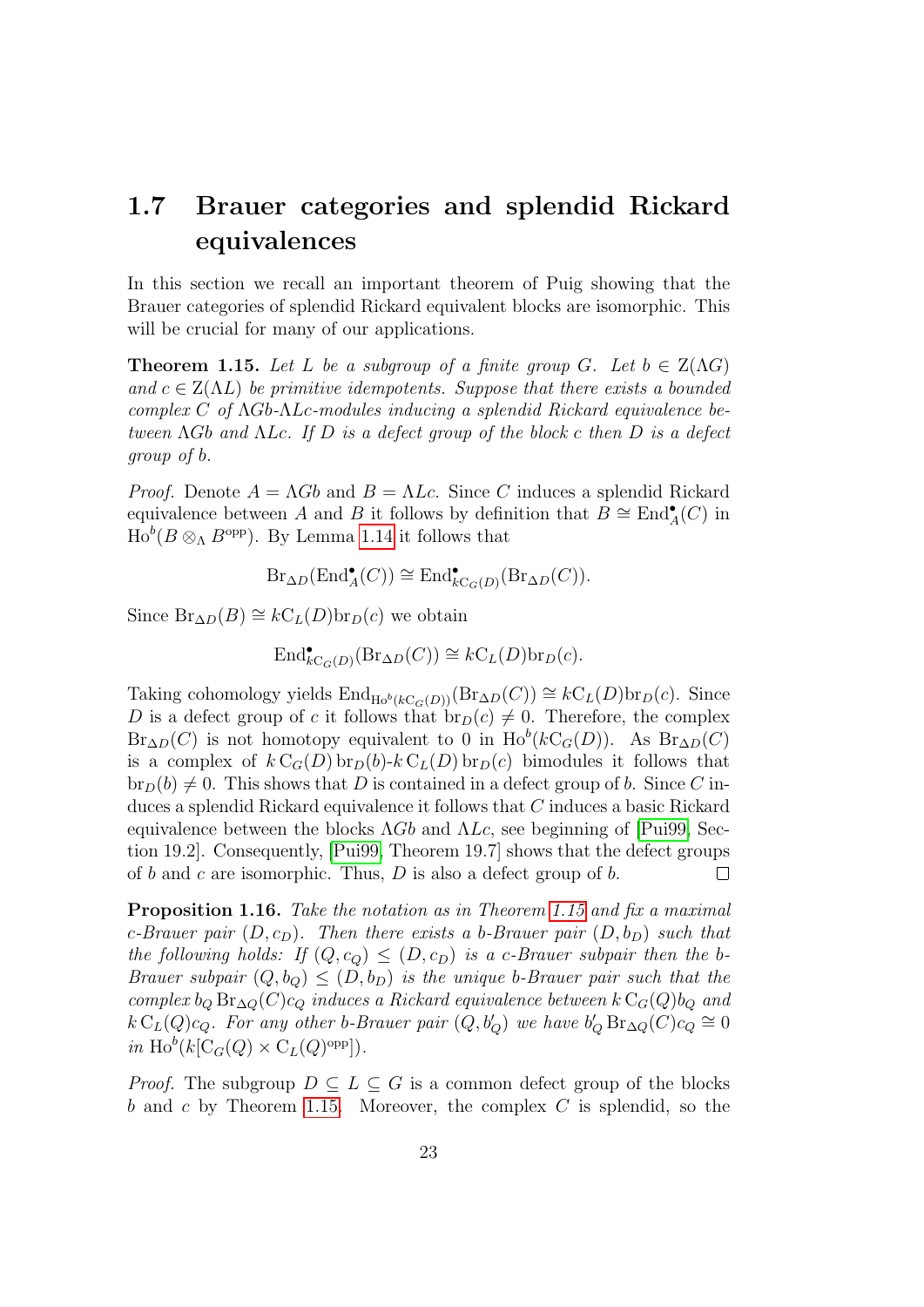## 1.7 Brauer categories and splendid Rickard equivalences

In this section we recall an important theorem of Puig showing that the Brauer categories of splendid Rickard equivalent blocks are isomorphic. This will be crucial for many of our applications.

**Theorem 1.15.** *Let $L$ be a subgroup of a finite group $G$. Let $b \in \mathrm{Z}(\Lambda G)$ and $c \in \mathrm{Z}(\Lambda L)$ be primitive idempotents. Suppose that there exists a bounded complex $C$ of $\Lambda Gb$-$\Lambda Lc$-modules inducing a splendid Rickard equivalence between $\Lambda Gb$ and $\Lambda Lc$. If $D$ is a defect group of the block $c$ then $D$ is a defect group of $b$.*

*Proof.* Denote $A = \Lambda Gb$ and $B = \Lambda Lc$. Since $C$ induces a splendid Rickard equivalence between $A$ and $B$ it follows by definition that $B \cong \mathrm{End}^\bullet_A(C)$ in $\mathrm{Ho}^b(B \otimes_\Lambda B^{\mathrm{opp}})$. By Lemma 1.14 it follows that

$$\mathrm{Br}_{\Delta D}(\mathrm{End}^\bullet_A(C)) \cong \mathrm{End}^\bullet_{k\mathrm{C}_G(D)}(\mathrm{Br}_{\Delta D}(C)).$$

Since $\mathrm{Br}_{\Delta D}(B) \cong k\mathrm{C}_L(D)\mathrm{br}_D(c)$ we obtain

$$\mathrm{End}^\bullet_{k\mathrm{C}_G(D)}(\mathrm{Br}_{\Delta D}(C)) \cong k\mathrm{C}_L(D)\mathrm{br}_D(c).$$

Taking cohomology yields $\mathrm{End}_{\mathrm{Ho}^b(k\mathrm{C}_G(D))}(\mathrm{Br}_{\Delta D}(C)) \cong k\mathrm{C}_L(D)\mathrm{br}_D(c)$. Since $D$ is a defect group of $c$ it follows that $\mathrm{br}_D(c) \neq 0$. Therefore, the complex $\mathrm{Br}_{\Delta D}(C)$ is not homotopy equivalent to 0 in $\mathrm{Ho}^b(k\mathrm{C}_G(D))$. As $\mathrm{Br}_{\Delta D}(C)$ is a complex of $k\,\mathrm{C}_G(D)\,\mathrm{br}_D(b)$-$k\,\mathrm{C}_L(D)\,\mathrm{br}_D(c)$ bimodules it follows that $\mathrm{br}_D(b) \neq 0$. This shows that $D$ is contained in a defect group of $b$. Since $C$ induces a splendid Rickard equivalence it follows that $C$ induces a basic Rickard equivalence between the blocks $\Lambda Gb$ and $\Lambda Lc$, see beginning of [Pui99, Section 19.2]. Consequently, [Pui99, Theorem 19.7] shows that the defect groups of $b$ and $c$ are isomorphic. Thus, $D$ is also a defect group of $b$. ◻

**Proposition 1.16.** *Take the notation as in Theorem 1.15 and fix a maximal $c$-Brauer pair $(D, c_D)$. Then there exists a $b$-Brauer pair $(D, b_D)$ such that the following holds: If $(Q, c_Q) \leq (D, c_D)$ is a $c$-Brauer subpair then the $b$-Brauer subpair $(Q, b_Q) \leq (D, b_D)$ is the unique $b$-Brauer pair such that the complex $b_Q\,\mathrm{Br}_{\Delta Q}(C)c_Q$ induces a Rickard equivalence between $k\,\mathrm{C}_G(Q)b_Q$ and $k\,\mathrm{C}_L(Q)c_Q$. For any other $b$-Brauer pair $(Q, b'_Q)$ we have $b'_Q\,\mathrm{Br}_{\Delta Q}(C)c_Q \cong 0$ in $\mathrm{Ho}^b(k[\mathrm{C}_G(Q) \times \mathrm{C}_L(Q)^{\mathrm{opp}}])$.*

*Proof.* The subgroup $D \subseteq L \subseteq G$ is a common defect group of the blocks $b$ and $c$ by Theorem 1.15. Moreover, the complex $C$ is splendid, so the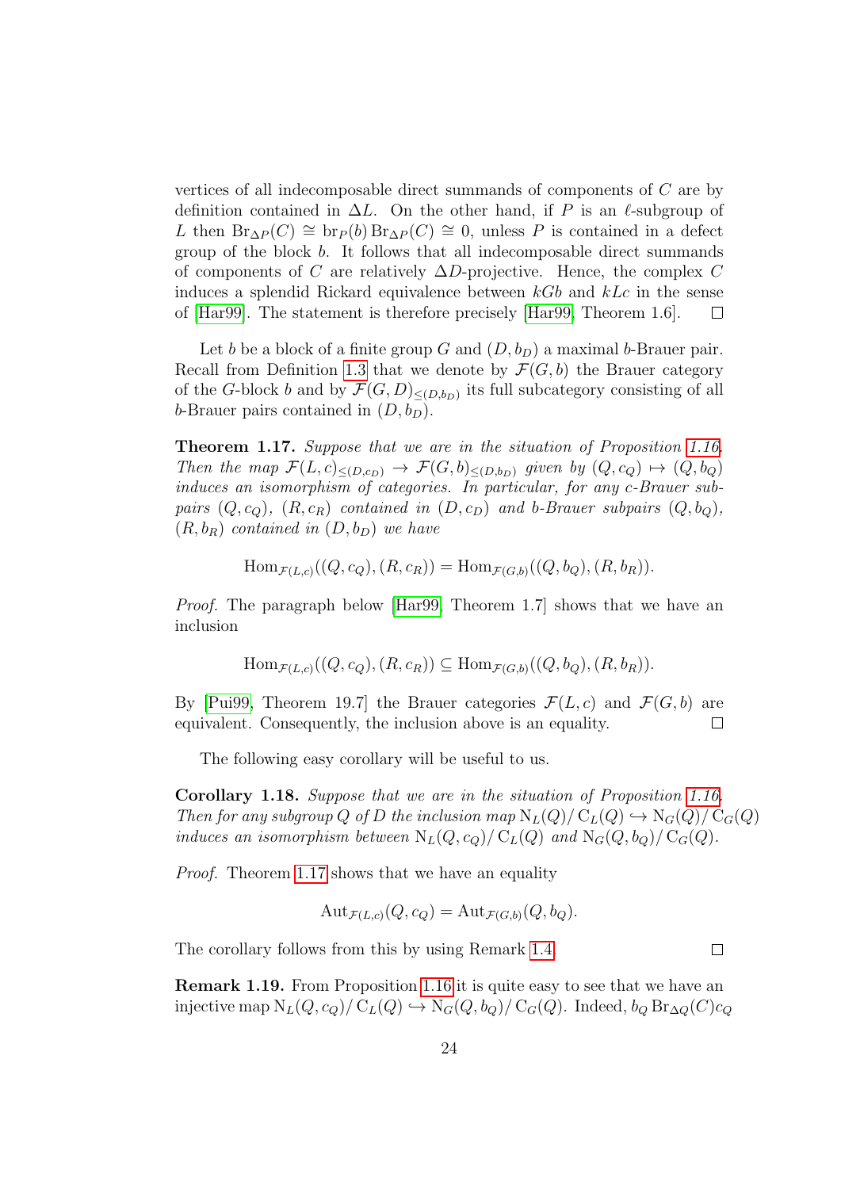vertices of all indecomposable direct summands of components of $C$ are by definition contained in $\Delta L$. On the other hand, if $P$ is an $\ell$-subgroup of $L$ then $\operatorname{Br}_{\Delta P}(C) \cong \operatorname{br}_P(b) \operatorname{Br}_{\Delta P}(C) \cong 0$, unless $P$ is contained in a defect group of the block $b$. It follows that all indecomposable direct summands of components of $C$ are relatively $\Delta D$-projective. Hence, the complex $C$ induces a splendid Rickard equivalence between $kGb$ and $kLc$ in the sense of [Har99]. The statement is therefore precisely [Har99, Theorem 1.6]. □

Let $b$ be a block of a finite group $G$ and $(D, b_D)$ a maximal $b$-Brauer pair. Recall from Definition 1.3 that we denote by $\mathcal{F}(G, b)$ the Brauer category of the $G$-block $b$ and by $\mathcal{F}(G, D)_{\leq(D,b_D)}$ its full subcategory consisting of all $b$-Brauer pairs contained in $(D, b_D)$.

**Theorem 1.17.** *Suppose that we are in the situation of Proposition 1.16. Then the map $\mathcal{F}(L, c)_{\leq(D,c_D)} \to \mathcal{F}(G, b)_{\leq(D,b_D)}$ given by $(Q, c_Q) \mapsto (Q, b_Q)$ induces an isomorphism of categories. In particular, for any $c$-Brauer subpairs $(Q, c_Q)$, $(R, c_R)$ contained in $(D, c_D)$ and $b$-Brauer subpairs $(Q, b_Q)$, $(R, b_R)$ contained in $(D, b_D)$ we have*

$$\operatorname{Hom}_{\mathcal{F}(L,c)}((Q, c_Q), (R, c_R)) = \operatorname{Hom}_{\mathcal{F}(G,b)}((Q, b_Q), (R, b_R)).$$

*Proof.* The paragraph below [Har99, Theorem 1.7] shows that we have an inclusion

$$\operatorname{Hom}_{\mathcal{F}(L,c)}((Q, c_Q), (R, c_R)) \subseteq \operatorname{Hom}_{\mathcal{F}(G,b)}((Q, b_Q), (R, b_R)).$$

By [Pui99, Theorem 19.7] the Brauer categories $\mathcal{F}(L, c)$ and $\mathcal{F}(G, b)$ are equivalent. Consequently, the inclusion above is an equality. □

The following easy corollary will be useful to us.

**Corollary 1.18.** *Suppose that we are in the situation of Proposition 1.16. Then for any subgroup $Q$ of $D$ the inclusion map $\mathrm{N}_L(Q)/\mathrm{C}_L(Q) \hookrightarrow \mathrm{N}_G(Q)/\mathrm{C}_G(Q)$ induces an isomorphism between $\mathrm{N}_L(Q, c_Q)/\mathrm{C}_L(Q)$ and $\mathrm{N}_G(Q, b_Q)/\mathrm{C}_G(Q)$.*

*Proof.* Theorem 1.17 shows that we have an equality

$$\operatorname{Aut}_{\mathcal{F}(L,c)}(Q, c_Q) = \operatorname{Aut}_{\mathcal{F}(G,b)}(Q, b_Q).$$

The corollary follows from this by using Remark 1.4. □

**Remark 1.19.** From Proposition 1.16 it is quite easy to see that we have an injective map $\mathrm{N}_L(Q, c_Q)/\mathrm{C}_L(Q) \hookrightarrow \mathrm{N}_G(Q, b_Q)/\mathrm{C}_G(Q)$. Indeed, $b_Q \operatorname{Br}_{\Delta Q}(C) c_Q$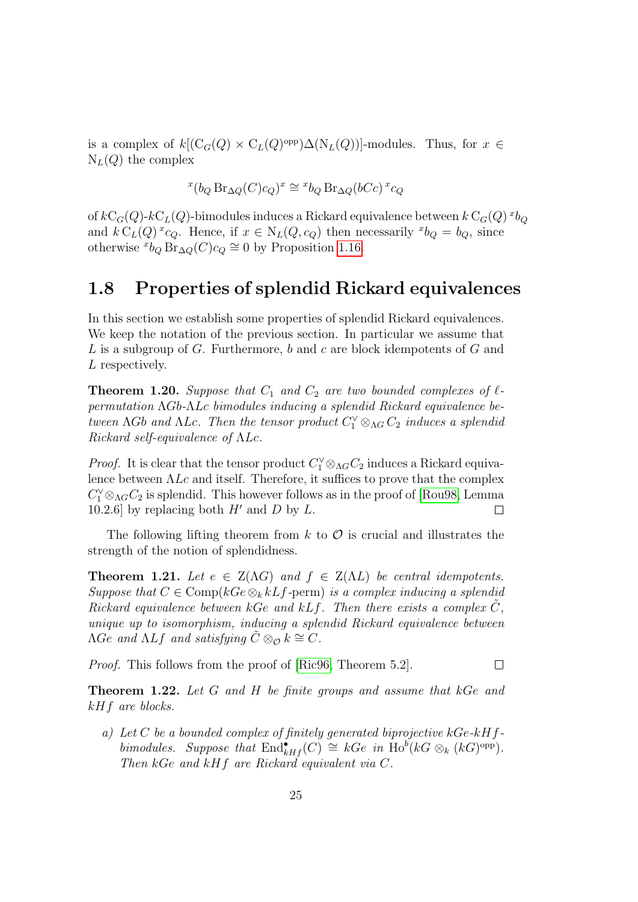is a complex of $k[(\mathrm{C}_G(Q) \times \mathrm{C}_L(Q)^{\mathrm{opp}})\Delta(\mathrm{N}_L(Q))]$-modules. Thus, for $x \in \mathrm{N}_L(Q)$ the complex

$$ {}^{x}(b_Q \operatorname{Br}_{\Delta Q}(C) c_Q)^{x} \cong {}^{x}b_Q \operatorname{Br}_{\Delta Q}(bCc)\, {}^{x}c_Q $$

of $k\mathrm{C}_G(Q)$-$k\mathrm{C}_L(Q)$-bimodules induces a Rickard equivalence between $k\,\mathrm{C}_G(Q)\, {}^{x}b_Q$ and $k\,\mathrm{C}_L(Q)\, {}^{x}c_Q$. Hence, if $x \in \mathrm{N}_L(Q, c_Q)$ then necessarily ${}^{x}b_Q = b_Q$, since otherwise ${}^{x}b_Q \operatorname{Br}_{\Delta Q}(C) c_Q \cong 0$ by Proposition 1.16.

## 1.8 Properties of splendid Rickard equivalences

In this section we establish some properties of splendid Rickard equivalences. We keep the notation of the previous section. In particular we assume that $L$ is a subgroup of $G$. Furthermore, $b$ and $c$ are block idempotents of $G$ and $L$ respectively.

**Theorem 1.20.** *Suppose that $C_1$ and $C_2$ are two bounded complexes of $\ell$-permutation $\Lambda Gb$-$\Lambda Lc$ bimodules inducing a splendid Rickard equivalence between $\Lambda Gb$ and $\Lambda Lc$. Then the tensor product $C_1^\vee \otimes_{\Lambda G} C_2$ induces a splendid Rickard self-equivalence of $\Lambda Lc$.*

*Proof.* It is clear that the tensor product $C_1^\vee \otimes_{\Lambda G} C_2$ induces a Rickard equivalence between $\Lambda Lc$ and itself. Therefore, it suffices to prove that the complex $C_1^\vee \otimes_{\Lambda G} C_2$ is splendid. This however follows as in the proof of [Rou98, Lemma 10.2.6] by replacing both $H'$ and $D$ by $L$. □

The following lifting theorem from $k$ to $\mathcal{O}$ is crucial and illustrates the strength of the notion of splendidness.

**Theorem 1.21.** *Let $e \in \mathrm{Z}(\Lambda G)$ and $f \in \mathrm{Z}(\Lambda L)$ be central idempotents. Suppose that $C \in \operatorname{Comp}(kGe \otimes_k kLf\text{-perm})$ is a complex inducing a splendid Rickard equivalence between $kGe$ and $kLf$. Then there exists a complex $\tilde{C}$, unique up to isomorphism, inducing a splendid Rickard equivalence between $\Lambda Ge$ and $\Lambda Lf$ and satisfying $\tilde{C} \otimes_{\mathcal{O}} k \cong C$.*

*Proof.* This follows from the proof of [Ric96, Theorem 5.2]. □

**Theorem 1.22.** *Let $G$ and $H$ be finite groups and assume that $kGe$ and $kHf$ are blocks.*

*a) Let $C$ be a bounded complex of finitely generated biprojective $kGe$-$kHf$-bimodules. Suppose that $\operatorname{End}^\bullet_{kHf}(C) \cong kGe$ in $\operatorname{Ho}^b(kG \otimes_k (kG)^{\mathrm{opp}})$. Then $kGe$ and $kHf$ are Rickard equivalent via $C$.*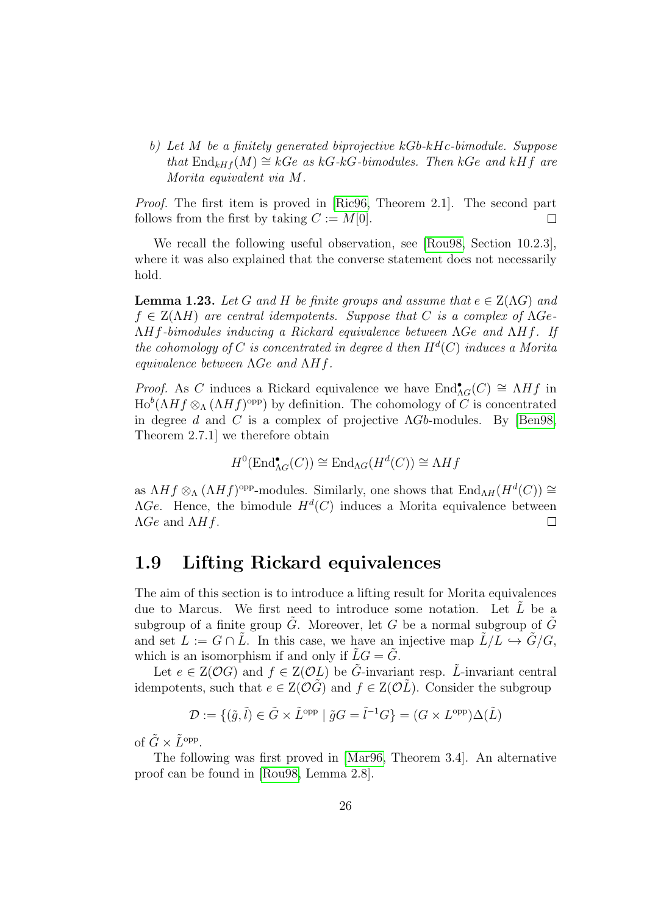*b) Let $M$ be a finitely generated biprojective $kGb$-$kHc$-bimodule. Suppose that $\mathrm{End}_{kHf}(M) \cong kGe$ as $kG$-$kG$-bimodules. Then $kGe$ and $kHf$ are Morita equivalent via $M$.*

*Proof.* The first item is proved in [Ric96, Theorem 2.1]. The second part follows from the first by taking $C := M[0]$. $\square$

We recall the following useful observation, see [Rou98, Section 10.2.3], where it was also explained that the converse statement does not necessarily hold.

**Lemma 1.23.** *Let $G$ and $H$ be finite groups and assume that $e \in \mathrm{Z}(\Lambda G)$ and $f \in \mathrm{Z}(\Lambda H)$ are central idempotents. Suppose that $C$ is a complex of $\Lambda Ge$-$\Lambda Hf$-bimodules inducing a Rickard equivalence between $\Lambda Ge$ and $\Lambda Hf$. If the cohomology of $C$ is concentrated in degree $d$ then $H^d(C)$ induces a Morita equivalence between $\Lambda Ge$ and $\Lambda Hf$.*

*Proof.* As $C$ induces a Rickard equivalence we have $\mathrm{End}^\bullet_{\Lambda G}(C) \cong \Lambda Hf$ in $\mathrm{Ho}^b(\Lambda Hf \otimes_\Lambda (\Lambda Hf)^{\mathrm{opp}})$ by definition. The cohomology of $C$ is concentrated in degree $d$ and $C$ is a complex of projective $\Lambda Gb$-modules. By [Ben98, Theorem 2.7.1] we therefore obtain

$$H^0(\mathrm{End}^\bullet_{\Lambda G}(C)) \cong \mathrm{End}_{\Lambda G}(H^d(C)) \cong \Lambda Hf$$

as $\Lambda Hf \otimes_\Lambda (\Lambda Hf)^{\mathrm{opp}}$-modules. Similarly, one shows that $\mathrm{End}_{\Lambda H}(H^d(C)) \cong \Lambda Ge$. Hence, the bimodule $H^d(C)$ induces a Morita equivalence between $\Lambda Ge$ and $\Lambda Hf$. $\square$

## 1.9 Lifting Rickard equivalences

The aim of this section is to introduce a lifting result for Morita equivalences due to Marcus. We first need to introduce some notation. Let $\tilde{L}$ be a subgroup of a finite group $\tilde{G}$. Moreover, let $G$ be a normal subgroup of $\tilde{G}$ and set $L := G \cap \tilde{L}$. In this case, we have an injective map $\tilde{L}/L \hookrightarrow \tilde{G}/G$, which is an isomorphism if and only if $\tilde{L}G = \tilde{G}$.

Let $e \in \mathrm{Z}(\mathcal{O}G)$ and $f \in \mathrm{Z}(\mathcal{O}L)$ be $\tilde{G}$-invariant resp. $\tilde{L}$-invariant central idempotents, such that $e \in \mathrm{Z}(\mathcal{O}\tilde{G})$ and $f \in \mathrm{Z}(\mathcal{O}\tilde{L})$. Consider the subgroup

$$\mathcal{D} := \{(\tilde{g}, \tilde{l}) \in \tilde{G} \times \tilde{L}^{\mathrm{opp}} \mid \tilde{g}G = \tilde{l}^{-1}G\} = (G \times L^{\mathrm{opp}})\Delta(\tilde{L})$$

of $\tilde{G} \times \tilde{L}^{\mathrm{opp}}$.

The following was first proved in [Mar96, Theorem 3.4]. An alternative proof can be found in [Rou98, Lemma 2.8].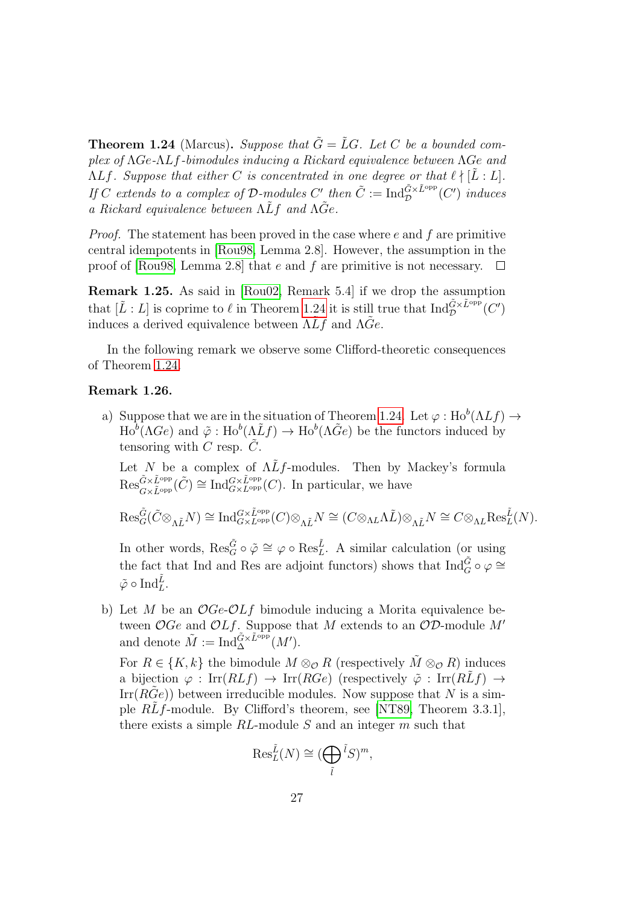**Theorem 1.24** (Marcus)**.** *Suppose that $\tilde{G} = \tilde{L}G$. Let $C$ be a bounded complex of $\Lambda Ge$-$\Lambda Lf$-bimodules inducing a Rickard equivalence between $\Lambda Ge$ and $\Lambda Lf$. Suppose that either $C$ is concentrated in one degree or that $\ell \nmid [\tilde{L} : L]$. If $C$ extends to a complex of $\mathcal{D}$-modules $C'$ then $\tilde{C} := \mathrm{Ind}_{\mathcal{D}}^{\tilde{G}\times\tilde{L}^{\mathrm{opp}}}(C')$ induces a Rickard equivalence between $\Lambda\tilde{L}f$ and $\Lambda\tilde{G}e$.*

*Proof.* The statement has been proved in the case where $e$ and $f$ are primitive central idempotents in [Rou98, Lemma 2.8]. However, the assumption in the proof of [Rou98, Lemma 2.8] that $e$ and $f$ are primitive is not necessary. □

**Remark 1.25.** As said in [Rou02, Remark 5.4] if we drop the assumption that $[\tilde{L} : L]$ is coprime to $\ell$ in Theorem 1.24 it is still true that $\mathrm{Ind}_{\mathcal{D}}^{\tilde{G}\times\tilde{L}^{\mathrm{opp}}}(C')$ induces a derived equivalence between $\Lambda\tilde{L}f$ and $\Lambda\tilde{G}e$.

In the following remark we observe some Clifford-theoretic consequences of Theorem 1.24.

**Remark 1.26.**

a) Suppose that we are in the situation of Theorem 1.24. Let $\varphi : \mathrm{Ho}^b(\Lambda Lf) \to \mathrm{Ho}^b(\Lambda Ge)$ and $\tilde{\varphi} : \mathrm{Ho}^b(\Lambda\tilde{L}f) \to \mathrm{Ho}^b(\Lambda\tilde{G}e)$ be the functors induced by tensoring with $C$ resp. $\tilde{C}$.

   Let $N$ be a complex of $\Lambda\tilde{L}f$-modules. Then by Mackey's formula $\mathrm{Res}^{\tilde{G}\times\tilde{L}^{\mathrm{opp}}}_{G\times\tilde{L}^{\mathrm{opp}}}(\tilde{C}) \cong \mathrm{Ind}^{G\times\tilde{L}^{\mathrm{opp}}}_{G\times L^{\mathrm{opp}}}(C)$. In particular, we have

   $$\mathrm{Res}^{\tilde{G}}_{G}(\tilde{C}\otimes_{\Lambda\tilde{L}}N) \cong \mathrm{Ind}^{G\times\tilde{L}^{\mathrm{opp}}}_{G\times L^{\mathrm{opp}}}(C)\otimes_{\Lambda\tilde{L}}N \cong (C\otimes_{\Lambda L}\Lambda\tilde{L})\otimes_{\Lambda\tilde{L}}N \cong C\otimes_{\Lambda L}\mathrm{Res}^{\tilde{L}}_{L}(N).$$

   In other words, $\mathrm{Res}^{\tilde{G}}_{G}\circ\tilde{\varphi} \cong \varphi\circ\mathrm{Res}^{\tilde{L}}_{L}$. A similar calculation (or using the fact that Ind and Res are adjoint functors) shows that $\mathrm{Ind}^{\tilde{G}}_{G}\circ\varphi \cong \tilde{\varphi}\circ\mathrm{Ind}^{\tilde{L}}_{L}$.

b) Let $M$ be an $\mathcal{O}Ge$-$\mathcal{O}Lf$ bimodule inducing a Morita equivalence between $\mathcal{O}Ge$ and $\mathcal{O}Lf$. Suppose that $M$ extends to an $\mathcal{O}\mathcal{D}$-module $M'$ and denote $\tilde{M} := \mathrm{Ind}_{\Delta}^{\tilde{G}\times\tilde{L}^{\mathrm{opp}}}(M')$.

   For $R \in \{K, k\}$ the bimodule $M\otimes_{\mathcal{O}}R$ (respectively $\tilde{M}\otimes_{\mathcal{O}}R$) induces a bijection $\varphi : \mathrm{Irr}(RLf) \to \mathrm{Irr}(RGe)$ (respectively $\tilde{\varphi} : \mathrm{Irr}(R\tilde{L}f) \to \mathrm{Irr}(R\tilde{G}e)$) between irreducible modules. Now suppose that $N$ is a simple $R\tilde{L}f$-module. By Clifford's theorem, see [NT89, Theorem 3.3.1], there exists a simple $RL$-module $S$ and an integer $m$ such that

   $$\mathrm{Res}^{\tilde{L}}_{L}(N) \cong (\bigoplus_{\tilde{l}}{}^{\tilde{l}}S)^m,$$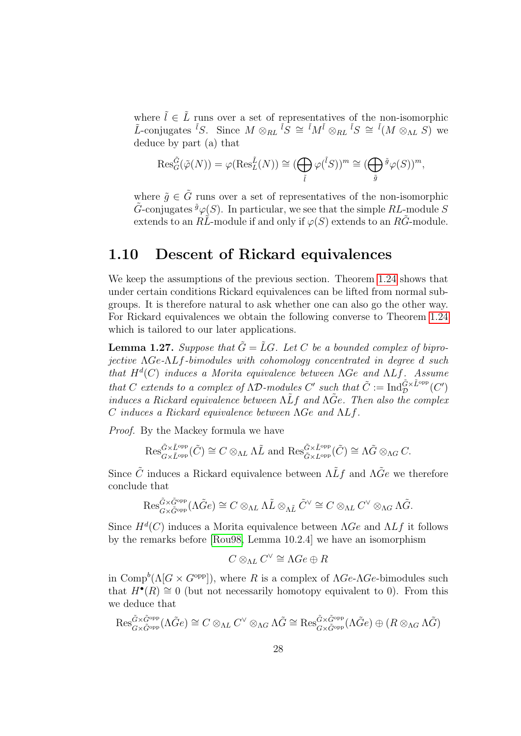where $\tilde{l} \in \tilde{L}$ runs over a set of representatives of the non-isomorphic $\tilde{L}$-conjugates ${}^{\tilde{l}}S$. Since $M \otimes_{RL} {}^{\tilde{l}}S \cong {}^{\tilde{l}}M^{\tilde{l}} \otimes_{RL} {}^{\tilde{l}}S \cong {}^{\tilde{l}}(M \otimes_{\Lambda L} S)$ we deduce by part (a) that

$$\mathrm{Res}_G^{\tilde{G}}(\tilde{\varphi}(N)) = \varphi(\mathrm{Res}_L^{\tilde{L}}(N)) \cong (\bigoplus_{\tilde{l}} \varphi({}^{\tilde{l}}S))^m \cong (\bigoplus_{\tilde{g}} {}^{\tilde{g}}\varphi(S))^m,$$

where $\tilde{g} \in \tilde{G}$ runs over a set of representatives of the non-isomorphic $\tilde{G}$-conjugates ${}^{\tilde{g}}\varphi(S)$. In particular, we see that the simple $RL$-module $S$ extends to an $R\tilde{L}$-module if and only if $\varphi(S)$ extends to an $R\tilde{G}$-module.

## 1.10 Descent of Rickard equivalences

We keep the assumptions of the previous section. Theorem 1.24 shows that under certain conditions Rickard equivalences can be lifted from normal subgroups. It is therefore natural to ask whether one can also go the other way. For Rickard equivalences we obtain the following converse to Theorem 1.24 which is tailored to our later applications.

**Lemma 1.27.** *Suppose that $\tilde{G} = \tilde{L}G$. Let $C$ be a bounded complex of biprojective $\Lambda Ge$-$\Lambda Lf$-bimodules with cohomology concentrated in degree $d$ such that $H^d(C)$ induces a Morita equivalence between $\Lambda Ge$ and $\Lambda Lf$. Assume that $C$ extends to a complex of $\Lambda\mathcal{D}$-modules $C'$ such that $\tilde{C} := \mathrm{Ind}_{\mathcal{D}}^{\tilde{G}\times\tilde{L}^{\mathrm{opp}}}(C')$ induces a Rickard equivalence between $\Lambda\tilde{L}f$ and $\Lambda\tilde{G}e$. Then also the complex $C$ induces a Rickard equivalence between $\Lambda Ge$ and $\Lambda Lf$.*

*Proof.* By the Mackey formula we have

$$\mathrm{Res}^{\tilde{G}\times\tilde{L}^{\mathrm{opp}}}_{G\times\tilde{L}^{\mathrm{opp}}}(\tilde{C}) \cong C \otimes_{\Lambda L} \Lambda\tilde{L} \text{ and } \mathrm{Res}^{\tilde{G}\times\tilde{L}^{\mathrm{opp}}}_{\tilde{G}\times L^{\mathrm{opp}}}(\tilde{C}) \cong \Lambda\tilde{G} \otimes_{\Lambda G} C.$$

Since $\tilde{C}$ induces a Rickard equivalence between $\Lambda\tilde{L}f$ and $\Lambda\tilde{G}e$ we therefore conclude that

$$\mathrm{Res}^{\tilde{G}\times\tilde{G}^{\mathrm{opp}}}_{G\times\tilde{G}^{\mathrm{opp}}}(\Lambda\tilde{G}e) \cong C \otimes_{\Lambda L} \Lambda\tilde{L} \otimes_{\Lambda\tilde{L}} \tilde{C}^\vee \cong C \otimes_{\Lambda L} C^\vee \otimes_{\Lambda G} \Lambda\tilde{G}.$$

Since $H^d(C)$ induces a Morita equivalence between $\Lambda Ge$ and $\Lambda Lf$ it follows by the remarks before [Rou98, Lemma 10.2.4] we have an isomorphism

$$C \otimes_{\Lambda L} C^\vee \cong \Lambda Ge \oplus R$$

in $\mathrm{Comp}^b(\Lambda[G \times G^{\mathrm{opp}}])$, where $R$ is a complex of $\Lambda Ge$-$\Lambda Ge$-bimodules such that $H^\bullet(R) \cong 0$ (but not necessarily homotopy equivalent to 0). From this we deduce that

$$\mathrm{Res}^{\tilde{G}\times\tilde{G}^{\mathrm{opp}}}_{G\times\tilde{G}^{\mathrm{opp}}}(\Lambda\tilde{G}e) \cong C \otimes_{\Lambda L} C^\vee \otimes_{\Lambda G} \Lambda\tilde{G} \cong \mathrm{Res}^{\tilde{G}\times\tilde{G}^{\mathrm{opp}}}_{G\times\tilde{G}^{\mathrm{opp}}}(\Lambda\tilde{G}e) \oplus (R \otimes_{\Lambda G} \Lambda\tilde{G})$$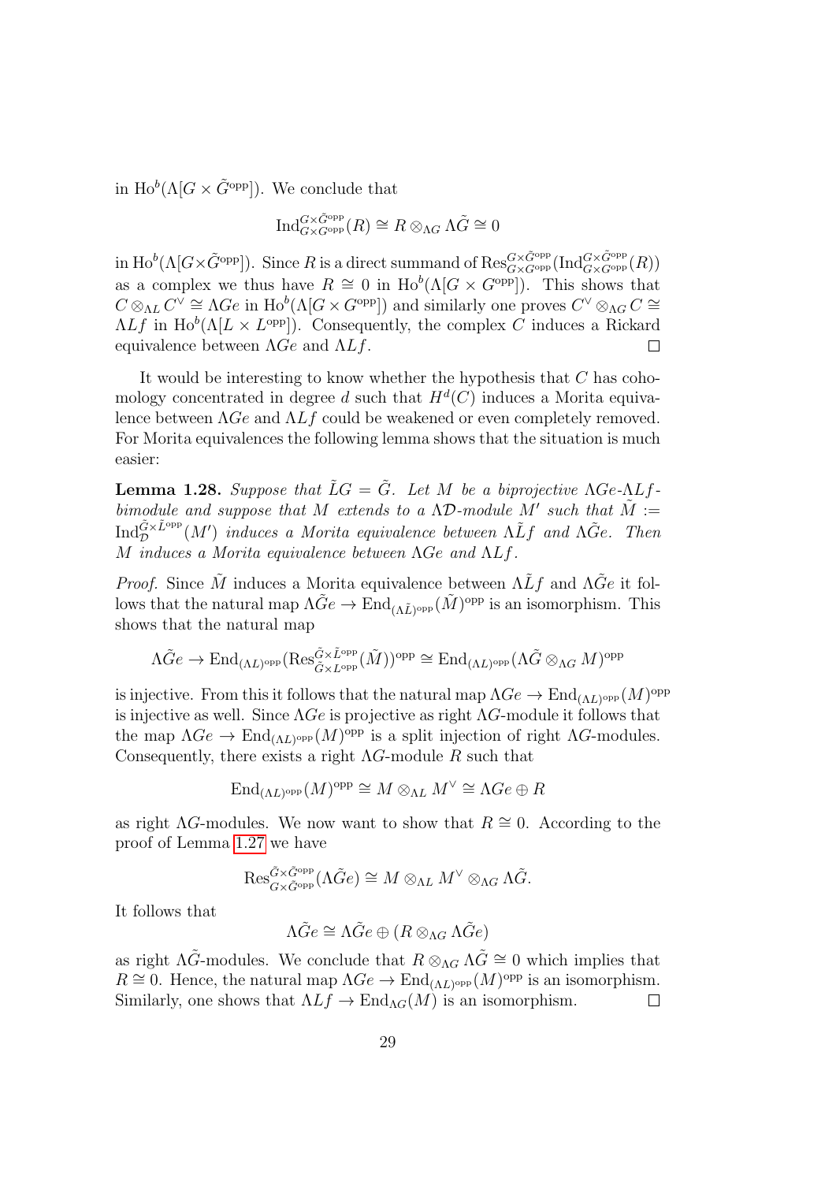in $\mathrm{Ho}^b(\Lambda[G \times \tilde{G}^{\mathrm{opp}}])$. We conclude that

$$\mathrm{Ind}_{G\times G^{\mathrm{opp}}}^{G\times \tilde{G}^{\mathrm{opp}}}(R) \cong R \otimes_{\Lambda G} \Lambda\tilde{G} \cong 0$$

in $\mathrm{Ho}^b(\Lambda[G\times \tilde{G}^{\mathrm{opp}}])$. Since $R$ is a direct summand of $\mathrm{Res}_{G\times G^{\mathrm{opp}}}^{G\times \tilde{G}^{\mathrm{opp}}}(\mathrm{Ind}_{G\times G^{\mathrm{opp}}}^{G\times \tilde{G}^{\mathrm{opp}}}(R))$ as a complex we thus have $R \cong 0$ in $\mathrm{Ho}^b(\Lambda[G \times G^{\mathrm{opp}}])$. This shows that $C \otimes_{\Lambda L} C^\vee \cong \Lambda Ge$ in $\mathrm{Ho}^b(\Lambda[G\times G^{\mathrm{opp}}])$ and similarly one proves $C^\vee \otimes_{\Lambda G} C \cong \Lambda Lf$ in $\mathrm{Ho}^b(\Lambda[L \times L^{\mathrm{opp}}])$. Consequently, the complex $C$ induces a Rickard equivalence between $\Lambda Ge$ and $\Lambda Lf$. □

It would be interesting to know whether the hypothesis that $C$ has cohomology concentrated in degree $d$ such that $H^d(C)$ induces a Morita equivalence between $\Lambda Ge$ and $\Lambda Lf$ could be weakened or even completely removed. For Morita equivalences the following lemma shows that the situation is much easier:

**Lemma 1.28.** *Suppose that $\tilde{L}G = \tilde{G}$. Let $M$ be a biprojective $\Lambda Ge$-$\Lambda Lf$-bimodule and suppose that $M$ extends to a $\Lambda\mathcal{D}$-module $M'$ such that $\tilde{M} := \mathrm{Ind}_{\mathcal{D}}^{\tilde{G}\times\tilde{L}^{\mathrm{opp}}}(M')$ induces a Morita equivalence between $\Lambda\tilde{L}f$ and $\Lambda\tilde{G}e$. Then $M$ induces a Morita equivalence between $\Lambda Ge$ and $\Lambda Lf$.*

*Proof.* Since $\tilde{M}$ induces a Morita equivalence between $\Lambda\tilde{L}f$ and $\Lambda\tilde{G}e$ it follows that the natural map $\Lambda\tilde{G}e \to \mathrm{End}_{(\Lambda\tilde{L})^{\mathrm{opp}}}(\tilde{M})^{\mathrm{opp}}$ is an isomorphism. This shows that the natural map

$$\Lambda\tilde{G}e \to \mathrm{End}_{(\Lambda L)^{\mathrm{opp}}}(\mathrm{Res}_{\tilde{G}\times L^{\mathrm{opp}}}^{\tilde{G}\times\tilde{L}^{\mathrm{opp}}}(\tilde{M}))^{\mathrm{opp}} \cong \mathrm{End}_{(\Lambda L)^{\mathrm{opp}}}(\Lambda\tilde{G}\otimes_{\Lambda G} M)^{\mathrm{opp}}$$

is injective. From this it follows that the natural map $\Lambda Ge \to \mathrm{End}_{(\Lambda L)^{\mathrm{opp}}}(M)^{\mathrm{opp}}$ is injective as well. Since $\Lambda Ge$ is projective as right $\Lambda G$-module it follows that the map $\Lambda Ge \to \mathrm{End}_{(\Lambda L)^{\mathrm{opp}}}(M)^{\mathrm{opp}}$ is a split injection of right $\Lambda G$-modules. Consequently, there exists a right $\Lambda G$-module $R$ such that

$$\mathrm{End}_{(\Lambda L)^{\mathrm{opp}}}(M)^{\mathrm{opp}} \cong M \otimes_{\Lambda L} M^\vee \cong \Lambda Ge \oplus R$$

as right $\Lambda G$-modules. We now want to show that $R \cong 0$. According to the proof of Lemma 1.27 we have

$$\mathrm{Res}_{G\times\tilde{G}^{\mathrm{opp}}}^{\tilde{G}\times\tilde{G}^{\mathrm{opp}}}(\Lambda\tilde{G}e) \cong M \otimes_{\Lambda L} M^\vee \otimes_{\Lambda G} \Lambda\tilde{G}.$$

It follows that

$$\Lambda\tilde{G}e \cong \Lambda\tilde{G}e \oplus (R \otimes_{\Lambda G} \Lambda\tilde{G}e)$$

as right $\Lambda\tilde{G}$-modules. We conclude that $R \otimes_{\Lambda G} \Lambda\tilde{G} \cong 0$ which implies that $R \cong 0$. Hence, the natural map $\Lambda Ge \to \mathrm{End}_{(\Lambda L)^{\mathrm{opp}}}(M)^{\mathrm{opp}}$ is an isomorphism. Similarly, one shows that $\Lambda Lf \to \mathrm{End}_{\Lambda G}(M)$ is an isomorphism. □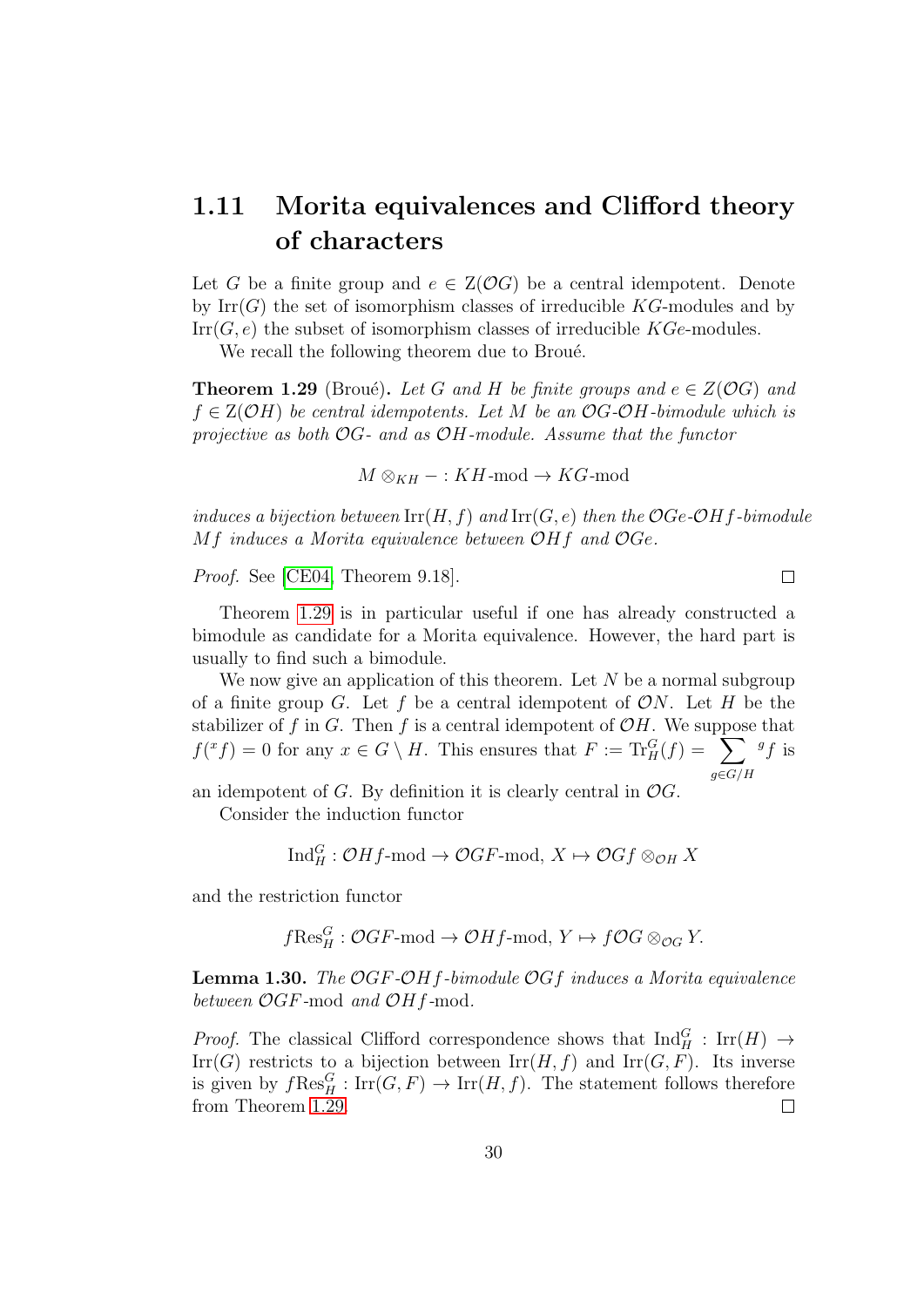## 1.11 Morita equivalences and Clifford theory of characters

Let $G$ be a finite group and $e \in \mathrm{Z}(\mathcal{O}G)$ be a central idempotent. Denote by $\mathrm{Irr}(G)$ the set of isomorphism classes of irreducible $KG$-modules and by $\mathrm{Irr}(G, e)$ the subset of isomorphism classes of irreducible $KGe$-modules.

We recall the following theorem due to Broué.

**Theorem 1.29** (Broué)**.** *Let $G$ and $H$ be finite groups and $e \in Z(\mathcal{O}G)$ and $f \in \mathrm{Z}(\mathcal{O}H)$ be central idempotents. Let $M$ be an $\mathcal{O}G$-$\mathcal{O}H$-bimodule which is projective as both $\mathcal{O}G$- and as $\mathcal{O}H$-module. Assume that the functor*

$$M \otimes_{KH} - : KH\text{-mod} \to KG\text{-mod}$$

*induces a bijection between $\mathrm{Irr}(H, f)$ and $\mathrm{Irr}(G, e)$ then the $\mathcal{O}Ge$-$\mathcal{O}Hf$-bimodule $Mf$ induces a Morita equivalence between $\mathcal{O}Hf$ and $\mathcal{O}Ge$.*

*Proof.* See [CE04, Theorem 9.18]. □

Theorem 1.29 is in particular useful if one has already constructed a bimodule as candidate for a Morita equivalence. However, the hard part is usually to find such a bimodule.

We now give an application of this theorem. Let $N$ be a normal subgroup of a finite group $G$. Let $f$ be a central idempotent of $\mathcal{O}N$. Let $H$ be the stabilizer of $f$ in $G$. Then $f$ is a central idempotent of $\mathcal{O}H$. We suppose that $f({}^x f) = 0$ for any $x \in G \setminus H$. This ensures that $F := \mathrm{Tr}_H^G(f) = \sum_{g \in G/H} {}^g f$ is an idempotent of $G$. By definition it is clearly central in $\mathcal{O}G$.

Consider the induction functor

$$\mathrm{Ind}_H^G : \mathcal{O}Hf\text{-mod} \to \mathcal{O}GF\text{-mod},\ X \mapsto \mathcal{O}Gf \otimes_{\mathcal{O}H} X$$

and the restriction functor

$$f\mathrm{Res}_H^G : \mathcal{O}GF\text{-mod} \to \mathcal{O}Hf\text{-mod},\ Y \mapsto f\mathcal{O}G \otimes_{\mathcal{O}G} Y.$$

**Lemma 1.30.** *The $\mathcal{O}GF$-$\mathcal{O}Hf$-bimodule $\mathcal{O}Gf$ induces a Morita equivalence between $\mathcal{O}GF$-mod and $\mathcal{O}Hf$-mod.*

*Proof.* The classical Clifford correspondence shows that $\mathrm{Ind}_H^G : \mathrm{Irr}(H) \to \mathrm{Irr}(G)$ restricts to a bijection between $\mathrm{Irr}(H, f)$ and $\mathrm{Irr}(G, F)$. Its inverse is given by $f\mathrm{Res}_H^G : \mathrm{Irr}(G, F) \to \mathrm{Irr}(H, f)$. The statement follows therefore from Theorem 1.29. □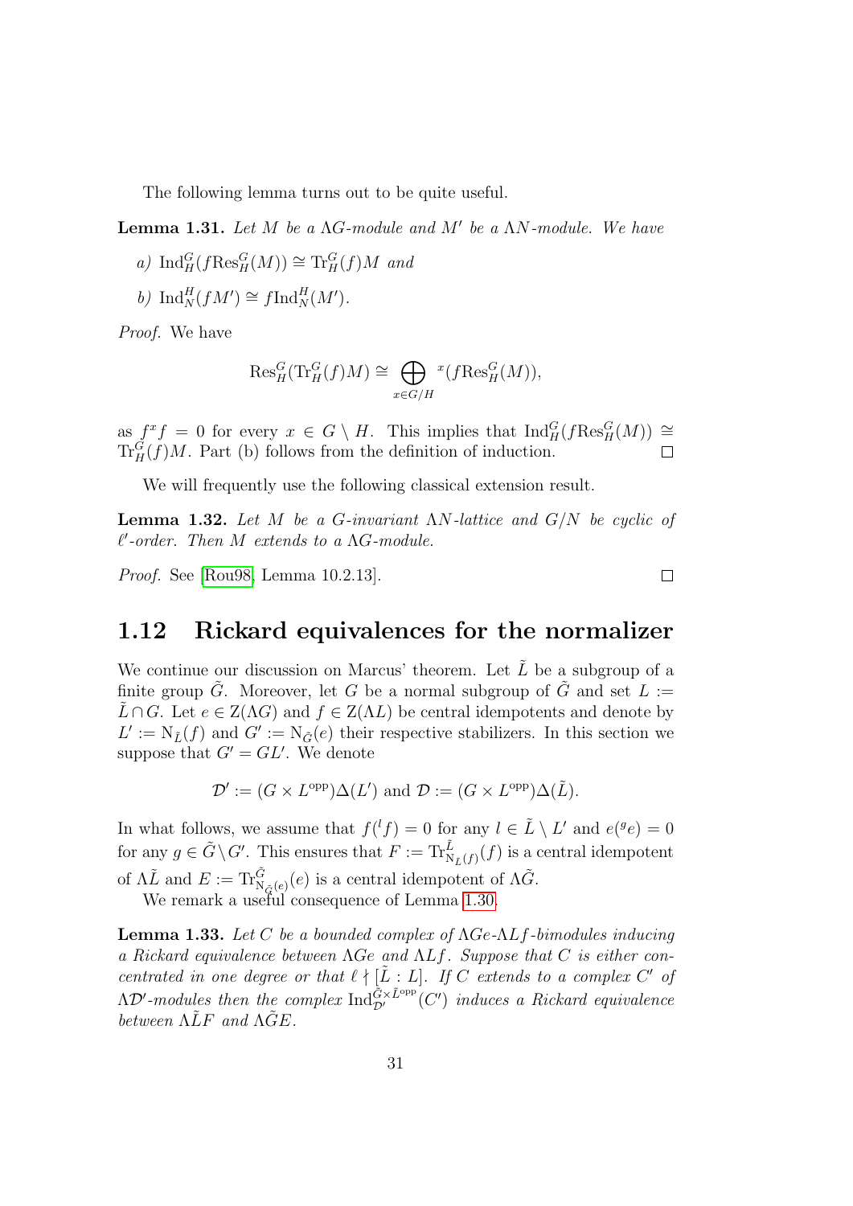The following lemma turns out to be quite useful.

**Lemma 1.31.** *Let $M$ be a $\Lambda G$-module and $M'$ be a $\Lambda N$-module. We have*

*a)* $\mathrm{Ind}_H^G(f\mathrm{Res}_H^G(M)) \cong \mathrm{Tr}_H^G(f)M$ *and*

*b)* $\mathrm{Ind}_N^H(fM') \cong f\mathrm{Ind}_N^H(M')$.

*Proof.* We have

$$\mathrm{Res}_H^G(\mathrm{Tr}_H^G(f)M) \cong \bigoplus_{x\in G/H} {}^x(f\mathrm{Res}_H^G(M)),$$

as $f^xf = 0$ for every $x \in G \setminus H$. This implies that $\mathrm{Ind}_H^G(f\mathrm{Res}_H^G(M)) \cong \mathrm{Tr}_H^G(f)M$. Part (b) follows from the definition of induction. $\square$

We will frequently use the following classical extension result.

**Lemma 1.32.** *Let $M$ be a $G$-invariant $\Lambda N$-lattice and $G/N$ be cyclic of $\ell'$-order. Then $M$ extends to a $\Lambda G$-module.*

*Proof.* See [Rou98, Lemma 10.2.13]. $\square$

## 1.12 Rickard equivalences for the normalizer

We continue our discussion on Marcus' theorem. Let $\tilde{L}$ be a subgroup of a finite group $\tilde{G}$. Moreover, let $G$ be a normal subgroup of $\tilde{G}$ and set $L := \tilde{L}\cap G$. Let $e \in \mathrm{Z}(\Lambda G)$ and $f \in \mathrm{Z}(\Lambda L)$ be central idempotents and denote by $L' := \mathrm{N}_{\tilde{L}}(f)$ and $G' := \mathrm{N}_{\tilde{G}}(e)$ their respective stabilizers. In this section we suppose that $G' = GL'$. We denote

$$\mathcal{D}' := (G \times L^{\mathrm{opp}})\Delta(L') \text{ and } \mathcal{D} := (G \times L^{\mathrm{opp}})\Delta(\tilde{L}).$$

In what follows, we assume that $f({}^lf) = 0$ for any $l \in \tilde{L} \setminus L'$ and $e({}^ge) = 0$ for any $g \in \tilde{G}\setminus G'$. This ensures that $F := \mathrm{Tr}_{\mathrm{N}_{\tilde{L}}(f)}^{\tilde{L}}(f)$ is a central idempotent of $\Lambda\tilde{L}$ and $E := \mathrm{Tr}_{\mathrm{N}_{\tilde{G}}(e)}^{\tilde{G}}(e)$ is a central idempotent of $\Lambda\tilde{G}$.

We remark a useful consequence of Lemma 1.30.

**Lemma 1.33.** *Let $C$ be a bounded complex of $\Lambda Ge$-$\Lambda Lf$-bimodules inducing a Rickard equivalence between $\Lambda Ge$ and $\Lambda Lf$. Suppose that $C$ is either concentrated in one degree or that $\ell \nmid [\tilde{L} : L]$. If $C$ extends to a complex $C'$ of $\Lambda\mathcal{D}'$-modules then the complex $\mathrm{Ind}_{\mathcal{D}'}^{\tilde{G}\times\tilde{L}^{\mathrm{opp}}}(C')$ induces a Rickard equivalence between $\Lambda\tilde{L}F$ and $\Lambda\tilde{G}E$.*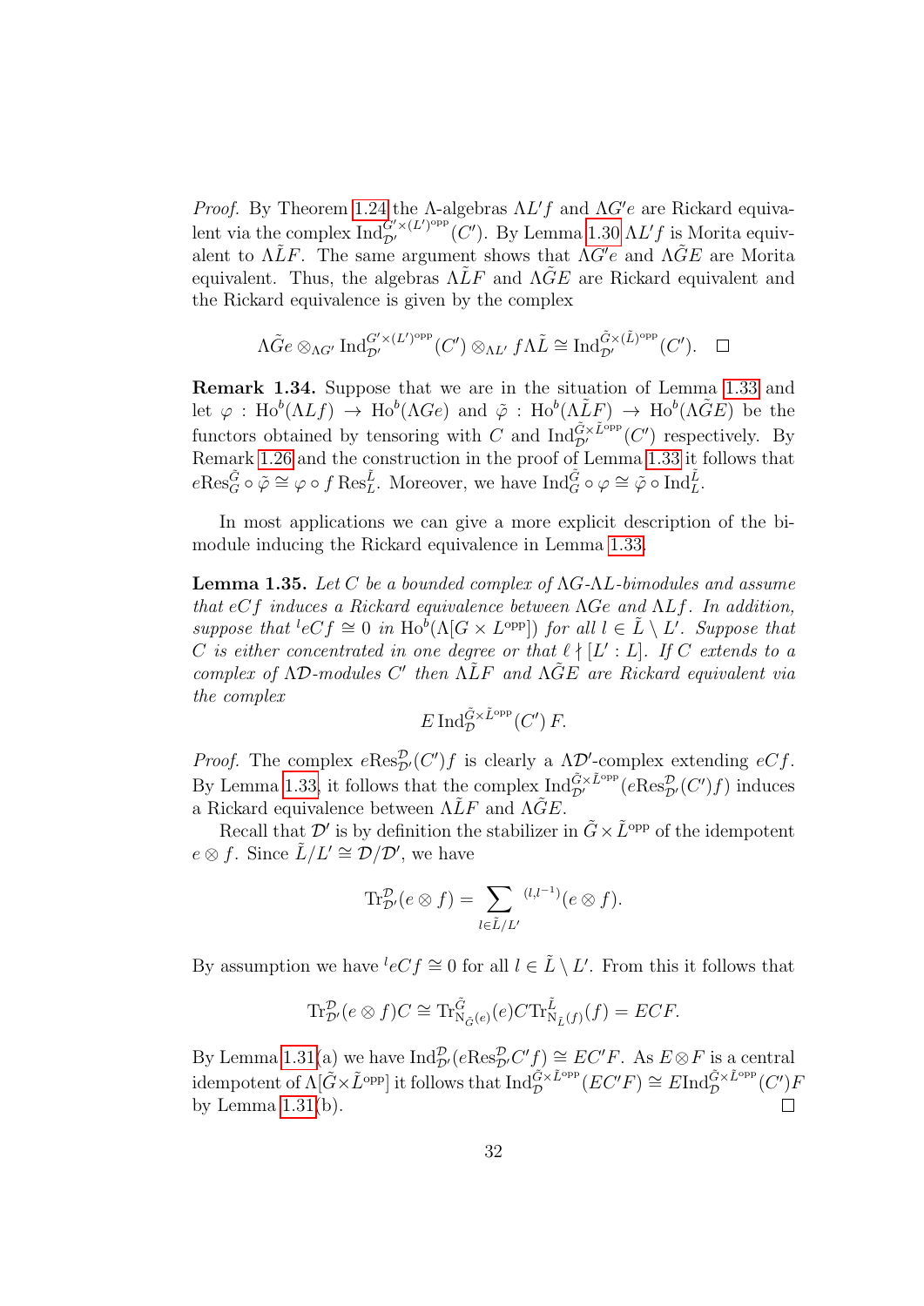*Proof.* By Theorem 1.24 the $\Lambda$-algebras $\Lambda L'f$ and $\Lambda G'e$ are Rickard equivalent via the complex $\mathrm{Ind}_{\mathcal{D}'}^{G'\times(L')^{\mathrm{opp}}}(C')$. By Lemma 1.30 $\Lambda L'f$ is Morita equivalent to $\Lambda\tilde{L}F$. The same argument shows that $\Lambda G'e$ and $\Lambda\tilde{G}E$ are Morita equivalent. Thus, the algebras $\Lambda\tilde{L}F$ and $\Lambda\tilde{G}E$ are Rickard equivalent and the Rickard equivalence is given by the complex

$$\Lambda\tilde{G}e \otimes_{\Lambda G'} \mathrm{Ind}_{\mathcal{D}'}^{G'\times(L')^{\mathrm{opp}}}(C') \otimes_{\Lambda L'} f\Lambda\tilde{L} \cong \mathrm{Ind}_{\mathcal{D}'}^{\tilde{G}\times(\tilde{L})^{\mathrm{opp}}}(C'). \quad \square$$

**Remark 1.34.** Suppose that we are in the situation of Lemma 1.33 and let $\varphi : \mathrm{Ho}^b(\Lambda Lf) \to \mathrm{Ho}^b(\Lambda Ge)$ and $\tilde{\varphi} : \mathrm{Ho}^b(\Lambda\tilde{L}F) \to \mathrm{Ho}^b(\Lambda\tilde{G}E)$ be the functors obtained by tensoring with $C$ and $\mathrm{Ind}_{\mathcal{D}'}^{\tilde{G}\times\tilde{L}^{\mathrm{opp}}}(C')$ respectively. By Remark 1.26 and the construction in the proof of Lemma 1.33 it follows that $e\mathrm{Res}_G^{\tilde{G}} \circ \tilde{\varphi} \cong \varphi \circ f\,\mathrm{Res}_L^{\tilde{L}}$. Moreover, we have $\mathrm{Ind}_G^{\tilde{G}} \circ \varphi \cong \tilde{\varphi} \circ \mathrm{Ind}_L^{\tilde{L}}$.

In most applications we can give a more explicit description of the bimodule inducing the Rickard equivalence in Lemma 1.33.

**Lemma 1.35.** *Let $C$ be a bounded complex of $\Lambda G$-$\Lambda L$-bimodules and assume that $eCf$ induces a Rickard equivalence between $\Lambda Ge$ and $\Lambda Lf$. In addition, suppose that ${}^{l}eCf \cong 0$ in $\mathrm{Ho}^b(\Lambda[G\times L^{\mathrm{opp}}])$ for all $l \in \tilde{L}\setminus L'$. Suppose that $C$ is either concentrated in one degree or that $\ell \nmid [L' : L]$. If $C$ extends to a complex of $\Lambda\mathcal{D}$-modules $C'$ then $\Lambda\tilde{L}F$ and $\Lambda\tilde{G}E$ are Rickard equivalent via the complex*

$$E\,\mathrm{Ind}_{\mathcal{D}}^{\tilde{G}\times\tilde{L}^{\mathrm{opp}}}(C')\,F.$$

*Proof.* The complex $e\mathrm{Res}_{\mathcal{D}'}^{\mathcal{D}}(C')f$ is clearly a $\Lambda\mathcal{D}'$-complex extending $eCf$. By Lemma 1.33, it follows that the complex $\mathrm{Ind}_{\mathcal{D}'}^{\tilde{G}\times\tilde{L}^{\mathrm{opp}}}(e\mathrm{Res}_{\mathcal{D}'}^{\mathcal{D}}(C')f)$ induces a Rickard equivalence between $\Lambda\tilde{L}F$ and $\Lambda\tilde{G}E$.

Recall that $\mathcal{D}'$ is by definition the stabilizer in $\tilde{G}\times\tilde{L}^{\mathrm{opp}}$ of the idempotent $e\otimes f$. Since $\tilde{L}/L' \cong \mathcal{D}/\mathcal{D}'$, we have

$$\mathrm{Tr}_{\mathcal{D}'}^{\mathcal{D}}(e\otimes f) = \sum_{l\in\tilde{L}/L'} {}^{(l,l^{-1})}(e\otimes f).$$

By assumption we have ${}^{l}eCf \cong 0$ for all $l \in \tilde{L}\setminus L'$. From this it follows that

$$\mathrm{Tr}_{\mathcal{D}'}^{\mathcal{D}}(e\otimes f)C \cong \mathrm{Tr}_{\mathrm{N}_{\tilde{G}}(e)}^{\tilde{G}}(e)C\mathrm{Tr}_{\mathrm{N}_{\tilde{L}}(f)}^{\tilde{L}}(f) = ECF.$$

By Lemma 1.31(a) we have $\mathrm{Ind}_{\mathcal{D}'}^{\mathcal{D}}(e\mathrm{Res}_{\mathcal{D}'}^{\mathcal{D}}C'f) \cong EC'F$. As $E\otimes F$ is a central idempotent of $\Lambda[\tilde{G}\times\tilde{L}^{\mathrm{opp}}]$ it follows that $\mathrm{Ind}_{\mathcal{D}}^{\tilde{G}\times\tilde{L}^{\mathrm{opp}}}(EC'F) \cong E\mathrm{Ind}_{\mathcal{D}}^{\tilde{G}\times\tilde{L}^{\mathrm{opp}}}(C')F$ by Lemma 1.31(b). $\square$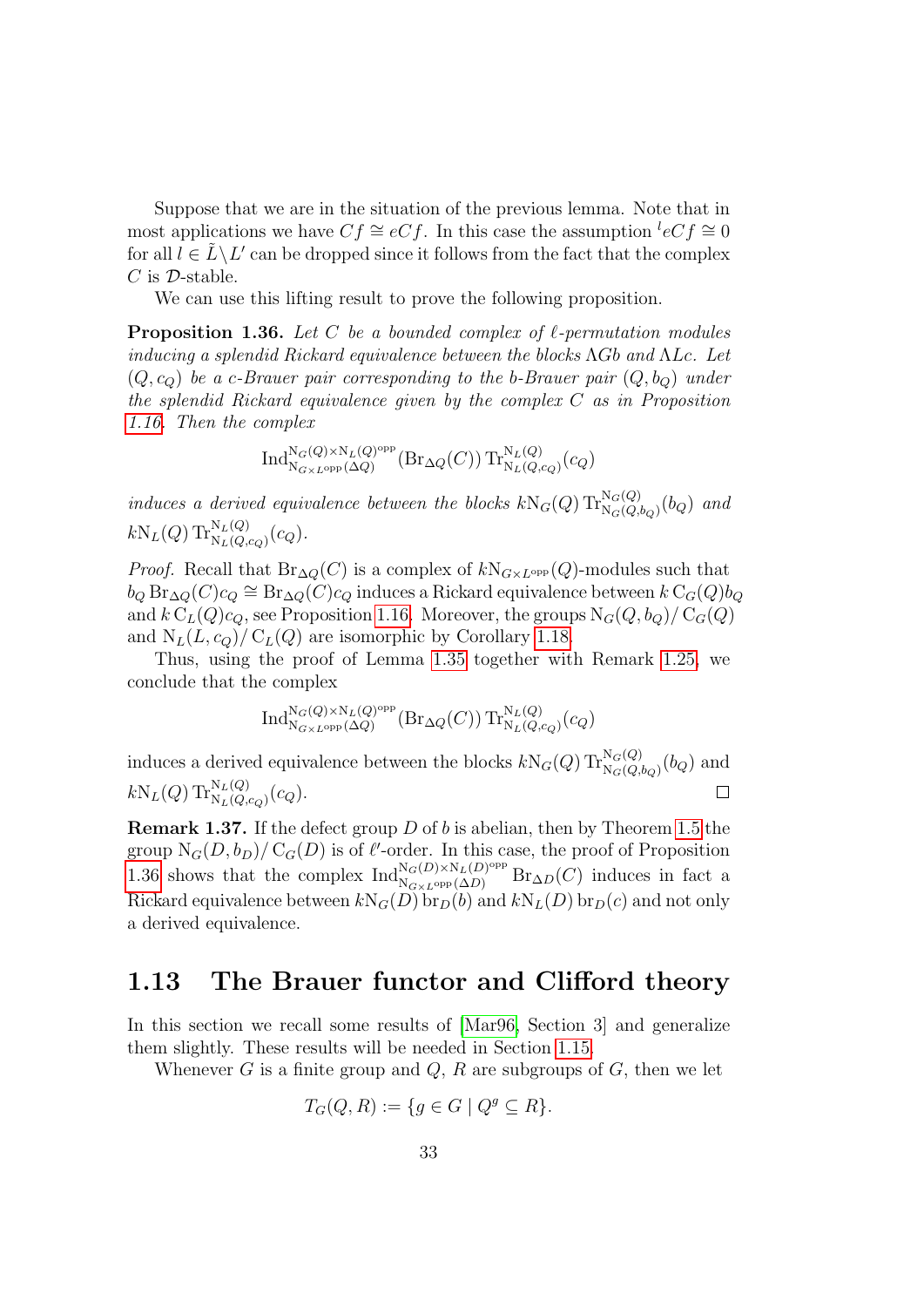Suppose that we are in the situation of the previous lemma. Note that in most applications we have $Cf \cong eCf$. In this case the assumption ${}^{l}eCf \cong 0$ for all $l \in \tilde{L} \backslash L'$ can be dropped since it follows from the fact that the complex $C$ is $\mathcal{D}$-stable.

We can use this lifting result to prove the following proposition.

**Proposition 1.36.** *Let $C$ be a bounded complex of $\ell$-permutation modules inducing a splendid Rickard equivalence between the blocks $\Lambda Gb$ and $\Lambda Lc$. Let $(Q, c_Q)$ be a $c$-Brauer pair corresponding to the $b$-Brauer pair $(Q, b_Q)$ under the splendid Rickard equivalence given by the complex $C$ as in Proposition 1.16. Then the complex*

$$\operatorname{Ind}_{\mathrm{N}_{G\times L^{\mathrm{opp}}}(\Delta Q)}^{\mathrm{N}_G(Q)\times \mathrm{N}_L(Q)^{\mathrm{opp}}}(\operatorname{Br}_{\Delta Q}(C)) \operatorname{Tr}_{\mathrm{N}_L(Q,c_Q)}^{\mathrm{N}_L(Q)}(c_Q)$$

*induces a derived equivalence between the blocks $k\mathrm{N}_G(Q) \operatorname{Tr}_{\mathrm{N}_G(Q,b_Q)}^{\mathrm{N}_G(Q)}(b_Q)$ and $k\mathrm{N}_L(Q) \operatorname{Tr}_{\mathrm{N}_L(Q,c_Q)}^{\mathrm{N}_L(Q)}(c_Q)$.*

*Proof.* Recall that $\operatorname{Br}_{\Delta Q}(C)$ is a complex of $k\mathrm{N}_{G\times L^{\mathrm{opp}}}(Q)$-modules such that $b_Q \operatorname{Br}_{\Delta Q}(C) c_Q \cong \operatorname{Br}_{\Delta Q}(C) c_Q$ induces a Rickard equivalence between $k\,\mathrm{C}_G(Q) b_Q$ and $k\,\mathrm{C}_L(Q) c_Q$, see Proposition 1.16. Moreover, the groups $\mathrm{N}_G(Q, b_Q)/\,\mathrm{C}_G(Q)$ and $\mathrm{N}_L(L, c_Q)/\,\mathrm{C}_L(Q)$ are isomorphic by Corollary 1.18.

Thus, using the proof of Lemma 1.35 together with Remark 1.25, we conclude that the complex

$$\operatorname{Ind}_{\mathrm{N}_{G\times L^{\mathrm{opp}}}(\Delta Q)}^{\mathrm{N}_G(Q)\times \mathrm{N}_L(Q)^{\mathrm{opp}}}(\operatorname{Br}_{\Delta Q}(C)) \operatorname{Tr}_{\mathrm{N}_L(Q,c_Q)}^{\mathrm{N}_L(Q)}(c_Q)$$

induces a derived equivalence between the blocks $k\mathrm{N}_G(Q) \operatorname{Tr}_{\mathrm{N}_G(Q,b_Q)}^{\mathrm{N}_G(Q)}(b_Q)$ and $k\mathrm{N}_L(Q) \operatorname{Tr}_{\mathrm{N}_L(Q,c_Q)}^{\mathrm{N}_L(Q)}(c_Q)$. ∎

**Remark 1.37.** If the defect group $D$ of $b$ is abelian, then by Theorem 1.5 the group $\mathrm{N}_G(D, b_D)/\,\mathrm{C}_G(D)$ is of $\ell'$-order. In this case, the proof of Proposition 1.36 shows that the complex $\operatorname{Ind}_{\mathrm{N}_{G\times L^{\mathrm{opp}}}(\Delta D)}^{\mathrm{N}_G(D)\times \mathrm{N}_L(D)^{\mathrm{opp}}} \operatorname{Br}_{\Delta D}(C)$ induces in fact a Rickard equivalence between $k\mathrm{N}_G(D) \operatorname{br}_D(b)$ and $k\mathrm{N}_L(D) \operatorname{br}_D(c)$ and not only a derived equivalence.

## 1.13 The Brauer functor and Clifford theory

In this section we recall some results of [Mar96, Section 3] and generalize them slightly. These results will be needed in Section 1.15.

Whenever $G$ is a finite group and $Q$, $R$ are subgroups of $G$, then we let

$$T_G(Q, R) := \{g \in G \mid Q^g \subseteq R\}.$$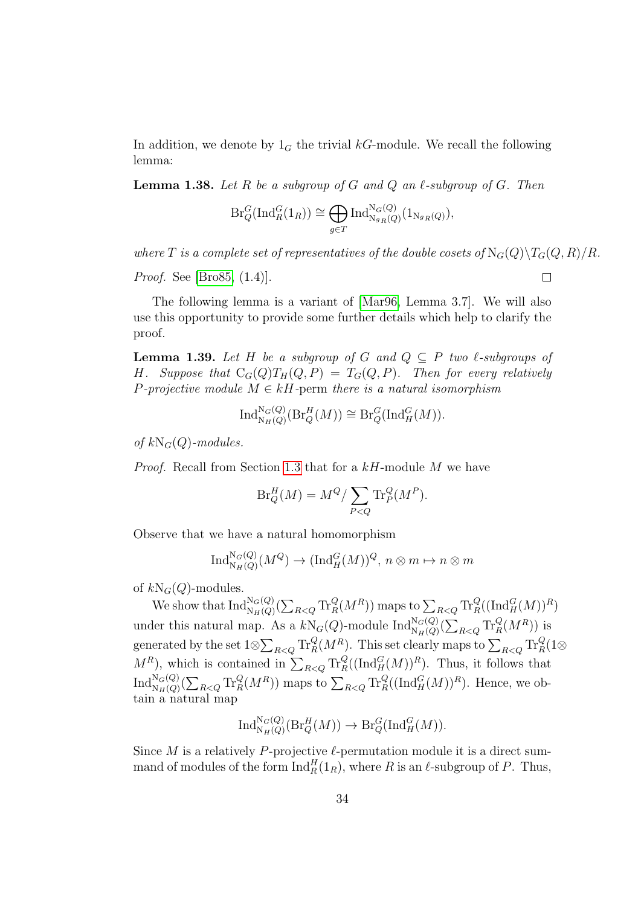In addition, we denote by $1_G$ the trivial $kG$-module. We recall the following lemma:

**Lemma 1.38.** *Let $R$ be a subgroup of $G$ and $Q$ an $\ell$-subgroup of $G$. Then*

$$\mathrm{Br}_Q^G(\mathrm{Ind}_R^G(1_R)) \cong \bigoplus_{g \in T} \mathrm{Ind}_{\mathrm{N}_{{}^gR}(Q)}^{\mathrm{N}_G(Q)}(1_{\mathrm{N}_{{}^gR}(Q)}),$$

*where $T$ is a complete set of representatives of the double cosets of $\mathrm{N}_G(Q)\backslash T_G(Q,R)/R$.*

*Proof.* See [Bro85, (1.4)]. □

The following lemma is a variant of [Mar96, Lemma 3.7]. We will also use this opportunity to provide some further details which help to clarify the proof.

**Lemma 1.39.** *Let $H$ be a subgroup of $G$ and $Q \subseteq P$ two $\ell$-subgroups of $H$. Suppose that $\mathrm{C}_G(Q)T_H(Q,P) = T_G(Q,P)$. Then for every relatively $P$-projective module $M \in kH$-perm there is a natural isomorphism*

$$\mathrm{Ind}_{\mathrm{N}_H(Q)}^{\mathrm{N}_G(Q)}(\mathrm{Br}_Q^H(M)) \cong \mathrm{Br}_Q^G(\mathrm{Ind}_H^G(M)).$$

*of $k\mathrm{N}_G(Q)$-modules.*

*Proof.* Recall from Section 1.3 that for a $kH$-module $M$ we have

$$\mathrm{Br}_Q^H(M) = M^Q / \sum_{P<Q} \mathrm{Tr}_P^Q(M^P).$$

Observe that we have a natural homomorphism

$$\mathrm{Ind}_{\mathrm{N}_H(Q)}^{\mathrm{N}_G(Q)}(M^Q) \to (\mathrm{Ind}_H^G(M))^Q,\ n \otimes m \mapsto n \otimes m$$

of $k\mathrm{N}_G(Q)$-modules.

We show that $\mathrm{Ind}_{\mathrm{N}_H(Q)}^{\mathrm{N}_G(Q)}(\sum_{R<Q} \mathrm{Tr}_R^Q(M^R))$ maps to $\sum_{R<Q} \mathrm{Tr}_R^Q((\mathrm{Ind}_H^G(M))^R)$ under this natural map. As a $k\mathrm{N}_G(Q)$-module $\mathrm{Ind}_{\mathrm{N}_H(Q)}^{\mathrm{N}_G(Q)}(\sum_{R<Q} \mathrm{Tr}_R^Q(M^R))$ is generated by the set $1 \otimes \sum_{R<Q} \mathrm{Tr}_R^Q(M^R)$. This set clearly maps to $\sum_{R<Q} \mathrm{Tr}_R^Q(1 \otimes M^R)$, which is contained in $\sum_{R<Q} \mathrm{Tr}_R^Q((\mathrm{Ind}_H^G(M))^R)$. Thus, it follows that $\mathrm{Ind}_{\mathrm{N}_H(Q)}^{\mathrm{N}_G(Q)}(\sum_{R<Q} \mathrm{Tr}_R^Q(M^R))$ maps to $\sum_{R<Q} \mathrm{Tr}_R^Q((\mathrm{Ind}_H^G(M))^R)$. Hence, we obtain a natural map

$$\mathrm{Ind}_{\mathrm{N}_H(Q)}^{\mathrm{N}_G(Q)}(\mathrm{Br}_Q^H(M)) \to \mathrm{Br}_Q^G(\mathrm{Ind}_H^G(M)).$$

Since $M$ is a relatively $P$-projective $\ell$-permutation module it is a direct summand of modules of the form $\mathrm{Ind}_R^H(1_R)$, where $R$ is an $\ell$-subgroup of $P$. Thus,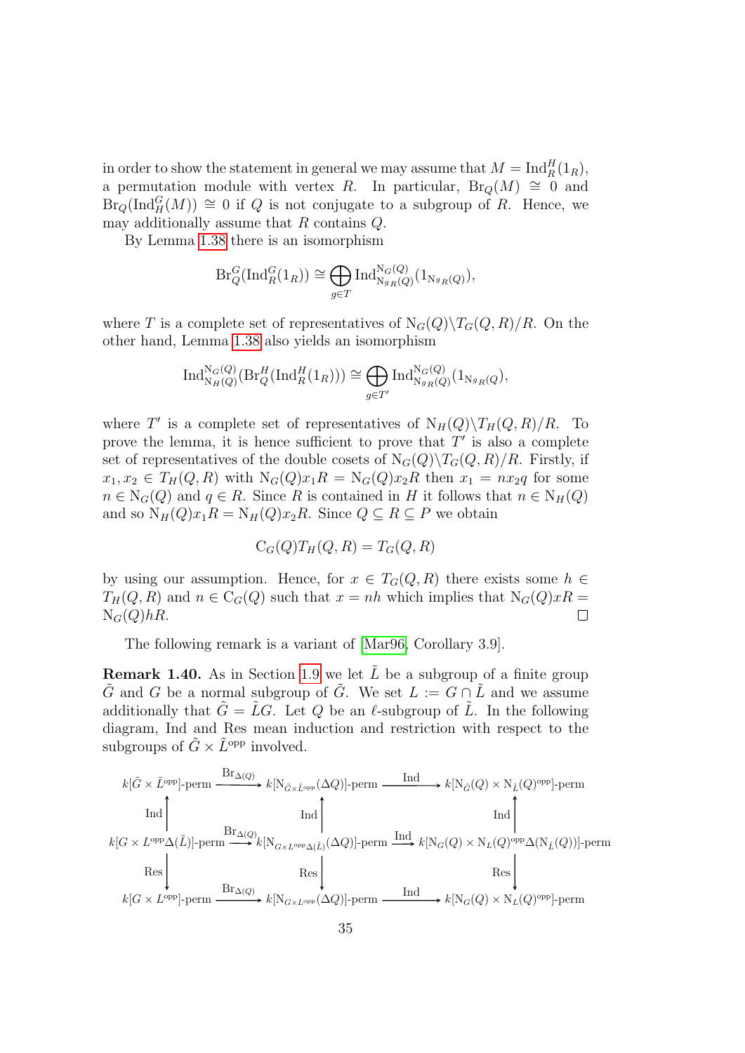in order to show the statement in general we may assume that $M = \mathrm{Ind}_R^H(1_R)$, a permutation module with vertex $R$. In particular, $\mathrm{Br}_Q(M) \cong 0$ and $\mathrm{Br}_Q(\mathrm{Ind}_H^G(M)) \cong 0$ if $Q$ is not conjugate to a subgroup of $R$. Hence, we may additionally assume that $R$ contains $Q$.

By Lemma 1.38 there is an isomorphism

$$\mathrm{Br}_Q^G(\mathrm{Ind}_R^G(1_R)) \cong \bigoplus_{g \in T} \mathrm{Ind}_{\mathrm{N}_{{}^gR}(Q)}^{\mathrm{N}_G(Q)}(1_{\mathrm{N}_{{}^gR}(Q)}),$$

where $T$ is a complete set of representatives of $\mathrm{N}_G(Q)\backslash T_G(Q,R)/R$. On the other hand, Lemma 1.38 also yields an isomorphism

$$\mathrm{Ind}_{\mathrm{N}_H(Q)}^{\mathrm{N}_G(Q)}(\mathrm{Br}_Q^H(\mathrm{Ind}_R^H(1_R))) \cong \bigoplus_{g \in T'} \mathrm{Ind}_{\mathrm{N}_{{}^gR}(Q)}^{\mathrm{N}_G(Q)}(1_{\mathrm{N}_{{}^gR}(Q)}),$$

where $T'$ is a complete set of representatives of $\mathrm{N}_H(Q)\backslash T_H(Q,R)/R$. To prove the lemma, it is hence sufficient to prove that $T'$ is also a complete set of representatives of the double cosets of $\mathrm{N}_G(Q)\backslash T_G(Q,R)/R$. Firstly, if $x_1, x_2 \in T_H(Q,R)$ with $\mathrm{N}_G(Q)x_1R = \mathrm{N}_G(Q)x_2R$ then $x_1 = nx_2q$ for some $n \in \mathrm{N}_G(Q)$ and $q \in R$. Since $R$ is contained in $H$ it follows that $n \in \mathrm{N}_H(Q)$ and so $\mathrm{N}_H(Q)x_1R = \mathrm{N}_H(Q)x_2R$. Since $Q \subseteq R \subseteq P$ we obtain

$$\mathrm{C}_G(Q)T_H(Q,R) = T_G(Q,R)$$

by using our assumption. Hence, for $x \in T_G(Q,R)$ there exists some $h \in T_H(Q,R)$ and $n \in \mathrm{C}_G(Q)$ such that $x = nh$ which implies that $\mathrm{N}_G(Q)xR = \mathrm{N}_G(Q)hR$. □

The following remark is a variant of [Mar96, Corollary 3.9].

**Remark 1.40.** As in Section 1.9 we let $\tilde{L}$ be a subgroup of a finite group $\tilde{G}$ and $G$ be a normal subgroup of $\tilde{G}$. We set $L := G \cap \tilde{L}$ and we assume additionally that $\tilde{G} = \tilde{L}G$. Let $Q$ be an $\ell$-subgroup of $\tilde{L}$. In the following diagram, Ind and Res mean induction and restriction with respect to the subgroups of $\tilde{G} \times \tilde{L}^{\mathrm{opp}}$ involved.

$$\begin{array}{ccccc}
k[\tilde{G} \times \tilde{L}^{\mathrm{opp}}]\text{-perm} & \xrightarrow{\mathrm{Br}_{\Delta(Q)}} & k[\mathrm{N}_{\tilde{G} \times \tilde{L}^{\mathrm{opp}}}(\Delta Q)]\text{-perm} & \xrightarrow{\mathrm{Ind}} & k[\mathrm{N}_{\tilde{G}}(Q) \times \mathrm{N}_{\tilde{L}}(Q)^{\mathrm{opp}}]\text{-perm} \\
\uparrow \mathrm{Ind} & & \uparrow \mathrm{Ind} & & \uparrow \mathrm{Ind} \\
k[G \times L^{\mathrm{opp}}\Delta(\tilde{L})]\text{-perm} & \xrightarrow{\mathrm{Br}_{\Delta(Q)}} & k[\mathrm{N}_{G \times L^{\mathrm{opp}}\Delta(\tilde{L})}(\Delta Q)]\text{-perm} & \xrightarrow{\mathrm{Ind}} & k[\mathrm{N}_G(Q) \times \mathrm{N}_L(Q)^{\mathrm{opp}}\Delta(\mathrm{N}_{\tilde{L}}(Q))]\text{-perm} \\
\downarrow \mathrm{Res} & & \downarrow \mathrm{Res} & & \downarrow \mathrm{Res} \\
k[G \times L^{\mathrm{opp}}]\text{-perm} & \xrightarrow{\mathrm{Br}_{\Delta(Q)}} & k[\mathrm{N}_{G \times L^{\mathrm{opp}}}(\Delta Q)]\text{-perm} & \xrightarrow{\mathrm{Ind}} & k[\mathrm{N}_G(Q) \times \mathrm{N}_L(Q)^{\mathrm{opp}}]\text{-perm}
\end{array}$$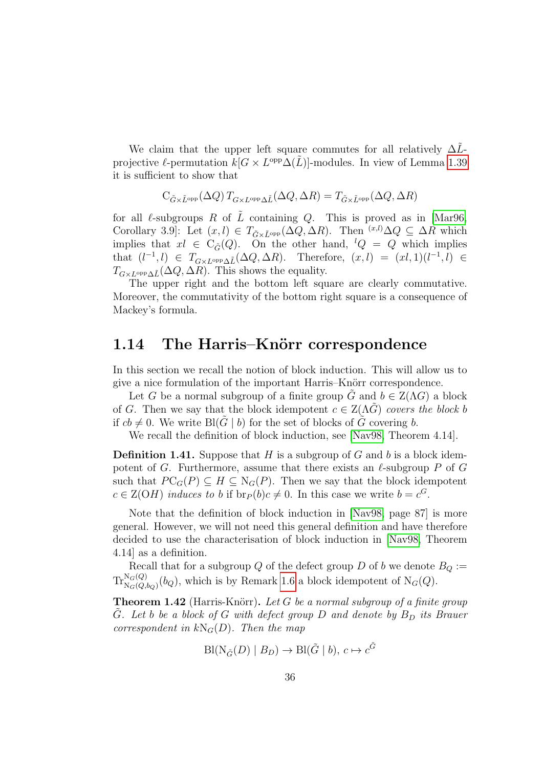We claim that the upper left square commutes for all relatively $\Delta\tilde{L}$-projective $\ell$-permutation $k[G \times L^{\mathrm{opp}}\Delta(\tilde{L})]$-modules. In view of Lemma 1.39 it is sufficient to show that

$$\mathrm{C}_{\tilde{G}\times\tilde{L}^{\mathrm{opp}}}(\Delta Q)\, T_{G\times L^{\mathrm{opp}}\Delta\tilde{L}}(\Delta Q, \Delta R) = T_{\tilde{G}\times\tilde{L}^{\mathrm{opp}}}(\Delta Q, \Delta R)$$

for all $\ell$-subgroups $R$ of $\tilde{L}$ containing $Q$. This is proved as in [Mar96, Corollary 3.9]: Let $(x, l) \in T_{\tilde{G}\times\tilde{L}^{\mathrm{opp}}}(\Delta Q, \Delta R)$. Then ${}^{(x,l)}\Delta Q \subseteq \Delta R$ which implies that $xl \in \mathrm{C}_{\tilde{G}}(Q)$. On the other hand, ${}^{l}Q = Q$ which implies that $(l^{-1}, l) \in T_{G\times L^{\mathrm{opp}}\Delta\tilde{L}}(\Delta Q, \Delta R)$. Therefore, $(x, l) = (xl, 1)(l^{-1}, l) \in T_{G\times L^{\mathrm{opp}}\Delta\tilde{L}}(\Delta Q, \Delta R)$. This shows the equality.

The upper right and the bottom left square are clearly commutative. Moreover, the commutativity of the bottom right square is a consequence of Mackey's formula.

## 1.14 The Harris–Knörr correspondence

In this section we recall the notion of block induction. This will allow us to give a nice formulation of the important Harris–Knörr correspondence.

Let $G$ be a normal subgroup of a finite group $\tilde{G}$ and $b \in \mathrm{Z}(\Lambda G)$ a block of $G$. Then we say that the block idempotent $c \in \mathrm{Z}(\Lambda\tilde{G})$ *covers the block* $b$ if $cb \neq 0$. We write $\mathrm{Bl}(\tilde{G} \mid b)$ for the set of blocks of $\tilde{G}$ covering $b$.

We recall the definition of block induction, see [Nav98, Theorem 4.14].

**Definition 1.41.** Suppose that $H$ is a subgroup of $G$ and $b$ is a block idempotent of $G$. Furthermore, assume that there exists an $\ell$-subgroup $P$ of $G$ such that $P\mathrm{C}_G(P) \subseteq H \subseteq \mathrm{N}_G(P)$. Then we say that the block idempotent $c \in \mathrm{Z}(\mathcal{O}H)$ *induces to* $b$ if $\mathrm{br}_P(b)c \neq 0$. In this case we write $b = c^G$.

Note that the definition of block induction in [Nav98, page 87] is more general. However, we will not need this general definition and have therefore decided to use the characterisation of block induction in [Nav98, Theorem 4.14] as a definition.

Recall that for a subgroup $Q$ of the defect group $D$ of $b$ we denote $B_Q := \mathrm{Tr}_{\mathrm{N}_G(Q,b_Q)}^{\mathrm{N}_G(Q)}(b_Q)$, which is by Remark 1.6 a block idempotent of $\mathrm{N}_G(Q)$.

**Theorem 1.42** (Harris-Knörr)**.** *Let $G$ be a normal subgroup of a finite group $\tilde{G}$. Let $b$ be a block of $G$ with defect group $D$ and denote by $B_D$ its Brauer correspondent in $k\mathrm{N}_G(D)$. Then the map*

$$\mathrm{Bl}(\mathrm{N}_{\tilde{G}}(D) \mid B_D) \to \mathrm{Bl}(\tilde{G} \mid b),\, c \mapsto c^{\tilde{G}}$$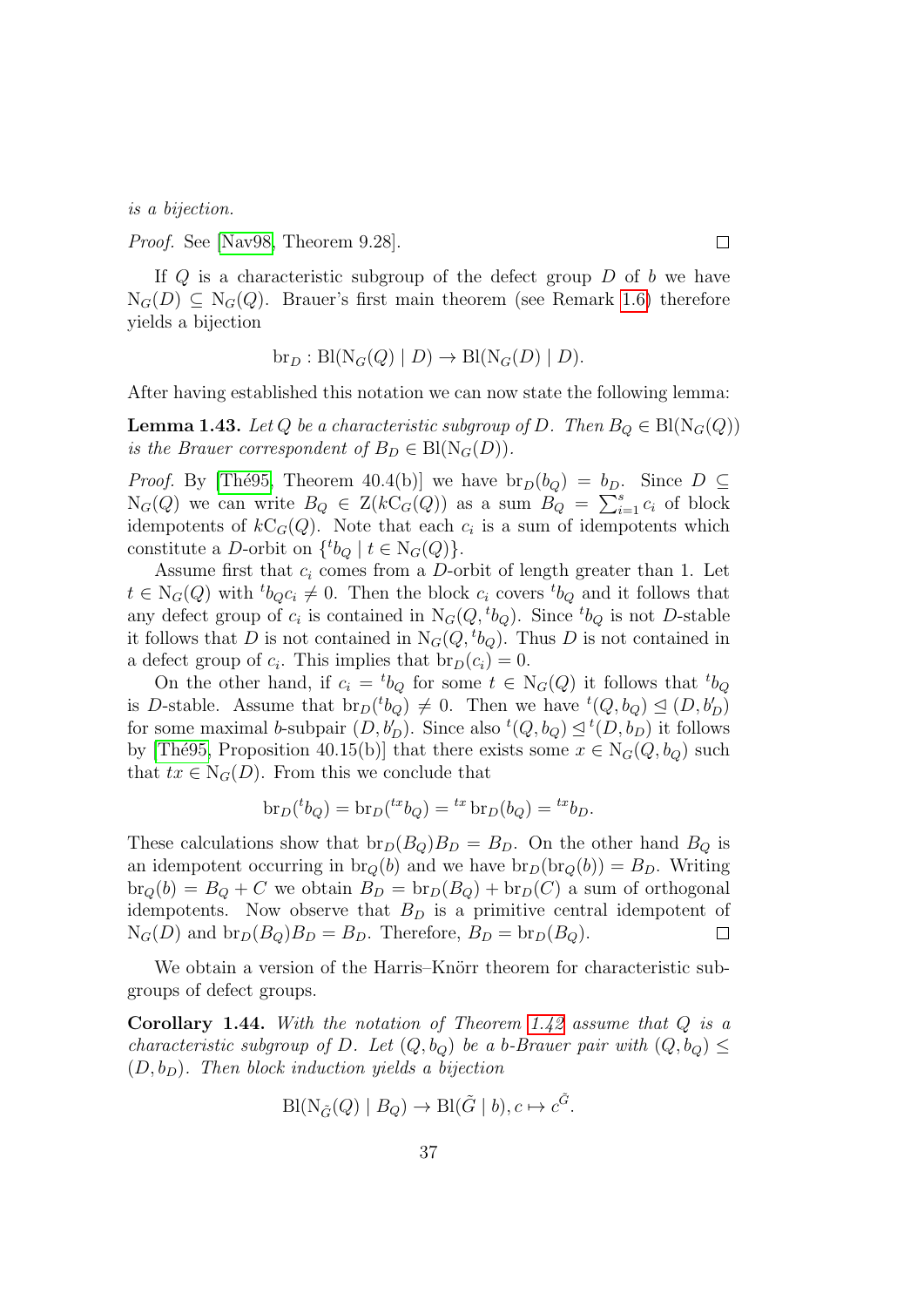*is a bijection.*

*Proof.* See [Nav98, Theorem 9.28]. □

If $Q$ is a characteristic subgroup of the defect group $D$ of $b$ we have $\mathrm{N}_G(D) \subseteq \mathrm{N}_G(Q)$. Brauer's first main theorem (see Remark 1.6) therefore yields a bijection

$$\mathrm{br}_D : \mathrm{Bl}(\mathrm{N}_G(Q) \mid D) \to \mathrm{Bl}(\mathrm{N}_G(D) \mid D).$$

After having established this notation we can now state the following lemma:

**Lemma 1.43.** *Let $Q$ be a characteristic subgroup of $D$. Then $B_Q \in \mathrm{Bl}(\mathrm{N}_G(Q))$ is the Brauer correspondent of $B_D \in \mathrm{Bl}(\mathrm{N}_G(D))$.*

*Proof.* By [Thé95, Theorem 40.4(b)] we have $\mathrm{br}_D(b_Q) = b_D$. Since $D \subseteq \mathrm{N}_G(Q)$ we can write $B_Q \in \mathrm{Z}(k\mathrm{C}_G(Q))$ as a sum $B_Q = \sum_{i=1}^s c_i$ of block idempotents of $k\mathrm{C}_G(Q)$. Note that each $c_i$ is a sum of idempotents which constitute a $D$-orbit on $\{{}^t b_Q \mid t \in \mathrm{N}_G(Q)\}$.

Assume first that $c_i$ comes from a $D$-orbit of length greater than 1. Let $t \in \mathrm{N}_G(Q)$ with ${}^t b_Q c_i \neq 0$. Then the block $c_i$ covers ${}^t b_Q$ and it follows that any defect group of $c_i$ is contained in $\mathrm{N}_G(Q, {}^t b_Q)$. Since ${}^t b_Q$ is not $D$-stable it follows that $D$ is not contained in $\mathrm{N}_G(Q, {}^t b_Q)$. Thus $D$ is not contained in a defect group of $c_i$. This implies that $\mathrm{br}_D(c_i) = 0$.

On the other hand, if $c_i = {}^t b_Q$ for some $t \in \mathrm{N}_G(Q)$ it follows that ${}^t b_Q$ is $D$-stable. Assume that $\mathrm{br}_D({}^t b_Q) \neq 0$. Then we have ${}^t(Q, b_Q) \trianglelefteq (D, b_D')$ for some maximal $b$-subpair $(D, b_D')$. Since also ${}^t(Q, b_Q) \trianglelefteq {}^t(D, b_D)$ it follows by [Thé95, Proposition 40.15(b)] that there exists some $x \in \mathrm{N}_G(Q, b_Q)$ such that $tx \in \mathrm{N}_G(D)$. From this we conclude that

$$\mathrm{br}_D({}^t b_Q) = \mathrm{br}_D({}^{tx} b_Q) = {}^{tx}\,\mathrm{br}_D(b_Q) = {}^{tx} b_D.$$

These calculations show that $\mathrm{br}_D(B_Q)B_D = B_D$. On the other hand $B_Q$ is an idempotent occurring in $\mathrm{br}_Q(b)$ and we have $\mathrm{br}_D(\mathrm{br}_Q(b)) = B_D$. Writing $\mathrm{br}_Q(b) = B_Q + C$ we obtain $B_D = \mathrm{br}_D(B_Q) + \mathrm{br}_D(C)$ a sum of orthogonal idempotents. Now observe that $B_D$ is a primitive central idempotent of $\mathrm{N}_G(D)$ and $\mathrm{br}_D(B_Q)B_D = B_D$. Therefore, $B_D = \mathrm{br}_D(B_Q)$. □

We obtain a version of the Harris–Knörr theorem for characteristic subgroups of defect groups.

**Corollary 1.44.** *With the notation of Theorem 1.42 assume that $Q$ is a characteristic subgroup of $D$. Let $(Q, b_Q)$ be a $b$-Brauer pair with $(Q, b_Q) \leq (D, b_D)$. Then block induction yields a bijection*

$$\mathrm{Bl}(\mathrm{N}_{\tilde{G}}(Q) \mid B_Q) \to \mathrm{Bl}(\tilde{G} \mid b), c \mapsto c^{\tilde{G}}.$$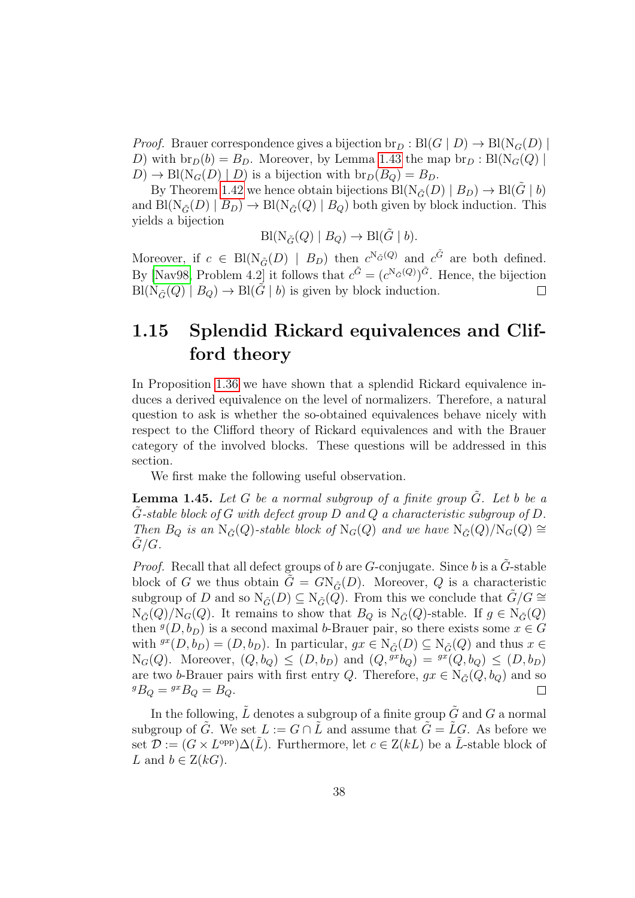*Proof.* Brauer correspondence gives a bijection $\mathrm{br}_D : \mathrm{Bl}(G \mid D) \to \mathrm{Bl}(\mathrm{N}_G(D) \mid D)$ with $\mathrm{br}_D(b) = B_D$. Moreover, by Lemma 1.43 the map $\mathrm{br}_D : \mathrm{Bl}(\mathrm{N}_G(Q) \mid D) \to \mathrm{Bl}(\mathrm{N}_G(D) \mid D)$ is a bijection with $\mathrm{br}_D(B_Q) = B_D$.

By Theorem 1.42 we hence obtain bijections $\mathrm{Bl}(\mathrm{N}_{\tilde{G}}(D) \mid B_D) \to \mathrm{Bl}(\tilde{G} \mid b)$ and $\mathrm{Bl}(\mathrm{N}_{\tilde{G}}(D) \mid B_D) \to \mathrm{Bl}(\mathrm{N}_{\tilde{G}}(Q) \mid B_Q)$ both given by block induction. This yields a bijection

$$\mathrm{Bl}(\mathrm{N}_{\tilde{G}}(Q) \mid B_Q) \to \mathrm{Bl}(\tilde{G} \mid b).$$

Moreover, if $c \in \mathrm{Bl}(\mathrm{N}_{\tilde{G}}(D) \mid B_D)$ then $c^{\mathrm{N}_{\tilde{G}}(Q)}$ and $c^{\tilde{G}}$ are both defined. By [Nav98, Problem 4.2] it follows that $c^{\tilde{G}} = (c^{\mathrm{N}_{\tilde{G}}(Q)})^{\tilde{G}}$. Hence, the bijection $\mathrm{Bl}(\mathrm{N}_{\tilde{G}}(Q) \mid B_Q) \to \mathrm{Bl}(\tilde{G} \mid b)$ is given by block induction. $\square$

## 1.15 Splendid Rickard equivalences and Clifford theory

In Proposition 1.36 we have shown that a splendid Rickard equivalence induces a derived equivalence on the level of normalizers. Therefore, a natural question to ask is whether the so-obtained equivalences behave nicely with respect to the Clifford theory of Rickard equivalences and with the Brauer category of the involved blocks. These questions will be addressed in this section.

We first make the following useful observation.

**Lemma 1.45.** *Let $G$ be a normal subgroup of a finite group $\tilde{G}$. Let $b$ be a $\tilde{G}$-stable block of $G$ with defect group $D$ and $Q$ a characteristic subgroup of $D$. Then $B_Q$ is an $\mathrm{N}_{\tilde{G}}(Q)$-stable block of $\mathrm{N}_G(Q)$ and we have $\mathrm{N}_{\tilde{G}}(Q)/\mathrm{N}_G(Q) \cong \tilde{G}/G$.*

*Proof.* Recall that all defect groups of $b$ are $G$-conjugate. Since $b$ is a $\tilde{G}$-stable block of $G$ we thus obtain $\tilde{G} = G\mathrm{N}_{\tilde{G}}(D)$. Moreover, $Q$ is a characteristic subgroup of $D$ and so $\mathrm{N}_{\tilde{G}}(D) \subseteq \mathrm{N}_{\tilde{G}}(Q)$. From this we conclude that $\tilde{G}/G \cong \mathrm{N}_{\tilde{G}}(Q)/\mathrm{N}_G(Q)$. It remains to show that $B_Q$ is $\mathrm{N}_{\tilde{G}}(Q)$-stable. If $g \in \mathrm{N}_{\tilde{G}}(Q)$ then ${}^g(D, b_D)$ is a second maximal $b$-Brauer pair, so there exists some $x \in G$ with ${}^{gx}(D, b_D) = (D, b_D)$. In particular, $gx \in \mathrm{N}_{\tilde{G}}(D) \subseteq \mathrm{N}_{\tilde{G}}(Q)$ and thus $x \in \mathrm{N}_G(Q)$. Moreover, $(Q, b_Q) \leq (D, b_D)$ and $(Q, {}^{gx}b_Q) = {}^{gx}(Q, b_Q) \leq (D, b_D)$ are two $b$-Brauer pairs with first entry $Q$. Therefore, $gx \in \mathrm{N}_{\tilde{G}}(Q, b_Q)$ and so ${}^g B_Q = {}^{gx} B_Q = B_Q$. $\square$

In the following, $\tilde{L}$ denotes a subgroup of a finite group $\tilde{G}$ and $G$ a normal subgroup of $\tilde{G}$. We set $L := G \cap \tilde{L}$ and assume that $\tilde{G} = \tilde{L}G$. As before we set $\mathcal{D} := (G \times L^{\mathrm{opp}})\Delta(\tilde{L})$. Furthermore, let $c \in \mathrm{Z}(kL)$ be a $\tilde{L}$-stable block of $L$ and $b \in \mathrm{Z}(kG)$.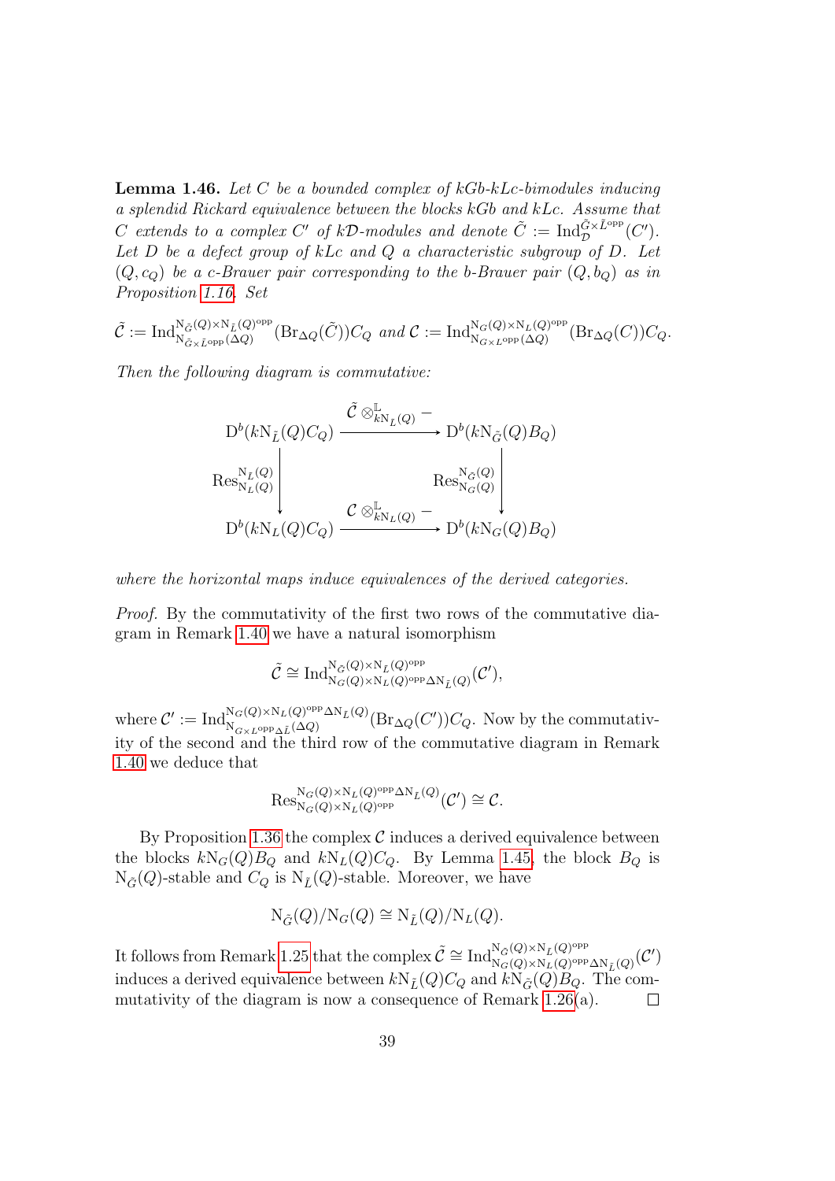**Lemma 1.46.** *Let $C$ be a bounded complex of $kGb$-$kLc$-bimodules inducing a splendid Rickard equivalence between the blocks $kGb$ and $kLc$. Assume that $C$ extends to a complex $C'$ of $k\mathcal{D}$-modules and denote $\tilde{C} := \mathrm{Ind}_{\mathcal{D}}^{\tilde{G}\times\tilde{L}^{\mathrm{opp}}}(C')$. Let $D$ be a defect group of $kLc$ and $Q$ a characteristic subgroup of $D$. Let $(Q, c_Q)$ be a $c$-Brauer pair corresponding to the $b$-Brauer pair $(Q, b_Q)$ as in Proposition 1.16. Set*

$$\tilde{\mathcal{C}} := \mathrm{Ind}_{\mathrm{N}_{\tilde{G}\times\tilde{L}^{\mathrm{opp}}}(\Delta Q)}^{\mathrm{N}_{\tilde{G}}(Q)\times \mathrm{N}_{\tilde{L}}(Q)^{\mathrm{opp}}}(\mathrm{Br}_{\Delta Q}(\tilde{C}))C_Q \text{ and } \mathcal{C} := \mathrm{Ind}_{\mathrm{N}_{G\times L^{\mathrm{opp}}}(\Delta Q)}^{\mathrm{N}_{G}(Q)\times \mathrm{N}_{L}(Q)^{\mathrm{opp}}}(\mathrm{Br}_{\Delta Q}(C))C_Q.$$

*Then the following diagram is commutative:*

$$\begin{array}{ccc}
\mathrm{D}^b(k\mathrm{N}_{\tilde{L}}(Q)C_Q) & \xrightarrow{\tilde{\mathcal{C}} \otimes^{\mathbb{L}}_{k\mathrm{N}_{\tilde{L}}(Q)} -} & \mathrm{D}^b(k\mathrm{N}_{\tilde{G}}(Q)B_Q) \\
\Big\downarrow \mathrm{Res}^{\mathrm{N}_{\tilde{L}}(Q)}_{\mathrm{N}_L(Q)} & & \Big\downarrow \mathrm{Res}^{\mathrm{N}_{\tilde{G}}(Q)}_{\mathrm{N}_G(Q)} \\
\mathrm{D}^b(k\mathrm{N}_{L}(Q)C_Q) & \xrightarrow{\mathcal{C} \otimes^{\mathbb{L}}_{k\mathrm{N}_{L}(Q)} -} & \mathrm{D}^b(k\mathrm{N}_{G}(Q)B_Q)
\end{array}$$

*where the horizontal maps induce equivalences of the derived categories.*

*Proof.* By the commutativity of the first two rows of the commutative diagram in Remark 1.40 we have a natural isomorphism

$$\tilde{\mathcal{C}} \cong \mathrm{Ind}_{\mathrm{N}_G(Q)\times \mathrm{N}_L(Q)^{\mathrm{opp}}\Delta \mathrm{N}_{\tilde{L}}(Q)}^{\mathrm{N}_{\tilde{G}}(Q)\times \mathrm{N}_{\tilde{L}}(Q)^{\mathrm{opp}}}(\mathcal{C}'),$$

where $\mathcal{C}' := \mathrm{Ind}_{\mathrm{N}_{G\times L^{\mathrm{opp}}\Delta\tilde{L}}(\Delta Q)}^{\mathrm{N}_G(Q)\times \mathrm{N}_L(Q)^{\mathrm{opp}}\Delta \mathrm{N}_{\tilde{L}}(Q)}(\mathrm{Br}_{\Delta Q}(C'))C_Q$. Now by the commutativity of the second and the third row of the commutative diagram in Remark 1.40 we deduce that

$$\mathrm{Res}^{\mathrm{N}_G(Q)\times \mathrm{N}_L(Q)^{\mathrm{opp}}\Delta \mathrm{N}_{\tilde{L}}(Q)}_{\mathrm{N}_G(Q)\times \mathrm{N}_L(Q)^{\mathrm{opp}}}(\mathcal{C}') \cong \mathcal{C}.$$

By Proposition 1.36 the complex $\mathcal{C}$ induces a derived equivalence between the blocks $k\mathrm{N}_G(Q)B_Q$ and $k\mathrm{N}_L(Q)C_Q$. By Lemma 1.45, the block $B_Q$ is $\mathrm{N}_{\tilde{G}}(Q)$-stable and $C_Q$ is $\mathrm{N}_{\tilde{L}}(Q)$-stable. Moreover, we have

$$\mathrm{N}_{\tilde{G}}(Q)/\mathrm{N}_G(Q) \cong \mathrm{N}_{\tilde{L}}(Q)/\mathrm{N}_L(Q).$$

It follows from Remark 1.25 that the complex $\tilde{\mathcal{C}} \cong \mathrm{Ind}_{\mathrm{N}_G(Q)\times \mathrm{N}_L(Q)^{\mathrm{opp}}\Delta \mathrm{N}_{\tilde{L}}(Q)}^{\mathrm{N}_{\tilde{G}}(Q)\times \mathrm{N}_{\tilde{L}}(Q)^{\mathrm{opp}}}(\mathcal{C}')$ induces a derived equivalence between $k\mathrm{N}_{\tilde{L}}(Q)C_Q$ and $k\mathrm{N}_{\tilde{G}}(Q)B_Q$. The commutativity of the diagram is now a consequence of Remark 1.26(a). $\square$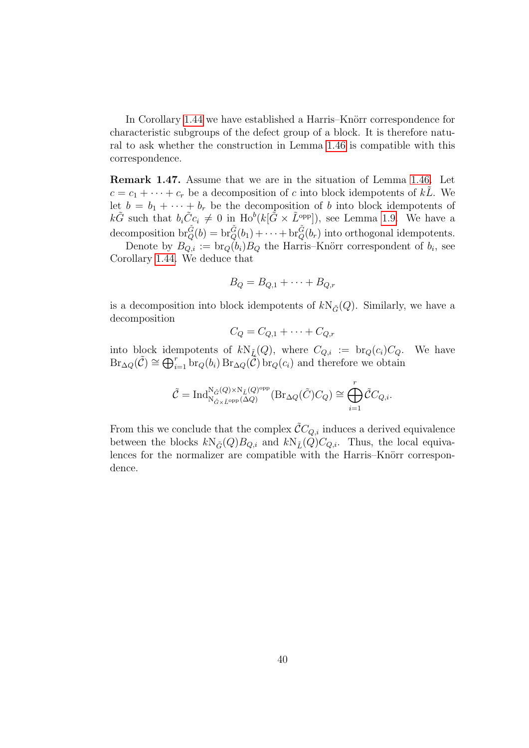In Corollary 1.44 we have established a Harris–Knörr correspondence for characteristic subgroups of the defect group of a block. It is therefore natural to ask whether the construction in Lemma 1.46 is compatible with this correspondence.

**Remark 1.47.** Assume that we are in the situation of Lemma 1.46. Let $c = c_1 + \cdots + c_r$ be a decomposition of $c$ into block idempotents of $k\tilde{L}$. We let $b = b_1 + \cdots + b_r$ be the decomposition of $b$ into block idempotents of $k\tilde{G}$ such that $b_i \tilde{C} c_i \neq 0$ in $\mathrm{Ho}^b(k[\tilde{G} \times \tilde{L}^{\mathrm{opp}}])$, see Lemma 1.9. We have a decomposition $\mathrm{br}_Q^{\tilde{G}}(b) = \mathrm{br}_Q^{\tilde{G}}(b_1) + \cdots + \mathrm{br}_Q^{\tilde{G}}(b_r)$ into orthogonal idempotents.

Denote by $B_{Q,i} := \mathrm{br}_Q(b_i) B_Q$ the Harris–Knörr correspondent of $b_i$, see Corollary 1.44. We deduce that

$$B_Q = B_{Q,1} + \cdots + B_{Q,r}$$

is a decomposition into block idempotents of $k\mathrm{N}_{\tilde{G}}(Q)$. Similarly, we have a decomposition

$$C_Q = C_{Q,1} + \cdots + C_{Q,r}$$

into block idempotents of $k\mathrm{N}_{\tilde{L}}(Q)$, where $C_{Q,i} := \mathrm{br}_Q(c_i) C_Q$. We have $\mathrm{Br}_{\Delta Q}(\tilde{\mathcal{C}}) \cong \bigoplus_{i=1}^r \mathrm{br}_Q(b_i) \mathrm{Br}_{\Delta Q}(\tilde{\mathcal{C}}) \mathrm{br}_Q(c_i)$ and therefore we obtain

$$\tilde{\mathcal{C}} = \mathrm{Ind}_{\mathrm{N}_{\tilde{G} \times \tilde{L}^{\mathrm{opp}}}(\Delta Q)}^{\mathrm{N}_{\tilde{G}}(Q) \times \mathrm{N}_{\tilde{L}}(Q)^{\mathrm{opp}}} (\mathrm{Br}_{\Delta Q}(\tilde{C}) C_Q) \cong \bigoplus_{i=1}^r \tilde{\mathcal{C}} C_{Q,i}.$$

From this we conclude that the complex $\tilde{\mathcal{C}} C_{Q,i}$ induces a derived equivalence between the blocks $k\mathrm{N}_{\tilde{G}}(Q) B_{Q,i}$ and $k\mathrm{N}_{\tilde{L}}(Q) C_{Q,i}$. Thus, the local equivalences for the normalizer are compatible with the Harris–Knörr correspondence.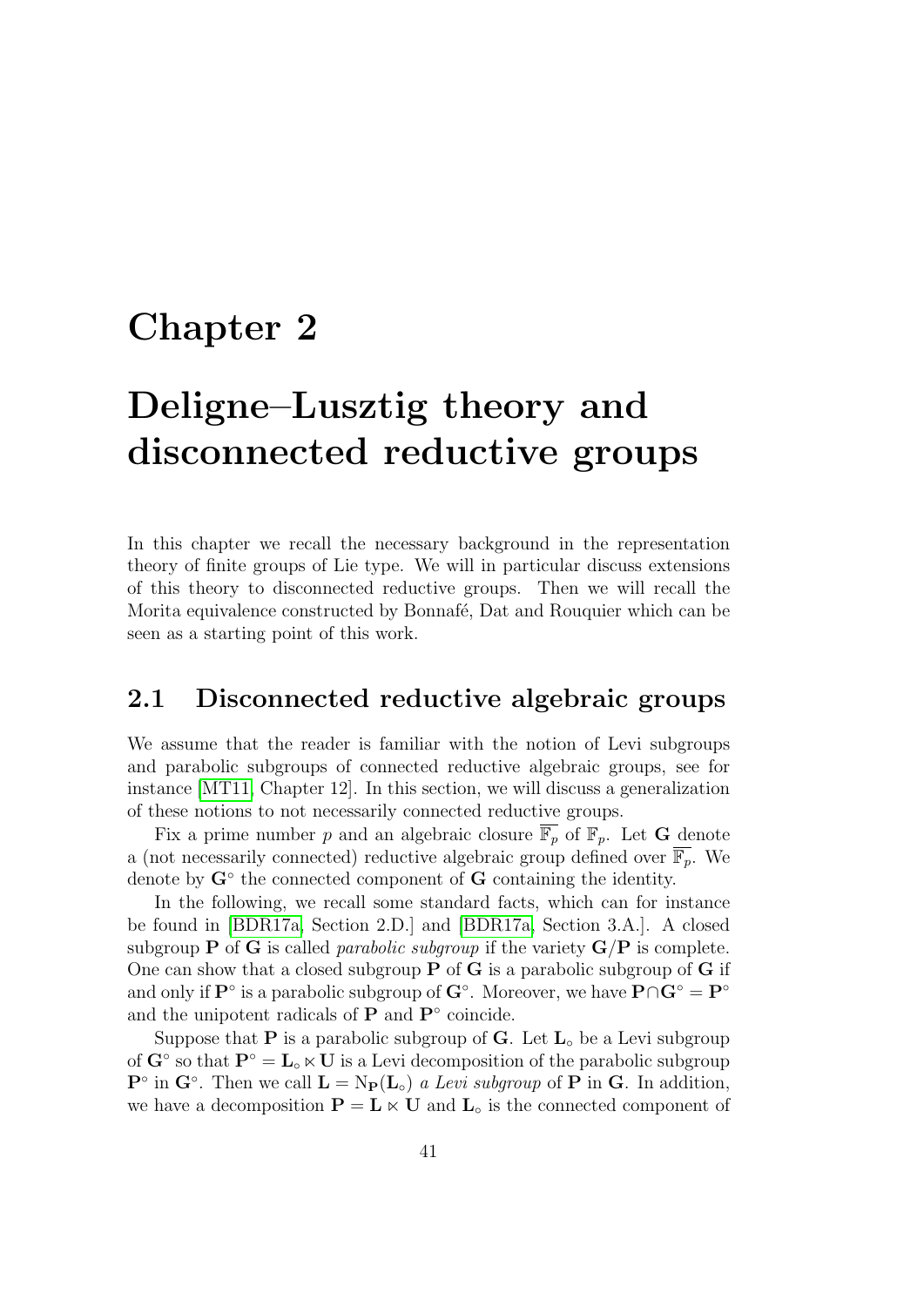# Chapter 2

# Deligne–Lusztig theory and disconnected reductive groups

In this chapter we recall the necessary background in the representation theory of finite groups of Lie type. We will in particular discuss extensions of this theory to disconnected reductive groups. Then we will recall the Morita equivalence constructed by Bonnafé, Dat and Rouquier which can be seen as a starting point of this work.

## 2.1 Disconnected reductive algebraic groups

We assume that the reader is familiar with the notion of Levi subgroups and parabolic subgroups of connected reductive algebraic groups, see for instance [MT11, Chapter 12]. In this section, we will discuss a generalization of these notions to not necessarily connected reductive groups.

Fix a prime number $p$ and an algebraic closure $\overline{\mathbb{F}_p}$ of $\mathbb{F}_p$. Let $\mathbf{G}$ denote a (not necessarily connected) reductive algebraic group defined over $\overline{\mathbb{F}_p}$. We denote by $\mathbf{G}^\circ$ the connected component of $\mathbf{G}$ containing the identity.

In the following, we recall some standard facts, which can for instance be found in [BDR17a, Section 2.D.] and [BDR17a, Section 3.A.]. A closed subgroup $\mathbf{P}$ of $\mathbf{G}$ is called *parabolic subgroup* if the variety $\mathbf{G}/\mathbf{P}$ is complete. One can show that a closed subgroup $\mathbf{P}$ of $\mathbf{G}$ is a parabolic subgroup of $\mathbf{G}$ if and only if $\mathbf{P}^\circ$ is a parabolic subgroup of $\mathbf{G}^\circ$. Moreover, we have $\mathbf{P} \cap \mathbf{G}^\circ = \mathbf{P}^\circ$ and the unipotent radicals of $\mathbf{P}$ and $\mathbf{P}^\circ$ coincide.

Suppose that $\mathbf{P}$ is a parabolic subgroup of $\mathbf{G}$. Let $\mathbf{L}_\circ$ be a Levi subgroup of $\mathbf{G}^\circ$ so that $\mathbf{P}^\circ = \mathbf{L}_\circ \ltimes \mathbf{U}$ is a Levi decomposition of the parabolic subgroup $\mathbf{P}^\circ$ in $\mathbf{G}^\circ$. Then we call $\mathbf{L} = \mathrm{N}_{\mathbf{P}}(\mathbf{L}_\circ)$ *a Levi subgroup* of $\mathbf{P}$ in $\mathbf{G}$. In addition, we have a decomposition $\mathbf{P} = \mathbf{L} \ltimes \mathbf{U}$ and $\mathbf{L}_\circ$ is the connected component of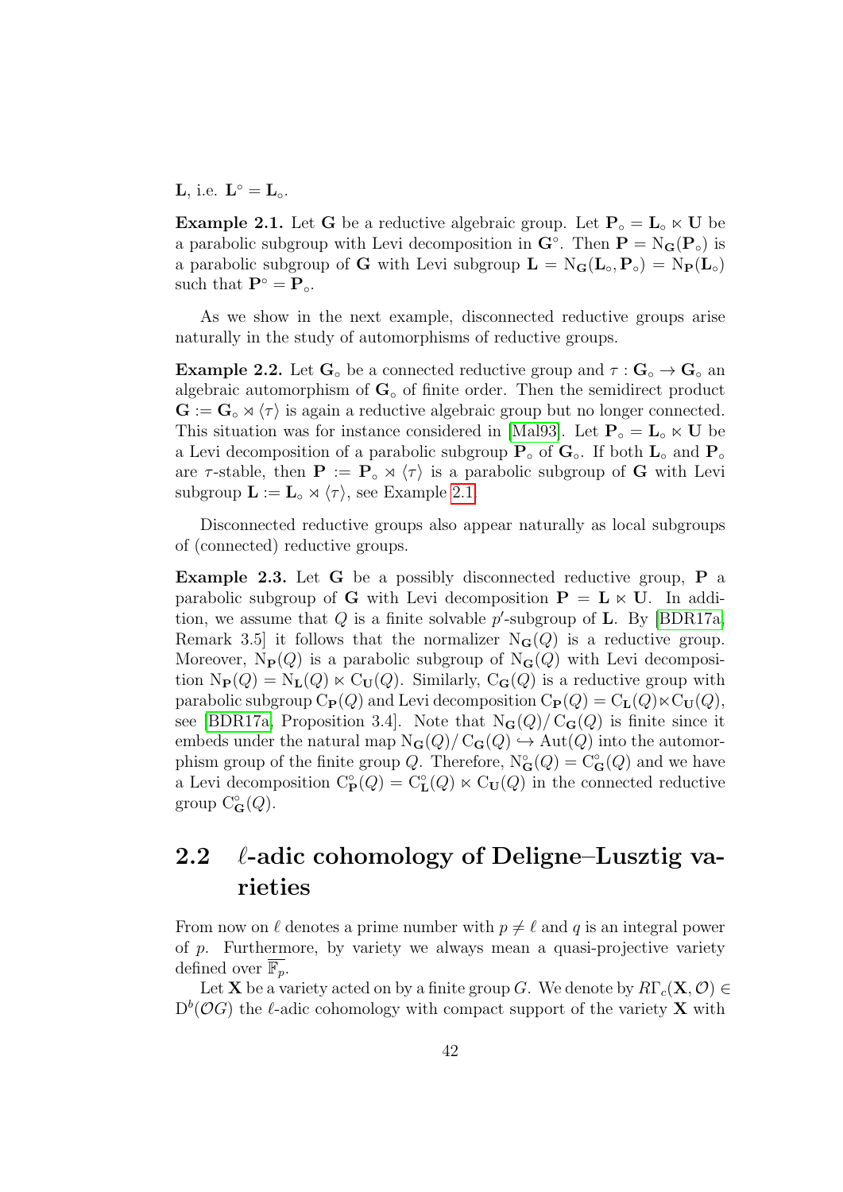$\mathbf{L}$, i.e. $\mathbf{L}^\circ = \mathbf{L}_\circ$.

**Example 2.1.** Let $\mathbf{G}$ be a reductive algebraic group. Let $\mathbf{P}_\circ = \mathbf{L}_\circ \ltimes \mathbf{U}$ be a parabolic subgroup with Levi decomposition in $\mathbf{G}^\circ$. Then $\mathbf{P} = \mathrm{N}_{\mathbf{G}}(\mathbf{P}_\circ)$ is a parabolic subgroup of $\mathbf{G}$ with Levi subgroup $\mathbf{L} = \mathrm{N}_{\mathbf{G}}(\mathbf{L}_\circ, \mathbf{P}_\circ) = \mathrm{N}_{\mathbf{P}}(\mathbf{L}_\circ)$ such that $\mathbf{P}^\circ = \mathbf{P}_\circ$.

As we show in the next example, disconnected reductive groups arise naturally in the study of automorphisms of reductive groups.

**Example 2.2.** Let $\mathbf{G}_\circ$ be a connected reductive group and $\tau : \mathbf{G}_\circ \to \mathbf{G}_\circ$ an algebraic automorphism of $\mathbf{G}_\circ$ of finite order. Then the semidirect product $\mathbf{G} := \mathbf{G}_\circ \rtimes \langle \tau \rangle$ is again a reductive algebraic group but no longer connected. This situation was for instance considered in [Mal93]. Let $\mathbf{P}_\circ = \mathbf{L}_\circ \ltimes \mathbf{U}$ be a Levi decomposition of a parabolic subgroup $\mathbf{P}_\circ$ of $\mathbf{G}_\circ$. If both $\mathbf{L}_\circ$ and $\mathbf{P}_\circ$ are $\tau$-stable, then $\mathbf{P} := \mathbf{P}_\circ \rtimes \langle \tau \rangle$ is a parabolic subgroup of $\mathbf{G}$ with Levi subgroup $\mathbf{L} := \mathbf{L}_\circ \rtimes \langle \tau \rangle$, see Example 2.1.

Disconnected reductive groups also appear naturally as local subgroups of (connected) reductive groups.

**Example 2.3.** Let $\mathbf{G}$ be a possibly disconnected reductive group, $\mathbf{P}$ a parabolic subgroup of $\mathbf{G}$ with Levi decomposition $\mathbf{P} = \mathbf{L} \ltimes \mathbf{U}$. In addition, we assume that $Q$ is a finite solvable $p'$-subgroup of $\mathbf{L}$. By [BDR17a, Remark 3.5] it follows that the normalizer $\mathrm{N}_{\mathbf{G}}(Q)$ is a reductive group. Moreover, $\mathrm{N}_{\mathbf{P}}(Q)$ is a parabolic subgroup of $\mathrm{N}_{\mathbf{G}}(Q)$ with Levi decomposition $\mathrm{N}_{\mathbf{P}}(Q) = \mathrm{N}_{\mathbf{L}}(Q) \ltimes \mathrm{C}_{\mathbf{U}}(Q)$. Similarly, $\mathrm{C}_{\mathbf{G}}(Q)$ is a reductive group with parabolic subgroup $\mathrm{C}_{\mathbf{P}}(Q)$ and Levi decomposition $\mathrm{C}_{\mathbf{P}}(Q) = \mathrm{C}_{\mathbf{L}}(Q) \ltimes \mathrm{C}_{\mathbf{U}}(Q)$, see [BDR17a, Proposition 3.4]. Note that $\mathrm{N}_{\mathbf{G}}(Q)/\mathrm{C}_{\mathbf{G}}(Q)$ is finite since it embeds under the natural map $\mathrm{N}_{\mathbf{G}}(Q)/\mathrm{C}_{\mathbf{G}}(Q) \hookrightarrow \mathrm{Aut}(Q)$ into the automorphism group of the finite group $Q$. Therefore, $\mathrm{N}^\circ_{\mathbf{G}}(Q) = \mathrm{C}^\circ_{\mathbf{G}}(Q)$ and we have a Levi decomposition $\mathrm{C}^\circ_{\mathbf{P}}(Q) = \mathrm{C}^\circ_{\mathbf{L}}(Q) \ltimes \mathrm{C}_{\mathbf{U}}(Q)$ in the connected reductive group $\mathrm{C}^\circ_{\mathbf{G}}(Q)$.

## 2.2 $\ell$-adic cohomology of Deligne–Lusztig varieties

From now on $\ell$ denotes a prime number with $p \neq \ell$ and $q$ is an integral power of $p$. Furthermore, by variety we always mean a quasi-projective variety defined over $\overline{\mathbb{F}_p}$.

Let $\mathbf{X}$ be a variety acted on by a finite group $G$. We denote by $R\Gamma_c(\mathbf{X}, \mathcal{O}) \in \mathrm{D}^b(\mathcal{O}G)$ the $\ell$-adic cohomology with compact support of the variety $\mathbf{X}$ with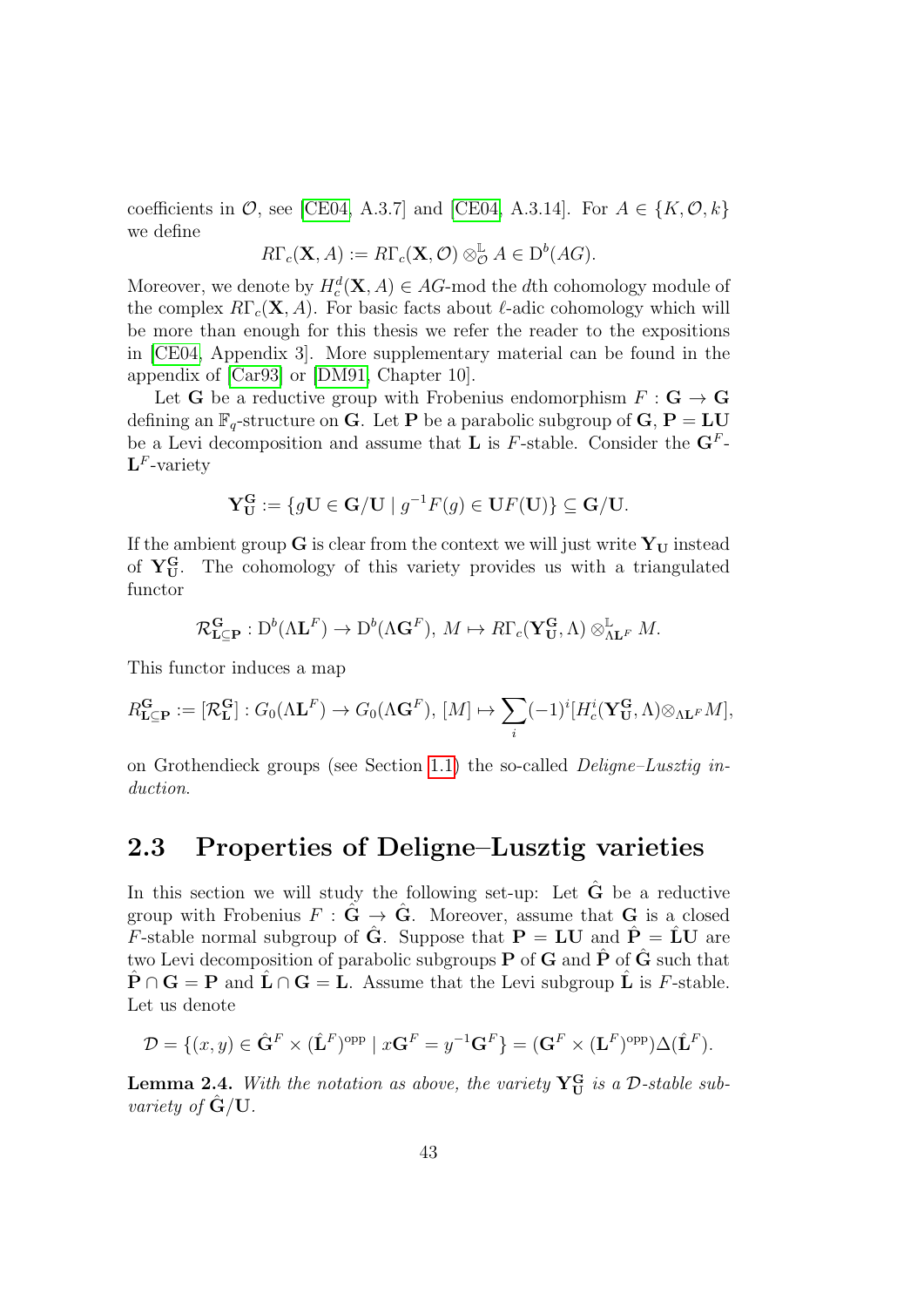coefficients in $\mathcal{O}$, see [CE04, A.3.7] and [CE04, A.3.14]. For $A \in \{K, \mathcal{O}, k\}$ we define

$$R\Gamma_c(\mathbf{X}, A) := R\Gamma_c(\mathbf{X}, \mathcal{O}) \otimes^{\mathbb{L}}_{\mathcal{O}} A \in \mathrm{D}^b(AG).$$

Moreover, we denote by $H^d_c(\mathbf{X}, A) \in AG$-mod the $d$th cohomology module of the complex $R\Gamma_c(\mathbf{X}, A)$. For basic facts about $\ell$-adic cohomology which will be more than enough for this thesis we refer the reader to the expositions in [CE04, Appendix 3]. More supplementary material can be found in the appendix of [Car93] or [DM91, Chapter 10].

Let $\mathbf{G}$ be a reductive group with Frobenius endomorphism $F : \mathbf{G} \to \mathbf{G}$ defining an $\mathbb{F}_q$-structure on $\mathbf{G}$. Let $\mathbf{P}$ be a parabolic subgroup of $\mathbf{G}$, $\mathbf{P} = \mathbf{L}\mathbf{U}$ be a Levi decomposition and assume that $\mathbf{L}$ is $F$-stable. Consider the $\mathbf{G}^F$-$\mathbf{L}^F$-variety

$$\mathbf{Y}^{\mathbf{G}}_{\mathbf{U}} := \{g\mathbf{U} \in \mathbf{G}/\mathbf{U} \mid g^{-1}F(g) \in \mathbf{U}F(\mathbf{U})\} \subseteq \mathbf{G}/\mathbf{U}.$$

If the ambient group $\mathbf{G}$ is clear from the context we will just write $\mathbf{Y}_{\mathbf{U}}$ instead of $\mathbf{Y}^{\mathbf{G}}_{\mathbf{U}}$. The cohomology of this variety provides us with a triangulated functor

$$\mathcal{R}^{\mathbf{G}}_{\mathbf{L}\subseteq\mathbf{P}} : \mathrm{D}^b(\Lambda\mathbf{L}^F) \to \mathrm{D}^b(\Lambda\mathbf{G}^F),\ M \mapsto R\Gamma_c(\mathbf{Y}^{\mathbf{G}}_{\mathbf{U}}, \Lambda) \otimes^{\mathbb{L}}_{\Lambda\mathbf{L}^F} M.$$

This functor induces a map

$$R^{\mathbf{G}}_{\mathbf{L}\subseteq\mathbf{P}} := [\mathcal{R}^{\mathbf{G}}_{\mathbf{L}}] : G_0(\Lambda\mathbf{L}^F) \to G_0(\Lambda\mathbf{G}^F),\ [M] \mapsto \sum_i (-1)^i [H^i_c(\mathbf{Y}^{\mathbf{G}}_{\mathbf{U}}, \Lambda) \otimes_{\Lambda\mathbf{L}^F} M],$$

on Grothendieck groups (see Section 1.1) the so-called *Deligne–Lusztig induction*.

## 2.3 Properties of Deligne–Lusztig varieties

In this section we will study the following set-up: Let $\hat{\mathbf{G}}$ be a reductive group with Frobenius $F : \hat{\mathbf{G}} \to \hat{\mathbf{G}}$. Moreover, assume that $\mathbf{G}$ is a closed $F$-stable normal subgroup of $\hat{\mathbf{G}}$. Suppose that $\mathbf{P} = \mathbf{L}\mathbf{U}$ and $\hat{\mathbf{P}} = \hat{\mathbf{L}}\mathbf{U}$ are two Levi decomposition of parabolic subgroups $\mathbf{P}$ of $\mathbf{G}$ and $\hat{\mathbf{P}}$ of $\hat{\mathbf{G}}$ such that $\hat{\mathbf{P}} \cap \mathbf{G} = \mathbf{P}$ and $\hat{\mathbf{L}} \cap \mathbf{G} = \mathbf{L}$. Assume that the Levi subgroup $\hat{\mathbf{L}}$ is $F$-stable. Let us denote

$$\mathcal{D} = \{(x, y) \in \hat{\mathbf{G}}^F \times (\hat{\mathbf{L}}^F)^{\mathrm{opp}} \mid x\mathbf{G}^F = y^{-1}\mathbf{G}^F\} = (\mathbf{G}^F \times (\mathbf{L}^F)^{\mathrm{opp}})\Delta(\hat{\mathbf{L}}^F).$$

**Lemma 2.4.** *With the notation as above, the variety $\mathbf{Y}^{\mathbf{G}}_{\mathbf{U}}$ is a $\mathcal{D}$-stable subvariety of $\hat{\mathbf{G}}/\mathbf{U}$.*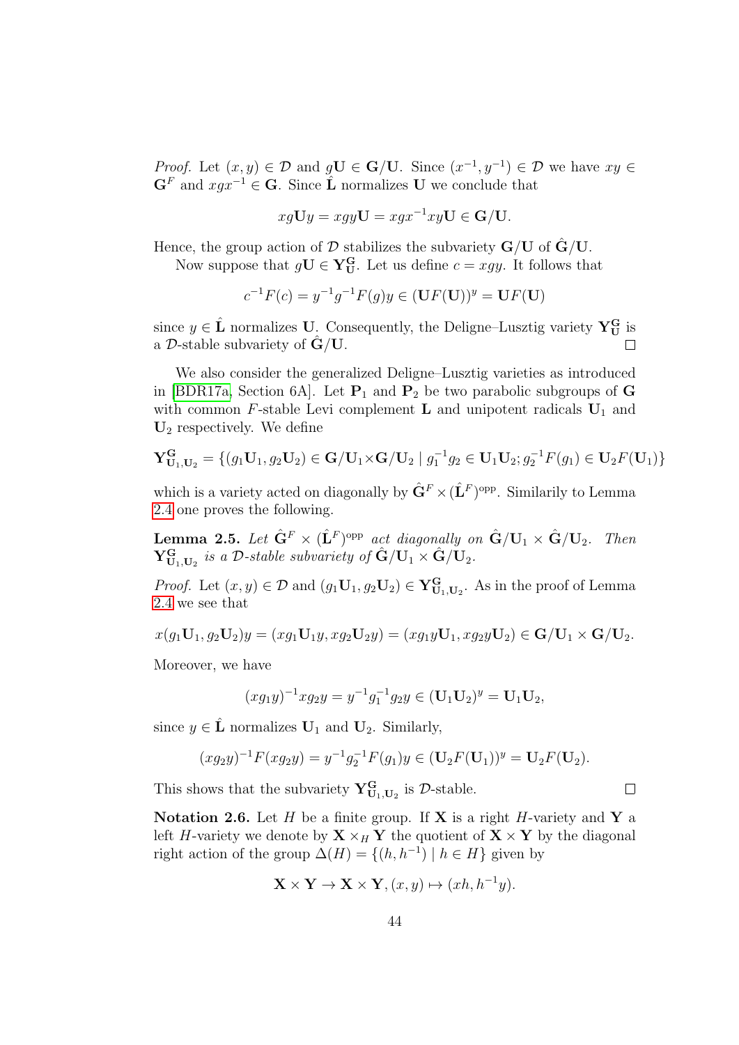*Proof.* Let $(x, y) \in \mathcal{D}$ and $g\mathbf{U} \in \mathbf{G}/\mathbf{U}$. Since $(x^{-1}, y^{-1}) \in \mathcal{D}$ we have $xy \in \mathbf{G}^F$ and $xgx^{-1} \in \mathbf{G}$. Since $\hat{\mathbf{L}}$ normalizes $\mathbf{U}$ we conclude that

$$xg\mathbf{U}y = xgy\mathbf{U} = xgx^{-1}xy\mathbf{U} \in \mathbf{G}/\mathbf{U}.$$

Hence, the group action of $\mathcal{D}$ stabilizes the subvariety $\mathbf{G}/\mathbf{U}$ of $\hat{\mathbf{G}}/\mathbf{U}$.

Now suppose that $g\mathbf{U} \in \mathbf{Y}_{\mathbf{U}}^{\mathbf{G}}$. Let us define $c = xgy$. It follows that

$$c^{-1}F(c) = y^{-1}g^{-1}F(g)y \in (\mathbf{U}F(\mathbf{U}))^y = \mathbf{U}F(\mathbf{U})$$

since $y \in \hat{\mathbf{L}}$ normalizes $\mathbf{U}$. Consequently, the Deligne–Lusztig variety $\mathbf{Y}_{\mathbf{U}}^{\mathbf{G}}$ is a $\mathcal{D}$-stable subvariety of $\hat{\mathbf{G}}/\mathbf{U}$. $\square$

We also consider the generalized Deligne–Lusztig varieties as introduced in [BDR17a, Section 6A]. Let $\mathbf{P}_1$ and $\mathbf{P}_2$ be two parabolic subgroups of $\mathbf{G}$ with common $F$-stable Levi complement $\mathbf{L}$ and unipotent radicals $\mathbf{U}_1$ and $\mathbf{U}_2$ respectively. We define

$$\mathbf{Y}_{\mathbf{U}_1,\mathbf{U}_2}^{\mathbf{G}} = \{(g_1\mathbf{U}_1, g_2\mathbf{U}_2) \in \mathbf{G}/\mathbf{U}_1 \times \mathbf{G}/\mathbf{U}_2 \mid g_1^{-1}g_2 \in \mathbf{U}_1\mathbf{U}_2; g_2^{-1}F(g_1) \in \mathbf{U}_2F(\mathbf{U}_1)\}$$

which is a variety acted on diagonally by $\hat{\mathbf{G}}^F \times (\hat{\mathbf{L}}^F)^{\mathrm{opp}}$. Similarly to Lemma 2.4 one proves the following.

**Lemma 2.5.** *Let $\hat{\mathbf{G}}^F \times (\hat{\mathbf{L}}^F)^{\mathrm{opp}}$ act diagonally on $\hat{\mathbf{G}}/\mathbf{U}_1 \times \hat{\mathbf{G}}/\mathbf{U}_2$. Then $\mathbf{Y}_{\mathbf{U}_1,\mathbf{U}_2}^{\mathbf{G}}$ is a $\mathcal{D}$-stable subvariety of $\hat{\mathbf{G}}/\mathbf{U}_1 \times \hat{\mathbf{G}}/\mathbf{U}_2$.*

*Proof.* Let $(x, y) \in \mathcal{D}$ and $(g_1\mathbf{U}_1, g_2\mathbf{U}_2) \in \mathbf{Y}_{\mathbf{U}_1,\mathbf{U}_2}^{\mathbf{G}}$. As in the proof of Lemma 2.4 we see that

$$x(g_1\mathbf{U}_1, g_2\mathbf{U}_2)y = (xg_1\mathbf{U}_1y, xg_2\mathbf{U}_2y) = (xg_1y\mathbf{U}_1, xg_2y\mathbf{U}_2) \in \mathbf{G}/\mathbf{U}_1 \times \mathbf{G}/\mathbf{U}_2.$$

Moreover, we have

$$(xg_1y)^{-1}xg_2y = y^{-1}g_1^{-1}g_2y \in (\mathbf{U}_1\mathbf{U}_2)^y = \mathbf{U}_1\mathbf{U}_2,$$

since $y \in \hat{\mathbf{L}}$ normalizes $\mathbf{U}_1$ and $\mathbf{U}_2$. Similarly,

$$(xg_2y)^{-1}F(xg_2y) = y^{-1}g_2^{-1}F(g_1)y \in (\mathbf{U}_2F(\mathbf{U}_1))^y = \mathbf{U}_2F(\mathbf{U}_2).$$

This shows that the subvariety $\mathbf{Y}_{\mathbf{U}_1,\mathbf{U}_2}^{\mathbf{G}}$ is $\mathcal{D}$-stable. $\square$

**Notation 2.6.** Let $H$ be a finite group. If $\mathbf{X}$ is a right $H$-variety and $\mathbf{Y}$ a left $H$-variety we denote by $\mathbf{X} \times_H \mathbf{Y}$ the quotient of $\mathbf{X} \times \mathbf{Y}$ by the diagonal right action of the group $\Delta(H) = \{(h, h^{-1}) \mid h \in H\}$ given by

$$\mathbf{X} \times \mathbf{Y} \to \mathbf{X} \times \mathbf{Y}, (x, y) \mapsto (xh, h^{-1}y).$$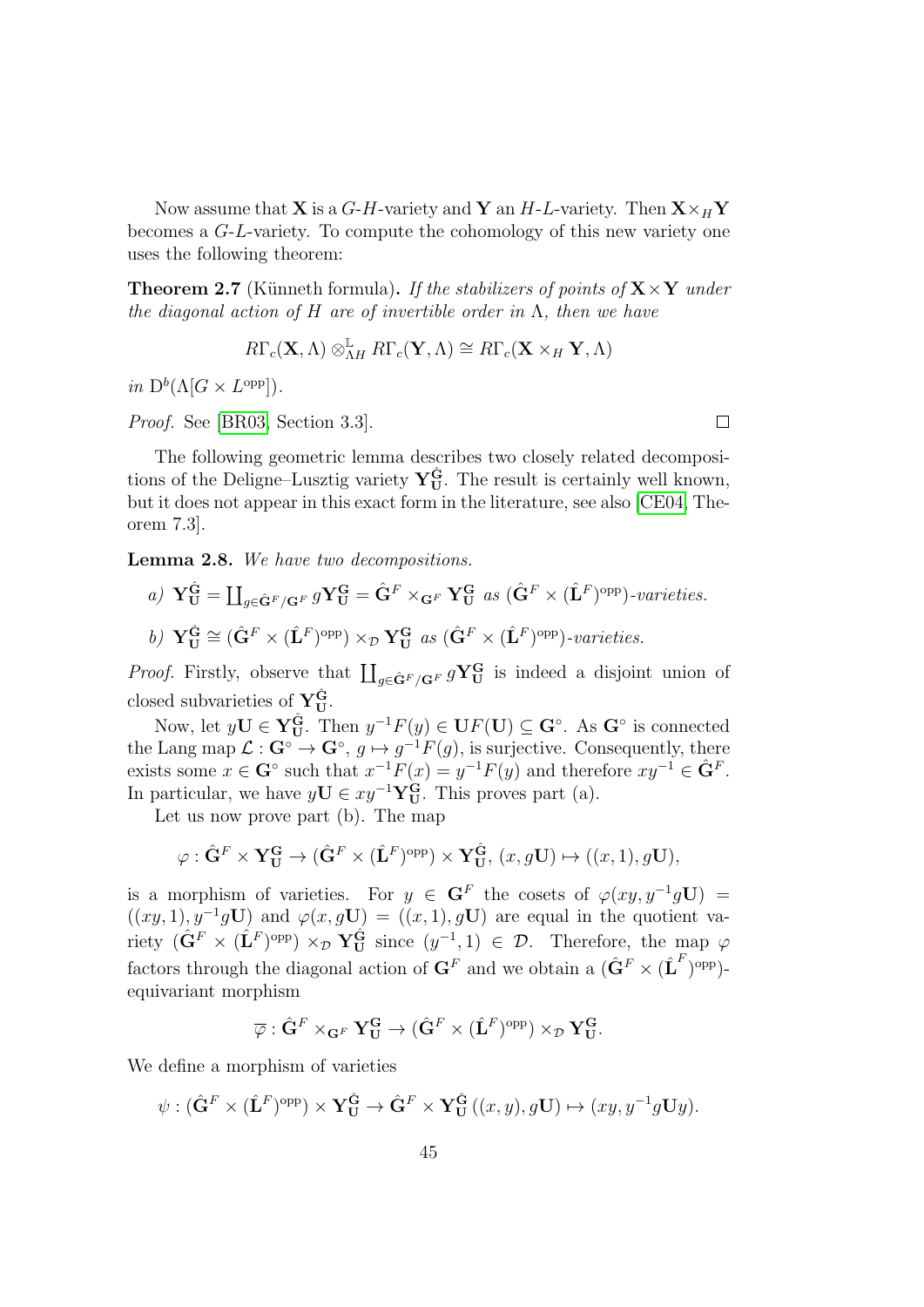Now assume that $\mathbf{X}$ is a $G$-$H$-variety and $\mathbf{Y}$ an $H$-$L$-variety. Then $\mathbf{X}\times_H \mathbf{Y}$ becomes a $G$-$L$-variety. To compute the cohomology of this new variety one uses the following theorem:

**Theorem 2.7** (Künneth formula)**.** *If the stabilizers of points of $\mathbf{X}\times\mathbf{Y}$ under the diagonal action of $H$ are of invertible order in $\Lambda$, then we have*

$$R\Gamma_c(\mathbf{X},\Lambda)\otimes^{\mathbb{L}}_{\Lambda H} R\Gamma_c(\mathbf{Y},\Lambda)\cong R\Gamma_c(\mathbf{X}\times_H \mathbf{Y},\Lambda)$$

*in* $\mathrm{D}^b(\Lambda[G\times L^{\mathrm{opp}}])$.

*Proof.* See [BR03, Section 3.3]. □

The following geometric lemma describes two closely related decompositions of the Deligne–Lusztig variety $\mathbf{Y}_{\mathbf{U}}^{\hat{\mathbf{G}}}$. The result is certainly well known, but it does not appear in this exact form in the literature, see also [CE04, Theorem 7.3].

**Lemma 2.8.** *We have two decompositions.*

*a)* $\mathbf{Y}_{\mathbf{U}}^{\hat{\mathbf{G}}}=\coprod_{g\in\hat{\mathbf{G}}^F/\mathbf{G}^F} g\mathbf{Y}_{\mathbf{U}}^{\mathbf{G}}=\hat{\mathbf{G}}^F\times_{\mathbf{G}^F}\mathbf{Y}_{\mathbf{U}}^{\mathbf{G}}$ *as* $(\hat{\mathbf{G}}^F\times(\hat{\mathbf{L}}^F)^{\mathrm{opp}})$*-varieties.*

*b)* $\mathbf{Y}_{\mathbf{U}}^{\hat{\mathbf{G}}}\cong(\hat{\mathbf{G}}^F\times(\hat{\mathbf{L}}^F)^{\mathrm{opp}})\times_{\mathcal{D}}\mathbf{Y}_{\mathbf{U}}^{\mathbf{G}}$ *as* $(\hat{\mathbf{G}}^F\times(\hat{\mathbf{L}}^F)^{\mathrm{opp}})$*-varieties.*

*Proof.* Firstly, observe that $\coprod_{g\in\hat{\mathbf{G}}^F/\mathbf{G}^F} g\mathbf{Y}_{\mathbf{U}}^{\mathbf{G}}$ is indeed a disjoint union of closed subvarieties of $\mathbf{Y}_{\mathbf{U}}^{\hat{\mathbf{G}}}$.

Now, let $y\mathbf{U}\in\mathbf{Y}_{\mathbf{U}}^{\hat{\mathbf{G}}}$. Then $y^{-1}F(y)\in\mathbf{U}F(\mathbf{U})\subseteq\mathbf{G}^\circ$. As $\mathbf{G}^\circ$ is connected the Lang map $\mathcal{L}:\mathbf{G}^\circ\to\mathbf{G}^\circ$, $g\mapsto g^{-1}F(g)$, is surjective. Consequently, there exists some $x\in\mathbf{G}^\circ$ such that $x^{-1}F(x)=y^{-1}F(y)$ and therefore $xy^{-1}\in\hat{\mathbf{G}}^F$. In particular, we have $y\mathbf{U}\in xy^{-1}\mathbf{Y}_{\mathbf{U}}^{\mathbf{G}}$. This proves part (a).

Let us now prove part (b). The map

$$\varphi:\hat{\mathbf{G}}^F\times\mathbf{Y}_{\mathbf{U}}^{\mathbf{G}}\to(\hat{\mathbf{G}}^F\times(\hat{\mathbf{L}}^F)^{\mathrm{opp}})\times\mathbf{Y}_{\mathbf{U}}^{\hat{\mathbf{G}}},\ (x,g\mathbf{U})\mapsto((x,1),g\mathbf{U}),$$

is a morphism of varieties. For $y\in\mathbf{G}^F$ the cosets of $\varphi(xy,y^{-1}g\mathbf{U})=((xy,1),y^{-1}g\mathbf{U})$ and $\varphi(x,g\mathbf{U})=((x,1),g\mathbf{U})$ are equal in the quotient variety $(\hat{\mathbf{G}}^F\times(\hat{\mathbf{L}}^F)^{\mathrm{opp}})\times_{\mathcal{D}}\mathbf{Y}_{\mathbf{U}}^{\hat{\mathbf{G}}}$ since $(y^{-1},1)\in\mathcal{D}$. Therefore, the map $\varphi$ factors through the diagonal action of $\mathbf{G}^F$ and we obtain a $(\hat{\mathbf{G}}^F\times(\hat{\mathbf{L}}^F)^{\mathrm{opp}})$-equivariant morphism

$$\overline{\varphi}:\hat{\mathbf{G}}^F\times_{\mathbf{G}^F}\mathbf{Y}_{\mathbf{U}}^{\mathbf{G}}\to(\hat{\mathbf{G}}^F\times(\hat{\mathbf{L}}^F)^{\mathrm{opp}})\times_{\mathcal{D}}\mathbf{Y}_{\mathbf{U}}^{\mathbf{G}}.$$

We define a morphism of varieties

$$\psi:(\hat{\mathbf{G}}^F\times(\hat{\mathbf{L}}^F)^{\mathrm{opp}})\times\mathbf{Y}_{\mathbf{U}}^{\hat{\mathbf{G}}}\to\hat{\mathbf{G}}^F\times\mathbf{Y}_{\mathbf{U}}^{\hat{\mathbf{G}}}\,((x,y),g\mathbf{U})\mapsto(xy,y^{-1}g\mathbf{U}y).$$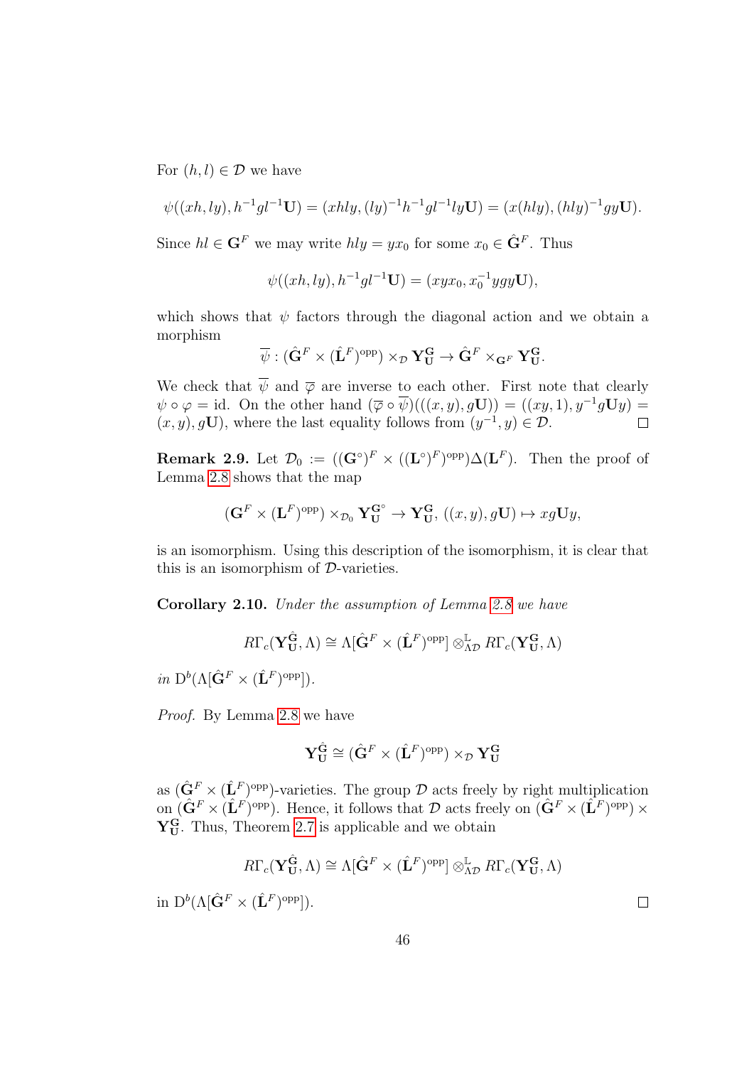For $(h,l) \in \mathcal{D}$ we have

$$\psi((xh, ly), h^{-1}gl^{-1}\mathbf{U}) = (xhly, (ly)^{-1}h^{-1}gl^{-1}ly\mathbf{U}) = (x(hly), (hly)^{-1}gy\mathbf{U}).$$

Since $hl \in \mathbf{G}^F$ we may write $hly = yx_0$ for some $x_0 \in \hat{\mathbf{G}}^F$. Thus

$$\psi((xh, ly), h^{-1}gl^{-1}\mathbf{U}) = (xyx_0, x_0^{-1}ygy\mathbf{U}),$$

which shows that $\psi$ factors through the diagonal action and we obtain a morphism

$$\overline{\psi} : (\hat{\mathbf{G}}^F \times (\hat{\mathbf{L}}^F)^{\mathrm{opp}}) \times_{\mathcal{D}} \mathbf{Y}_{\mathbf{U}}^{\mathbf{G}} \to \hat{\mathbf{G}}^F \times_{\mathbf{G}^F} \mathbf{Y}_{\mathbf{U}}^{\mathbf{G}}.$$

We check that $\overline{\psi}$ and $\overline{\varphi}$ are inverse to each other. First note that clearly $\psi \circ \varphi = \mathrm{id}$. On the other hand $(\overline{\varphi} \circ \overline{\psi})(((x,y), g\mathbf{U})) = ((xy, 1), y^{-1}g\mathbf{U}y) = (x,y), g\mathbf{U})$, where the last equality follows from $(y^{-1}, y) \in \mathcal{D}$. $\square$

**Remark 2.9.** Let $\mathcal{D}_0 := ((\mathbf{G}^\circ)^F \times ((\mathbf{L}^\circ)^F)^{\mathrm{opp}})\Delta(\mathbf{L}^F)$. Then the proof of Lemma 2.8 shows that the map

$$(\mathbf{G}^F \times (\mathbf{L}^F)^{\mathrm{opp}}) \times_{\mathcal{D}_0} \mathbf{Y}_{\mathbf{U}}^{\mathbf{G}^\circ} \to \mathbf{Y}_{\mathbf{U}}^{\mathbf{G}},\, ((x,y), g\mathbf{U}) \mapsto xg\mathbf{U}y,$$

is an isomorphism. Using this description of the isomorphism, it is clear that this is an isomorphism of $\mathcal{D}$-varieties.

**Corollary 2.10.** *Under the assumption of Lemma 2.8 we have*

$$R\Gamma_c(\mathbf{Y}_{\mathbf{U}}^{\hat{\mathbf{G}}}, \Lambda) \cong \Lambda[\hat{\mathbf{G}}^F \times (\hat{\mathbf{L}}^F)^{\mathrm{opp}}] \otimes^{\mathbb{L}}_{\Lambda\mathcal{D}} R\Gamma_c(\mathbf{Y}_{\mathbf{U}}^{\mathbf{G}}, \Lambda)$$

*in* $\mathrm{D}^b(\Lambda[\hat{\mathbf{G}}^F \times (\hat{\mathbf{L}}^F)^{\mathrm{opp}}])$.

*Proof.* By Lemma 2.8 we have

$$\mathbf{Y}_{\mathbf{U}}^{\hat{\mathbf{G}}} \cong (\hat{\mathbf{G}}^F \times (\hat{\mathbf{L}}^F)^{\mathrm{opp}}) \times_{\mathcal{D}} \mathbf{Y}_{\mathbf{U}}^{\mathbf{G}}$$

as $(\hat{\mathbf{G}}^F \times (\hat{\mathbf{L}}^F)^{\mathrm{opp}})$-varieties. The group $\mathcal{D}$ acts freely by right multiplication on $(\hat{\mathbf{G}}^F \times (\hat{\mathbf{L}}^F)^{\mathrm{opp}})$. Hence, it follows that $\mathcal{D}$ acts freely on $(\hat{\mathbf{G}}^F \times (\hat{\mathbf{L}}^F)^{\mathrm{opp}}) \times \mathbf{Y}_{\mathbf{U}}^{\mathbf{G}}$. Thus, Theorem 2.7 is applicable and we obtain

$$R\Gamma_c(\mathbf{Y}_{\mathbf{U}}^{\hat{\mathbf{G}}}, \Lambda) \cong \Lambda[\hat{\mathbf{G}}^F \times (\hat{\mathbf{L}}^F)^{\mathrm{opp}}] \otimes^{\mathbb{L}}_{\Lambda\mathcal{D}} R\Gamma_c(\mathbf{Y}_{\mathbf{U}}^{\mathbf{G}}, \Lambda)$$

in $\mathrm{D}^b(\Lambda[\hat{\mathbf{G}}^F \times (\hat{\mathbf{L}}^F)^{\mathrm{opp}}])$. $\square$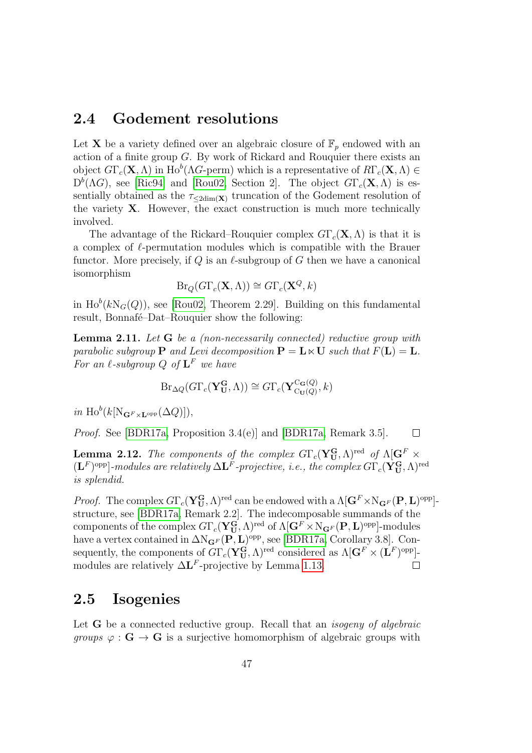## 2.4 Godement resolutions

Let $\mathbf{X}$ be a variety defined over an algebraic closure of $\mathbb{F}_p$ endowed with an action of a finite group $G$. By work of Rickard and Rouquier there exists an object $G\Gamma_c(\mathbf{X}, \Lambda)$ in $\mathrm{Ho}^b(\Lambda G\text{-perm})$ which is a representative of $R\Gamma_c(\mathbf{X}, \Lambda) \in \mathrm{D}^b(\Lambda G)$, see [Ric94] and [Rou02, Section 2]. The object $G\Gamma_c(\mathbf{X}, \Lambda)$ is essentially obtained as the $\tau_{\leq 2\dim(\mathbf{X})}$ truncation of the Godement resolution of the variety $\mathbf{X}$. However, the exact construction is much more technically involved.

The advantage of the Rickard–Rouquier complex $G\Gamma_c(\mathbf{X}, \Lambda)$ is that it is a complex of $\ell$-permutation modules which is compatible with the Brauer functor. More precisely, if $Q$ is an $\ell$-subgroup of $G$ then we have a canonical isomorphism

$$\mathrm{Br}_Q(G\Gamma_c(\mathbf{X}, \Lambda)) \cong G\Gamma_c(\mathbf{X}^Q, k)$$

in $\mathrm{Ho}^b(k\mathrm{N}_G(Q))$, see [Rou02, Theorem 2.29]. Building on this fundamental result, Bonnafé–Dat–Rouquier show the following:

**Lemma 2.11.** *Let $\mathbf{G}$ be a (non-necessarily connected) reductive group with parabolic subgroup $\mathbf{P}$ and Levi decomposition $\mathbf{P} = \mathbf{L} \ltimes \mathbf{U}$ such that $F(\mathbf{L}) = \mathbf{L}$. For an $\ell$-subgroup $Q$ of $\mathbf{L}^F$ we have*

$$\mathrm{Br}_{\Delta Q}(G\Gamma_c(\mathbf{Y}_{\mathbf{U}}^{\mathbf{G}}, \Lambda)) \cong G\Gamma_c(\mathbf{Y}_{\mathrm{C}_{\mathbf{U}}(Q)}^{\mathrm{C}_{\mathbf{G}}(Q)}, k)$$

*in $\mathrm{Ho}^b(k[\mathrm{N}_{\mathbf{G}^F \times \mathbf{L}^{\mathrm{opp}}}(\Delta Q)])$,*

*Proof.* See [BDR17a, Proposition 3.4(e)] and [BDR17a, Remark 3.5]. □

**Lemma 2.12.** *The components of the complex $G\Gamma_c(\mathbf{Y}_{\mathbf{U}}^{\mathbf{G}}, \Lambda)^{\mathrm{red}}$ of $\Lambda[\mathbf{G}^F \times (\mathbf{L}^F)^{\mathrm{opp}}]$-modules are relatively $\Delta\mathbf{L}^F$-projective, i.e., the complex $G\Gamma_c(\mathbf{Y}_{\mathbf{U}}^{\mathbf{G}}, \Lambda)^{\mathrm{red}}$ is splendid.*

*Proof.* The complex $G\Gamma_c(\mathbf{Y}_{\mathbf{U}}^{\mathbf{G}}, \Lambda)^{\mathrm{red}}$ can be endowed with a $\Lambda[\mathbf{G}^F \times \mathrm{N}_{\mathbf{G}^F}(\mathbf{P}, \mathbf{L})^{\mathrm{opp}}]$-structure, see [BDR17a, Remark 2.2]. The indecomposable summands of the components of the complex $G\Gamma_c(\mathbf{Y}_{\mathbf{U}}^{\mathbf{G}}, \Lambda)^{\mathrm{red}}$ of $\Lambda[\mathbf{G}^F \times \mathrm{N}_{\mathbf{G}^F}(\mathbf{P}, \mathbf{L})^{\mathrm{opp}}]$-modules have a vertex contained in $\Delta\mathrm{N}_{\mathbf{G}^F}(\mathbf{P}, \mathbf{L})^{\mathrm{opp}}$, see [BDR17a, Corollary 3.8]. Consequently, the components of $G\Gamma_c(\mathbf{Y}_{\mathbf{U}}^{\mathbf{G}}, \Lambda)^{\mathrm{red}}$ considered as $\Lambda[\mathbf{G}^F \times (\mathbf{L}^F)^{\mathrm{opp}}]$-modules are relatively $\Delta\mathbf{L}^F$-projective by Lemma 1.13. □

## 2.5 Isogenies

Let $\mathbf{G}$ be a connected reductive group. Recall that an *isogeny of algebraic groups* $\varphi : \mathbf{G} \to \mathbf{G}$ is a surjective homomorphism of algebraic groups with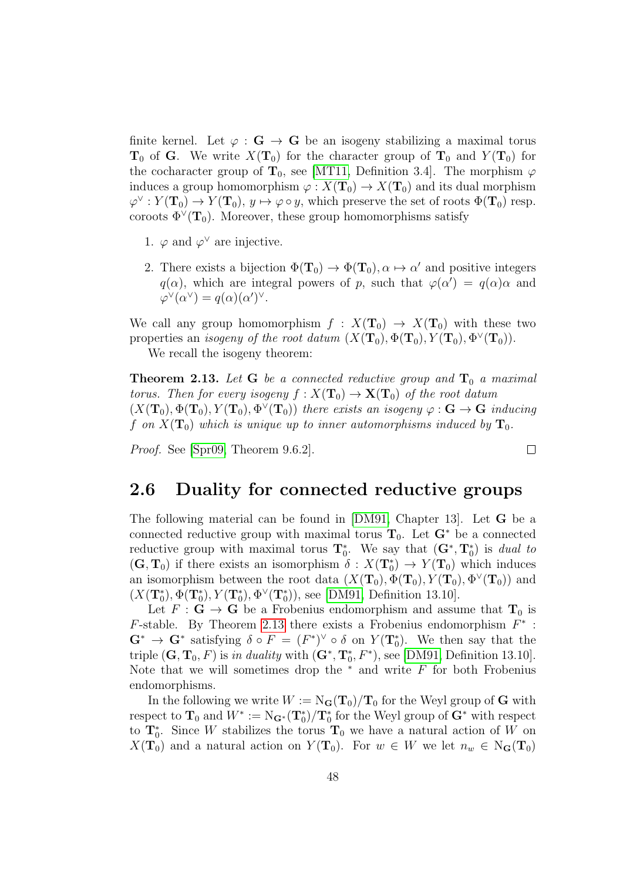finite kernel. Let $\varphi : \mathbf{G} \to \mathbf{G}$ be an isogeny stabilizing a maximal torus $\mathbf{T}_0$ of $\mathbf{G}$. We write $X(\mathbf{T}_0)$ for the character group of $\mathbf{T}_0$ and $Y(\mathbf{T}_0)$ for the cocharacter group of $\mathbf{T}_0$, see [MT11, Definition 3.4]. The morphism $\varphi$ induces a group homomorphism $\varphi : X(\mathbf{T}_0) \to X(\mathbf{T}_0)$ and its dual morphism $\varphi^\vee : Y(\mathbf{T}_0) \to Y(\mathbf{T}_0)$, $y \mapsto \varphi \circ y$, which preserve the set of roots $\Phi(\mathbf{T}_0)$ resp. coroots $\Phi^\vee(\mathbf{T}_0)$. Moreover, these group homomorphisms satisfy

1. $\varphi$ and $\varphi^\vee$ are injective.
2. There exists a bijection $\Phi(\mathbf{T}_0) \to \Phi(\mathbf{T}_0), \alpha \mapsto \alpha'$ and positive integers $q(\alpha)$, which are integral powers of $p$, such that $\varphi(\alpha') = q(\alpha)\alpha$ and $\varphi^\vee(\alpha^\vee) = q(\alpha)(\alpha')^\vee$.

We call any group homomorphism $f : X(\mathbf{T}_0) \to X(\mathbf{T}_0)$ with these two properties an *isogeny of the root datum* $(X(\mathbf{T}_0), \Phi(\mathbf{T}_0), Y(\mathbf{T}_0), \Phi^\vee(\mathbf{T}_0))$.

We recall the isogeny theorem:

**Theorem 2.13.** *Let $\mathbf{G}$ be a connected reductive group and $\mathbf{T}_0$ a maximal torus. Then for every isogeny $f : X(\mathbf{T}_0) \to \mathbf{X}(\mathbf{T}_0)$ of the root datum $(X(\mathbf{T}_0), \Phi(\mathbf{T}_0), Y(\mathbf{T}_0), \Phi^\vee(\mathbf{T}_0))$ there exists an isogeny $\varphi : \mathbf{G} \to \mathbf{G}$ inducing $f$ on $X(\mathbf{T}_0)$ which is unique up to inner automorphisms induced by $\mathbf{T}_0$.*

*Proof.* See [Spr09, Theorem 9.6.2]. □

## 2.6 Duality for connected reductive groups

The following material can be found in [DM91, Chapter 13]. Let $\mathbf{G}$ be a connected reductive group with maximal torus $\mathbf{T}_0$. Let $\mathbf{G}^*$ be a connected reductive group with maximal torus $\mathbf{T}_0^*$. We say that $(\mathbf{G}^*, \mathbf{T}_0^*)$ is *dual to* $(\mathbf{G}, \mathbf{T}_0)$ if there exists an isomorphism $\delta : X(\mathbf{T}_0^*) \to Y(\mathbf{T}_0)$ which induces an isomorphism between the root data $(X(\mathbf{T}_0), \Phi(\mathbf{T}_0), Y(\mathbf{T}_0), \Phi^\vee(\mathbf{T}_0))$ and $(X(\mathbf{T}_0^*), \Phi(\mathbf{T}_0^*), Y(\mathbf{T}_0^*), \Phi^\vee(\mathbf{T}_0^*))$, see [DM91, Definition 13.10].

Let $F : \mathbf{G} \to \mathbf{G}$ be a Frobenius endomorphism and assume that $\mathbf{T}_0$ is $F$-stable. By Theorem 2.13 there exists a Frobenius endomorphism $F^* : \mathbf{G}^* \to \mathbf{G}^*$ satisfying $\delta \circ F = (F^*)^\vee \circ \delta$ on $Y(\mathbf{T}_0^*)$. We then say that the triple $(\mathbf{G}, \mathbf{T}_0, F)$ is *in duality* with $(\mathbf{G}^*, \mathbf{T}_0^*, F^*)$, see [DM91, Definition 13.10]. Note that we will sometimes drop the $^*$ and write $F$ for both Frobenius endomorphisms.

In the following we write $W := \mathrm{N}_{\mathbf{G}}(\mathbf{T}_0)/\mathbf{T}_0$ for the Weyl group of $\mathbf{G}$ with respect to $\mathbf{T}_0$ and $W^* := \mathrm{N}_{\mathbf{G}^*}(\mathbf{T}_0^*)/\mathbf{T}_0^*$ for the Weyl group of $\mathbf{G}^*$ with respect to $\mathbf{T}_0^*$. Since $W$ stabilizes the torus $\mathbf{T}_0$ we have a natural action of $W$ on $X(\mathbf{T}_0)$ and a natural action on $Y(\mathbf{T}_0)$. For $w \in W$ we let $n_w \in \mathrm{N}_{\mathbf{G}}(\mathbf{T}_0)$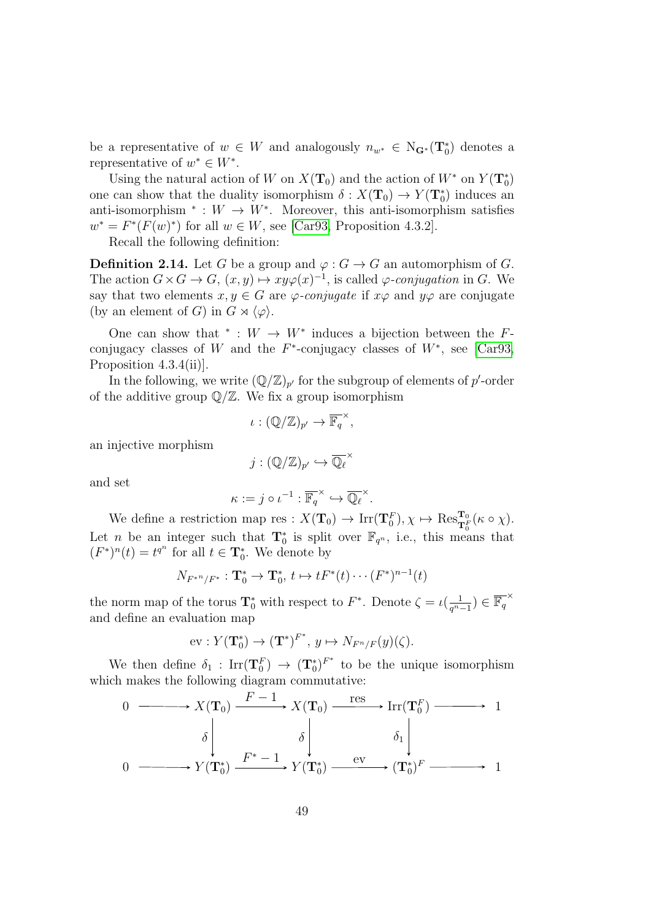be a representative of $w \in W$ and analogously $n_{w^*} \in \mathrm{N}_{\mathbf{G}^*}(\mathbf{T}_0^*)$ denotes a representative of $w^* \in W^*$.

Using the natural action of $W$ on $X(\mathbf{T}_0)$ and the action of $W^*$ on $Y(\mathbf{T}_0^*)$ one can show that the duality isomorphism $\delta : X(\mathbf{T}_0) \to Y(\mathbf{T}_0^*)$ induces an anti-isomorphism $^* : W \to W^*$. Moreover, this anti-isomorphism satisfies $w^* = F^*(F(w)^*)$ for all $w \in W$, see [Car93, Proposition 4.3.2].

Recall the following definition:

**Definition 2.14.** Let $G$ be a group and $\varphi : G \to G$ an automorphism of $G$. The action $G \times G \to G$, $(x, y) \mapsto xy\varphi(x)^{-1}$, is called *$\varphi$-conjugation* in $G$. We say that two elements $x, y \in G$ are *$\varphi$-conjugate* if $x\varphi$ and $y\varphi$ are conjugate (by an element of $G$) in $G \rtimes \langle \varphi \rangle$.

One can show that $^* : W \to W^*$ induces a bijection between the $F$-conjugacy classes of $W$ and the $F^*$-conjugacy classes of $W^*$, see [Car93, Proposition 4.3.4(ii)].

In the following, we write $(\mathbb{Q}/\mathbb{Z})_{p'}$ for the subgroup of elements of $p'$-order of the additive group $\mathbb{Q}/\mathbb{Z}$. We fix a group isomorphism

$$\iota : (\mathbb{Q}/\mathbb{Z})_{p'} \to \overline{\mathbb{F}_q}^{\times},$$

an injective morphism

$$j : (\mathbb{Q}/\mathbb{Z})_{p'} \hookrightarrow \overline{\mathbb{Q}_\ell}^{\times}$$

and set

$$\kappa := j \circ \iota^{-1} : \overline{\mathbb{F}_q}^{\times} \hookrightarrow \overline{\mathbb{Q}_\ell}^{\times}.$$

We define a restriction map $\mathrm{res} : X(\mathbf{T}_0) \to \mathrm{Irr}(\mathbf{T}_0^F), \chi \mapsto \mathrm{Res}^{\mathbf{T}_0}_{\mathbf{T}_0^F}(\kappa \circ \chi)$. Let $n$ be an integer such that $\mathbf{T}_0^*$ is split over $\mathbb{F}_{q^n}$, i.e., this means that $(F^*)^n(t) = t^{q^n}$ for all $t \in \mathbf{T}_0^*$. We denote by

$$N_{F^{*n}/F^*} : \mathbf{T}_0^* \to \mathbf{T}_0^*,\ t \mapsto tF^*(t) \cdots (F^*)^{n-1}(t)$$

the norm map of the torus $\mathbf{T}_0^*$ with respect to $F^*$. Denote $\zeta = \iota(\frac{1}{q^n-1}) \in \overline{\mathbb{F}_q}^{\times}$ and define an evaluation map

$$\mathrm{ev} : Y(\mathbf{T}_0^*) \to (\mathbf{T}^*)^{F^*},\ y \mapsto N_{F^n/F}(y)(\zeta).$$

We then define $\delta_1 : \mathrm{Irr}(\mathbf{T}_0^F) \to (\mathbf{T}_0^*)^{F^*}$ to be the unique isomorphism which makes the following diagram commutative:

$$\begin{array}{ccccccccc}
0 & \longrightarrow & X(\mathbf{T}_0) & \xrightarrow{F-1} & X(\mathbf{T}_0) & \xrightarrow{\mathrm{res}} & \mathrm{Irr}(\mathbf{T}_0^F) & \longrightarrow & 1 \\
 & & \downarrow{\scriptstyle \delta} & & \downarrow{\scriptstyle \delta} & & \downarrow{\scriptstyle \delta_1} & & \\
0 & \longrightarrow & Y(\mathbf{T}_0^*) & \xrightarrow{F^*-1} & Y(\mathbf{T}_0^*) & \xrightarrow{\mathrm{ev}} & (\mathbf{T}_0^*)^F & \longrightarrow & 1
\end{array}$$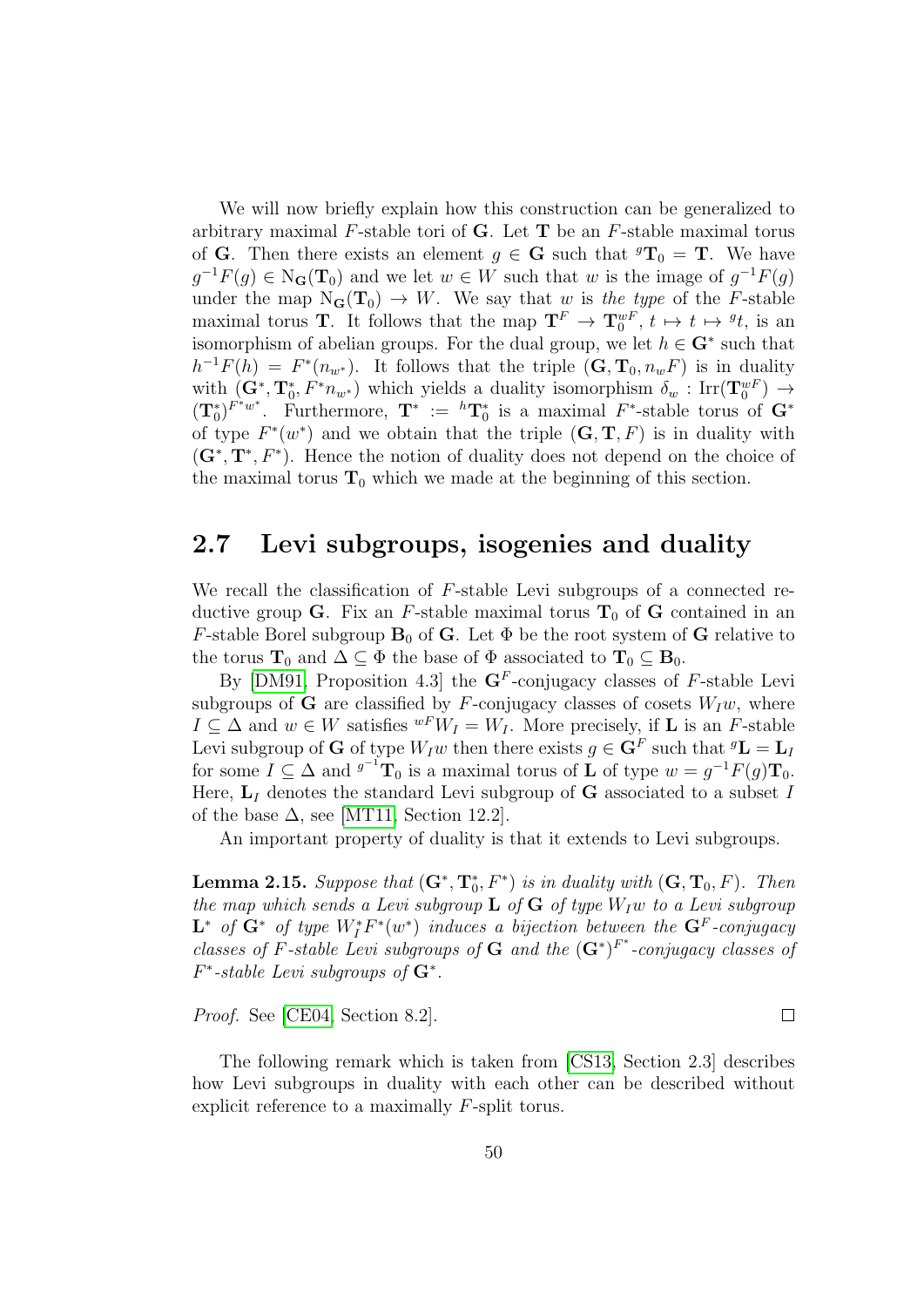We will now briefly explain how this construction can be generalized to arbitrary maximal $F$-stable tori of $\mathbf{G}$. Let $\mathbf{T}$ be an $F$-stable maximal torus of $\mathbf{G}$. Then there exists an element $g \in \mathbf{G}$ such that ${}^g\mathbf{T}_0 = \mathbf{T}$. We have $g^{-1}F(g) \in \mathrm{N}_{\mathbf{G}}(\mathbf{T}_0)$ and we let $w \in W$ such that $w$ is the image of $g^{-1}F(g)$ under the map $\mathrm{N}_{\mathbf{G}}(\mathbf{T}_0) \to W$. We say that $w$ is *the type* of the $F$-stable maximal torus $\mathbf{T}$. It follows that the map $\mathbf{T}^F \to \mathbf{T}_0^{wF}$, $t \mapsto t \mapsto {}^g t$, is an isomorphism of abelian groups. For the dual group, we let $h \in \mathbf{G}^*$ such that $h^{-1}F(h) = F^*(n_{w^*})$. It follows that the triple $(\mathbf{G}, \mathbf{T}_0, n_w F)$ is in duality with $(\mathbf{G}^*, \mathbf{T}_0^*, F^* n_{w^*})$ which yields a duality isomorphism $\delta_w : \mathrm{Irr}(\mathbf{T}_0^{wF}) \to (\mathbf{T}_0^*)^{F^* w^*}$. Furthermore, $\mathbf{T}^* := {}^h\mathbf{T}_0^*$ is a maximal $F^*$-stable torus of $\mathbf{G}^*$ of type $F^*(w^*)$ and we obtain that the triple $(\mathbf{G}, \mathbf{T}, F)$ is in duality with $(\mathbf{G}^*, \mathbf{T}^*, F^*)$. Hence the notion of duality does not depend on the choice of the maximal torus $\mathbf{T}_0$ which we made at the beginning of this section.

## 2.7 Levi subgroups, isogenies and duality

We recall the classification of $F$-stable Levi subgroups of a connected reductive group $\mathbf{G}$. Fix an $F$-stable maximal torus $\mathbf{T}_0$ of $\mathbf{G}$ contained in an $F$-stable Borel subgroup $\mathbf{B}_0$ of $\mathbf{G}$. Let $\Phi$ be the root system of $\mathbf{G}$ relative to the torus $\mathbf{T}_0$ and $\Delta \subseteq \Phi$ the base of $\Phi$ associated to $\mathbf{T}_0 \subseteq \mathbf{B}_0$.

By [DM91, Proposition 4.3] the $\mathbf{G}^F$-conjugacy classes of $F$-stable Levi subgroups of $\mathbf{G}$ are classified by $F$-conjugacy classes of cosets $W_I w$, where $I \subseteq \Delta$ and $w \in W$ satisfies ${}^{wF}W_I = W_I$. More precisely, if $\mathbf{L}$ is an $F$-stable Levi subgroup of $\mathbf{G}$ of type $W_I w$ then there exists $g \in \mathbf{G}^F$ such that ${}^g\mathbf{L} = \mathbf{L}_I$ for some $I \subseteq \Delta$ and ${}^{g^{-1}}\mathbf{T}_0$ is a maximal torus of $\mathbf{L}$ of type $w = g^{-1}F(g)\mathbf{T}_0$. Here, $\mathbf{L}_I$ denotes the standard Levi subgroup of $\mathbf{G}$ associated to a subset $I$ of the base $\Delta$, see [MT11, Section 12.2].

An important property of duality is that it extends to Levi subgroups.

**Lemma 2.15.** *Suppose that $(\mathbf{G}^*, \mathbf{T}_0^*, F^*)$ is in duality with $(\mathbf{G}, \mathbf{T}_0, F)$. Then the map which sends a Levi subgroup $\mathbf{L}$ of $\mathbf{G}$ of type $W_I w$ to a Levi subgroup $\mathbf{L}^*$ of $\mathbf{G}^*$ of type $W_I^* F^*(w^*)$ induces a bijection between the $\mathbf{G}^F$-conjugacy classes of $F$-stable Levi subgroups of $\mathbf{G}$ and the $(\mathbf{G}^*)^{F^*}$-conjugacy classes of $F^*$-stable Levi subgroups of $\mathbf{G}^*$.*

*Proof.* See [CE04, Section 8.2]. ∎

The following remark which is taken from [CS13, Section 2.3] describes how Levi subgroups in duality with each other can be described without explicit reference to a maximally $F$-split torus.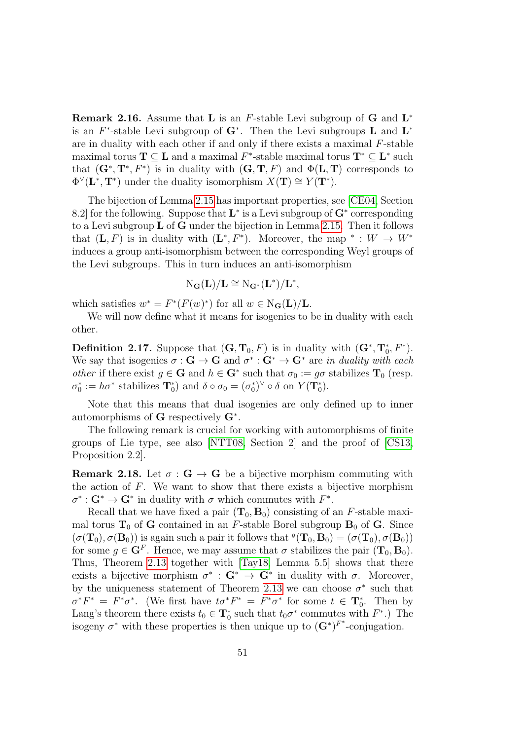**Remark 2.16.** Assume that $\mathbf{L}$ is an $F$-stable Levi subgroup of $\mathbf{G}$ and $\mathbf{L}^*$ is an $F^*$-stable Levi subgroup of $\mathbf{G}^*$. Then the Levi subgroups $\mathbf{L}$ and $\mathbf{L}^*$ are in duality with each other if and only if there exists a maximal $F$-stable maximal torus $\mathbf{T} \subseteq \mathbf{L}$ and a maximal $F^*$-stable maximal torus $\mathbf{T}^* \subseteq \mathbf{L}^*$ such that $(\mathbf{G}^*, \mathbf{T}^*, F^*)$ is in duality with $(\mathbf{G}, \mathbf{T}, F)$ and $\Phi(\mathbf{L}, \mathbf{T})$ corresponds to $\Phi^\vee(\mathbf{L}^*, \mathbf{T}^*)$ under the duality isomorphism $X(\mathbf{T}) \cong Y(\mathbf{T}^*)$.

The bijection of Lemma 2.15 has important properties, see [CE04, Section 8.2] for the following. Suppose that $\mathbf{L}^*$ is a Levi subgroup of $\mathbf{G}^*$ corresponding to a Levi subgroup $\mathbf{L}$ of $\mathbf{G}$ under the bijection in Lemma 2.15. Then it follows that $(\mathbf{L}, F)$ is in duality with $(\mathbf{L}^*, F^*)$. Moreover, the map $^* : W \to W^*$ induces a group anti-isomorphism between the corresponding Weyl groups of the Levi subgroups. This in turn induces an anti-isomorphism

$$\mathrm{N}_{\mathbf{G}}(\mathbf{L})/\mathbf{L} \cong \mathrm{N}_{\mathbf{G}^*}(\mathbf{L}^*)/\mathbf{L}^*,$$

which satisfies $w^* = F^*(F(w)^*)$ for all $w \in \mathrm{N}_{\mathbf{G}}(\mathbf{L})/\mathbf{L}$.

We will now define what it means for isogenies to be in duality with each other.

**Definition 2.17.** Suppose that $(\mathbf{G}, \mathbf{T}_0, F)$ is in duality with $(\mathbf{G}^*, \mathbf{T}_0^*, F^*)$. We say that isogenies $\sigma : \mathbf{G} \to \mathbf{G}$ and $\sigma^* : \mathbf{G}^* \to \mathbf{G}^*$ are *in duality with each other* if there exist $g \in \mathbf{G}$ and $h \in \mathbf{G}^*$ such that $\sigma_0 := g\sigma$ stabilizes $\mathbf{T}_0$ (resp. $\sigma_0^* := h\sigma^*$ stabilizes $\mathbf{T}_0^*$) and $\delta \circ \sigma_0 = (\sigma_0^*)^\vee \circ \delta$ on $Y(\mathbf{T}_0^*)$.

Note that this means that dual isogenies are only defined up to inner automorphisms of $\mathbf{G}$ respectively $\mathbf{G}^*$.

The following remark is crucial for working with automorphisms of finite groups of Lie type, see also [NTT08, Section 2] and the proof of [CS13, Proposition 2.2].

**Remark 2.18.** Let $\sigma : \mathbf{G} \to \mathbf{G}$ be a bijective morphism commuting with the action of $F$. We want to show that there exists a bijective morphism $\sigma^* : \mathbf{G}^* \to \mathbf{G}^*$ in duality with $\sigma$ which commutes with $F^*$.

Recall that we have fixed a pair $(\mathbf{T}_0, \mathbf{B}_0)$ consisting of an $F$-stable maximal torus $\mathbf{T}_0$ of $\mathbf{G}$ contained in an $F$-stable Borel subgroup $\mathbf{B}_0$ of $\mathbf{G}$. Since $(\sigma(\mathbf{T}_0), \sigma(\mathbf{B}_0))$ is again such a pair it follows that ${}^g(\mathbf{T}_0, \mathbf{B}_0) = (\sigma(\mathbf{T}_0), \sigma(\mathbf{B}_0))$ for some $g \in \mathbf{G}^F$. Hence, we may assume that $\sigma$ stabilizes the pair $(\mathbf{T}_0, \mathbf{B}_0)$. Thus, Theorem 2.13 together with [Tay18, Lemma 5.5] shows that there exists a bijective morphism $\sigma^* : \mathbf{G}^* \to \mathbf{G}^*$ in duality with $\sigma$. Moreover, by the uniqueness statement of Theorem 2.13 we can choose $\sigma^*$ such that $\sigma^* F^* = F^* \sigma^*$. (We first have $t\sigma^* F^* = F^* \sigma^*$ for some $t \in \mathbf{T}_0^*$. Then by Lang's theorem there exists $t_0 \in \mathbf{T}_0^*$ such that $t_0 \sigma^*$ commutes with $F^*$.) The isogeny $\sigma^*$ with these properties is then unique up to $(\mathbf{G}^*)^{F^*}$-conjugation.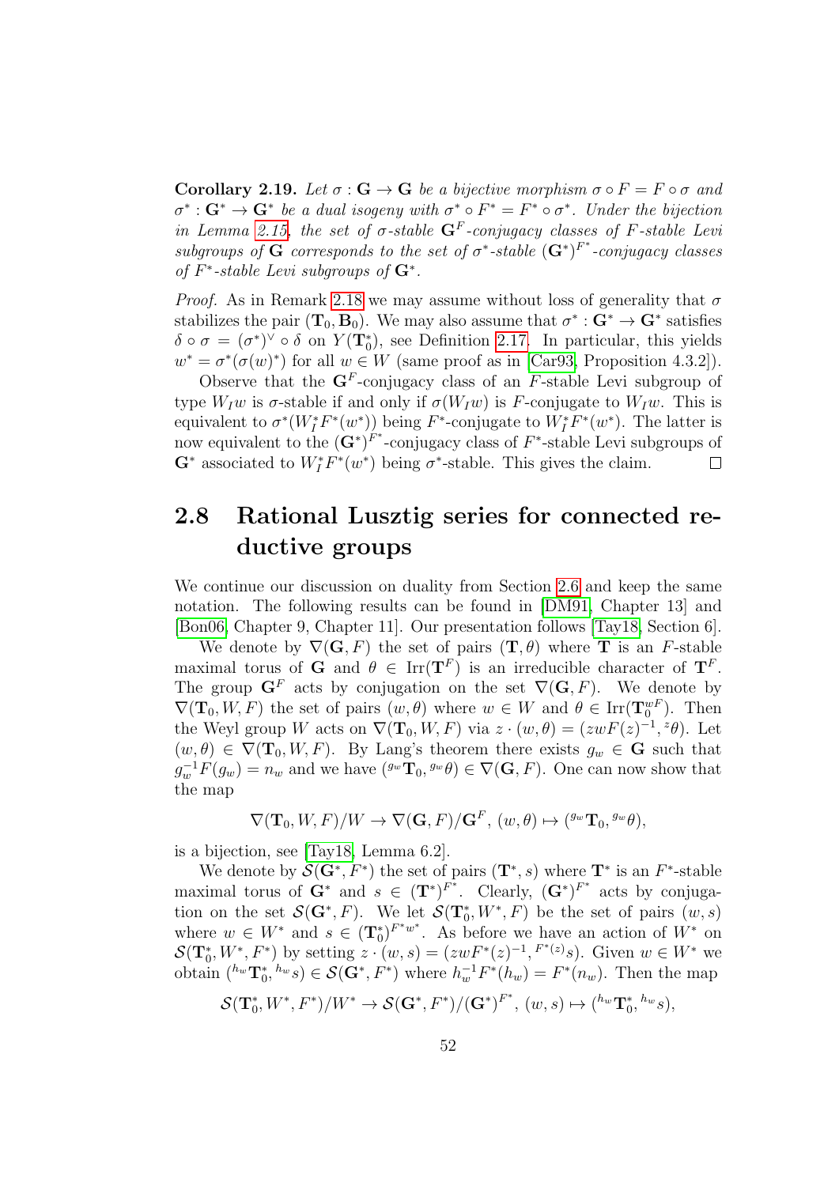**Corollary 2.19.** *Let $\sigma : \mathbf{G} \to \mathbf{G}$ be a bijective morphism $\sigma \circ F = F \circ \sigma$ and $\sigma^* : \mathbf{G}^* \to \mathbf{G}^*$ be a dual isogeny with $\sigma^* \circ F^* = F^* \circ \sigma^*$. Under the bijection in Lemma 2.15, the set of $\sigma$-stable $\mathbf{G}^F$-conjugacy classes of $F$-stable Levi subgroups of $\mathbf{G}$ corresponds to the set of $\sigma^*$-stable $(\mathbf{G}^*)^{F^*}$-conjugacy classes of $F^*$-stable Levi subgroups of $\mathbf{G}^*$.*

*Proof.* As in Remark 2.18 we may assume without loss of generality that $\sigma$ stabilizes the pair $(\mathbf{T}_0, \mathbf{B}_0)$. We may also assume that $\sigma^* : \mathbf{G}^* \to \mathbf{G}^*$ satisfies $\delta \circ \sigma = (\sigma^*)^\vee \circ \delta$ on $Y(\mathbf{T}_0^*)$, see Definition 2.17. In particular, this yields $w^* = \sigma^*(\sigma(w)^*)$ for all $w \in W$ (same proof as in [Car93, Proposition 4.3.2]).

Observe that the $\mathbf{G}^F$-conjugacy class of an $F$-stable Levi subgroup of type $W_I w$ is $\sigma$-stable if and only if $\sigma(W_I w)$ is $F$-conjugate to $W_I w$. This is equivalent to $\sigma^*(W_I^* F^*(w^*))$ being $F^*$-conjugate to $W_I^* F^*(w^*)$. The latter is now equivalent to the $(\mathbf{G}^*)^{F^*}$-conjugacy class of $F^*$-stable Levi subgroups of $\mathbf{G}^*$ associated to $W_I^* F^*(w^*)$ being $\sigma^*$-stable. This gives the claim. $\square$

## 2.8 Rational Lusztig series for connected reductive groups

We continue our discussion on duality from Section 2.6 and keep the same notation. The following results can be found in [DM91, Chapter 13] and [Bon06, Chapter 9, Chapter 11]. Our presentation follows [Tay18, Section 6].

We denote by $\nabla(\mathbf{G}, F)$ the set of pairs $(\mathbf{T}, \theta)$ where $\mathbf{T}$ is an $F$-stable maximal torus of $\mathbf{G}$ and $\theta \in \operatorname{Irr}(\mathbf{T}^F)$ is an irreducible character of $\mathbf{T}^F$. The group $\mathbf{G}^F$ acts by conjugation on the set $\nabla(\mathbf{G}, F)$. We denote by $\nabla(\mathbf{T}_0, W, F)$ the set of pairs $(w, \theta)$ where $w \in W$ and $\theta \in \operatorname{Irr}(\mathbf{T}_0^{wF})$. Then the Weyl group $W$ acts on $\nabla(\mathbf{T}_0, W, F)$ via $z \cdot (w, \theta) = (zwF(z)^{-1}, {}^z\theta)$. Let $(w, \theta) \in \nabla(\mathbf{T}_0, W, F)$. By Lang's theorem there exists $g_w \in \mathbf{G}$ such that $g_w^{-1} F(g_w) = n_w$ and we have $({}^{g_w}\mathbf{T}_0, {}^{g_w}\theta) \in \nabla(\mathbf{G}, F)$. One can now show that the map

$$\nabla(\mathbf{T}_0, W, F)/W \to \nabla(\mathbf{G}, F)/\mathbf{G}^F, \; (w, \theta) \mapsto ({}^{g_w}\mathbf{T}_0, {}^{g_w}\theta),$$

is a bijection, see [Tay18, Lemma 6.2].

We denote by $\mathcal{S}(\mathbf{G}^*, F^*)$ the set of pairs $(\mathbf{T}^*, s)$ where $\mathbf{T}^*$ is an $F^*$-stable maximal torus of $\mathbf{G}^*$ and $s \in (\mathbf{T}^*)^{F^*}$. Clearly, $(\mathbf{G}^*)^{F^*}$ acts by conjugation on the set $\mathcal{S}(\mathbf{G}^*, F)$. We let $\mathcal{S}(\mathbf{T}_0^*, W^*, F)$ be the set of pairs $(w, s)$ where $w \in W^*$ and $s \in (\mathbf{T}_0^*)^{F^* w^*}$. As before we have an action of $W^*$ on $\mathcal{S}(\mathbf{T}_0^*, W^*, F^*)$ by setting $z \cdot (w, s) = (zwF^*(z)^{-1}, {}^{F^*(z)}s)$. Given $w \in W^*$ we obtain $({}^{h_w}\mathbf{T}_0^*, {}^{h_w}s) \in \mathcal{S}(\mathbf{G}^*, F^*)$ where $h_w^{-1} F^*(h_w) = F^*(n_w)$. Then the map

$$\mathcal{S}(\mathbf{T}_0^*, W^*, F^*)/W^* \to \mathcal{S}(\mathbf{G}^*, F^*)/(\mathbf{G}^*)^{F^*}, \; (w, s) \mapsto ({}^{h_w}\mathbf{T}_0^*, {}^{h_w}s),$$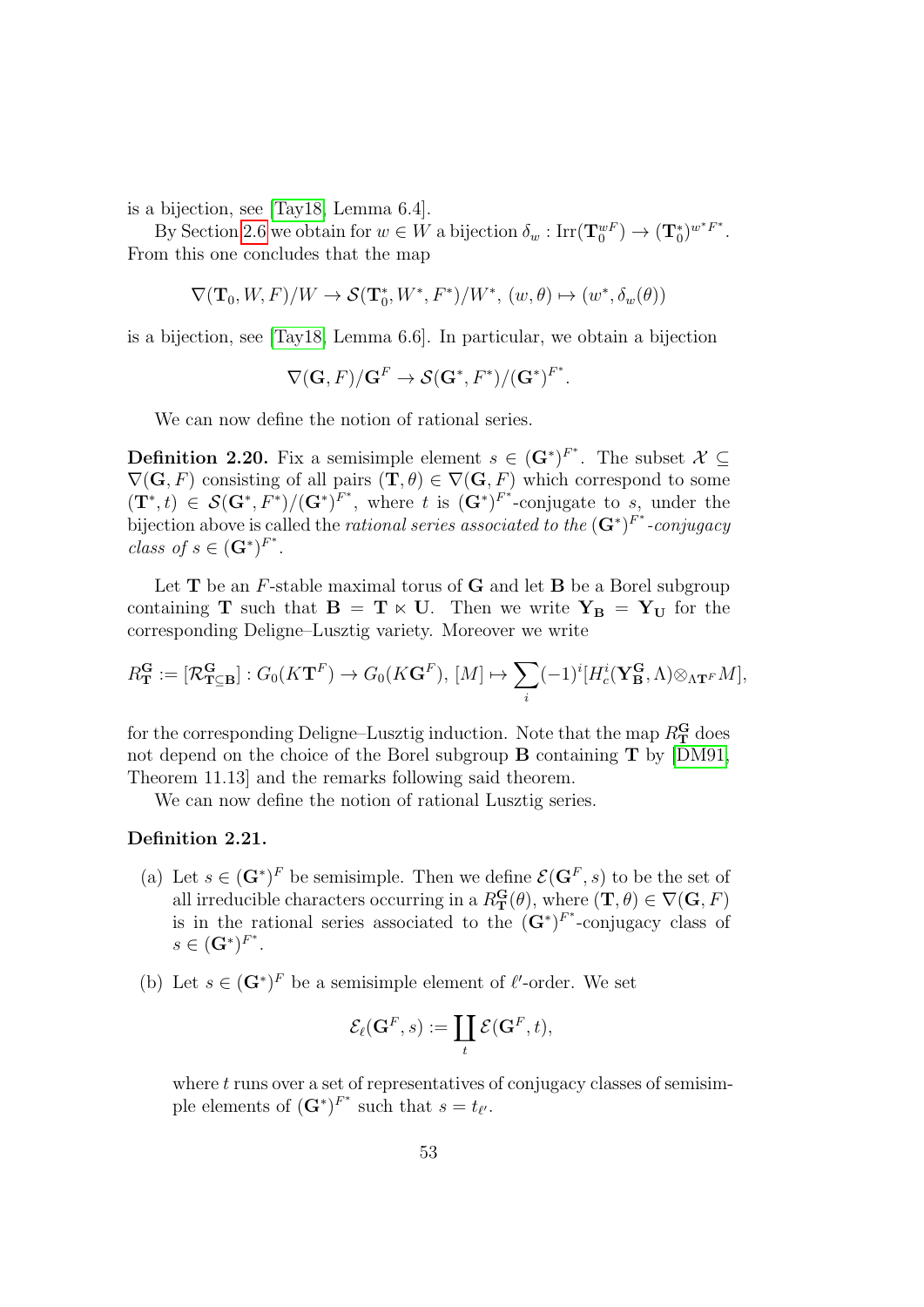is a bijection, see [Tay18, Lemma 6.4].

By Section 2.6 we obtain for $w \in W$ a bijection $\delta_w : \mathrm{Irr}(\mathbf{T}_0^{wF}) \to (\mathbf{T}_0^*)^{w^* F^*}$. From this one concludes that the map

$$\nabla(\mathbf{T}_0, W, F)/W \to \mathcal{S}(\mathbf{T}_0^*, W^*, F^*)/W^*, \ (w, \theta) \mapsto (w^*, \delta_w(\theta))$$

is a bijection, see [Tay18, Lemma 6.6]. In particular, we obtain a bijection

$$\nabla(\mathbf{G}, F)/\mathbf{G}^F \to \mathcal{S}(\mathbf{G}^*, F^*)/(\mathbf{G}^*)^{F^*}.$$

We can now define the notion of rational series.

**Definition 2.20.** Fix a semisimple element $s \in (\mathbf{G}^*)^{F^*}$. The subset $\mathcal{X} \subseteq \nabla(\mathbf{G}, F)$ consisting of all pairs $(\mathbf{T}, \theta) \in \nabla(\mathbf{G}, F)$ which correspond to some $(\mathbf{T}^*, t) \in \mathcal{S}(\mathbf{G}^*, F^*)/(\mathbf{G}^*)^{F^*}$, where $t$ is $(\mathbf{G}^*)^{F^*}$-conjugate to $s$, under the bijection above is called the *rational series associated to the* $(\mathbf{G}^*)^{F^*}$*-conjugacy class of* $s \in (\mathbf{G}^*)^{F^*}$.

Let $\mathbf{T}$ be an $F$-stable maximal torus of $\mathbf{G}$ and let $\mathbf{B}$ be a Borel subgroup containing $\mathbf{T}$ such that $\mathbf{B} = \mathbf{T} \ltimes \mathbf{U}$. Then we write $\mathbf{Y_B} = \mathbf{Y_U}$ for the corresponding Deligne–Lusztig variety. Moreover we write

$$R_{\mathbf{T}}^{\mathbf{G}} := [\mathcal{R}_{\mathbf{T} \subseteq \mathbf{B}}^{\mathbf{G}}] : G_0(K\mathbf{T}^F) \to G_0(K\mathbf{G}^F), \ [M] \mapsto \sum_i (-1)^i [H_c^i(\mathbf{Y}_{\mathbf{B}}^{\mathbf{G}}, \Lambda) \otimes_{\Lambda \mathbf{T}^F} M],$$

for the corresponding Deligne–Lusztig induction. Note that the map $R_{\mathbf{T}}^{\mathbf{G}}$ does not depend on the choice of the Borel subgroup $\mathbf{B}$ containing $\mathbf{T}$ by [DM91, Theorem 11.13] and the remarks following said theorem.

We can now define the notion of rational Lusztig series.

**Definition 2.21.**

(a) Let $s \in (\mathbf{G}^*)^F$ be semisimple. Then we define $\mathcal{E}(\mathbf{G}^F, s)$ to be the set of all irreducible characters occurring in a $R_{\mathbf{T}}^{\mathbf{G}}(\theta)$, where $(\mathbf{T}, \theta) \in \nabla(\mathbf{G}, F)$ is in the rational series associated to the $(\mathbf{G}^*)^{F^*}$-conjugacy class of $s \in (\mathbf{G}^*)^{F^*}$.

(b) Let $s \in (\mathbf{G}^*)^F$ be a semisimple element of $\ell'$-order. We set

$$\mathcal{E}_\ell(\mathbf{G}^F, s) := \coprod_t \mathcal{E}(\mathbf{G}^F, t),$$

where $t$ runs over a set of representatives of conjugacy classes of semisimple elements of $(\mathbf{G}^*)^{F^*}$ such that $s = t_{\ell'}$.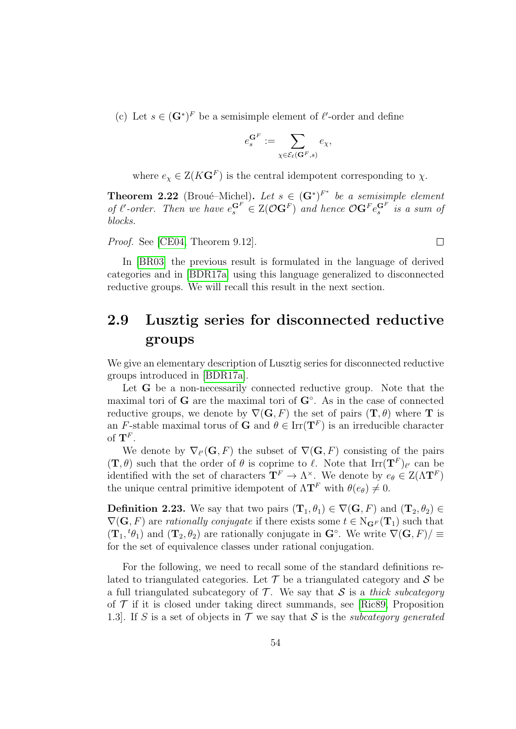(c) Let $s \in (\mathbf{G}^*)^F$ be a semisimple element of $\ell'$-order and define

$$e_s^{\mathbf{G}^F} := \sum_{\chi \in \mathcal{E}_\ell(\mathbf{G}^F, s)} e_\chi,$$

where $e_\chi \in \mathrm{Z}(K\mathbf{G}^F)$ is the central idempotent corresponding to $\chi$.

**Theorem 2.22** (Broué–Michel)**.** *Let $s \in (\mathbf{G}^*)^{F^*}$ be a semisimple element of $\ell'$-order. Then we have $e_s^{\mathbf{G}^F} \in \mathrm{Z}(\mathcal{O}\mathbf{G}^F)$ and hence $\mathcal{O}\mathbf{G}^F e_s^{\mathbf{G}^F}$ is a sum of blocks.*

*Proof.* See [CE04, Theorem 9.12]. □

In [BR03] the previous result is formulated in the language of derived categories and in [BDR17a] using this language generalized to disconnected reductive groups. We will recall this result in the next section.

## 2.9 Lusztig series for disconnected reductive groups

We give an elementary description of Lusztig series for disconnected reductive groups introduced in [BDR17a].

Let $\mathbf{G}$ be a non-necessarily connected reductive group. Note that the maximal tori of $\mathbf{G}$ are the maximal tori of $\mathbf{G}^\circ$. As in the case of connected reductive groups, we denote by $\nabla(\mathbf{G}, F)$ the set of pairs $(\mathbf{T}, \theta)$ where $\mathbf{T}$ is an $F$-stable maximal torus of $\mathbf{G}$ and $\theta \in \mathrm{Irr}(\mathbf{T}^F)$ is an irreducible character of $\mathbf{T}^F$.

We denote by $\nabla_{\ell'}(\mathbf{G}, F)$ the subset of $\nabla(\mathbf{G}, F)$ consisting of the pairs $(\mathbf{T}, \theta)$ such that the order of $\theta$ is coprime to $\ell$. Note that $\mathrm{Irr}(\mathbf{T}^F)_{\ell'}$ can be identified with the set of characters $\mathbf{T}^F \to \Lambda^\times$. We denote by $e_\theta \in \mathrm{Z}(\Lambda\mathbf{T}^F)$ the unique central primitive idempotent of $\Lambda\mathbf{T}^F$ with $\theta(e_\theta) \neq 0$.

**Definition 2.23.** We say that two pairs $(\mathbf{T}_1, \theta_1) \in \nabla(\mathbf{G}, F)$ and $(\mathbf{T}_2, \theta_2) \in \nabla(\mathbf{G}, F)$ are *rationally conjugate* if there exists some $t \in \mathrm{N}_{\mathbf{G}^F}(\mathbf{T}_1)$ such that $(\mathbf{T}_1, {}^t\theta_1)$ and $(\mathbf{T}_2, \theta_2)$ are rationally conjugate in $\mathbf{G}^\circ$. We write $\nabla(\mathbf{G}, F)/\equiv$ for the set of equivalence classes under rational conjugation.

For the following, we need to recall some of the standard definitions related to triangulated categories. Let $\mathcal{T}$ be a triangulated category and $\mathcal{S}$ be a full triangulated subcategory of $\mathcal{T}$. We say that $\mathcal{S}$ is a *thick subcategory* of $\mathcal{T}$ if it is closed under taking direct summands, see [Ric89, Proposition 1.3]. If $S$ is a set of objects in $\mathcal{T}$ we say that $\mathcal{S}$ is the *subcategory generated*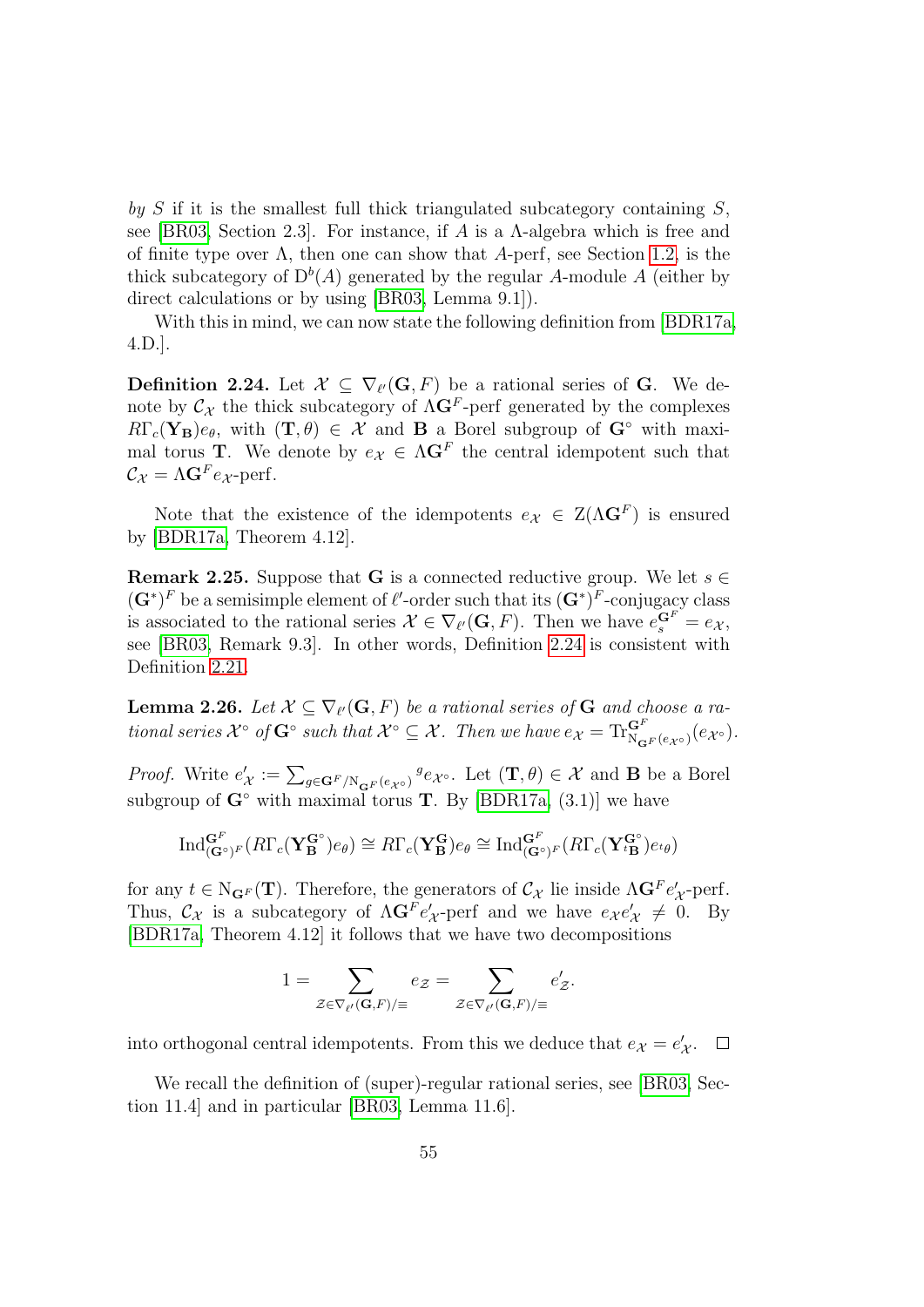*by* $S$ if it is the smallest full thick triangulated subcategory containing $S$, see [BR03, Section 2.3]. For instance, if $A$ is a $\Lambda$-algebra which is free and of finite type over $\Lambda$, then one can show that $A$-perf, see Section 1.2, is the thick subcategory of $\mathrm{D}^b(A)$ generated by the regular $A$-module $A$ (either by direct calculations or by using [BR03, Lemma 9.1]).

With this in mind, we can now state the following definition from [BDR17a, 4.D.].

**Definition 2.24.** Let $\mathcal{X} \subseteq \nabla_{\ell'}(\mathbf{G}, F)$ be a rational series of $\mathbf{G}$. We denote by $\mathcal{C}_{\mathcal{X}}$ the thick subcategory of $\Lambda\mathbf{G}^F$-perf generated by the complexes $R\Gamma_c(\mathbf{Y_B})e_\theta$, with $(\mathbf{T}, \theta) \in \mathcal{X}$ and $\mathbf{B}$ a Borel subgroup of $\mathbf{G}^\circ$ with maximal torus $\mathbf{T}$. We denote by $e_{\mathcal{X}} \in \Lambda\mathbf{G}^F$ the central idempotent such that $\mathcal{C}_{\mathcal{X}} = \Lambda\mathbf{G}^F e_{\mathcal{X}}$-perf.

Note that the existence of the idempotents $e_{\mathcal{X}} \in \mathrm{Z}(\Lambda\mathbf{G}^F)$ is ensured by [BDR17a, Theorem 4.12].

**Remark 2.25.** Suppose that $\mathbf{G}$ is a connected reductive group. We let $s \in (\mathbf{G}^*)^F$ be a semisimple element of $\ell'$-order such that its $(\mathbf{G}^*)^F$-conjugacy class is associated to the rational series $\mathcal{X} \in \nabla_{\ell'}(\mathbf{G}, F)$. Then we have $e_s^{\mathbf{G}^F} = e_{\mathcal{X}}$, see [BR03, Remark 9.3]. In other words, Definition 2.24 is consistent with Definition 2.21.

**Lemma 2.26.** *Let $\mathcal{X} \subseteq \nabla_{\ell'}(\mathbf{G}, F)$ be a rational series of $\mathbf{G}$ and choose a rational series $\mathcal{X}^\circ$ of $\mathbf{G}^\circ$ such that $\mathcal{X}^\circ \subseteq \mathcal{X}$. Then we have $e_{\mathcal{X}} = \mathrm{Tr}^{\mathbf{G}^F}_{\mathrm{N}_{\mathbf{G}^F}(e_{\mathcal{X}^\circ})}(e_{\mathcal{X}^\circ})$.*

*Proof.* Write $e'_{\mathcal{X}} := \sum_{g \in \mathbf{G}^F/\mathrm{N}_{\mathbf{G}^F}(e_{\mathcal{X}^\circ})} {}^g e_{\mathcal{X}^\circ}$. Let $(\mathbf{T}, \theta) \in \mathcal{X}$ and $\mathbf{B}$ be a Borel subgroup of $\mathbf{G}^\circ$ with maximal torus $\mathbf{T}$. By [BDR17a, (3.1)] we have

$$\mathrm{Ind}^{\mathbf{G}^F}_{(\mathbf{G}^\circ)^F}(R\Gamma_c(\mathbf{Y}^{\mathbf{G}^\circ}_{\mathbf{B}})e_\theta) \cong R\Gamma_c(\mathbf{Y}^{\mathbf{G}}_{\mathbf{B}})e_\theta \cong \mathrm{Ind}^{\mathbf{G}^F}_{(\mathbf{G}^\circ)^F}(R\Gamma_c(\mathbf{Y}^{\mathbf{G}^\circ}_{{}^t\mathbf{B}})e_{{}^t\theta})$$

for any $t \in \mathrm{N}_{\mathbf{G}^F}(\mathbf{T})$. Therefore, the generators of $\mathcal{C}_{\mathcal{X}}$ lie inside $\Lambda\mathbf{G}^F e'_{\mathcal{X}}$-perf. Thus, $\mathcal{C}_{\mathcal{X}}$ is a subcategory of $\Lambda\mathbf{G}^F e'_{\mathcal{X}}$-perf and we have $e_{\mathcal{X}} e'_{\mathcal{X}} \neq 0$. By [BDR17a, Theorem 4.12] it follows that we have two decompositions

$$1 = \sum_{\mathcal{Z} \in \nabla_{\ell'}(\mathbf{G}, F)/\equiv} e_{\mathcal{Z}} = \sum_{\mathcal{Z} \in \nabla_{\ell'}(\mathbf{G}, F)/\equiv} e'_{\mathcal{Z}}.$$

into orthogonal central idempotents. From this we deduce that $e_{\mathcal{X}} = e'_{\mathcal{X}}$. $\square$

We recall the definition of (super)-regular rational series, see [BR03, Section 11.4] and in particular [BR03, Lemma 11.6].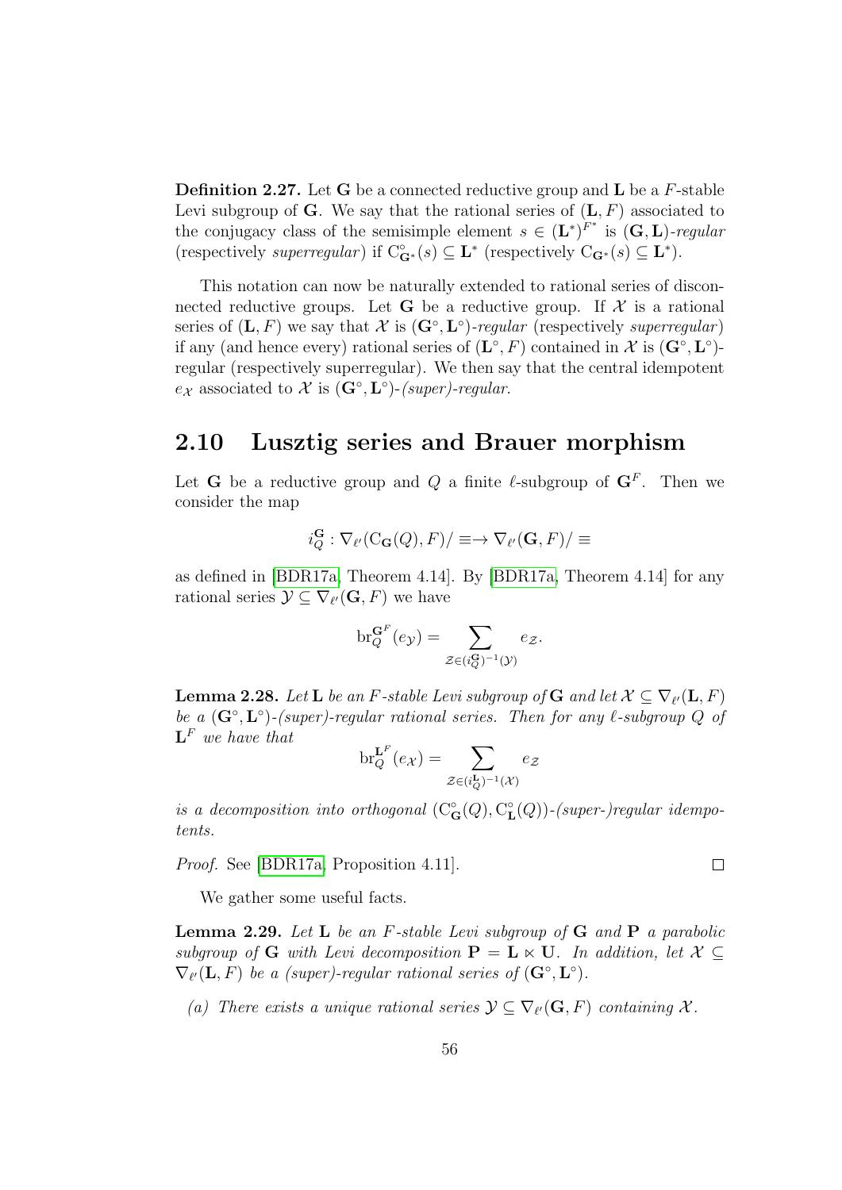**Definition 2.27.** Let $\mathbf{G}$ be a connected reductive group and $\mathbf{L}$ be a $F$-stable Levi subgroup of $\mathbf{G}$. We say that the rational series of $(\mathbf{L}, F)$ associated to the conjugacy class of the semisimple element $s \in (\mathbf{L}^*)^{F^*}$ is $(\mathbf{G}, \mathbf{L})$-*regular* (respectively *superregular*) if $\mathrm{C}^\circ_{\mathbf{G}^*}(s) \subseteq \mathbf{L}^*$ (respectively $\mathrm{C}_{\mathbf{G}^*}(s) \subseteq \mathbf{L}^*$).

This notation can now be naturally extended to rational series of disconnected reductive groups. Let $\mathbf{G}$ be a reductive group. If $\mathcal{X}$ is a rational series of $(\mathbf{L}, F)$ we say that $\mathcal{X}$ is $(\mathbf{G}^\circ, \mathbf{L}^\circ)$-*regular* (respectively *superregular*) if any (and hence every) rational series of $(\mathbf{L}^\circ, F)$ contained in $\mathcal{X}$ is $(\mathbf{G}^\circ, \mathbf{L}^\circ)$-regular (respectively superregular). We then say that the central idempotent $e_{\mathcal{X}}$ associated to $\mathcal{X}$ is $(\mathbf{G}^\circ, \mathbf{L}^\circ)$-*(super)-regular*.

## 2.10 Lusztig series and Brauer morphism

Let $\mathbf{G}$ be a reductive group and $Q$ a finite $\ell$-subgroup of $\mathbf{G}^F$. Then we consider the map

$$i_Q^{\mathbf{G}} : \nabla_{\ell'}(\mathrm{C}_{\mathbf{G}}(Q), F)/\equiv \to \nabla_{\ell'}(\mathbf{G}, F)/\equiv$$

as defined in [BDR17a, Theorem 4.14]. By [BDR17a, Theorem 4.14] for any rational series $\mathcal{Y} \subseteq \nabla_{\ell'}(\mathbf{G}, F)$ we have

$$\mathrm{br}_Q^{\mathbf{G}^F}(e_{\mathcal{Y}}) = \sum_{\mathcal{Z} \in (i_Q^{\mathbf{G}})^{-1}(\mathcal{Y})} e_{\mathcal{Z}}.$$

**Lemma 2.28.** *Let $\mathbf{L}$ be an $F$-stable Levi subgroup of $\mathbf{G}$ and let $\mathcal{X} \subseteq \nabla_{\ell'}(\mathbf{L}, F)$ be a $(\mathbf{G}^\circ, \mathbf{L}^\circ)$-(super)-regular rational series. Then for any $\ell$-subgroup $Q$ of $\mathbf{L}^F$ we have that*

$$\mathrm{br}_Q^{\mathbf{L}^F}(e_{\mathcal{X}}) = \sum_{\mathcal{Z} \in (i_Q^{\mathbf{L}})^{-1}(\mathcal{X})} e_{\mathcal{Z}}$$

*is a decomposition into orthogonal $(\mathrm{C}^\circ_{\mathbf{G}}(Q), \mathrm{C}^\circ_{\mathbf{L}}(Q))$-(super-)regular idempotents.*

*Proof.* See [BDR17a, Proposition 4.11]. $\square$

We gather some useful facts.

**Lemma 2.29.** *Let $\mathbf{L}$ be an $F$-stable Levi subgroup of $\mathbf{G}$ and $\mathbf{P}$ a parabolic subgroup of $\mathbf{G}$ with Levi decomposition $\mathbf{P} = \mathbf{L} \ltimes \mathbf{U}$. In addition, let $\mathcal{X} \subseteq \nabla_{\ell'}(\mathbf{L}, F)$ be a (super)-regular rational series of $(\mathbf{G}^\circ, \mathbf{L}^\circ)$.*

*(a) There exists a unique rational series $\mathcal{Y} \subseteq \nabla_{\ell'}(\mathbf{G}, F)$ containing $\mathcal{X}$.*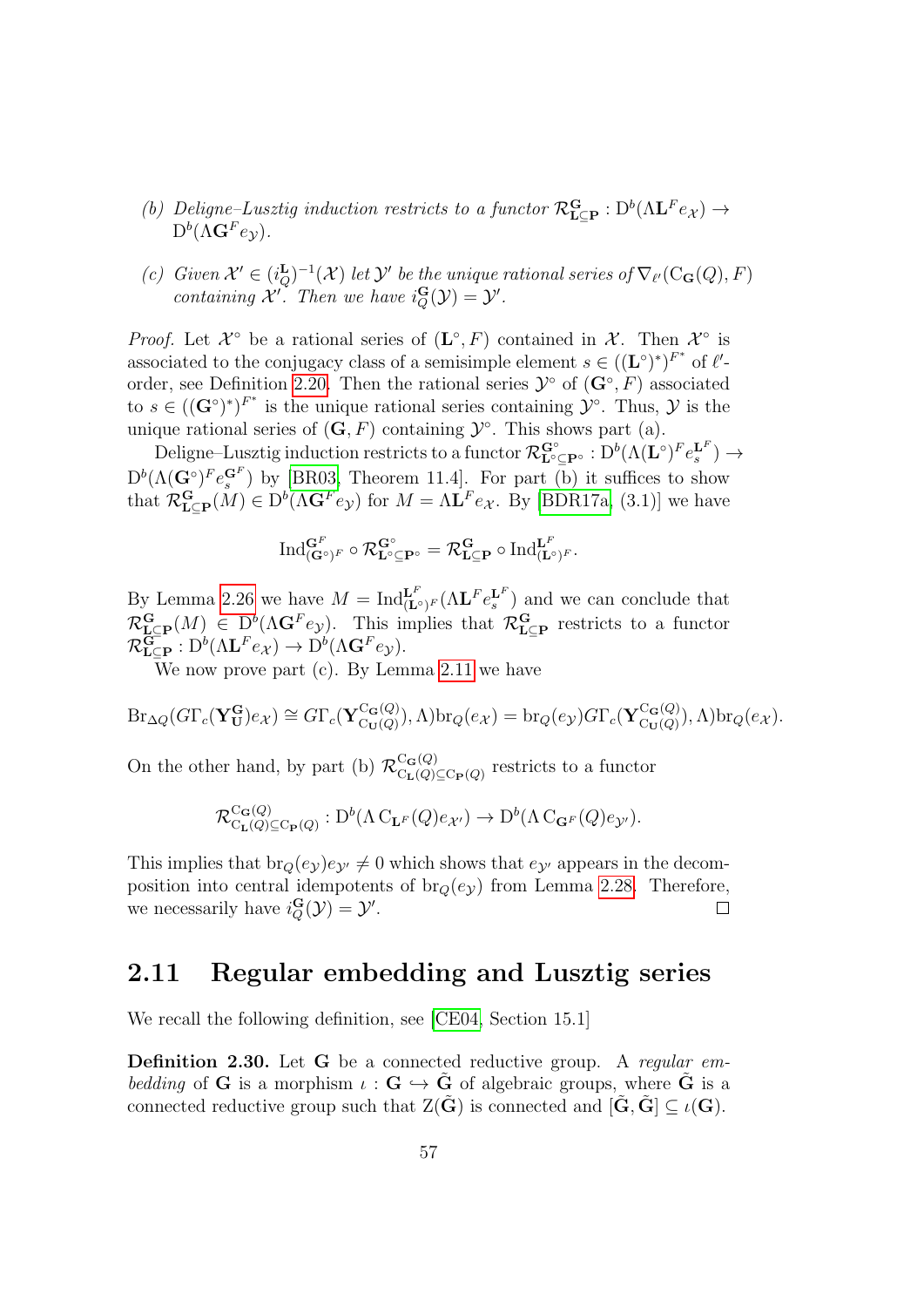(b) *Deligne–Lusztig induction restricts to a functor* $\mathcal{R}_{\mathbf{L}\subseteq\mathbf{P}}^{\mathbf{G}} : \mathrm{D}^b(\Lambda\mathbf{L}^F e_{\mathcal{X}}) \to \mathrm{D}^b(\Lambda\mathbf{G}^F e_{\mathcal{Y}})$.

(c) *Given* $\mathcal{X}' \in (i_Q^{\mathbf{L}})^{-1}(\mathcal{X})$ *let* $\mathcal{Y}'$ *be the unique rational series of* $\nabla_{\ell'}(\mathrm{C}_{\mathbf{G}}(Q), F)$ *containing* $\mathcal{X}'$. *Then we have* $i_Q^{\mathbf{G}}(\mathcal{Y}) = \mathcal{Y}'$.

*Proof.* Let $\mathcal{X}^\circ$ be a rational series of $(\mathbf{L}^\circ, F)$ contained in $\mathcal{X}$. Then $\mathcal{X}^\circ$ is associated to the conjugacy class of a semisimple element $s \in ((\mathbf{L}^\circ)^*)^{F^*}$ of $\ell'$-order, see Definition 2.20. Then the rational series $\mathcal{Y}^\circ$ of $(\mathbf{G}^\circ, F)$ associated to $s \in ((\mathbf{G}^\circ)^*)^{F^*}$ is the unique rational series containing $\mathcal{Y}^\circ$. Thus, $\mathcal{Y}$ is the unique rational series of $(\mathbf{G}, F)$ containing $\mathcal{Y}^\circ$. This shows part (a).

Deligne–Lusztig induction restricts to a functor $\mathcal{R}_{\mathbf{L}^\circ\subseteq\mathbf{P}^\circ}^{\mathbf{G}^\circ} : \mathrm{D}^b(\Lambda(\mathbf{L}^\circ)^F e_s^{\mathbf{L}^F}) \to \mathrm{D}^b(\Lambda(\mathbf{G}^\circ)^F e_s^{\mathbf{G}^F})$ by [BR03, Theorem 11.4]. For part (b) it suffices to show that $\mathcal{R}_{\mathbf{L}\subseteq\mathbf{P}}^{\mathbf{G}}(M) \in \mathrm{D}^b(\Lambda\mathbf{G}^F e_{\mathcal{Y}})$ for $M = \Lambda\mathbf{L}^F e_{\mathcal{X}}$. By [BDR17a, (3.1)] we have

$$\mathrm{Ind}_{(\mathbf{G}^\circ)^F}^{\mathbf{G}^F} \circ \mathcal{R}_{\mathbf{L}^\circ\subseteq\mathbf{P}^\circ}^{\mathbf{G}^\circ} = \mathcal{R}_{\mathbf{L}\subseteq\mathbf{P}}^{\mathbf{G}} \circ \mathrm{Ind}_{(\mathbf{L}^\circ)^F}^{\mathbf{L}^F}.$$

By Lemma 2.26 we have $M = \mathrm{Ind}_{(\mathbf{L}^\circ)^F}^{\mathbf{L}^F}(\Lambda\mathbf{L}^F e_s^{\mathbf{L}^F})$ and we can conclude that $\mathcal{R}_{\mathbf{L}\subseteq\mathbf{P}}^{\mathbf{G}}(M) \in \mathrm{D}^b(\Lambda\mathbf{G}^F e_{\mathcal{Y}})$. This implies that $\mathcal{R}_{\mathbf{L}\subseteq\mathbf{P}}^{\mathbf{G}}$ restricts to a functor $\mathcal{R}_{\mathbf{L}\subseteq\mathbf{P}}^{\mathbf{G}} : \mathrm{D}^b(\Lambda\mathbf{L}^F e_{\mathcal{X}}) \to \mathrm{D}^b(\Lambda\mathbf{G}^F e_{\mathcal{Y}})$.

We now prove part (c). By Lemma 2.11 we have

$$\mathrm{Br}_{\Delta Q}(G\Gamma_c(\mathbf{Y}_{\mathbf{U}}^{\mathbf{G}})e_{\mathcal{X}}) \cong G\Gamma_c(\mathbf{Y}_{\mathrm{C}_{\mathbf{U}}(Q)}^{\mathrm{C}_{\mathbf{G}}(Q)}, \Lambda)\mathrm{br}_Q(e_{\mathcal{X}}) = \mathrm{br}_Q(e_{\mathcal{Y}})G\Gamma_c(\mathbf{Y}_{\mathrm{C}_{\mathbf{U}}(Q)}^{\mathrm{C}_{\mathbf{G}}(Q)}, \Lambda)\mathrm{br}_Q(e_{\mathcal{X}}).$$

On the other hand, by part (b) $\mathcal{R}_{\mathrm{C}_{\mathbf{L}}(Q)\subseteq\mathrm{C}_{\mathbf{P}}(Q)}^{\mathrm{C}_{\mathbf{G}}(Q)}$ restricts to a functor

$$\mathcal{R}_{\mathrm{C}_{\mathbf{L}}(Q)\subseteq\mathrm{C}_{\mathbf{P}}(Q)}^{\mathrm{C}_{\mathbf{G}}(Q)} : \mathrm{D}^b(\Lambda\,\mathrm{C}_{\mathbf{L}^F}(Q)e_{\mathcal{X}'}) \to \mathrm{D}^b(\Lambda\,\mathrm{C}_{\mathbf{G}^F}(Q)e_{\mathcal{Y}'}).$$

This implies that $\mathrm{br}_Q(e_{\mathcal{Y}})e_{\mathcal{Y}'} \neq 0$ which shows that $e_{\mathcal{Y}'}$ appears in the decomposition into central idempotents of $\mathrm{br}_Q(e_{\mathcal{Y}})$ from Lemma 2.28. Therefore, we necessarily have $i_Q^{\mathbf{G}}(\mathcal{Y}) = \mathcal{Y}'$. $\square$

## 2.11 Regular embedding and Lusztig series

We recall the following definition, see [CE04, Section 15.1]

**Definition 2.30.** Let $\mathbf{G}$ be a connected reductive group. A *regular embedding* of $\mathbf{G}$ is a morphism $\iota : \mathbf{G} \hookrightarrow \tilde{\mathbf{G}}$ of algebraic groups, where $\tilde{\mathbf{G}}$ is a connected reductive group such that $\mathrm{Z}(\tilde{\mathbf{G}})$ is connected and $[\tilde{\mathbf{G}}, \tilde{\mathbf{G}}] \subseteq \iota(\mathbf{G})$.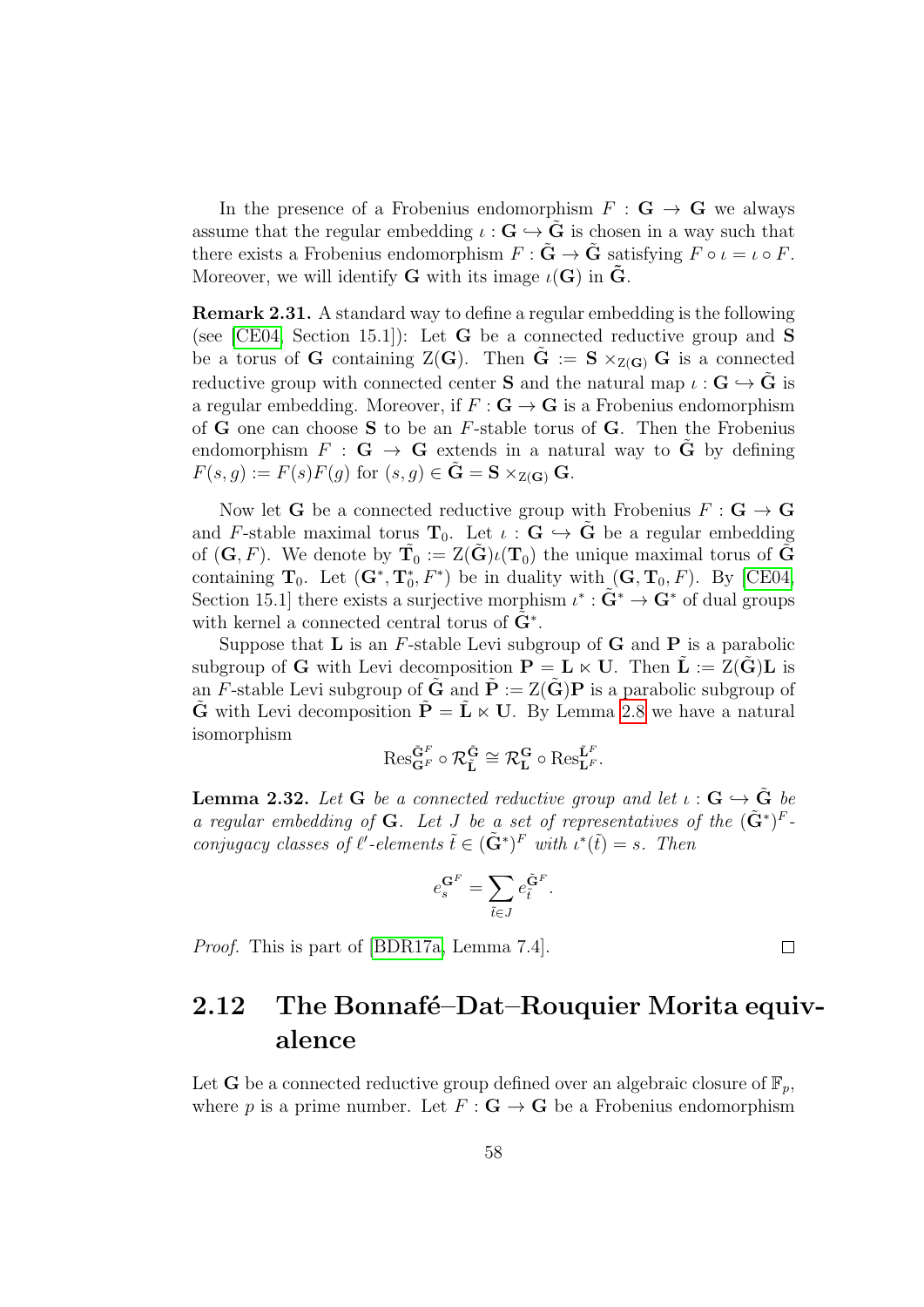In the presence of a Frobenius endomorphism $F : \mathbf{G} \to \mathbf{G}$ we always assume that the regular embedding $\iota : \mathbf{G} \hookrightarrow \tilde{\mathbf{G}}$ is chosen in a way such that there exists a Frobenius endomorphism $F : \tilde{\mathbf{G}} \to \tilde{\mathbf{G}}$ satisfying $F \circ \iota = \iota \circ F$. Moreover, we will identify $\mathbf{G}$ with its image $\iota(\mathbf{G})$ in $\tilde{\mathbf{G}}$.

**Remark 2.31.** A standard way to define a regular embedding is the following (see [CE04, Section 15.1]): Let $\mathbf{G}$ be a connected reductive group and $\mathbf{S}$ be a torus of $\mathbf{G}$ containing $\mathrm{Z}(\mathbf{G})$. Then $\tilde{\mathbf{G}} := \mathbf{S} \times_{\mathrm{Z}(\mathbf{G})} \mathbf{G}$ is a connected reductive group with connected center $\mathbf{S}$ and the natural map $\iota : \mathbf{G} \hookrightarrow \tilde{\mathbf{G}}$ is a regular embedding. Moreover, if $F : \mathbf{G} \to \mathbf{G}$ is a Frobenius endomorphism of $\mathbf{G}$ one can choose $\mathbf{S}$ to be an $F$-stable torus of $\mathbf{G}$. Then the Frobenius endomorphism $F : \mathbf{G} \to \mathbf{G}$ extends in a natural way to $\tilde{\mathbf{G}}$ by defining $F(s, g) := F(s)F(g)$ for $(s, g) \in \tilde{\mathbf{G}} = \mathbf{S} \times_{\mathrm{Z}(\mathbf{G})} \mathbf{G}$.

Now let $\mathbf{G}$ be a connected reductive group with Frobenius $F : \mathbf{G} \to \mathbf{G}$ and $F$-stable maximal torus $\mathbf{T}_0$. Let $\iota : \mathbf{G} \hookrightarrow \tilde{\mathbf{G}}$ be a regular embedding of $(\mathbf{G}, F)$. We denote by $\tilde{\mathbf{T}}_0 := \mathrm{Z}(\tilde{\mathbf{G}})\iota(\mathbf{T}_0)$ the unique maximal torus of $\tilde{\mathbf{G}}$ containing $\mathbf{T}_0$. Let $(\mathbf{G}^*, \mathbf{T}_0^*, F^*)$ be in duality with $(\mathbf{G}, \mathbf{T}_0, F)$. By [CE04, Section 15.1] there exists a surjective morphism $\iota^* : \tilde{\mathbf{G}}^* \to \mathbf{G}^*$ of dual groups with kernel a connected central torus of $\tilde{\mathbf{G}}^*$.

Suppose that $\mathbf{L}$ is an $F$-stable Levi subgroup of $\mathbf{G}$ and $\mathbf{P}$ is a parabolic subgroup of $\mathbf{G}$ with Levi decomposition $\mathbf{P} = \mathbf{L} \ltimes \mathbf{U}$. Then $\tilde{\mathbf{L}} := \mathrm{Z}(\tilde{\mathbf{G}})\mathbf{L}$ is an $F$-stable Levi subgroup of $\tilde{\mathbf{G}}$ and $\tilde{\mathbf{P}} := \mathrm{Z}(\tilde{\mathbf{G}})\mathbf{P}$ is a parabolic subgroup of $\tilde{\mathbf{G}}$ with Levi decomposition $\tilde{\mathbf{P}} = \tilde{\mathbf{L}} \ltimes \mathbf{U}$. By Lemma 2.8 we have a natural isomorphism

$$\mathrm{Res}^{\tilde{\mathbf{G}}^F}_{\mathbf{G}^F} \circ \mathcal{R}^{\tilde{\mathbf{G}}}_{\tilde{\mathbf{L}}} \cong \mathcal{R}^{\mathbf{G}}_{\mathbf{L}} \circ \mathrm{Res}^{\tilde{\mathbf{L}}^F}_{\mathbf{L}^F}.$$

**Lemma 2.32.** *Let $\mathbf{G}$ be a connected reductive group and let $\iota : \mathbf{G} \hookrightarrow \tilde{\mathbf{G}}$ be a regular embedding of $\mathbf{G}$. Let $J$ be a set of representatives of the $(\tilde{\mathbf{G}}^*)^F$-conjugacy classes of $\ell'$-elements $\tilde{t} \in (\tilde{\mathbf{G}}^*)^F$ with $\iota^*(\tilde{t}) = s$. Then*

$$e_s^{\mathbf{G}^F} = \sum_{\tilde{t} \in J} e_{\tilde{t}}^{\tilde{\mathbf{G}}^F}.$$

*Proof.* This is part of [BDR17a, Lemma 7.4]. ∎

## 2.12 The Bonnafé–Dat–Rouquier Morita equivalence

Let $\mathbf{G}$ be a connected reductive group defined over an algebraic closure of $\mathbb{F}_p$, where $p$ is a prime number. Let $F : \mathbf{G} \to \mathbf{G}$ be a Frobenius endomorphism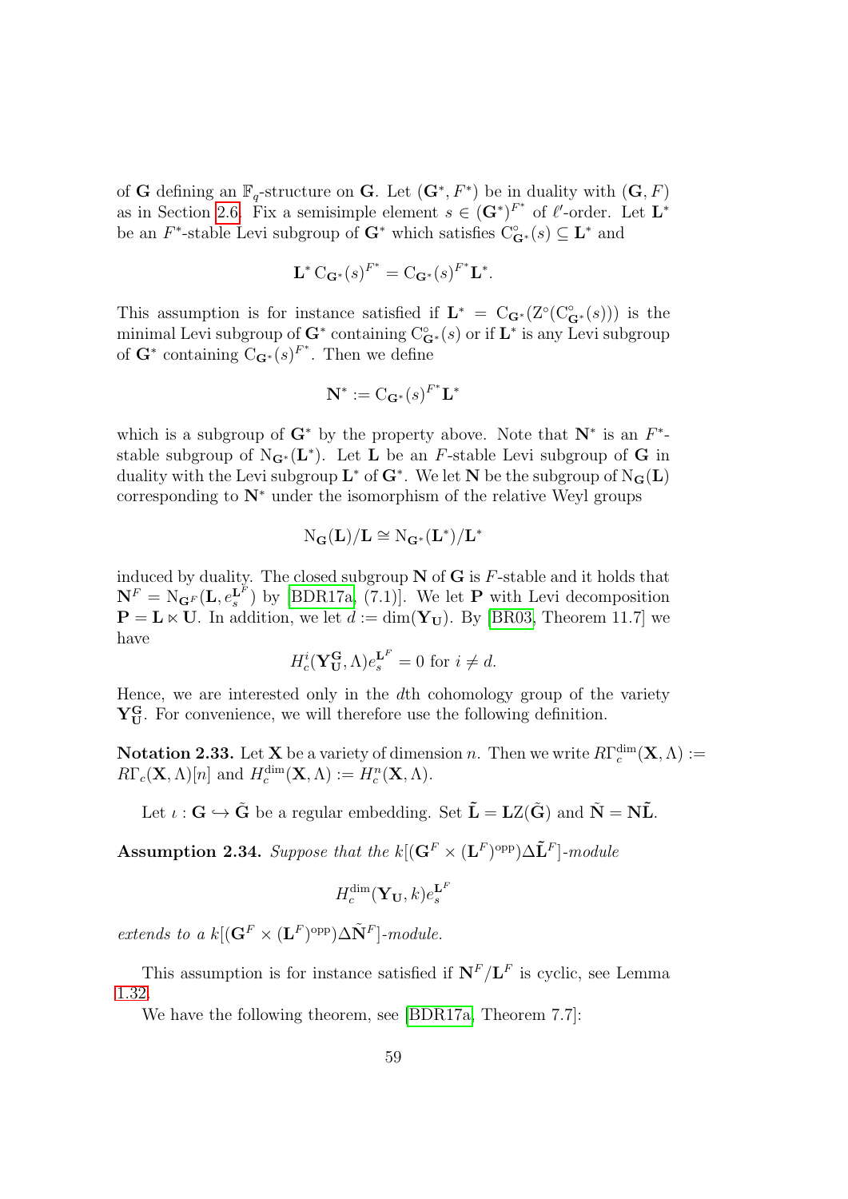of $\mathbf{G}$ defining an $\mathbb{F}_q$-structure on $\mathbf{G}$. Let $(\mathbf{G}^*, F^*)$ be in duality with $(\mathbf{G}, F)$ as in Section 2.6. Fix a semisimple element $s \in (\mathbf{G}^*)^{F^*}$ of $\ell'$-order. Let $\mathbf{L}^*$ be an $F^*$-stable Levi subgroup of $\mathbf{G}^*$ which satisfies $\mathrm{C}^\circ_{\mathbf{G}^*}(s) \subseteq \mathbf{L}^*$ and

$$\mathbf{L}^* \, \mathrm{C}_{\mathbf{G}^*}(s)^{F^*} = \mathrm{C}_{\mathbf{G}^*}(s)^{F^*} \mathbf{L}^*.$$

This assumption is for instance satisfied if $\mathbf{L}^* = \mathrm{C}_{\mathbf{G}^*}(\mathrm{Z}^\circ(\mathrm{C}^\circ_{\mathbf{G}^*}(s)))$ is the minimal Levi subgroup of $\mathbf{G}^*$ containing $\mathrm{C}^\circ_{\mathbf{G}^*}(s)$ or if $\mathbf{L}^*$ is any Levi subgroup of $\mathbf{G}^*$ containing $\mathrm{C}_{\mathbf{G}^*}(s)^{F^*}$. Then we define

$$\mathbf{N}^* := \mathrm{C}_{\mathbf{G}^*}(s)^{F^*} \mathbf{L}^*$$

which is a subgroup of $\mathbf{G}^*$ by the property above. Note that $\mathbf{N}^*$ is an $F^*$-stable subgroup of $\mathrm{N}_{\mathbf{G}^*}(\mathbf{L}^*)$. Let $\mathbf{L}$ be an $F$-stable Levi subgroup of $\mathbf{G}$ in duality with the Levi subgroup $\mathbf{L}^*$ of $\mathbf{G}^*$. We let $\mathbf{N}$ be the subgroup of $\mathrm{N}_{\mathbf{G}}(\mathbf{L})$ corresponding to $\mathbf{N}^*$ under the isomorphism of the relative Weyl groups

$$\mathrm{N}_{\mathbf{G}}(\mathbf{L})/\mathbf{L} \cong \mathrm{N}_{\mathbf{G}^*}(\mathbf{L}^*)/\mathbf{L}^*$$

induced by duality. The closed subgroup $\mathbf{N}$ of $\mathbf{G}$ is $F$-stable and it holds that $\mathbf{N}^F = \mathrm{N}_{\mathbf{G}^F}(\mathbf{L}, e_s^{\mathbf{L}^F})$ by [BDR17a, (7.1)]. We let $\mathbf{P}$ with Levi decomposition $\mathbf{P} = \mathbf{L} \ltimes \mathbf{U}$. In addition, we let $d := \dim(\mathbf{Y}_\mathbf{U})$. By [BR03, Theorem 11.7] we have

$$H^i_c(\mathbf{Y}^{\mathbf{G}}_{\mathbf{U}}, \Lambda) e_s^{\mathbf{L}^F} = 0 \text{ for } i \neq d.$$

Hence, we are interested only in the $d$th cohomology group of the variety $\mathbf{Y}^{\mathbf{G}}_{\mathbf{U}}$. For convenience, we will therefore use the following definition.

**Notation 2.33.** Let $\mathbf{X}$ be a variety of dimension $n$. Then we write $R\Gamma^{\dim}_c(\mathbf{X}, \Lambda) := R\Gamma_c(\mathbf{X}, \Lambda)[n]$ and $H^{\dim}_c(\mathbf{X}, \Lambda) := H^n_c(\mathbf{X}, \Lambda)$.

Let $\iota : \mathbf{G} \hookrightarrow \tilde{\mathbf{G}}$ be a regular embedding. Set $\tilde{\mathbf{L}} = \mathbf{L}\mathrm{Z}(\tilde{\mathbf{G}})$ and $\tilde{\mathbf{N}} = \mathbf{N}\tilde{\mathbf{L}}$.

**Assumption 2.34.** *Suppose that the $k[(\mathbf{G}^F \times (\mathbf{L}^F)^{\mathrm{opp}})\Delta\tilde{\mathbf{L}}^F]$-module*

$$H^{\dim}_c(\mathbf{Y}_\mathbf{U}, k) e_s^{\mathbf{L}^F}$$

*extends to a $k[(\mathbf{G}^F \times (\mathbf{L}^F)^{\mathrm{opp}})\Delta\tilde{\mathbf{N}}^F]$-module.*

This assumption is for instance satisfied if $\mathbf{N}^F/\mathbf{L}^F$ is cyclic, see Lemma 1.32.

We have the following theorem, see [BDR17a, Theorem 7.7]: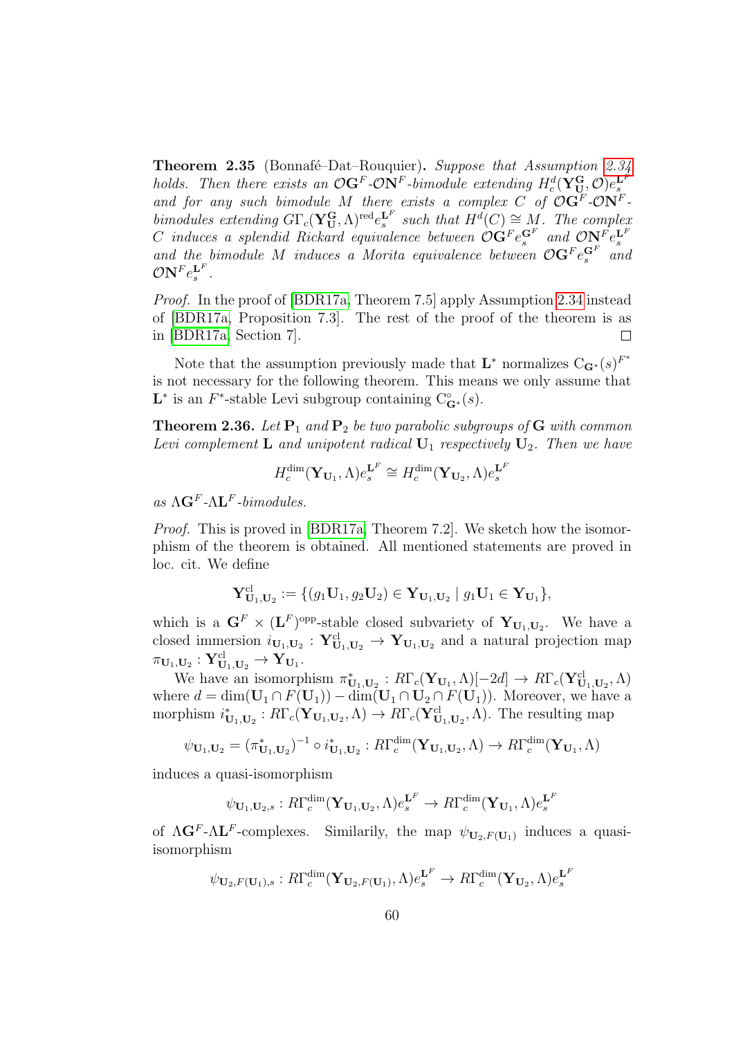**Theorem 2.35** (Bonnafé–Dat–Rouquier)**.** *Suppose that Assumption 2.34 holds. Then there exists an $\mathcal{O}\mathbf{G}^F$-$\mathcal{O}\mathbf{N}^F$-bimodule extending $H^d_c(\mathbf{Y}^{\mathbf{G}}_{\mathbf{U}}, \mathcal{O})e_s^{\mathbf{L}^F}$ and for any such bimodule $M$ there exists a complex $C$ of $\mathcal{O}\mathbf{G}^F$-$\mathcal{O}\mathbf{N}^F$-bimodules extending $G\Gamma_c(\mathbf{Y}^{\mathbf{G}}_{\mathbf{U}}, \Lambda)^{\mathrm{red}} e_s^{\mathbf{L}^F}$ such that $H^d(C) \cong M$. The complex $C$ induces a splendid Rickard equivalence between $\mathcal{O}\mathbf{G}^F e_s^{\mathbf{G}^F}$ and $\mathcal{O}\mathbf{N}^F e_s^{\mathbf{L}^F}$ and the bimodule $M$ induces a Morita equivalence between $\mathcal{O}\mathbf{G}^F e_s^{\mathbf{G}^F}$ and $\mathcal{O}\mathbf{N}^F e_s^{\mathbf{L}^F}$.*

*Proof.* In the proof of [BDR17a, Theorem 7.5] apply Assumption 2.34 instead of [BDR17a, Proposition 7.3]. The rest of the proof of the theorem is as in [BDR17a, Section 7]. ∎

Note that the assumption previously made that $\mathbf{L}^*$ normalizes $\mathrm{C}_{\mathbf{G}^*}(s)^{F^*}$ is not necessary for the following theorem. This means we only assume that $\mathbf{L}^*$ is an $F^*$-stable Levi subgroup containing $\mathrm{C}^\circ_{\mathbf{G}^*}(s)$.

**Theorem 2.36.** *Let $\mathbf{P}_1$ and $\mathbf{P}_2$ be two parabolic subgroups of $\mathbf{G}$ with common Levi complement $\mathbf{L}$ and unipotent radical $\mathbf{U}_1$ respectively $\mathbf{U}_2$. Then we have*

$$H^{\dim}_c(\mathbf{Y}_{\mathbf{U}_1}, \Lambda)e_s^{\mathbf{L}^F} \cong H^{\dim}_c(\mathbf{Y}_{\mathbf{U}_2}, \Lambda)e_s^{\mathbf{L}^F}$$

*as $\Lambda\mathbf{G}^F$-$\Lambda\mathbf{L}^F$-bimodules.*

*Proof.* This is proved in [BDR17a, Theorem 7.2]. We sketch how the isomorphism of the theorem is obtained. All mentioned statements are proved in loc. cit. We define

$$\mathbf{Y}^{\mathrm{cl}}_{\mathbf{U}_1,\mathbf{U}_2} := \{(g_1\mathbf{U}_1, g_2\mathbf{U}_2) \in \mathbf{Y}_{\mathbf{U}_1,\mathbf{U}_2} \mid g_1\mathbf{U}_1 \in \mathbf{Y}_{\mathbf{U}_1}\},$$

which is a $\mathbf{G}^F \times (\mathbf{L}^F)^{\mathrm{opp}}$-stable closed subvariety of $\mathbf{Y}_{\mathbf{U}_1,\mathbf{U}_2}$. We have a closed immersion $i_{\mathbf{U}_1,\mathbf{U}_2} : \mathbf{Y}^{\mathrm{cl}}_{\mathbf{U}_1,\mathbf{U}_2} \to \mathbf{Y}_{\mathbf{U}_1,\mathbf{U}_2}$ and a natural projection map $\pi_{\mathbf{U}_1,\mathbf{U}_2} : \mathbf{Y}^{\mathrm{cl}}_{\mathbf{U}_1,\mathbf{U}_2} \to \mathbf{Y}_{\mathbf{U}_1}$.

We have an isomorphism $\pi^*_{\mathbf{U}_1,\mathbf{U}_2} : R\Gamma_c(\mathbf{Y}_{\mathbf{U}_1}, \Lambda)[-2d] \to R\Gamma_c(\mathbf{Y}^{\mathrm{cl}}_{\mathbf{U}_1,\mathbf{U}_2}, \Lambda)$ where $d = \dim(\mathbf{U}_1 \cap F(\mathbf{U}_1)) - \dim(\mathbf{U}_1 \cap \mathbf{U}_2 \cap F(\mathbf{U}_1))$. Moreover, we have a morphism $i^*_{\mathbf{U}_1,\mathbf{U}_2} : R\Gamma_c(\mathbf{Y}_{\mathbf{U}_1,\mathbf{U}_2}, \Lambda) \to R\Gamma_c(\mathbf{Y}^{\mathrm{cl}}_{\mathbf{U}_1,\mathbf{U}_2}, \Lambda)$. The resulting map

$$\psi_{\mathbf{U}_1,\mathbf{U}_2} = (\pi^*_{\mathbf{U}_1,\mathbf{U}_2})^{-1} \circ i^*_{\mathbf{U}_1,\mathbf{U}_2} : R\Gamma^{\dim}_c(\mathbf{Y}_{\mathbf{U}_1,\mathbf{U}_2}, \Lambda) \to R\Gamma^{\dim}_c(\mathbf{Y}_{\mathbf{U}_1}, \Lambda)$$

induces a quasi-isomorphism

$$\psi_{\mathbf{U}_1,\mathbf{U}_2,s} : R\Gamma^{\dim}_c(\mathbf{Y}_{\mathbf{U}_1,\mathbf{U}_2}, \Lambda)e_s^{\mathbf{L}^F} \to R\Gamma^{\dim}_c(\mathbf{Y}_{\mathbf{U}_1}, \Lambda)e_s^{\mathbf{L}^F}$$

of $\Lambda\mathbf{G}^F$-$\Lambda\mathbf{L}^F$-complexes. Similarily, the map $\psi_{\mathbf{U}_2,F(\mathbf{U}_1)}$ induces a quasi-isomorphism

$$\psi_{\mathbf{U}_2,F(\mathbf{U}_1),s} : R\Gamma^{\dim}_c(\mathbf{Y}_{\mathbf{U}_2,F(\mathbf{U}_1)}, \Lambda)e_s^{\mathbf{L}^F} \to R\Gamma^{\dim}_c(\mathbf{Y}_{\mathbf{U}_2}, \Lambda)e_s^{\mathbf{L}^F}$$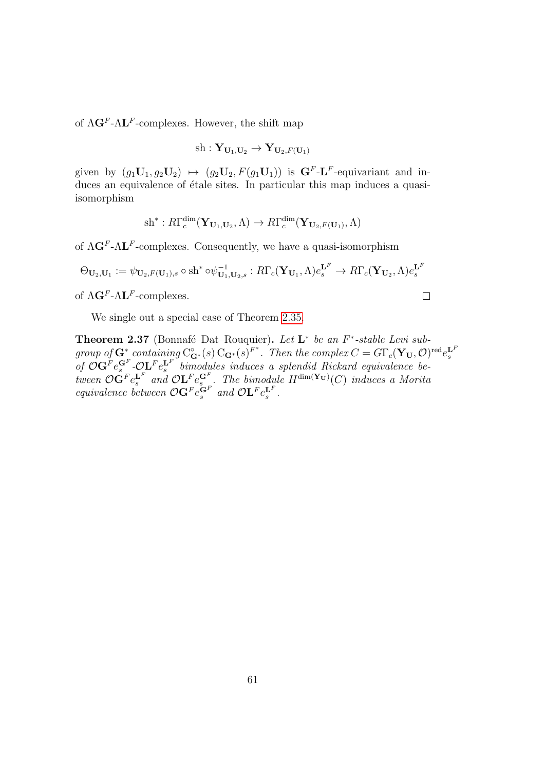of $\Lambda \mathbf{G}^F$-$\Lambda \mathbf{L}^F$-complexes. However, the shift map

$$\mathrm{sh} : \mathbf{Y}_{\mathbf{U}_1, \mathbf{U}_2} \to \mathbf{Y}_{\mathbf{U}_2, F(\mathbf{U}_1)}$$

given by $(g_1\mathbf{U}_1, g_2\mathbf{U}_2) \mapsto (g_2\mathbf{U}_2, F(g_1\mathbf{U}_1))$ is $\mathbf{G}^F$-$\mathbf{L}^F$-equivariant and induces an equivalence of étale sites. In particular this map induces a quasi-isomorphism

$$\mathrm{sh}^* : R\Gamma_c^{\dim}(\mathbf{Y}_{\mathbf{U}_1, \mathbf{U}_2}, \Lambda) \to R\Gamma_c^{\dim}(\mathbf{Y}_{\mathbf{U}_2, F(\mathbf{U}_1)}, \Lambda)$$

of $\Lambda \mathbf{G}^F$-$\Lambda \mathbf{L}^F$-complexes. Consequently, we have a quasi-isomorphism

$$\Theta_{\mathbf{U}_2, \mathbf{U}_1} := \psi_{\mathbf{U}_2, F(\mathbf{U}_1), s} \circ \mathrm{sh}^* \circ \psi_{\mathbf{U}_1, \mathbf{U}_2, s}^{-1} : R\Gamma_c(\mathbf{Y}_{\mathbf{U}_1}, \Lambda) e_s^{\mathbf{L}^F} \to R\Gamma_c(\mathbf{Y}_{\mathbf{U}_2}, \Lambda) e_s^{\mathbf{L}^F}$$

of $\Lambda \mathbf{G}^F$-$\Lambda \mathbf{L}^F$-complexes. □

We single out a special case of Theorem 2.35.

**Theorem 2.37** (Bonnafé–Dat–Rouquier)**.** *Let $\mathbf{L}^*$ be an $F^*$-stable Levi subgroup of $\mathbf{G}^*$ containing $\mathrm{C}^\circ_{\mathbf{G}^*}(s)\, \mathrm{C}_{\mathbf{G}^*}(s)^{F^*}$. Then the complex $C = G\Gamma_c(\mathbf{Y}_\mathbf{U}, \mathcal{O})^{\mathrm{red}} e_s^{\mathbf{L}^F}$ of $\mathcal{O}\mathbf{G}^F e_s^{\mathbf{G}^F}$-$\mathcal{O}\mathbf{L}^F e_s^{\mathbf{L}^F}$ bimodules induces a splendid Rickard equivalence between $\mathcal{O}\mathbf{G}^F e_s^{\mathbf{L}^F}$ and $\mathcal{O}\mathbf{L}^F e_s^{\mathbf{G}^F}$. The bimodule $H^{\dim(\mathbf{Y}_\mathbf{U})}(C)$ induces a Morita equivalence between $\mathcal{O}\mathbf{G}^F e_s^{\mathbf{G}^F}$ and $\mathcal{O}\mathbf{L}^F e_s^{\mathbf{L}^F}$.*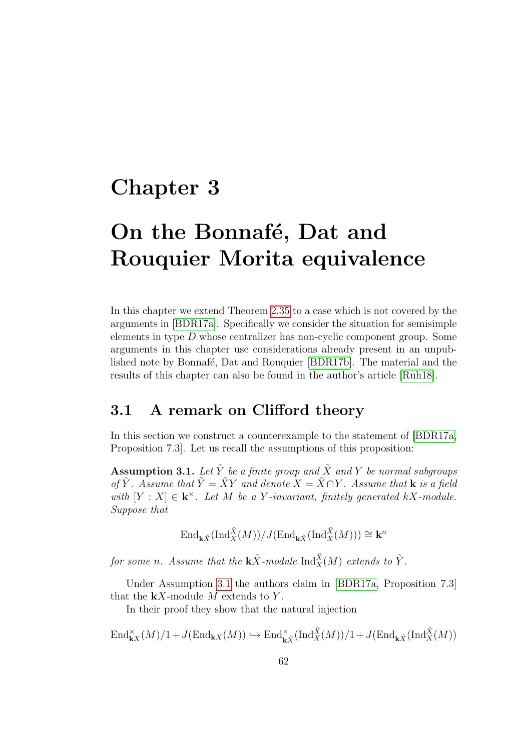# Chapter 3

# On the Bonnafé, Dat and Rouquier Morita equivalence

In this chapter we extend Theorem 2.35 to a case which is not covered by the arguments in [BDR17a]. Specifically we consider the situation for semisimple elements in type $D$ whose centralizer has non-cyclic component group. Some arguments in this chapter use considerations already present in an unpublished note by Bonnafé, Dat and Rouquier [BDR17b]. The material and the results of this chapter can also be found in the author's article [Ruh18].

## 3.1 A remark on Clifford theory

In this section we construct a counterexample to the statement of [BDR17a, Proposition 7.3]. Let us recall the assumptions of this proposition:

**Assumption 3.1.** *Let $\tilde{Y}$ be a finite group and $\tilde{X}$ and $Y$ be normal subgroups of $\tilde{Y}$. Assume that $\tilde{Y} = \tilde{X}Y$ and denote $X = \tilde{X} \cap Y$. Assume that $\mathbf{k}$ is a field with $[Y : X] \in \mathbf{k}^\times$. Let $M$ be a $Y$-invariant, finitely generated $kX$-module. Suppose that*

$$\mathrm{End}_{\mathbf{k}\tilde{X}}(\mathrm{Ind}_X^{\tilde{X}}(M))/J(\mathrm{End}_{\mathbf{k}\tilde{X}}(\mathrm{Ind}_X^{\tilde{X}}(M))) \cong \mathbf{k}^n$$

*for some $n$. Assume that the $\mathbf{k}\tilde{X}$-module $\mathrm{Ind}_X^{\tilde{X}}(M)$ extends to $\tilde{Y}$.*

Under Assumption 3.1 the authors claim in [BDR17a, Proposition 7.3] that the $\mathbf{k}X$-module $M$ extends to $Y$.

In their proof they show that the natural injection

$$\mathrm{End}_{\mathbf{k}X}^\times(M)/1 + J(\mathrm{End}_{\mathbf{k}X}(M)) \hookrightarrow \mathrm{End}_{\mathbf{k}\tilde{X}}^\times(\mathrm{Ind}_X^{\tilde{X}}(M))/1 + J(\mathrm{End}_{\mathbf{k}\tilde{X}}(\mathrm{Ind}_X^{\tilde{X}}(M))$$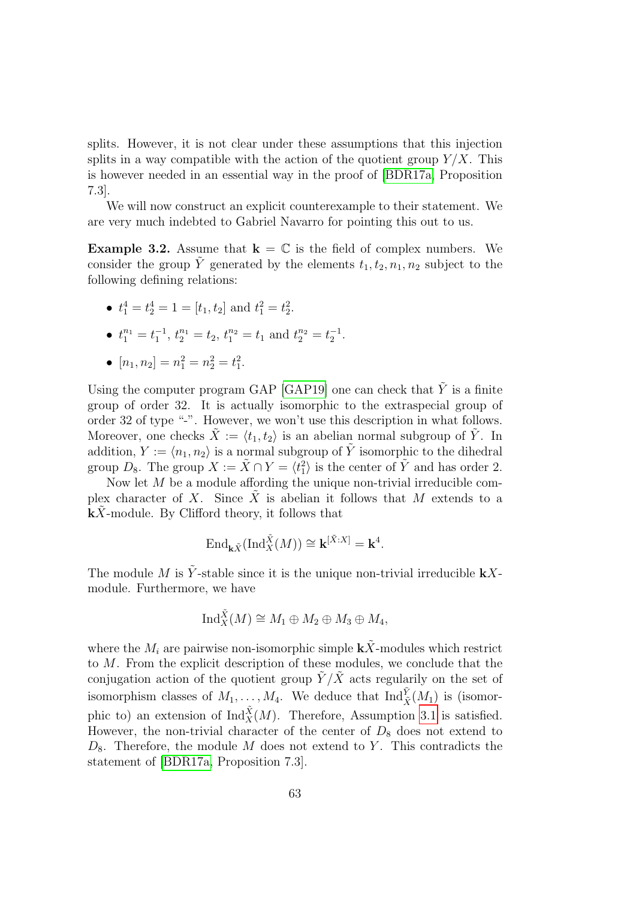splits. However, it is not clear under these assumptions that this injection splits in a way compatible with the action of the quotient group $Y/X$. This is however needed in an essential way in the proof of [BDR17a, Proposition 7.3].

We will now construct an explicit counterexample to their statement. We are very much indebted to Gabriel Navarro for pointing this out to us.

**Example 3.2.** Assume that $\mathbf{k} = \mathbb{C}$ is the field of complex numbers. We consider the group $\tilde{Y}$ generated by the elements $t_1, t_2, n_1, n_2$ subject to the following defining relations:

- $t_1^4 = t_2^4 = 1 = [t_1, t_2]$ and $t_1^2 = t_2^2$.
- $t_1^{n_1} = t_1^{-1}$, $t_2^{n_1} = t_2$, $t_1^{n_2} = t_1$ and $t_2^{n_2} = t_2^{-1}$.
- $[n_1, n_2] = n_1^2 = n_2^2 = t_1^2$.

Using the computer program GAP [GAP19] one can check that $\tilde{Y}$ is a finite group of order 32. It is actually isomorphic to the extraspecial group of order 32 of type "-". However, we won't use this description in what follows. Moreover, one checks $\tilde{X} := \langle t_1, t_2 \rangle$ is an abelian normal subgroup of $\tilde{Y}$. In addition, $Y := \langle n_1, n_2 \rangle$ is a normal subgroup of $\tilde{Y}$ isomorphic to the dihedral group $D_8$. The group $X := \tilde{X} \cap Y = \langle t_1^2 \rangle$ is the center of $\tilde{Y}$ and has order 2.

Now let $M$ be a module affording the unique non-trivial irreducible complex character of $X$. Since $\tilde{X}$ is abelian it follows that $M$ extends to a $\mathbf{k}\tilde{X}$-module. By Clifford theory, it follows that

$$\mathrm{End}_{\mathbf{k}\tilde{X}}(\mathrm{Ind}_X^{\tilde{X}}(M)) \cong \mathbf{k}^{[\tilde{X}:X]} = \mathbf{k}^4.$$

The module $M$ is $\tilde{Y}$-stable since it is the unique non-trivial irreducible $\mathbf{k}X$-module. Furthermore, we have

$$\mathrm{Ind}_X^{\tilde{X}}(M) \cong M_1 \oplus M_2 \oplus M_3 \oplus M_4,$$

where the $M_i$ are pairwise non-isomorphic simple $\mathbf{k}\tilde{X}$-modules which restrict to $M$. From the explicit description of these modules, we conclude that the conjugation action of the quotient group $\tilde{Y}/\tilde{X}$ acts regularily on the set of isomorphism classes of $M_1, \ldots, M_4$. We deduce that $\mathrm{Ind}_{\tilde{X}}^{\tilde{Y}}(M_1)$ is (isomorphic to) an extension of $\mathrm{Ind}_X^{\tilde{X}}(M)$. Therefore, Assumption 3.1 is satisfied. However, the non-trivial character of the center of $D_8$ does not extend to $D_8$. Therefore, the module $M$ does not extend to $Y$. This contradicts the statement of [BDR17a, Proposition 7.3].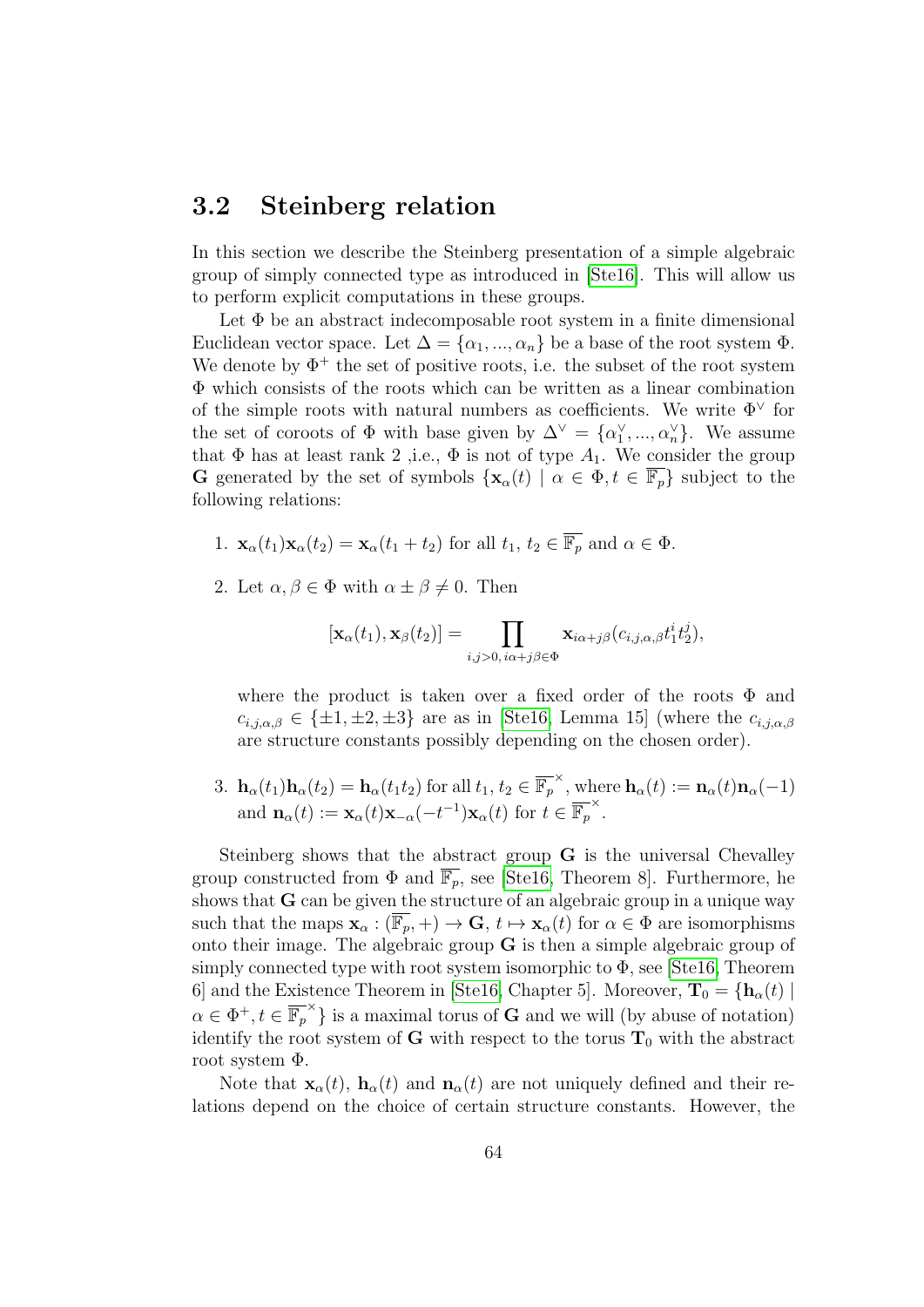## 3.2 Steinberg relation

In this section we describe the Steinberg presentation of a simple algebraic group of simply connected type as introduced in [Ste16]. This will allow us to perform explicit computations in these groups.

Let $\Phi$ be an abstract indecomposable root system in a finite dimensional Euclidean vector space. Let $\Delta = \{\alpha_1, ..., \alpha_n\}$ be a base of the root system $\Phi$. We denote by $\Phi^+$ the set of positive roots, i.e. the subset of the root system $\Phi$ which consists of the roots which can be written as a linear combination of the simple roots with natural numbers as coefficients. We write $\Phi^\vee$ for the set of coroots of $\Phi$ with base given by $\Delta^\vee = \{\alpha_1^\vee, ..., \alpha_n^\vee\}$. We assume that $\Phi$ has at least rank 2 ,i.e., $\Phi$ is not of type $A_1$. We consider the group $\mathbf{G}$ generated by the set of symbols $\{\mathbf{x}_\alpha(t) \mid \alpha \in \Phi, t \in \overline{\mathbb{F}_p}\}$ subject to the following relations:

1. $\mathbf{x}_\alpha(t_1)\mathbf{x}_\alpha(t_2) = \mathbf{x}_\alpha(t_1 + t_2)$ for all $t_1$, $t_2 \in \overline{\mathbb{F}_p}$ and $\alpha \in \Phi$.
2. Let $\alpha, \beta \in \Phi$ with $\alpha \pm \beta \neq 0$. Then
$$[\mathbf{x}_\alpha(t_1), \mathbf{x}_\beta(t_2)] = \prod_{i,j>0,\, i\alpha+j\beta\in\Phi} \mathbf{x}_{i\alpha+j\beta}(c_{i,j,\alpha,\beta}t_1^i t_2^j),$$
where the product is taken over a fixed order of the roots $\Phi$ and $c_{i,j,\alpha,\beta} \in \{\pm 1, \pm 2, \pm 3\}$ are as in [Ste16, Lemma 15] (where the $c_{i,j,\alpha,\beta}$ are structure constants possibly depending on the chosen order).
3. $\mathbf{h}_\alpha(t_1)\mathbf{h}_\alpha(t_2) = \mathbf{h}_\alpha(t_1 t_2)$ for all $t_1$, $t_2 \in \overline{\mathbb{F}_p}^\times$, where $\mathbf{h}_\alpha(t) := \mathbf{n}_\alpha(t)\mathbf{n}_\alpha(-1)$ and $\mathbf{n}_\alpha(t) := \mathbf{x}_\alpha(t)\mathbf{x}_{-\alpha}(-t^{-1})\mathbf{x}_\alpha(t)$ for $t \in \overline{\mathbb{F}_p}^\times$.

Steinberg shows that the abstract group $\mathbf{G}$ is the universal Chevalley group constructed from $\Phi$ and $\overline{\mathbb{F}_p}$, see [Ste16, Theorem 8]. Furthermore, he shows that $\mathbf{G}$ can be given the structure of an algebraic group in a unique way such that the maps $\mathbf{x}_\alpha : (\overline{\mathbb{F}_p}, +) \to \mathbf{G}$, $t \mapsto \mathbf{x}_\alpha(t)$ for $\alpha \in \Phi$ are isomorphisms onto their image. The algebraic group $\mathbf{G}$ is then a simple algebraic group of simply connected type with root system isomorphic to $\Phi$, see [Ste16, Theorem 6] and the Existence Theorem in [Ste16, Chapter 5]. Moreover, $\mathbf{T}_0 = \{\mathbf{h}_\alpha(t) \mid \alpha \in \Phi^+, t \in \overline{\mathbb{F}_p}^\times\}$ is a maximal torus of $\mathbf{G}$ and we will (by abuse of notation) identify the root system of $\mathbf{G}$ with respect to the torus $\mathbf{T}_0$ with the abstract root system $\Phi$.

Note that $\mathbf{x}_\alpha(t)$, $\mathbf{h}_\alpha(t)$ and $\mathbf{n}_\alpha(t)$ are not uniquely defined and their relations depend on the choice of certain structure constants. However, the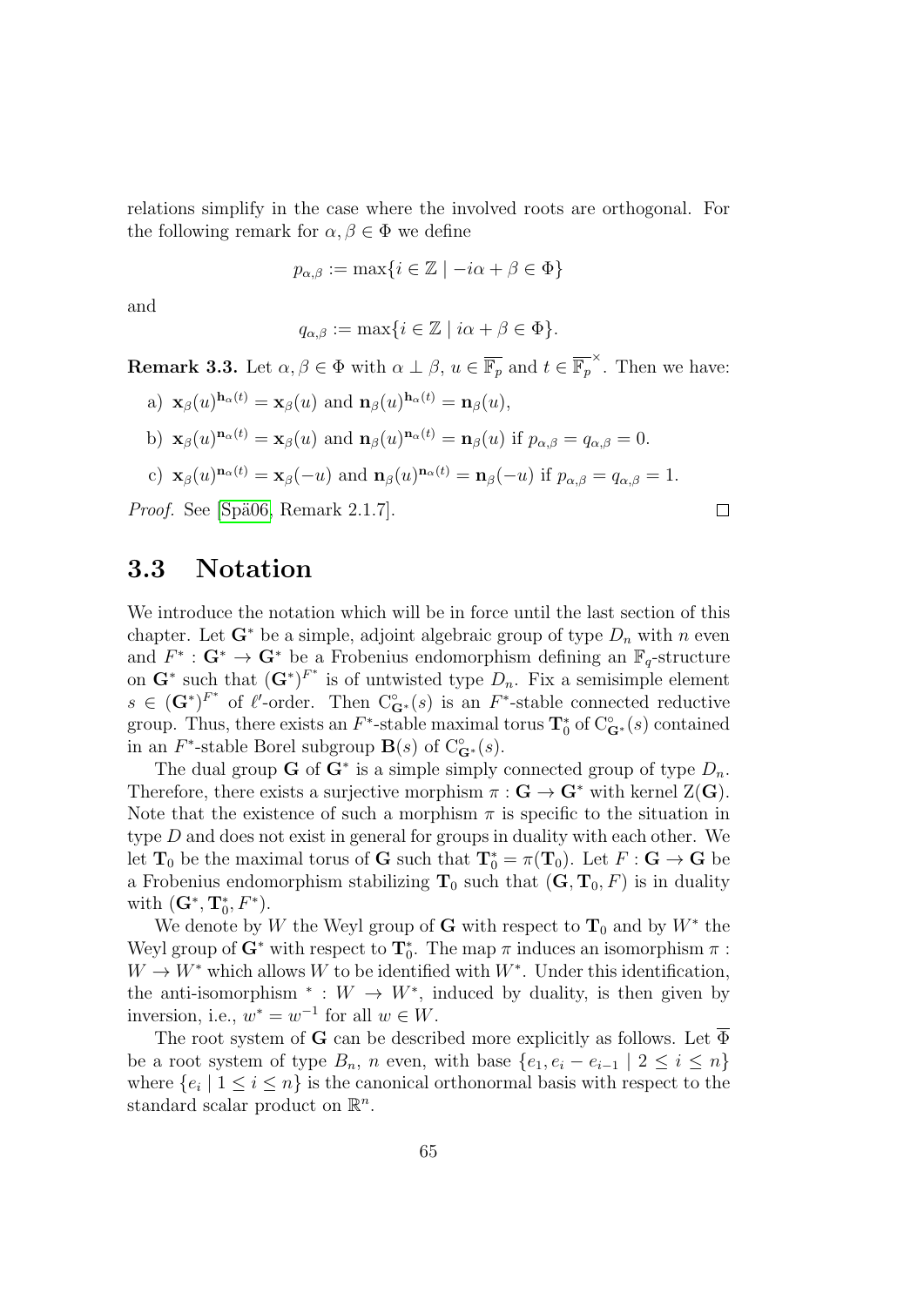relations simplify in the case where the involved roots are orthogonal. For the following remark for $\alpha, \beta \in \Phi$ we define

$$p_{\alpha,\beta} := \max\{i \in \mathbb{Z} \mid -i\alpha + \beta \in \Phi\}$$

and

$$q_{\alpha,\beta} := \max\{i \in \mathbb{Z} \mid i\alpha + \beta \in \Phi\}.$$

**Remark 3.3.** Let $\alpha, \beta \in \Phi$ with $\alpha \perp \beta$, $u \in \overline{\mathbb{F}_p}$ and $t \in \overline{\mathbb{F}_p}^\times$. Then we have:

a) $\mathbf{x}_\beta(u)^{\mathbf{h}_\alpha(t)} = \mathbf{x}_\beta(u)$ and $\mathbf{n}_\beta(u)^{\mathbf{h}_\alpha(t)} = \mathbf{n}_\beta(u)$,

b) $\mathbf{x}_\beta(u)^{\mathbf{n}_\alpha(t)} = \mathbf{x}_\beta(u)$ and $\mathbf{n}_\beta(u)^{\mathbf{n}_\alpha(t)} = \mathbf{n}_\beta(u)$ if $p_{\alpha,\beta} = q_{\alpha,\beta} = 0$.

c) $\mathbf{x}_\beta(u)^{\mathbf{n}_\alpha(t)} = \mathbf{x}_\beta(-u)$ and $\mathbf{n}_\beta(u)^{\mathbf{n}_\alpha(t)} = \mathbf{n}_\beta(-u)$ if $p_{\alpha,\beta} = q_{\alpha,\beta} = 1$.

*Proof.* See [Spä06, Remark 2.1.7]. $\square$

## 3.3 Notation

We introduce the notation which will be in force until the last section of this chapter. Let $\mathbf{G}^*$ be a simple, adjoint algebraic group of type $D_n$ with $n$ even and $F^* : \mathbf{G}^* \to \mathbf{G}^*$ be a Frobenius endomorphism defining an $\mathbb{F}_q$-structure on $\mathbf{G}^*$ such that $(\mathbf{G}^*)^{F^*}$ is of untwisted type $D_n$. Fix a semisimple element $s \in (\mathbf{G}^*)^{F^*}$ of $\ell'$-order. Then $\mathrm{C}^\circ_{\mathbf{G}^*}(s)$ is an $F^*$-stable connected reductive group. Thus, there exists an $F^*$-stable maximal torus $\mathbf{T}_0^*$ of $\mathrm{C}^\circ_{\mathbf{G}^*}(s)$ contained in an $F^*$-stable Borel subgroup $\mathbf{B}(s)$ of $\mathrm{C}^\circ_{\mathbf{G}^*}(s)$.

The dual group $\mathbf{G}$ of $\mathbf{G}^*$ is a simple simply connected group of type $D_n$. Therefore, there exists a surjective morphism $\pi : \mathbf{G} \to \mathbf{G}^*$ with kernel $\mathrm{Z}(\mathbf{G})$. Note that the existence of such a morphism $\pi$ is specific to the situation in type $D$ and does not exist in general for groups in duality with each other. We let $\mathbf{T}_0$ be the maximal torus of $\mathbf{G}$ such that $\mathbf{T}_0^* = \pi(\mathbf{T}_0)$. Let $F : \mathbf{G} \to \mathbf{G}$ be a Frobenius endomorphism stabilizing $\mathbf{T}_0$ such that $(\mathbf{G}, \mathbf{T}_0, F)$ is in duality with $(\mathbf{G}^*, \mathbf{T}_0^*, F^*)$.

We denote by $W$ the Weyl group of $\mathbf{G}$ with respect to $\mathbf{T}_0$ and by $W^*$ the Weyl group of $\mathbf{G}^*$ with respect to $\mathbf{T}_0^*$. The map $\pi$ induces an isomorphism $\pi : W \to W^*$ which allows $W$ to be identified with $W^*$. Under this identification, the anti-isomorphism $^* : W \to W^*$, induced by duality, is then given by inversion, i.e., $w^* = w^{-1}$ for all $w \in W$.

The root system of $\mathbf{G}$ can be described more explicitly as follows. Let $\overline{\Phi}$ be a root system of type $B_n$, $n$ even, with base $\{e_1, e_i - e_{i-1} \mid 2 \leq i \leq n\}$ where $\{e_i \mid 1 \leq i \leq n\}$ is the canonical orthonormal basis with respect to the standard scalar product on $\mathbb{R}^n$.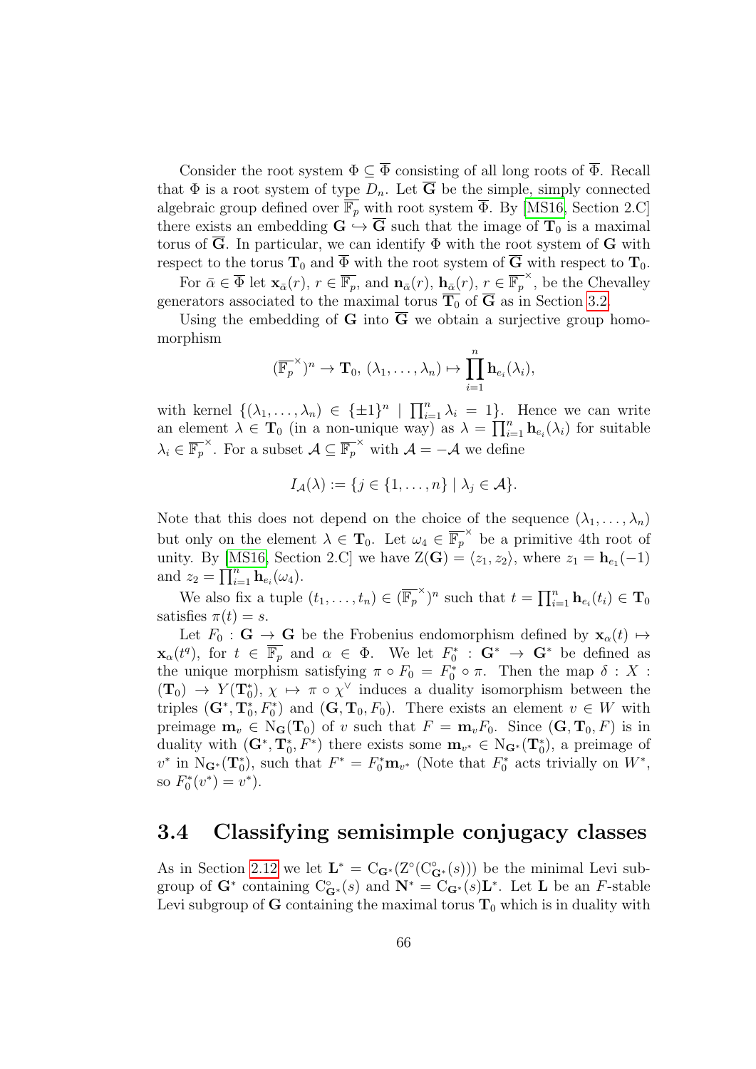Consider the root system $\Phi \subseteq \overline{\Phi}$ consisting of all long roots of $\overline{\Phi}$. Recall that $\Phi$ is a root system of type $D_n$. Let $\overline{\mathbf{G}}$ be the simple, simply connected algebraic group defined over $\overline{\mathbb{F}}_p$ with root system $\overline{\Phi}$. By [MS16, Section 2.C] there exists an embedding $\mathbf{G} \hookrightarrow \overline{\mathbf{G}}$ such that the image of $\mathbf{T}_0$ is a maximal torus of $\overline{\mathbf{G}}$. In particular, we can identify $\Phi$ with the root system of $\mathbf{G}$ with respect to the torus $\mathbf{T}_0$ and $\overline{\Phi}$ with the root system of $\overline{\mathbf{G}}$ with respect to $\mathbf{T}_0$.

For $\bar{\alpha} \in \overline{\Phi}$ let $\mathbf{x}_{\bar{\alpha}}(r)$, $r \in \overline{\mathbb{F}_p}$, and $\mathbf{n}_{\bar{\alpha}}(r)$, $\mathbf{h}_{\bar{\alpha}}(r)$, $r \in \overline{\mathbb{F}_p}^\times$, be the Chevalley generators associated to the maximal torus $\mathbf{T}_0$ of $\overline{\mathbf{G}}$ as in Section 3.2.

Using the embedding of $\mathbf{G}$ into $\overline{\mathbf{G}}$ we obtain a surjective group homomorphism

$$(\overline{\mathbb{F}_p}^\times)^n \to \mathbf{T}_0,\ (\lambda_1, \ldots, \lambda_n) \mapsto \prod_{i=1}^n \mathbf{h}_{e_i}(\lambda_i),$$

with kernel $\{(\lambda_1, \ldots, \lambda_n) \in \{\pm 1\}^n \mid \prod_{i=1}^n \lambda_i = 1\}$. Hence we can write an element $\lambda \in \mathbf{T}_0$ (in a non-unique way) as $\lambda = \prod_{i=1}^n \mathbf{h}_{e_i}(\lambda_i)$ for suitable $\lambda_i \in \overline{\mathbb{F}_p}^\times$. For a subset $\mathcal{A} \subseteq \overline{\mathbb{F}_p}^\times$ with $\mathcal{A} = -\mathcal{A}$ we define

$$I_{\mathcal{A}}(\lambda) := \{j \in \{1, \ldots, n\} \mid \lambda_j \in \mathcal{A}\}.$$

Note that this does not depend on the choice of the sequence $(\lambda_1, \ldots, \lambda_n)$ but only on the element $\lambda \in \mathbf{T}_0$. Let $\omega_4 \in \overline{\mathbb{F}_p}^\times$ be a primitive 4th root of unity. By [MS16, Section 2.C] we have $\mathrm{Z}(\mathbf{G}) = \langle z_1, z_2 \rangle$, where $z_1 = \mathbf{h}_{e_1}(-1)$ and $z_2 = \prod_{i=1}^n \mathbf{h}_{e_i}(\omega_4)$.

We also fix a tuple $(t_1, \ldots, t_n) \in (\overline{\mathbb{F}_p}^\times)^n$ such that $t = \prod_{i=1}^n \mathbf{h}_{e_i}(t_i) \in \mathbf{T}_0$ satisfies $\pi(t) = s$.

Let $F_0 : \mathbf{G} \to \mathbf{G}$ be the Frobenius endomorphism defined by $\mathbf{x}_\alpha(t) \mapsto \mathbf{x}_\alpha(t^q)$, for $t \in \overline{\mathbb{F}_p}$ and $\alpha \in \Phi$. We let $F_0^* : \mathbf{G}^* \to \mathbf{G}^*$ be defined as the unique morphism satisfying $\pi \circ F_0 = F_0^* \circ \pi$. Then the map $\delta : X : (\mathbf{T}_0) \to Y(\mathbf{T}_0^*)$, $\chi \mapsto \pi \circ \chi^\vee$ induces a duality isomorphism between the triples $(\mathbf{G}^*, \mathbf{T}_0^*, F_0^*)$ and $(\mathbf{G}, \mathbf{T}_0, F_0)$. There exists an element $v \in W$ with preimage $\mathbf{m}_v \in \mathrm{N}_{\mathbf{G}}(\mathbf{T}_0)$ of $v$ such that $F = \mathbf{m}_v F_0$. Since $(\mathbf{G}, \mathbf{T}_0, F)$ is in duality with $(\mathbf{G}^*, \mathbf{T}_0^*, F^*)$ there exists some $\mathbf{m}_{v^*} \in \mathrm{N}_{\mathbf{G}^*}(\mathbf{T}_0^*)$, a preimage of $v^*$ in $\mathrm{N}_{\mathbf{G}^*}(\mathbf{T}_0^*)$, such that $F^* = F_0^* \mathbf{m}_{v^*}$ (Note that $F_0^*$ acts trivially on $W^*$, so $F_0^*(v^*) = v^*$).

## 3.4 Classifying semisimple conjugacy classes

As in Section 2.12 we let $\mathbf{L}^* = \mathrm{C}_{\mathbf{G}^*}(\mathrm{Z}^\circ(\mathrm{C}^\circ_{\mathbf{G}^*}(s)))$ be the minimal Levi subgroup of $\mathbf{G}^*$ containing $\mathrm{C}^\circ_{\mathbf{G}^*}(s)$ and $\mathbf{N}^* = \mathrm{C}_{\mathbf{G}^*}(s)\mathbf{L}^*$. Let $\mathbf{L}$ be an $F$-stable Levi subgroup of $\mathbf{G}$ containing the maximal torus $\mathbf{T}_0$ which is in duality with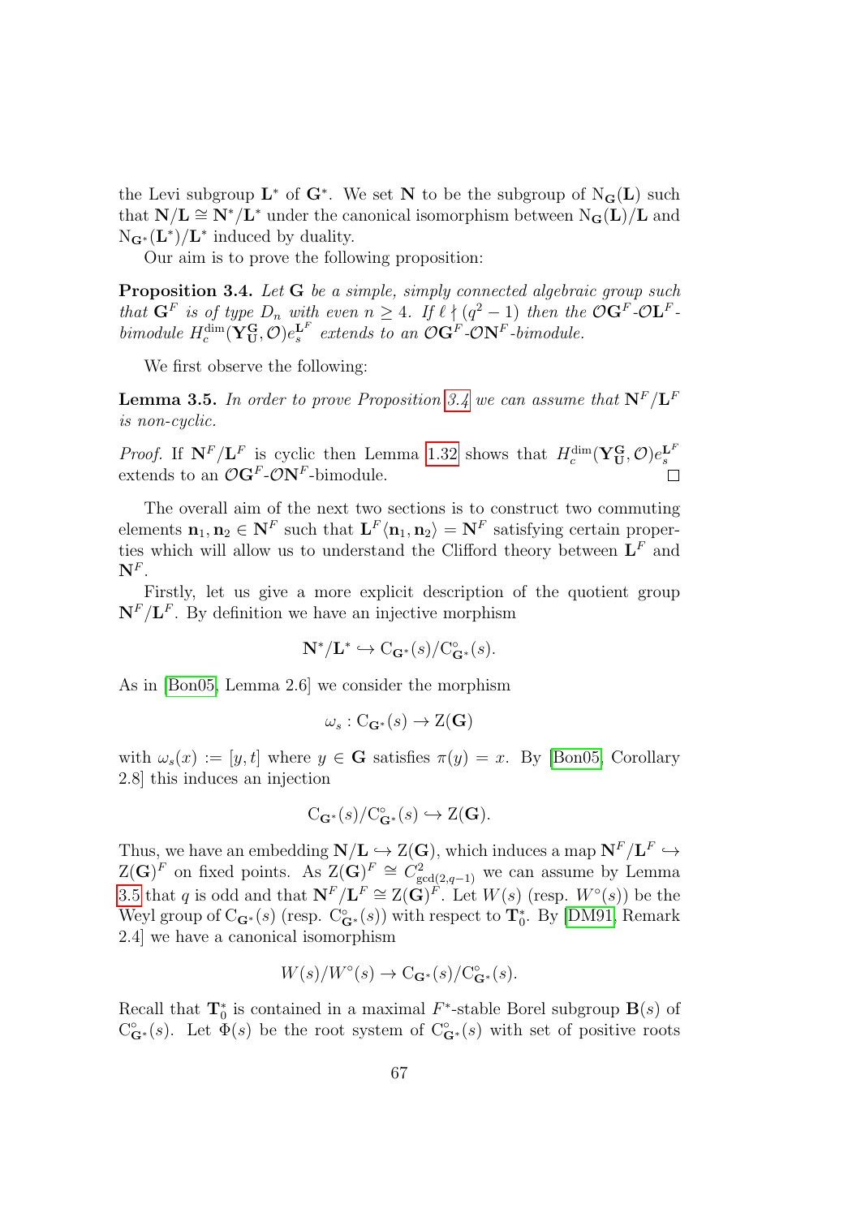the Levi subgroup $\mathbf{L}^*$ of $\mathbf{G}^*$. We set $\mathbf{N}$ to be the subgroup of $\mathrm{N}_{\mathbf{G}}(\mathbf{L})$ such that $\mathbf{N}/\mathbf{L} \cong \mathbf{N}^*/\mathbf{L}^*$ under the canonical isomorphism between $\mathrm{N}_{\mathbf{G}}(\mathbf{L})/\mathbf{L}$ and $\mathrm{N}_{\mathbf{G}^*}(\mathbf{L}^*)/\mathbf{L}^*$ induced by duality.

Our aim is to prove the following proposition:

**Proposition 3.4.** *Let $\mathbf{G}$ be a simple, simply connected algebraic group such that $\mathbf{G}^F$ is of type $D_n$ with even $n \geq 4$. If $\ell \nmid (q^2-1)$ then the $\mathcal{O}\mathbf{G}^F$-$\mathcal{O}\mathbf{L}^F$-bimodule $H_c^{\dim}(\mathbf{Y}_{\mathbf{U}}^{\mathbf{G}}, \mathcal{O})e_s^{\mathbf{L}^F}$ extends to an $\mathcal{O}\mathbf{G}^F$-$\mathcal{O}\mathbf{N}^F$-bimodule.*

We first observe the following:

**Lemma 3.5.** *In order to prove Proposition 3.4 we can assume that $\mathbf{N}^F/\mathbf{L}^F$ is non-cyclic.*

*Proof.* If $\mathbf{N}^F/\mathbf{L}^F$ is cyclic then Lemma 1.32 shows that $H_c^{\dim}(\mathbf{Y}_{\mathbf{U}}^{\mathbf{G}}, \mathcal{O})e_s^{\mathbf{L}^F}$ extends to an $\mathcal{O}\mathbf{G}^F$-$\mathcal{O}\mathbf{N}^F$-bimodule. $\square$

The overall aim of the next two sections is to construct two commuting elements $\mathbf{n}_1, \mathbf{n}_2 \in \mathbf{N}^F$ such that $\mathbf{L}^F\langle \mathbf{n}_1, \mathbf{n}_2\rangle = \mathbf{N}^F$ satisfying certain properties which will allow us to understand the Clifford theory between $\mathbf{L}^F$ and $\mathbf{N}^F$.

Firstly, let us give a more explicit description of the quotient group $\mathbf{N}^F/\mathbf{L}^F$. By definition we have an injective morphism

$$\mathbf{N}^*/\mathbf{L}^* \hookrightarrow \mathrm{C}_{\mathbf{G}^*}(s)/\mathrm{C}^\circ_{\mathbf{G}^*}(s).$$

As in [Bon05, Lemma 2.6] we consider the morphism

$$\omega_s : \mathrm{C}_{\mathbf{G}^*}(s) \to \mathrm{Z}(\mathbf{G})$$

with $\omega_s(x) := [y, t]$ where $y \in \mathbf{G}$ satisfies $\pi(y) = x$. By [Bon05, Corollary 2.8] this induces an injection

$$\mathrm{C}_{\mathbf{G}^*}(s)/\mathrm{C}^\circ_{\mathbf{G}^*}(s) \hookrightarrow \mathrm{Z}(\mathbf{G}).$$

Thus, we have an embedding $\mathbf{N}/\mathbf{L} \hookrightarrow \mathrm{Z}(\mathbf{G})$, which induces a map $\mathbf{N}^F/\mathbf{L}^F \hookrightarrow \mathrm{Z}(\mathbf{G})^F$ on fixed points. As $\mathrm{Z}(\mathbf{G})^F \cong C^2_{\gcd(2,q-1)}$ we can assume by Lemma 3.5 that $q$ is odd and that $\mathbf{N}^F/\mathbf{L}^F \cong \mathrm{Z}(\mathbf{G})^F$. Let $W(s)$ (resp. $W^\circ(s)$) be the Weyl group of $\mathrm{C}_{\mathbf{G}^*}(s)$ (resp. $\mathrm{C}^\circ_{\mathbf{G}^*}(s)$) with respect to $\mathbf{T}_0^*$. By [DM91, Remark 2.4] we have a canonical isomorphism

$$W(s)/W^\circ(s) \to \mathrm{C}_{\mathbf{G}^*}(s)/\mathrm{C}^\circ_{\mathbf{G}^*}(s).$$

Recall that $\mathbf{T}_0^*$ is contained in a maximal $F^*$-stable Borel subgroup $\mathbf{B}(s)$ of $\mathrm{C}^\circ_{\mathbf{G}^*}(s)$. Let $\Phi(s)$ be the root system of $\mathrm{C}^\circ_{\mathbf{G}^*}(s)$ with set of positive roots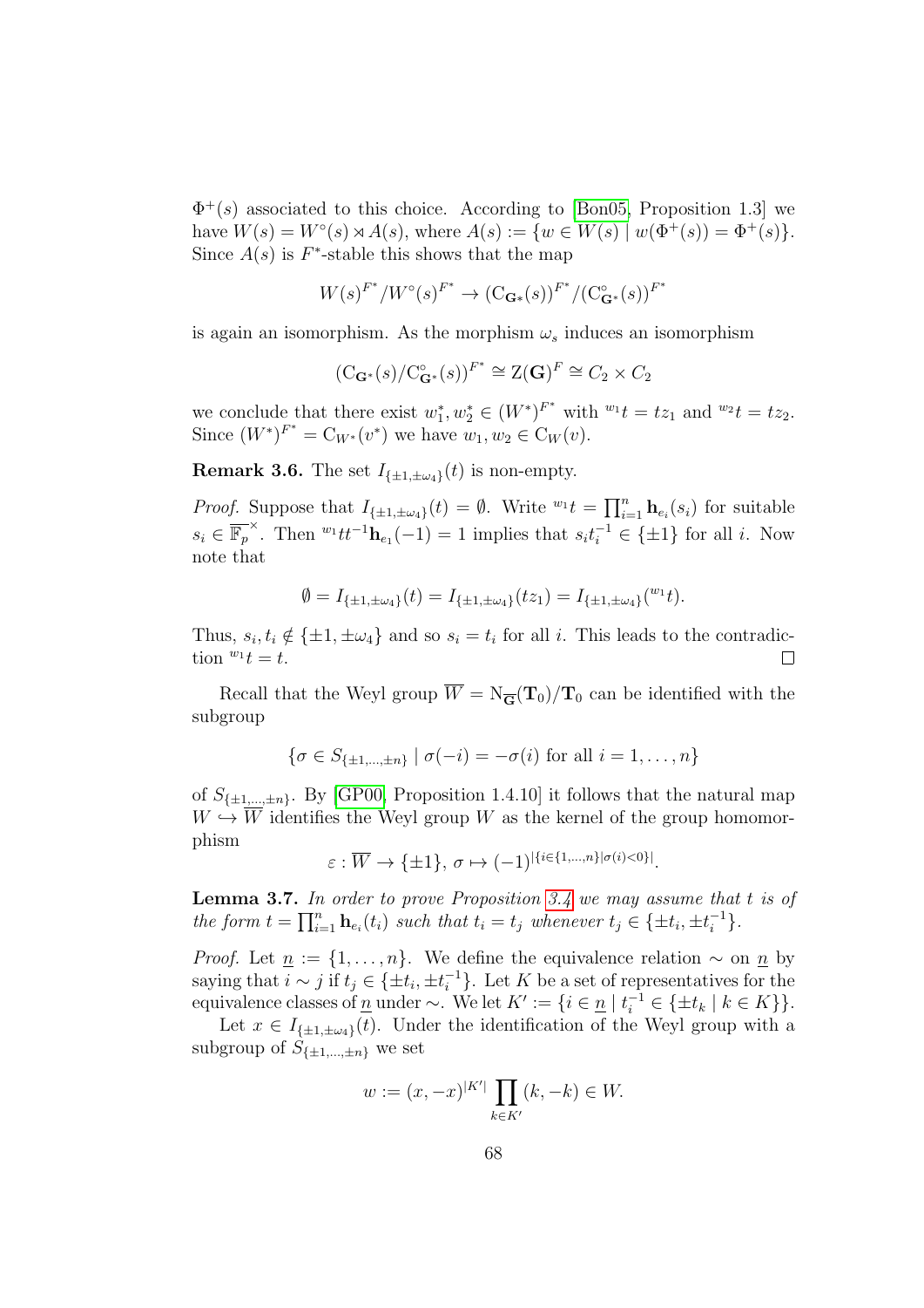$\Phi^+(s)$ associated to this choice. According to [Bon05, Proposition 1.3] we have $W(s) = W^\circ(s) \rtimes A(s)$, where $A(s) := \{w \in W(s) \mid w(\Phi^+(s)) = \Phi^+(s)\}$. Since $A(s)$ is $F^*$-stable this shows that the map

$$W(s)^{F^*}/W^\circ(s)^{F^*} \to (\mathrm{C}_{\mathbf{G}^*}(s))^{F^*}/(\mathrm{C}^\circ_{\mathbf{G}^*}(s))^{F^*}$$

is again an isomorphism. As the morphism $\omega_s$ induces an isomorphism

$$(\mathrm{C}_{\mathbf{G}^*}(s)/\mathrm{C}^\circ_{\mathbf{G}^*}(s))^{F^*} \cong \mathrm{Z}(\mathbf{G})^F \cong C_2 \times C_2$$

we conclude that there exist $w_1^*, w_2^* \in (W^*)^{F^*}$ with ${}^{w_1}t = tz_1$ and ${}^{w_2}t = tz_2$. Since $(W^*)^{F^*} = \mathrm{C}_{W^*}(v^*)$ we have $w_1, w_2 \in \mathrm{C}_W(v)$.

**Remark 3.6.** The set $I_{\{\pm 1, \pm\omega_4\}}(t)$ is non-empty.

*Proof.* Suppose that $I_{\{\pm 1, \pm\omega_4\}}(t) = \emptyset$. Write ${}^{w_1}t = \prod_{i=1}^n \mathbf{h}_{e_i}(s_i)$ for suitable $s_i \in \overline{\mathbb{F}_p}^\times$. Then ${}^{w_1}t t^{-1}\mathbf{h}_{e_1}(-1) = 1$ implies that $s_i t_i^{-1} \in \{\pm 1\}$ for all $i$. Now note that

$$\emptyset = I_{\{\pm 1, \pm\omega_4\}}(t) = I_{\{\pm 1, \pm\omega_4\}}(tz_1) = I_{\{\pm 1, \pm\omega_4\}}({}^{w_1}t).$$

Thus, $s_i, t_i \notin \{\pm 1, \pm\omega_4\}$ and so $s_i = t_i$ for all $i$. This leads to the contradiction ${}^{w_1}t = t$. $\square$

Recall that the Weyl group $\overline{W} = \mathrm{N}_{\overline{\mathbf{G}}}(\mathbf{T}_0)/\mathbf{T}_0$ can be identified with the subgroup

$$\{\sigma \in S_{\{\pm 1, \dots, \pm n\}} \mid \sigma(-i) = -\sigma(i) \text{ for all } i = 1, \dots, n\}$$

of $S_{\{\pm 1, \dots, \pm n\}}$. By [GP00, Proposition 1.4.10] it follows that the natural map $W \hookrightarrow \overline{W}$ identifies the Weyl group $W$ as the kernel of the group homomorphism

$$\varepsilon : \overline{W} \to \{\pm 1\},\ \sigma \mapsto (-1)^{|\{i \in \{1, \dots, n\} \mid \sigma(i) < 0\}|}.$$

**Lemma 3.7.** *In order to prove Proposition 3.4 we may assume that $t$ is of the form $t = \prod_{i=1}^n \mathbf{h}_{e_i}(t_i)$ such that $t_i = t_j$ whenever $t_j \in \{\pm t_i, \pm t_i^{-1}\}$.*

*Proof.* Let $\underline{n} := \{1, \dots, n\}$. We define the equivalence relation $\sim$ on $\underline{n}$ by saying that $i \sim j$ if $t_j \in \{\pm t_i, \pm t_i^{-1}\}$. Let $K$ be a set of representatives for the equivalence classes of $\underline{n}$ under $\sim$. We let $K' := \{i \in \underline{n} \mid t_i^{-1} \in \{\pm t_k \mid k \in K\}\}$.

Let $x \in I_{\{\pm 1, \pm\omega_4\}}(t)$. Under the identification of the Weyl group with a subgroup of $S_{\{\pm 1, \dots, \pm n\}}$ we set

$$w := (x, -x)^{|K'|} \prod_{k \in K'} (k, -k) \in W.$$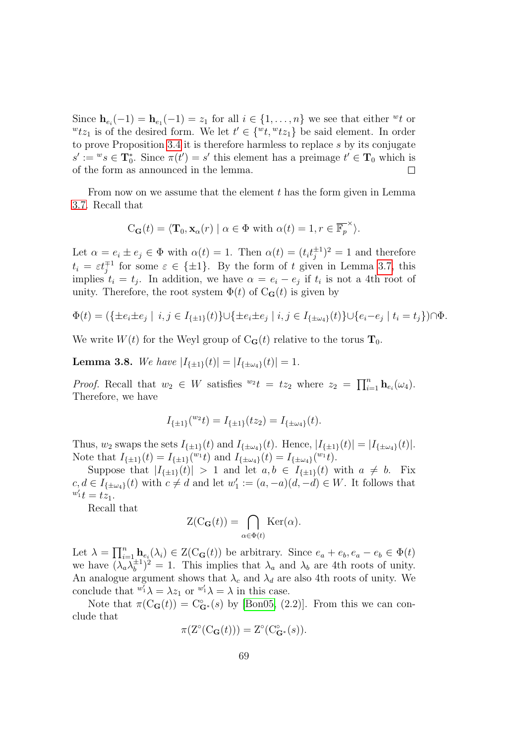Since $\mathbf{h}_{e_i}(-1) = \mathbf{h}_{e_1}(-1) = z_1$ for all $i \in \{1, \ldots, n\}$ we see that either ${}^w t$ or ${}^w t z_1$ is of the desired form. We let $t' \in \{{}^w t, {}^w t z_1\}$ be said element. In order to prove Proposition 3.4 it is therefore harmless to replace $s$ by its conjugate $s' := {}^w s \in \mathbf{T}_0^*$. Since $\pi(t') = s'$ this element has a preimage $t' \in \mathbf{T}_0$ which is of the form as announced in the lemma. □

From now on we assume that the element $t$ has the form given in Lemma 3.7. Recall that

$$\mathrm{C}_{\mathbf{G}}(t) = \langle \mathbf{T}_0, \mathbf{x}_\alpha(r) \mid \alpha \in \Phi \text{ with } \alpha(t) = 1, r \in \overline{\mathbb{F}_p}^\times \rangle.$$

Let $\alpha = e_i \pm e_j \in \Phi$ with $\alpha(t) = 1$. Then $\alpha(t) = (t_i t_j^{\pm 1})^2 = 1$ and therefore $t_i = \varepsilon t_j^{\mp 1}$ for some $\varepsilon \in \{\pm 1\}$. By the form of $t$ given in Lemma 3.7, this implies $t_i = t_j$. In addition, we have $\alpha = e_i - e_j$ if $t_i$ is not a 4th root of unity. Therefore, the root system $\Phi(t)$ of $\mathrm{C}_{\mathbf{G}}(t)$ is given by

$$\Phi(t) = (\{\pm e_i \pm e_j \mid i, j \in I_{\{\pm 1\}}(t)\} \cup \{\pm e_i \pm e_j \mid i, j \in I_{\{\pm \omega_4\}}(t)\} \cup \{e_i - e_j \mid t_i = t_j\}) \cap \Phi.$$

We write $W(t)$ for the Weyl group of $\mathrm{C}_{\mathbf{G}}(t)$ relative to the torus $\mathbf{T}_0$.

**Lemma 3.8.** *We have* $|I_{\{\pm 1\}}(t)| = |I_{\{\pm \omega_4\}}(t)| = 1$.

*Proof.* Recall that $w_2 \in W$ satisfies ${}^{w_2} t = t z_2$ where $z_2 = \prod_{i=1}^n \mathbf{h}_{e_i}(\omega_4)$. Therefore, we have

$$I_{\{\pm 1\}}({}^{w_2} t) = I_{\{\pm 1\}}(t z_2) = I_{\{\pm \omega_4\}}(t).$$

Thus, $w_2$ swaps the sets $I_{\{\pm 1\}}(t)$ and $I_{\{\pm \omega_4\}}(t)$. Hence, $|I_{\{\pm 1\}}(t)| = |I_{\{\pm \omega_4\}}(t)|$. Note that $I_{\{\pm 1\}}(t) = I_{\{\pm 1\}}({}^{w_1} t)$ and $I_{\{\pm \omega_4\}}(t) = I_{\{\pm \omega_4\}}({}^{w_1} t)$.

Suppose that $|I_{\{\pm 1\}}(t)| > 1$ and let $a, b \in I_{\{\pm 1\}}(t)$ with $a \neq b$. Fix $c, d \in I_{\{\pm \omega_4\}}(t)$ with $c \neq d$ and let $w_1' := (a, -a)(d, -d) \in W$. It follows that ${}^{w_1'} t = t z_1$.

Recall that

$$\mathrm{Z}(\mathrm{C}_{\mathbf{G}}(t)) = \bigcap_{\alpha \in \Phi(t)} \mathrm{Ker}(\alpha).$$

Let $\lambda = \prod_{i=1}^n \mathbf{h}_{e_i}(\lambda_i) \in \mathrm{Z}(\mathrm{C}_{\mathbf{G}}(t))$ be arbitrary. Since $e_a + e_b, e_a - e_b \in \Phi(t)$ we have $(\lambda_a \lambda_b^{\pm 1})^2 = 1$. This implies that $\lambda_a$ and $\lambda_b$ are 4th roots of unity. An analogue argument shows that $\lambda_c$ and $\lambda_d$ are also 4th roots of unity. We conclude that ${}^{w_1'} \lambda = \lambda z_1$ or ${}^{w_1'} \lambda = \lambda$ in this case.

Note that $\pi(\mathrm{C}_{\mathbf{G}}(t)) = \mathrm{C}^\circ_{\mathbf{G}^*}(s)$ by [Bon05, (2.2)]. From this we can conclude that

$$\pi(\mathrm{Z}^\circ(\mathrm{C}_{\mathbf{G}}(t))) = \mathrm{Z}^\circ(\mathrm{C}^\circ_{\mathbf{G}^*}(s)).$$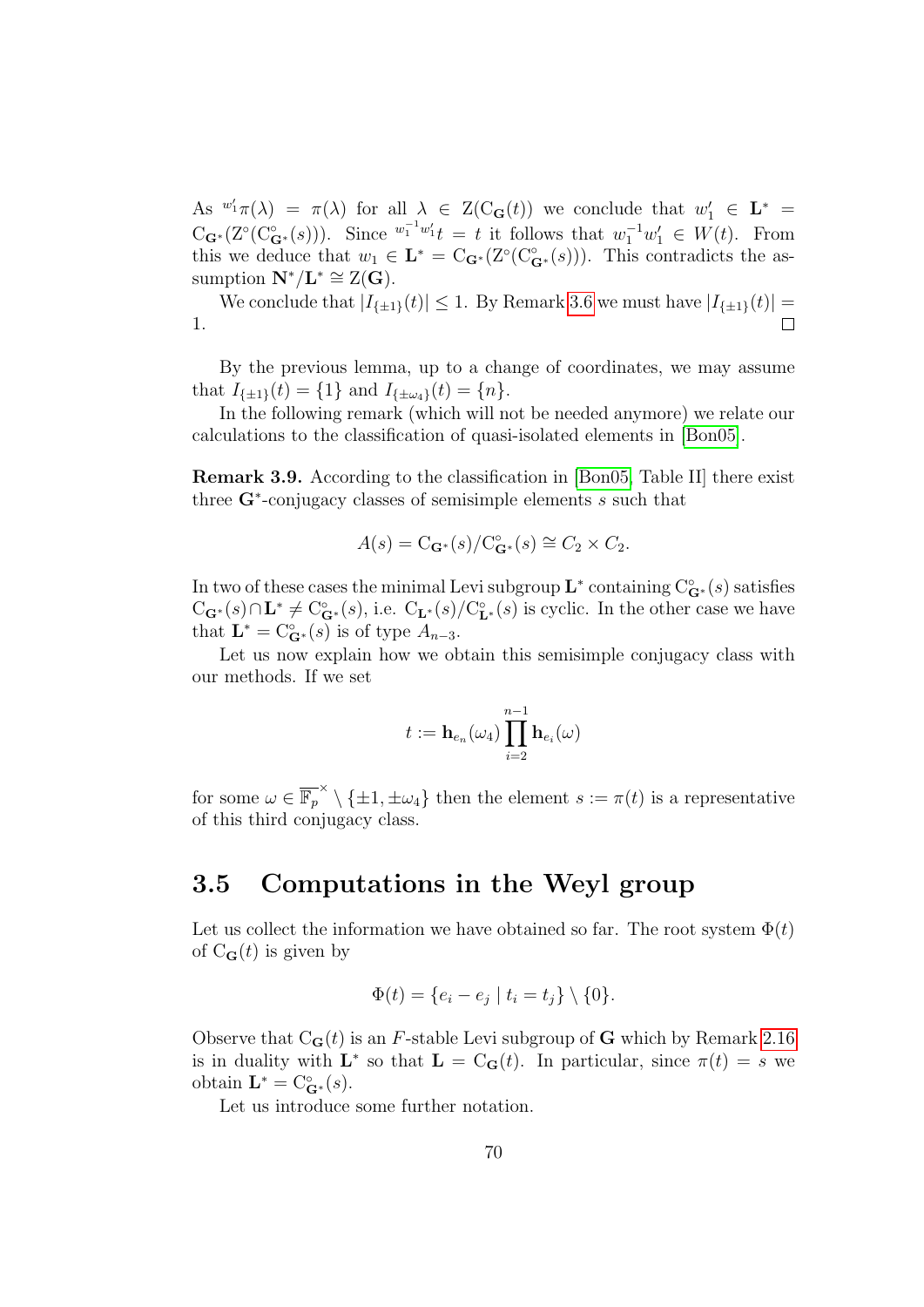As ${}^{w_1'}\pi(\lambda) = \pi(\lambda)$ for all $\lambda \in \mathrm{Z}(\mathrm{C}_{\mathbf{G}}(t))$ we conclude that $w_1' \in \mathbf{L}^* = \mathrm{C}_{\mathbf{G}^*}(\mathrm{Z}^\circ(\mathrm{C}^\circ_{\mathbf{G}^*}(s)))$. Since ${}^{w_1^{-1}w_1'}t = t$ it follows that $w_1^{-1}w_1' \in W(t)$. From this we deduce that $w_1 \in \mathbf{L}^* = \mathrm{C}_{\mathbf{G}^*}(\mathrm{Z}^\circ(\mathrm{C}^\circ_{\mathbf{G}^*}(s)))$. This contradicts the assumption $\mathbf{N}^*/\mathbf{L}^* \cong \mathrm{Z}(\mathbf{G})$.

We conclude that $|I_{\{\pm 1\}}(t)| \leq 1$. By Remark 3.6 we must have $|I_{\{\pm 1\}}(t)| = 1$. □

By the previous lemma, up to a change of coordinates, we may assume that $I_{\{\pm 1\}}(t) = \{1\}$ and $I_{\{\pm\omega_4\}}(t) = \{n\}$.

In the following remark (which will not be needed anymore) we relate our calculations to the classification of quasi-isolated elements in [Bon05].

**Remark 3.9.** According to the classification in [Bon05, Table II] there exist three $\mathbf{G}^*$-conjugacy classes of semisimple elements $s$ such that

$$A(s) = \mathrm{C}_{\mathbf{G}^*}(s)/\mathrm{C}^\circ_{\mathbf{G}^*}(s) \cong C_2 \times C_2.$$

In two of these cases the minimal Levi subgroup $\mathbf{L}^*$ containing $\mathrm{C}^\circ_{\mathbf{G}^*}(s)$ satisfies $\mathrm{C}_{\mathbf{G}^*}(s) \cap \mathbf{L}^* \neq \mathrm{C}^\circ_{\mathbf{G}^*}(s)$, i.e. $\mathrm{C}_{\mathbf{L}^*}(s)/\mathrm{C}^\circ_{\mathbf{L}^*}(s)$ is cyclic. In the other case we have that $\mathbf{L}^* = \mathrm{C}^\circ_{\mathbf{G}^*}(s)$ is of type $A_{n-3}$.

Let us now explain how we obtain this semisimple conjugacy class with our methods. If we set

$$t := \mathbf{h}_{e_n}(\omega_4) \prod_{i=2}^{n-1} \mathbf{h}_{e_i}(\omega)$$

for some $\omega \in \overline{\mathbb{F}_p}^\times \setminus \{\pm 1, \pm\omega_4\}$ then the element $s := \pi(t)$ is a representative of this third conjugacy class.

## 3.5 Computations in the Weyl group

Let us collect the information we have obtained so far. The root system $\Phi(t)$ of $\mathrm{C}_{\mathbf{G}}(t)$ is given by

$$\Phi(t) = \{e_i - e_j \mid t_i = t_j\} \setminus \{0\}.$$

Observe that $\mathrm{C}_{\mathbf{G}}(t)$ is an $F$-stable Levi subgroup of $\mathbf{G}$ which by Remark 2.16 is in duality with $\mathbf{L}^*$ so that $\mathbf{L} = \mathrm{C}_{\mathbf{G}}(t)$. In particular, since $\pi(t) = s$ we obtain $\mathbf{L}^* = \mathrm{C}^\circ_{\mathbf{G}^*}(s)$.

Let us introduce some further notation.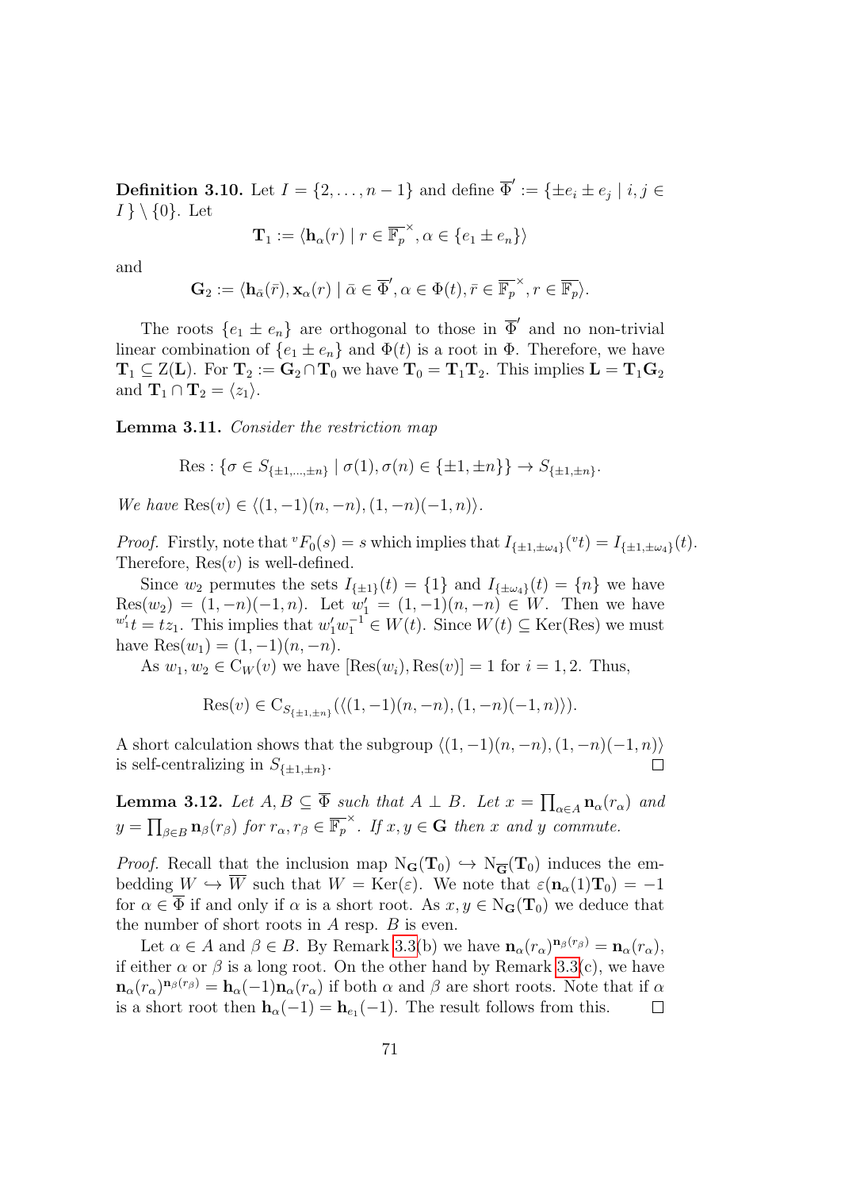**Definition 3.10.** Let $I = \{2, \dots, n-1\}$ and define $\overline{\Phi}' := \{\pm e_i \pm e_j \mid i, j \in I\} \setminus \{0\}$. Let

$$\mathbf{T}_1 := \langle \mathbf{h}_\alpha(r) \mid r \in \overline{\mathbb{F}_p}^\times, \alpha \in \{e_1 \pm e_n\} \rangle$$

and

$$\mathbf{G}_2 := \langle \mathbf{h}_{\bar{\alpha}}(\bar{r}), \mathbf{x}_\alpha(r) \mid \bar{\alpha} \in \overline{\Phi}', \alpha \in \Phi(t), \bar{r} \in \overline{\mathbb{F}_p}^\times, r \in \overline{\mathbb{F}_p} \rangle.$$

The roots $\{e_1 \pm e_n\}$ are orthogonal to those in $\overline{\Phi}'$ and no non-trivial linear combination of $\{e_1 \pm e_n\}$ and $\Phi(t)$ is a root in $\Phi$. Therefore, we have $\mathbf{T}_1 \subseteq \mathrm{Z}(\mathbf{L})$. For $\mathbf{T}_2 := \mathbf{G}_2 \cap \mathbf{T}_0$ we have $\mathbf{T}_0 = \mathbf{T}_1 \mathbf{T}_2$. This implies $\mathbf{L} = \mathbf{T}_1 \mathbf{G}_2$ and $\mathbf{T}_1 \cap \mathbf{T}_2 = \langle z_1 \rangle$.

**Lemma 3.11.** *Consider the restriction map*

$$\mathrm{Res} : \{\sigma \in S_{\{\pm 1, \dots, \pm n\}} \mid \sigma(1), \sigma(n) \in \{\pm 1, \pm n\}\} \to S_{\{\pm 1, \pm n\}}.$$

*We have* $\mathrm{Res}(v) \in \langle (1,-1)(n,-n), (1,-n)(-1,n) \rangle$.

*Proof.* Firstly, note that ${}^vF_0(s) = s$ which implies that $I_{\{\pm 1, \pm \omega_4\}}({}^vt) = I_{\{\pm 1, \pm \omega_4\}}(t)$. Therefore, $\mathrm{Res}(v)$ is well-defined.

Since $w_2$ permutes the sets $I_{\{\pm 1\}}(t) = \{1\}$ and $I_{\{\pm \omega_4\}}(t) = \{n\}$ we have $\mathrm{Res}(w_2) = (1,-n)(-1,n)$. Let $w_1' = (1,-1)(n,-n) \in W$. Then we have ${}^{w_1'}t = tz_1$. This implies that $w_1' w_1^{-1} \in W(t)$. Since $W(t) \subseteq \mathrm{Ker}(\mathrm{Res})$ we must have $\mathrm{Res}(w_1) = (1,-1)(n,-n)$.

As $w_1, w_2 \in \mathrm{C}_W(v)$ we have $[\mathrm{Res}(w_i), \mathrm{Res}(v)] = 1$ for $i = 1, 2$. Thus,

$$\mathrm{Res}(v) \in \mathrm{C}_{S_{\{\pm 1, \pm n\}}}(\langle (1,-1)(n,-n), (1,-n)(-1,n) \rangle).$$

A short calculation shows that the subgroup $\langle (1,-1)(n,-n), (1,-n)(-1,n) \rangle$ is self-centralizing in $S_{\{\pm 1, \pm n\}}$. $\square$

**Lemma 3.12.** *Let $A, B \subseteq \overline{\Phi}$ such that $A \perp B$. Let $x = \prod_{\alpha \in A} \mathbf{n}_\alpha(r_\alpha)$ and $y = \prod_{\beta \in B} \mathbf{n}_\beta(r_\beta)$ for $r_\alpha, r_\beta \in \overline{\mathbb{F}_p}^\times$. If $x, y \in \mathbf{G}$ then $x$ and $y$ commute.*

*Proof.* Recall that the inclusion map $\mathrm{N}_{\mathbf{G}}(\mathbf{T}_0) \hookrightarrow \mathrm{N}_{\overline{\mathbf{G}}}(\mathbf{T}_0)$ induces the embedding $W \hookrightarrow \overline{W}$ such that $W = \mathrm{Ker}(\varepsilon)$. We note that $\varepsilon(\mathbf{n}_\alpha(1)\mathbf{T}_0) = -1$ for $\alpha \in \overline{\Phi}$ if and only if $\alpha$ is a short root. As $x, y \in \mathrm{N}_{\mathbf{G}}(\mathbf{T}_0)$ we deduce that the number of short roots in $A$ resp. $B$ is even.

Let $\alpha \in A$ and $\beta \in B$. By Remark 3.3(b) we have $\mathbf{n}_\alpha(r_\alpha)^{\mathbf{n}_\beta(r_\beta)} = \mathbf{n}_\alpha(r_\alpha)$, if either $\alpha$ or $\beta$ is a long root. On the other hand by Remark 3.3(c), we have $\mathbf{n}_\alpha(r_\alpha)^{\mathbf{n}_\beta(r_\beta)} = \mathbf{h}_\alpha(-1)\mathbf{n}_\alpha(r_\alpha)$ if both $\alpha$ and $\beta$ are short roots. Note that if $\alpha$ is a short root then $\mathbf{h}_\alpha(-1) = \mathbf{h}_{e_1}(-1)$. The result follows from this. $\square$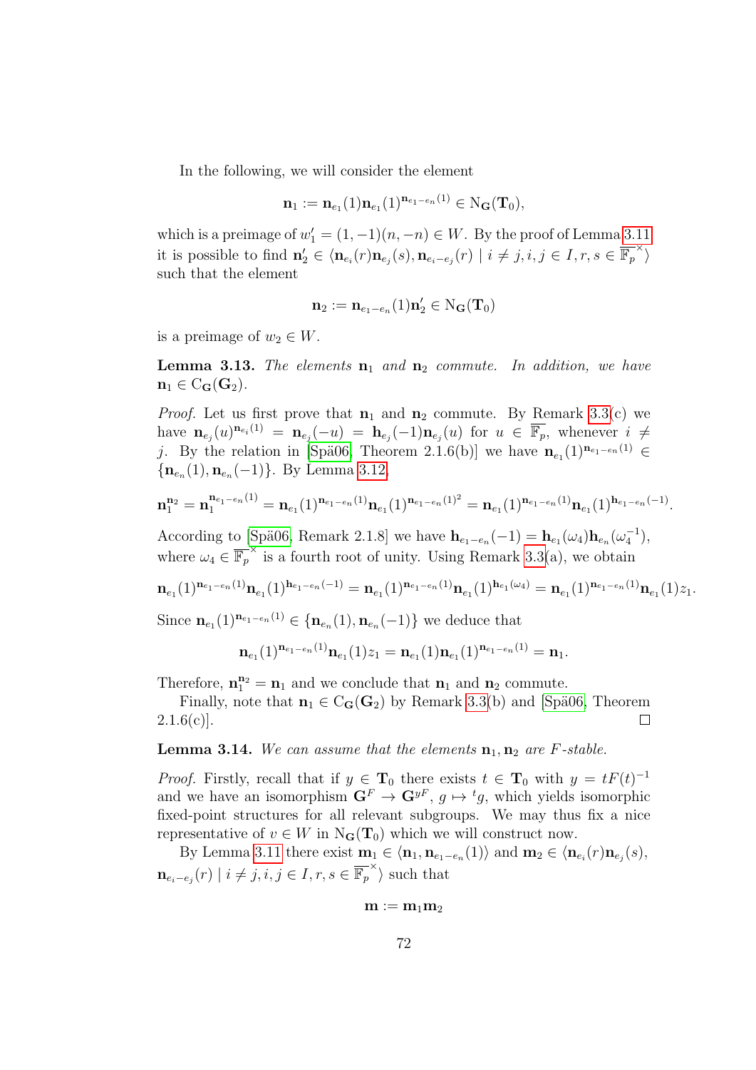In the following, we will consider the element

$$\mathbf{n}_1 := \mathbf{n}_{e_1}(1)\mathbf{n}_{e_1}(1)^{\mathbf{n}_{e_1-e_n}(1)} \in \mathrm{N}_{\mathbf{G}}(\mathbf{T}_0),$$

which is a preimage of $w_1' = (1,-1)(n,-n) \in W$. By the proof of Lemma 3.11 it is possible to find $\mathbf{n}_2' \in \langle \mathbf{n}_{e_i}(r)\mathbf{n}_{e_j}(s), \mathbf{n}_{e_i-e_j}(r) \mid i \neq j, i,j \in I, r,s \in \overline{\mathbb{F}_p}^\times \rangle$ such that the element

$$\mathbf{n}_2 := \mathbf{n}_{e_1-e_n}(1)\mathbf{n}_2' \in \mathrm{N}_{\mathbf{G}}(\mathbf{T}_0)$$

is a preimage of $w_2 \in W$.

**Lemma 3.13.** *The elements $\mathbf{n}_1$ and $\mathbf{n}_2$ commute. In addition, we have $\mathbf{n}_1 \in \mathrm{C}_{\mathbf{G}}(\mathbf{G}_2)$.*

*Proof.* Let us first prove that $\mathbf{n}_1$ and $\mathbf{n}_2$ commute. By Remark 3.3(c) we have $\mathbf{n}_{e_j}(u)^{\mathbf{n}_{e_i}(1)} = \mathbf{n}_{e_j}(-u) = \mathbf{h}_{e_j}(-1)\mathbf{n}_{e_j}(u)$ for $u \in \overline{\mathbb{F}_p}$, whenever $i \neq j$. By the relation in [Spä06, Theorem 2.1.6(b)] we have $\mathbf{n}_{e_1}(1)^{\mathbf{n}_{e_1-e_n}(1)} \in \{\mathbf{n}_{e_n}(1), \mathbf{n}_{e_n}(-1)\}$. By Lemma 3.12,

$$\mathbf{n}_1^{\mathbf{n}_2} = \mathbf{n}_1^{\mathbf{n}_{e_1-e_n}(1)} = \mathbf{n}_{e_1}(1)^{\mathbf{n}_{e_1-e_n}(1)}\mathbf{n}_{e_1}(1)^{\mathbf{n}_{e_1-e_n}(1)^2} = \mathbf{n}_{e_1}(1)^{\mathbf{n}_{e_1-e_n}(1)}\mathbf{n}_{e_1}(1)^{\mathbf{h}_{e_1-e_n}(-1)}.$$

According to [Spä06, Remark 2.1.8] we have $\mathbf{h}_{e_1-e_n}(-1) = \mathbf{h}_{e_1}(\omega_4)\mathbf{h}_{e_n}(\omega_4^{-1})$, where $\omega_4 \in \overline{\mathbb{F}_p}^\times$ is a fourth root of unity. Using Remark 3.3(a), we obtain

$$\mathbf{n}_{e_1}(1)^{\mathbf{n}_{e_1-e_n}(1)}\mathbf{n}_{e_1}(1)^{\mathbf{h}_{e_1-e_n}(-1)} = \mathbf{n}_{e_1}(1)^{\mathbf{n}_{e_1-e_n}(1)}\mathbf{n}_{e_1}(1)^{\mathbf{h}_{e_1}(\omega_4)} = \mathbf{n}_{e_1}(1)^{\mathbf{n}_{e_1-e_n}(1)}\mathbf{n}_{e_1}(1)z_1.$$

Since $\mathbf{n}_{e_1}(1)^{\mathbf{n}_{e_1-e_n}(1)} \in \{\mathbf{n}_{e_n}(1), \mathbf{n}_{e_n}(-1)\}$ we deduce that

$$\mathbf{n}_{e_1}(1)^{\mathbf{n}_{e_1-e_n}(1)}\mathbf{n}_{e_1}(1)z_1 = \mathbf{n}_{e_1}(1)\mathbf{n}_{e_1}(1)^{\mathbf{n}_{e_1-e_n}(1)} = \mathbf{n}_1.$$

Therefore, $\mathbf{n}_1^{\mathbf{n}_2} = \mathbf{n}_1$ and we conclude that $\mathbf{n}_1$ and $\mathbf{n}_2$ commute.

Finally, note that $\mathbf{n}_1 \in \mathrm{C}_{\mathbf{G}}(\mathbf{G}_2)$ by Remark 3.3(b) and [Spä06, Theorem 2.1.6(c)]. ∎

**Lemma 3.14.** *We can assume that the elements $\mathbf{n}_1, \mathbf{n}_2$ are $F$-stable.*

*Proof.* Firstly, recall that if $y \in \mathbf{T}_0$ there exists $t \in \mathbf{T}_0$ with $y = tF(t)^{-1}$ and we have an isomorphism $\mathbf{G}^F \to \mathbf{G}^{yF}$, $g \mapsto {}^t g$, which yields isomorphic fixed-point structures for all relevant subgroups. We may thus fix a nice representative of $v \in W$ in $\mathrm{N}_{\mathbf{G}}(\mathbf{T}_0)$ which we will construct now.

By Lemma 3.11 there exist $\mathbf{m}_1 \in \langle \mathbf{n}_1, \mathbf{n}_{e_1-e_n}(1) \rangle$ and $\mathbf{m}_2 \in \langle \mathbf{n}_{e_i}(r)\mathbf{n}_{e_j}(s), \mathbf{n}_{e_i-e_j}(r) \mid i \neq j, i,j \in I, r,s \in \overline{\mathbb{F}_p}^\times \rangle$ such that

$$\mathbf{m} := \mathbf{m}_1\mathbf{m}_2$$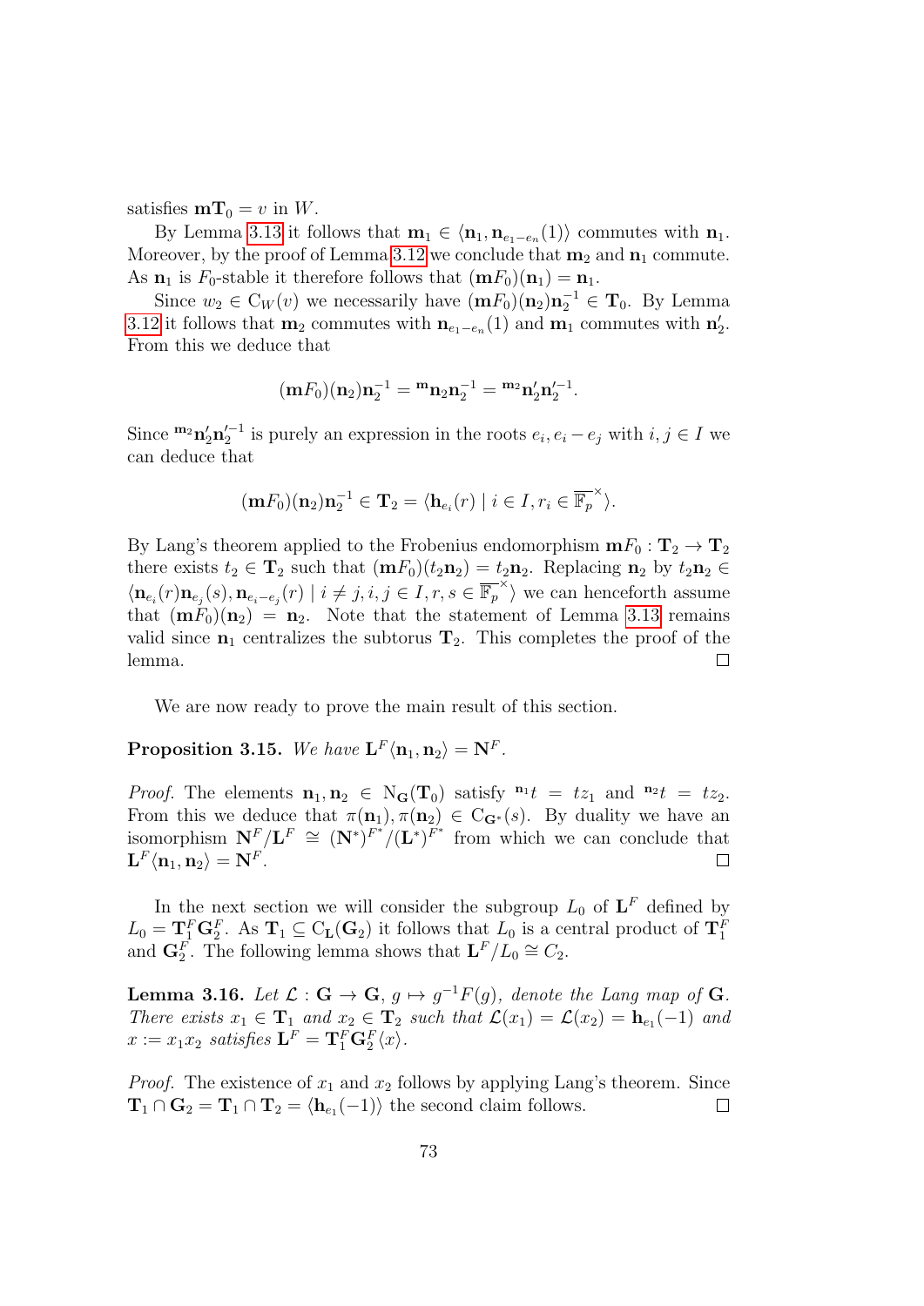satisfies $\mathbf{m}\mathbf{T}_0 = v$ in $W$.

By Lemma 3.13 it follows that $\mathbf{m}_1 \in \langle \mathbf{n}_1, \mathbf{n}_{e_1-e_n}(1)\rangle$ commutes with $\mathbf{n}_1$. Moreover, by the proof of Lemma 3.12 we conclude that $\mathbf{m}_2$ and $\mathbf{n}_1$ commute. As $\mathbf{n}_1$ is $F_0$-stable it therefore follows that $(\mathbf{m}F_0)(\mathbf{n}_1) = \mathbf{n}_1$.

Since $w_2 \in \mathrm{C}_W(v)$ we necessarily have $(\mathbf{m}F_0)(\mathbf{n}_2)\mathbf{n}_2^{-1} \in \mathbf{T}_0$. By Lemma 3.12 it follows that $\mathbf{m}_2$ commutes with $\mathbf{n}_{e_1-e_n}(1)$ and $\mathbf{m}_1$ commutes with $\mathbf{n}_2'$. From this we deduce that

$$(\mathbf{m}F_0)(\mathbf{n}_2)\mathbf{n}_2^{-1} = {}^{\mathbf{m}}\mathbf{n}_2\mathbf{n}_2^{-1} = {}^{\mathbf{m}_2}\mathbf{n}_2'\mathbf{n}_2'^{-1}.$$

Since ${}^{\mathbf{m}_2}\mathbf{n}_2'\mathbf{n}_2'^{-1}$ is purely an expression in the roots $e_i, e_i - e_j$ with $i, j \in I$ we can deduce that

$$(\mathbf{m}F_0)(\mathbf{n}_2)\mathbf{n}_2^{-1} \in \mathbf{T}_2 = \langle \mathbf{h}_{e_i}(r) \mid i \in I, r_i \in \overline{\mathbb{F}_p}^\times \rangle.$$

By Lang's theorem applied to the Frobenius endomorphism $\mathbf{m}F_0 : \mathbf{T}_2 \to \mathbf{T}_2$ there exists $t_2 \in \mathbf{T}_2$ such that $(\mathbf{m}F_0)(t_2\mathbf{n}_2) = t_2\mathbf{n}_2$. Replacing $\mathbf{n}_2$ by $t_2\mathbf{n}_2 \in \langle \mathbf{n}_{e_i}(r)\mathbf{n}_{e_j}(s), \mathbf{n}_{e_i-e_j}(r) \mid i \neq j, i, j \in I, r, s \in \overline{\mathbb{F}_p}^\times \rangle$ we can henceforth assume that $(\mathbf{m}F_0)(\mathbf{n}_2) = \mathbf{n}_2$. Note that the statement of Lemma 3.13 remains valid since $\mathbf{n}_1$ centralizes the subtorus $\mathbf{T}_2$. This completes the proof of the lemma. $\square$

We are now ready to prove the main result of this section.

**Proposition 3.15.** *We have $\mathbf{L}^F\langle \mathbf{n}_1, \mathbf{n}_2\rangle = \mathbf{N}^F$.*

*Proof.* The elements $\mathbf{n}_1, \mathbf{n}_2 \in \mathrm{N}_{\mathbf{G}}(\mathbf{T}_0)$ satisfy ${}^{\mathbf{n}_1}t = tz_1$ and ${}^{\mathbf{n}_2}t = tz_2$. From this we deduce that $\pi(\mathbf{n}_1), \pi(\mathbf{n}_2) \in \mathrm{C}_{\mathbf{G}^*}(s)$. By duality we have an isomorphism $\mathbf{N}^F/\mathbf{L}^F \cong (\mathbf{N}^*)^{F^*}/(\mathbf{L}^*)^{F^*}$ from which we can conclude that $\mathbf{L}^F\langle \mathbf{n}_1, \mathbf{n}_2\rangle = \mathbf{N}^F$. $\square$

In the next section we will consider the subgroup $L_0$ of $\mathbf{L}^F$ defined by $L_0 = \mathbf{T}_1^F\mathbf{G}_2^F$. As $\mathbf{T}_1 \subseteq \mathrm{C}_{\mathbf{L}}(\mathbf{G}_2)$ it follows that $L_0$ is a central product of $\mathbf{T}_1^F$ and $\mathbf{G}_2^F$. The following lemma shows that $\mathbf{L}^F/L_0 \cong C_2$.

**Lemma 3.16.** *Let $\mathcal{L} : \mathbf{G} \to \mathbf{G}$, $g \mapsto g^{-1}F(g)$, denote the Lang map of $\mathbf{G}$. There exists $x_1 \in \mathbf{T}_1$ and $x_2 \in \mathbf{T}_2$ such that $\mathcal{L}(x_1) = \mathcal{L}(x_2) = \mathbf{h}_{e_1}(-1)$ and $x := x_1x_2$ satisfies $\mathbf{L}^F = \mathbf{T}_1^F\mathbf{G}_2^F\langle x\rangle$.*

*Proof.* The existence of $x_1$ and $x_2$ follows by applying Lang's theorem. Since $\mathbf{T}_1 \cap \mathbf{G}_2 = \mathbf{T}_1 \cap \mathbf{T}_2 = \langle \mathbf{h}_{e_1}(-1)\rangle$ the second claim follows. $\square$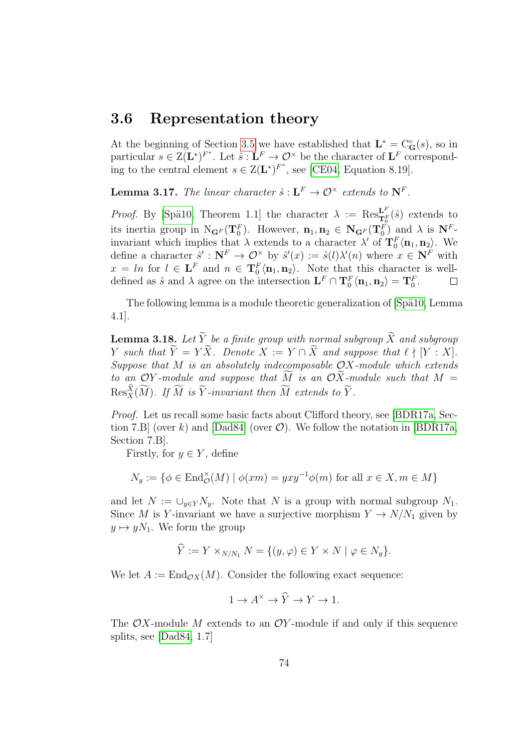## 3.6 Representation theory

At the beginning of Section 3.5 we have established that $\mathbf{L}^* = \mathrm{C}^\circ_{\mathbf{G}}(s)$, so in particular $s \in \mathrm{Z}(\mathbf{L}^*)^{F^*}$. Let $\hat{s} : \mathbf{L}^F \to \mathcal{O}^\times$ be the character of $\mathbf{L}^F$ corresponding to the central element $s \in \mathrm{Z}(\mathbf{L}^*)^{F^*}$, see [CE04, Equation 8.19].

**Lemma 3.17.** *The linear character $\hat{s} : \mathbf{L}^F \to \mathcal{O}^\times$ extends to $\mathbf{N}^F$.*

*Proof.* By [Spä10, Theorem 1.1] the character $\lambda := \mathrm{Res}^{\mathbf{L}^F}_{\mathbf{T}_0^F}(\hat{s})$ extends to its inertia group in $\mathrm{N}_{\mathbf{G}^F}(\mathbf{T}_0^F)$. However, $\mathbf{n}_1, \mathbf{n}_2 \in \mathbf{N}_{\mathbf{G}^F}(\mathbf{T}_0^F)$ and $\lambda$ is $\mathbf{N}^F$-invariant which implies that $\lambda$ extends to a character $\lambda'$ of $\mathbf{T}_0^F\langle \mathbf{n}_1, \mathbf{n}_2\rangle$. We define a character $\hat{s}' : \mathbf{N}^F \to \mathcal{O}^\times$ by $\hat{s}'(x) := \hat{s}(l)\lambda'(n)$ where $x \in \mathbf{N}^F$ with $x = ln$ for $l \in \mathbf{L}^F$ and $n \in \mathbf{T}_0^F\langle \mathbf{n}_1, \mathbf{n}_2\rangle$. Note that this character is well-defined as $\hat{s}$ and $\lambda$ agree on the intersection $\mathbf{L}^F \cap \mathbf{T}_0^F\langle \mathbf{n}_1, \mathbf{n}_2\rangle = \mathbf{T}_0^F$. $\square$

The following lemma is a module theoretic generalization of [Spä10, Lemma 4.1].

**Lemma 3.18.** *Let $\widetilde{Y}$ be a finite group with normal subgroup $\widetilde{X}$ and subgroup $Y$ such that $\widetilde{Y} = Y\widetilde{X}$. Denote $X := Y \cap \widetilde{X}$ and suppose that $\ell \nmid [Y : X]$. Suppose that $M$ is an absolutely indecomposable $\mathcal{O}X$-module which extends to an $\mathcal{O}Y$-module and suppose that $\widetilde{M}$ is an $\mathcal{O}\widetilde{X}$-module such that $M = \mathrm{Res}^{\widetilde{X}}_X(\widetilde{M})$. If $\widetilde{M}$ is $\widetilde{Y}$-invariant then $\widetilde{M}$ extends to $\widetilde{Y}$.*

*Proof.* Let us recall some basic facts about Clifford theory, see [BDR17a, Section 7.B] (over $k$) and [Dad84] (over $\mathcal{O}$). We follow the notation in [BDR17a, Section 7.B].

Firstly, for $y \in Y$, define

$$N_y := \{\phi \in \mathrm{End}^\times_{\mathcal{O}}(M) \mid \phi(xm) = yxy^{-1}\phi(m) \text{ for all } x \in X, m \in M\}$$

and let $N := \cup_{y \in Y} N_y$. Note that $N$ is a group with normal subgroup $N_1$. Since $M$ is $Y$-invariant we have a surjective morphism $Y \to N/N_1$ given by $y \mapsto yN_1$. We form the group

$$\widehat{Y} := Y \times_{N/N_1} N = \{(y, \varphi) \in Y \times N \mid \varphi \in N_y\}.$$

We let $A := \mathrm{End}_{\mathcal{O}X}(M)$. Consider the following exact sequence:

$$1 \to A^\times \to \widehat{Y} \to Y \to 1.$$

The $\mathcal{O}X$-module $M$ extends to an $\mathcal{O}Y$-module if and only if this sequence splits, see [Dad84, 1.7]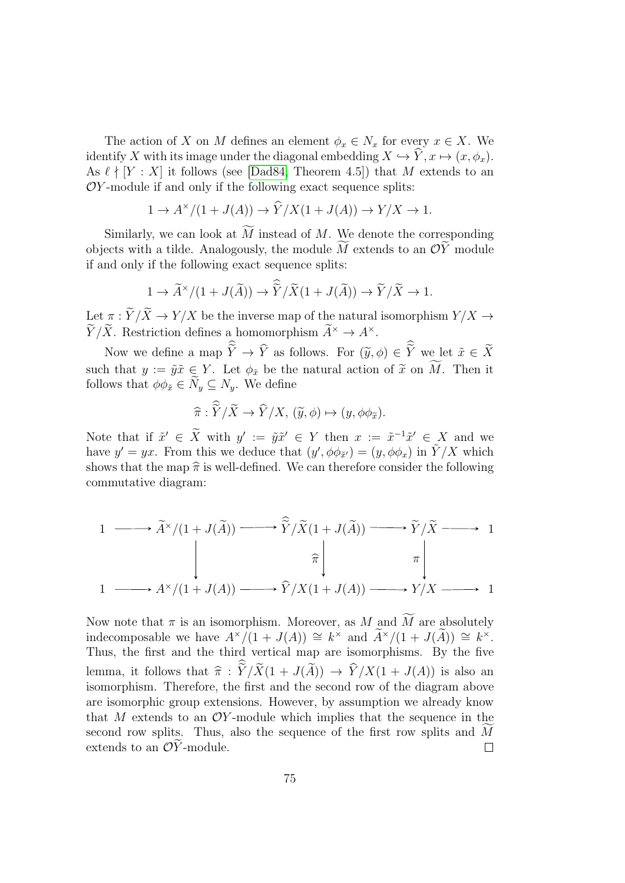The action of $X$ on $M$ defines an element $\phi_x \in N_x$ for every $x \in X$. We identify $X$ with its image under the diagonal embedding $X \hookrightarrow \widehat{Y}, x \mapsto (x, \phi_x)$. As $\ell \nmid [Y : X]$ it follows (see [Dad84, Theorem 4.5]) that $M$ extends to an $\mathcal{O}Y$-module if and only if the following exact sequence splits:

$$1 \to A^\times/(1 + J(A)) \to \widehat{Y}/X(1 + J(A)) \to Y/X \to 1.$$

Similarly, we can look at $\widetilde{M}$ instead of $M$. We denote the corresponding objects with a tilde. Analogously, the module $\widetilde{M}$ extends to an $\mathcal{O}\widetilde{Y}$ module if and only if the following exact sequence splits:

$$1 \to \widetilde{A}^\times/(1 + J(\widetilde{A})) \to \widehat{\widetilde{Y}}/\widetilde{X}(1 + J(\widetilde{A})) \to \widetilde{Y}/\widetilde{X} \to 1.$$

Let $\pi : \widetilde{Y}/\widetilde{X} \to Y/X$ be the inverse map of the natural isomorphism $Y/X \to \widetilde{Y}/\widetilde{X}$. Restriction defines a homomorphism $\widetilde{A}^\times \to A^\times$.

Now we define a map $\widehat{\widetilde{Y}} \to \widehat{Y}$ as follows. For $(\widetilde{y}, \phi) \in \widehat{\widetilde{Y}}$ we let $\tilde{x} \in \widetilde{X}$ such that $y := \tilde{y}\tilde{x} \in Y$. Let $\phi_{\tilde{x}}$ be the natural action of $\tilde{x}$ on $\widetilde{M}$. Then it follows that $\phi\phi_{\tilde{x}} \in \widetilde{N}_y \subseteq N_y$. We define

$$\widehat{\pi} : \widehat{\widetilde{Y}}/\widetilde{X} \to \widehat{Y}/X, \; (\widetilde{y}, \phi) \mapsto (y, \phi\phi_{\tilde{x}}).$$

Note that if $\tilde{x}' \in \widetilde{X}$ with $y' := \tilde{y}\tilde{x}' \in Y$ then $x := \tilde{x}^{-1}\tilde{x}' \in X$ and we have $y' = yx$. From this we deduce that $(y', \phi\phi_{\tilde{x}'}) = (y, \phi\phi_x)$ in $\hat{Y}/X$ which shows that the map $\widehat{\pi}$ is well-defined. We can therefore consider the following commutative diagram:

$$\begin{array}{ccccccccc}
1 & \longrightarrow & \widetilde{A}^\times/(1 + J(\widetilde{A})) & \longrightarrow & \widehat{\widetilde{Y}}/\widetilde{X}(1 + J(\widetilde{A})) & \longrightarrow & \widetilde{Y}/\widetilde{X} & \longrightarrow & 1 \\
 & & \downarrow & & \downarrow \widehat{\pi} & & \downarrow \pi & & \\
1 & \longrightarrow & A^\times/(1 + J(A)) & \longrightarrow & \widehat{Y}/X(1 + J(A)) & \longrightarrow & Y/X & \longrightarrow & 1
\end{array}$$

Now note that $\pi$ is an isomorphism. Moreover, as $M$ and $\widetilde{M}$ are absolutely indecomposable we have $A^\times/(1 + J(A)) \cong k^\times$ and $\widetilde{A}^\times/(1 + J(\widetilde{A})) \cong k^\times$. Thus, the first and the third vertical map are isomorphisms. By the five lemma, it follows that $\widehat{\pi} : \widehat{\widetilde{Y}}/\widetilde{X}(1 + J(\widetilde{A})) \to \widehat{Y}/X(1 + J(A))$ is also an isomorphism. Therefore, the first and the second row of the diagram above are isomorphic group extensions. However, by assumption we already know that $M$ extends to an $\mathcal{O}Y$-module which implies that the sequence in the second row splits. Thus, also the sequence of the first row splits and $\widetilde{M}$ extends to an $\mathcal{O}\widetilde{Y}$-module. $\square$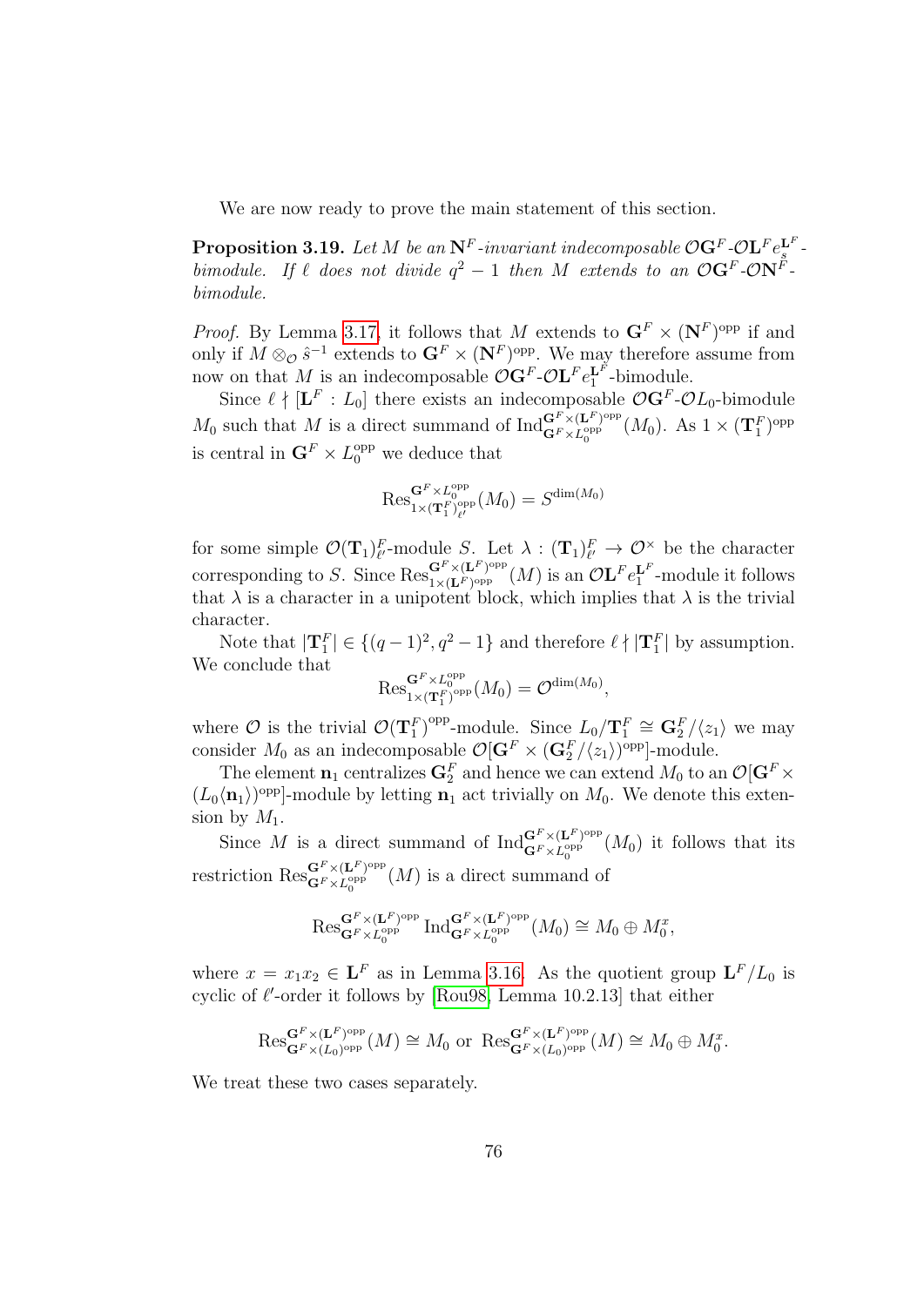We are now ready to prove the main statement of this section.

**Proposition 3.19.** *Let $M$ be an $\mathbf{N}^F$-invariant indecomposable $\mathcal{O}\mathbf{G}^F$-$\mathcal{O}\mathbf{L}^F e_s^{\mathbf{L}^F}$-bimodule. If $\ell$ does not divide $q^2-1$ then $M$ extends to an $\mathcal{O}\mathbf{G}^F$-$\mathcal{O}\mathbf{N}^F$-bimodule.*

*Proof.* By Lemma 3.17, it follows that $M$ extends to $\mathbf{G}^F \times (\mathbf{N}^F)^{\mathrm{opp}}$ if and only if $M \otimes_{\mathcal{O}} \hat{s}^{-1}$ extends to $\mathbf{G}^F \times (\mathbf{N}^F)^{\mathrm{opp}}$. We may therefore assume from now on that $M$ is an indecomposable $\mathcal{O}\mathbf{G}^F$-$\mathcal{O}\mathbf{L}^F e_1^{\mathbf{L}^F}$-bimodule.

Since $\ell \nmid [\mathbf{L}^F : L_0]$ there exists an indecomposable $\mathcal{O}\mathbf{G}^F$-$\mathcal{O}L_0$-bimodule $M_0$ such that $M$ is a direct summand of $\mathrm{Ind}_{\mathbf{G}^F \times L_0^{\mathrm{opp}}}^{\mathbf{G}^F \times (\mathbf{L}^F)^{\mathrm{opp}}}(M_0)$. As $1 \times (\mathbf{T}_1^F)^{\mathrm{opp}}$ is central in $\mathbf{G}^F \times L_0^{\mathrm{opp}}$ we deduce that

$$\mathrm{Res}^{\mathbf{G}^F \times L_0^{\mathrm{opp}}}_{1 \times (\mathbf{T}_1^F)^{\mathrm{opp}}_{\ell'}}(M_0) = S^{\dim(M_0)}$$

for some simple $\mathcal{O}(\mathbf{T}_1)^F_{\ell'}$-module $S$. Let $\lambda : (\mathbf{T}_1)^F_{\ell'} \to \mathcal{O}^\times$ be the character corresponding to $S$. Since $\mathrm{Res}^{\mathbf{G}^F \times (\mathbf{L}^F)^{\mathrm{opp}}}_{1 \times (\mathbf{L}^F)^{\mathrm{opp}}}(M)$ is an $\mathcal{O}\mathbf{L}^F e_1^{\mathbf{L}^F}$-module it follows that $\lambda$ is a character in a unipotent block, which implies that $\lambda$ is the trivial character.

Note that $|\mathbf{T}_1^F| \in \{(q-1)^2, q^2-1\}$ and therefore $\ell \nmid |\mathbf{T}_1^F|$ by assumption. We conclude that

$$\mathrm{Res}^{\mathbf{G}^F \times L_0^{\mathrm{opp}}}_{1 \times (\mathbf{T}_1^F)^{\mathrm{opp}}}(M_0) = \mathcal{O}^{\dim(M_0)},$$

where $\mathcal{O}$ is the trivial $\mathcal{O}(\mathbf{T}_1^F)^{\mathrm{opp}}$-module. Since $L_0/\mathbf{T}_1^F \cong \mathbf{G}_2^F/\langle z_1 \rangle$ we may consider $M_0$ as an indecomposable $\mathcal{O}[\mathbf{G}^F \times (\mathbf{G}_2^F/\langle z_1 \rangle)^{\mathrm{opp}}]$-module.

The element $\mathbf{n}_1$ centralizes $\mathbf{G}_2^F$ and hence we can extend $M_0$ to an $\mathcal{O}[\mathbf{G}^F \times (L_0\langle \mathbf{n}_1 \rangle)^{\mathrm{opp}}]$-module by letting $\mathbf{n}_1$ act trivially on $M_0$. We denote this extension by $M_1$.

Since $M$ is a direct summand of $\mathrm{Ind}_{\mathbf{G}^F \times L_0^{\mathrm{opp}}}^{\mathbf{G}^F \times (\mathbf{L}^F)^{\mathrm{opp}}}(M_0)$ it follows that its restriction $\mathrm{Res}^{\mathbf{G}^F \times (\mathbf{L}^F)^{\mathrm{opp}}}_{\mathbf{G}^F \times L_0^{\mathrm{opp}}}(M)$ is a direct summand of

$$\mathrm{Res}^{\mathbf{G}^F \times (\mathbf{L}^F)^{\mathrm{opp}}}_{\mathbf{G}^F \times L_0^{\mathrm{opp}}} \mathrm{Ind}_{\mathbf{G}^F \times L_0^{\mathrm{opp}}}^{\mathbf{G}^F \times (\mathbf{L}^F)^{\mathrm{opp}}}(M_0) \cong M_0 \oplus M_0^x,$$

where $x = x_1 x_2 \in \mathbf{L}^F$ as in Lemma 3.16. As the quotient group $\mathbf{L}^F/L_0$ is cyclic of $\ell'$-order it follows by [Rou98, Lemma 10.2.13] that either

$$\mathrm{Res}^{\mathbf{G}^F \times (\mathbf{L}^F)^{\mathrm{opp}}}_{\mathbf{G}^F \times (L_0)^{\mathrm{opp}}}(M) \cong M_0 \text{ or } \mathrm{Res}^{\mathbf{G}^F \times (\mathbf{L}^F)^{\mathrm{opp}}}_{\mathbf{G}^F \times (L_0)^{\mathrm{opp}}}(M) \cong M_0 \oplus M_0^x.$$

We treat these two cases separately.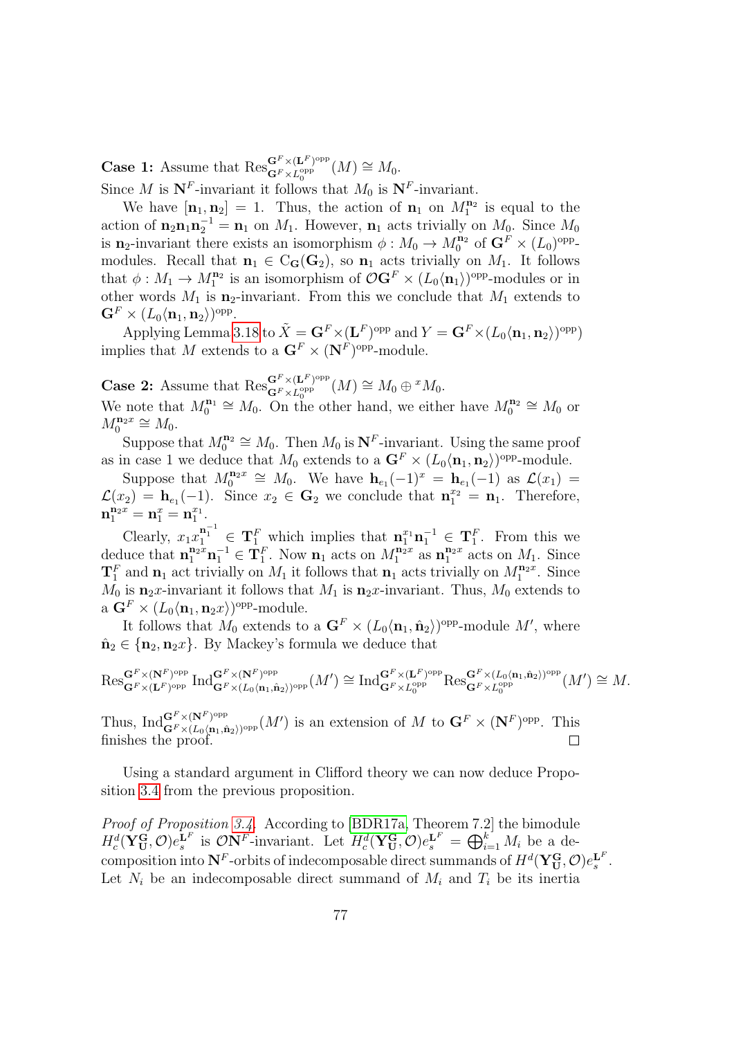**Case 1:** Assume that $\mathrm{Res}^{\mathbf{G}^F\times(\mathbf{L}^F)^{\mathrm{opp}}}_{\mathbf{G}^F\times L_0^{\mathrm{opp}}}(M)\cong M_0$.
Since $M$ is $\mathbf{N}^F$-invariant it follows that $M_0$ is $\mathbf{N}^F$-invariant.

We have $[\mathbf{n}_1,\mathbf{n}_2]=1$. Thus, the action of $\mathbf{n}_1$ on $M_1^{\mathbf{n}_2}$ is equal to the action of $\mathbf{n}_2\mathbf{n}_1\mathbf{n}_2^{-1}=\mathbf{n}_1$ on $M_1$. However, $\mathbf{n}_1$ acts trivially on $M_0$. Since $M_0$ is $\mathbf{n}_2$-invariant there exists an isomorphism $\phi: M_0\to M_0^{\mathbf{n}_2}$ of $\mathbf{G}^F\times(L_0)^{\mathrm{opp}}$-modules. Recall that $\mathbf{n}_1\in \mathrm{C}_{\mathbf{G}}(\mathbf{G}_2)$, so $\mathbf{n}_1$ acts trivially on $M_1$. It follows that $\phi: M_1\to M_1^{\mathbf{n}_2}$ is an isomorphism of $\mathcal{O}\mathbf{G}^F\times(L_0\langle \mathbf{n}_1\rangle)^{\mathrm{opp}}$-modules or in other words $M_1$ is $\mathbf{n}_2$-invariant. From this we conclude that $M_1$ extends to $\mathbf{G}^F\times(L_0\langle\mathbf{n}_1,\mathbf{n}_2\rangle)^{\mathrm{opp}}$.

Applying Lemma 3.18 to $\tilde{X}=\mathbf{G}^F\times(\mathbf{L}^F)^{\mathrm{opp}}$ and $Y=\mathbf{G}^F\times(L_0\langle\mathbf{n}_1,\mathbf{n}_2\rangle)^{\mathrm{opp}})$ implies that $M$ extends to a $\mathbf{G}^F\times(\mathbf{N}^F)^{\mathrm{opp}}$-module.

**Case 2:** Assume that $\mathrm{Res}^{\mathbf{G}^F\times(\mathbf{L}^F)^{\mathrm{opp}}}_{\mathbf{G}^F\times L_0^{\mathrm{opp}}}(M)\cong M_0\oplus {}^xM_0$.
We note that $M_0^{\mathbf{n}_1}\cong M_0$. On the other hand, we either have $M_0^{\mathbf{n}_2}\cong M_0$ or $M_0^{\mathbf{n}_2x}\cong M_0$.

Suppose that $M_0^{\mathbf{n}_2}\cong M_0$. Then $M_0$ is $\mathbf{N}^F$-invariant. Using the same proof as in case 1 we deduce that $M_0$ extends to a $\mathbf{G}^F\times(L_0\langle\mathbf{n}_1,\mathbf{n}_2\rangle)^{\mathrm{opp}}$-module.

Suppose that $M_0^{\mathbf{n}_2x}\cong M_0$. We have $\mathbf{h}_{e_1}(-1)^x=\mathbf{h}_{e_1}(-1)$ as $\mathcal{L}(x_1)=\mathcal{L}(x_2)=\mathbf{h}_{e_1}(-1)$. Since $x_2\in\mathbf{G}_2$ we conclude that $\mathbf{n}_1^{x_2}=\mathbf{n}_1$. Therefore, $\mathbf{n}_1^{\mathbf{n}_2x}=\mathbf{n}_1^x=\mathbf{n}_1^{x_1}$.

Clearly, $x_1x_1^{\mathbf{n}_1^{-1}}\in\mathbf{T}_1^F$ which implies that $\mathbf{n}_1^{x_1}\mathbf{n}_1^{-1}\in\mathbf{T}_1^F$. From this we deduce that $\mathbf{n}_1^{\mathbf{n}_2x}\mathbf{n}_1^{-1}\in\mathbf{T}_1^F$. Now $\mathbf{n}_1$ acts on $M_1^{\mathbf{n}_2x}$ as $\mathbf{n}_1^{\mathbf{n}_2x}$ acts on $M_1$. Since $\mathbf{T}_1^F$ and $\mathbf{n}_1$ act trivially on $M_1$ it follows that $\mathbf{n}_1$ acts trivially on $M_1^{\mathbf{n}_2x}$. Since $M_0$ is $\mathbf{n}_2x$-invariant it follows that $M_1$ is $\mathbf{n}_2x$-invariant. Thus, $M_0$ extends to a $\mathbf{G}^F\times(L_0\langle\mathbf{n}_1,\mathbf{n}_2x\rangle)^{\mathrm{opp}}$-module.

It follows that $M_0$ extends to a $\mathbf{G}^F\times(L_0\langle\mathbf{n}_1,\hat{\mathbf{n}}_2\rangle)^{\mathrm{opp}}$-module $M'$, where $\hat{\mathbf{n}}_2\in\{\mathbf{n}_2,\mathbf{n}_2x\}$. By Mackey's formula we deduce that

$$\mathrm{Res}^{\mathbf{G}^F\times(\mathbf{N}^F)^{\mathrm{opp}}}_{\mathbf{G}^F\times(\mathbf{L}^F)^{\mathrm{opp}}}\mathrm{Ind}^{\mathbf{G}^F\times(\mathbf{N}^F)^{\mathrm{opp}}}_{\mathbf{G}^F\times(L_0\langle\mathbf{n}_1,\hat{\mathbf{n}}_2\rangle)^{\mathrm{opp}}}(M')\cong\mathrm{Ind}^{\mathbf{G}^F\times(\mathbf{L}^F)^{\mathrm{opp}}}_{\mathbf{G}^F\times L_0^{\mathrm{opp}}}\mathrm{Res}^{\mathbf{G}^F\times(L_0\langle\mathbf{n}_1,\hat{\mathbf{n}}_2\rangle)^{\mathrm{opp}}}_{\mathbf{G}^F\times L_0^{\mathrm{opp}}}(M')\cong M.$$

Thus, $\mathrm{Ind}^{\mathbf{G}^F\times(\mathbf{N}^F)^{\mathrm{opp}}}_{\mathbf{G}^F\times(L_0\langle\mathbf{n}_1,\hat{\mathbf{n}}_2\rangle)^{\mathrm{opp}}}(M')$ is an extension of $M$ to $\mathbf{G}^F\times(\mathbf{N}^F)^{\mathrm{opp}}$. This finishes the proof. $\square$

Using a standard argument in Clifford theory we can now deduce Proposition 3.4 from the previous proposition.

*Proof of Proposition 3.4.* According to [BDR17a, Theorem 7.2] the bimodule $H^d_c(\mathbf{Y}^{\mathbf{G}}_{\mathbf{U}},\mathcal{O})e_s^{\mathbf{L}^F}$ is $\mathcal{O}\mathbf{N}^F$-invariant. Let $H^d_c(\mathbf{Y}^{\mathbf{G}}_{\mathbf{U}},\mathcal{O})e_s^{\mathbf{L}^F}=\bigoplus_{i=1}^k M_i$ be a decomposition into $\mathbf{N}^F$-orbits of indecomposable direct summands of $H^d(\mathbf{Y}^{\mathbf{G}}_{\mathbf{U}},\mathcal{O})e_s^{\mathbf{L}^F}$. Let $N_i$ be an indecomposable direct summand of $M_i$ and $T_i$ be its inertia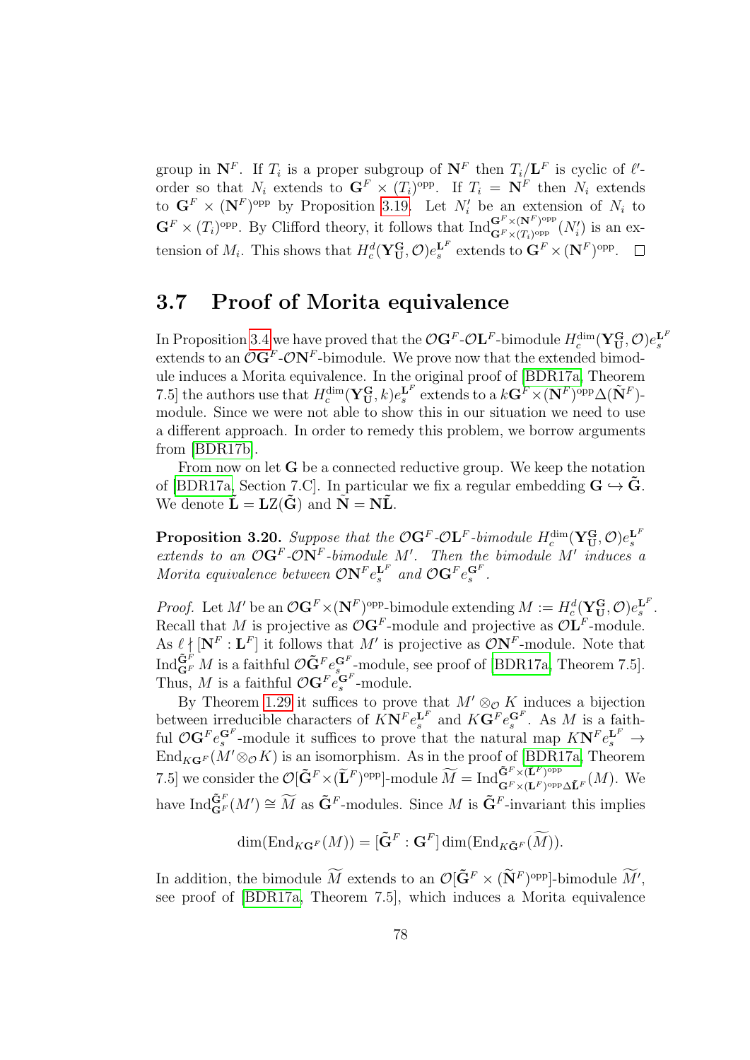group in $\mathbf{N}^F$. If $T_i$ is a proper subgroup of $\mathbf{N}^F$ then $T_i/\mathbf{L}^F$ is cyclic of $\ell'$-order so that $N_i$ extends to $\mathbf{G}^F \times (T_i)^{\text{opp}}$. If $T_i = \mathbf{N}^F$ then $N_i$ extends to $\mathbf{G}^F \times (\mathbf{N}^F)^{\text{opp}}$ by Proposition 3.19. Let $N_i'$ be an extension of $N_i$ to $\mathbf{G}^F \times (T_i)^{\text{opp}}$. By Clifford theory, it follows that $\operatorname{Ind}_{\mathbf{G}^F \times (T_i)^{\text{opp}}}^{\mathbf{G}^F \times (\mathbf{N}^F)^{\text{opp}}}(N_i')$ is an extension of $M_i$. This shows that $H_c^d(\mathbf{Y}_{\mathbf{U}}^{\mathbf{G}}, \mathcal{O})e_s^{\mathbf{L}^F}$ extends to $\mathbf{G}^F \times (\mathbf{N}^F)^{\text{opp}}$. $\square$

## 3.7 Proof of Morita equivalence

In Proposition 3.4 we have proved that the $\mathcal{O}\mathbf{G}^F$-$\mathcal{O}\mathbf{L}^F$-bimodule $H_c^{\dim}(\mathbf{Y}_{\mathbf{U}}^{\mathbf{G}}, \mathcal{O})e_s^{\mathbf{L}^F}$ extends to an $\mathcal{O}\mathbf{G}^F$-$\mathcal{O}\mathbf{N}^F$-bimodule. We prove now that the extended bimodule induces a Morita equivalence. In the original proof of [BDR17a, Theorem 7.5] the authors use that $H_c^{\dim}(\mathbf{Y}_{\mathbf{U}}^{\mathbf{G}}, k)e_s^{\mathbf{L}^F}$ extends to a $k\mathbf{G}^F \times (\mathbf{N}^F)^{\text{opp}}\Delta(\tilde{\mathbf{N}}^F)$-module. Since we were not able to show this in our situation we need to use a different approach. In order to remedy this problem, we borrow arguments from [BDR17b].

From now on let $\mathbf{G}$ be a connected reductive group. We keep the notation of [BDR17a, Section 7.C]. In particular we fix a regular embedding $\mathbf{G} \hookrightarrow \tilde{\mathbf{G}}$. We denote $\tilde{\mathbf{L}} = \mathbf{L}Z(\tilde{\mathbf{G}})$ and $\tilde{\mathbf{N}} = \mathbf{N}\tilde{\mathbf{L}}$.

**Proposition 3.20.** *Suppose that the $\mathcal{O}\mathbf{G}^F$-$\mathcal{O}\mathbf{L}^F$-bimodule $H_c^{\dim}(\mathbf{Y}_{\mathbf{U}}^{\mathbf{G}}, \mathcal{O})e_s^{\mathbf{L}^F}$ extends to an $\mathcal{O}\mathbf{G}^F$-$\mathcal{O}\mathbf{N}^F$-bimodule $M'$. Then the bimodule $M'$ induces a Morita equivalence between $\mathcal{O}\mathbf{N}^F e_s^{\mathbf{L}^F}$ and $\mathcal{O}\mathbf{G}^F e_s^{\mathbf{G}^F}$.*

*Proof.* Let $M'$ be an $\mathcal{O}\mathbf{G}^F \times (\mathbf{N}^F)^{\text{opp}}$-bimodule extending $M := H_c^d(\mathbf{Y}_{\mathbf{U}}^{\mathbf{G}}, \mathcal{O})e_s^{\mathbf{L}^F}$. Recall that $M$ is projective as $\mathcal{O}\mathbf{G}^F$-module and projective as $\mathcal{O}\mathbf{L}^F$-module. As $\ell \nmid [\mathbf{N}^F : \mathbf{L}^F]$ it follows that $M'$ is projective as $\mathcal{O}\mathbf{N}^F$-module. Note that $\operatorname{Ind}_{\mathbf{G}^F}^{\tilde{\mathbf{G}}^F} M$ is a faithful $\mathcal{O}\tilde{\mathbf{G}}^F e_s^{\mathbf{G}^F}$-module, see proof of [BDR17a, Theorem 7.5]. Thus, $M$ is a faithful $\mathcal{O}\mathbf{G}^F e_s^{\mathbf{G}^F}$-module.

By Theorem 1.29 it suffices to prove that $M' \otimes_{\mathcal{O}} K$ induces a bijection between irreducible characters of $K\mathbf{N}^F e_s^{\mathbf{L}^F}$ and $K\mathbf{G}^F e_s^{\mathbf{G}^F}$. As $M$ is a faithful $\mathcal{O}\mathbf{G}^F e_s^{\mathbf{G}^F}$-module it suffices to prove that the natural map $K\mathbf{N}^F e_s^{\mathbf{L}^F} \to \operatorname{End}_{K\mathbf{G}^F}(M' \otimes_{\mathcal{O}} K)$ is an isomorphism. As in the proof of [BDR17a, Theorem 7.5] we consider the $\mathcal{O}[\tilde{\mathbf{G}}^F \times (\widetilde{\mathbf{L}}^F)^{\text{opp}}]$-module $\widetilde{M} = \operatorname{Ind}_{\mathbf{G}^F \times (\mathbf{L}^F)^{\text{opp}} \Delta \tilde{\mathbf{L}}^F}^{\tilde{\mathbf{G}}^F \times (\widetilde{\mathbf{L}}^F)^{\text{opp}}}(M)$. We have $\operatorname{Ind}_{\mathbf{G}^F}^{\tilde{\mathbf{G}}^F}(M') \cong \widetilde{M}$ as $\tilde{\mathbf{G}}^F$-modules. Since $M$ is $\tilde{\mathbf{G}}^F$-invariant this implies

$$\dim(\operatorname{End}_{K\mathbf{G}^F}(M)) = [\tilde{\mathbf{G}}^F : \mathbf{G}^F] \dim(\operatorname{End}_{K\tilde{\mathbf{G}}^F}(\widetilde{M})).$$

In addition, the bimodule $\widetilde{M}$ extends to an $\mathcal{O}[\tilde{\mathbf{G}}^F \times (\widetilde{\mathbf{N}}^F)^{\text{opp}}]$-bimodule $\widetilde{M}'$, see proof of [BDR17a, Theorem 7.5], which induces a Morita equivalence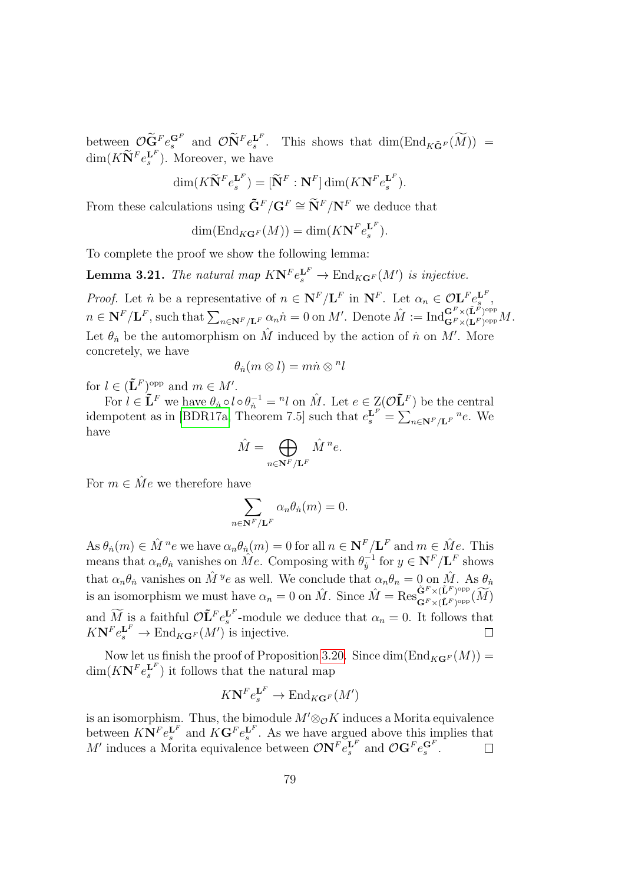between $\mathcal{O}\widetilde{\mathbf{G}}^F e_s^{\mathbf{G}^F}$ and $\mathcal{O}\widetilde{\mathbf{N}}^F e_s^{\mathbf{L}^F}$. This shows that $\dim(\mathrm{End}_{K\tilde{\mathbf{G}}^F}(\widetilde{M})) = \dim(K\widetilde{\mathbf{N}}^F e_s^{\mathbf{L}^F})$. Moreover, we have

$$\dim(K\widetilde{\mathbf{N}}^F e_s^{\mathbf{L}^F}) = [\widetilde{\mathbf{N}}^F : \mathbf{N}^F] \dim(K\mathbf{N}^F e_s^{\mathbf{L}^F}).$$

From these calculations using $\tilde{\mathbf{G}}^F/\mathbf{G}^F \cong \widetilde{\mathbf{N}}^F/\mathbf{N}^F$ we deduce that

$$\dim(\mathrm{End}_{K\mathbf{G}^F}(M)) = \dim(K\mathbf{N}^F e_s^{\mathbf{L}^F}).$$

To complete the proof we show the following lemma:

**Lemma 3.21.** *The natural map $K\mathbf{N}^F e_s^{\mathbf{L}^F} \to \mathrm{End}_{K\mathbf{G}^F}(M')$ is injective.*

*Proof.* Let $\dot{n}$ be a representative of $n \in \mathbf{N}^F/\mathbf{L}^F$ in $\mathbf{N}^F$. Let $\alpha_n \in \mathcal{O}\mathbf{L}^F e_s^{\mathbf{L}^F}$, $n \in \mathbf{N}^F/\mathbf{L}^F$, such that $\sum_{n \in \mathbf{N}^F/\mathbf{L}^F} \alpha_n \dot{n} = 0$ on $M'$. Denote $\hat{M} := \mathrm{Ind}_{\mathbf{G}^F \times (\mathbf{L}^F)^{\mathrm{opp}}}^{\mathbf{G}^F \times (\tilde{\mathbf{L}}^F)^{\mathrm{opp}}} M$. Let $\theta_{\dot{n}}$ be the automorphism on $\hat{M}$ induced by the action of $\dot{n}$ on $M'$. More concretely, we have

$$\theta_{\dot{n}}(m \otimes l) = m\dot{n} \otimes {}^n l$$

for $l \in (\tilde{\mathbf{L}}^F)^{\mathrm{opp}}$ and $m \in M'$.

For $l \in \tilde{\mathbf{L}}^F$ we have $\theta_{\dot{n}} \circ l \circ \theta_{\dot{n}}^{-1} = {}^n l$ on $\hat{M}$. Let $e \in \mathrm{Z}(\mathcal{O}\tilde{\mathbf{L}}^F)$ be the central idempotent as in [BDR17a, Theorem 7.5] such that $e_s^{\mathbf{L}^F} = \sum_{n \in \mathbf{N}^F/\mathbf{L}^F} {}^n e$. We have

$$\hat{M} = \bigoplus_{n \in \mathbf{N}^F/\mathbf{L}^F} \hat{M}\, {}^n e.$$

For $m \in \hat{M}e$ we therefore have

$$\sum_{n \in \mathbf{N}^F/\mathbf{L}^F} \alpha_n \theta_{\dot{n}}(m) = 0.$$

As $\theta_{\dot{n}}(m) \in \hat{M}\, {}^n e$ we have $\alpha_n \theta_{\dot{n}}(m) = 0$ for all $n \in \mathbf{N}^F/\mathbf{L}^F$ and $m \in \hat{M}e$. This means that $\alpha_n \theta_{\dot{n}}$ vanishes on $\hat{M}e$. Composing with $\theta_{\dot{y}}^{-1}$ for $y \in \mathbf{N}^F/\mathbf{L}^F$ shows that $\alpha_n \theta_{\dot{n}}$ vanishes on $\hat{M}\, {}^y e$ as well. We conclude that $\alpha_n \theta_n = 0$ on $\hat{M}$. As $\theta_{\dot{n}}$ is an isomorphism we must have $\alpha_n = 0$ on $\hat{M}$. Since $\hat{M} = \mathrm{Res}_{\mathbf{G}^F \times (\tilde{\mathbf{L}}^F)^{\mathrm{opp}}}^{\tilde{\mathbf{G}}^F \times (\tilde{\mathbf{L}}^F)^{\mathrm{opp}}}(\widetilde{M})$ and $\widetilde{M}$ is a faithful $\mathcal{O}\tilde{\mathbf{L}}^F e_s^{\mathbf{L}^F}$-module we deduce that $\alpha_n = 0$. It follows that $K\mathbf{N}^F e_s^{\mathbf{L}^F} \to \mathrm{End}_{K\mathbf{G}^F}(M')$ is injective. $\square$

Now let us finish the proof of Proposition 3.20. Since $\dim(\mathrm{End}_{K\mathbf{G}^F}(M)) = \dim(K\mathbf{N}^F e_s^{\mathbf{L}^F})$ it follows that the natural map

$$K\mathbf{N}^F e_s^{\mathbf{L}^F} \to \mathrm{End}_{K\mathbf{G}^F}(M')$$

is an isomorphism. Thus, the bimodule $M' \otimes_{\mathcal{O}} K$ induces a Morita equivalence between $K\mathbf{N}^F e_s^{\mathbf{L}^F}$ and $K\mathbf{G}^F e_s^{\mathbf{L}^F}$. As we have argued above this implies that $M'$ induces a Morita equivalence between $\mathcal{O}\mathbf{N}^F e_s^{\mathbf{L}^F}$ and $\mathcal{O}\mathbf{G}^F e_s^{\mathbf{G}^F}$. $\square$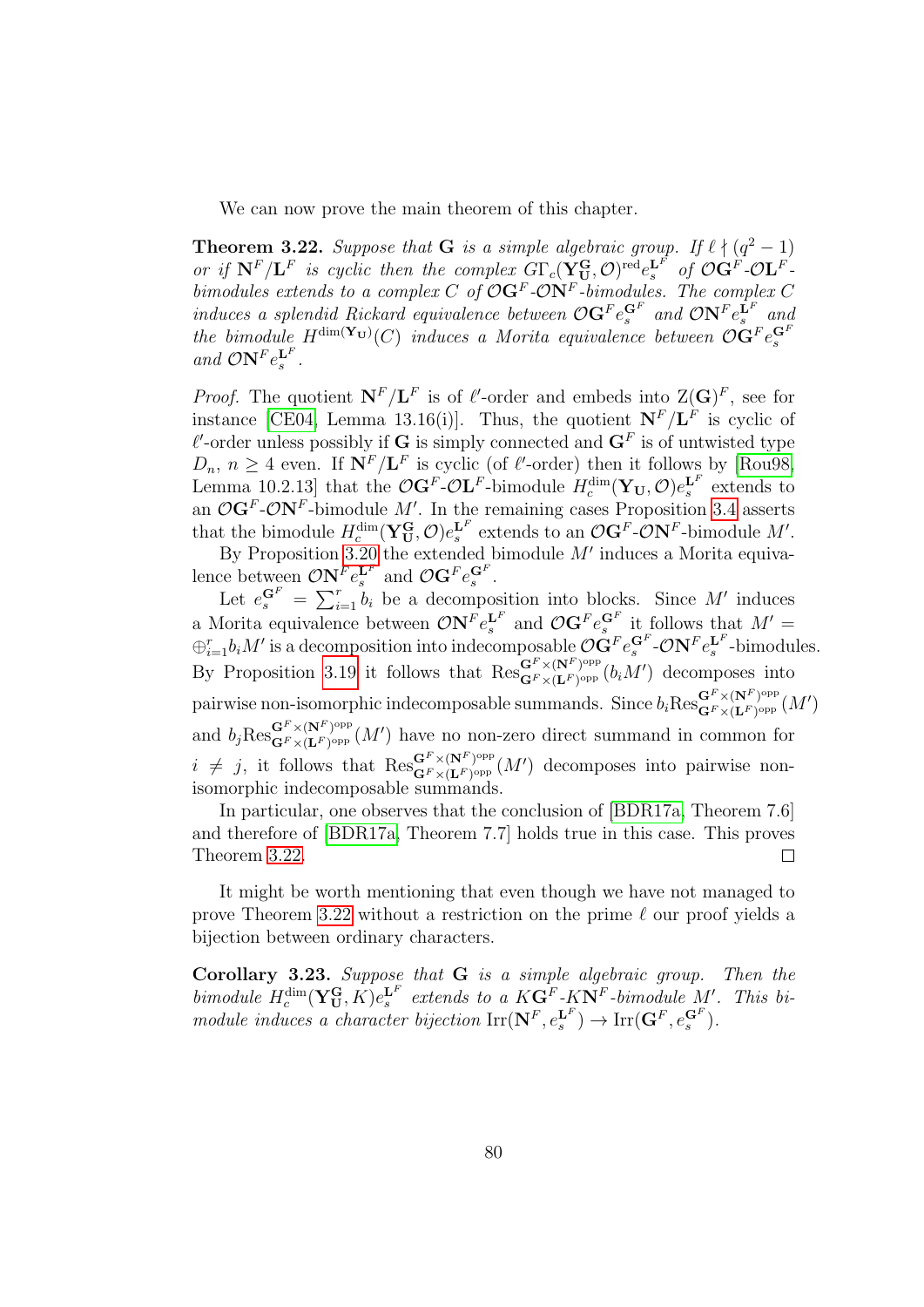We can now prove the main theorem of this chapter.

**Theorem 3.22.** *Suppose that $\mathbf{G}$ is a simple algebraic group. If $\ell \nmid (q^2-1)$ or if $\mathbf{N}^F/\mathbf{L}^F$ is cyclic then the complex $G\Gamma_c(\mathbf{Y}_\mathbf{U}^\mathbf{G}, \mathcal{O})^{\mathrm{red}} e_s^{\mathbf{L}^F}$ of $\mathcal{O}\mathbf{G}^F$-$\mathcal{O}\mathbf{L}^F$-bimodules extends to a complex $C$ of $\mathcal{O}\mathbf{G}^F$-$\mathcal{O}\mathbf{N}^F$-bimodules. The complex $C$ induces a splendid Rickard equivalence between $\mathcal{O}\mathbf{G}^F e_s^{\mathbf{G}^F}$ and $\mathcal{O}\mathbf{N}^F e_s^{\mathbf{L}^F}$ and the bimodule $H^{\dim(\mathbf{Y_U})}(C)$ induces a Morita equivalence between $\mathcal{O}\mathbf{G}^F e_s^{\mathbf{G}^F}$ and $\mathcal{O}\mathbf{N}^F e_s^{\mathbf{L}^F}$.*

*Proof.* The quotient $\mathbf{N}^F/\mathbf{L}^F$ is of $\ell'$-order and embeds into $\mathrm{Z}(\mathbf{G})^F$, see for instance [CE04, Lemma 13.16(i)]. Thus, the quotient $\mathbf{N}^F/\mathbf{L}^F$ is cyclic of $\ell'$-order unless possibly if $\mathbf{G}$ is simply connected and $\mathbf{G}^F$ is of untwisted type $D_n$, $n \geq 4$ even. If $\mathbf{N}^F/\mathbf{L}^F$ is cyclic (of $\ell'$-order) then it follows by [Rou98, Lemma 10.2.13] that the $\mathcal{O}\mathbf{G}^F$-$\mathcal{O}\mathbf{L}^F$-bimodule $H_c^{\dim}(\mathbf{Y_U}, \mathcal{O}) e_s^{\mathbf{L}^F}$ extends to an $\mathcal{O}\mathbf{G}^F$-$\mathcal{O}\mathbf{N}^F$-bimodule $M'$. In the remaining cases Proposition 3.4 asserts that the bimodule $H_c^{\dim}(\mathbf{Y}_\mathbf{U}^\mathbf{G}, \mathcal{O}) e_s^{\mathbf{L}^F}$ extends to an $\mathcal{O}\mathbf{G}^F$-$\mathcal{O}\mathbf{N}^F$-bimodule $M'$.

By Proposition 3.20 the extended bimodule $M'$ induces a Morita equivalence between $\mathcal{O}\mathbf{N}^F e_s^{\mathbf{L}^F}$ and $\mathcal{O}\mathbf{G}^F e_s^{\mathbf{G}^F}$.

Let $e_s^{\mathbf{G}^F} = \sum_{i=1}^r b_i$ be a decomposition into blocks. Since $M'$ induces a Morita equivalence between $\mathcal{O}\mathbf{N}^F e_s^{\mathbf{L}^F}$ and $\mathcal{O}\mathbf{G}^F e_s^{\mathbf{G}^F}$ it follows that $M' = \oplus_{i=1}^r b_i M'$ is a decomposition into indecomposable $\mathcal{O}\mathbf{G}^F e_s^{\mathbf{G}^F}$-$\mathcal{O}\mathbf{N}^F e_s^{\mathbf{L}^F}$-bimodules. By Proposition 3.19 it follows that $\mathrm{Res}^{\mathbf{G}^F \times (\mathbf{N}^F)^{\mathrm{opp}}}_{\mathbf{G}^F \times (\mathbf{L}^F)^{\mathrm{opp}}}(b_i M')$ decomposes into pairwise non-isomorphic indecomposable summands. Since $b_i \mathrm{Res}^{\mathbf{G}^F \times (\mathbf{N}^F)^{\mathrm{opp}}}_{\mathbf{G}^F \times (\mathbf{L}^F)^{\mathrm{opp}}}(M')$ and $b_j \mathrm{Res}^{\mathbf{G}^F \times (\mathbf{N}^F)^{\mathrm{opp}}}_{\mathbf{G}^F \times (\mathbf{L}^F)^{\mathrm{opp}}}(M')$ have no non-zero direct summand in common for $i \neq j$, it follows that $\mathrm{Res}^{\mathbf{G}^F \times (\mathbf{N}^F)^{\mathrm{opp}}}_{\mathbf{G}^F \times (\mathbf{L}^F)^{\mathrm{opp}}}(M')$ decomposes into pairwise non-isomorphic indecomposable summands.

In particular, one observes that the conclusion of [BDR17a, Theorem 7.6] and therefore of [BDR17a, Theorem 7.7] holds true in this case. This proves Theorem 3.22. ∎

It might be worth mentioning that even though we have not managed to prove Theorem 3.22 without a restriction on the prime $\ell$ our proof yields a bijection between ordinary characters.

**Corollary 3.23.** *Suppose that $\mathbf{G}$ is a simple algebraic group. Then the bimodule $H_c^{\dim}(\mathbf{Y}_\mathbf{U}^\mathbf{G}, K) e_s^{\mathbf{L}^F}$ extends to a $K\mathbf{G}^F$-$K\mathbf{N}^F$-bimodule $M'$. This bimodule induces a character bijection $\mathrm{Irr}(\mathbf{N}^F, e_s^{\mathbf{L}^F}) \to \mathrm{Irr}(\mathbf{G}^F, e_s^{\mathbf{G}^F})$.*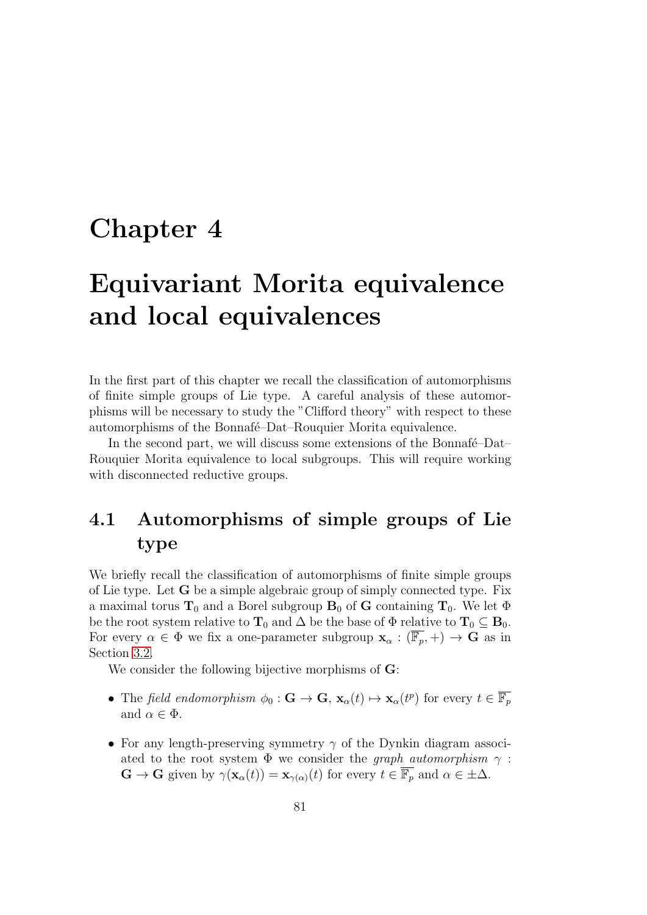# Chapter 4

# Equivariant Morita equivalence and local equivalences

In the first part of this chapter we recall the classification of automorphisms of finite simple groups of Lie type. A careful analysis of these automorphisms will be necessary to study the "Clifford theory" with respect to these automorphisms of the Bonnafé–Dat–Rouquier Morita equivalence.

In the second part, we will discuss some extensions of the Bonnafé–Dat–Rouquier Morita equivalence to local subgroups. This will require working with disconnected reductive groups.

## 4.1 Automorphisms of simple groups of Lie type

We briefly recall the classification of automorphisms of finite simple groups of Lie type. Let $\mathbf{G}$ be a simple algebraic group of simply connected type. Fix a maximal torus $\mathbf{T}_0$ and a Borel subgroup $\mathbf{B}_0$ of $\mathbf{G}$ containing $\mathbf{T}_0$. We let $\Phi$ be the root system relative to $\mathbf{T}_0$ and $\Delta$ be the base of $\Phi$ relative to $\mathbf{T}_0 \subseteq \mathbf{B}_0$. For every $\alpha \in \Phi$ we fix a one-parameter subgroup $\mathbf{x}_\alpha : (\overline{\mathbb{F}_p}, +) \to \mathbf{G}$ as in Section 3.2.

We consider the following bijective morphisms of $\mathbf{G}$:

- The *field endomorphism* $\phi_0 : \mathbf{G} \to \mathbf{G}$, $\mathbf{x}_\alpha(t) \mapsto \mathbf{x}_\alpha(t^p)$ for every $t \in \overline{\mathbb{F}_p}$ and $\alpha \in \Phi$.
- For any length-preserving symmetry $\gamma$ of the Dynkin diagram associated to the root system $\Phi$ we consider the *graph automorphism* $\gamma : \mathbf{G} \to \mathbf{G}$ given by $\gamma(\mathbf{x}_\alpha(t)) = \mathbf{x}_{\gamma(\alpha)}(t)$ for every $t \in \overline{\mathbb{F}_p}$ and $\alpha \in \pm\Delta$.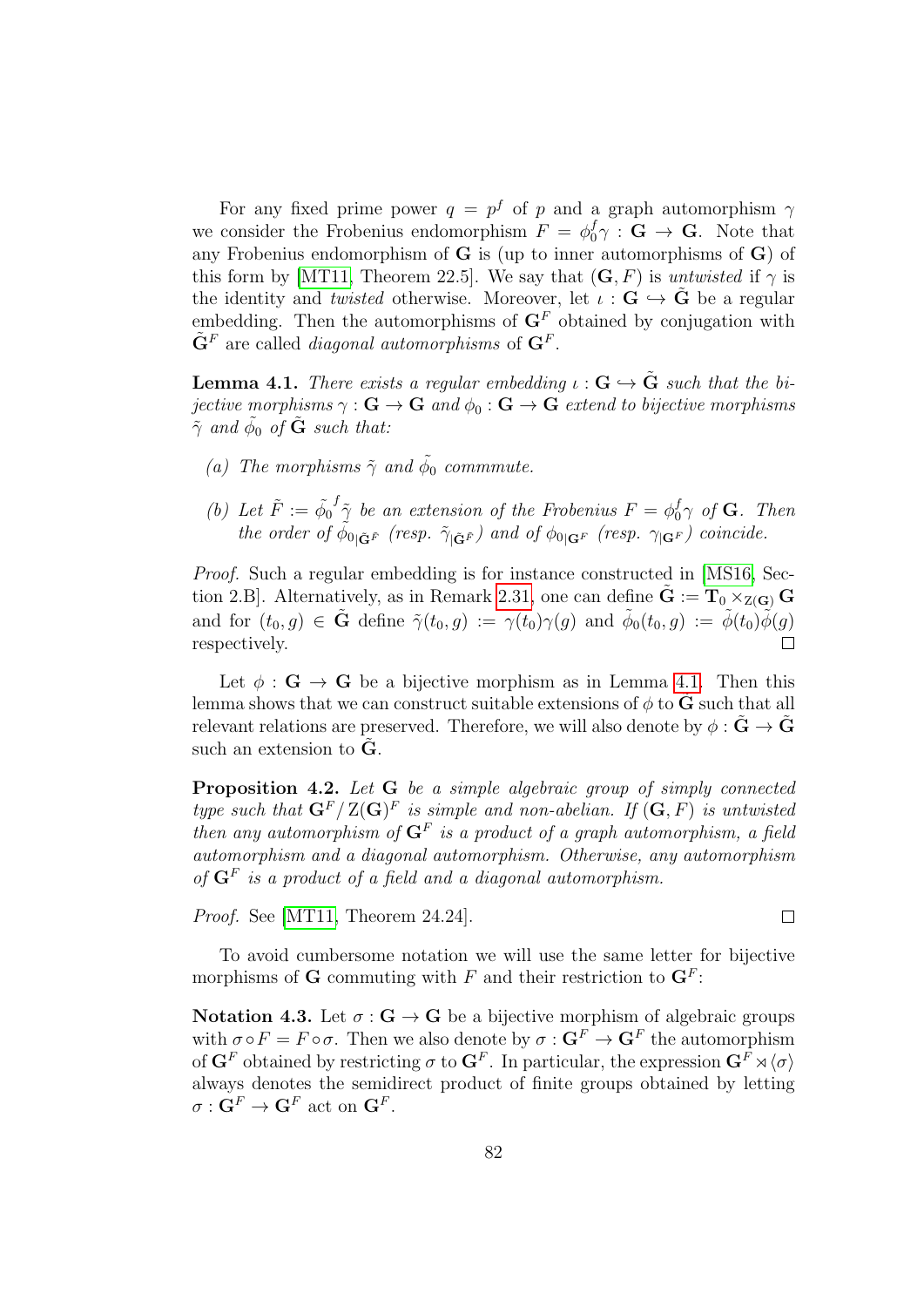For any fixed prime power $q = p^f$ of $p$ and a graph automorphism $\gamma$ we consider the Frobenius endomorphism $F = \phi_0^f \gamma : \mathbf{G} \to \mathbf{G}$. Note that any Frobenius endomorphism of $\mathbf{G}$ is (up to inner automorphisms of $\mathbf{G}$) of this form by [MT11, Theorem 22.5]. We say that $(\mathbf{G}, F)$ is *untwisted* if $\gamma$ is the identity and *twisted* otherwise. Moreover, let $\iota : \mathbf{G} \hookrightarrow \tilde{\mathbf{G}}$ be a regular embedding. Then the automorphisms of $\mathbf{G}^F$ obtained by conjugation with $\tilde{\mathbf{G}}^F$ are called *diagonal automorphisms* of $\mathbf{G}^F$.

**Lemma 4.1.** *There exists a regular embedding $\iota : \mathbf{G} \hookrightarrow \tilde{\mathbf{G}}$ such that the bijective morphisms $\gamma : \mathbf{G} \to \mathbf{G}$ and $\phi_0 : \mathbf{G} \to \mathbf{G}$ extend to bijective morphisms $\tilde{\gamma}$ and $\tilde{\phi_0}$ of $\tilde{\mathbf{G}}$ such that:*

*(a) The morphisms $\tilde{\gamma}$ and $\tilde{\phi_0}$ commmute.*

*(b) Let $\tilde{F} := \tilde{\phi_0}^f \tilde{\gamma}$ be an extension of the Frobenius $F = \phi_0^f \gamma$ of $\mathbf{G}$. Then the order of $\tilde{\phi}_{0|\tilde{\mathbf{G}}^{\tilde{F}}}$ (resp. $\tilde{\gamma}_{|\tilde{\mathbf{G}}^{\tilde{F}}}$) and of $\phi_{0|\mathbf{G}^F}$ (resp. $\gamma_{|\mathbf{G}^F}$) coincide.*

*Proof.* Such a regular embedding is for instance constructed in [MS16, Section 2.B]. Alternatively, as in Remark 2.31, one can define $\tilde{\mathbf{G}} := \mathbf{T}_0 \times_{\mathrm{Z}(\mathbf{G})} \mathbf{G}$ and for $(t_0, g) \in \tilde{\mathbf{G}}$ define $\tilde{\gamma}(t_0, g) := \gamma(t_0)\gamma(g)$ and $\tilde{\phi}_0(t_0, g) := \tilde{\phi}(t_0)\tilde{\phi}(g)$ respectively. ∎

Let $\phi : \mathbf{G} \to \mathbf{G}$ be a bijective morphism as in Lemma 4.1. Then this lemma shows that we can construct suitable extensions of $\phi$ to $\tilde{\mathbf{G}}$ such that all relevant relations are preserved. Therefore, we will also denote by $\phi : \tilde{\mathbf{G}} \to \tilde{\mathbf{G}}$ such an extension to $\tilde{\mathbf{G}}$.

**Proposition 4.2.** *Let $\mathbf{G}$ be a simple algebraic group of simply connected type such that $\mathbf{G}^F / \mathrm{Z}(\mathbf{G})^F$ is simple and non-abelian. If $(\mathbf{G}, F)$ is untwisted then any automorphism of $\mathbf{G}^F$ is a product of a graph automorphism, a field automorphism and a diagonal automorphism. Otherwise, any automorphism of $\mathbf{G}^F$ is a product of a field and a diagonal automorphism.*

*Proof.* See [MT11, Theorem 24.24]. ∎

To avoid cumbersome notation we will use the same letter for bijective morphisms of $\mathbf{G}$ commuting with $F$ and their restriction to $\mathbf{G}^F$:

**Notation 4.3.** Let $\sigma : \mathbf{G} \to \mathbf{G}$ be a bijective morphism of algebraic groups with $\sigma \circ F = F \circ \sigma$. Then we also denote by $\sigma : \mathbf{G}^F \to \mathbf{G}^F$ the automorphism of $\mathbf{G}^F$ obtained by restricting $\sigma$ to $\mathbf{G}^F$. In particular, the expression $\mathbf{G}^F \rtimes \langle \sigma \rangle$ always denotes the semidirect product of finite groups obtained by letting $\sigma : \mathbf{G}^F \to \mathbf{G}^F$ act on $\mathbf{G}^F$.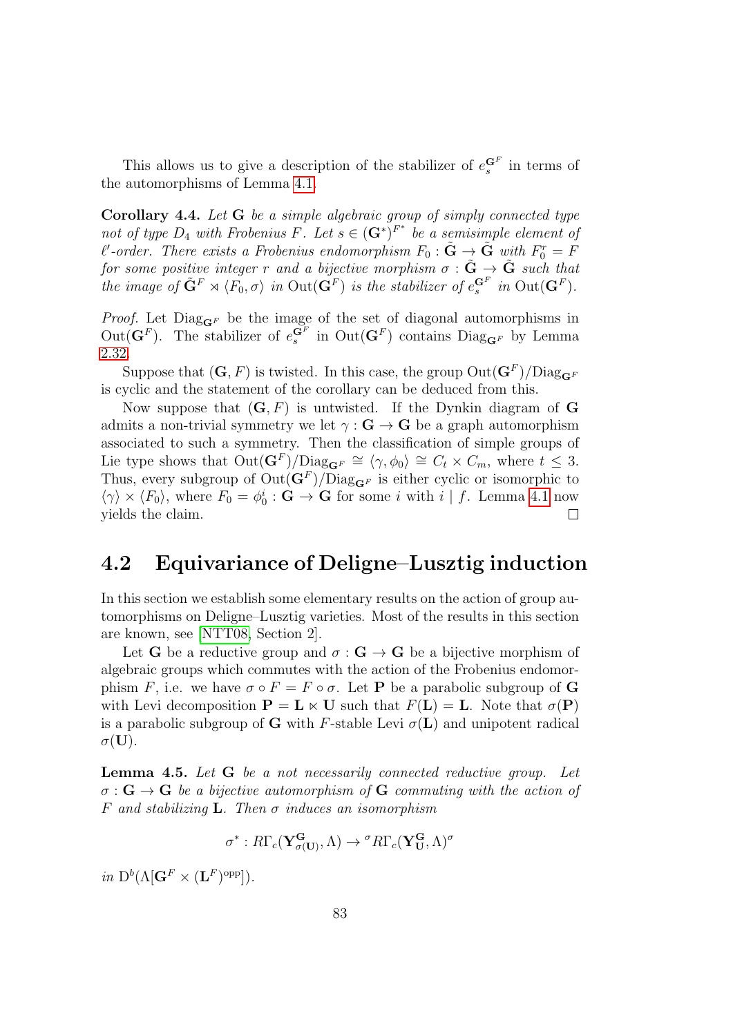This allows us to give a description of the stabilizer of $e_s^{\mathbf{G}^F}$ in terms of the automorphisms of Lemma 4.1.

**Corollary 4.4.** *Let $\mathbf{G}$ be a simple algebraic group of simply connected type not of type $D_4$ with Frobenius $F$. Let $s \in (\mathbf{G}^*)^{F^*}$ be a semisimple element of $\ell'$-order. There exists a Frobenius endomorphism $F_0 : \tilde{\mathbf{G}} \to \tilde{\mathbf{G}}$ with $F_0^r = F$ for some positive integer $r$ and a bijective morphism $\sigma : \tilde{\mathbf{G}} \to \tilde{\mathbf{G}}$ such that the image of $\tilde{\mathbf{G}}^F \rtimes \langle F_0, \sigma \rangle$ in $\mathrm{Out}(\mathbf{G}^F)$ is the stabilizer of $e_s^{\mathbf{G}^F}$ in $\mathrm{Out}(\mathbf{G}^F)$.*

*Proof.* Let $\mathrm{Diag}_{\mathbf{G}^F}$ be the image of the set of diagonal automorphisms in $\mathrm{Out}(\mathbf{G}^F)$. The stabilizer of $e_s^{\mathbf{G}^F}$ in $\mathrm{Out}(\mathbf{G}^F)$ contains $\mathrm{Diag}_{\mathbf{G}^F}$ by Lemma 2.32.

Suppose that $(\mathbf{G}, F)$ is twisted. In this case, the group $\mathrm{Out}(\mathbf{G}^F)/\mathrm{Diag}_{\mathbf{G}^F}$ is cyclic and the statement of the corollary can be deduced from this.

Now suppose that $(\mathbf{G}, F)$ is untwisted. If the Dynkin diagram of $\mathbf{G}$ admits a non-trivial symmetry we let $\gamma : \mathbf{G} \to \mathbf{G}$ be a graph automorphism associated to such a symmetry. Then the classification of simple groups of Lie type shows that $\mathrm{Out}(\mathbf{G}^F)/\mathrm{Diag}_{\mathbf{G}^F} \cong \langle \gamma, \phi_0 \rangle \cong C_t \times C_m$, where $t \leq 3$. Thus, every subgroup of $\mathrm{Out}(\mathbf{G}^F)/\mathrm{Diag}_{\mathbf{G}^F}$ is either cyclic or isomorphic to $\langle \gamma \rangle \times \langle F_0 \rangle$, where $F_0 = \phi_0^i : \mathbf{G} \to \mathbf{G}$ for some $i$ with $i \mid f$. Lemma 4.1 now yields the claim. $\square$

## 4.2 Equivariance of Deligne–Lusztig induction

In this section we establish some elementary results on the action of group automorphisms on Deligne–Lusztig varieties. Most of the results in this section are known, see [NTT08, Section 2].

Let $\mathbf{G}$ be a reductive group and $\sigma : \mathbf{G} \to \mathbf{G}$ be a bijective morphism of algebraic groups which commutes with the action of the Frobenius endomorphism $F$, i.e. we have $\sigma \circ F = F \circ \sigma$. Let $\mathbf{P}$ be a parabolic subgroup of $\mathbf{G}$ with Levi decomposition $\mathbf{P} = \mathbf{L} \ltimes \mathbf{U}$ such that $F(\mathbf{L}) = \mathbf{L}$. Note that $\sigma(\mathbf{P})$ is a parabolic subgroup of $\mathbf{G}$ with $F$-stable Levi $\sigma(\mathbf{L})$ and unipotent radical $\sigma(\mathbf{U})$.

**Lemma 4.5.** *Let $\mathbf{G}$ be a not necessarily connected reductive group. Let $\sigma : \mathbf{G} \to \mathbf{G}$ be a bijective automorphism of $\mathbf{G}$ commuting with the action of $F$ and stabilizing $\mathbf{L}$. Then $\sigma$ induces an isomorphism*

$$\sigma^* : R\Gamma_c(\mathbf{Y}_{\sigma(\mathbf{U})}^{\mathbf{G}}, \Lambda) \to {}^{\sigma}R\Gamma_c(\mathbf{Y}_{\mathbf{U}}^{\mathbf{G}}, \Lambda)^{\sigma}$$

*in $\mathrm{D}^b(\Lambda[\mathbf{G}^F \times (\mathbf{L}^F)^{\mathrm{opp}}])$.*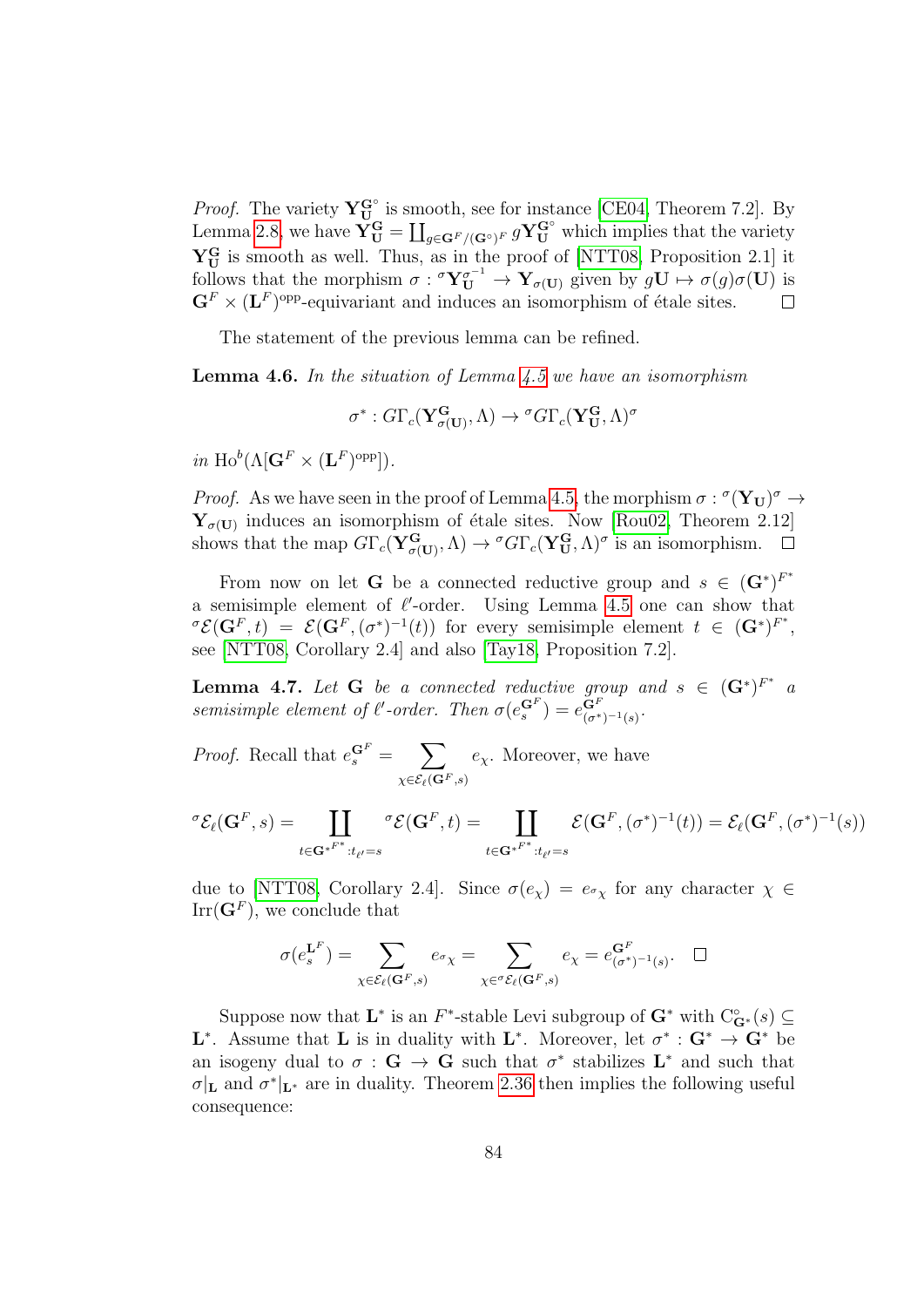*Proof.* The variety $\mathbf{Y}_{\mathbf{U}}^{\mathbf{G}^\circ}$ is smooth, see for instance [CE04, Theorem 7.2]. By Lemma 2.8, we have $\mathbf{Y}_{\mathbf{U}}^{\mathbf{G}} = \coprod_{g \in \mathbf{G}^F/(\mathbf{G}^\circ)^F} g\mathbf{Y}_{\mathbf{U}}^{\mathbf{G}^\circ}$ which implies that the variety $\mathbf{Y}_{\mathbf{U}}^{\mathbf{G}}$ is smooth as well. Thus, as in the proof of [NTT08, Proposition 2.1] it follows that the morphism $\sigma : {}^\sigma\mathbf{Y}_{\mathbf{U}}^{\sigma^{-1}} \to \mathbf{Y}_{\sigma(\mathbf{U})}$ given by $g\mathbf{U} \mapsto \sigma(g)\sigma(\mathbf{U})$ is $\mathbf{G}^F \times (\mathbf{L}^F)^{\mathrm{opp}}$-equivariant and induces an isomorphism of étale sites. $\square$

The statement of the previous lemma can be refined.

**Lemma 4.6.** *In the situation of Lemma 4.5 we have an isomorphism*

$$\sigma^* : G\Gamma_c(\mathbf{Y}_{\sigma(\mathbf{U})}^{\mathbf{G}}, \Lambda) \to {}^\sigma G\Gamma_c(\mathbf{Y}_{\mathbf{U}}^{\mathbf{G}}, \Lambda)^\sigma$$

*in* $\mathrm{Ho}^b(\Lambda[\mathbf{G}^F \times (\mathbf{L}^F)^{\mathrm{opp}}])$.

*Proof.* As we have seen in the proof of Lemma 4.5, the morphism $\sigma : {}^\sigma(\mathbf{Y}_{\mathbf{U}})^\sigma \to \mathbf{Y}_{\sigma(\mathbf{U})}$ induces an isomorphism of étale sites. Now [Rou02, Theorem 2.12] shows that the map $G\Gamma_c(\mathbf{Y}_{\sigma(\mathbf{U})}^{\mathbf{G}}, \Lambda) \to {}^\sigma G\Gamma_c(\mathbf{Y}_{\mathbf{U}}^{\mathbf{G}}, \Lambda)^\sigma$ is an isomorphism. $\square$

From now on let $\mathbf{G}$ be a connected reductive group and $s \in (\mathbf{G}^*)^{F^*}$ a semisimple element of $\ell'$-order. Using Lemma 4.5 one can show that ${}^\sigma\mathcal{E}(\mathbf{G}^F, t) = \mathcal{E}(\mathbf{G}^F, (\sigma^*)^{-1}(t))$ for every semisimple element $t \in (\mathbf{G}^*)^{F^*}$, see [NTT08, Corollary 2.4] and also [Tay18, Proposition 7.2].

**Lemma 4.7.** *Let $\mathbf{G}$ be a connected reductive group and $s \in (\mathbf{G}^*)^{F^*}$ a semisimple element of $\ell'$-order. Then $\sigma(e_s^{\mathbf{G}^F}) = e_{(\sigma^*)^{-1}(s)}^{\mathbf{G}^F}$.*

*Proof.* Recall that $e_s^{\mathbf{G}^F} = \displaystyle\sum_{\chi \in \mathcal{E}_\ell(\mathbf{G}^F, s)} e_\chi$. Moreover, we have

$${}^\sigma\mathcal{E}_\ell(\mathbf{G}^F, s) = \coprod_{t \in {\mathbf{G}^*}^{F^*} : t_{\ell'} = s} {}^\sigma\mathcal{E}(\mathbf{G}^F, t) = \coprod_{t \in {\mathbf{G}^*}^{F^*} : t_{\ell'} = s} \mathcal{E}(\mathbf{G}^F, (\sigma^*)^{-1}(t)) = \mathcal{E}_\ell(\mathbf{G}^F, (\sigma^*)^{-1}(s))$$

due to [NTT08, Corollary 2.4]. Since $\sigma(e_\chi) = e_{{}^\sigma\chi}$ for any character $\chi \in \mathrm{Irr}(\mathbf{G}^F)$, we conclude that

$$\sigma(e_s^{\mathbf{L}^F}) = \sum_{\chi \in \mathcal{E}_\ell(\mathbf{G}^F, s)} e_{{}^\sigma\chi} = \sum_{\chi \in {}^\sigma\mathcal{E}_\ell(\mathbf{G}^F, s)} e_\chi = e_{(\sigma^*)^{-1}(s)}^{\mathbf{G}^F}. \quad \square$$

Suppose now that $\mathbf{L}^*$ is an $F^*$-stable Levi subgroup of $\mathbf{G}^*$ with $\mathrm{C}^\circ_{\mathbf{G}^*}(s) \subseteq \mathbf{L}^*$. Assume that $\mathbf{L}$ is in duality with $\mathbf{L}^*$. Moreover, let $\sigma^* : \mathbf{G}^* \to \mathbf{G}^*$ be an isogeny dual to $\sigma : \mathbf{G} \to \mathbf{G}$ such that $\sigma^*$ stabilizes $\mathbf{L}^*$ and such that $\sigma|_{\mathbf{L}}$ and $\sigma^*|_{\mathbf{L}^*}$ are in duality. Theorem 2.36 then implies the following useful consequence: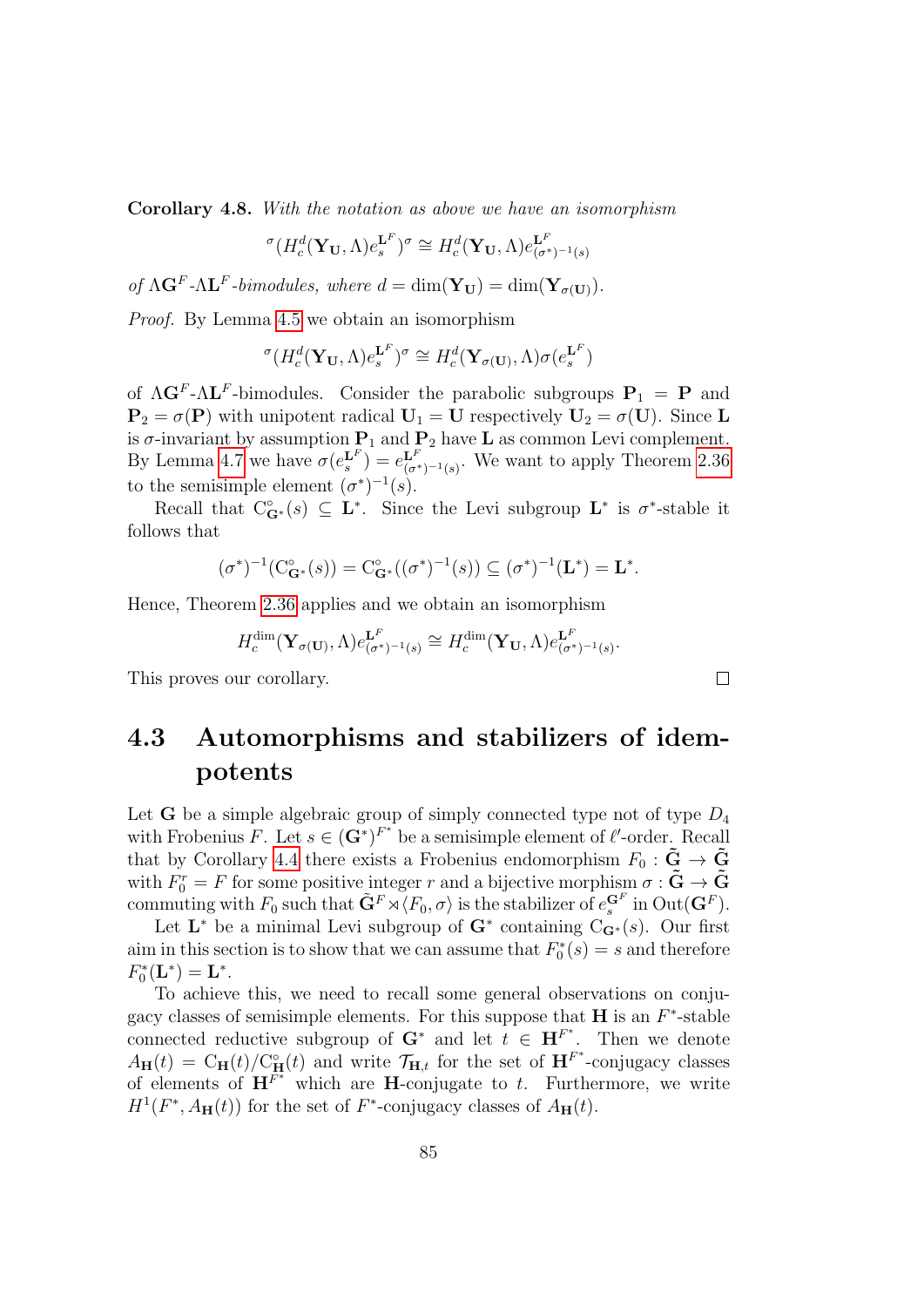**Corollary 4.8.** *With the notation as above we have an isomorphism*

$$^{\sigma}(H_c^d(\mathbf{Y}_{\mathbf{U}}, \Lambda)e_s^{\mathbf{L}^F})^{\sigma} \cong H_c^d(\mathbf{Y}_{\mathbf{U}}, \Lambda)e_{(\sigma^*)^{-1}(s)}^{\mathbf{L}^F}$$

*of* $\Lambda\mathbf{G}^F$*-*$\Lambda\mathbf{L}^F$*-bimodules, where* $d = \dim(\mathbf{Y}_{\mathbf{U}}) = \dim(\mathbf{Y}_{\sigma(\mathbf{U})})$.

*Proof.* By Lemma 4.5 we obtain an isomorphism

$$^{\sigma}(H_c^d(\mathbf{Y}_{\mathbf{U}}, \Lambda)e_s^{\mathbf{L}^F})^{\sigma} \cong H_c^d(\mathbf{Y}_{\sigma(\mathbf{U})}, \Lambda)\sigma(e_s^{\mathbf{L}^F})$$

of $\Lambda\mathbf{G}^F$-$\Lambda\mathbf{L}^F$-bimodules. Consider the parabolic subgroups $\mathbf{P}_1 = \mathbf{P}$ and $\mathbf{P}_2 = \sigma(\mathbf{P})$ with unipotent radical $\mathbf{U}_1 = \mathbf{U}$ respectively $\mathbf{U}_2 = \sigma(\mathbf{U})$. Since $\mathbf{L}$ is $\sigma$-invariant by assumption $\mathbf{P}_1$ and $\mathbf{P}_2$ have $\mathbf{L}$ as common Levi complement. By Lemma 4.7 we have $\sigma(e_s^{\mathbf{L}^F}) = e_{(\sigma^*)^{-1}(s)}^{\mathbf{L}^F}$. We want to apply Theorem 2.36 to the semisimple element $(\sigma^*)^{-1}(s)$.

Recall that $\mathrm{C}^\circ_{\mathbf{G}^*}(s) \subseteq \mathbf{L}^*$. Since the Levi subgroup $\mathbf{L}^*$ is $\sigma^*$-stable it follows that

$$(\sigma^*)^{-1}(\mathrm{C}^\circ_{\mathbf{G}^*}(s)) = \mathrm{C}^\circ_{\mathbf{G}^*}((\sigma^*)^{-1}(s)) \subseteq (\sigma^*)^{-1}(\mathbf{L}^*) = \mathbf{L}^*.$$

Hence, Theorem 2.36 applies and we obtain an isomorphism

$$H_c^{\dim}(\mathbf{Y}_{\sigma(\mathbf{U})}, \Lambda)e_{(\sigma^*)^{-1}(s)}^{\mathbf{L}^F} \cong H_c^{\dim}(\mathbf{Y}_{\mathbf{U}}, \Lambda)e_{(\sigma^*)^{-1}(s)}^{\mathbf{L}^F}.$$

This proves our corollary. □

## 4.3 Automorphisms and stabilizers of idempotents

Let $\mathbf{G}$ be a simple algebraic group of simply connected type not of type $D_4$ with Frobenius $F$. Let $s \in (\mathbf{G}^*)^{F^*}$ be a semisimple element of $\ell'$-order. Recall that by Corollary 4.4 there exists a Frobenius endomorphism $F_0 : \tilde{\mathbf{G}} \to \tilde{\mathbf{G}}$ with $F_0^r = F$ for some positive integer $r$ and a bijective morphism $\sigma : \tilde{\mathbf{G}} \to \tilde{\mathbf{G}}$ commuting with $F_0$ such that $\tilde{\mathbf{G}}^F \rtimes \langle F_0, \sigma \rangle$ is the stabilizer of $e_s^{\mathbf{G}^F}$ in $\mathrm{Out}(\mathbf{G}^F)$.

Let $\mathbf{L}^*$ be a minimal Levi subgroup of $\mathbf{G}^*$ containing $\mathrm{C}_{\mathbf{G}^*}(s)$. Our first aim in this section is to show that we can assume that $F_0^*(s) = s$ and therefore $F_0^*(\mathbf{L}^*) = \mathbf{L}^*$.

To achieve this, we need to recall some general observations on conjugacy classes of semisimple elements. For this suppose that $\mathbf{H}$ is an $F^*$-stable connected reductive subgroup of $\mathbf{G}^*$ and let $t \in \mathbf{H}^{F^*}$. Then we denote $A_{\mathbf{H}}(t) = \mathrm{C}_{\mathbf{H}}(t)/\mathrm{C}^\circ_{\mathbf{H}}(t)$ and write $\mathcal{T}_{\mathbf{H},t}$ for the set of $\mathbf{H}^{F^*}$-conjugacy classes of elements of $\mathbf{H}^{F^*}$ which are $\mathbf{H}$-conjugate to $t$. Furthermore, we write $H^1(F^*, A_{\mathbf{H}}(t))$ for the set of $F^*$-conjugacy classes of $A_{\mathbf{H}}(t)$.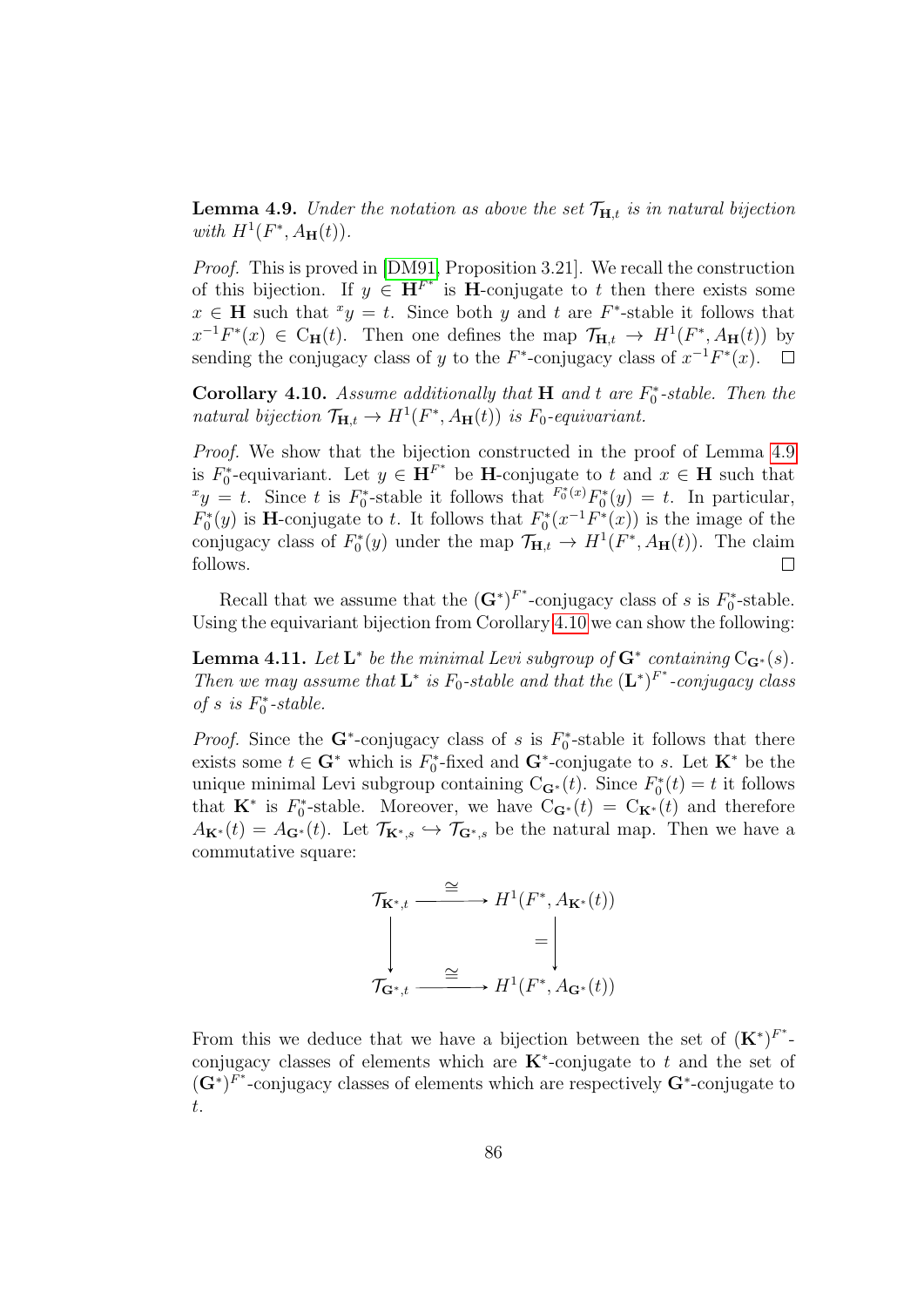**Lemma 4.9.** *Under the notation as above the set $\mathcal{T}_{\mathbf{H},t}$ is in natural bijection with $H^1(F^*, A_{\mathbf{H}}(t))$.*

*Proof.* This is proved in [DM91, Proposition 3.21]. We recall the construction of this bijection. If $y \in \mathbf{H}^{F^*}$ is $\mathbf{H}$-conjugate to $t$ then there exists some $x \in \mathbf{H}$ such that ${}^x y = t$. Since both $y$ and $t$ are $F^*$-stable it follows that $x^{-1}F^*(x) \in \mathrm{C}_{\mathbf{H}}(t)$. Then one defines the map $\mathcal{T}_{\mathbf{H},t} \to H^1(F^*, A_{\mathbf{H}}(t))$ by sending the conjugacy class of $y$ to the $F^*$-conjugacy class of $x^{-1}F^*(x)$. $\square$

**Corollary 4.10.** *Assume additionally that $\mathbf{H}$ and $t$ are $F_0^*$-stable. Then the natural bijection $\mathcal{T}_{\mathbf{H},t} \to H^1(F^*, A_{\mathbf{H}}(t))$ is $F_0$-equivariant.*

*Proof.* We show that the bijection constructed in the proof of Lemma 4.9 is $F_0^*$-equivariant. Let $y \in \mathbf{H}^{F^*}$ be $\mathbf{H}$-conjugate to $t$ and $x \in \mathbf{H}$ such that ${}^x y = t$. Since $t$ is $F_0^*$-stable it follows that ${}^{F_0^*(x)}F_0^*(y) = t$. In particular, $F_0^*(y)$ is $\mathbf{H}$-conjugate to $t$. It follows that $F_0^*(x^{-1}F^*(x))$ is the image of the conjugacy class of $F_0^*(y)$ under the map $\mathcal{T}_{\mathbf{H},t} \to H^1(F^*, A_{\mathbf{H}}(t))$. The claim follows. $\square$

Recall that we assume that the $(\mathbf{G}^*)^{F^*}$-conjugacy class of $s$ is $F_0^*$-stable. Using the equivariant bijection from Corollary 4.10 we can show the following:

**Lemma 4.11.** *Let $\mathbf{L}^*$ be the minimal Levi subgroup of $\mathbf{G}^*$ containing $\mathrm{C}_{\mathbf{G}^*}(s)$. Then we may assume that $\mathbf{L}^*$ is $F_0$-stable and that the $(\mathbf{L}^*)^{F^*}$-conjugacy class of $s$ is $F_0^*$-stable.*

*Proof.* Since the $\mathbf{G}^*$-conjugacy class of $s$ is $F_0^*$-stable it follows that there exists some $t \in \mathbf{G}^*$ which is $F_0^*$-fixed and $\mathbf{G}^*$-conjugate to $s$. Let $\mathbf{K}^*$ be the unique minimal Levi subgroup containing $\mathrm{C}_{\mathbf{G}^*}(t)$. Since $F_0^*(t) = t$ it follows that $\mathbf{K}^*$ is $F_0^*$-stable. Moreover, we have $\mathrm{C}_{\mathbf{G}^*}(t) = \mathrm{C}_{\mathbf{K}^*}(t)$ and therefore $A_{\mathbf{K}^*}(t) = A_{\mathbf{G}^*}(t)$. Let $\mathcal{T}_{\mathbf{K}^*,s} \hookrightarrow \mathcal{T}_{\mathbf{G}^*,s}$ be the natural map. Then we have a commutative square:

$$\begin{array}{ccc}
\mathcal{T}_{\mathbf{K}^*,t} & \xrightarrow{\cong} & H^1(F^*, A_{\mathbf{K}^*}(t)) \\
\downarrow & & \downarrow = \\
\mathcal{T}_{\mathbf{G}^*,t} & \xrightarrow{\cong} & H^1(F^*, A_{\mathbf{G}^*}(t))
\end{array}$$

From this we deduce that we have a bijection between the set of $(\mathbf{K}^*)^{F^*}$-conjugacy classes of elements which are $\mathbf{K}^*$-conjugate to $t$ and the set of $(\mathbf{G}^*)^{F^*}$-conjugacy classes of elements which are respectively $\mathbf{G}^*$-conjugate to $t$.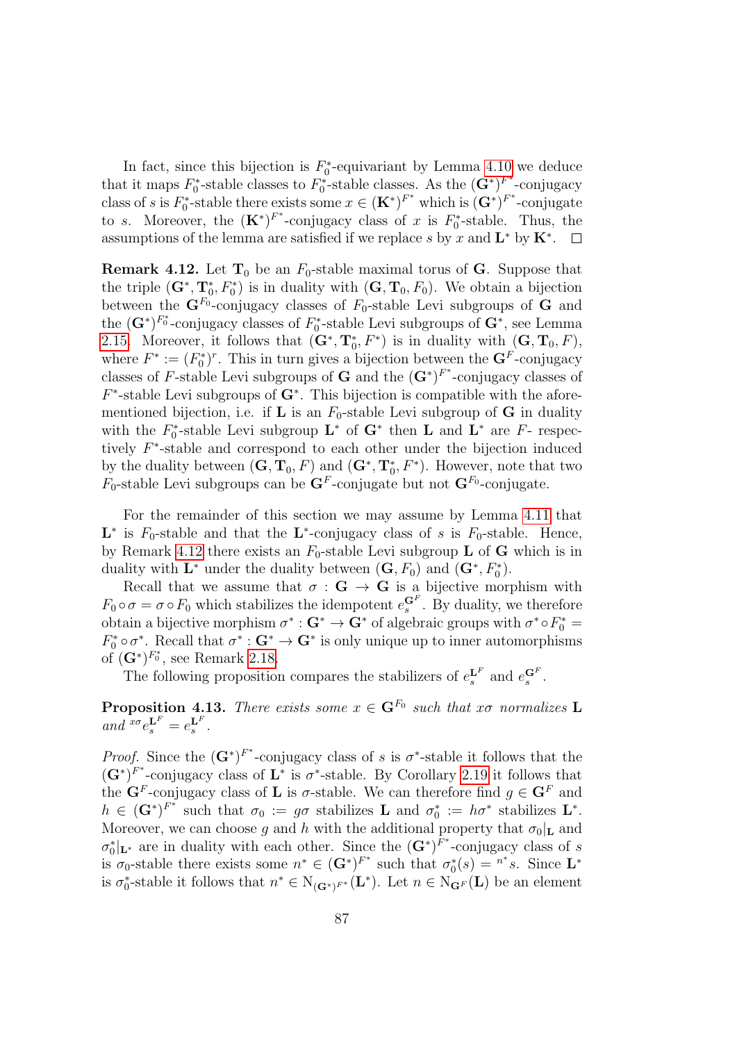In fact, since this bijection is $F_0^*$-equivariant by Lemma 4.10 we deduce that it maps $F_0^*$-stable classes to $F_0^*$-stable classes. As the $(\mathbf{G}^*)^{F^*}$-conjugacy class of $s$ is $F_0^*$-stable there exists some $x \in (\mathbf{K}^*)^{F^*}$ which is $(\mathbf{G}^*)^{F^*}$-conjugate to $s$. Moreover, the $(\mathbf{K}^*)^{F^*}$-conjugacy class of $x$ is $F_0^*$-stable. Thus, the assumptions of the lemma are satisfied if we replace $s$ by $x$ and $\mathbf{L}^*$ by $\mathbf{K}^*$. $\square$

**Remark 4.12.** Let $\mathbf{T}_0$ be an $F_0$-stable maximal torus of $\mathbf{G}$. Suppose that the triple $(\mathbf{G}^*, \mathbf{T}_0^*, F_0^*)$ is in duality with $(\mathbf{G}, \mathbf{T}_0, F_0)$. We obtain a bijection between the $\mathbf{G}^{F_0}$-conjugacy classes of $F_0$-stable Levi subgroups of $\mathbf{G}$ and the $(\mathbf{G}^*)^{F_0^*}$-conjugacy classes of $F_0^*$-stable Levi subgroups of $\mathbf{G}^*$, see Lemma 2.15. Moreover, it follows that $(\mathbf{G}^*, \mathbf{T}_0^*, F^*)$ is in duality with $(\mathbf{G}, \mathbf{T}_0, F)$, where $F^* := (F_0^*)^r$. This in turn gives a bijection between the $\mathbf{G}^F$-conjugacy classes of $F$-stable Levi subgroups of $\mathbf{G}$ and the $(\mathbf{G}^*)^{F^*}$-conjugacy classes of $F^*$-stable Levi subgroups of $\mathbf{G}^*$. This bijection is compatible with the aforementioned bijection, i.e. if $\mathbf{L}$ is an $F_0$-stable Levi subgroup of $\mathbf{G}$ in duality with the $F_0^*$-stable Levi subgroup $\mathbf{L}^*$ of $\mathbf{G}^*$ then $\mathbf{L}$ and $\mathbf{L}^*$ are $F$- respectively $F^*$-stable and correspond to each other under the bijection induced by the duality between $(\mathbf{G}, \mathbf{T}_0, F)$ and $(\mathbf{G}^*, \mathbf{T}_0^*, F^*)$. However, note that two $F_0$-stable Levi subgroups can be $\mathbf{G}^F$-conjugate but not $\mathbf{G}^{F_0}$-conjugate.

For the remainder of this section we may assume by Lemma 4.11 that $\mathbf{L}^*$ is $F_0$-stable and that the $\mathbf{L}^*$-conjugacy class of $s$ is $F_0$-stable. Hence, by Remark 4.12 there exists an $F_0$-stable Levi subgroup $\mathbf{L}$ of $\mathbf{G}$ which is in duality with $\mathbf{L}^*$ under the duality between $(\mathbf{G}, F_0)$ and $(\mathbf{G}^*, F_0^*)$.

Recall that we assume that $\sigma : \mathbf{G} \to \mathbf{G}$ is a bijective morphism with $F_0 \circ \sigma = \sigma \circ F_0$ which stabilizes the idempotent $e_s^{\mathbf{G}^F}$. By duality, we therefore obtain a bijective morphism $\sigma^* : \mathbf{G}^* \to \mathbf{G}^*$ of algebraic groups with $\sigma^* \circ F_0^* = F_0^* \circ \sigma^*$. Recall that $\sigma^* : \mathbf{G}^* \to \mathbf{G}^*$ is only unique up to inner automorphisms of $(\mathbf{G}^*)^{F_0^*}$, see Remark 2.18.

The following proposition compares the stabilizers of $e_s^{\mathbf{L}^F}$ and $e_s^{\mathbf{G}^F}$.

**Proposition 4.13.** *There exists some $x \in \mathbf{G}^{F_0}$ such that $x\sigma$ normalizes $\mathbf{L}$ and ${}^{x\sigma} e_s^{\mathbf{L}^F} = e_s^{\mathbf{L}^F}$.*

*Proof.* Since the $(\mathbf{G}^*)^{F^*}$-conjugacy class of $s$ is $\sigma^*$-stable it follows that the $(\mathbf{G}^*)^{F^*}$-conjugacy class of $\mathbf{L}^*$ is $\sigma^*$-stable. By Corollary 2.19 it follows that the $\mathbf{G}^F$-conjugacy class of $\mathbf{L}$ is $\sigma$-stable. We can therefore find $g \in \mathbf{G}^F$ and $h \in (\mathbf{G}^*)^{F^*}$ such that $\sigma_0 := g\sigma$ stabilizes $\mathbf{L}$ and $\sigma_0^* := h\sigma^*$ stabilizes $\mathbf{L}^*$. Moreover, we can choose $g$ and $h$ with the additional property that $\sigma_0|_{\mathbf{L}}$ and $\sigma_0^*|_{\mathbf{L}^*}$ are in duality with each other. Since the $(\mathbf{G}^*)^{F^*}$-conjugacy class of $s$ is $\sigma_0$-stable there exists some $n^* \in (\mathbf{G}^*)^{F^*}$ such that $\sigma_0^*(s) = {}^{n^*}s$. Since $\mathbf{L}^*$ is $\sigma_0^*$-stable it follows that $n^* \in \mathrm{N}_{(\mathbf{G}^*)^{F^*}}(\mathbf{L}^*)$. Let $n \in \mathrm{N}_{\mathbf{G}^F}(\mathbf{L})$ be an element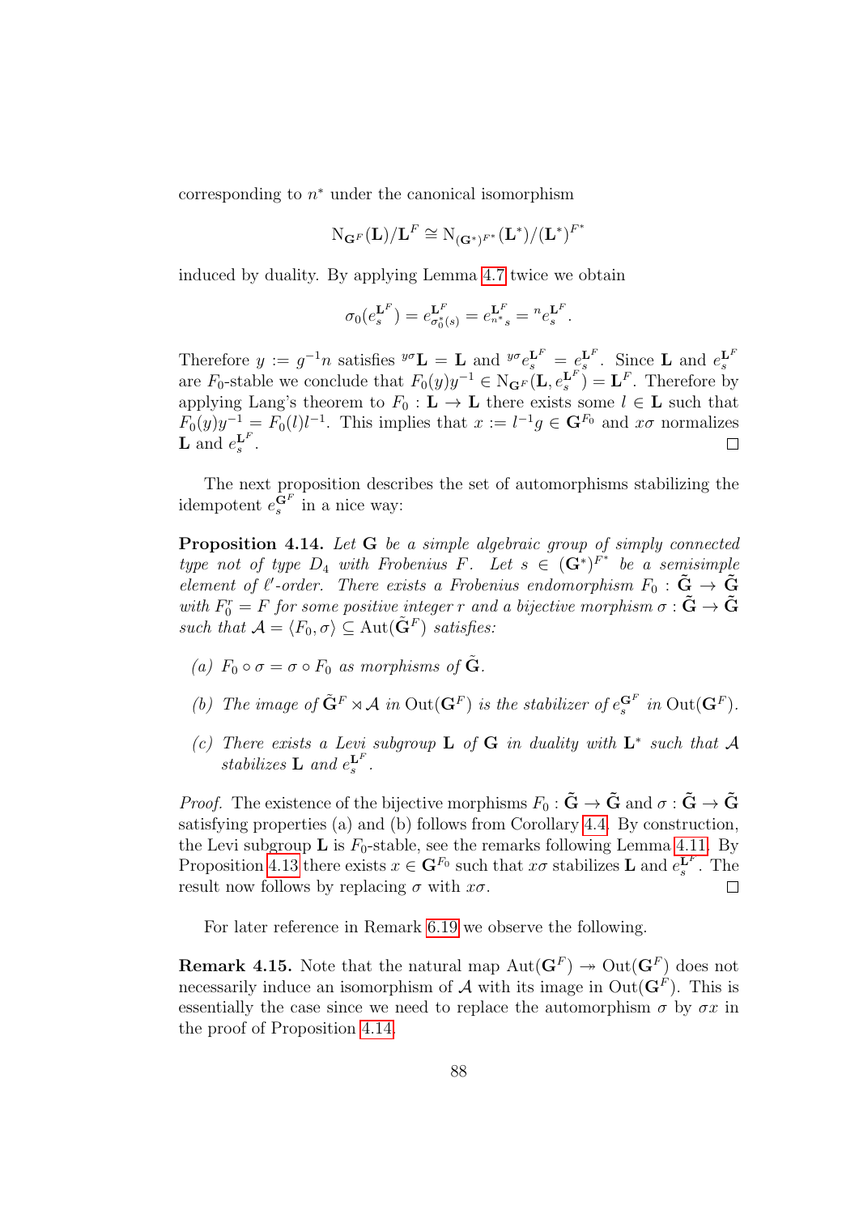corresponding to $n^*$ under the canonical isomorphism

$$\mathrm{N}_{\mathbf{G}^F}(\mathbf{L})/\mathbf{L}^F \cong \mathrm{N}_{(\mathbf{G}^*)^{F^*}}(\mathbf{L}^*)/(\mathbf{L}^*)^{F^*}$$

induced by duality. By applying Lemma 4.7 twice we obtain

$$\sigma_0(e_s^{\mathbf{L}^F}) = e_{\sigma_0^*(s)}^{\mathbf{L}^F} = e_{n^*s}^{\mathbf{L}^F} = {}^n e_s^{\mathbf{L}^F}.$$

Therefore $y := g^{-1}n$ satisfies ${}^{y\sigma}\mathbf{L} = \mathbf{L}$ and ${}^{y\sigma}e_s^{\mathbf{L}^F} = e_s^{\mathbf{L}^F}$. Since $\mathbf{L}$ and $e_s^{\mathbf{L}^F}$ are $F_0$-stable we conclude that $F_0(y)y^{-1} \in \mathrm{N}_{\mathbf{G}^F}(\mathbf{L}, e_s^{\mathbf{L}^F}) = \mathbf{L}^F$. Therefore by applying Lang's theorem to $F_0 : \mathbf{L} \to \mathbf{L}$ there exists some $l \in \mathbf{L}$ such that $F_0(y)y^{-1} = F_0(l)l^{-1}$. This implies that $x := l^{-1}g \in \mathbf{G}^{F_0}$ and $x\sigma$ normalizes $\mathbf{L}$ and $e_s^{\mathbf{L}^F}$. $\square$

The next proposition describes the set of automorphisms stabilizing the idempotent $e_s^{\mathbf{G}^F}$ in a nice way:

**Proposition 4.14.** *Let $\mathbf{G}$ be a simple algebraic group of simply connected type not of type $D_4$ with Frobenius $F$. Let $s \in (\mathbf{G}^*)^{F^*}$ be a semisimple element of $\ell'$-order. There exists a Frobenius endomorphism $F_0 : \tilde{\mathbf{G}} \to \tilde{\mathbf{G}}$ with $F_0^r = F$ for some positive integer $r$ and a bijective morphism $\sigma : \tilde{\mathbf{G}} \to \tilde{\mathbf{G}}$ such that $\mathcal{A} = \langle F_0, \sigma \rangle \subseteq \mathrm{Aut}(\tilde{\mathbf{G}}^F)$ satisfies:*

- *(a) $F_0 \circ \sigma = \sigma \circ F_0$ as morphisms of $\tilde{\mathbf{G}}$.*
- *(b) The image of $\tilde{\mathbf{G}}^F \rtimes \mathcal{A}$ in $\mathrm{Out}(\mathbf{G}^F)$ is the stabilizer of $e_s^{\mathbf{G}^F}$ in $\mathrm{Out}(\mathbf{G}^F)$.*
- *(c) There exists a Levi subgroup $\mathbf{L}$ of $\mathbf{G}$ in duality with $\mathbf{L}^*$ such that $\mathcal{A}$ stabilizes $\mathbf{L}$ and $e_s^{\mathbf{L}^F}$.*

*Proof.* The existence of the bijective morphisms $F_0 : \tilde{\mathbf{G}} \to \tilde{\mathbf{G}}$ and $\sigma : \tilde{\mathbf{G}} \to \tilde{\mathbf{G}}$ satisfying properties (a) and (b) follows from Corollary 4.4. By construction, the Levi subgroup $\mathbf{L}$ is $F_0$-stable, see the remarks following Lemma 4.11. By Proposition 4.13 there exists $x \in \mathbf{G}^{F_0}$ such that $x\sigma$ stabilizes $\mathbf{L}$ and $e_s^{\mathbf{L}^F}$. The result now follows by replacing $\sigma$ with $x\sigma$. $\square$

For later reference in Remark 6.19 we observe the following.

**Remark 4.15.** Note that the natural map $\mathrm{Aut}(\mathbf{G}^F) \twoheadrightarrow \mathrm{Out}(\mathbf{G}^F)$ does not necessarily induce an isomorphism of $\mathcal{A}$ with its image in $\mathrm{Out}(\mathbf{G}^F)$. This is essentially the case since we need to replace the automorphism $\sigma$ by $\sigma x$ in the proof of Proposition 4.14.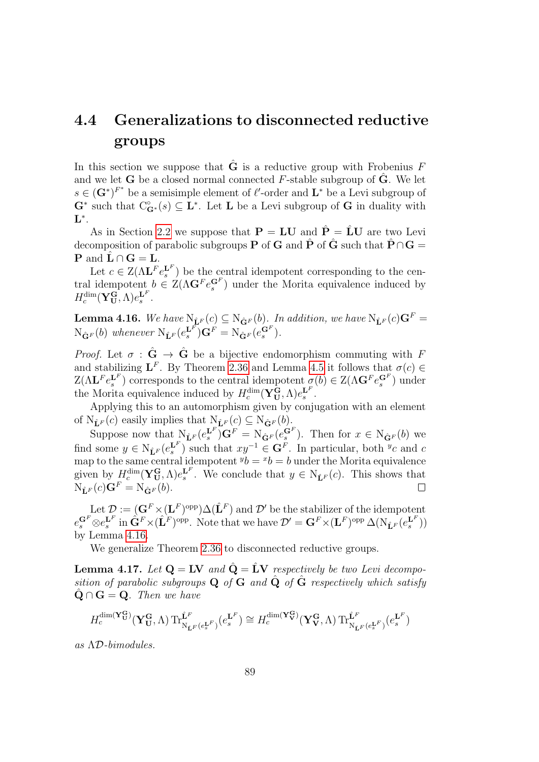## 4.4 Generalizations to disconnected reductive groups

In this section we suppose that $\hat{\mathbf{G}}$ is a reductive group with Frobenius $F$ and we let $\mathbf{G}$ be a closed normal connected $F$-stable subgroup of $\hat{\mathbf{G}}$. We let $s \in (\mathbf{G}^*)^{F^*}$ be a semisimple element of $\ell'$-order and $\mathbf{L}^*$ be a Levi subgroup of $\mathbf{G}^*$ such that $\mathrm{C}^\circ_{\mathbf{G}^*}(s) \subseteq \mathbf{L}^*$. Let $\mathbf{L}$ be a Levi subgroup of $\mathbf{G}$ in duality with $\mathbf{L}^*$.

As in Section 2.2 we suppose that $\mathbf{P} = \mathbf{L}\mathbf{U}$ and $\hat{\mathbf{P}} = \hat{\mathbf{L}}\mathbf{U}$ are two Levi decomposition of parabolic subgroups $\mathbf{P}$ of $\mathbf{G}$ and $\hat{\mathbf{P}}$ of $\hat{\mathbf{G}}$ such that $\hat{\mathbf{P}} \cap \mathbf{G} = \mathbf{P}$ and $\hat{\mathbf{L}} \cap \mathbf{G} = \mathbf{L}$.

Let $c \in \mathrm{Z}(\Lambda \mathbf{L}^F e_s^{\mathbf{L}^F})$ be the central idempotent corresponding to the central idempotent $b \in \mathrm{Z}(\Lambda \mathbf{G}^F e_s^{\mathbf{G}^F})$ under the Morita equivalence induced by $H_c^{\dim}(\mathbf{Y}_{\mathbf{U}}^{\mathbf{G}}, \Lambda) e_s^{\mathbf{L}^F}$.

**Lemma 4.16.** *We have $\mathrm{N}_{\hat{\mathbf{L}}^F}(c) \subseteq \mathrm{N}_{\hat{\mathbf{G}}^F}(b)$. In addition, we have $\mathrm{N}_{\hat{\mathbf{L}}^F}(c)\mathbf{G}^F = \mathrm{N}_{\hat{\mathbf{G}}^F}(b)$ whenever $\mathrm{N}_{\hat{\mathbf{L}}^F}(e_s^{\mathbf{L}^F})\mathbf{G}^F = \mathrm{N}_{\hat{\mathbf{G}}^F}(e_s^{\mathbf{G}^F})$.*

*Proof.* Let $\sigma : \hat{\mathbf{G}} \to \hat{\mathbf{G}}$ be a bijective endomorphism commuting with $F$ and stabilizing $\mathbf{L}^F$. By Theorem 2.36 and Lemma 4.5 it follows that $\sigma(c) \in \mathrm{Z}(\Lambda \mathbf{L}^F e_s^{\mathbf{L}^F})$ corresponds to the central idempotent $\sigma(b) \in \mathrm{Z}(\Lambda \mathbf{G}^F e_s^{\mathbf{G}^F})$ under the Morita equivalence induced by $H_c^{\dim}(\mathbf{Y}_{\mathbf{U}}^{\mathbf{G}}, \Lambda) e_s^{\mathbf{L}^F}$.

Applying this to an automorphism given by conjugation with an element of $\mathrm{N}_{\hat{\mathbf{L}}^F}(c)$ easily implies that $\mathrm{N}_{\hat{\mathbf{L}}^F}(c) \subseteq \mathrm{N}_{\hat{\mathbf{G}}^F}(b)$.

Suppose now that $\mathrm{N}_{\hat{\mathbf{L}}^F}(e_s^{\mathbf{L}^F})\mathbf{G}^F = \mathrm{N}_{\hat{\mathbf{G}}^F}(e_s^{\mathbf{G}^F})$. Then for $x \in \mathrm{N}_{\hat{\mathbf{G}}^F}(b)$ we find some $y \in \mathrm{N}_{\hat{\mathbf{L}}^F}(e_s^{\mathbf{L}^F})$ such that $xy^{-1} \in \mathbf{G}^F$. In particular, both ${}^y c$ and $c$ map to the same central idempotent ${}^y b = {}^x b = b$ under the Morita equivalence given by $H_c^{\dim}(\mathbf{Y}_{\mathbf{U}}^{\mathbf{G}}, \Lambda) e_s^{\mathbf{L}^F}$. We conclude that $y \in \mathrm{N}_{\hat{\mathbf{L}}^F}(c)$. This shows that $\mathrm{N}_{\hat{\mathbf{L}}^F}(c)\mathbf{G}^F = \mathrm{N}_{\hat{\mathbf{G}}^F}(b)$. $\square$

Let $\mathcal{D} := (\mathbf{G}^F \times (\mathbf{L}^F)^{\mathrm{opp}})\Delta(\hat{\mathbf{L}}^F)$ and $\mathcal{D}'$ be the stabilizer of the idempotent $e_s^{\mathbf{G}^F} \otimes e_s^{\mathbf{L}^F}$ in $\hat{\mathbf{G}}^F \times (\hat{\mathbf{L}}^F)^{\mathrm{opp}}$. Note that we have $\mathcal{D}' = \mathbf{G}^F \times (\mathbf{L}^F)^{\mathrm{opp}} \, \Delta(\mathrm{N}_{\hat{\mathbf{L}}^F}(e_s^{\mathbf{L}^F}))$ by Lemma 4.16.

We generalize Theorem 2.36 to disconnected reductive groups.

**Lemma 4.17.** *Let $\mathbf{Q} = \mathbf{L}\mathbf{V}$ and $\hat{\mathbf{Q}} = \hat{\mathbf{L}}\mathbf{V}$ respectively be two Levi decomposition of parabolic subgroups $\mathbf{Q}$ of $\mathbf{G}$ and $\hat{\mathbf{Q}}$ of $\hat{\mathbf{G}}$ respectively which satisfy $\hat{\mathbf{Q}} \cap \mathbf{G} = \mathbf{Q}$. Then we have*

$$H_c^{\dim(\mathbf{Y}_{\mathbf{U}}^{\mathbf{G}})}(\mathbf{Y}_{\mathbf{U}}^{\mathbf{G}}, \Lambda) \operatorname{Tr}^{\hat{\mathbf{L}}^F}_{\mathrm{N}_{\hat{\mathbf{L}}^F}(e_s^{\mathbf{L}^F})}(e_s^{\mathbf{L}^F}) \cong H_c^{\dim(\mathbf{Y}_{\mathbf{V}}^{\mathbf{G}})}(\mathbf{Y}_{\mathbf{V}}^{\mathbf{G}}, \Lambda) \operatorname{Tr}^{\hat{\mathbf{L}}^F}_{\mathrm{N}_{\hat{\mathbf{L}}^F}(e_s^{\mathbf{L}^F})}(e_s^{\mathbf{L}^F})$$

*as $\Lambda\mathcal{D}$-bimodules.*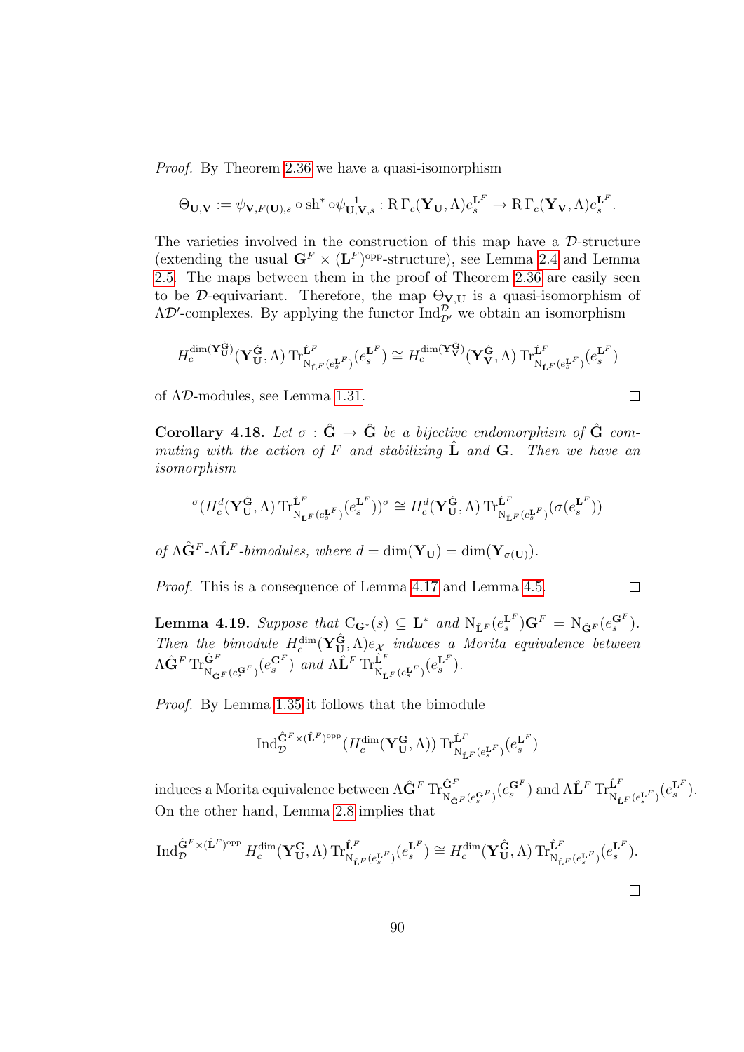*Proof.* By Theorem 2.36 we have a quasi-isomorphism

$$\Theta_{\mathbf{U},\mathbf{V}} := \psi_{\mathbf{V},F(\mathbf{U}),s} \circ \mathrm{sh}^* \circ \psi^{-1}_{\mathbf{U},\mathbf{V},s} : \mathrm{R}\,\Gamma_c(\mathbf{Y}_\mathbf{U}, \Lambda) e_s^{\mathbf{L}^F} \to \mathrm{R}\,\Gamma_c(\mathbf{Y}_\mathbf{V}, \Lambda) e_s^{\mathbf{L}^F}.$$

The varieties involved in the construction of this map have a $\mathcal{D}$-structure (extending the usual $\mathbf{G}^F \times (\mathbf{L}^F)^{\mathrm{opp}}$-structure), see Lemma 2.4 and Lemma 2.5. The maps between them in the proof of Theorem 2.36 are easily seen to be $\mathcal{D}$-equivariant. Therefore, the map $\Theta_{\mathbf{V},\mathbf{U}}$ is a quasi-isomorphism of $\Lambda\mathcal{D}'$-complexes. By applying the functor $\mathrm{Ind}_{\mathcal{D}'}^{\mathcal{D}}$ we obtain an isomorphism

$$H_c^{\dim(\mathbf{Y}_\mathbf{U}^{\hat{\mathbf{G}}})}(\mathbf{Y}_\mathbf{U}^{\hat{\mathbf{G}}}, \Lambda) \operatorname{Tr}^{\hat{\mathbf{L}}^F}_{\mathrm{N}_{\hat{\mathbf{L}}^F}(e_s^{\mathbf{L}^F})}(e_s^{\mathbf{L}^F}) \cong H_c^{\dim(\mathbf{Y}_\mathbf{V}^{\hat{\mathbf{G}}})}(\mathbf{Y}_\mathbf{V}^{\hat{\mathbf{G}}}, \Lambda) \operatorname{Tr}^{\hat{\mathbf{L}}^F}_{\mathrm{N}_{\hat{\mathbf{L}}^F}(e_s^{\mathbf{L}^F})}(e_s^{\mathbf{L}^F})$$

of $\Lambda\mathcal{D}$-modules, see Lemma 1.31. $\square$

**Corollary 4.18.** *Let $\sigma : \hat{\mathbf{G}} \to \hat{\mathbf{G}}$ be a bijective endomorphism of $\hat{\mathbf{G}}$ commuting with the action of $F$ and stabilizing $\hat{\mathbf{L}}$ and $\mathbf{G}$. Then we have an isomorphism*

$${}^{\sigma}(H_c^d(\mathbf{Y}_\mathbf{U}^{\hat{\mathbf{G}}}, \Lambda) \operatorname{Tr}^{\hat{\mathbf{L}}^F}_{\mathrm{N}_{\mathbf{L}^F}(e_s^{\mathbf{L}^F})}(e_s^{\mathbf{L}^F}))^{\sigma} \cong H_c^d(\mathbf{Y}_\mathbf{U}^{\hat{\mathbf{G}}}, \Lambda) \operatorname{Tr}^{\hat{\mathbf{L}}^F}_{\mathrm{N}_{\hat{\mathbf{L}}^F}(e_s^{\mathbf{L}^F})}(\sigma(e_s^{\mathbf{L}^F}))$$

*of $\Lambda\hat{\mathbf{G}}^F$-$\Lambda\hat{\mathbf{L}}^F$-bimodules, where $d = \dim(\mathbf{Y}_\mathbf{U}) = \dim(\mathbf{Y}_{\sigma(\mathbf{U})})$.*

*Proof.* This is a consequence of Lemma 4.17 and Lemma 4.5. $\square$

**Lemma 4.19.** *Suppose that $\mathrm{C}_{\mathbf{G}^*}(s) \subseteq \mathbf{L}^*$ and $\mathrm{N}_{\hat{\mathbf{L}}^F}(e_s^{\mathbf{L}^F})\mathbf{G}^F = \mathrm{N}_{\hat{\mathbf{G}}^F}(e_s^{\mathbf{G}^F})$. Then the bimodule $H_c^{\dim}(\mathbf{Y}_\mathbf{U}^{\hat{\mathbf{G}}}, \Lambda)e_{\mathcal{X}}$ induces a Morita equivalence between $\Lambda\hat{\mathbf{G}}^F \operatorname{Tr}^{\hat{\mathbf{G}}^F}_{\mathrm{N}_{\hat{\mathbf{G}}^F}(e_s^{\mathbf{G}^F})}(e_s^{\mathbf{G}^F})$ and $\Lambda\hat{\mathbf{L}}^F \operatorname{Tr}^{\hat{\mathbf{L}}^F}_{\mathrm{N}_{\hat{\mathbf{L}}^F}(e_s^{\mathbf{L}^F})}(e_s^{\mathbf{L}^F})$.*

*Proof.* By Lemma 1.35 it follows that the bimodule

$$\mathrm{Ind}_{\mathcal{D}}^{\hat{\mathbf{G}}^F \times (\hat{\mathbf{L}}^F)^{\mathrm{opp}}}(H_c^{\dim}(\mathbf{Y}_\mathbf{U}^{\mathbf{G}}, \Lambda)) \operatorname{Tr}^{\hat{\mathbf{L}}^F}_{\mathrm{N}_{\hat{\mathbf{L}}^F}(e_s^{\mathbf{L}^F})}(e_s^{\mathbf{L}^F})$$

induces a Morita equivalence between $\Lambda\hat{\mathbf{G}}^F \operatorname{Tr}^{\hat{\mathbf{G}}^F}_{\mathrm{N}_{\hat{\mathbf{G}}^F}(e_s^{\mathbf{G}^F})}(e_s^{\mathbf{G}^F})$ and $\Lambda\hat{\mathbf{L}}^F \operatorname{Tr}^{\hat{\mathbf{L}}^F}_{\mathrm{N}_{\hat{\mathbf{L}}^F}(e_s^{\mathbf{L}^F})}(e_s^{\mathbf{L}^F})$. On the other hand, Lemma 2.8 implies that

$$\mathrm{Ind}_{\mathcal{D}}^{\hat{\mathbf{G}}^F \times (\hat{\mathbf{L}}^F)^{\mathrm{opp}}} H_c^{\dim}(\mathbf{Y}_\mathbf{U}^{\mathbf{G}}, \Lambda) \operatorname{Tr}^{\hat{\mathbf{L}}^F}_{\mathrm{N}_{\hat{\mathbf{L}}^F}(e_s^{\mathbf{L}^F})}(e_s^{\mathbf{L}^F}) \cong H_c^{\dim}(\mathbf{Y}_\mathbf{U}^{\hat{\mathbf{G}}}, \Lambda) \operatorname{Tr}^{\hat{\mathbf{L}}^F}_{\mathrm{N}_{\hat{\mathbf{L}}^F}(e_s^{\mathbf{L}^F})}(e_s^{\mathbf{L}^F}).$$

$\square$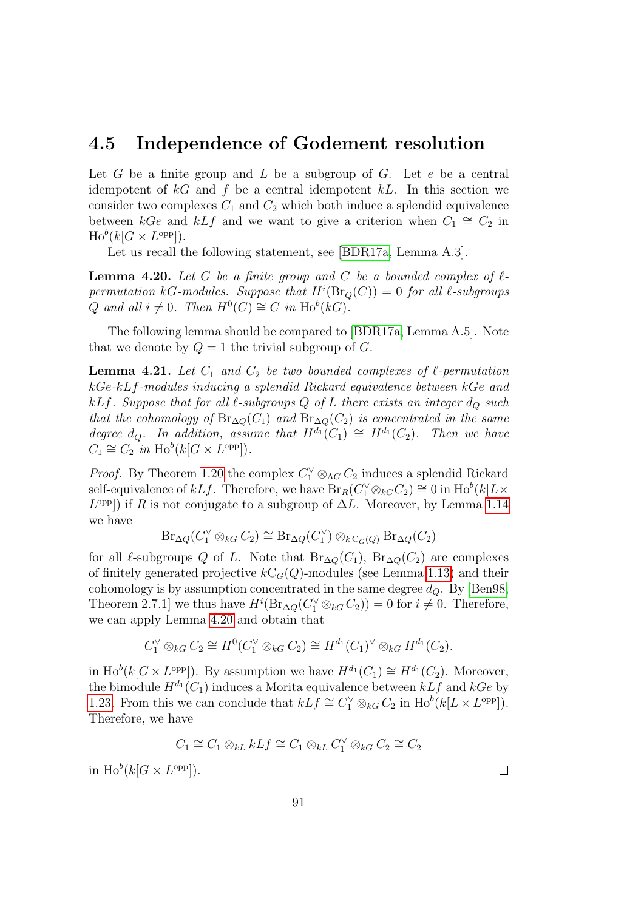## 4.5 Independence of Godement resolution

Let $G$ be a finite group and $L$ be a subgroup of $G$. Let $e$ be a central idempotent of $kG$ and $f$ be a central idempotent $kL$. In this section we consider two complexes $C_1$ and $C_2$ which both induce a splendid equivalence between $kGe$ and $kLf$ and we want to give a criterion when $C_1 \cong C_2$ in $\mathrm{Ho}^b(k[G \times L^{\mathrm{opp}}])$.

Let us recall the following statement, see [BDR17a, Lemma A.3].

**Lemma 4.20.** *Let $G$ be a finite group and $C$ be a bounded complex of $\ell$-permutation $kG$-modules. Suppose that $H^i(\mathrm{Br}_Q(C)) = 0$ for all $\ell$-subgroups $Q$ and all $i \neq 0$. Then $H^0(C) \cong C$ in $\mathrm{Ho}^b(kG)$.*

The following lemma should be compared to [BDR17a, Lemma A.5]. Note that we denote by $Q = 1$ the trivial subgroup of $G$.

**Lemma 4.21.** *Let $C_1$ and $C_2$ be two bounded complexes of $\ell$-permutation $kGe$-$kLf$-modules inducing a splendid Rickard equivalence between $kGe$ and $kLf$. Suppose that for all $\ell$-subgroups $Q$ of $L$ there exists an integer $d_Q$ such that the cohomology of $\mathrm{Br}_{\Delta Q}(C_1)$ and $\mathrm{Br}_{\Delta Q}(C_2)$ is concentrated in the same degree $d_Q$. In addition, assume that $H^{d_1}(C_1) \cong H^{d_1}(C_2)$. Then we have $C_1 \cong C_2$ in $\mathrm{Ho}^b(k[G \times L^{\mathrm{opp}}])$.*

*Proof.* By Theorem 1.20 the complex $C_1^\vee \otimes_{\Lambda G} C_2$ induces a splendid Rickard self-equivalence of $kLf$. Therefore, we have $\mathrm{Br}_R(C_1^\vee \otimes_{kG} C_2) \cong 0$ in $\mathrm{Ho}^b(k[L \times L^{\mathrm{opp}}])$ if $R$ is not conjugate to a subgroup of $\Delta L$. Moreover, by Lemma 1.14 we have

$$\mathrm{Br}_{\Delta Q}(C_1^\vee \otimes_{kG} C_2) \cong \mathrm{Br}_{\Delta Q}(C_1^\vee) \otimes_{k \mathrm{C}_G(Q)} \mathrm{Br}_{\Delta Q}(C_2)$$

for all $\ell$-subgroups $Q$ of $L$. Note that $\mathrm{Br}_{\Delta Q}(C_1)$, $\mathrm{Br}_{\Delta Q}(C_2)$ are complexes of finitely generated projective $k\mathrm{C}_G(Q)$-modules (see Lemma 1.13) and their cohomology is by assumption concentrated in the same degree $d_Q$. By [Ben98, Theorem 2.7.1] we thus have $H^i(\mathrm{Br}_{\Delta Q}(C_1^\vee \otimes_{kG} C_2)) = 0$ for $i \neq 0$. Therefore, we can apply Lemma 4.20 and obtain that

$$C_1^\vee \otimes_{kG} C_2 \cong H^0(C_1^\vee \otimes_{kG} C_2) \cong H^{d_1}(C_1)^\vee \otimes_{kG} H^{d_1}(C_2).$$

in $\mathrm{Ho}^b(k[G \times L^{\mathrm{opp}}])$. By assumption we have $H^{d_1}(C_1) \cong H^{d_1}(C_2)$. Moreover, the bimodule $H^{d_1}(C_1)$ induces a Morita equivalence between $kLf$ and $kGe$ by 1.23. From this we can conclude that $kLf \cong C_1^\vee \otimes_{kG} C_2$ in $\mathrm{Ho}^b(k[L \times L^{\mathrm{opp}}])$. Therefore, we have

$$C_1 \cong C_1 \otimes_{kL} kLf \cong C_1 \otimes_{kL} C_1^\vee \otimes_{kG} C_2 \cong C_2$$

in $\mathrm{Ho}^b(k[G \times L^{\mathrm{opp}}])$. $\square$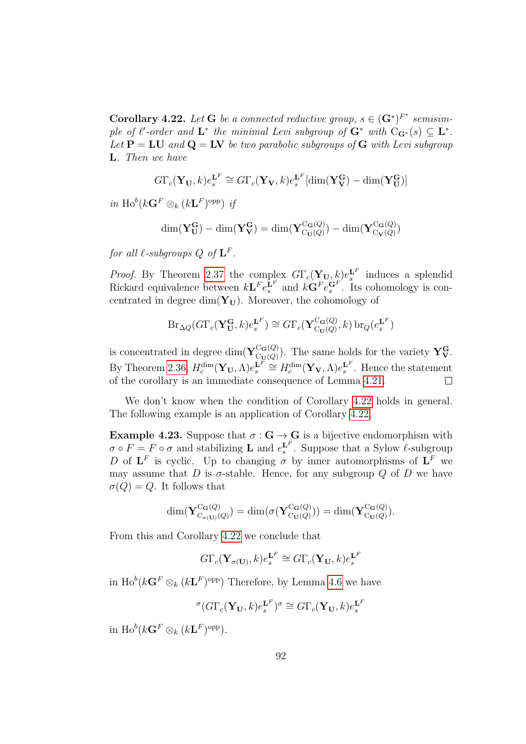**Corollary 4.22.** *Let $\mathbf{G}$ be a connected reductive group, $s \in (\mathbf{G}^*)^{F^*}$ semisimple of $\ell'$-order and $\mathbf{L}^*$ the minimal Levi subgroup of $\mathbf{G}^*$ with $\mathrm{C}_{\mathbf{G}^*}(s) \subseteq \mathbf{L}^*$. Let $\mathbf{P} = \mathbf{L}\mathbf{U}$ and $\mathbf{Q} = \mathbf{L}\mathbf{V}$ be two parabolic subgroups of $\mathbf{G}$ with Levi subgroup $\mathbf{L}$. Then we have*

$$G\Gamma_c(\mathbf{Y}_\mathbf{U}, k)e_s^{\mathbf{L}^F} \cong G\Gamma_c(\mathbf{Y}_\mathbf{V}, k)e_s^{\mathbf{L}^F}[\dim(\mathbf{Y}_\mathbf{V}^\mathbf{G}) - \dim(\mathbf{Y}_\mathbf{U}^\mathbf{G})]$$

*in $\mathrm{Ho}^b(k\mathbf{G}^F \otimes_k (k\mathbf{L}^F)^{\mathrm{opp}})$ if*

$$\dim(\mathbf{Y}_\mathbf{U}^\mathbf{G}) - \dim(\mathbf{Y}_\mathbf{V}^\mathbf{G}) = \dim(\mathbf{Y}_{\mathrm{C}_\mathbf{U}(Q)}^{\mathrm{C}_\mathbf{G}(Q)}) - \dim(\mathbf{Y}_{\mathrm{C}_\mathbf{V}(Q)}^{\mathrm{C}_\mathbf{G}(Q)})$$

*for all $\ell$-subgroups $Q$ of $\mathbf{L}^F$.*

*Proof.* By Theorem 2.37 the complex $G\Gamma_c(\mathbf{Y}_\mathbf{U}, k)e_s^{\mathbf{L}^F}$ induces a splendid Rickard equivalence between $k\mathbf{L}^F e_s^{\mathbf{L}^F}$ and $k\mathbf{G}^F e_s^{\mathbf{G}^F}$. Its cohomology is concentrated in degree $\dim(\mathbf{Y}_\mathbf{U})$. Moreover, the cohomology of

$$\mathrm{Br}_{\Delta Q}(G\Gamma_c(\mathbf{Y}_\mathbf{U}^\mathbf{G}, k)e_s^{\mathbf{L}^F}) \cong G\Gamma_c(\mathbf{Y}_{\mathrm{C}_\mathbf{U}(Q)}^{\mathrm{C}_\mathbf{G}(Q)}, k)\,\mathrm{br}_Q(e_s^{\mathbf{L}^F})$$

is concentrated in degree $\dim(\mathbf{Y}_{\mathrm{C}_\mathbf{U}(Q)}^{\mathrm{C}_\mathbf{G}(Q)})$. The same holds for the variety $\mathbf{Y}_\mathbf{V}^\mathbf{G}$. By Theorem 2.36, $H_c^{\dim}(\mathbf{Y}_\mathbf{U}, \Lambda)e_s^{\mathbf{L}^F} \cong H_c^{\dim}(\mathbf{Y}_\mathbf{V}, \Lambda)e_s^{\mathbf{L}^F}$. Hence the statement of the corollary is an immediate consequence of Lemma 4.21. $\square$

We don't know when the condition of Corollary 4.22 holds in general. The following example is an application of Corollary 4.22.

**Example 4.23.** Suppose that $\sigma : \mathbf{G} \to \mathbf{G}$ is a bijective endomorphism with $\sigma \circ F = F \circ \sigma$ and stabilizing $\mathbf{L}$ and $e_s^{\mathbf{L}^F}$. Suppose that a Sylow $\ell$-subgroup $D$ of $\mathbf{L}^F$ is cyclic. Up to changing $\sigma$ by inner automorphisms of $\mathbf{L}^F$ we may assume that $D$ is $\sigma$-stable. Hence, for any subgroup $Q$ of $D$ we have $\sigma(Q) = Q$. It follows that

$$\dim(\mathbf{Y}_{\mathrm{C}_{\sigma(\mathbf{U})}(Q)}^{\mathrm{C}_\mathbf{G}(Q)}) = \dim(\sigma(\mathbf{Y}_{\mathrm{C}_\mathbf{U}(Q)}^{\mathrm{C}_\mathbf{G}(Q)})) = \dim(\mathbf{Y}_{\mathrm{C}_\mathbf{U}(Q)}^{\mathrm{C}_\mathbf{G}(Q)}).$$

From this and Corollary 4.22 we conclude that

$$G\Gamma_c(\mathbf{Y}_{\sigma(\mathbf{U})}, k)e_s^{\mathbf{L}^F} \cong G\Gamma_c(\mathbf{Y}_\mathbf{U}, k)e_s^{\mathbf{L}^F}$$

in $\mathrm{Ho}^b(k\mathbf{G}^F \otimes_k (k\mathbf{L}^F)^{\mathrm{opp}})$ Therefore, by Lemma 4.6 we have

$${}^\sigma(G\Gamma_c(\mathbf{Y}_\mathbf{U}, k)e_s^{\mathbf{L}^F})^\sigma \cong G\Gamma_c(\mathbf{Y}_\mathbf{U}, k)e_s^{\mathbf{L}^F}$$

in $\mathrm{Ho}^b(k\mathbf{G}^F \otimes_k (k\mathbf{L}^F)^{\mathrm{opp}})$.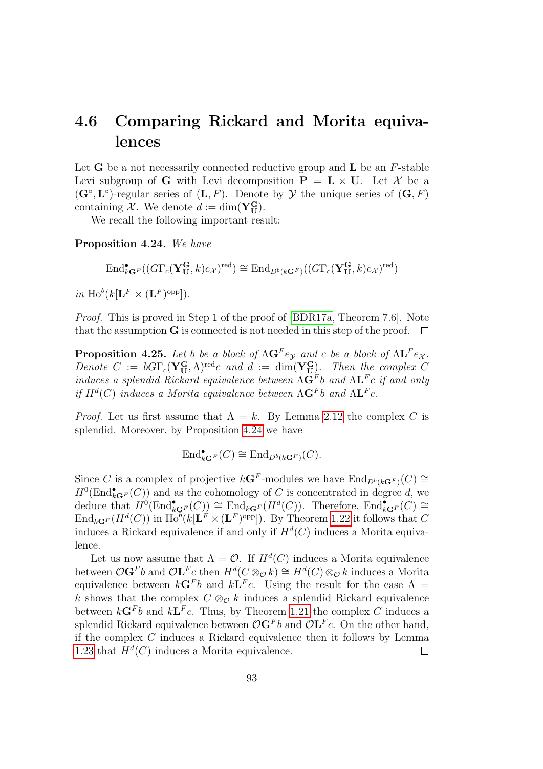## 4.6 Comparing Rickard and Morita equivalences

Let $\mathbf{G}$ be a not necessarily connected reductive group and $\mathbf{L}$ be an $F$-stable Levi subgroup of $\mathbf{G}$ with Levi decomposition $\mathbf{P} = \mathbf{L} \ltimes \mathbf{U}$. Let $\mathcal{X}$ be a $(\mathbf{G}^\circ, \mathbf{L}^\circ)$-regular series of $(\mathbf{L}, F)$. Denote by $\mathcal{Y}$ the unique series of $(\mathbf{G}, F)$ containing $\mathcal{X}$. We denote $d := \dim(\mathbf{Y}_\mathbf{U}^\mathbf{G})$.

We recall the following important result:

**Proposition 4.24.** *We have*

$$\mathrm{End}^\bullet_{k\mathbf{G}^F}((G\Gamma_c(\mathbf{Y}_\mathbf{U}^\mathbf{G}, k)e_\mathcal{X})^{\mathrm{red}}) \cong \mathrm{End}_{D^b(k\mathbf{G}^F)}((G\Gamma_c(\mathbf{Y}_\mathbf{U}^\mathbf{G}, k)e_\mathcal{X})^{\mathrm{red}})$$

*in* $\mathrm{Ho}^b(k[\mathbf{L}^F \times (\mathbf{L}^F)^{\mathrm{opp}}])$.

*Proof.* This is proved in Step 1 of the proof of [BDR17a, Theorem 7.6]. Note that the assumption $\mathbf{G}$ is connected is not needed in this step of the proof. □

**Proposition 4.25.** *Let $b$ be a block of $\Lambda\mathbf{G}^F e_\mathcal{Y}$ and $c$ be a block of $\Lambda\mathbf{L}^F e_\mathcal{X}$. Denote $C := bG\Gamma_c(\mathbf{Y}_\mathbf{U}^\mathbf{G}, \Lambda)^{\mathrm{red}}c$ and $d := \dim(\mathbf{Y}_\mathbf{U}^\mathbf{G})$. Then the complex $C$ induces a splendid Rickard equivalence between $\Lambda\mathbf{G}^F b$ and $\Lambda\mathbf{L}^F c$ if and only if $H^d(C)$ induces a Morita equivalence between $\Lambda\mathbf{G}^F b$ and $\Lambda\mathbf{L}^F c$.*

*Proof.* Let us first assume that $\Lambda = k$. By Lemma 2.12 the complex $C$ is splendid. Moreover, by Proposition 4.24 we have

$$\mathrm{End}^\bullet_{k\mathbf{G}^F}(C) \cong \mathrm{End}_{D^b(k\mathbf{G}^F)}(C).$$

Since $C$ is a complex of projective $k\mathbf{G}^F$-modules we have $\mathrm{End}_{D^b(k\mathbf{G}^F)}(C) \cong H^0(\mathrm{End}^\bullet_{k\mathbf{G}^F}(C))$ and as the cohomology of $C$ is concentrated in degree $d$, we deduce that $H^0(\mathrm{End}^\bullet_{k\mathbf{G}^F}(C)) \cong \mathrm{End}_{k\mathbf{G}^F}(H^d(C))$. Therefore, $\mathrm{End}^\bullet_{k\mathbf{G}^F}(C) \cong \mathrm{End}_{k\mathbf{G}^F}(H^d(C))$ in $\mathrm{Ho}^b(k[\mathbf{L}^F \times (\mathbf{L}^F)^{\mathrm{opp}}])$. By Theorem 1.22 it follows that $C$ induces a Rickard equivalence if and only if $H^d(C)$ induces a Morita equivalence.

Let us now assume that $\Lambda = \mathcal{O}$. If $H^d(C)$ induces a Morita equivalence between $\mathcal{O}\mathbf{G}^F b$ and $\mathcal{O}\mathbf{L}^F c$ then $H^d(C \otimes_\mathcal{O} k) \cong H^d(C) \otimes_\mathcal{O} k$ induces a Morita equivalence between $k\mathbf{G}^F b$ and $k\mathbf{L}^F c$. Using the result for the case $\Lambda = k$ shows that the complex $C \otimes_\mathcal{O} k$ induces a splendid Rickard equivalence between $k\mathbf{G}^F b$ and $k\mathbf{L}^F c$. Thus, by Theorem 1.21 the complex $C$ induces a splendid Rickard equivalence between $\mathcal{O}\mathbf{G}^F b$ and $\mathcal{O}\mathbf{L}^F c$. On the other hand, if the complex $C$ induces a Rickard equivalence then it follows by Lemma 1.23 that $H^d(C)$ induces a Morita equivalence. □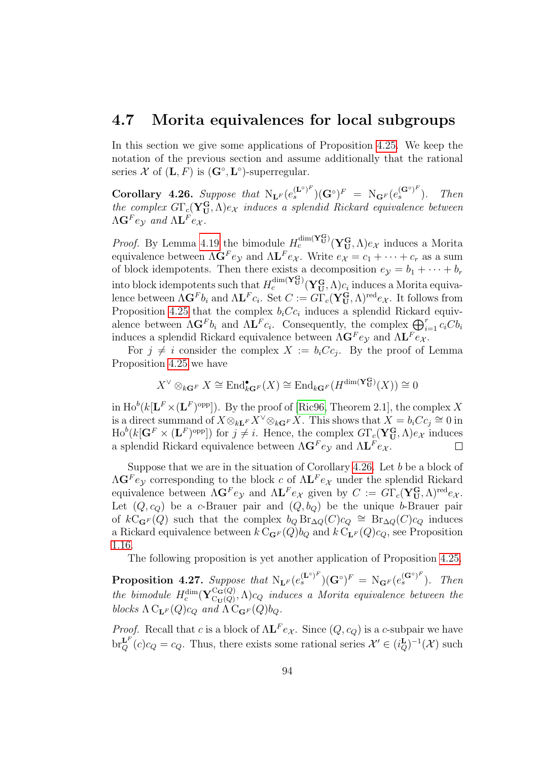## 4.7 Morita equivalences for local subgroups

In this section we give some applications of Proposition 4.25. We keep the notation of the previous section and assume additionally that the rational series $\mathcal{X}$ of $(\mathbf{L}, F)$ is $(\mathbf{G}^\circ, \mathbf{L}^\circ)$-superregular.

**Corollary 4.26.** *Suppose that* $\mathrm{N}_{\mathbf{L}^F}(e_s^{(\mathbf{L}^\circ)^F})(\mathbf{G}^\circ)^F = \mathrm{N}_{\mathbf{G}^F}(e_s^{(\mathbf{G}^\circ)^F})$*. Then the complex* $G\Gamma_c(\mathbf{Y}_\mathbf{U}^\mathbf{G}, \Lambda)e_\mathcal{X}$ *induces a splendid Rickard equivalence between* $\Lambda \mathbf{G}^F e_\mathcal{Y}$ *and* $\Lambda \mathbf{L}^F e_\mathcal{X}$*.*

*Proof.* By Lemma 4.19 the bimodule $H_c^{\dim(\mathbf{Y}_\mathbf{U}^\mathbf{G})}(\mathbf{Y}_\mathbf{U}^\mathbf{G}, \Lambda)e_\mathcal{X}$ induces a Morita equivalence between $\Lambda \mathbf{G}^F e_\mathcal{Y}$ and $\Lambda \mathbf{L}^F e_\mathcal{X}$. Write $e_\mathcal{X} = c_1 + \cdots + c_r$ as a sum of block idempotents. Then there exists a decomposition $e_\mathcal{Y} = b_1 + \cdots + b_r$ into block idempotents such that $H_c^{\dim(\mathbf{Y}_\mathbf{U}^\mathbf{G})}(\mathbf{Y}_\mathbf{U}^\mathbf{G}, \Lambda)c_i$ induces a Morita equivalence between $\Lambda \mathbf{G}^F b_i$ and $\Lambda \mathbf{L}^F c_i$. Set $C := G\Gamma_c(\mathbf{Y}_\mathbf{U}^\mathbf{G}, \Lambda)^{\mathrm{red}} e_\mathcal{X}$. It follows from Proposition 4.25 that the complex $b_i C c_i$ induces a splendid Rickard equivalence between $\Lambda \mathbf{G}^F b_i$ and $\Lambda \mathbf{L}^F c_i$. Consequently, the complex $\bigoplus_{i=1}^r c_i C b_i$ induces a splendid Rickard equivalence between $\Lambda \mathbf{G}^F e_\mathcal{Y}$ and $\Lambda \mathbf{L}^F e_\mathcal{X}$.

For $j \neq i$ consider the complex $X := b_i C c_j$. By the proof of Lemma Proposition 4.25 we have

$$X^\vee \otimes_{k\mathbf{G}^F} X \cong \mathrm{End}^\bullet_{k\mathbf{G}^F}(X) \cong \mathrm{End}_{k\mathbf{G}^F}(H^{\dim(\mathbf{Y}_\mathbf{U}^\mathbf{G})}(X)) \cong 0$$

in $\mathrm{Ho}^b(k[\mathbf{L}^F \times (\mathbf{L}^F)^{\mathrm{opp}}])$. By the proof of [Ric96, Theorem 2.1], the complex $X$ is a direct summand of $X \otimes_{k\mathbf{L}^F} X^\vee \otimes_{k\mathbf{G}^F} X$. This shows that $X = b_i C c_j \cong 0$ in $\mathrm{Ho}^b(k[\mathbf{G}^F \times (\mathbf{L}^F)^{\mathrm{opp}}])$ for $j \neq i$. Hence, the complex $G\Gamma_c(\mathbf{Y}_\mathbf{U}^\mathbf{G}, \Lambda)e_\mathcal{X}$ induces a splendid Rickard equivalence between $\Lambda \mathbf{G}^F e_\mathcal{Y}$ and $\Lambda \mathbf{L}^F e_\mathcal{X}$. $\square$

Suppose that we are in the situation of Corollary 4.26. Let $b$ be a block of $\Lambda \mathbf{G}^F e_\mathcal{Y}$ corresponding to the block $c$ of $\Lambda \mathbf{L}^F e_\mathcal{X}$ under the splendid Rickard equivalence between $\Lambda \mathbf{G}^F e_\mathcal{Y}$ and $\Lambda \mathbf{L}^F e_\mathcal{X}$ given by $C := G\Gamma_c(\mathbf{Y}_\mathbf{U}^\mathbf{G}, \Lambda)^{\mathrm{red}} e_\mathcal{X}$. Let $(Q, c_Q)$ be a $c$-Brauer pair and $(Q, b_Q)$ be the unique $b$-Brauer pair of $k\mathrm{C}_{\mathbf{G}^F}(Q)$ such that the complex $b_Q \mathrm{Br}_{\Delta Q}(C) c_Q \cong \mathrm{Br}_{\Delta Q}(C) c_Q$ induces a Rickard equivalence between $k\,\mathrm{C}_{\mathbf{G}^F}(Q) b_Q$ and $k\,\mathrm{C}_{\mathbf{L}^F}(Q) c_Q$, see Proposition 1.16.

The following proposition is yet another application of Proposition 4.25.

**Proposition 4.27.** *Suppose that* $\mathrm{N}_{\mathbf{L}^F}(e_s^{(\mathbf{L}^\circ)^F})(\mathbf{G}^\circ)^F = \mathrm{N}_{\mathbf{G}^F}(e_s^{(\mathbf{G}^\circ)^F})$*. Then the bimodule* $H_c^{\dim}(\mathbf{Y}_{\mathrm{C}_\mathbf{U}(Q)}^{\mathrm{C}_\mathbf{G}(Q)}, \Lambda) c_Q$ *induces a Morita equivalence between the blocks* $\Lambda\,\mathrm{C}_{\mathbf{L}^F}(Q) c_Q$ *and* $\Lambda\,\mathrm{C}_{\mathbf{G}^F}(Q) b_Q$*.*

*Proof.* Recall that $c$ is a block of $\Lambda \mathbf{L}^F e_\mathcal{X}$. Since $(Q, c_Q)$ is a $c$-subpair we have $\mathrm{br}_Q^{\mathbf{L}^F}(c) c_Q = c_Q$. Thus, there exists some rational series $\mathcal{X}' \in (i_Q^\mathbf{L})^{-1}(\mathcal{X})$ such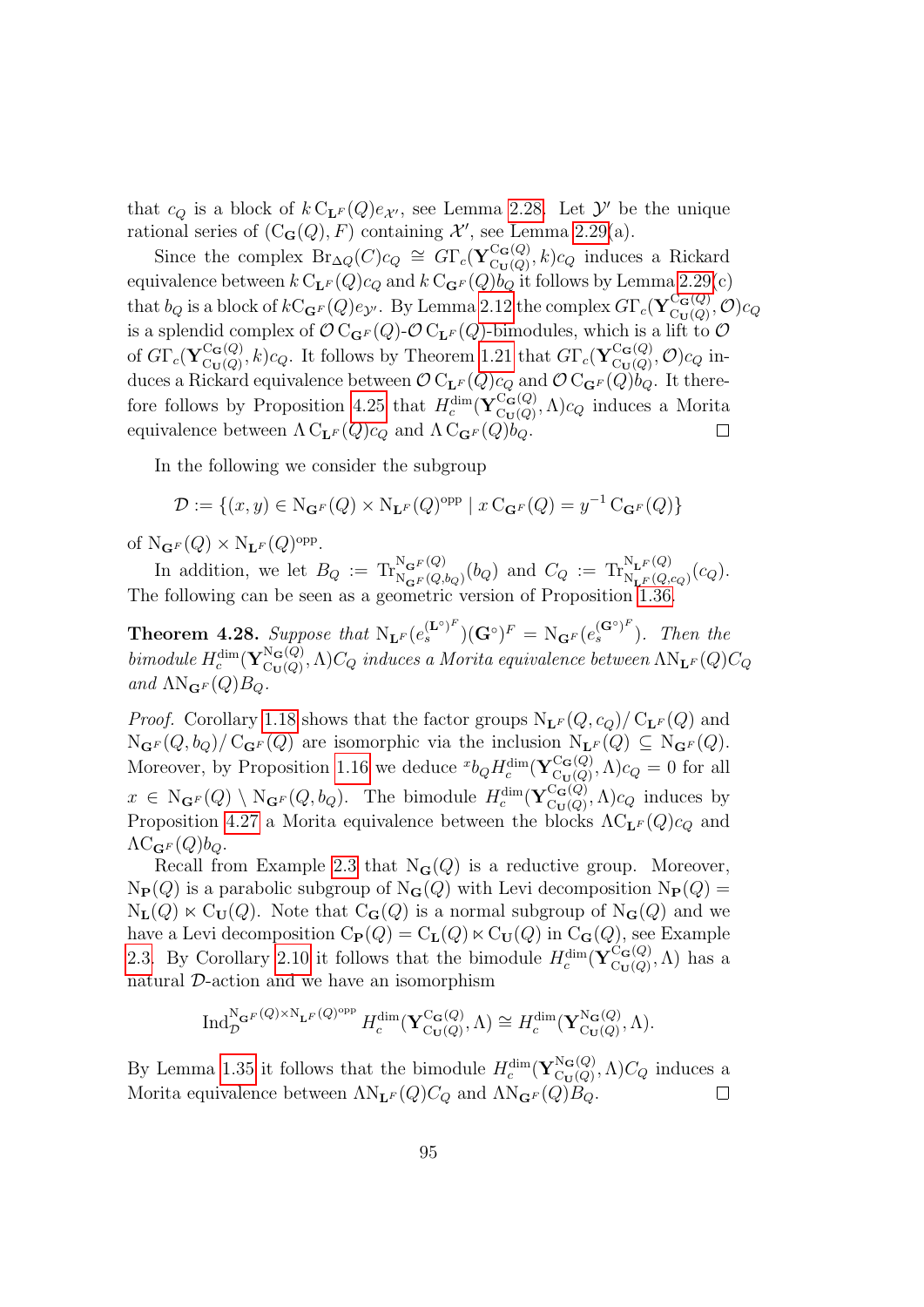that $c_Q$ is a block of $k\,\mathrm{C}_{\mathbf{L}^F}(Q)e_{\mathcal{X}'}$, see Lemma 2.28. Let $\mathcal{Y}'$ be the unique rational series of $(\mathrm{C}_{\mathbf{G}}(Q), F)$ containing $\mathcal{X}'$, see Lemma 2.29(a).

Since the complex $\mathrm{Br}_{\Delta Q}(C)c_Q \cong G\Gamma_c(\mathbf{Y}_{\mathrm{C}_{\mathbf{U}}(Q)}^{\mathrm{C}_{\mathbf{G}}(Q)}, k)c_Q$ induces a Rickard equivalence between $k\,\mathrm{C}_{\mathbf{L}^F}(Q)c_Q$ and $k\,\mathrm{C}_{\mathbf{G}^F}(Q)b_Q$ it follows by Lemma 2.29(c) that $b_Q$ is a block of $k\mathrm{C}_{\mathbf{G}^F}(Q)e_{\mathcal{Y}'}$. By Lemma 2.12 the complex $G\Gamma_c(\mathbf{Y}_{\mathrm{C}_{\mathbf{U}}(Q)}^{\mathrm{C}_{\mathbf{G}}(Q)}, \mathcal{O})c_Q$ is a splendid complex of $\mathcal{O}\,\mathrm{C}_{\mathbf{G}^F}(Q)$-$\mathcal{O}\,\mathrm{C}_{\mathbf{L}^F}(Q)$-bimodules, which is a lift to $\mathcal{O}$ of $G\Gamma_c(\mathbf{Y}_{\mathrm{C}_{\mathbf{U}}(Q)}^{\mathrm{C}_{\mathbf{G}}(Q)}, k)c_Q$. It follows by Theorem 1.21 that $G\Gamma_c(\mathbf{Y}_{\mathrm{C}_{\mathbf{U}}(Q)}^{\mathrm{C}_{\mathbf{G}}(Q)}, \mathcal{O})c_Q$ induces a Rickard equivalence between $\mathcal{O}\,\mathrm{C}_{\mathbf{L}^F}(Q)c_Q$ and $\mathcal{O}\,\mathrm{C}_{\mathbf{G}^F}(Q)b_Q$. It therefore follows by Proposition 4.25 that $H_c^{\dim}(\mathbf{Y}_{\mathrm{C}_{\mathbf{U}}(Q)}^{\mathrm{C}_{\mathbf{G}}(Q)}, \Lambda)c_Q$ induces a Morita equivalence between $\Lambda\,\mathrm{C}_{\mathbf{L}^F}(Q)c_Q$ and $\Lambda\,\mathrm{C}_{\mathbf{G}^F}(Q)b_Q$. □

In the following we consider the subgroup

$$\mathcal{D} := \{(x,y) \in \mathrm{N}_{\mathbf{G}^F}(Q) \times \mathrm{N}_{\mathbf{L}^F}(Q)^{\mathrm{opp}} \mid x\,\mathrm{C}_{\mathbf{G}^F}(Q) = y^{-1}\,\mathrm{C}_{\mathbf{G}^F}(Q)\}$$

of $\mathrm{N}_{\mathbf{G}^F}(Q) \times \mathrm{N}_{\mathbf{L}^F}(Q)^{\mathrm{opp}}$.

In addition, we let $B_Q := \mathrm{Tr}_{\mathrm{N}_{\mathbf{G}^F}(Q,b_Q)}^{\mathrm{N}_{\mathbf{G}^F}(Q)}(b_Q)$ and $C_Q := \mathrm{Tr}_{\mathrm{N}_{\mathbf{L}^F}(Q,c_Q)}^{\mathrm{N}_{\mathbf{L}^F}(Q)}(c_Q)$. The following can be seen as a geometric version of Proposition 1.36.

**Theorem 4.28.** *Suppose that $\mathrm{N}_{\mathbf{L}^F}(e_s^{(\mathbf{L}^\circ)^F})(\mathbf{G}^\circ)^F = \mathrm{N}_{\mathbf{G}^F}(e_s^{(\mathbf{G}^\circ)^F})$. Then the bimodule $H_c^{\dim}(\mathbf{Y}_{\mathrm{C}_{\mathbf{U}}(Q)}^{\mathrm{N}_{\mathbf{G}}(Q)}, \Lambda)C_Q$ induces a Morita equivalence between $\Lambda\mathrm{N}_{\mathbf{L}^F}(Q)C_Q$ and $\Lambda\mathrm{N}_{\mathbf{G}^F}(Q)B_Q$.*

*Proof.* Corollary 1.18 shows that the factor groups $\mathrm{N}_{\mathbf{L}^F}(Q, c_Q)/\,\mathrm{C}_{\mathbf{L}^F}(Q)$ and $\mathrm{N}_{\mathbf{G}^F}(Q, b_Q)/\,\mathrm{C}_{\mathbf{G}^F}(Q)$ are isomorphic via the inclusion $\mathrm{N}_{\mathbf{L}^F}(Q) \subseteq \mathrm{N}_{\mathbf{G}^F}(Q)$. Moreover, by Proposition 1.16 we deduce ${}^x b_Q H_c^{\dim}(\mathbf{Y}_{\mathrm{C}_{\mathbf{U}}(Q)}^{\mathrm{C}_{\mathbf{G}}(Q)}, \Lambda)c_Q = 0$ for all $x \in \mathrm{N}_{\mathbf{G}^F}(Q) \setminus \mathrm{N}_{\mathbf{G}^F}(Q, b_Q)$. The bimodule $H_c^{\dim}(\mathbf{Y}_{\mathrm{C}_{\mathbf{U}}(Q)}^{\mathrm{C}_{\mathbf{G}}(Q)}, \Lambda)c_Q$ induces by Proposition 4.27 a Morita equivalence between the blocks $\Lambda\mathrm{C}_{\mathbf{L}^F}(Q)c_Q$ and $\Lambda\mathrm{C}_{\mathbf{G}^F}(Q)b_Q$.

Recall from Example 2.3 that $\mathrm{N}_{\mathbf{G}}(Q)$ is a reductive group. Moreover, $\mathrm{N}_{\mathbf{P}}(Q)$ is a parabolic subgroup of $\mathrm{N}_{\mathbf{G}}(Q)$ with Levi decomposition $\mathrm{N}_{\mathbf{P}}(Q) = \mathrm{N}_{\mathbf{L}}(Q) \ltimes \mathrm{C}_{\mathbf{U}}(Q)$. Note that $\mathrm{C}_{\mathbf{G}}(Q)$ is a normal subgroup of $\mathrm{N}_{\mathbf{G}}(Q)$ and we have a Levi decomposition $\mathrm{C}_{\mathbf{P}}(Q) = \mathrm{C}_{\mathbf{L}}(Q) \ltimes \mathrm{C}_{\mathbf{U}}(Q)$ in $\mathrm{C}_{\mathbf{G}}(Q)$, see Example 2.3. By Corollary 2.10 it follows that the bimodule $H_c^{\dim}(\mathbf{Y}_{\mathrm{C}_{\mathbf{U}}(Q)}^{\mathrm{C}_{\mathbf{G}}(Q)}, \Lambda)$ has a natural $\mathcal{D}$-action and we have an isomorphism

$$\mathrm{Ind}_{\mathcal{D}}^{\mathrm{N}_{\mathbf{G}^F}(Q)\times \mathrm{N}_{\mathbf{L}^F}(Q)^{\mathrm{opp}}}\, H_c^{\dim}(\mathbf{Y}_{\mathrm{C}_{\mathbf{U}}(Q)}^{\mathrm{C}_{\mathbf{G}}(Q)}, \Lambda) \cong H_c^{\dim}(\mathbf{Y}_{\mathrm{C}_{\mathbf{U}}(Q)}^{\mathrm{N}_{\mathbf{G}}(Q)}, \Lambda).$$

By Lemma 1.35 it follows that the bimodule $H_c^{\dim}(\mathbf{Y}_{\mathrm{C}_{\mathbf{U}}(Q)}^{\mathrm{N}_{\mathbf{G}}(Q)}, \Lambda)C_Q$ induces a Morita equivalence between $\Lambda\mathrm{N}_{\mathbf{L}^F}(Q)C_Q$ and $\Lambda\mathrm{N}_{\mathbf{G}^F}(Q)B_Q$. □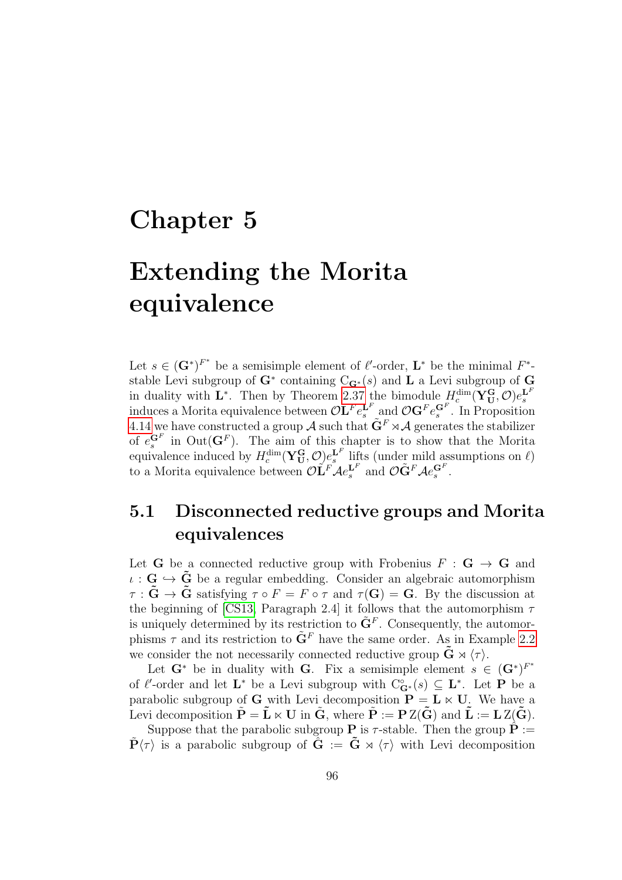# Chapter 5

# Extending the Morita equivalence

Let $s \in (\mathbf{G}^*)^{F^*}$ be a semisimple element of $\ell'$-order, $\mathbf{L}^*$ be the minimal $F^*$-stable Levi subgroup of $\mathbf{G}^*$ containing $\mathrm{C}_{\mathbf{G}^*}(s)$ and $\mathbf{L}$ a Levi subgroup of $\mathbf{G}$ in duality with $\mathbf{L}^*$. Then by Theorem 2.37 the bimodule $H_c^{\dim}(\mathbf{Y}_{\mathbf{U}}^{\mathbf{G}}, \mathcal{O})e_s^{\mathbf{L}^F}$ induces a Morita equivalence between $\mathcal{O}\mathbf{L}^F e_s^{\mathbf{L}^F}$ and $\mathcal{O}\mathbf{G}^F e_s^{\mathbf{G}^F}$. In Proposition 4.14 we have constructed a group $\mathcal{A}$ such that $\tilde{\mathbf{G}}^F \rtimes \mathcal{A}$ generates the stabilizer of $e_s^{\mathbf{G}^F}$ in $\mathrm{Out}(\mathbf{G}^F)$. The aim of this chapter is to show that the Morita equivalence induced by $H_c^{\dim}(\mathbf{Y}_{\mathbf{U}}^{\mathbf{G}}, \mathcal{O})e_s^{\mathbf{L}^F}$ lifts (under mild assumptions on $\ell$) to a Morita equivalence between $\mathcal{O}\tilde{\mathbf{L}}^F \mathcal{A} e_s^{\mathbf{L}^F}$ and $\mathcal{O}\tilde{\mathbf{G}}^F \mathcal{A} e_s^{\mathbf{G}^F}$.

## 5.1 Disconnected reductive groups and Morita equivalences

Let $\mathbf{G}$ be a connected reductive group with Frobenius $F : \mathbf{G} \to \mathbf{G}$ and $\iota : \mathbf{G} \hookrightarrow \tilde{\mathbf{G}}$ be a regular embedding. Consider an algebraic automorphism $\tau : \tilde{\mathbf{G}} \to \tilde{\mathbf{G}}$ satisfying $\tau \circ F = F \circ \tau$ and $\tau(\mathbf{G}) = \mathbf{G}$. By the discussion at the beginning of [CS13, Paragraph 2.4] it follows that the automorphism $\tau$ is uniquely determined by its restriction to $\tilde{\mathbf{G}}^F$. Consequently, the automorphisms $\tau$ and its restriction to $\tilde{\mathbf{G}}^F$ have the same order. As in Example 2.2 we consider the not necessarily connected reductive group $\tilde{\mathbf{G}} \rtimes \langle \tau \rangle$.

Let $\mathbf{G}^*$ be in duality with $\mathbf{G}$. Fix a semisimple element $s \in (\mathbf{G}^*)^{F^*}$ of $\ell'$-order and let $\mathbf{L}^*$ be a Levi subgroup with $\mathrm{C}^\circ_{\mathbf{G}^*}(s) \subseteq \mathbf{L}^*$. Let $\mathbf{P}$ be a parabolic subgroup of $\mathbf{G}$ with Levi decomposition $\mathbf{P} = \mathbf{L} \ltimes \mathbf{U}$. We have a Levi decomposition $\tilde{\mathbf{P}} = \tilde{\mathbf{L}} \ltimes \mathbf{U}$ in $\tilde{\mathbf{G}}$, where $\tilde{\mathbf{P}} := \mathbf{P}\,\mathrm{Z}(\tilde{\mathbf{G}})$ and $\tilde{\mathbf{L}} := \mathbf{L}\,\mathrm{Z}(\tilde{\mathbf{G}})$.

Suppose that the parabolic subgroup $\mathbf{P}$ is $\tau$-stable. Then the group $\hat{\mathbf{P}} := \tilde{\mathbf{P}}\langle \tau \rangle$ is a parabolic subgroup of $\hat{\mathbf{G}} := \tilde{\mathbf{G}} \rtimes \langle \tau \rangle$ with Levi decomposition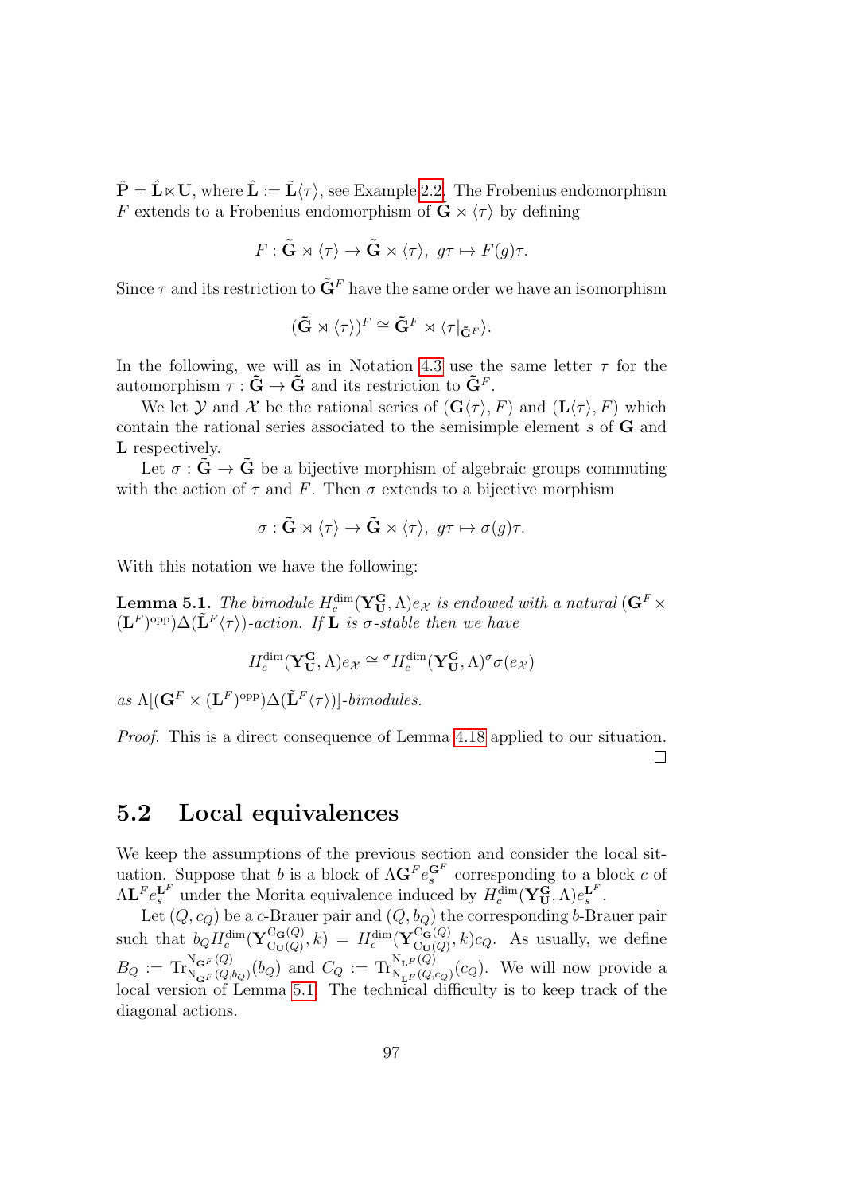$\hat{\mathbf{P}} = \hat{\mathbf{L}} \ltimes \mathbf{U}$, where $\hat{\mathbf{L}} := \tilde{\mathbf{L}}\langle\tau\rangle$, see Example 2.2. The Frobenius endomorphism $F$ extends to a Frobenius endomorphism of $\tilde{\mathbf{G}} \rtimes \langle\tau\rangle$ by defining

$$F : \tilde{\mathbf{G}} \rtimes \langle\tau\rangle \to \tilde{\mathbf{G}} \rtimes \langle\tau\rangle,\ g\tau \mapsto F(g)\tau.$$

Since $\tau$ and its restriction to $\tilde{\mathbf{G}}^F$ have the same order we have an isomorphism

$$(\tilde{\mathbf{G}} \rtimes \langle\tau\rangle)^F \cong \tilde{\mathbf{G}}^F \rtimes \langle\tau|_{\tilde{\mathbf{G}}^F}\rangle.$$

In the following, we will as in Notation 4.3 use the same letter $\tau$ for the automorphism $\tau : \tilde{\mathbf{G}} \to \tilde{\mathbf{G}}$ and its restriction to $\tilde{\mathbf{G}}^F$.

We let $\mathcal{Y}$ and $\mathcal{X}$ be the rational series of $(\mathbf{G}\langle\tau\rangle, F)$ and $(\mathbf{L}\langle\tau\rangle, F)$ which contain the rational series associated to the semisimple element $s$ of $\mathbf{G}$ and $\mathbf{L}$ respectively.

Let $\sigma : \tilde{\mathbf{G}} \to \tilde{\mathbf{G}}$ be a bijective morphism of algebraic groups commuting with the action of $\tau$ and $F$. Then $\sigma$ extends to a bijective morphism

$$\sigma : \tilde{\mathbf{G}} \rtimes \langle\tau\rangle \to \tilde{\mathbf{G}} \rtimes \langle\tau\rangle,\ g\tau \mapsto \sigma(g)\tau.$$

With this notation we have the following:

**Lemma 5.1.** *The bimodule $H_c^{\dim}(\mathbf{Y}_{\mathbf{U}}^{\mathbf{G}}, \Lambda)e_{\mathcal{X}}$ is endowed with a natural $(\mathbf{G}^F \times (\mathbf{L}^F)^{\mathrm{opp}})\Delta(\tilde{\mathbf{L}}^F\langle\tau\rangle)$-action. If $\mathbf{L}$ is $\sigma$-stable then we have*

$$H_c^{\dim}(\mathbf{Y}_{\mathbf{U}}^{\mathbf{G}}, \Lambda)e_{\mathcal{X}} \cong {}^{\sigma}H_c^{\dim}(\mathbf{Y}_{\mathbf{U}}^{\mathbf{G}}, \Lambda)^{\sigma}\sigma(e_{\mathcal{X}})$$

*as $\Lambda[(\mathbf{G}^F \times (\mathbf{L}^F)^{\mathrm{opp}})\Delta(\tilde{\mathbf{L}}^F\langle\tau\rangle)]$-bimodules.*

*Proof.* This is a direct consequence of Lemma 4.18 applied to our situation. $\square$

## 5.2 Local equivalences

We keep the assumptions of the previous section and consider the local situation. Suppose that $b$ is a block of $\Lambda\mathbf{G}^F e_s^{\mathbf{G}^F}$ corresponding to a block $c$ of $\Lambda\mathbf{L}^F e_s^{\mathbf{L}^F}$ under the Morita equivalence induced by $H_c^{\dim}(\mathbf{Y}_{\mathbf{U}}^{\mathbf{G}}, \Lambda)e_s^{\mathbf{L}^F}$.

Let $(Q, c_Q)$ be a $c$-Brauer pair and $(Q, b_Q)$ the corresponding $b$-Brauer pair such that $b_Q H_c^{\dim}(\mathbf{Y}_{\mathrm{C}_{\mathbf{U}}(Q)}^{\mathrm{C}_{\mathbf{G}}(Q)}, k) = H_c^{\dim}(\mathbf{Y}_{\mathrm{C}_{\mathbf{U}}(Q)}^{\mathrm{C}_{\mathbf{G}}(Q)}, k)c_Q$. As usually, we define $B_Q := \mathrm{Tr}_{\mathrm{N}_{\mathbf{G}^F}(Q,b_Q)}^{\mathrm{N}_{\mathbf{G}^F}(Q)}(b_Q)$ and $C_Q := \mathrm{Tr}_{\mathrm{N}_{\mathbf{L}^F}(Q,c_Q)}^{\mathrm{N}_{\mathbf{L}^F}(Q)}(c_Q)$. We will now provide a local version of Lemma 5.1. The technical difficulty is to keep track of the diagonal actions.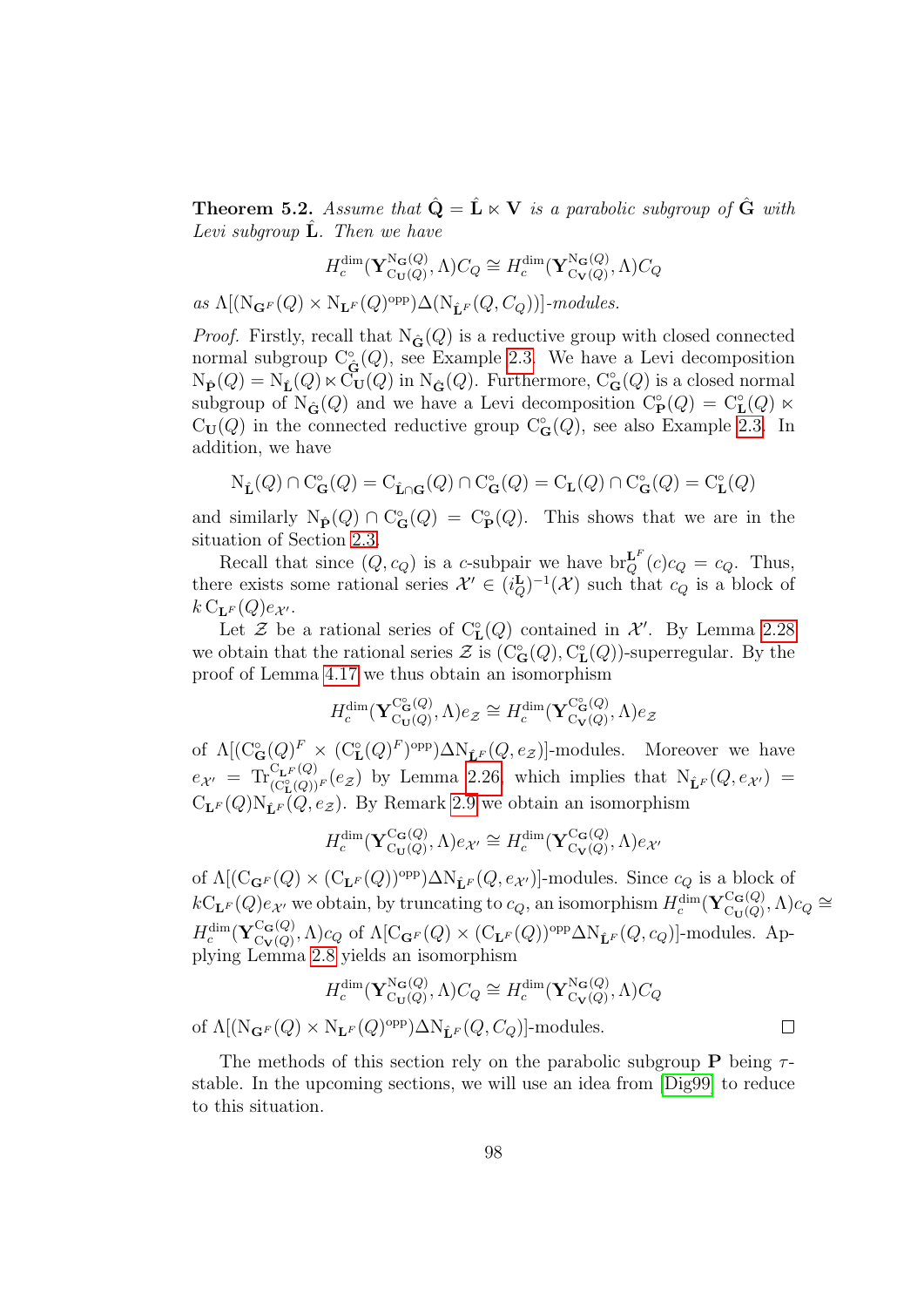**Theorem 5.2.** *Assume that $\hat{\mathbf{Q}} = \hat{\mathbf{L}} \ltimes \mathbf{V}$ is a parabolic subgroup of $\hat{\mathbf{G}}$ with Levi subgroup $\hat{\mathbf{L}}$. Then we have*

$$H_c^{\dim}(\mathbf{Y}_{\mathrm{C}_{\mathbf{U}}(Q)}^{\mathrm{N}_{\mathbf{G}}(Q)}, \Lambda) C_Q \cong H_c^{\dim}(\mathbf{Y}_{\mathrm{C}_{\mathbf{V}}(Q)}^{\mathrm{N}_{\mathbf{G}}(Q)}, \Lambda) C_Q$$

*as $\Lambda[(\mathrm{N}_{\mathbf{G}^F}(Q) \times \mathrm{N}_{\mathbf{L}^F}(Q)^{\mathrm{opp}})\Delta(\mathrm{N}_{\hat{\mathbf{L}}^F}(Q, C_Q))]$-modules.*

*Proof.* Firstly, recall that $\mathrm{N}_{\hat{\mathbf{G}}}(Q)$ is a reductive group with closed connected normal subgroup $\mathrm{C}^\circ_{\hat{\mathbf{G}}}(Q)$, see Example 2.3. We have a Levi decomposition $\mathrm{N}_{\hat{\mathbf{P}}}(Q) = \mathrm{N}_{\hat{\mathbf{L}}}(Q) \ltimes \mathrm{C}_{\mathbf{U}}(Q)$ in $\mathrm{N}_{\hat{\mathbf{G}}}(Q)$. Furthermore, $\mathrm{C}^\circ_{\mathbf{G}}(Q)$ is a closed normal subgroup of $\mathrm{N}_{\hat{\mathbf{G}}}(Q)$ and we have a Levi decomposition $\mathrm{C}^\circ_{\mathbf{P}}(Q) = \mathrm{C}^\circ_{\mathbf{L}}(Q) \ltimes \mathrm{C}_{\mathbf{U}}(Q)$ in the connected reductive group $\mathrm{C}^\circ_{\mathbf{G}}(Q)$, see also Example 2.3. In addition, we have

$$\mathrm{N}_{\hat{\mathbf{L}}}(Q) \cap \mathrm{C}^\circ_{\mathbf{G}}(Q) = \mathrm{C}_{\hat{\mathbf{L}} \cap \mathbf{G}}(Q) \cap \mathrm{C}^\circ_{\mathbf{G}}(Q) = \mathrm{C}_{\mathbf{L}}(Q) \cap \mathrm{C}^\circ_{\mathbf{G}}(Q) = \mathrm{C}^\circ_{\mathbf{L}}(Q)$$

and similarly $\mathrm{N}_{\hat{\mathbf{P}}}(Q) \cap \mathrm{C}^\circ_{\mathbf{G}}(Q) = \mathrm{C}^\circ_{\mathbf{P}}(Q)$. This shows that we are in the situation of Section 2.3.

Recall that since $(Q, c_Q)$ is a $c$-subpair we have $\mathrm{br}_Q^{\mathbf{L}^F}(c) c_Q = c_Q$. Thus, there exists some rational series $\mathcal{X}' \in (i_Q^{\mathbf{L}})^{-1}(\mathcal{X})$ such that $c_Q$ is a block of $k\,\mathrm{C}_{\mathbf{L}^F}(Q) e_{\mathcal{X}'}$.

Let $\mathcal{Z}$ be a rational series of $\mathrm{C}^\circ_{\mathbf{L}}(Q)$ contained in $\mathcal{X}'$. By Lemma 2.28 we obtain that the rational series $\mathcal{Z}$ is $(\mathrm{C}^\circ_{\mathbf{G}}(Q), \mathrm{C}^\circ_{\mathbf{L}}(Q))$-superregular. By the proof of Lemma 4.17 we thus obtain an isomorphism

$$H_c^{\dim}(\mathbf{Y}_{\mathrm{C}_{\mathbf{U}}(Q)}^{\mathrm{C}^\circ_{\mathbf{G}}(Q)}, \Lambda) e_{\mathcal{Z}} \cong H_c^{\dim}(\mathbf{Y}_{\mathrm{C}_{\mathbf{V}}(Q)}^{\mathrm{C}^\circ_{\mathbf{G}}(Q)}, \Lambda) e_{\mathcal{Z}}$$

of $\Lambda[(\mathrm{C}^\circ_{\mathbf{G}}(Q)^F \times (\mathrm{C}^\circ_{\mathbf{L}}(Q)^F)^{\mathrm{opp}}) \Delta \mathrm{N}_{\hat{\mathbf{L}}^F}(Q, e_{\mathcal{Z}})]$-modules. Moreover we have $e_{\mathcal{X}'} = \mathrm{Tr}_{(\mathrm{C}^\circ_{\mathbf{L}}(Q))^F}^{\mathrm{C}_{\mathbf{L}^F}(Q)}(e_{\mathcal{Z}})$ by Lemma 2.26, which implies that $\mathrm{N}_{\hat{\mathbf{L}}^F}(Q, e_{\mathcal{X}'}) = \mathrm{C}_{\mathbf{L}^F}(Q) \mathrm{N}_{\hat{\mathbf{L}}^F}(Q, e_{\mathcal{Z}})$. By Remark 2.9 we obtain an isomorphism

$$H_c^{\dim}(\mathbf{Y}_{\mathrm{C}_{\mathbf{U}}(Q)}^{\mathrm{C}_{\mathbf{G}}(Q)}, \Lambda) e_{\mathcal{X}'} \cong H_c^{\dim}(\mathbf{Y}_{\mathrm{C}_{\mathbf{V}}(Q)}^{\mathrm{C}_{\mathbf{G}}(Q)}, \Lambda) e_{\mathcal{X}'}$$

of $\Lambda[(\mathrm{C}_{\mathbf{G}^F}(Q) \times (\mathrm{C}_{\mathbf{L}^F}(Q))^{\mathrm{opp}}) \Delta \mathrm{N}_{\hat{\mathbf{L}}^F}(Q, e_{\mathcal{X}'})]$-modules. Since $c_Q$ is a block of $k\mathrm{C}_{\mathbf{L}^F}(Q) e_{\mathcal{X}'}$ we obtain, by truncating to $c_Q$, an isomorphism $H_c^{\dim}(\mathbf{Y}_{\mathrm{C}_{\mathbf{U}}(Q)}^{\mathrm{C}_{\mathbf{G}}(Q)}, \Lambda) c_Q \cong H_c^{\dim}(\mathbf{Y}_{\mathrm{C}_{\mathbf{V}}(Q)}^{\mathrm{C}_{\mathbf{G}}(Q)}, \Lambda) c_Q$ of $\Lambda[\mathrm{C}_{\mathbf{G}^F}(Q) \times (\mathrm{C}_{\mathbf{L}^F}(Q))^{\mathrm{opp}} \Delta \mathrm{N}_{\hat{\mathbf{L}}^F}(Q, c_Q)]$-modules. Applying Lemma 2.8 yields an isomorphism

$$H_c^{\dim}(\mathbf{Y}_{\mathrm{C}_{\mathbf{U}}(Q)}^{\mathrm{N}_{\mathbf{G}}(Q)}, \Lambda) C_Q \cong H_c^{\dim}(\mathbf{Y}_{\mathrm{C}_{\mathbf{V}}(Q)}^{\mathrm{N}_{\mathbf{G}}(Q)}, \Lambda) C_Q$$

of $\Lambda[(\mathrm{N}_{\mathbf{G}^F}(Q) \times \mathrm{N}_{\mathbf{L}^F}(Q)^{\mathrm{opp}}) \Delta \mathrm{N}_{\hat{\mathbf{L}}^F}(Q, C_Q)]$-modules. $\square$

The methods of this section rely on the parabolic subgroup $\mathbf{P}$ being $\tau$-stable. In the upcoming sections, we will use an idea from [Dig99] to reduce to this situation.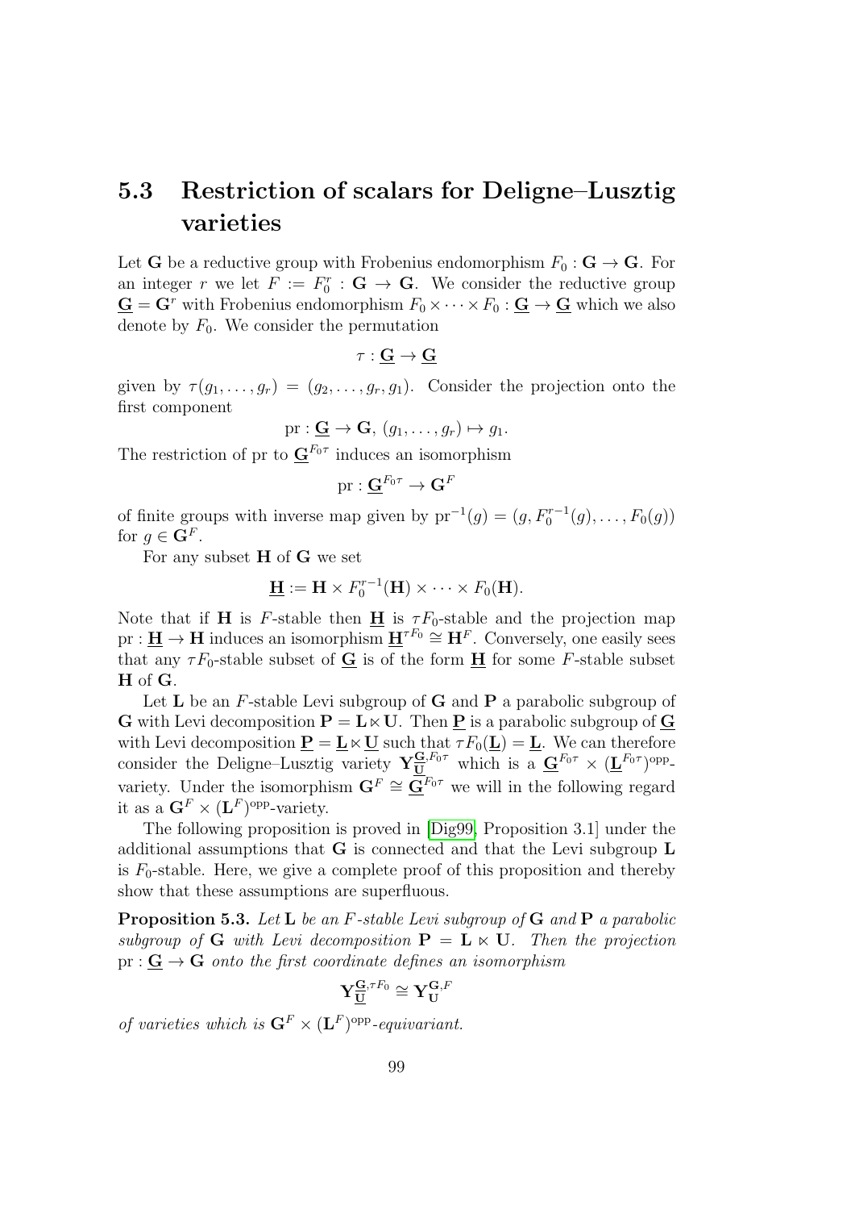## 5.3 Restriction of scalars for Deligne–Lusztig varieties

Let $\mathbf{G}$ be a reductive group with Frobenius endomorphism $F_0 : \mathbf{G} \to \mathbf{G}$. For an integer $r$ we let $F := F_0^r : \mathbf{G} \to \mathbf{G}$. We consider the reductive group $\underline{\mathbf{G}} = \mathbf{G}^r$ with Frobenius endomorphism $F_0 \times \cdots \times F_0 : \underline{\mathbf{G}} \to \underline{\mathbf{G}}$ which we also denote by $F_0$. We consider the permutation

$$\tau : \underline{\mathbf{G}} \to \underline{\mathbf{G}}$$

given by $\tau(g_1, \ldots, g_r) = (g_2, \ldots, g_r, g_1)$. Consider the projection onto the first component

$$\mathrm{pr} : \underline{\mathbf{G}} \to \mathbf{G},\ (g_1, \ldots, g_r) \mapsto g_1.$$

The restriction of pr to $\underline{\mathbf{G}}^{F_0 \tau}$ induces an isomorphism

$$\mathrm{pr} : \underline{\mathbf{G}}^{F_0 \tau} \to \mathbf{G}^F$$

of finite groups with inverse map given by $\mathrm{pr}^{-1}(g) = (g, F_0^{r-1}(g), \ldots, F_0(g))$ for $g \in \mathbf{G}^F$.

For any subset $\mathbf{H}$ of $\mathbf{G}$ we set

$$\underline{\mathbf{H}} := \mathbf{H} \times F_0^{r-1}(\mathbf{H}) \times \cdots \times F_0(\mathbf{H}).$$

Note that if $\mathbf{H}$ is $F$-stable then $\underline{\mathbf{H}}$ is $\tau F_0$-stable and the projection map $\mathrm{pr} : \underline{\mathbf{H}} \to \mathbf{H}$ induces an isomorphism $\underline{\mathbf{H}}^{\tau F_0} \cong \mathbf{H}^F$. Conversely, one easily sees that any $\tau F_0$-stable subset of $\underline{\mathbf{G}}$ is of the form $\underline{\mathbf{H}}$ for some $F$-stable subset $\mathbf{H}$ of $\mathbf{G}$.

Let $\mathbf{L}$ be an $F$-stable Levi subgroup of $\mathbf{G}$ and $\mathbf{P}$ a parabolic subgroup of $\mathbf{G}$ with Levi decomposition $\mathbf{P} = \mathbf{L} \ltimes \mathbf{U}$. Then $\underline{\mathbf{P}}$ is a parabolic subgroup of $\underline{\mathbf{G}}$ with Levi decomposition $\underline{\mathbf{P}} = \underline{\mathbf{L}} \ltimes \underline{\mathbf{U}}$ such that $\tau F_0(\underline{\mathbf{L}}) = \underline{\mathbf{L}}$. We can therefore consider the Deligne–Lusztig variety $\mathbf{Y}_{\underline{\mathbf{U}}}^{\underline{\mathbf{G}}, F_0 \tau}$ which is a $\underline{\mathbf{G}}^{F_0 \tau} \times (\underline{\mathbf{L}}^{F_0 \tau})^{\mathrm{opp}}$-variety. Under the isomorphism $\mathbf{G}^F \cong \underline{\mathbf{G}}^{F_0 \tau}$ we will in the following regard it as a $\mathbf{G}^F \times (\mathbf{L}^F)^{\mathrm{opp}}$-variety.

The following proposition is proved in [Dig99, Proposition 3.1] under the additional assumptions that $\mathbf{G}$ is connected and that the Levi subgroup $\mathbf{L}$ is $F_0$-stable. Here, we give a complete proof of this proposition and thereby show that these assumptions are superfluous.

**Proposition 5.3.** *Let $\mathbf{L}$ be an $F$-stable Levi subgroup of $\mathbf{G}$ and $\mathbf{P}$ a parabolic subgroup of $\mathbf{G}$ with Levi decomposition $\mathbf{P} = \mathbf{L} \ltimes \mathbf{U}$. Then the projection $\mathrm{pr} : \underline{\mathbf{G}} \to \mathbf{G}$ onto the first coordinate defines an isomorphism*

$$\mathbf{Y}_{\underline{\mathbf{U}}}^{\underline{\mathbf{G}}, \tau F_0} \cong \mathbf{Y}_{\mathbf{U}}^{\mathbf{G}, F}$$

*of varieties which is $\mathbf{G}^F \times (\mathbf{L}^F)^{\mathrm{opp}}$-equivariant.*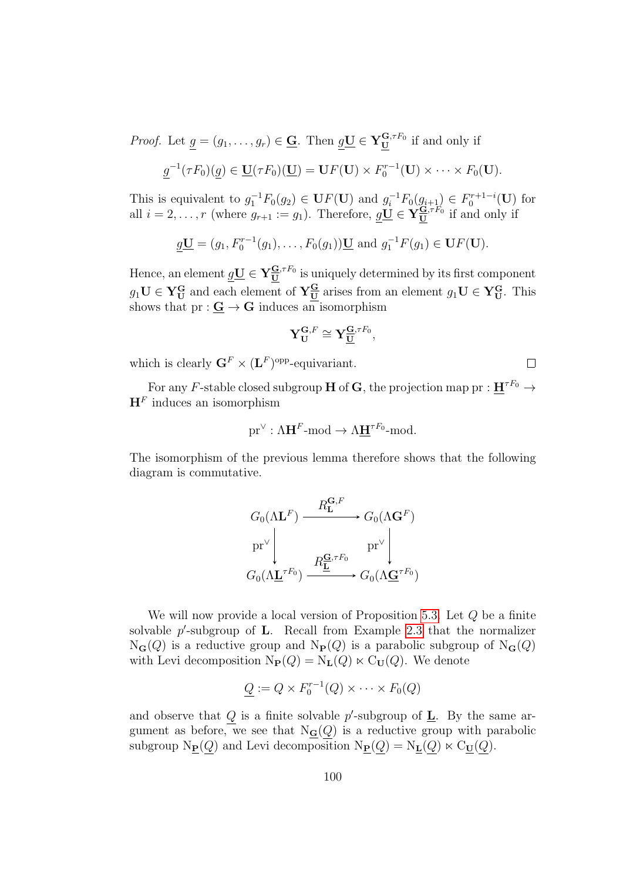*Proof.* Let $\underline{g} = (g_1, \dots, g_r) \in \underline{\mathbf{G}}$. Then $\underline{g}\underline{\mathbf{U}} \in \mathbf{Y}_{\underline{\mathbf{U}}}^{\underline{\mathbf{G}}, \tau F_0}$ if and only if

$$\underline{g}^{-1}(\tau F_0)(\underline{g}) \in \underline{\mathbf{U}}(\tau F_0)(\underline{\mathbf{U}}) = \mathbf{U}F(\mathbf{U}) \times F_0^{r-1}(\mathbf{U}) \times \cdots \times F_0(\mathbf{U}).$$

This is equivalent to $g_1^{-1}F_0(g_2) \in \mathbf{U}F(\mathbf{U})$ and $g_i^{-1}F_0(g_{i+1}) \in F_0^{r+1-i}(\mathbf{U})$ for all $i = 2, \dots, r$ (where $g_{r+1} := g_1$). Therefore, $\underline{g}\underline{\mathbf{U}} \in \mathbf{Y}_{\underline{\mathbf{U}}}^{\underline{\mathbf{G}}, \tau F_0}$ if and only if

$$\underline{g}\underline{\mathbf{U}} = (g_1, F_0^{r-1}(g_1), \dots, F_0(g_1))\underline{\mathbf{U}} \text{ and } g_1^{-1}F(g_1) \in \mathbf{U}F(\mathbf{U}).$$

Hence, an element $\underline{g}\underline{\mathbf{U}} \in \mathbf{Y}_{\underline{\mathbf{U}}}^{\underline{\mathbf{G}}, \tau F_0}$ is uniquely determined by its first component $g_1\mathbf{U} \in \mathbf{Y}_{\mathbf{U}}^{\mathbf{G}}$ and each element of $\mathbf{Y}_{\underline{\mathbf{U}}}^{\underline{\mathbf{G}}}$ arises from an element $g_1\mathbf{U} \in \mathbf{Y}_{\mathbf{U}}^{\mathbf{G}}$. This shows that $\mathrm{pr} : \underline{\mathbf{G}} \to \mathbf{G}$ induces an isomorphism

$$\mathbf{Y}_{\mathbf{U}}^{\mathbf{G}, F} \cong \mathbf{Y}_{\underline{\mathbf{U}}}^{\underline{\mathbf{G}}, \tau F_0},$$

which is clearly $\mathbf{G}^F \times (\mathbf{L}^F)^{\mathrm{opp}}$-equivariant. $\square$

For any $F$-stable closed subgroup $\mathbf{H}$ of $\mathbf{G}$, the projection map $\mathrm{pr} : \underline{\mathbf{H}}^{\tau F_0} \to \mathbf{H}^F$ induces an isomorphism

$$\mathrm{pr}^\vee : \Lambda \mathbf{H}^F\text{-mod} \to \Lambda \underline{\mathbf{H}}^{\tau F_0}\text{-mod}.$$

The isomorphism of the previous lemma therefore shows that the following diagram is commutative.

$$\begin{array}{ccc}
G_0(\Lambda \mathbf{L}^F) & \xrightarrow{R_{\mathbf{L}}^{\mathbf{G}, F}} & G_0(\Lambda \mathbf{G}^F) \\
\downarrow{\mathrm{pr}^\vee} & & \downarrow{\mathrm{pr}^\vee} \\
G_0(\Lambda \underline{\mathbf{L}}^{\tau F_0}) & \xrightarrow{R_{\underline{\mathbf{L}}}^{\underline{\mathbf{G}}, \tau F_0}} & G_0(\Lambda \underline{\mathbf{G}}^{\tau F_0})
\end{array}$$

We will now provide a local version of Proposition 5.3. Let $Q$ be a finite solvable $p'$-subgroup of $\mathbf{L}$. Recall from Example 2.3 that the normalizer $\mathrm{N}_{\mathbf{G}}(Q)$ is a reductive group and $\mathrm{N}_{\mathbf{P}}(Q)$ is a parabolic subgroup of $\mathrm{N}_{\mathbf{G}}(Q)$ with Levi decomposition $\mathrm{N}_{\mathbf{P}}(Q) = \mathrm{N}_{\mathbf{L}}(Q) \ltimes \mathrm{C}_{\mathbf{U}}(Q)$. We denote

$$\underline{Q} := Q \times F_0^{r-1}(Q) \times \cdots \times F_0(Q)$$

and observe that $\underline{Q}$ is a finite solvable $p'$-subgroup of $\underline{\mathbf{L}}$. By the same argument as before, we see that $\mathrm{N}_{\underline{\mathbf{G}}}(\underline{Q})$ is a reductive group with parabolic subgroup $\mathrm{N}_{\underline{\mathbf{P}}}(\underline{Q})$ and Levi decomposition $\mathrm{N}_{\underline{\mathbf{P}}}(\underline{Q}) = \mathrm{N}_{\underline{\mathbf{L}}}(\underline{Q}) \ltimes \mathrm{C}_{\underline{\mathbf{U}}}(\underline{Q})$.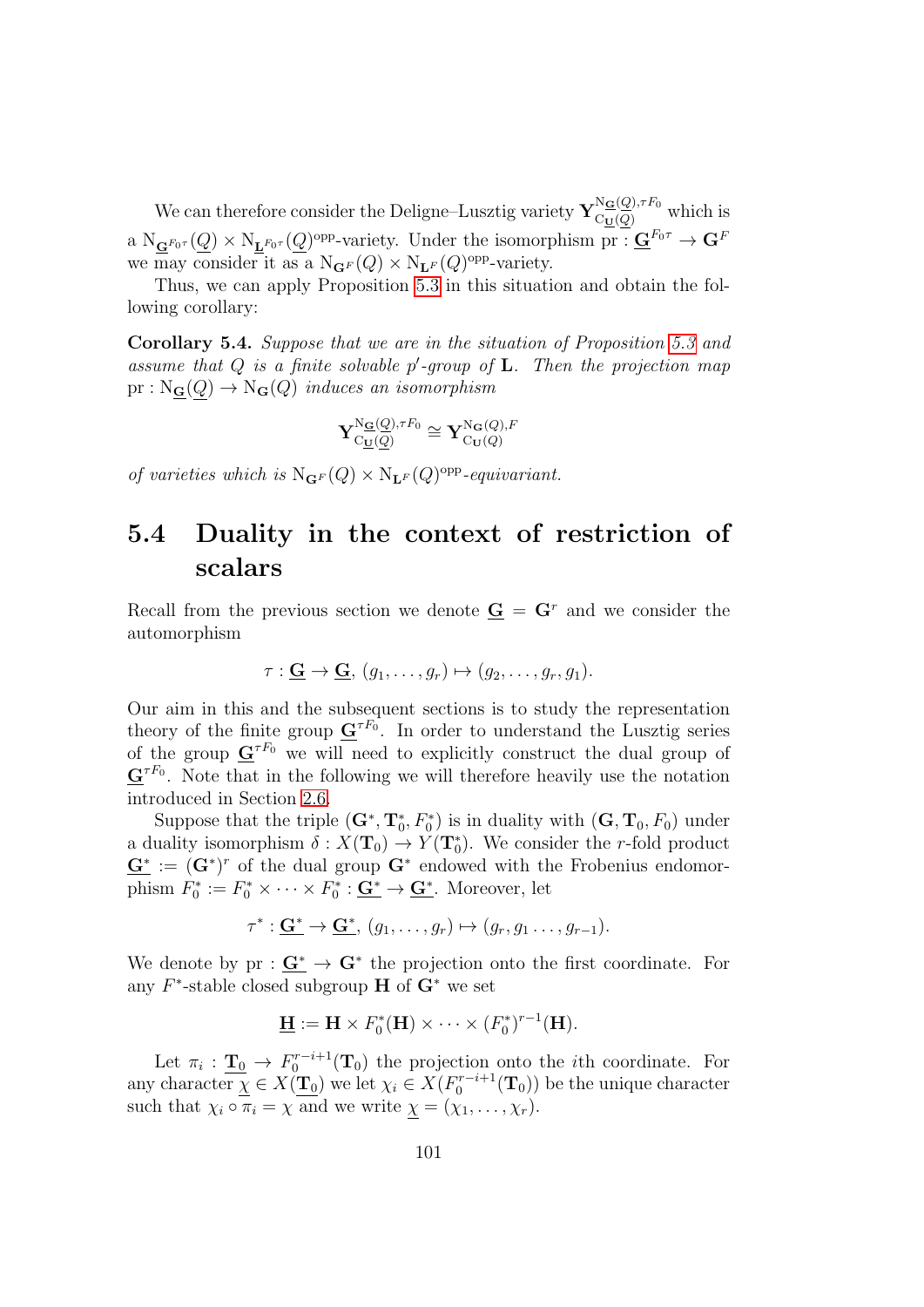We can therefore consider the Deligne–Lusztig variety $\mathbf{Y}_{\mathrm{C}_{\underline{\mathbf{U}}}(\underline{Q})}^{\mathrm{N}_{\underline{\mathbf{G}}}(\underline{Q}),\tau F_0}$ which is a $\mathrm{N}_{\underline{\mathbf{G}}^{F_0\tau}}(\underline{Q}) \times \mathrm{N}_{\underline{\mathbf{L}}^{F_0\tau}}(\underline{Q})^{\mathrm{opp}}$-variety. Under the isomorphism $\mathrm{pr} : \underline{\mathbf{G}}^{F_0\tau} \to \mathbf{G}^F$ we may consider it as a $\mathrm{N}_{\mathbf{G}^F}(Q) \times \mathrm{N}_{\mathbf{L}^F}(Q)^{\mathrm{opp}}$-variety.

Thus, we can apply Proposition 5.3 in this situation and obtain the following corollary:

**Corollary 5.4.** *Suppose that we are in the situation of Proposition 5.3 and assume that $Q$ is a finite solvable $p'$-group of $\mathbf{L}$. Then the projection map $\mathrm{pr} : \mathrm{N}_{\underline{\mathbf{G}}}(\underline{Q}) \to \mathrm{N}_{\mathbf{G}}(Q)$ induces an isomorphism*

$$\mathbf{Y}_{\mathrm{C}_{\underline{\mathbf{U}}}(\underline{Q})}^{\mathrm{N}_{\underline{\mathbf{G}}}(\underline{Q}),\tau F_0} \cong \mathbf{Y}_{\mathrm{C}_{\mathbf{U}}(Q)}^{\mathrm{N}_{\mathbf{G}}(Q),F}$$

*of varieties which is $\mathrm{N}_{\mathbf{G}^F}(Q) \times \mathrm{N}_{\mathbf{L}^F}(Q)^{\mathrm{opp}}$-equivariant.*

## 5.4 Duality in the context of restriction of scalars

Recall from the previous section we denote $\underline{\mathbf{G}} = \mathbf{G}^r$ and we consider the automorphism

$$\tau : \underline{\mathbf{G}} \to \underline{\mathbf{G}},\ (g_1, \ldots, g_r) \mapsto (g_2, \ldots, g_r, g_1).$$

Our aim in this and the subsequent sections is to study the representation theory of the finite group $\underline{\mathbf{G}}^{\tau F_0}$. In order to understand the Lusztig series of the group $\underline{\mathbf{G}}^{\tau F_0}$ we will need to explicitly construct the dual group of $\underline{\mathbf{G}}^{\tau F_0}$. Note that in the following we will therefore heavily use the notation introduced in Section 2.6.

Suppose that the triple $(\mathbf{G}^*, \mathbf{T}_0^*, F_0^*)$ is in duality with $(\mathbf{G}, \mathbf{T}_0, F_0)$ under a duality isomorphism $\delta : X(\mathbf{T}_0) \to Y(\mathbf{T}_0^*)$. We consider the $r$-fold product $\underline{\mathbf{G}^*} := (\mathbf{G}^*)^r$ of the dual group $\mathbf{G}^*$ endowed with the Frobenius endomorphism $F_0^* := F_0^* \times \cdots \times F_0^* : \underline{\mathbf{G}^*} \to \underline{\mathbf{G}^*}$. Moreover, let

$$\tau^* : \underline{\mathbf{G}^*} \to \underline{\mathbf{G}^*},\ (g_1, \ldots, g_r) \mapsto (g_r, g_1 \ldots, g_{r-1}).$$

We denote by $\mathrm{pr} : \underline{\mathbf{G}^*} \to \mathbf{G}^*$ the projection onto the first coordinate. For any $F^*$-stable closed subgroup $\mathbf{H}$ of $\mathbf{G}^*$ we set

$$\underline{\mathbf{H}} := \mathbf{H} \times F_0^*(\mathbf{H}) \times \cdots \times (F_0^*)^{r-1}(\mathbf{H}).$$

Let $\pi_i : \underline{\mathbf{T}_0} \to F_0^{r-i+1}(\mathbf{T}_0)$ the projection onto the $i$th coordinate. For any character $\underline{\chi} \in X(\underline{\mathbf{T}_0})$ we let $\chi_i \in X(F_0^{r-i+1}(\mathbf{T}_0))$ be the unique character such that $\chi_i \circ \pi_i = \chi$ and we write $\underline{\chi} = (\chi_1, \ldots, \chi_r)$.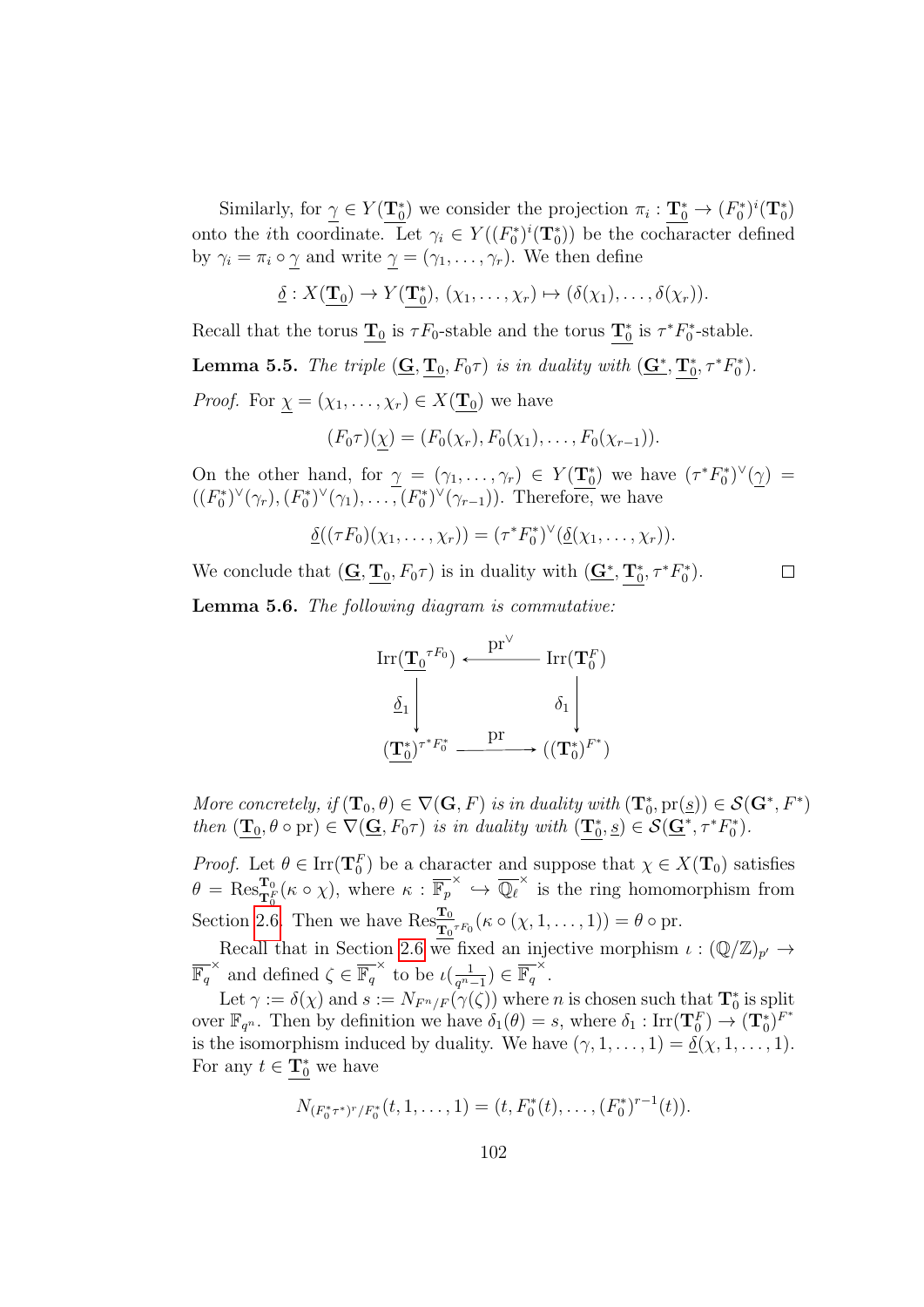Similarly, for $\underline{\gamma} \in Y(\underline{\mathbf{T}_0^*})$ we consider the projection $\pi_i : \underline{\mathbf{T}_0^*} \to (F_0^*)^i(\mathbf{T}_0^*)$ onto the $i$th coordinate. Let $\gamma_i \in Y((F_0^*)^i(\mathbf{T}_0^*))$ be the cocharacter defined by $\gamma_i = \pi_i \circ \underline{\gamma}$ and write $\underline{\gamma} = (\gamma_1, \dots, \gamma_r)$. We then define

$$\underline{\delta} : X(\underline{\mathbf{T}_0}) \to Y(\underline{\mathbf{T}_0^*}),\ (\chi_1, \dots, \chi_r) \mapsto (\delta(\chi_1), \dots, \delta(\chi_r)).$$

Recall that the torus $\underline{\mathbf{T}_0}$ is $\tau F_0$-stable and the torus $\underline{\mathbf{T}_0^*}$ is $\tau^* F_0^*$-stable.

**Lemma 5.5.** *The triple $(\underline{\mathbf{G}}, \underline{\mathbf{T}_0}, F_0\tau)$ is in duality with $(\underline{\mathbf{G}^*}, \underline{\mathbf{T}_0^*}, \tau^* F_0^*)$.*

*Proof.* For $\underline{\chi} = (\chi_1, \dots, \chi_r) \in X(\underline{\mathbf{T}_0})$ we have

$$(F_0\tau)(\underline{\chi}) = (F_0(\chi_r), F_0(\chi_1), \dots, F_0(\chi_{r-1})).$$

On the other hand, for $\underline{\gamma} = (\gamma_1, \dots, \gamma_r) \in Y(\underline{\mathbf{T}_0^*})$ we have $(\tau^* F_0^*)^\vee(\underline{\gamma}) = ((F_0^*)^\vee(\gamma_r), (F_0^*)^\vee(\gamma_1), \dots, (F_0^*)^\vee(\gamma_{r-1}))$. Therefore, we have

$$\underline{\delta}((\tau F_0)(\chi_1, \dots, \chi_r)) = (\tau^* F_0^*)^\vee(\underline{\delta}(\chi_1, \dots, \chi_r)).$$

We conclude that $(\underline{\mathbf{G}}, \underline{\mathbf{T}_0}, F_0\tau)$ is in duality with $(\underline{\mathbf{G}^*}, \underline{\mathbf{T}_0^*}, \tau^* F_0^*)$. $\square$

**Lemma 5.6.** *The following diagram is commutative:*

$$\begin{array}{ccc}
\mathrm{Irr}(\underline{\mathbf{T}_0}^{\tau F_0}) & \xleftarrow{\mathrm{pr}^\vee} & \mathrm{Irr}(\mathbf{T}_0^F) \\
\Big\downarrow \underline{\delta}_1 & & \Big\downarrow \delta_1 \\
(\underline{\mathbf{T}_0^*})^{\tau^* F_0^*} & \xrightarrow{\mathrm{pr}} & ((\mathbf{T}_0^*)^{F^*})
\end{array}$$

*More concretely, if $(\mathbf{T}_0, \theta) \in \nabla(\mathbf{G}, F)$ is in duality with $(\mathbf{T}_0^*, \mathrm{pr}(\underline{s})) \in \mathcal{S}(\mathbf{G}^*, F^*)$ then $(\underline{\mathbf{T}_0}, \theta \circ \mathrm{pr}) \in \nabla(\underline{\mathbf{G}}, F_0\tau)$ is in duality with $(\underline{\mathbf{T}_0^*}, \underline{s}) \in \mathcal{S}(\underline{\mathbf{G}^*}, \tau^* F_0^*)$.*

*Proof.* Let $\theta \in \mathrm{Irr}(\mathbf{T}_0^F)$ be a character and suppose that $\chi \in X(\mathbf{T}_0)$ satisfies $\theta = \mathrm{Res}^{\mathbf{T}_0}_{\mathbf{T}_0^F}(\kappa \circ \chi)$, where $\kappa : \overline{\mathbb{F}_p}^\times \hookrightarrow \overline{\mathbb{Q}_\ell}^\times$ is the ring homomorphism from Section 2.6. Then we have $\mathrm{Res}^{\underline{\mathbf{T}_0}}_{\underline{\mathbf{T}_0}^{\tau F_0}}(\kappa \circ (\chi, 1, \dots, 1)) = \theta \circ \mathrm{pr}$.

Recall that in Section 2.6 we fixed an injective morphism $\iota : (\mathbb{Q}/\mathbb{Z})_{p'} \to \overline{\mathbb{F}_q}^\times$ and defined $\zeta \in \overline{\mathbb{F}_q}^\times$ to be $\iota(\frac{1}{q^n - 1}) \in \overline{\mathbb{F}_q}^\times$.

Let $\gamma := \delta(\chi)$ and $s := N_{F^n/F}(\gamma(\zeta))$ where $n$ is chosen such that $\mathbf{T}_0^*$ is split over $\mathbb{F}_{q^n}$. Then by definition we have $\delta_1(\theta) = s$, where $\delta_1 : \mathrm{Irr}(\mathbf{T}_0^F) \to (\mathbf{T}_0^*)^{F^*}$ is the isomorphism induced by duality. We have $(\gamma, 1, \dots, 1) = \underline{\delta}(\chi, 1, \dots, 1)$. For any $t \in \mathbf{T}_0^*$ we have

$$N_{(F_0^* \tau^*)^r / F_0^*}(t, 1, \dots, 1) = (t, F_0^*(t), \dots, (F_0^*)^{r-1}(t)).$$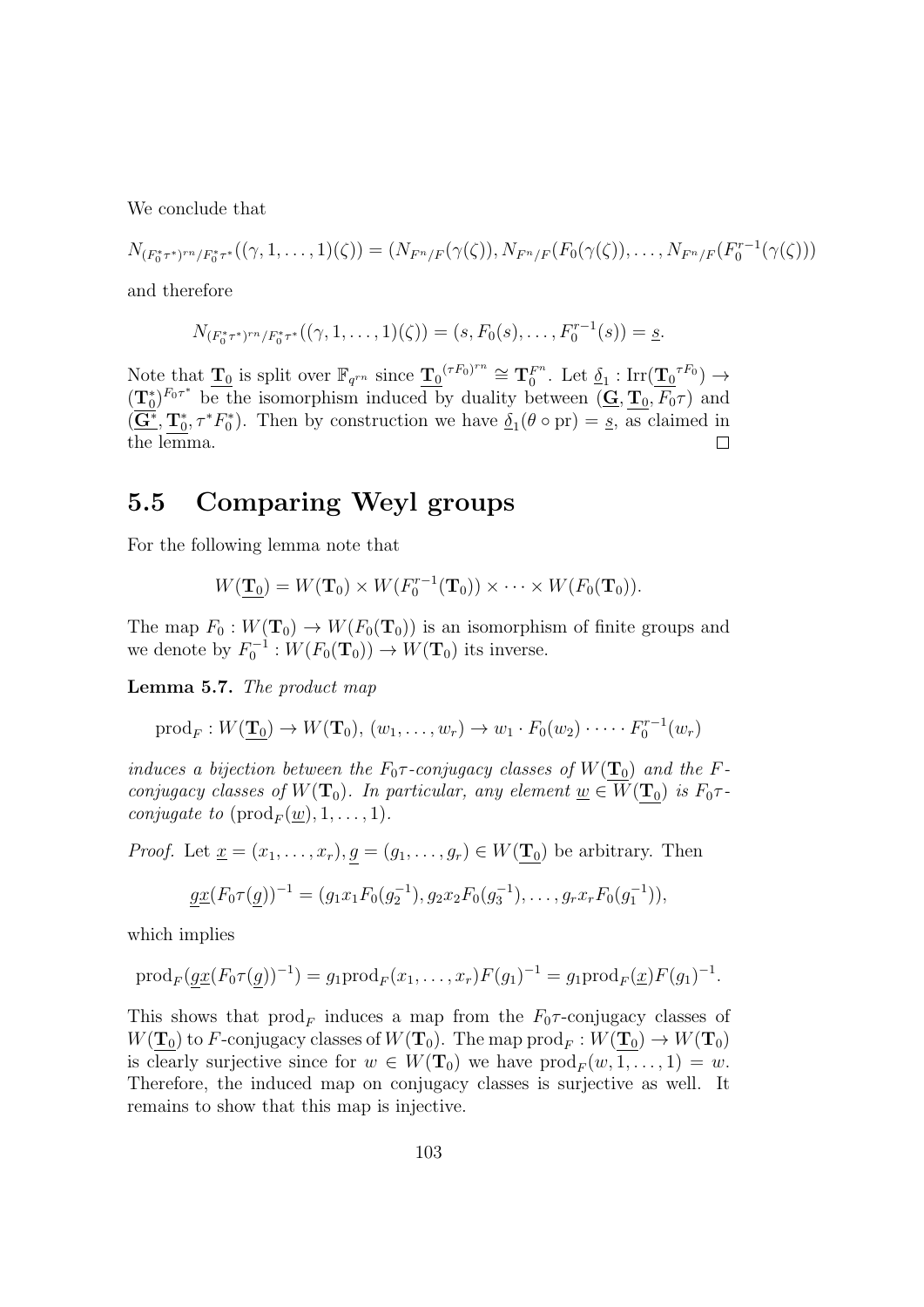We conclude that

$$N_{(F_0^*\tau^*)^{rn}/F_0^*\tau^*}((\gamma,1,\ldots,1)(\zeta)) = (N_{F^n/F}(\gamma(\zeta)), N_{F^n/F}(F_0(\gamma(\zeta)), \ldots, N_{F^n/F}(F_0^{r-1}(\gamma(\zeta)))$$

and therefore

$$N_{(F_0^*\tau^*)^{rn}/F_0^*\tau^*}((\gamma,1,\ldots,1)(\zeta)) = (s, F_0(s), \ldots, F_0^{r-1}(s)) = \underline{s}.$$

Note that $\underline{\mathbf{T}_0}$ is split over $\mathbb{F}_{q^{rn}}$ since $\underline{\mathbf{T}_0}^{(\tau F_0)^{rn}} \cong \mathbf{T}_0^{F^n}$. Let $\underline{\delta}_1 : \operatorname{Irr}(\underline{\mathbf{T}_0}^{\tau F_0}) \to (\underline{\mathbf{T}_0^*})^{F_0 \tau^*}$ be the isomorphism induced by duality between $(\underline{\mathbf{G}}, \underline{\mathbf{T}_0}, F_0\tau)$ and $(\underline{\mathbf{G}^*}, \underline{\mathbf{T}_0^*}, \tau^* F_0^*)$. Then by construction we have $\underline{\delta}_1(\theta \circ \mathrm{pr}) = \underline{s}$, as claimed in the lemma. $\square$

## 5.5 Comparing Weyl groups

For the following lemma note that

$$W(\underline{\mathbf{T}_0}) = W(\mathbf{T}_0) \times W(F_0^{r-1}(\mathbf{T}_0)) \times \cdots \times W(F_0(\mathbf{T}_0)).$$

The map $F_0 : W(\mathbf{T}_0) \to W(F_0(\mathbf{T}_0))$ is an isomorphism of finite groups and we denote by $F_0^{-1} : W(F_0(\mathbf{T}_0)) \to W(\mathbf{T}_0)$ its inverse.

**Lemma 5.7.** *The product map*

$$\mathrm{prod}_F : W(\underline{\mathbf{T}_0}) \to W(\mathbf{T}_0),\ (w_1, \ldots, w_r) \to w_1 \cdot F_0(w_2) \cdot \cdots \cdot F_0^{r-1}(w_r)$$

*induces a bijection between the $F_0\tau$-conjugacy classes of $W(\underline{\mathbf{T}_0})$ and the $F$-conjugacy classes of $W(\mathbf{T}_0)$. In particular, any element $\underline{w} \in W(\underline{\mathbf{T}_0})$ is $F_0\tau$-conjugate to $(\mathrm{prod}_F(\underline{w}), 1, \ldots, 1)$.*

*Proof.* Let $\underline{x} = (x_1, \ldots, x_r), \underline{g} = (g_1, \ldots, g_r) \in W(\underline{\mathbf{T}_0})$ be arbitrary. Then

$$\underline{g}\underline{x}(F_0\tau(\underline{g}))^{-1} = (g_1 x_1 F_0(g_2^{-1}), g_2 x_2 F_0(g_3^{-1}), \ldots, g_r x_r F_0(g_1^{-1})),$$

which implies

$$\mathrm{prod}_F(\underline{g}\underline{x}(F_0\tau(\underline{g}))^{-1} = g_1 \mathrm{prod}_F(x_1, \ldots, x_r) F(g_1)^{-1} = g_1 \mathrm{prod}_F(\underline{x}) F(g_1)^{-1}.$$

This shows that $\mathrm{prod}_F$ induces a map from the $F_0\tau$-conjugacy classes of $W(\underline{\mathbf{T}_0})$ to $F$-conjugacy classes of $W(\mathbf{T}_0)$. The map $\mathrm{prod}_F : W(\underline{\mathbf{T}_0}) \to W(\mathbf{T}_0)$ is clearly surjective since for $w \in W(\mathbf{T}_0)$ we have $\mathrm{prod}_F(w, 1, \ldots, 1) = w$. Therefore, the induced map on conjugacy classes is surjective as well. It remains to show that this map is injective.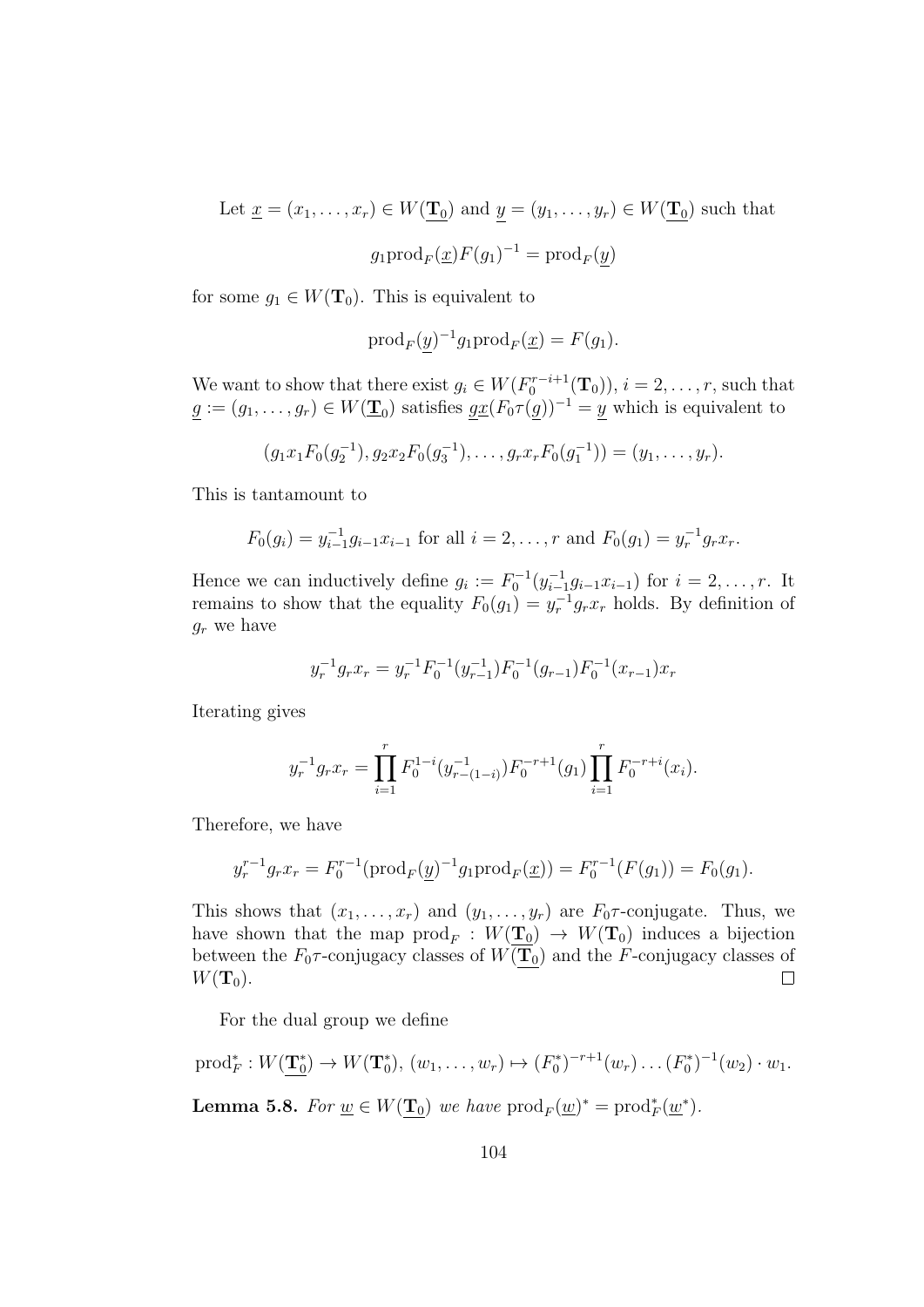Let $\underline{x} = (x_1, \ldots, x_r) \in W(\underline{\mathbf{T}_0})$ and $\underline{y} = (y_1, \ldots, y_r) \in W(\underline{\mathbf{T}_0})$ such that

$$g_1 \text{prod}_F(\underline{x}) F(g_1)^{-1} = \text{prod}_F(\underline{y})$$

for some $g_1 \in W(\mathbf{T}_0)$. This is equivalent to

$$\text{prod}_F(\underline{y})^{-1} g_1 \text{prod}_F(\underline{x}) = F(g_1).$$

We want to show that there exist $g_i \in W(F_0^{r-i+1}(\mathbf{T}_0))$, $i = 2, \ldots, r$, such that $\underline{g} := (g_1, \ldots, g_r) \in W(\underline{\mathbf{T}_0})$ satisfies $\underline{g}\underline{x}(F_0\tau(\underline{g}))^{-1} = \underline{y}$ which is equivalent to

$$(g_1 x_1 F_0(g_2^{-1}), g_2 x_2 F_0(g_3^{-1}), \ldots, g_r x_r F_0(g_1^{-1})) = (y_1, \ldots, y_r).$$

This is tantamount to

$$F_0(g_i) = y_{i-1}^{-1} g_{i-1} x_{i-1} \text{ for all } i = 2, \ldots, r \text{ and } F_0(g_1) = y_r^{-1} g_r x_r.$$

Hence we can inductively define $g_i := F_0^{-1}(y_{i-1}^{-1} g_{i-1} x_{i-1})$ for $i = 2, \ldots, r$. It remains to show that the equality $F_0(g_1) = y_r^{-1} g_r x_r$ holds. By definition of $g_r$ we have

$$y_r^{-1} g_r x_r = y_r^{-1} F_0^{-1}(y_{r-1}^{-1}) F_0^{-1}(g_{r-1}) F_0^{-1}(x_{r-1}) x_r$$

Iterating gives

$$y_r^{-1} g_r x_r = \prod_{i=1}^{r} F_0^{1-i}(y_{r-(1-i)}^{-1}) F_0^{-r+1}(g_1) \prod_{i=1}^{r} F_0^{-r+i}(x_i).$$

Therefore, we have

$$y_r^{r-1} g_r x_r = F_0^{r-1}(\text{prod}_F(\underline{y})^{-1} g_1 \text{prod}_F(\underline{x})) = F_0^{r-1}(F(g_1)) = F_0(g_1).$$

This shows that $(x_1, \ldots, x_r)$ and $(y_1, \ldots, y_r)$ are $F_0\tau$-conjugate. Thus, we have shown that the map $\text{prod}_F : W(\underline{\mathbf{T}_0}) \to W(\mathbf{T}_0)$ induces a bijection between the $F_0\tau$-conjugacy classes of $W(\underline{\mathbf{T}_0})$ and the $F$-conjugacy classes of $W(\mathbf{T}_0)$. $\square$

For the dual group we define

$$\text{prod}_F^* : W(\underline{\mathbf{T}_0^*}) \to W(\mathbf{T}_0^*),\ (w_1, \ldots, w_r) \mapsto (F_0^*)^{-r+1}(w_r) \ldots (F_0^*)^{-1}(w_2) \cdot w_1.$$

**Lemma 5.8.** *For $\underline{w} \in W(\underline{\mathbf{T}_0})$ we have $\text{prod}_F(\underline{w})^* = \text{prod}_F^*(\underline{w}^*)$.*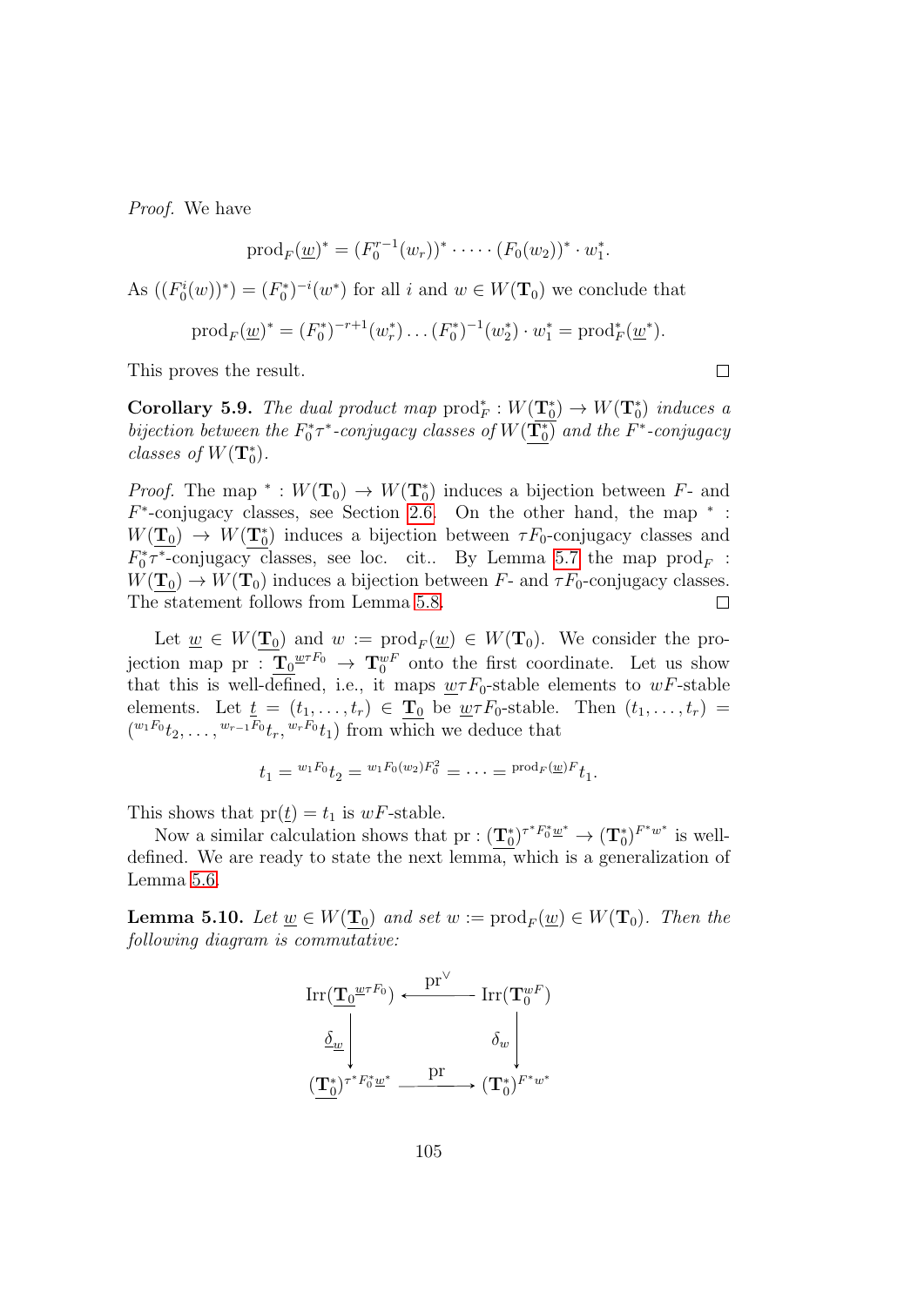*Proof.* We have

$$\mathrm{prod}_F(\underline{w})^* = (F_0^{r-1}(w_r))^* \cdot \dots \cdot (F_0(w_2))^* \cdot w_1^*.$$

As $((F_0^i(w))^*) = (F_0^*)^{-i}(w^*)$ for all $i$ and $w \in W(\mathbf{T}_0)$ we conclude that

$$\mathrm{prod}_F(\underline{w})^* = (F_0^*)^{-r+1}(w_r^*) \dots (F_0^*)^{-1}(w_2^*) \cdot w_1^* = \mathrm{prod}_F^*(\underline{w}^*).$$

This proves the result. $\square$

**Corollary 5.9.** *The dual product map $\mathrm{prod}_F^* : W(\underline{\mathbf{T}_0^*}) \to W(\mathbf{T}_0^*)$ induces a bijection between the $F_0^*\tau^*$-conjugacy classes of $W(\underline{\mathbf{T}_0^*})$ and the $F^*$-conjugacy classes of $W(\mathbf{T}_0^*)$.*

*Proof.* The map $^* : W(\mathbf{T}_0) \to W(\mathbf{T}_0^*)$ induces a bijection between $F$- and $F^*$-conjugacy classes, see Section 2.6. On the other hand, the map $^*$ : $W(\underline{\mathbf{T}_0}) \to W(\underline{\mathbf{T}_0^*})$ induces a bijection between $\tau F_0$-conjugacy classes and $F_0^*\tau^*$-conjugacy classes, see loc. cit.. By Lemma 5.7 the map $\mathrm{prod}_F$ : $W(\underline{\mathbf{T}_0}) \to W(\mathbf{T}_0)$ induces a bijection between $F$- and $\tau F_0$-conjugacy classes. The statement follows from Lemma 5.8. $\square$

Let $\underline{w} \in W(\underline{\mathbf{T}_0})$ and $w := \mathrm{prod}_F(\underline{w}) \in W(\mathbf{T}_0)$. We consider the projection map $\mathrm{pr} : \underline{\mathbf{T}_0}^{\underline{w}\tau F_0} \to \mathbf{T}_0^{wF}$ onto the first coordinate. Let us show that this is well-defined, i.e., it maps $\underline{w}\tau F_0$-stable elements to $wF$-stable elements. Let $\underline{t} = (t_1, \dots, t_r) \in \underline{\mathbf{T}_0}$ be $\underline{w}\tau F_0$-stable. Then $(t_1, \dots, t_r) = ({}^{w_1F_0}t_2, \dots, {}^{w_{r-1}F_0}t_r, {}^{w_rF_0}t_1)$ from which we deduce that

$$t_1 = {}^{w_1F_0}t_2 = {}^{w_1F_0(w_2)F_0^2} = \dots = {}^{\mathrm{prod}_F(\underline{w})F}t_1.$$

This shows that $\mathrm{pr}(\underline{t}) = t_1$ is $wF$-stable.

Now a similar calculation shows that $\mathrm{pr} : (\underline{\mathbf{T}_0^*})^{\tau^* F_0^* \underline{w}^*} \to (\mathbf{T}_0^*)^{F^* w^*}$ is well-defined. We are ready to state the next lemma, which is a generalization of Lemma 5.6.

**Lemma 5.10.** *Let $\underline{w} \in W(\underline{\mathbf{T}_0})$ and set $w := \mathrm{prod}_F(\underline{w}) \in W(\mathbf{T}_0)$. Then the following diagram is commutative:*

$$\begin{array}{ccc}
\mathrm{Irr}(\underline{\mathbf{T}_0}^{\underline{w}\tau F_0}) & \xleftarrow{\ \mathrm{pr}^\vee\ } & \mathrm{Irr}(\mathbf{T}_0^{wF}) \\
\Big\downarrow{\scriptstyle \underline{\delta}_{\underline{w}}} & & \Big\downarrow{\scriptstyle \delta_w} \\
(\underline{\mathbf{T}_0^*})^{\tau^* F_0^* \underline{w}^*} & \xrightarrow{\ \mathrm{pr}\ } & (\mathbf{T}_0^*)^{F^* w^*}
\end{array}$$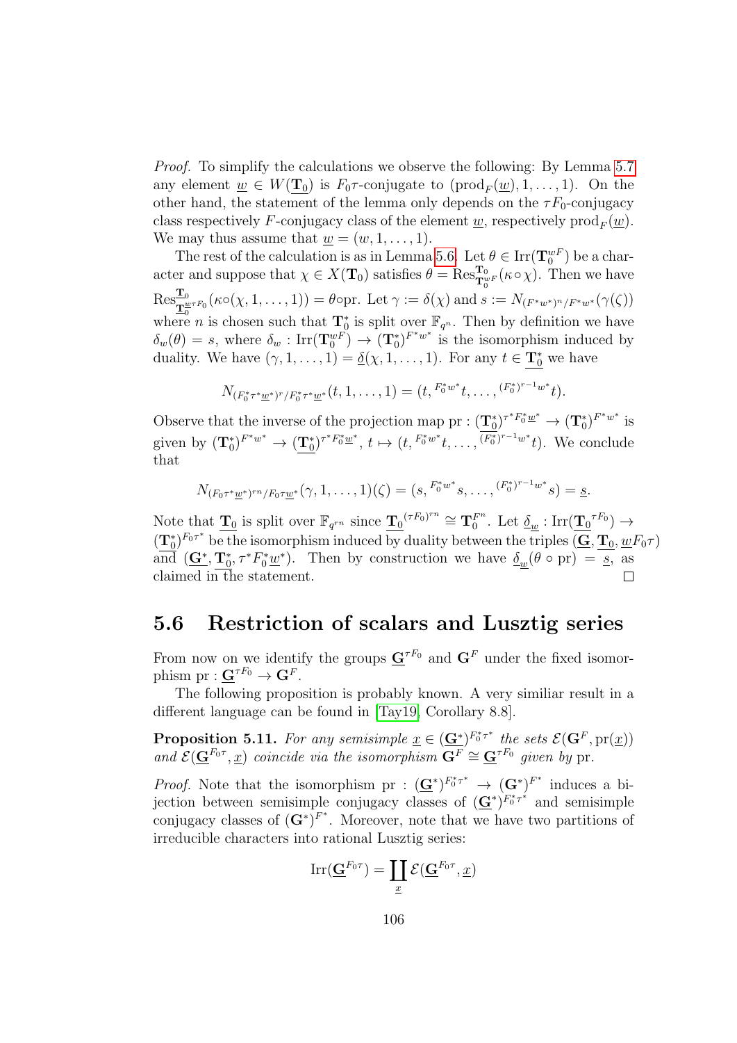*Proof.* To simplify the calculations we observe the following: By Lemma 5.7 any element $\underline{w} \in W(\underline{\mathbf{T}_0})$ is $F_0\tau$-conjugate to $(\mathrm{prod}_F(\underline{w}), 1, \ldots, 1)$. On the other hand, the statement of the lemma only depends on the $\tau F_0$-conjugacy class respectively $F$-conjugacy class of the element $\underline{w}$, respectively $\mathrm{prod}_F(\underline{w})$. We may thus assume that $\underline{w} = (w, 1, \ldots, 1)$.

The rest of the calculation is as in Lemma 5.6. Let $\theta \in \mathrm{Irr}(\mathbf{T}_0^{wF})$ be a character and suppose that $\chi \in X(\mathbf{T}_0)$ satisfies $\theta = \mathrm{Res}^{\mathbf{T}_0}_{\mathbf{T}_0^{wF}}(\kappa \circ \chi)$. Then we have $\mathrm{Res}^{\underline{\mathbf{T}_0}}_{\underline{\mathbf{T}_0}^{\underline{w}\tau F_0}}(\kappa \circ (\chi, 1, \ldots, 1)) = \theta \circ \mathrm{pr}$. Let $\gamma := \delta(\chi)$ and $s := N_{(F^* w^*)^n / F^* w^*}(\gamma(\zeta))$ where $n$ is chosen such that $\mathbf{T}_0^*$ is split over $\mathbb{F}_{q^n}$. Then by definition we have $\delta_w(\theta) = s$, where $\delta_w : \mathrm{Irr}(\mathbf{T}_0^{wF}) \to (\mathbf{T}_0^*)^{F^* w^*}$ is the isomorphism induced by duality. We have $(\gamma, 1, \ldots, 1) = \underline{\delta}(\chi, 1, \ldots, 1)$. For any $t \in \underline{\mathbf{T}_0^*}$ we have

$$N_{(F_0^* \tau^* \underline{w}^*)^r / F_0^* \tau^* \underline{w}^*}(t, 1, \ldots, 1) = (t, {}^{F_0^* w^*}t, \ldots, {}^{(F_0^*)^{r-1} w^*}t).$$

Observe that the inverse of the projection map $\mathrm{pr} : (\underline{\mathbf{T}_0^*})^{\tau^* F_0^* \underline{w}^*} \to (\mathbf{T}_0^*)^{F^* w^*}$ is given by $(\mathbf{T}_0^*)^{F^* w^*} \to (\underline{\mathbf{T}_0^*})^{\tau^* F_0^* \underline{w}^*}$, $t \mapsto (t, {}^{F_0^* w^*}t, \ldots, {}^{(F_0^*)^{r-1} w^*}t)$. We conclude that

$$N_{(F_0 \tau^* \underline{w}^*)^{rn} / F_0 \tau \underline{w}^*}(\gamma, 1, \ldots, 1)(\zeta) = (s, {}^{F_0^* w^*}s, \ldots, {}^{(F_0^*)^{r-1} w^*}s) = \underline{s}.$$

Note that $\underline{\mathbf{T}_0}$ is split over $\mathbb{F}_{q^{rn}}$ since $\underline{\mathbf{T}_0}^{(\tau F_0)^{rn}} \cong \mathbf{T}_0^{F^n}$. Let $\underline{\delta}_{\underline{w}} : \mathrm{Irr}(\underline{\mathbf{T}_0}^{\tau F_0}) \to (\underline{\mathbf{T}_0^*})^{F_0 \tau^*}$ be the isomorphism induced by duality between the triples $(\underline{\mathbf{G}}, \underline{\mathbf{T}_0}, \underline{w} F_0 \tau)$ and $(\underline{\mathbf{G}}^*, \underline{\mathbf{T}_0^*}, \tau^* F_0^* \underline{w}^*)$. Then by construction we have $\underline{\delta}_{\underline{w}}(\theta \circ \mathrm{pr}) = \underline{s}$, as claimed in the statement. $\square$

## 5.6 Restriction of scalars and Lusztig series

From now on we identify the groups $\underline{\mathbf{G}}^{\tau F_0}$ and $\mathbf{G}^F$ under the fixed isomorphism $\mathrm{pr} : \underline{\mathbf{G}}^{\tau F_0} \to \mathbf{G}^F$.

The following proposition is probably known. A very similiar result in a different language can be found in [Tay19, Corollary 8.8].

**Proposition 5.11.** *For any semisimple $\underline{x} \in (\underline{\mathbf{G}}^*)^{F_0^* \tau^*}$ the sets $\mathcal{E}(\mathbf{G}^F, \mathrm{pr}(\underline{x}))$ and $\mathcal{E}(\underline{\mathbf{G}}^{F_0 \tau}, \underline{x})$ coincide via the isomorphism $\mathbf{G}^F \cong \underline{\mathbf{G}}^{\tau F_0}$ given by* pr.

*Proof.* Note that the isomorphism $\mathrm{pr} : (\underline{\mathbf{G}}^*)^{F_0^* \tau^*} \to (\mathbf{G}^*)^{F^*}$ induces a bijection between semisimple conjugacy classes of $(\underline{\mathbf{G}}^*)^{F_0^* \tau^*}$ and semisimple conjugacy classes of $(\mathbf{G}^*)^{F^*}$. Moreover, note that we have two partitions of irreducible characters into rational Lusztig series:

$$\mathrm{Irr}(\underline{\mathbf{G}}^{F_0 \tau}) = \coprod_{\underline{x}} \mathcal{E}(\underline{\mathbf{G}}^{F_0 \tau}, \underline{x})$$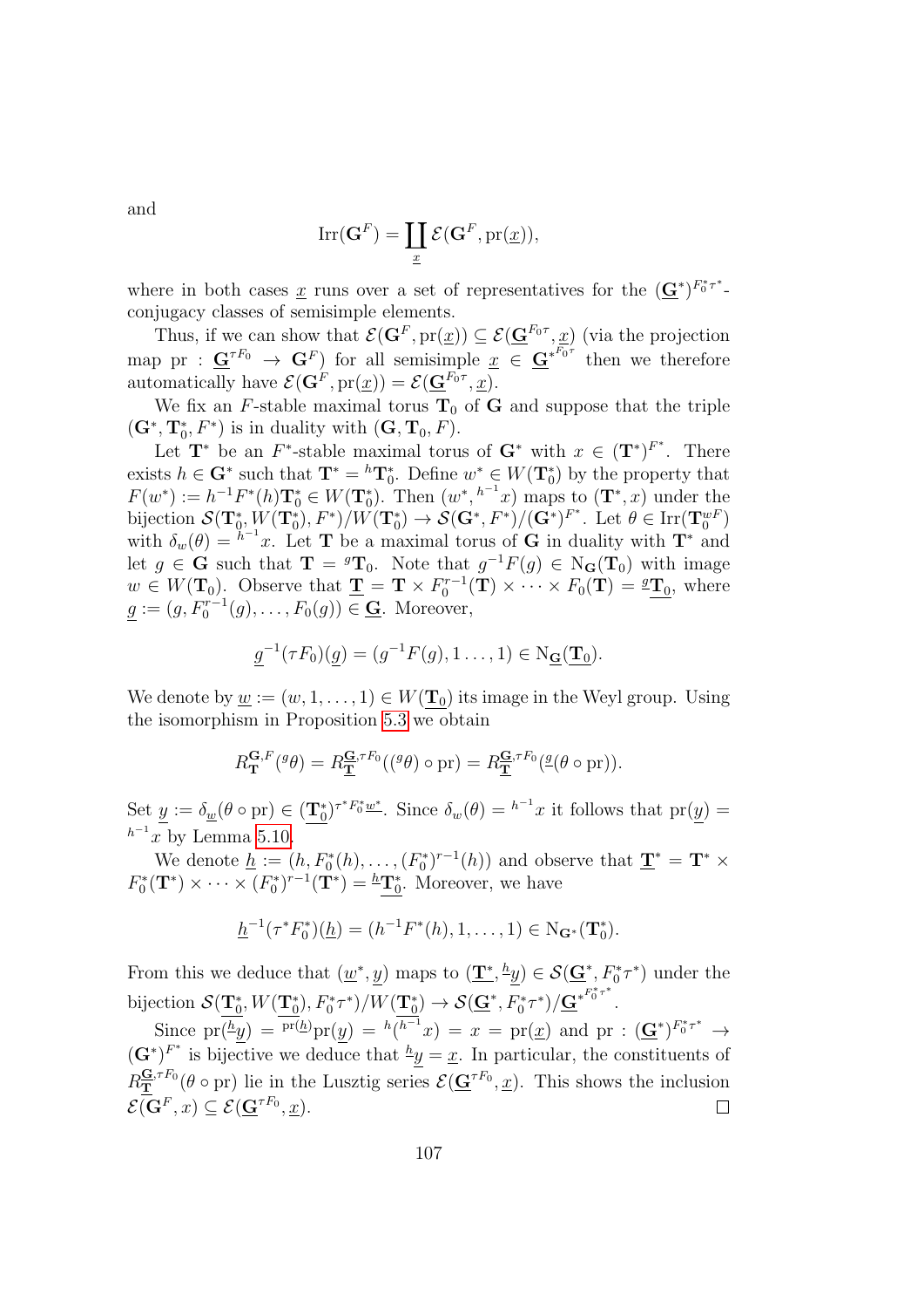and

$$\mathrm{Irr}(\mathbf{G}^F) = \coprod_{\underline{x}} \mathcal{E}(\mathbf{G}^F, \mathrm{pr}(\underline{x})),$$

where in both cases $\underline{x}$ runs over a set of representatives for the $(\underline{\mathbf{G}}^*)^{F_0^*\tau^*}$-conjugacy classes of semisimple elements.

Thus, if we can show that $\mathcal{E}(\mathbf{G}^F, \mathrm{pr}(\underline{x})) \subseteq \mathcal{E}(\underline{\mathbf{G}}^{F_0\tau}, \underline{x})$ (via the projection map $\mathrm{pr} : \underline{\mathbf{G}}^{\tau F_0} \to \mathbf{G}^F$) for all semisimple $\underline{x} \in \underline{\mathbf{G}^*}^{F_0\tau}$ then we therefore automatically have $\mathcal{E}(\mathbf{G}^F, \mathrm{pr}(\underline{x})) = \mathcal{E}(\underline{\mathbf{G}}^{F_0\tau}, \underline{x})$.

We fix an $F$-stable maximal torus $\mathbf{T}_0$ of $\mathbf{G}$ and suppose that the triple $(\mathbf{G}^*, \mathbf{T}_0^*, F^*)$ is in duality with $(\mathbf{G}, \mathbf{T}_0, F)$.

Let $\mathbf{T}^*$ be an $F^*$-stable maximal torus of $\mathbf{G}^*$ with $x \in (\mathbf{T}^*)^{F^*}$. There exists $h \in \mathbf{G}^*$ such that $\mathbf{T}^* = {}^h\mathbf{T}_0^*$. Define $w^* \in W(\mathbf{T}_0^*)$ by the property that $F(w^*) := h^{-1}F^*(h)\mathbf{T}_0^* \in W(\mathbf{T}_0^*)$. Then $(w^*, {}^{h^{-1}}x)$ maps to $(\mathbf{T}^*, x)$ under the bijection $\mathcal{S}(\mathbf{T}_0^*, W(\mathbf{T}_0^*), F^*)/W(\mathbf{T}_0^*) \to \mathcal{S}(\mathbf{G}^*, F^*)/(\mathbf{G}^*)^{F^*}$. Let $\theta \in \mathrm{Irr}(\mathbf{T}_0^{wF})$ with $\delta_w(\theta) = {}^{h^{-1}}x$. Let $\mathbf{T}$ be a maximal torus of $\mathbf{G}$ in duality with $\mathbf{T}^*$ and let $g \in \mathbf{G}$ such that $\mathbf{T} = {}^g\mathbf{T}_0$. Note that $g^{-1}F(g) \in \mathrm{N}_{\mathbf{G}}(\mathbf{T}_0)$ with image $w \in W(\mathbf{T}_0)$. Observe that $\underline{\mathbf{T}} = \mathbf{T} \times F_0^{r-1}(\mathbf{T}) \times \cdots \times F_0(\mathbf{T}) = {}^{\underline{g}}\underline{\mathbf{T}_0}$, where $\underline{g} := (g, F_0^{r-1}(g), \ldots, F_0(g)) \in \underline{\mathbf{G}}$. Moreover,

$$\underline{g}^{-1}(\tau F_0)(\underline{g}) = (g^{-1}F(g), 1\ldots, 1) \in \mathrm{N}_{\underline{\mathbf{G}}}(\underline{\mathbf{T}_0}).$$

We denote by $\underline{w} := (w, 1, \ldots, 1) \in W(\underline{\mathbf{T}_0})$ its image in the Weyl group. Using the isomorphism in Proposition 5.3 we obtain

$$R_{\mathbf{T}}^{\mathbf{G},F}({}^g\theta) = R_{\underline{\mathbf{T}}}^{\underline{\mathbf{G}},\tau F_0}(({}^g\theta) \circ \mathrm{pr}) = R_{\underline{\mathbf{T}}}^{\underline{\mathbf{G}},\tau F_0}({}^{\underline{g}}(\theta \circ \mathrm{pr})).$$

Set $\underline{y} := \delta_{\underline{w}}(\theta \circ \mathrm{pr}) \in (\underline{\mathbf{T}_0^*})^{\tau^*F_0^*\underline{w^*}}$. Since $\delta_w(\theta) = {}^{h^{-1}}x$ it follows that $\mathrm{pr}(\underline{y}) = {}^{h^{-1}}x$ by Lemma 5.10.

We denote $\underline{h} := (h, F_0^*(h), \ldots, (F_0^*)^{r-1}(h))$ and observe that $\underline{\mathbf{T}}^* = \mathbf{T}^* \times F_0^*(\mathbf{T}^*) \times \cdots \times (F_0^*)^{r-1}(\mathbf{T}^*) = {}^{\underline{h}}\underline{\mathbf{T}_0^*}$. Moreover, we have

$$\underline{h}^{-1}(\tau^*F_0^*)(\underline{h}) = (h^{-1}F^*(h), 1, \ldots, 1) \in \mathrm{N}_{\mathbf{G}^*}(\mathbf{T}_0^*).$$

From this we deduce that $(\underline{w}^*, \underline{y})$ maps to $(\underline{\mathbf{T}}^*, {}^{\underline{h}}\underline{y}) \in \mathcal{S}(\underline{\mathbf{G}}^*, F_0^*\tau^*)$ under the bijection $\mathcal{S}(\underline{\mathbf{T}_0^*}, W(\underline{\mathbf{T}_0^*}), F_0^*\tau^*)/W(\underline{\mathbf{T}_0^*}) \to \mathcal{S}(\underline{\mathbf{G}}^*, F_0^*\tau^*)/\underline{\mathbf{G}}^{*F_0^*\tau^*}$.

Since $\mathrm{pr}({}^{\underline{h}}\underline{y}) = {}^{\mathrm{pr}(\underline{h})}\mathrm{pr}(\underline{y}) = {}^h({}^{h^{-1}}x) = x = \mathrm{pr}(\underline{x})$ and $\mathrm{pr} : (\underline{\mathbf{G}}^*)^{F_0^*\tau^*} \to (\mathbf{G}^*)^{F^*}$ is bijective we deduce that ${}^{\underline{h}}\underline{y} = \underline{x}$. In particular, the constituents of $R_{\underline{\mathbf{T}}}^{\underline{\mathbf{G}},\tau F_0}(\theta \circ \mathrm{pr})$ lie in the Lusztig series $\mathcal{E}(\underline{\mathbf{G}}^{\tau F_0}, \underline{x})$. This shows the inclusion $\mathcal{E}(\mathbf{G}^F, x) \subseteq \mathcal{E}(\underline{\mathbf{G}}^{\tau F_0}, \underline{x})$. $\square$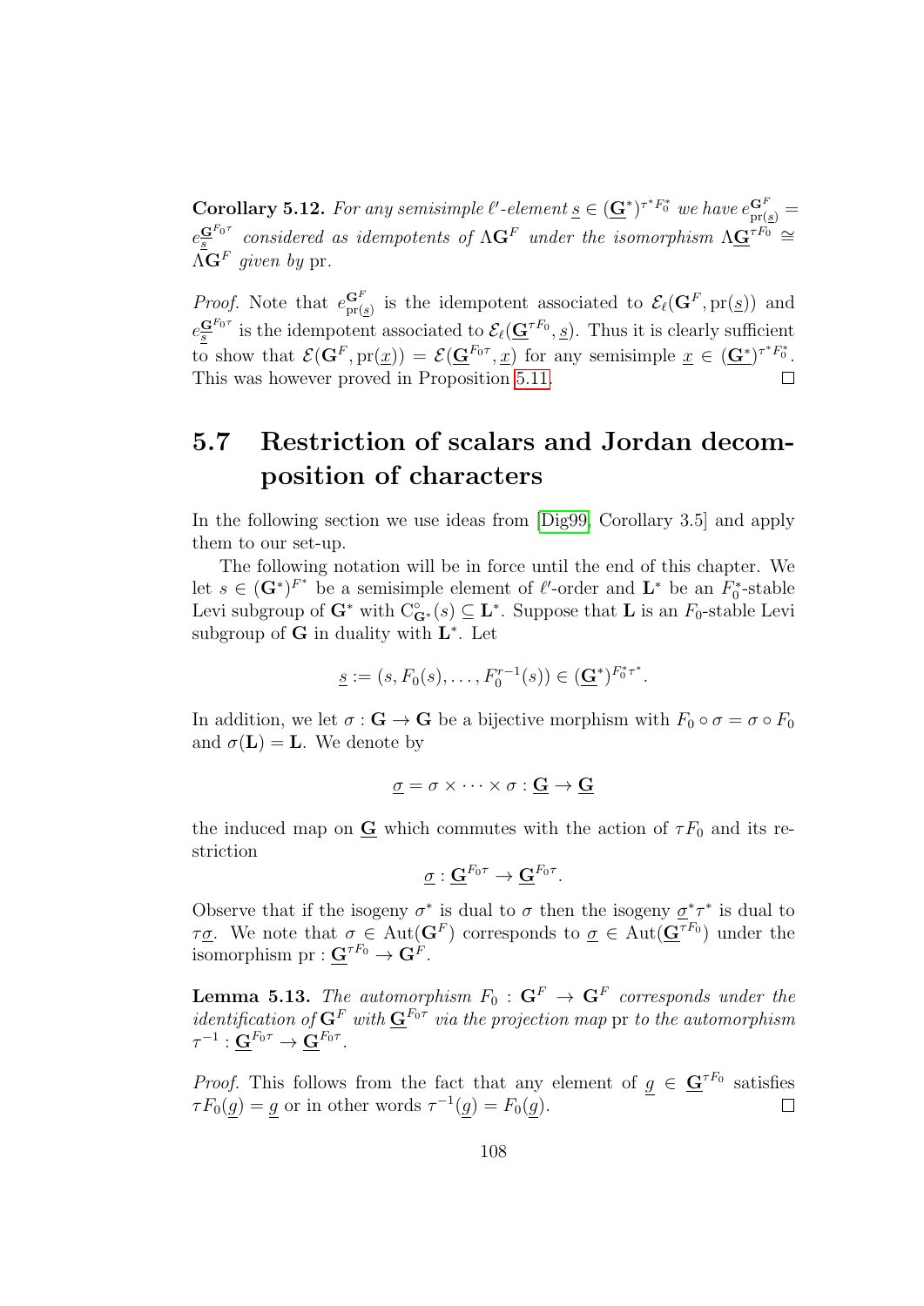**Corollary 5.12.** *For any semisimple $\ell'$-element $\underline{s} \in (\underline{\mathbf{G}}^*)^{\tau^* F_0^*}$ we have $e_{\mathrm{pr}(\underline{s})}^{\mathbf{G}^F} = e_{\underline{s}}^{\underline{\mathbf{G}}^{F_0 \tau}}$ considered as idempotents of $\Lambda \mathbf{G}^F$ under the isomorphism $\Lambda \underline{\mathbf{G}}^{\tau F_0} \cong \Lambda \mathbf{G}^F$ given by* pr.

*Proof.* Note that $e_{\mathrm{pr}(\underline{s})}^{\mathbf{G}^F}$ is the idempotent associated to $\mathcal{E}_\ell(\mathbf{G}^F, \mathrm{pr}(\underline{s}))$ and $e_{\underline{s}}^{\underline{\mathbf{G}}^{F_0 \tau}}$ is the idempotent associated to $\mathcal{E}_\ell(\underline{\mathbf{G}}^{\tau F_0}, \underline{s})$. Thus it is clearly sufficient to show that $\mathcal{E}(\mathbf{G}^F, \mathrm{pr}(\underline{x})) = \mathcal{E}(\underline{\mathbf{G}}^{F_0 \tau}, \underline{x})$ for any semisimple $\underline{x} \in (\underline{\mathbf{G}}^*)^{\tau^* F_0^*}$. This was however proved in Proposition 5.11. $\square$

## 5.7 Restriction of scalars and Jordan decomposition of characters

In the following section we use ideas from [Dig99, Corollary 3.5] and apply them to our set-up.

The following notation will be in force until the end of this chapter. We let $s \in (\mathbf{G}^*)^{F^*}$ be a semisimple element of $\ell'$-order and $\mathbf{L}^*$ be an $F_0^*$-stable Levi subgroup of $\mathbf{G}^*$ with $\mathrm{C}^\circ_{\mathbf{G}^*}(s) \subseteq \mathbf{L}^*$. Suppose that $\mathbf{L}$ is an $F_0$-stable Levi subgroup of $\mathbf{G}$ in duality with $\mathbf{L}^*$. Let

$$\underline{s} := (s, F_0(s), \dots, F_0^{r-1}(s)) \in (\underline{\mathbf{G}}^*)^{F_0^* \tau^*}.$$

In addition, we let $\sigma : \mathbf{G} \to \mathbf{G}$ be a bijective morphism with $F_0 \circ \sigma = \sigma \circ F_0$ and $\sigma(\mathbf{L}) = \mathbf{L}$. We denote by

$$\underline{\sigma} = \sigma \times \cdots \times \sigma : \underline{\mathbf{G}} \to \underline{\mathbf{G}}$$

the induced map on $\underline{\mathbf{G}}$ which commutes with the action of $\tau F_0$ and its restriction

$$\underline{\sigma} : \underline{\mathbf{G}}^{F_0 \tau} \to \underline{\mathbf{G}}^{F_0 \tau}.$$

Observe that if the isogeny $\sigma^*$ is dual to $\sigma$ then the isogeny $\underline{\sigma}^* \tau^*$ is dual to $\tau \underline{\sigma}$. We note that $\sigma \in \mathrm{Aut}(\mathbf{G}^F)$ corresponds to $\underline{\sigma} \in \mathrm{Aut}(\underline{\mathbf{G}}^{\tau F_0})$ under the isomorphism $\mathrm{pr} : \underline{\mathbf{G}}^{\tau F_0} \to \mathbf{G}^F$.

**Lemma 5.13.** *The automorphism $F_0 : \mathbf{G}^F \to \mathbf{G}^F$ corresponds under the identification of $\mathbf{G}^F$ with $\underline{\mathbf{G}}^{F_0 \tau}$ via the projection map* pr *to the automorphism $\tau^{-1} : \underline{\mathbf{G}}^{F_0 \tau} \to \underline{\mathbf{G}}^{F_0 \tau}$.*

*Proof.* This follows from the fact that any element of $\underline{g} \in \underline{\mathbf{G}}^{\tau F_0}$ satisfies $\tau F_0(\underline{g}) = \underline{g}$ or in other words $\tau^{-1}(\underline{g}) = F_0(\underline{g})$. $\square$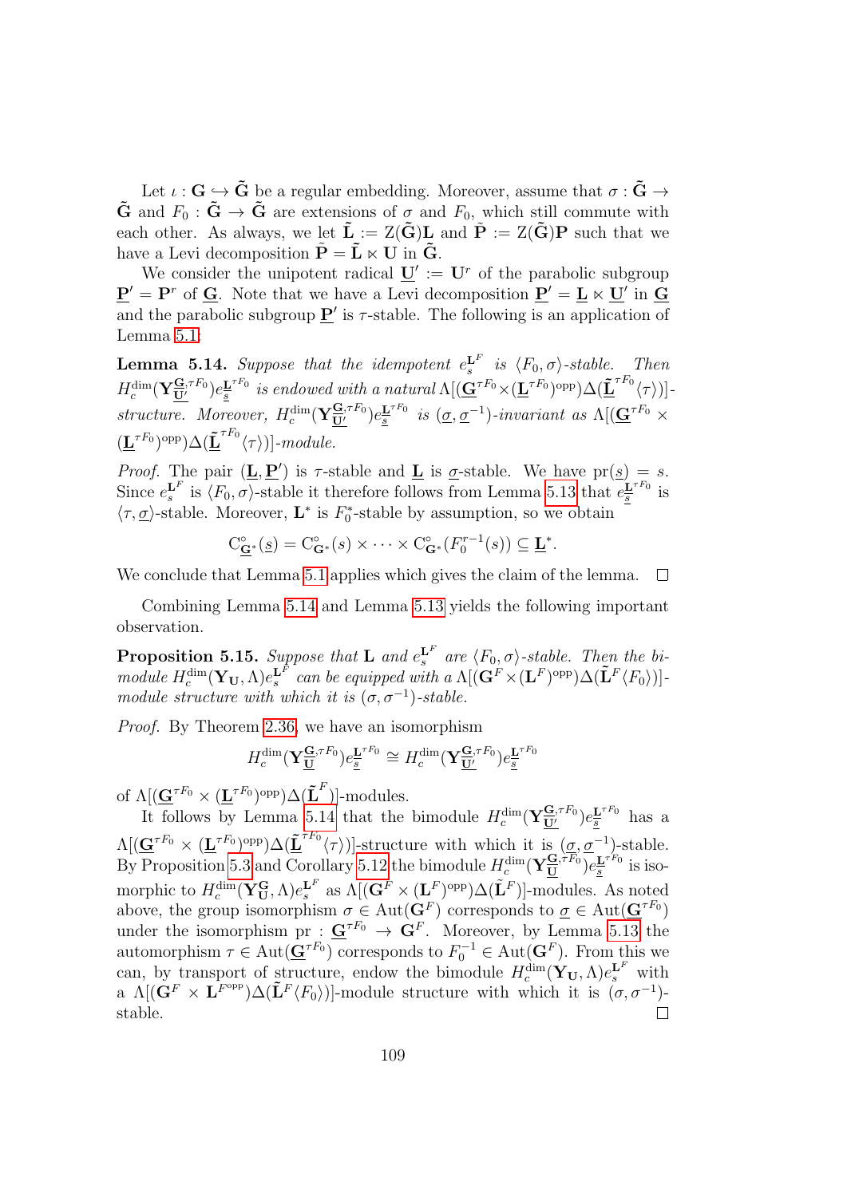Let $\iota : \mathbf{G} \hookrightarrow \tilde{\mathbf{G}}$ be a regular embedding. Moreover, assume that $\sigma : \tilde{\mathbf{G}} \to \tilde{\mathbf{G}}$ and $F_0 : \tilde{\mathbf{G}} \to \tilde{\mathbf{G}}$ are extensions of $\sigma$ and $F_0$, which still commute with each other. As always, we let $\tilde{\mathbf{L}} := \mathrm{Z}(\tilde{\mathbf{G}})\mathbf{L}$ and $\tilde{\mathbf{P}} := \mathrm{Z}(\tilde{\mathbf{G}})\mathbf{P}$ such that we have a Levi decomposition $\tilde{\mathbf{P}} = \tilde{\mathbf{L}} \ltimes \mathbf{U}$ in $\tilde{\mathbf{G}}$.

We consider the unipotent radical $\underline{\mathbf{U}}' := \mathbf{U}^r$ of the parabolic subgroup $\underline{\mathbf{P}}' = \mathbf{P}^r$ of $\underline{\mathbf{G}}$. Note that we have a Levi decomposition $\underline{\mathbf{P}}' = \underline{\mathbf{L}} \ltimes \underline{\mathbf{U}}'$ in $\underline{\mathbf{G}}$ and the parabolic subgroup $\underline{\mathbf{P}}'$ is $\tau$-stable. The following is an application of Lemma 5.1:

**Lemma 5.14.** *Suppose that the idempotent $e_s^{\mathbf{L}^F}$ is $\langle F_0, \sigma\rangle$-stable. Then $H_c^{\dim}(\mathbf{Y}_{\underline{\mathbf{U}}'}^{\underline{\mathbf{G}},\tau F_0})e_{\underline{s}}^{\underline{\mathbf{L}}^{\tau F_0}}$ is endowed with a natural $\Lambda[(\underline{\mathbf{G}}^{\tau F_0} \times (\underline{\mathbf{L}}^{\tau F_0})^{\mathrm{opp}})\Delta(\tilde{\underline{\mathbf{L}}}^{\tau F_0}\langle\tau\rangle)]$-structure. Moreover, $H_c^{\dim}(\mathbf{Y}_{\underline{\mathbf{U}}'}^{\underline{\mathbf{G}},\tau F_0})e_{\underline{s}}^{\underline{\mathbf{L}}^{\tau F_0}}$ is $(\underline{\sigma}, \underline{\sigma}^{-1})$-invariant as $\Lambda[(\underline{\mathbf{G}}^{\tau F_0} \times (\underline{\mathbf{L}}^{\tau F_0})^{\mathrm{opp}})\Delta(\tilde{\underline{\mathbf{L}}}^{\tau F_0}\langle\tau\rangle)]$-module.*

*Proof.* The pair $(\underline{\mathbf{L}}, \underline{\mathbf{P}}')$ is $\tau$-stable and $\underline{\mathbf{L}}$ is $\underline{\sigma}$-stable. We have $\mathrm{pr}(\underline{s}) = s$. Since $e_s^{\mathbf{L}^F}$ is $\langle F_0, \sigma\rangle$-stable it therefore follows from Lemma 5.13 that $e_{\underline{s}}^{\underline{\mathbf{L}}^{\tau F_0}}$ is $\langle \tau, \underline{\sigma}\rangle$-stable. Moreover, $\mathbf{L}^*$ is $F_0^*$-stable by assumption, so we obtain

$$\mathrm{C}^\circ_{\underline{\mathbf{G}}^*}(\underline{s}) = \mathrm{C}^\circ_{\mathbf{G}^*}(s) \times \cdots \times \mathrm{C}^\circ_{\mathbf{G}^*}(F_0^{r-1}(s)) \subseteq \underline{\mathbf{L}}^*.$$

We conclude that Lemma 5.1 applies which gives the claim of the lemma. $\square$

Combining Lemma 5.14 and Lemma 5.13 yields the following important observation.

**Proposition 5.15.** *Suppose that $\mathbf{L}$ and $e_s^{\mathbf{L}^F}$ are $\langle F_0, \sigma\rangle$-stable. Then the bimodule $H_c^{\dim}(\mathbf{Y}_\mathbf{U}, \Lambda)e_s^{\mathbf{L}^F}$ can be equipped with a $\Lambda[(\mathbf{G}^F \times (\mathbf{L}^F)^{\mathrm{opp}})\Delta(\tilde{\mathbf{L}}^F\langle F_0\rangle)]$-module structure with which it is $(\sigma, \sigma^{-1})$-stable.*

*Proof.* By Theorem 2.36, we have an isomorphism

$$H_c^{\dim}(\mathbf{Y}_{\underline{\mathbf{U}}}^{\underline{\mathbf{G}},\tau F_0})e_{\underline{s}}^{\underline{\mathbf{L}}^{\tau F_0}} \cong H_c^{\dim}(\mathbf{Y}_{\underline{\mathbf{U}}'}^{\underline{\mathbf{G}},\tau F_0})e_{\underline{s}}^{\underline{\mathbf{L}}^{\tau F_0}}$$

of $\Lambda[(\underline{\mathbf{G}}^{\tau F_0} \times (\underline{\mathbf{L}}^{\tau F_0})^{\mathrm{opp}})\Delta(\tilde{\underline{\mathbf{L}}}^F)]$-modules.

It follows by Lemma 5.14 that the bimodule $H_c^{\dim}(\mathbf{Y}_{\underline{\mathbf{U}}'}^{\underline{\mathbf{G}},\tau F_0})e_{\underline{s}}^{\underline{\mathbf{L}}^{\tau F_0}}$ has a $\Lambda[(\underline{\mathbf{G}}^{\tau F_0} \times (\underline{\mathbf{L}}^{\tau F_0})^{\mathrm{opp}})\Delta(\tilde{\underline{\mathbf{L}}}^{\tau F_0}\langle\tau\rangle)]$-structure with which it is $(\underline{\sigma}, \underline{\sigma}^{-1})$-stable. By Proposition 5.3 and Corollary 5.12 the bimodule $H_c^{\dim}(\mathbf{Y}_{\underline{\mathbf{U}}}^{\underline{\mathbf{G}},\tau F_0})e_{\underline{s}}^{\underline{\mathbf{L}}^{\tau F_0}}$ is isomorphic to $H_c^{\dim}(\mathbf{Y}_{\mathbf{U}}^{\mathbf{G}}, \Lambda)e_s^{\mathbf{L}^F}$ as $\Lambda[(\mathbf{G}^F \times (\mathbf{L}^F)^{\mathrm{opp}})\Delta(\tilde{\mathbf{L}}^F)]$-modules. As noted above, the group isomorphism $\sigma \in \mathrm{Aut}(\mathbf{G}^F)$ corresponds to $\underline{\sigma} \in \mathrm{Aut}(\underline{\mathbf{G}}^{\tau F_0})$ under the isomorphism $\mathrm{pr} : \underline{\mathbf{G}}^{\tau F_0} \to \mathbf{G}^F$. Moreover, by Lemma 5.13 the automorphism $\tau \in \mathrm{Aut}(\underline{\mathbf{G}}^{\tau F_0})$ corresponds to $F_0^{-1} \in \mathrm{Aut}(\mathbf{G}^F)$. From this we can, by transport of structure, endow the bimodule $H_c^{\dim}(\mathbf{Y}_\mathbf{U}, \Lambda)e_s^{\mathbf{L}^F}$ with a $\Lambda[(\mathbf{G}^F \times \mathbf{L}^{F^{\mathrm{opp}}})\Delta(\tilde{\mathbf{L}}^F\langle F_0\rangle)]$-module structure with which it is $(\sigma, \sigma^{-1})$-stable. $\square$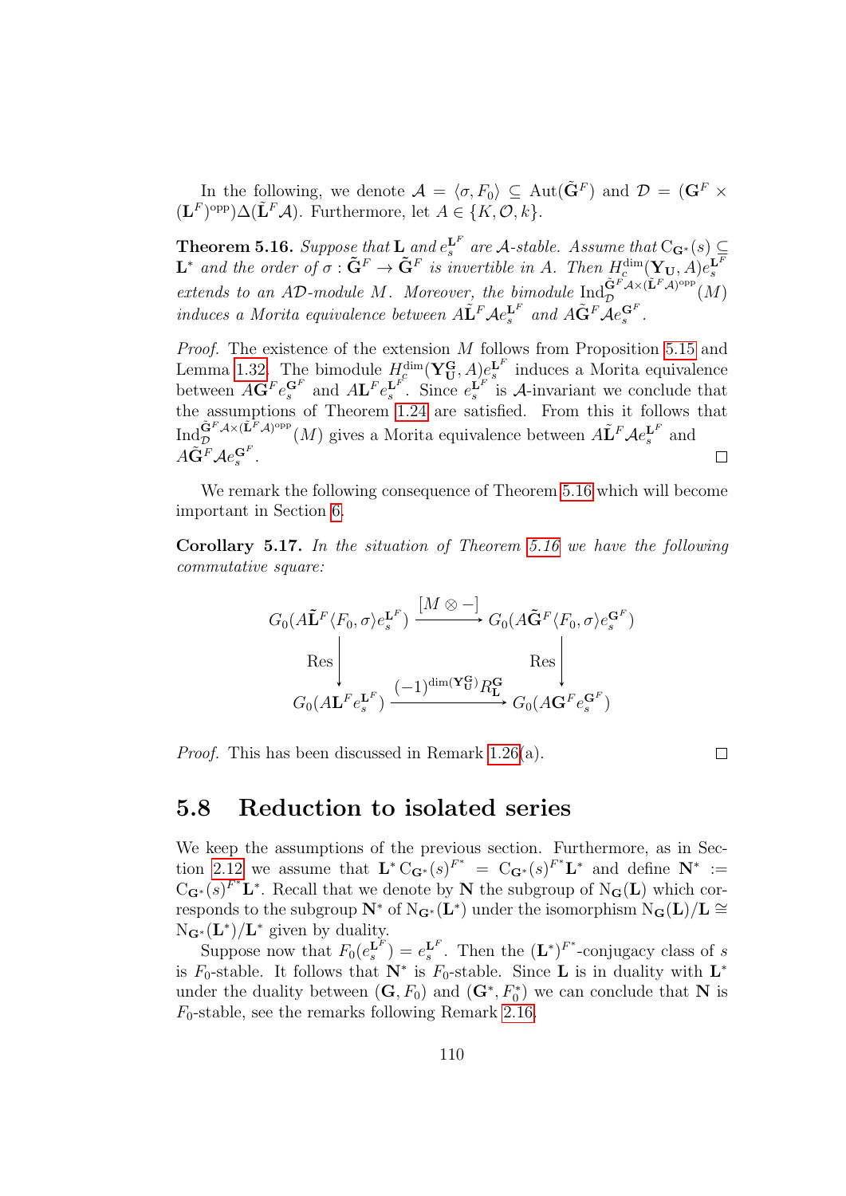In the following, we denote $\mathcal{A} = \langle \sigma, F_0 \rangle \subseteq \mathrm{Aut}(\tilde{\mathbf{G}}^F)$ and $\mathcal{D} = (\mathbf{G}^F \times (\mathbf{L}^F)^{\mathrm{opp}})\Delta(\tilde{\mathbf{L}}^F \mathcal{A})$. Furthermore, let $A \in \{K, \mathcal{O}, k\}$.

**Theorem 5.16.** *Suppose that* $\mathbf{L}$ *and* $e_s^{\mathbf{L}^F}$ *are* $\mathcal{A}$*-stable. Assume that* $\mathrm{C}_{\mathbf{G}^*}(s) \subseteq \mathbf{L}^*$ *and the order of* $\sigma : \tilde{\mathbf{G}}^F \to \tilde{\mathbf{G}}^F$ *is invertible in* $A$*. Then* $H_c^{\dim}(\mathbf{Y}_\mathbf{U}, A) e_s^{\mathbf{L}^F}$ *extends to an* $A\mathcal{D}$*-module* $M$*. Moreover, the bimodule* $\mathrm{Ind}_{\mathcal{D}}^{\tilde{\mathbf{G}}^F \mathcal{A} \times (\tilde{\mathbf{L}}^F \mathcal{A})^{\mathrm{opp}}}(M)$ *induces a Morita equivalence between* $A\tilde{\mathbf{L}}^F \mathcal{A} e_s^{\mathbf{L}^F}$ *and* $A\tilde{\mathbf{G}}^F \mathcal{A} e_s^{\mathbf{G}^F}$*.*

*Proof.* The existence of the extension $M$ follows from Proposition 5.15 and Lemma 1.32. The bimodule $H_c^{\dim}(\mathbf{Y}_\mathbf{U}^\mathbf{G}, A) e_s^{\mathbf{L}^F}$ induces a Morita equivalence between $A\mathbf{G}^F e_s^{\mathbf{G}^F}$ and $A\mathbf{L}^F e_s^{\mathbf{L}^F}$. Since $e_s^{\mathbf{L}^F}$ is $\mathcal{A}$-invariant we conclude that the assumptions of Theorem 1.24 are satisfied. From this it follows that $\mathrm{Ind}_{\mathcal{D}}^{\tilde{\mathbf{G}}^F \mathcal{A} \times (\tilde{\mathbf{L}}^F \mathcal{A})^{\mathrm{opp}}}(M)$ gives a Morita equivalence between $A\tilde{\mathbf{L}}^F \mathcal{A} e_s^{\mathbf{L}^F}$ and $A\tilde{\mathbf{G}}^F \mathcal{A} e_s^{\mathbf{G}^F}$. $\square$

We remark the following consequence of Theorem 5.16 which will become important in Section 6.

**Corollary 5.17.** *In the situation of Theorem 5.16 we have the following commutative square:*

$$\begin{array}{ccc}
G_0(A\tilde{\mathbf{L}}^F \langle F_0, \sigma \rangle e_s^{\mathbf{L}^F}) & \xrightarrow{[M \otimes -]} & G_0(A\tilde{\mathbf{G}}^F \langle F_0, \sigma \rangle e_s^{\mathbf{G}^F}) \\
\Big\downarrow \mathrm{Res} & & \Big\downarrow \mathrm{Res} \\
G_0(A\mathbf{L}^F e_s^{\mathbf{L}^F}) & \xrightarrow{(-1)^{\dim(\mathbf{Y}_\mathbf{U}^\mathbf{G})} R_\mathbf{L}^\mathbf{G}} & G_0(A\mathbf{G}^F e_s^{\mathbf{G}^F})
\end{array}$$

*Proof.* This has been discussed in Remark 1.26(a). $\square$

## 5.8 Reduction to isolated series

We keep the assumptions of the previous section. Furthermore, as in Section 2.12 we assume that $\mathbf{L}^* \mathrm{C}_{\mathbf{G}^*}(s)^{F^*} = \mathrm{C}_{\mathbf{G}^*}(s)^{F^*} \mathbf{L}^*$ and define $\mathbf{N}^* := \mathrm{C}_{\mathbf{G}^*}(s)^{F^*} \mathbf{L}^*$. Recall that we denote by $\mathbf{N}$ the subgroup of $\mathrm{N}_\mathbf{G}(\mathbf{L})$ which corresponds to the subgroup $\mathbf{N}^*$ of $\mathrm{N}_{\mathbf{G}^*}(\mathbf{L}^*)$ under the isomorphism $\mathrm{N}_\mathbf{G}(\mathbf{L})/\mathbf{L} \cong \mathrm{N}_{\mathbf{G}^*}(\mathbf{L}^*)/\mathbf{L}^*$ given by duality.

Suppose now that $F_0(e_s^{\mathbf{L}^F}) = e_s^{\mathbf{L}^F}$. Then the $(\mathbf{L}^*)^{F^*}$-conjugacy class of $s$ is $F_0$-stable. It follows that $\mathbf{N}^*$ is $F_0$-stable. Since $\mathbf{L}$ is in duality with $\mathbf{L}^*$ under the duality between $(\mathbf{G}, F_0)$ and $(\mathbf{G}^*, F_0^*)$ we can conclude that $\mathbf{N}$ is $F_0$-stable, see the remarks following Remark 2.16.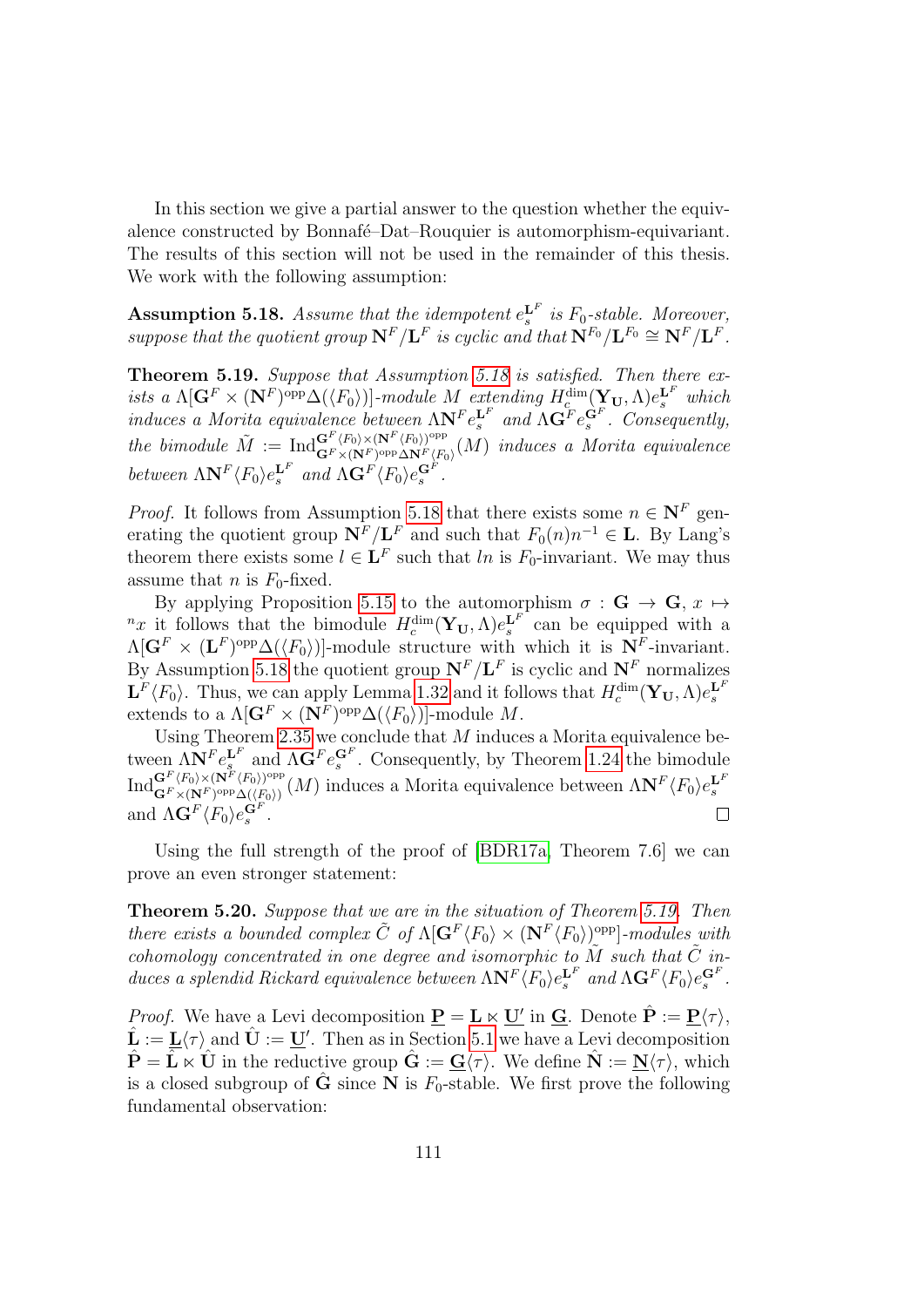In this section we give a partial answer to the question whether the equivalence constructed by Bonnafé–Dat–Rouquier is automorphism-equivariant. The results of this section will not be used in the remainder of this thesis. We work with the following assumption:

**Assumption 5.18.** *Assume that the idempotent $e_s^{\mathbf{L}^F}$ is $F_0$-stable. Moreover, suppose that the quotient group $\mathbf{N}^F/\mathbf{L}^F$ is cyclic and that $\mathbf{N}^{F_0}/\mathbf{L}^{F_0} \cong \mathbf{N}^F/\mathbf{L}^F$.*

**Theorem 5.19.** *Suppose that Assumption 5.18 is satisfied. Then there exists a $\Lambda[\mathbf{G}^F \times (\mathbf{N}^F)^{\mathrm{opp}}\Delta(\langle F_0\rangle)]$-module $M$ extending $H_c^{\dim}(\mathbf{Y}_\mathbf{U}, \Lambda)e_s^{\mathbf{L}^F}$ which induces a Morita equivalence between $\Lambda\mathbf{N}^F e_s^{\mathbf{L}^F}$ and $\Lambda\mathbf{G}^F e_s^{\mathbf{G}^F}$. Consequently, the bimodule $\tilde{M} := \mathrm{Ind}_{\mathbf{G}^F \times (\mathbf{N}^F)^{\mathrm{opp}}\Delta\mathbf{N}^F\langle F_0\rangle}^{\mathbf{G}^F\langle F_0\rangle \times (\mathbf{N}^F\langle F_0\rangle)^{\mathrm{opp}}}(M)$ induces a Morita equivalence between $\Lambda\mathbf{N}^F\langle F_0\rangle e_s^{\mathbf{L}^F}$ and $\Lambda\mathbf{G}^F\langle F_0\rangle e_s^{\mathbf{G}^F}$.*

*Proof.* It follows from Assumption 5.18 that there exists some $n \in \mathbf{N}^F$ generating the quotient group $\mathbf{N}^F/\mathbf{L}^F$ and such that $F_0(n)n^{-1} \in \mathbf{L}$. By Lang's theorem there exists some $l \in \mathbf{L}^F$ such that $ln$ is $F_0$-invariant. We may thus assume that $n$ is $F_0$-fixed.

By applying Proposition 5.15 to the automorphism $\sigma : \mathbf{G} \to \mathbf{G}$, $x \mapsto {}^n x$ it follows that the bimodule $H_c^{\dim}(\mathbf{Y}_\mathbf{U}, \Lambda)e_s^{\mathbf{L}^F}$ can be equipped with a $\Lambda[\mathbf{G}^F \times (\mathbf{L}^F)^{\mathrm{opp}}\Delta(\langle F_0\rangle)]$-module structure with which it is $\mathbf{N}^F$-invariant. By Assumption 5.18 the quotient group $\mathbf{N}^F/\mathbf{L}^F$ is cyclic and $\mathbf{N}^F$ normalizes $\mathbf{L}^F\langle F_0\rangle$. Thus, we can apply Lemma 1.32 and it follows that $H_c^{\dim}(\mathbf{Y}_\mathbf{U}, \Lambda)e_s^{\mathbf{L}^F}$ extends to a $\Lambda[\mathbf{G}^F \times (\mathbf{N}^F)^{\mathrm{opp}}\Delta(\langle F_0\rangle)]$-module $M$.

Using Theorem 2.35 we conclude that $M$ induces a Morita equivalence between $\Lambda\mathbf{N}^F e_s^{\mathbf{L}^F}$ and $\Lambda\mathbf{G}^F e_s^{\mathbf{G}^F}$. Consequently, by Theorem 1.24 the bimodule $\mathrm{Ind}_{\mathbf{G}^F \times (\mathbf{N}^F)^{\mathrm{opp}}\Delta(\langle F_0\rangle)}^{\mathbf{G}^F\langle F_0\rangle \times (\mathbf{N}^F\langle F_0\rangle)^{\mathrm{opp}}}(M)$ induces a Morita equivalence between $\Lambda\mathbf{N}^F\langle F_0\rangle e_s^{\mathbf{L}^F}$ and $\Lambda\mathbf{G}^F\langle F_0\rangle e_s^{\mathbf{G}^F}$. $\square$

Using the full strength of the proof of [BDR17a, Theorem 7.6] we can prove an even stronger statement:

**Theorem 5.20.** *Suppose that we are in the situation of Theorem 5.19. Then there exists a bounded complex $\tilde{C}$ of $\Lambda[\mathbf{G}^F\langle F_0\rangle \times (\mathbf{N}^F\langle F_0\rangle)^{\mathrm{opp}}]$-modules with cohomology concentrated in one degree and isomorphic to $\tilde{M}$ such that $\tilde{C}$ induces a splendid Rickard equivalence between $\Lambda\mathbf{N}^F\langle F_0\rangle e_s^{\mathbf{L}^F}$ and $\Lambda\mathbf{G}^F\langle F_0\rangle e_s^{\mathbf{G}^F}$.*

*Proof.* We have a Levi decomposition $\underline{\mathbf{P}} = \underline{\mathbf{L}} \ltimes \underline{\mathbf{U}'}$ in $\underline{\mathbf{G}}$. Denote $\hat{\mathbf{P}} := \underline{\mathbf{P}}\langle\tau\rangle$, $\hat{\mathbf{L}} := \underline{\mathbf{L}}\langle\tau\rangle$ and $\hat{\mathbf{U}} := \underline{\mathbf{U}}'$. Then as in Section 5.1 we have a Levi decomposition $\hat{\mathbf{P}} = \hat{\mathbf{L}} \ltimes \hat{\mathbf{U}}$ in the reductive group $\hat{\mathbf{G}} := \underline{\mathbf{G}}\langle\tau\rangle$. We define $\hat{\mathbf{N}} := \underline{\mathbf{N}}\langle\tau\rangle$, which is a closed subgroup of $\hat{\mathbf{G}}$ since $\mathbf{N}$ is $F_0$-stable. We first prove the following fundamental observation: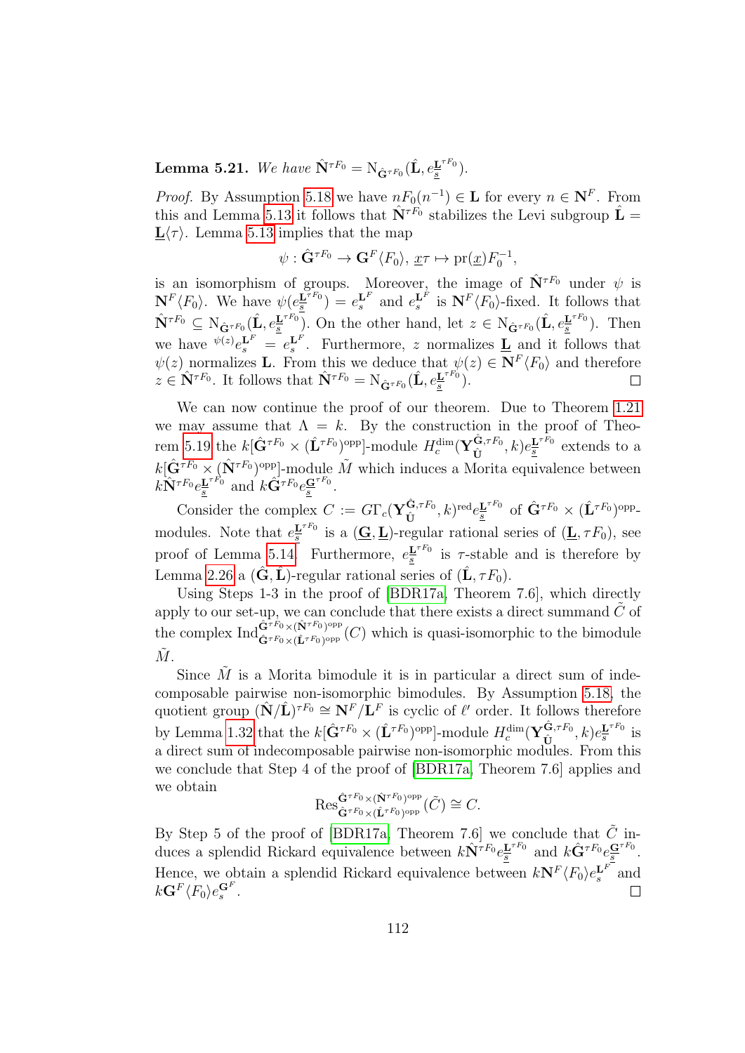**Lemma 5.21.** *We have* $\hat{\mathbf{N}}^{\tau F_0} = \mathrm{N}_{\hat{\mathbf{G}}^{\tau F_0}}(\hat{\mathbf{L}}, e_{\underline{s}}^{\underline{\mathbf{L}}^{\tau F_0}})$.

*Proof.* By Assumption 5.18 we have $nF_0(n^{-1}) \in \mathbf{L}$ for every $n \in \mathbf{N}^F$. From this and Lemma 5.13 it follows that $\hat{\mathbf{N}}^{\tau F_0}$ stabilizes the Levi subgroup $\hat{\mathbf{L}} = \underline{\mathbf{L}}\langle \tau \rangle$. Lemma 5.13 implies that the map

$$\psi : \hat{\mathbf{G}}^{\tau F_0} \to \mathbf{G}^F \langle F_0 \rangle, \ \underline{x}\tau \mapsto \mathrm{pr}(\underline{x}) F_0^{-1},$$

is an isomorphism of groups. Moreover, the image of $\hat{\mathbf{N}}^{\tau F_0}$ under $\psi$ is $\mathbf{N}^F\langle F_0 \rangle$. We have $\psi(e_{\underline{s}}^{\underline{\mathbf{L}}^{\tau F_0}}) = e_s^{\mathbf{L}^F}$ and $e_s^{\mathbf{L}^F}$ is $\mathbf{N}^F\langle F_0\rangle$-fixed. It follows that $\hat{\mathbf{N}}^{\tau F_0} \subseteq \mathrm{N}_{\hat{\mathbf{G}}^{\tau F_0}}(\hat{\mathbf{L}}, e_{\underline{s}}^{\underline{\mathbf{L}}^{\tau F_0}})$. On the other hand, let $z \in \mathrm{N}_{\hat{\mathbf{G}}^{\tau F_0}}(\hat{\mathbf{L}}, e_{\underline{s}}^{\underline{\mathbf{L}}^{\tau F_0}})$. Then we have ${}^{\psi(z)} e_s^{\mathbf{L}^F} = e_s^{\mathbf{L}^F}$. Furthermore, $z$ normalizes $\underline{\mathbf{L}}$ and it follows that $\psi(z)$ normalizes $\mathbf{L}$. From this we deduce that $\psi(z) \in \mathbf{N}^F\langle F_0\rangle$ and therefore $z \in \hat{\mathbf{N}}^{\tau F_0}$. It follows that $\hat{\mathbf{N}}^{\tau F_0} = \mathrm{N}_{\hat{\mathbf{G}}^{\tau F_0}}(\hat{\mathbf{L}}, e_{\underline{s}}^{\underline{\mathbf{L}}^{\tau F_0}})$. ∎

We can now continue the proof of our theorem. Due to Theorem 1.21 we may assume that $\Lambda = k$. By the construction in the proof of Theorem 5.19 the $k[\hat{\mathbf{G}}^{\tau F_0} \times (\hat{\mathbf{L}}^{\tau F_0})^{\mathrm{opp}}]$-module $H_c^{\dim}(\mathbf{Y}_{\hat{\mathbf{U}}}^{\hat{\mathbf{G}}, \tau F_0}, k) e_{\underline{s}}^{\underline{\mathbf{L}}^{\tau F_0}}$ extends to a $k[\hat{\mathbf{G}}^{\tau F_0} \times (\hat{\mathbf{N}}^{\tau F_0})^{\mathrm{opp}}]$-module $\tilde{M}$ which induces a Morita equivalence between $k\hat{\mathbf{N}}^{\tau F_0} e_{\underline{s}}^{\underline{\mathbf{L}}^{\tau F_0}}$ and $k\hat{\mathbf{G}}^{\tau F_0} e_{\underline{s}}^{\underline{\mathbf{G}}^{\tau F_0}}$.

Consider the complex $C := G\Gamma_c(\mathbf{Y}_{\hat{\mathbf{U}}}^{\hat{\mathbf{G}}, \tau F_0}, k)^{\mathrm{red}} e_{\underline{s}}^{\underline{\mathbf{L}}^{\tau F_0}}$ of $\hat{\mathbf{G}}^{\tau F_0} \times (\hat{\mathbf{L}}^{\tau F_0})^{\mathrm{opp}}$-modules. Note that $e_{\underline{s}}^{\underline{\mathbf{L}}^{\tau F_0}}$ is a $(\underline{\mathbf{G}}, \underline{\mathbf{L}})$-regular rational series of $(\underline{\mathbf{L}}, \tau F_0)$, see proof of Lemma 5.14. Furthermore, $e_{\underline{s}}^{\underline{\mathbf{L}}^{\tau F_0}}$ is $\tau$-stable and is therefore by Lemma 2.26 a $(\hat{\mathbf{G}}, \hat{\mathbf{L}})$-regular rational series of $(\hat{\mathbf{L}}, \tau F_0)$.

Using Steps 1-3 in the proof of [BDR17a, Theorem 7.6], which directly apply to our set-up, we can conclude that there exists a direct summand $\tilde{C}$ of the complex $\mathrm{Ind}_{\hat{\mathbf{G}}^{\tau F_0} \times (\hat{\mathbf{L}}^{\tau F_0})^{\mathrm{opp}}}^{\hat{\mathbf{G}}^{\tau F_0} \times (\hat{\mathbf{N}}^{\tau F_0})^{\mathrm{opp}}}(C)$ which is quasi-isomorphic to the bimodule $\tilde{M}$.

Since $\tilde{M}$ is a Morita bimodule it is in particular a direct sum of indecomposable pairwise non-isomorphic bimodules. By Assumption 5.18, the quotient group $(\hat{\mathbf{N}}/\hat{\mathbf{L}})^{\tau F_0} \cong \mathbf{N}^F/\mathbf{L}^F$ is cyclic of $\ell'$ order. It follows therefore by Lemma 1.32 that the $k[\hat{\mathbf{G}}^{\tau F_0} \times (\hat{\mathbf{L}}^{\tau F_0})^{\mathrm{opp}}]$-module $H_c^{\dim}(\mathbf{Y}_{\hat{\mathbf{U}}}^{\hat{\mathbf{G}}, \tau F_0}, k) e_{\underline{s}}^{\underline{\mathbf{L}}^{\tau F_0}}$ is a direct sum of indecomposable pairwise non-isomorphic modules. From this we conclude that Step 4 of the proof of [BDR17a, Theorem 7.6] applies and we obtain

$$\mathrm{Res}_{\hat{\mathbf{G}}^{\tau F_0} \times (\hat{\mathbf{L}}^{\tau F_0})^{\mathrm{opp}}}^{\hat{\mathbf{G}}^{\tau F_0} \times (\hat{\mathbf{N}}^{\tau F_0})^{\mathrm{opp}}}(\tilde{C}) \cong C.$$

By Step 5 of the proof of [BDR17a, Theorem 7.6] we conclude that $\tilde{C}$ induces a splendid Rickard equivalence between $k\hat{\mathbf{N}}^{\tau F_0} e_{\underline{s}}^{\underline{\mathbf{L}}^{\tau F_0}}$ and $k\hat{\mathbf{G}}^{\tau F_0} e_{\underline{s}}^{\underline{\mathbf{G}}^{\tau F_0}}$. Hence, we obtain a splendid Rickard equivalence between $k\mathbf{N}^F\langle F_0\rangle e_s^{\mathbf{L}^F}$ and $k\mathbf{G}^F\langle F_0\rangle e_s^{\mathbf{G}^F}$. ∎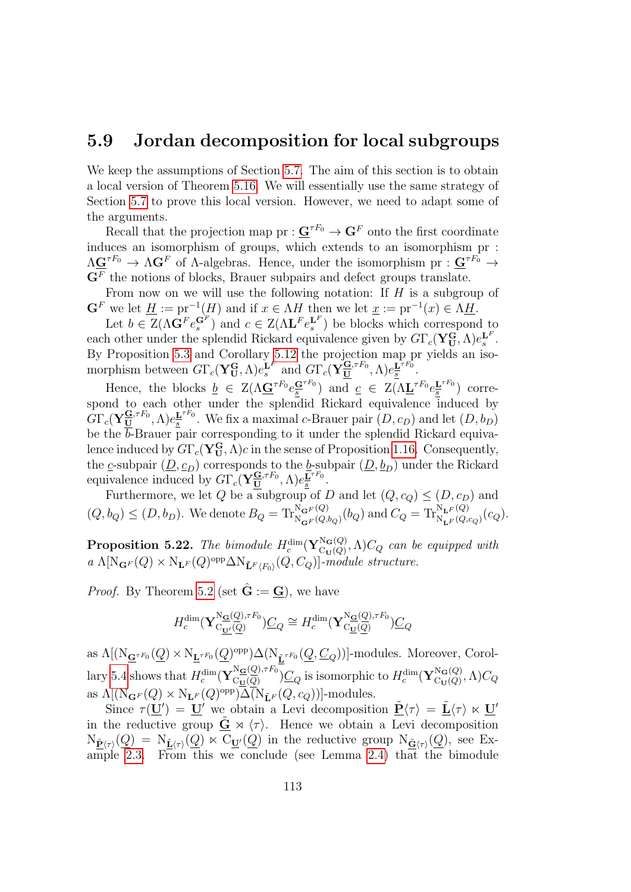## 5.9 Jordan decomposition for local subgroups

We keep the assumptions of Section 5.7. The aim of this section is to obtain a local version of Theorem 5.16. We will essentially use the same strategy of Section 5.7 to prove this local version. However, we need to adapt some of the arguments.

Recall that the projection map $\mathrm{pr} : \underline{\mathbf{G}}^{\tau F_0} \to \mathbf{G}^F$ onto the first coordinate induces an isomorphism of groups, which extends to an isomorphism $\mathrm{pr} : \Lambda \underline{\mathbf{G}}^{\tau F_0} \to \Lambda \mathbf{G}^F$ of $\Lambda$-algebras. Hence, under the isomorphism $\mathrm{pr} : \underline{\mathbf{G}}^{\tau F_0} \to \mathbf{G}^F$ the notions of blocks, Brauer subpairs and defect groups translate.

From now on we will use the following notation: If $H$ is a subgroup of $\mathbf{G}^F$ we let $\underline{H} := \mathrm{pr}^{-1}(H)$ and if $x \in \Lambda H$ then we let $\underline{x} := \mathrm{pr}^{-1}(x) \in \Lambda \underline{H}$.

Let $b \in \mathrm{Z}(\Lambda \mathbf{G}^F e_s^{\mathbf{G}^F})$ and $c \in \mathrm{Z}(\Lambda \mathbf{L}^F e_s^{\mathbf{L}^F})$ be blocks which correspond to each other under the splendid Rickard equivalence given by $G\Gamma_c(\mathbf{Y}_{\mathbf{U}}^{\mathbf{G}}, \Lambda) e_s^{\mathbf{L}^F}$. By Proposition 5.3 and Corollary 5.12 the projection map pr yields an isomorphism between $G\Gamma_c(\mathbf{Y}_{\mathbf{U}}^{\mathbf{G}}, \Lambda) e_s^{\mathbf{L}^F}$ and $G\Gamma_c(\mathbf{Y}_{\underline{\mathbf{U}}}^{\underline{\mathbf{G}}, \tau F_0}, \Lambda) e_{\underline{s}}^{\underline{\mathbf{L}}^{\tau F_0}}$.

Hence, the blocks $\underline{b} \in \mathrm{Z}(\Lambda \underline{\mathbf{G}}^{\tau F_0} e_{\underline{s}}^{\underline{\mathbf{G}}^{\tau F_0}})$ and $\underline{c} \in \mathrm{Z}(\Lambda \underline{\mathbf{L}}^{\tau F_0} e_{\underline{s}}^{\underline{\mathbf{L}}^{\tau F_0}})$ correspond to each other under the splendid Rickard equivalence induced by $G\Gamma_c(\mathbf{Y}_{\underline{\mathbf{U}}}^{\underline{\mathbf{G}}, \tau F_0}, \Lambda) e_{\underline{s}}^{\underline{\mathbf{L}}^{\tau F_0}}$. We fix a maximal $c$-Brauer pair $(D, c_D)$ and let $(D, b_D)$ be the $b$-Brauer pair corresponding to it under the splendid Rickard equivalence induced by $G\Gamma_c(\mathbf{Y}_{\mathbf{U}}^{\mathbf{G}}, \Lambda) c$ in the sense of Proposition 1.16. Consequently, the $\underline{c}$-subpair $(\underline{D}, \underline{c}_D)$ corresponds to the $\underline{b}$-subpair $(\underline{D}, \underline{b}_D)$ under the Rickard equivalence induced by $G\Gamma_c(\mathbf{Y}_{\underline{\mathbf{U}}}^{\underline{\mathbf{G}}, \tau F_0}, \Lambda) e_{\underline{s}}^{\underline{\mathbf{L}}^{\tau F_0}}$.

Furthermore, we let $Q$ be a subgroup of $D$ and let $(Q, c_Q) \leq (D, c_D)$ and $(Q, b_Q) \leq (D, b_D)$. We denote $B_Q = \mathrm{Tr}_{\mathrm{N}_{\mathbf{G}^F}(Q, b_Q)}^{\mathrm{N}_{\mathbf{G}^F}(Q)}(b_Q)$ and $C_Q = \mathrm{Tr}_{\mathrm{N}_{\mathbf{L}^F}(Q, c_Q)}^{\mathrm{N}_{\mathbf{L}^F}(Q)}(c_Q)$.

**Proposition 5.22.** *The bimodule $H_c^{\dim}(\mathbf{Y}_{\mathrm{C}_{\mathbf{U}}(Q)}^{\mathrm{N}_{\mathbf{G}}(Q)}, \Lambda) C_Q$ can be equipped with a $\Lambda[\mathrm{N}_{\mathbf{G}^F}(Q) \times \mathrm{N}_{\mathbf{L}^F}(Q)^{\mathrm{opp}} \Delta \mathrm{N}_{\tilde{\mathbf{L}}^F \langle F_0 \rangle}(Q, C_Q)]$-module structure.*

*Proof.* By Theorem 5.2 (set $\hat{\mathbf{G}} := \underline{\mathbf{G}}$), we have

$$H_c^{\dim}(\mathbf{Y}_{\mathrm{C}_{\underline{\mathbf{U}'}}(\underline{Q})}^{\mathrm{N}_{\underline{\mathbf{G}}}(\underline{Q}), \tau F_0}) \underline{C}_Q \cong H_c^{\dim}(\mathbf{Y}_{\mathrm{C}_{\underline{\mathbf{U}}}(\underline{Q})}^{\mathrm{N}_{\underline{\mathbf{G}}}(\underline{Q}), \tau F_0}) \underline{C}_Q$$

as $\Lambda[(\mathrm{N}_{\underline{\mathbf{G}}^{\tau F_0}}(\underline{Q}) \times \mathrm{N}_{\underline{\mathbf{L}}^{\tau F_0}}(\underline{Q})^{\mathrm{opp}}) \Delta(\mathrm{N}_{\tilde{\underline{\mathbf{L}}}^{\tau F_0}}(\underline{Q}, \underline{C}_Q))]$-modules. Moreover, Corollary 5.4 shows that $H_c^{\dim}(\mathbf{Y}_{\mathrm{C}_{\underline{\mathbf{U}}}(\underline{Q})}^{\mathrm{N}_{\underline{\mathbf{G}}}(\underline{Q}), \tau F_0}) \underline{C}_Q$ is isomorphic to $H_c^{\dim}(\mathbf{Y}_{\mathrm{C}_{\mathbf{U}}(Q)}^{\mathrm{N}_{\mathbf{G}}(Q)}, \Lambda) C_Q$ as $\Lambda[(\mathrm{N}_{\mathbf{G}^F}(Q) \times \mathrm{N}_{\mathbf{L}^F}(Q)^{\mathrm{opp}}) \Delta(\mathrm{N}_{\tilde{\mathbf{L}}^F}(Q, c_Q))]$-modules.

Since $\tau(\underline{\mathbf{U}}') = \underline{\mathbf{U}}'$ we obtain a Levi decomposition $\tilde{\underline{\mathbf{P}}} \langle \tau \rangle = \tilde{\underline{\mathbf{L}}} \langle \tau \rangle \ltimes \underline{\mathbf{U}}'$ in the reductive group $\tilde{\underline{\mathbf{G}}} \rtimes \langle \tau \rangle$. Hence we obtain a Levi decomposition $\mathrm{N}_{\tilde{\underline{\mathbf{P}}} \langle \tau \rangle}(Q) = \mathrm{N}_{\tilde{\underline{\mathbf{L}}} \langle \tau \rangle}(Q) \ltimes \mathrm{C}_{\underline{\mathbf{U}}'}(Q)$ in the reductive group $\mathrm{N}_{\tilde{\underline{\mathbf{G}}} \langle \tau \rangle}(Q)$, see Example 2.3. From this we conclude (see Lemma 2.4) that the bimodule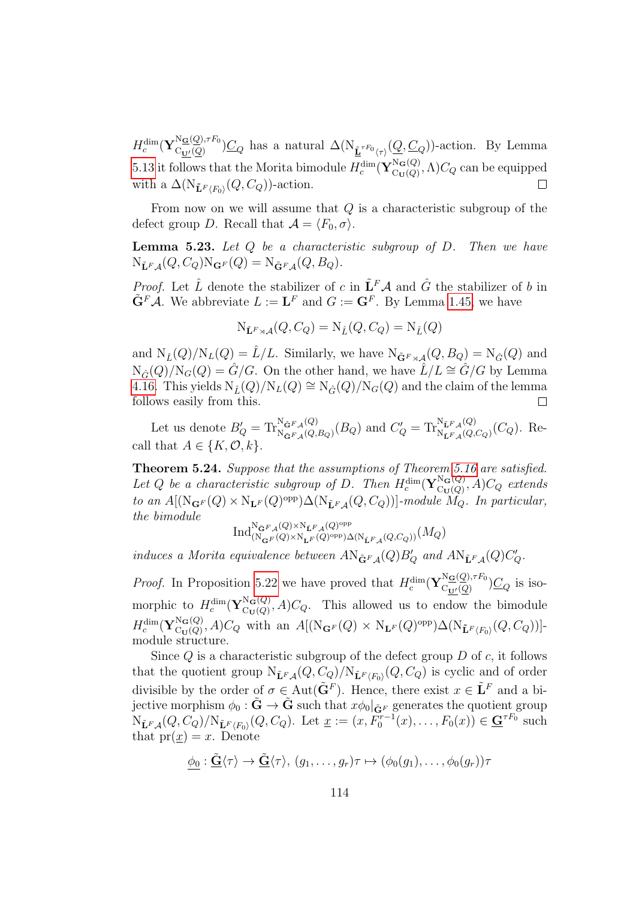$H_c^{\dim}(\mathbf{Y}_{\mathrm{C}_{\underline{\mathbf{U}}'}(\underline{Q})}^{\mathrm{N}_{\underline{\mathbf{G}}}(\underline{Q}),\tau F_0})\underline{C}_Q$ has a natural $\Delta(\mathrm{N}_{\underline{\tilde{\mathbf{L}}}^{\tau F_0}\langle\tau\rangle}(\underline{Q},\underline{C}_Q))$-action. By Lemma 5.13 it follows that the Morita bimodule $H_c^{\dim}(\mathbf{Y}_{\mathrm{C}_{\mathbf{U}}(Q)}^{\mathrm{N}_{\mathbf{G}}(Q)},\Lambda)C_Q$ can be equipped with a $\Delta(\mathrm{N}_{\tilde{\mathbf{L}}^F\langle F_0\rangle}(Q,C_Q))$-action. ◻

From now on we will assume that $Q$ is a characteristic subgroup of the defect group $D$. Recall that $\mathcal{A}=\langle F_0,\sigma\rangle$.

**Lemma 5.23.** *Let $Q$ be a characteristic subgroup of $D$. Then we have $\mathrm{N}_{\tilde{\mathbf{L}}^F\mathcal{A}}(Q,C_Q)\mathrm{N}_{\mathbf{G}^F}(Q)=\mathrm{N}_{\tilde{\mathbf{G}}^F\mathcal{A}}(Q,B_Q)$.*

*Proof.* Let $\hat{L}$ denote the stabilizer of $c$ in $\tilde{\mathbf{L}}^F\mathcal{A}$ and $\hat{G}$ the stabilizer of $b$ in $\tilde{\mathbf{G}}^F\mathcal{A}$. We abbreviate $L:=\mathbf{L}^F$ and $G:=\mathbf{G}^F$. By Lemma 1.45, we have

$$\mathrm{N}_{\tilde{\mathbf{L}}^F\rtimes\mathcal{A}}(Q,C_Q)=\mathrm{N}_{\hat{L}}(Q,C_Q)=\mathrm{N}_{\hat{L}}(Q)$$

and $\mathrm{N}_{\hat{L}}(Q)/\mathrm{N}_L(Q)=\hat{L}/L$. Similarly, we have $\mathrm{N}_{\tilde{\mathbf{G}}^F\rtimes\mathcal{A}}(Q,B_Q)=\mathrm{N}_{\hat{G}}(Q)$ and $\mathrm{N}_{\hat{G}}(Q)/\mathrm{N}_G(Q)=\hat{G}/G$. On the other hand, we have $\hat{L}/L\cong\hat{G}/G$ by Lemma 4.16. This yields $\mathrm{N}_{\hat{L}}(Q)/\mathrm{N}_L(Q)\cong\mathrm{N}_{\hat{G}}(Q)/\mathrm{N}_G(Q)$ and the claim of the lemma follows easily from this. ◻

Let us denote $B_Q'=\mathrm{Tr}_{\mathrm{N}_{\tilde{\mathbf{G}}^F\mathcal{A}}(Q,B_Q)}^{\mathrm{N}_{\tilde{\mathbf{G}}^F\mathcal{A}}(Q)}(B_Q)$ and $C_Q'=\mathrm{Tr}_{\mathrm{N}_{\tilde{\mathbf{L}}^F\mathcal{A}}(Q,C_Q)}^{\mathrm{N}_{\tilde{\mathbf{L}}^F\mathcal{A}}(Q)}(C_Q)$. Recall that $A\in\{K,\mathcal{O},k\}$.

**Theorem 5.24.** *Suppose that the assumptions of Theorem 5.16 are satisfied. Let $Q$ be a characteristic subgroup of $D$. Then $H_c^{\dim}(\mathbf{Y}_{\mathrm{C}_{\mathbf{U}}(Q)}^{\mathrm{N}_{\mathbf{G}}(Q)},A)C_Q$ extends to an $A[(\mathrm{N}_{\mathbf{G}^F}(Q)\times\mathrm{N}_{\mathbf{L}^F}(Q)^{\mathrm{opp}})\Delta(\mathrm{N}_{\tilde{\mathbf{L}}^F\mathcal{A}}(Q,C_Q))]$-module $M_Q$. In particular, the bimodule*

$$\mathrm{Ind}_{(\mathrm{N}_{\mathbf{G}^F}(Q)\times\mathrm{N}_{\mathbf{L}^F}(Q)^{\mathrm{opp}})\Delta(\mathrm{N}_{\tilde{\mathbf{L}}^F\mathcal{A}}(Q,C_Q))}^{\mathrm{N}_{\tilde{\mathbf{G}}^F\mathcal{A}}(Q)\times\mathrm{N}_{\tilde{\mathbf{L}}^F\mathcal{A}}(Q)^{\mathrm{opp}}}(M_Q)$$

*induces a Morita equivalence between $A\mathrm{N}_{\tilde{\mathbf{G}}^F\mathcal{A}}(Q)B_Q'$ and $A\mathrm{N}_{\tilde{\mathbf{L}}^F\mathcal{A}}(Q)C_Q'$.*

*Proof.* In Proposition 5.22 we have proved that $H_c^{\dim}(\mathbf{Y}_{\mathrm{C}_{\underline{\mathbf{U}}'}(\underline{Q})}^{\mathrm{N}_{\underline{\mathbf{G}}}(\underline{Q}),\tau F_0})\underline{C}_Q$ is isomorphic to $H_c^{\dim}(\mathbf{Y}_{\mathrm{C}_{\mathbf{U}}(Q)}^{\mathrm{N}_{\mathbf{G}}(Q)},A)C_Q$. This allowed us to endow the bimodule $H_c^{\dim}(\mathbf{Y}_{\mathrm{C}_{\mathbf{U}}(Q)}^{\mathrm{N}_{\mathbf{G}}(Q)},A)C_Q$ with an $A[(\mathrm{N}_{\mathbf{G}^F}(Q)\times\mathrm{N}_{\mathbf{L}^F}(Q)^{\mathrm{opp}})\Delta(\mathrm{N}_{\tilde{\mathbf{L}}^F\langle F_0\rangle}(Q,C_Q))]$-module structure.

Since $Q$ is a characteristic subgroup of the defect group $D$ of $c$, it follows that the quotient group $\mathrm{N}_{\tilde{\mathbf{L}}^F\mathcal{A}}(Q,C_Q)/\mathrm{N}_{\tilde{\mathbf{L}}^F\langle F_0\rangle}(Q,C_Q)$ is cyclic and of order divisible by the order of $\sigma\in\mathrm{Aut}(\tilde{\mathbf{G}}^F)$. Hence, there exist $x\in\tilde{\mathbf{L}}^F$ and a bijective morphism $\phi_0:\tilde{\mathbf{G}}\to\tilde{\mathbf{G}}$ such that $x\phi_0|_{\tilde{\mathbf{G}}^F}$ generates the quotient group $\mathrm{N}_{\tilde{\mathbf{L}}^F\mathcal{A}}(Q,C_Q)/\mathrm{N}_{\tilde{\mathbf{L}}^F\langle F_0\rangle}(Q,C_Q)$. Let $\underline{x}:=(x,F_0^{r-1}(x),\dots,F_0(x))\in\underline{\mathbf{G}}^{\tau F_0}$ such that $\mathrm{pr}(\underline{x})=x$. Denote

$$\underline{\phi_0}:\underline{\tilde{\mathbf{G}}}\langle\tau\rangle\to\underline{\tilde{\mathbf{G}}}\langle\tau\rangle,\ (g_1,\dots,g_r)\tau\mapsto(\phi_0(g_1),\dots,\phi_0(g_r))\tau$$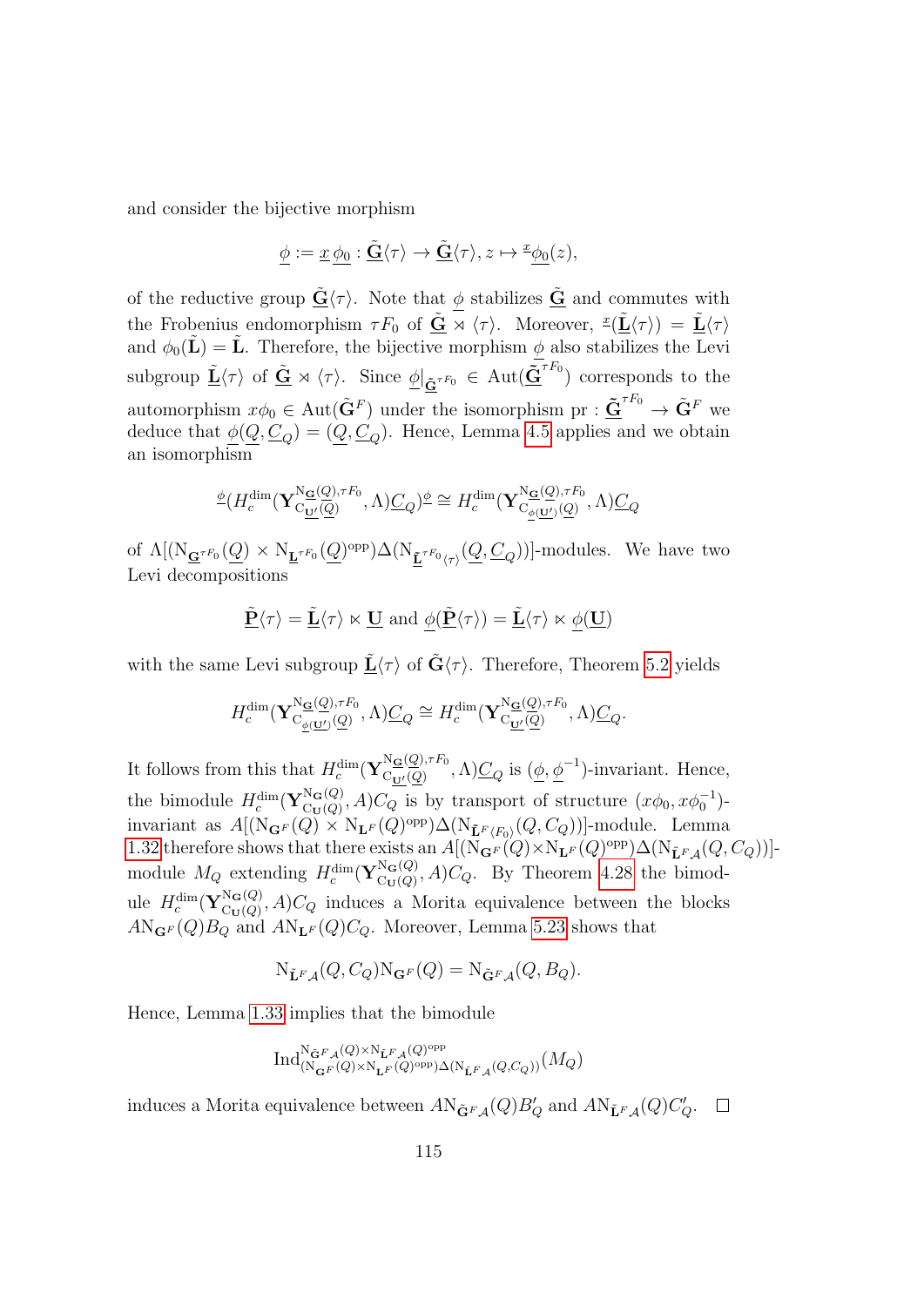and consider the bijective morphism

$$\underline{\phi} := \underline{x}\,\underline{\phi_0} : \underline{\tilde{\mathbf{G}}}\langle\tau\rangle \to \underline{\tilde{\mathbf{G}}}\langle\tau\rangle, z \mapsto {}^{\underline{x}}\underline{\phi_0}(z),$$

of the reductive group $\underline{\tilde{\mathbf{G}}}\langle\tau\rangle$. Note that $\underline{\phi}$ stabilizes $\underline{\tilde{\mathbf{G}}}$ and commutes with the Frobenius endomorphism $\tau F_0$ of $\underline{\tilde{\mathbf{G}}} \rtimes \langle\tau\rangle$. Moreover, ${}^{\underline{x}}(\underline{\tilde{\mathbf{L}}}\langle\tau\rangle) = \underline{\tilde{\mathbf{L}}}\langle\tau\rangle$ and $\phi_0(\tilde{\mathbf{L}}) = \tilde{\mathbf{L}}$. Therefore, the bijective morphism $\underline{\phi}$ also stabilizes the Levi subgroup $\underline{\tilde{\mathbf{L}}}\langle\tau\rangle$ of $\underline{\tilde{\mathbf{G}}} \rtimes \langle\tau\rangle$. Since $\underline{\phi}|_{\underline{\tilde{\mathbf{G}}}^{\tau F_0}} \in \mathrm{Aut}(\underline{\tilde{\mathbf{G}}}^{\tau F_0})$ corresponds to the automorphism $x\phi_0 \in \mathrm{Aut}(\tilde{\mathbf{G}}^F)$ under the isomorphism $\mathrm{pr} : \underline{\tilde{\mathbf{G}}}^{\tau F_0} \to \tilde{\mathbf{G}}^F$ we deduce that $\underline{\phi}(\underline{Q}, \underline{C}_Q) = (\underline{Q}, \underline{C}_Q)$. Hence, Lemma 4.5 applies and we obtain an isomorphism

$${}^{\underline{\phi}}(H_c^{\dim}(\mathbf{Y}_{\mathrm{C}_{\underline{\mathbf{U}'}}(\underline{Q})}^{\mathrm{N}_{\underline{\mathbf{G}}}(\underline{Q}),\tau F_0}, \Lambda)\underline{C}_Q)^{\underline{\phi}} \cong H_c^{\dim}(\mathbf{Y}_{\mathrm{C}_{\underline{\phi}(\underline{\mathbf{U}'})}(\underline{Q})}^{\mathrm{N}_{\underline{\mathbf{G}}}(\underline{Q}),\tau F_0}, \Lambda)\underline{C}_Q$$

of $\Lambda[(\mathrm{N}_{\underline{\mathbf{G}}^{\tau F_0}}(\underline{Q}) \times \mathrm{N}_{\underline{\mathbf{L}}^{\tau F_0}}(\underline{Q})^{\mathrm{opp}})\Delta(\mathrm{N}_{\underline{\tilde{\mathbf{L}}}^{\tau F_0}\langle\tau\rangle}(\underline{Q}, \underline{C}_Q))]$-modules. We have two Levi decompositions

$$\underline{\tilde{\mathbf{P}}}\langle\tau\rangle = \underline{\tilde{\mathbf{L}}}\langle\tau\rangle \ltimes \underline{\mathbf{U}} \text{ and } \underline{\phi}(\underline{\tilde{\mathbf{P}}}\langle\tau\rangle) = \underline{\tilde{\mathbf{L}}}\langle\tau\rangle \ltimes \underline{\phi}(\underline{\mathbf{U}})$$

with the same Levi subgroup $\underline{\tilde{\mathbf{L}}}\langle\tau\rangle$ of $\tilde{\mathbf{G}}\langle\tau\rangle$. Therefore, Theorem 5.2 yields

$$H_c^{\dim}(\mathbf{Y}_{\mathrm{C}_{\underline{\phi}(\underline{\mathbf{U}'})}(\underline{Q})}^{\mathrm{N}_{\underline{\mathbf{G}}}(\underline{Q}),\tau F_0}, \Lambda)\underline{C}_Q \cong H_c^{\dim}(\mathbf{Y}_{\mathrm{C}_{\underline{\mathbf{U}'}}(\underline{Q})}^{\mathrm{N}_{\underline{\mathbf{G}}}(\underline{Q}),\tau F_0}, \Lambda)\underline{C}_Q.$$

It follows from this that $H_c^{\dim}(\mathbf{Y}_{\mathrm{C}_{\underline{\mathbf{U}'}}(\underline{Q})}^{\mathrm{N}_{\underline{\mathbf{G}}}(\underline{Q}),\tau F_0}, \Lambda)\underline{C}_Q$ is $(\underline{\phi}, \underline{\phi}^{-1})$-invariant. Hence, the bimodule $H_c^{\dim}(\mathbf{Y}_{\mathrm{C}_{\mathbf{U}}(Q)}^{\mathrm{N}_{\mathbf{G}}(Q)}, A)C_Q$ is by transport of structure $(x\phi_0, x\phi_0^{-1})$-invariant as $A[(\mathrm{N}_{\mathbf{G}^F}(Q) \times \mathrm{N}_{\mathbf{L}^F}(Q)^{\mathrm{opp}})\Delta(\mathrm{N}_{\tilde{\mathbf{L}}^F\langle F_0\rangle}(Q, C_Q))]$-module. Lemma 1.32 therefore shows that there exists an $A[(\mathrm{N}_{\mathbf{G}^F}(Q) \times \mathrm{N}_{\mathbf{L}^F}(Q)^{\mathrm{opp}})\Delta(\mathrm{N}_{\tilde{\mathbf{L}}^F\mathcal{A}}(Q, C_Q))]$-module $M_Q$ extending $H_c^{\dim}(\mathbf{Y}_{\mathrm{C}_{\mathbf{U}}(Q)}^{\mathrm{N}_{\mathbf{G}}(Q)}, A)C_Q$. By Theorem 4.28 the bimodule $H_c^{\dim}(\mathbf{Y}_{\mathrm{C}_{\mathbf{U}}(Q)}^{\mathrm{N}_{\mathbf{G}}(Q)}, A)C_Q$ induces a Morita equivalence between the blocks $A\mathrm{N}_{\mathbf{G}^F}(Q)B_Q$ and $A\mathrm{N}_{\mathbf{L}^F}(Q)C_Q$. Moreover, Lemma 5.23 shows that

$$\mathrm{N}_{\tilde{\mathbf{L}}^F\mathcal{A}}(Q, C_Q)\mathrm{N}_{\mathbf{G}^F}(Q) = \mathrm{N}_{\tilde{\mathbf{G}}^F\mathcal{A}}(Q, B_Q).$$

Hence, Lemma 1.33 implies that the bimodule

$$\mathrm{Ind}_{(\mathrm{N}_{\mathbf{G}^F}(Q)\times\mathrm{N}_{\mathbf{L}^F}(Q)^{\mathrm{opp}})\Delta(\mathrm{N}_{\tilde{\mathbf{L}}^F\mathcal{A}}(Q,C_Q))}^{\mathrm{N}_{\tilde{\mathbf{G}}^F\mathcal{A}}(Q)\times\mathrm{N}_{\tilde{\mathbf{L}}^F\mathcal{A}}(Q)^{\mathrm{opp}}}(M_Q)$$

induces a Morita equivalence between $A\mathrm{N}_{\tilde{\mathbf{G}}^F\mathcal{A}}(Q)B'_Q$ and $A\mathrm{N}_{\tilde{\mathbf{L}}^F\mathcal{A}}(Q)C'_Q$. $\square$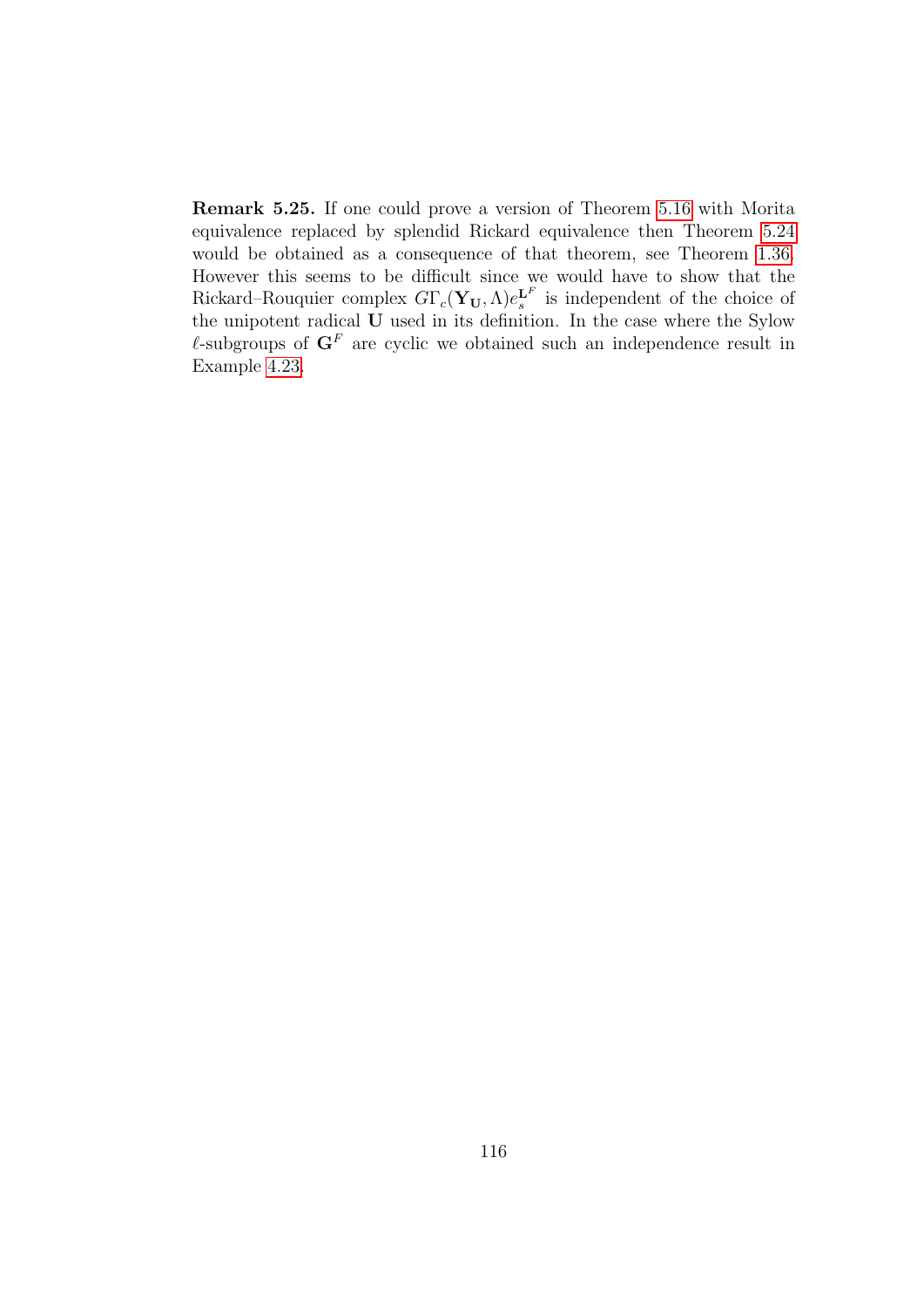**Remark 5.25.** If one could prove a version of Theorem 5.16 with Morita equivalence replaced by splendid Rickard equivalence then Theorem 5.24 would be obtained as a consequence of that theorem, see Theorem 1.36. However this seems to be difficult since we would have to show that the Rickard–Rouquier complex $G\Gamma_c(\mathbf{Y_U}, \Lambda)e_s^{\mathbf{L}^F}$ is independent of the choice of the unipotent radical $\mathbf{U}$ used in its definition. In the case where the Sylow $\ell$-subgroups of $\mathbf{G}^F$ are cyclic we obtained such an independence result in Example 4.23.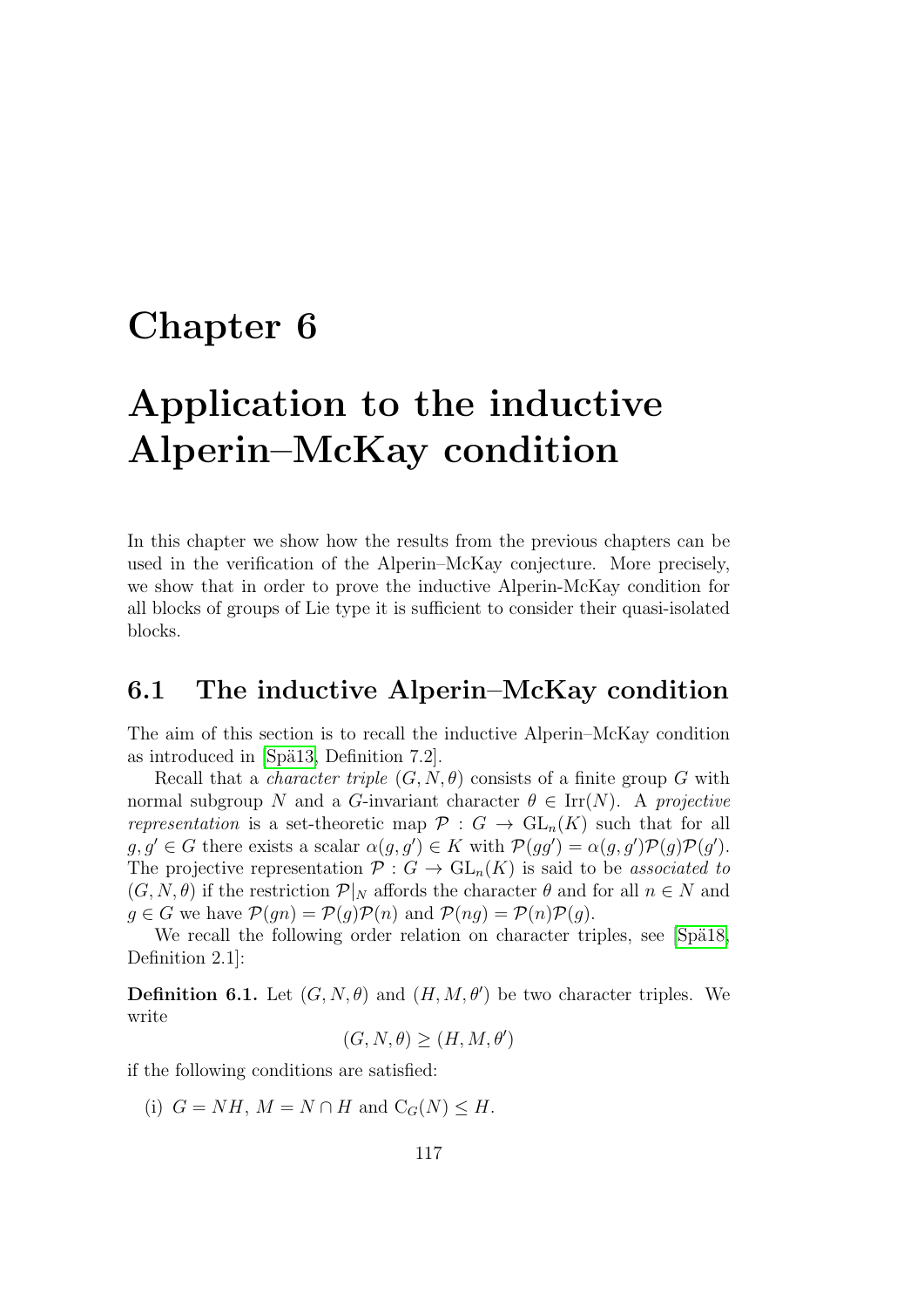# Chapter 6

# Application to the inductive Alperin–McKay condition

In this chapter we show how the results from the previous chapters can be used in the verification of the Alperin–McKay conjecture. More precisely, we show that in order to prove the inductive Alperin-McKay condition for all blocks of groups of Lie type it is sufficient to consider their quasi-isolated blocks.

## 6.1 The inductive Alperin–McKay condition

The aim of this section is to recall the inductive Alperin–McKay condition as introduced in [Spä13, Definition 7.2].

Recall that a *character triple* $(G, N, \theta)$ consists of a finite group $G$ with normal subgroup $N$ and a $G$-invariant character $\theta \in \mathrm{Irr}(N)$. A *projective representation* is a set-theoretic map $\mathcal{P} : G \to \mathrm{GL}_n(K)$ such that for all $g, g' \in G$ there exists a scalar $\alpha(g, g') \in K$ with $\mathcal{P}(gg') = \alpha(g, g')\mathcal{P}(g)\mathcal{P}(g')$. The projective representation $\mathcal{P} : G \to \mathrm{GL}_n(K)$ is said to be *associated to* $(G, N, \theta)$ if the restriction $\mathcal{P}|_N$ affords the character $\theta$ and for all $n \in N$ and $g \in G$ we have $\mathcal{P}(gn) = \mathcal{P}(g)\mathcal{P}(n)$ and $\mathcal{P}(ng) = \mathcal{P}(n)\mathcal{P}(g)$.

We recall the following order relation on character triples, see [Spä18, Definition 2.1]:

**Definition 6.1.** Let $(G, N, \theta)$ and $(H, M, \theta')$ be two character triples. We write

$$(G, N, \theta) \geq (H, M, \theta')$$

if the following conditions are satisfied:

(i) $G = NH$, $M = N \cap H$ and $\mathrm{C}_G(N) \leq H$.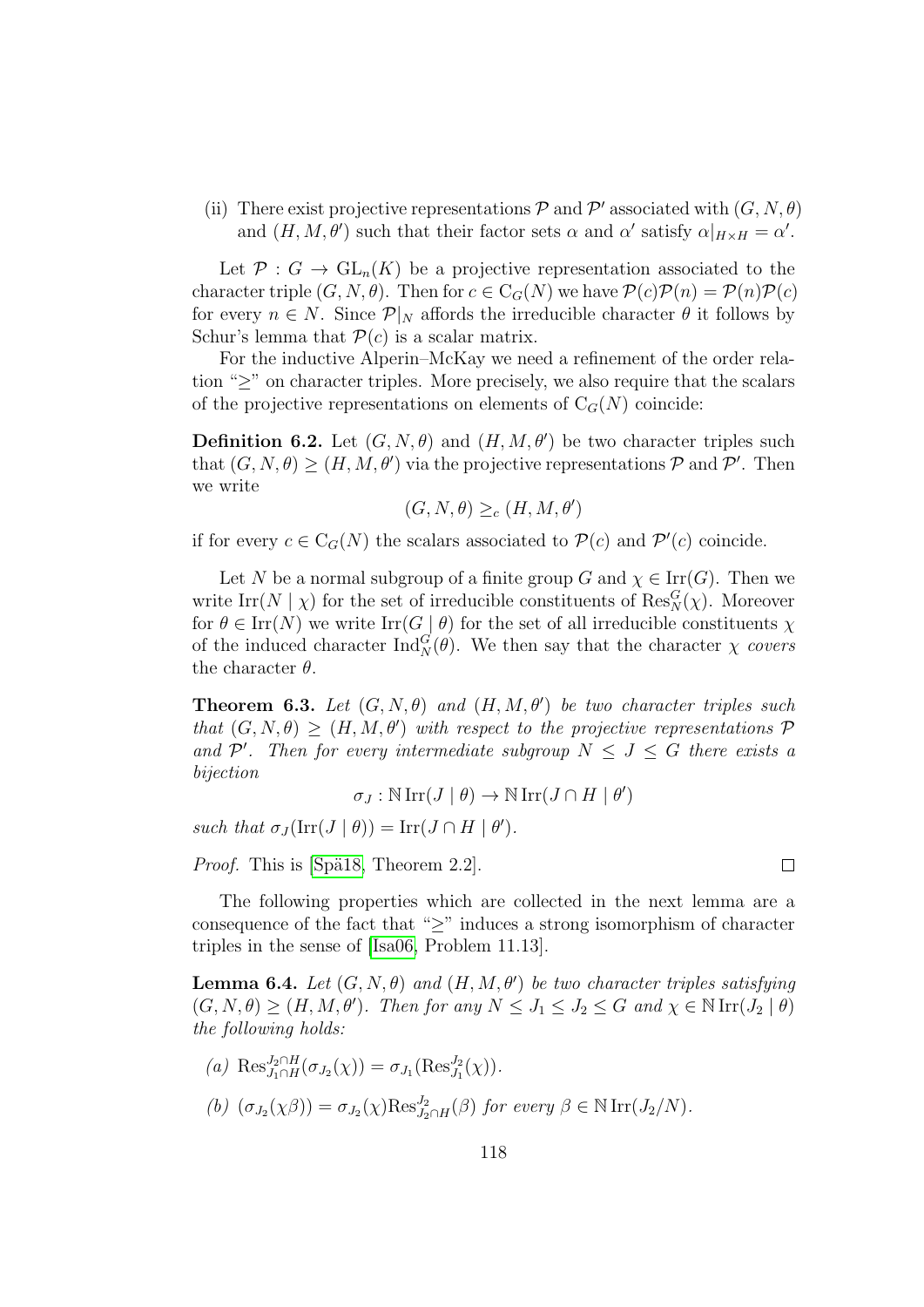(ii) There exist projective representations $\mathcal{P}$ and $\mathcal{P}'$ associated with $(G, N, \theta)$ and $(H, M, \theta')$ such that their factor sets $\alpha$ and $\alpha'$ satisfy $\alpha|_{H \times H} = \alpha'$.

Let $\mathcal{P} : G \to \mathrm{GL}_n(K)$ be a projective representation associated to the character triple $(G, N, \theta)$. Then for $c \in \mathrm{C}_G(N)$ we have $\mathcal{P}(c)\mathcal{P}(n) = \mathcal{P}(n)\mathcal{P}(c)$ for every $n \in N$. Since $\mathcal{P}|_N$ affords the irreducible character $\theta$ it follows by Schur's lemma that $\mathcal{P}(c)$ is a scalar matrix.

For the inductive Alperin–McKay we need a refinement of the order relation "$\geq$" on character triples. More precisely, we also require that the scalars of the projective representations on elements of $\mathrm{C}_G(N)$ coincide:

**Definition 6.2.** Let $(G, N, \theta)$ and $(H, M, \theta')$ be two character triples such that $(G, N, \theta) \geq (H, M, \theta')$ via the projective representations $\mathcal{P}$ and $\mathcal{P}'$. Then we write

$$(G, N, \theta) \geq_c (H, M, \theta')$$

if for every $c \in \mathrm{C}_G(N)$ the scalars associated to $\mathcal{P}(c)$ and $\mathcal{P}'(c)$ coincide.

Let $N$ be a normal subgroup of a finite group $G$ and $\chi \in \mathrm{Irr}(G)$. Then we write $\mathrm{Irr}(N \mid \chi)$ for the set of irreducible constituents of $\mathrm{Res}^G_N(\chi)$. Moreover for $\theta \in \mathrm{Irr}(N)$ we write $\mathrm{Irr}(G \mid \theta)$ for the set of all irreducible constituents $\chi$ of the induced character $\mathrm{Ind}^G_N(\theta)$. We then say that the character $\chi$ *covers* the character $\theta$.

**Theorem 6.3.** *Let $(G, N, \theta)$ and $(H, M, \theta')$ be two character triples such that $(G, N, \theta) \geq (H, M, \theta')$ with respect to the projective representations $\mathcal{P}$ and $\mathcal{P}'$. Then for every intermediate subgroup $N \leq J \leq G$ there exists a bijection*

$$\sigma_J : \mathbb{N}\,\mathrm{Irr}(J \mid \theta) \to \mathbb{N}\,\mathrm{Irr}(J \cap H \mid \theta')$$

*such that $\sigma_J(\mathrm{Irr}(J \mid \theta)) = \mathrm{Irr}(J \cap H \mid \theta')$.*

*Proof.* This is [Spä18, Theorem 2.2]. □

The following properties which are collected in the next lemma are a consequence of the fact that "$\geq$" induces a strong isomorphism of character triples in the sense of [Isa06, Problem 11.13].

**Lemma 6.4.** *Let $(G, N, \theta)$ and $(H, M, \theta')$ be two character triples satisfying $(G, N, \theta) \geq (H, M, \theta')$. Then for any $N \leq J_1 \leq J_2 \leq G$ and $\chi \in \mathbb{N}\,\mathrm{Irr}(J_2 \mid \theta)$ the following holds:*

*(a)* $\mathrm{Res}^{J_2 \cap H}_{J_1 \cap H}(\sigma_{J_2}(\chi)) = \sigma_{J_1}(\mathrm{Res}^{J_2}_{J_1}(\chi))$.

*(b)* $(\sigma_{J_2}(\chi\beta)) = \sigma_{J_2}(\chi)\mathrm{Res}^{J_2}_{J_2 \cap H}(\beta)$ *for every $\beta \in \mathbb{N}\,\mathrm{Irr}(J_2/N)$.*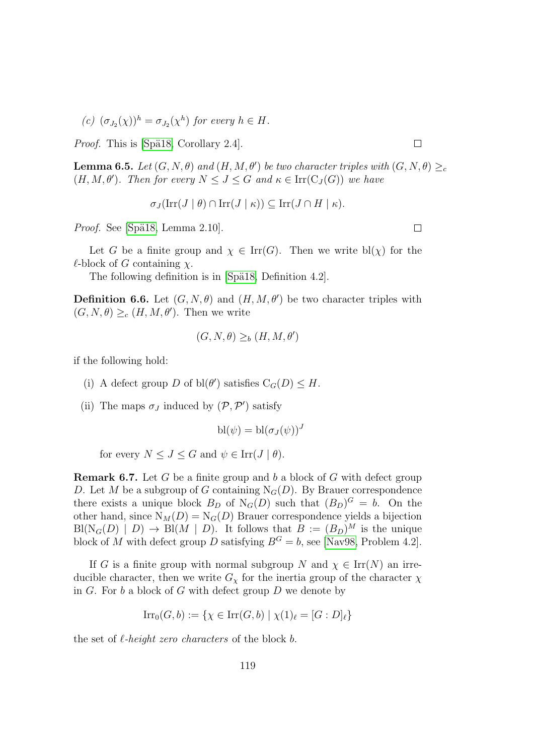*(c)* $(\sigma_{J_2}(\chi))^h = \sigma_{J_2}(\chi^h)$ *for every* $h \in H$.

*Proof.* This is [Spä18, Corollary 2.4]. □

**Lemma 6.5.** *Let* $(G, N, \theta)$ *and* $(H, M, \theta')$ *be two character triples with* $(G, N, \theta) \geq_c (H, M, \theta')$*. Then for every* $N \leq J \leq G$ *and* $\kappa \in \mathrm{Irr}(\mathrm{C}_J(G))$ *we have*

$$\sigma_J(\mathrm{Irr}(J \mid \theta) \cap \mathrm{Irr}(J \mid \kappa)) \subseteq \mathrm{Irr}(J \cap H \mid \kappa).$$

*Proof.* See [Spä18, Lemma 2.10]. □

Let $G$ be a finite group and $\chi \in \mathrm{Irr}(G)$. Then we write $\mathrm{bl}(\chi)$ for the $\ell$-block of $G$ containing $\chi$.

The following definition is in [Spä18, Definition 4.2].

**Definition 6.6.** Let $(G, N, \theta)$ and $(H, M, \theta')$ be two character triples with $(G, N, \theta) \geq_c (H, M, \theta')$. Then we write

$$(G, N, \theta) \geq_b (H, M, \theta')$$

if the following hold:

(i) A defect group $D$ of $\mathrm{bl}(\theta')$ satisfies $\mathrm{C}_G(D) \leq H$.

(ii) The maps $\sigma_J$ induced by $(\mathcal{P}, \mathcal{P}')$ satisfy

$$\mathrm{bl}(\psi) = \mathrm{bl}(\sigma_J(\psi))^J$$

for every $N \leq J \leq G$ and $\psi \in \mathrm{Irr}(J \mid \theta)$.

**Remark 6.7.** Let $G$ be a finite group and $b$ a block of $G$ with defect group $D$. Let $M$ be a subgroup of $G$ containing $\mathrm{N}_G(D)$. By Brauer correspondence there exists a unique block $B_D$ of $\mathrm{N}_G(D)$ such that $(B_D)^G = b$. On the other hand, since $\mathrm{N}_M(D) = \mathrm{N}_G(D)$ Brauer correspondence yields a bijection $\mathrm{Bl}(\mathrm{N}_G(D) \mid D) \to \mathrm{Bl}(M \mid D)$. It follows that $B := (B_D)^M$ is the unique block of $M$ with defect group $D$ satisfying $B^G = b$, see [Nav98, Problem 4.2].

If $G$ is a finite group with normal subgroup $N$ and $\chi \in \mathrm{Irr}(N)$ an irreducible character, then we write $G_\chi$ for the inertia group of the character $\chi$ in $G$. For $b$ a block of $G$ with defect group $D$ we denote by

$$\mathrm{Irr}_0(G, b) := \{\chi \in \mathrm{Irr}(G, b) \mid \chi(1)_\ell = [G : D]_\ell\}$$

the set of *$\ell$-height zero characters* of the block $b$.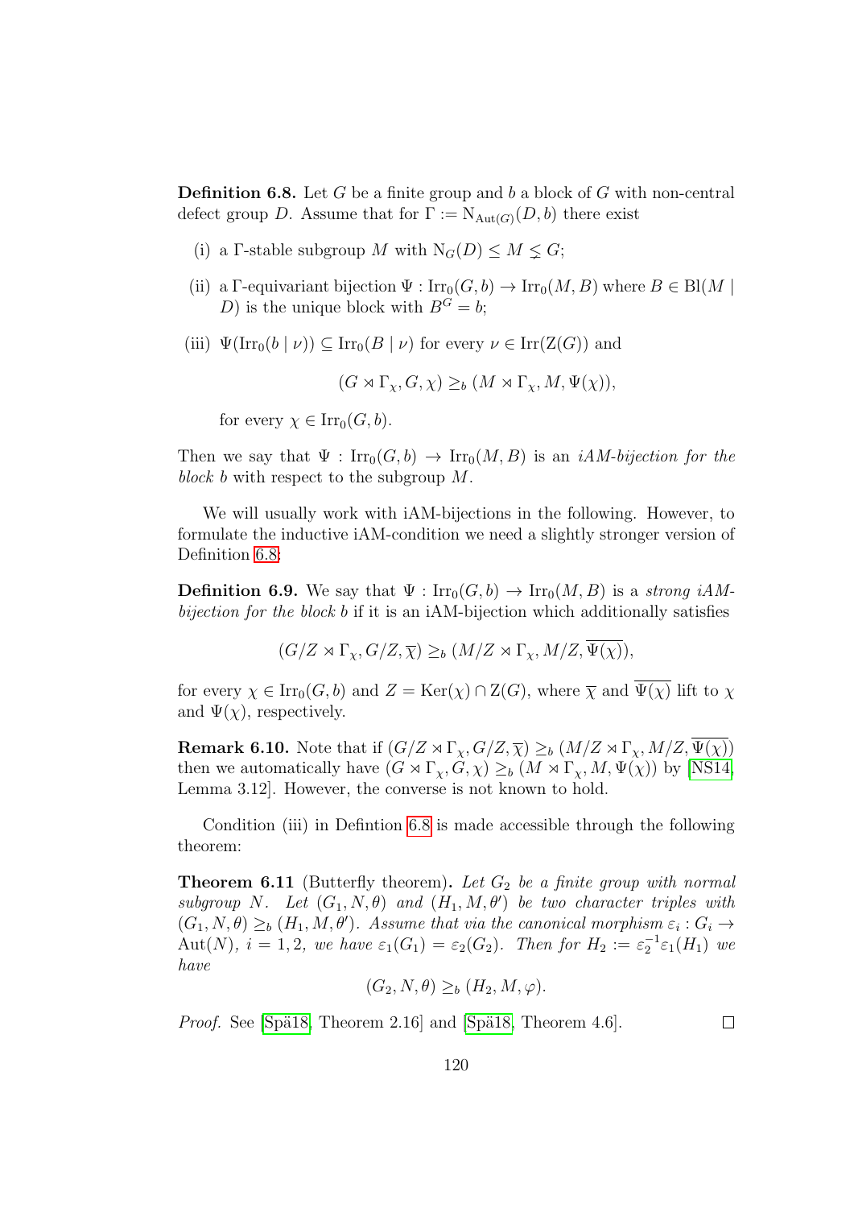**Definition 6.8.** Let $G$ be a finite group and $b$ a block of $G$ with non-central defect group $D$. Assume that for $\Gamma := \mathrm{N}_{\mathrm{Aut}(G)}(D, b)$ there exist

(i) a $\Gamma$-stable subgroup $M$ with $\mathrm{N}_G(D) \leq M \lneq G$;

(ii) a $\Gamma$-equivariant bijection $\Psi : \mathrm{Irr}_0(G, b) \to \mathrm{Irr}_0(M, B)$ where $B \in \mathrm{Bl}(M \mid D)$ is the unique block with $B^G = b$;

(iii) $\Psi(\mathrm{Irr}_0(b \mid \nu)) \subseteq \mathrm{Irr}_0(B \mid \nu)$ for every $\nu \in \mathrm{Irr}(\mathrm{Z}(G))$ and

$$(G \rtimes \Gamma_\chi, G, \chi) \geq_b (M \rtimes \Gamma_\chi, M, \Psi(\chi)),$$

for every $\chi \in \mathrm{Irr}_0(G, b)$.

Then we say that $\Psi : \mathrm{Irr}_0(G, b) \to \mathrm{Irr}_0(M, B)$ is an *iAM-bijection for the block* $b$ with respect to the subgroup $M$.

We will usually work with iAM-bijections in the following. However, to formulate the inductive iAM-condition we need a slightly stronger version of Definition 6.8:

**Definition 6.9.** We say that $\Psi : \mathrm{Irr}_0(G, b) \to \mathrm{Irr}_0(M, B)$ is a *strong iAM-bijection for the block* $b$ if it is an iAM-bijection which additionally satisfies

$$(G/Z \rtimes \Gamma_\chi, G/Z, \overline{\chi}) \geq_b (M/Z \rtimes \Gamma_\chi, M/Z, \overline{\Psi(\chi)}),$$

for every $\chi \in \mathrm{Irr}_0(G, b)$ and $Z = \mathrm{Ker}(\chi) \cap \mathrm{Z}(G)$, where $\overline{\chi}$ and $\overline{\Psi(\chi)}$ lift to $\chi$ and $\Psi(\chi)$, respectively.

**Remark 6.10.** Note that if $(G/Z \rtimes \Gamma_\chi, G/Z, \overline{\chi}) \geq_b (M/Z \rtimes \Gamma_\chi, M/Z, \overline{\Psi(\chi)})$ then we automatically have $(G \rtimes \Gamma_\chi, G, \chi) \geq_b (M \rtimes \Gamma_\chi, M, \Psi(\chi))$ by [NS14, Lemma 3.12]. However, the converse is not known to hold.

Condition (iii) in Defintion 6.8 is made accessible through the following theorem:

**Theorem 6.11** (Butterfly theorem)**.** *Let $G_2$ be a finite group with normal subgroup $N$. Let $(G_1, N, \theta)$ and $(H_1, M, \theta')$ be two character triples with $(G_1, N, \theta) \geq_b (H_1, M, \theta')$. Assume that via the canonical morphism $\varepsilon_i : G_i \to \mathrm{Aut}(N)$, $i = 1, 2$, we have $\varepsilon_1(G_1) = \varepsilon_2(G_2)$. Then for $H_2 := \varepsilon_2^{-1}\varepsilon_1(H_1)$ we have*

$$(G_2, N, \theta) \geq_b (H_2, M, \varphi).$$

*Proof.* See [Spä18, Theorem 2.16] and [Spä18, Theorem 4.6]. □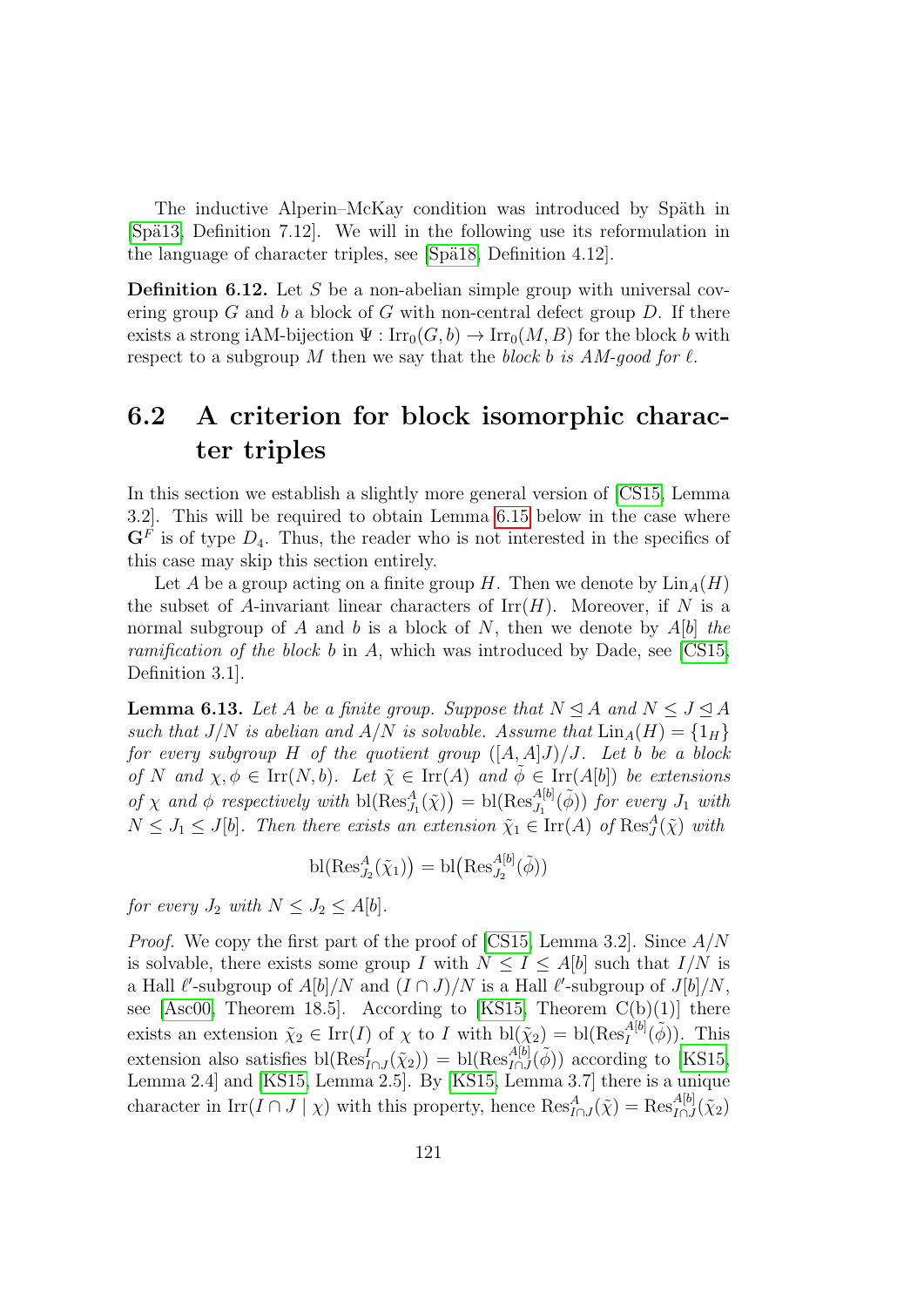The inductive Alperin–McKay condition was introduced by Späth in [Spä13, Definition 7.12]. We will in the following use its reformulation in the language of character triples, see [Spä18, Definition 4.12].

**Definition 6.12.** Let $S$ be a non-abelian simple group with universal covering group $G$ and $b$ a block of $G$ with non-central defect group $D$. If there exists a strong iAM-bijection $\Psi : \mathrm{Irr}_0(G, b) \to \mathrm{Irr}_0(M, B)$ for the block $b$ with respect to a subgroup $M$ then we say that the *block $b$ is AM-good for $\ell$*.

## 6.2 A criterion for block isomorphic character triples

In this section we establish a slightly more general version of [CS15, Lemma 3.2]. This will be required to obtain Lemma 6.15 below in the case where $\mathbf{G}^F$ is of type $D_4$. Thus, the reader who is not interested in the specifics of this case may skip this section entirely.

Let $A$ be a group acting on a finite group $H$. Then we denote by $\mathrm{Lin}_A(H)$ the subset of $A$-invariant linear characters of $\mathrm{Irr}(H)$. Moreover, if $N$ is a normal subgroup of $A$ and $b$ is a block of $N$, then we denote by $A[b]$ *the ramification of the block $b$ in $A$*, which was introduced by Dade, see [CS15, Definition 3.1].

**Lemma 6.13.** *Let $A$ be a finite group. Suppose that $N \trianglelefteq A$ and $N \leq J \trianglelefteq A$ such that $J/N$ is abelian and $A/N$ is solvable. Assume that $\mathrm{Lin}_A(H) = \{1_H\}$ for every subgroup $H$ of the quotient group $([A, A]J)/J$. Let $b$ be a block of $N$ and $\chi, \phi \in \mathrm{Irr}(N, b)$. Let $\tilde{\chi} \in \mathrm{Irr}(A)$ and $\tilde{\phi} \in \mathrm{Irr}(A[b])$ be extensions of $\chi$ and $\phi$ respectively with $\mathrm{bl}(\mathrm{Res}^A_{J_1}(\tilde{\chi})) = \mathrm{bl}(\mathrm{Res}^{A[b]}_{J_1}(\tilde{\phi}))$ for every $J_1$ with $N \leq J_1 \leq J[b]$. Then there exists an extension $\tilde{\chi}_1 \in \mathrm{Irr}(A)$ of $\mathrm{Res}^A_J(\tilde{\chi})$ with*

$$\mathrm{bl}(\mathrm{Res}^A_{J_2}(\tilde{\chi}_1)) = \mathrm{bl}(\mathrm{Res}^{A[b]}_{J_2}(\tilde{\phi}))$$

*for every $J_2$ with $N \leq J_2 \leq A[b]$.*

*Proof.* We copy the first part of the proof of [CS15, Lemma 3.2]. Since $A/N$ is solvable, there exists some group $I$ with $N \leq I \leq A[b]$ such that $I/N$ is a Hall $\ell'$-subgroup of $A[b]/N$ and $(I \cap J)/N$ is a Hall $\ell'$-subgroup of $J[b]/N$, see [Asc00, Theorem 18.5]. According to [KS15, Theorem C(b)(1)] there exists an extension $\tilde{\chi}_2 \in \mathrm{Irr}(I)$ of $\chi$ to $I$ with $\mathrm{bl}(\tilde{\chi}_2) = \mathrm{bl}(\mathrm{Res}^{A[b]}_I(\tilde{\phi}))$. This extension also satisfies $\mathrm{bl}(\mathrm{Res}^I_{I\cap J}(\tilde{\chi}_2)) = \mathrm{bl}(\mathrm{Res}^{A[b]}_{I\cap J}(\tilde{\phi}))$ according to [KS15, Lemma 2.4] and [KS15, Lemma 2.5]. By [KS15, Lemma 3.7] there is a unique character in $\mathrm{Irr}(I \cap J \mid \chi)$ with this property, hence $\mathrm{Res}^A_{I\cap J}(\tilde{\chi}) = \mathrm{Res}^{A[b]}_{I\cap J}(\tilde{\chi}_2)$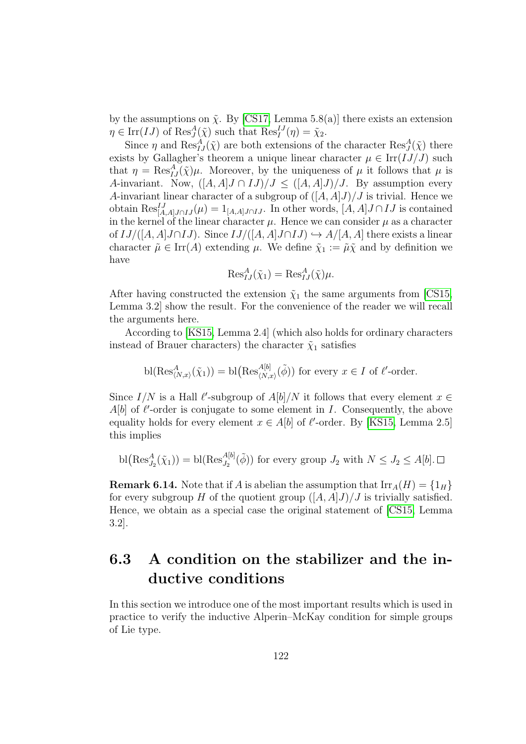by the assumptions on $\tilde{\chi}$. By [CS17, Lemma 5.8(a)] there exists an extension $\eta \in \mathrm{Irr}(IJ)$ of $\mathrm{Res}^A_J(\tilde{\chi})$ such that $\mathrm{Res}^{IJ}_I(\eta) = \tilde{\chi}_2$.

Since $\eta$ and $\mathrm{Res}^A_{IJ}(\tilde{\chi})$ are both extensions of the character $\mathrm{Res}^A_J(\tilde{\chi})$ there exists by Gallagher's theorem a unique linear character $\mu \in \mathrm{Irr}(IJ/J)$ such that $\eta = \mathrm{Res}^A_{IJ}(\tilde{\chi})\mu$. Moreover, by the uniqueness of $\mu$ it follows that $\mu$ is $A$-invariant. Now, $([A,A]J \cap IJ)/J \leq ([A,A]J)/J$. By assumption every $A$-invariant linear character of a subgroup of $([A,A]J)/J$ is trivial. Hence we obtain $\mathrm{Res}^{IJ}_{[A,A]J\cap IJ}(\mu) = 1_{[A,A]J\cap IJ}$. In other words, $[A,A]J \cap IJ$ is contained in the kernel of the linear character $\mu$. Hence we can consider $\mu$ as a character of $IJ/([A,A]J\cap IJ)$. Since $IJ/([A,A]J\cap IJ) \hookrightarrow A/[A,A]$ there exists a linear character $\tilde{\mu} \in \mathrm{Irr}(A)$ extending $\mu$. We define $\tilde{\chi}_1 := \tilde{\mu}\tilde{\chi}$ and by definition we have

$$\mathrm{Res}^A_{IJ}(\tilde{\chi}_1) = \mathrm{Res}^A_{IJ}(\tilde{\chi})\mu.$$

After having constructed the extension $\tilde{\chi}_1$ the same arguments from [CS15, Lemma 3.2] show the result. For the convenience of the reader we will recall the arguments here.

According to [KS15, Lemma 2.4] (which also holds for ordinary characters instead of Brauer characters) the character $\tilde{\chi}_1$ satisfies

$$\mathrm{bl}(\mathrm{Res}^A_{\langle N,x\rangle}(\tilde{\chi}_1)) = \mathrm{bl}\big(\mathrm{Res}^{A[b]}_{\langle N,x\rangle}(\tilde{\phi})\big) \text{ for every } x \in I \text{ of } \ell'\text{-order.}$$

Since $I/N$ is a Hall $\ell'$-subgroup of $A[b]/N$ it follows that every element $x \in A[b]$ of $\ell'$-order is conjugate to some element in $I$. Consequently, the above equality holds for every element $x \in A[b]$ of $\ell'$-order. By [KS15, Lemma 2.5] this implies

$$\mathrm{bl}\big(\mathrm{Res}^A_{J_2}(\tilde{\chi}_1)\big) = \mathrm{bl}(\mathrm{Res}^{A[b]}_{J_2}(\tilde{\phi})) \text{ for every group } J_2 \text{ with } N \leq J_2 \leq A[b]. \qquad \square$$

**Remark 6.14.** Note that if $A$ is abelian the assumption that $\mathrm{Irr}_A(H) = \{1_H\}$ for every subgroup $H$ of the quotient group $([A,A]J)/J$ is trivially satisfied. Hence, we obtain as a special case the original statement of [CS15, Lemma 3.2].

## 6.3 A condition on the stabilizer and the inductive conditions

In this section we introduce one of the most important results which is used in practice to verify the inductive Alperin–McKay condition for simple groups of Lie type.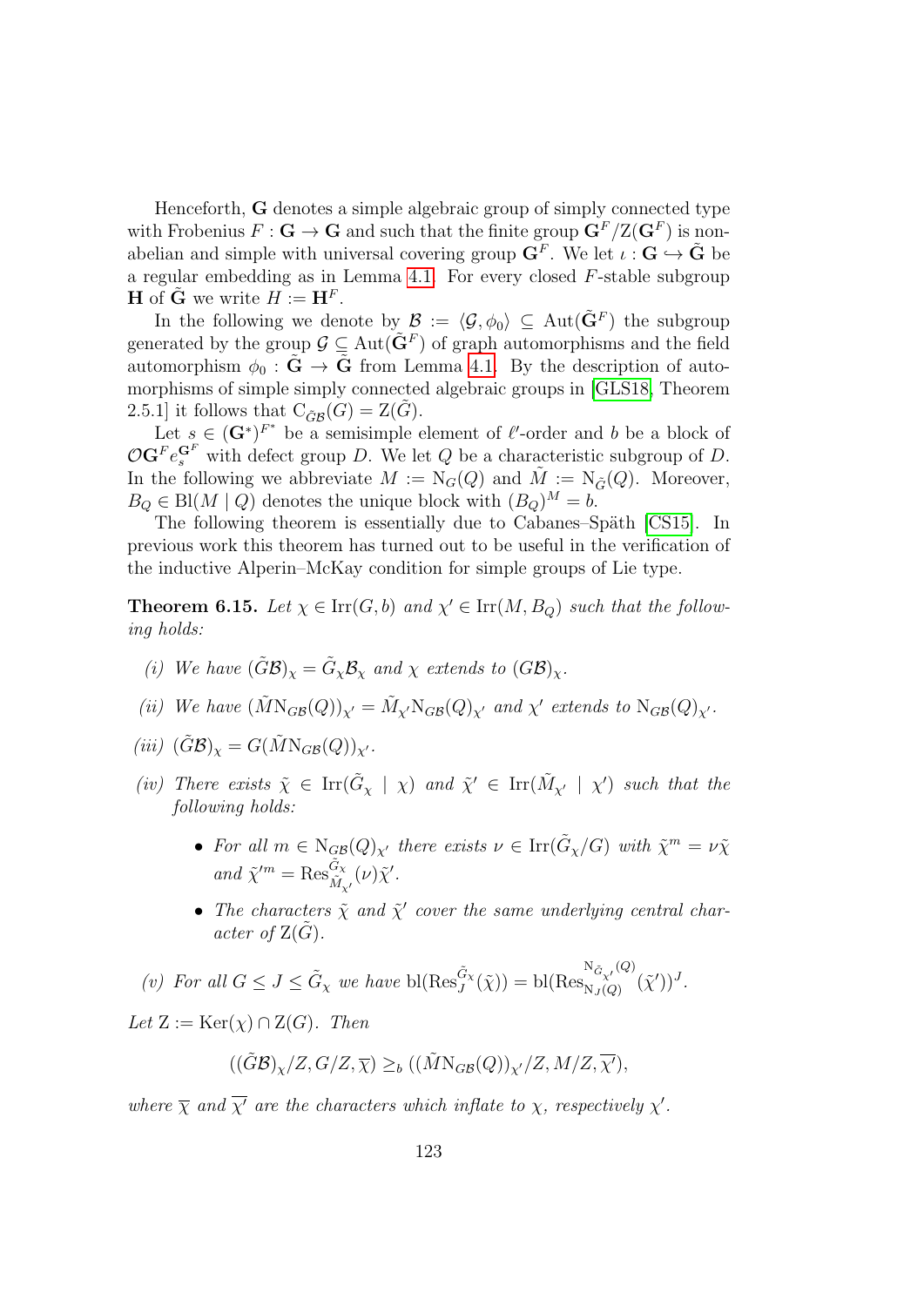Henceforth, $\mathbf{G}$ denotes a simple algebraic group of simply connected type with Frobenius $F : \mathbf{G} \to \mathbf{G}$ and such that the finite group $\mathbf{G}^F/\mathrm{Z}(\mathbf{G}^F)$ is non-abelian and simple with universal covering group $\mathbf{G}^F$. We let $\iota : \mathbf{G} \hookrightarrow \tilde{\mathbf{G}}$ be a regular embedding as in Lemma 4.1. For every closed $F$-stable subgroup $\mathbf{H}$ of $\tilde{\mathbf{G}}$ we write $H := \mathbf{H}^F$.

In the following we denote by $\mathcal{B} := \langle \mathcal{G}, \phi_0 \rangle \subseteq \mathrm{Aut}(\tilde{\mathbf{G}}^F)$ the subgroup generated by the group $\mathcal{G} \subseteq \mathrm{Aut}(\tilde{\mathbf{G}}^F)$ of graph automorphisms and the field automorphism $\phi_0 : \tilde{\mathbf{G}} \to \tilde{\mathbf{G}}$ from Lemma 4.1. By the description of automorphisms of simple simply connected algebraic groups in [GLS18, Theorem 2.5.1] it follows that $\mathrm{C}_{\tilde{G}\mathcal{B}}(G) = \mathrm{Z}(\tilde{G})$.

Let $s \in (\mathbf{G}^*)^{F^*}$ be a semisimple element of $\ell'$-order and $b$ be a block of $\mathcal{O}\mathbf{G}^F e_s^{\mathbf{G}^F}$ with defect group $D$. We let $Q$ be a characteristic subgroup of $D$. In the following we abbreviate $M := \mathrm{N}_G(Q)$ and $\tilde{M} := \mathrm{N}_{\tilde{G}}(Q)$. Moreover, $B_Q \in \mathrm{Bl}(M \mid Q)$ denotes the unique block with $(B_Q)^M = b$.

The following theorem is essentially due to Cabanes–Späth [CS15]. In previous work this theorem has turned out to be useful in the verification of the inductive Alperin–McKay condition for simple groups of Lie type.

**Theorem 6.15.** *Let $\chi \in \mathrm{Irr}(G, b)$ and $\chi' \in \mathrm{Irr}(M, B_Q)$ such that the following holds:*

*(i) We have $(\tilde{G}\mathcal{B})_\chi = \tilde{G}_\chi \mathcal{B}_\chi$ and $\chi$ extends to $(G\mathcal{B})_\chi$.*

*(ii) We have $(\tilde{M}\mathrm{N}_{G\mathcal{B}}(Q))_{\chi'} = \tilde{M}_{\chi'}\mathrm{N}_{G\mathcal{B}}(Q)_{\chi'}$ and $\chi'$ extends to $\mathrm{N}_{G\mathcal{B}}(Q)_{\chi'}$.*

*(iii) $(\tilde{G}\mathcal{B})_\chi = G(\tilde{M}\mathrm{N}_{G\mathcal{B}}(Q))_{\chi'}$.*

*(iv) There exists $\tilde{\chi} \in \mathrm{Irr}(\tilde{G}_\chi \mid \chi)$ and $\tilde{\chi}' \in \mathrm{Irr}(\tilde{M}_{\chi'} \mid \chi')$ such that the following holds:*

- *For all $m \in \mathrm{N}_{G\mathcal{B}}(Q)_{\chi'}$ there exists $\nu \in \mathrm{Irr}(\tilde{G}_\chi/G)$ with $\tilde{\chi}^m = \nu\tilde{\chi}$ and $\tilde{\chi}'^m = \mathrm{Res}^{\tilde{G}_\chi}_{\tilde{M}_{\chi'}}(\nu)\tilde{\chi}'$.*
- *The characters $\tilde{\chi}$ and $\tilde{\chi}'$ cover the same underlying central character of $\mathrm{Z}(\tilde{G})$.*

*(v) For all $G \leq J \leq \tilde{G}_\chi$ we have $\mathrm{bl}(\mathrm{Res}^{\tilde{G}_\chi}_J(\tilde{\chi})) = \mathrm{bl}(\mathrm{Res}^{\mathrm{N}_{\tilde{G}_{\chi'}}(Q)}_{\mathrm{N}_J(Q)}(\tilde{\chi}'))^J$.*

*Let $\mathrm{Z} := \mathrm{Ker}(\chi) \cap \mathrm{Z}(G)$. Then*

$$((\tilde{G}\mathcal{B})_\chi/Z, G/Z, \overline{\chi}) \geq_b ((\tilde{M}\mathrm{N}_{G\mathcal{B}}(Q))_{\chi'}/Z, M/Z, \overline{\chi'}),$$

*where $\overline{\chi}$ and $\overline{\chi'}$ are the characters which inflate to $\chi$, respectively $\chi'$.*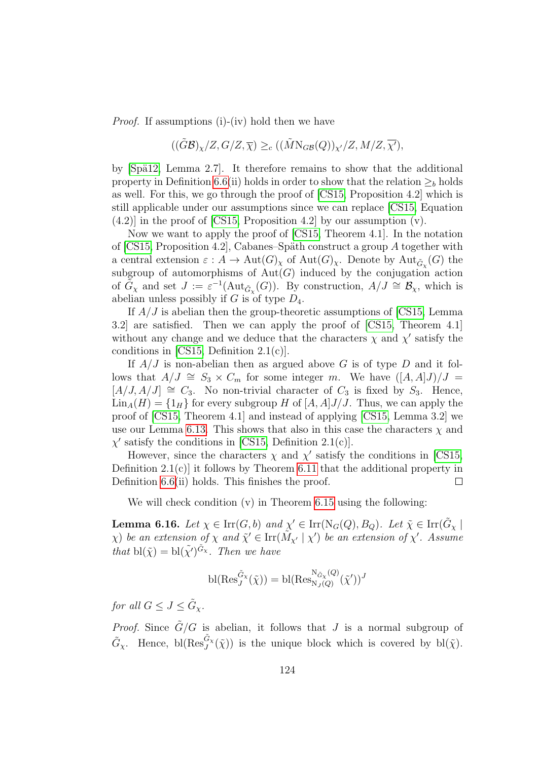*Proof.* If assumptions (i)-(iv) hold then we have

$$((\tilde{G}\mathcal{B})_\chi/Z, G/Z, \overline{\chi}) \geq_c ((\tilde{M}\mathrm{N}_{G\mathcal{B}}(Q))_{\chi'}/Z, M/Z, \overline{\chi'}),$$

by [Spä12, Lemma 2.7]. It therefore remains to show that the additional property in Definition 6.6(ii) holds in order to show that the relation $\geq_b$ holds as well. For this, we go through the proof of [CS15, Proposition 4.2] which is still applicable under our assumptions since we can replace [CS15, Equation (4.2)] in the proof of [CS15, Proposition 4.2] by our assumption (v).

Now we want to apply the proof of [CS15, Theorem 4.1]. In the notation of [CS15, Proposition 4.2], Cabanes–Späth construct a group $A$ together with a central extension $\varepsilon : A \to \mathrm{Aut}(G)_\chi$ of $\mathrm{Aut}(G)_\chi$. Denote by $\mathrm{Aut}_{\tilde{G}_\chi}(G)$ the subgroup of automorphisms of $\mathrm{Aut}(G)$ induced by the conjugation action of $\tilde{G}_\chi$ and set $J := \varepsilon^{-1}(\mathrm{Aut}_{\tilde{G}_\chi}(G))$. By construction, $A/J \cong \mathcal{B}_\chi$, which is abelian unless possibly if $G$ is of type $D_4$.

If $A/J$ is abelian then the group-theoretic assumptions of [CS15, Lemma 3.2] are satisfied. Then we can apply the proof of [CS15, Theorem 4.1] without any change and we deduce that the characters $\chi$ and $\chi'$ satisfy the conditions in [CS15, Definition 2.1(c)].

If $A/J$ is non-abelian then as argued above $G$ is of type $D$ and it follows that $A/J \cong S_3 \times C_m$ for some integer $m$. We have $([A,A]J)/J = [A/J, A/J] \cong C_3$. No non-trivial character of $C_3$ is fixed by $S_3$. Hence, $\mathrm{Lin}_A(H) = \{1_H\}$ for every subgroup $H$ of $[A,A]J/J$. Thus, we can apply the proof of [CS15, Theorem 4.1] and instead of applying [CS15, Lemma 3.2] we use our Lemma 6.13. This shows that also in this case the characters $\chi$ and $\chi'$ satisfy the conditions in [CS15, Definition 2.1(c)].

However, since the characters $\chi$ and $\chi'$ satisfy the conditions in [CS15, Definition 2.1(c)] it follows by Theorem 6.11 that the additional property in Definition 6.6(ii) holds. This finishes the proof. □

We will check condition (v) in Theorem 6.15 using the following:

**Lemma 6.16.** *Let $\chi \in \mathrm{Irr}(G, b)$ and $\chi' \in \mathrm{Irr}(\mathrm{N}_G(Q), B_Q)$. Let $\tilde{\chi} \in \mathrm{Irr}(\tilde{G}_\chi \mid \chi)$ be an extension of $\chi$ and $\tilde{\chi}' \in \mathrm{Irr}(\tilde{M}_{\chi'} \mid \chi')$ be an extension of $\chi'$. Assume that $\mathrm{bl}(\tilde{\chi}) = \mathrm{bl}(\tilde{\chi}')^{\tilde{G}_\chi}$. Then we have*

$$\mathrm{bl}(\mathrm{Res}^{\tilde{G}_\chi}_J(\tilde{\chi})) = \mathrm{bl}(\mathrm{Res}^{\mathrm{N}_{\tilde{G}_\chi}(Q)}_{\mathrm{N}_J(Q)}(\tilde{\chi}'))^J$$

*for all $G \leq J \leq \tilde{G}_\chi$.*

*Proof.* Since $\tilde{G}/G$ is abelian, it follows that $J$ is a normal subgroup of $\tilde{G}_\chi$. Hence, $\mathrm{bl}(\mathrm{Res}^{\tilde{G}_\chi}_J(\tilde{\chi}))$ is the unique block which is covered by $\mathrm{bl}(\tilde{\chi})$.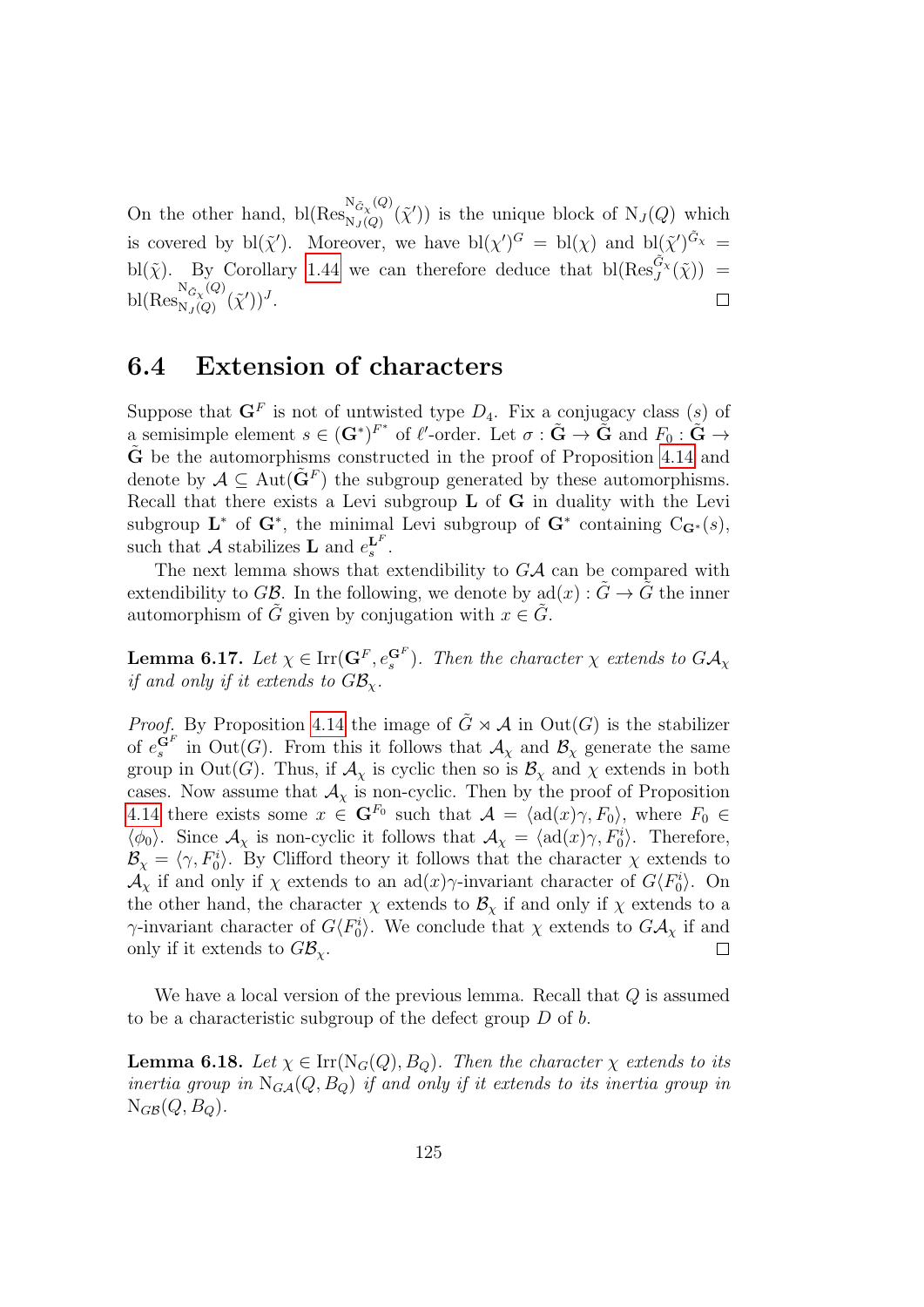On the other hand, $\mathrm{bl}(\mathrm{Res}^{\mathrm{N}_{\tilde{G}_\chi}(Q)}_{\mathrm{N}_J(Q)}(\tilde{\chi}'))$ is the unique block of $\mathrm{N}_J(Q)$ which is covered by $\mathrm{bl}(\tilde{\chi}')$. Moreover, we have $\mathrm{bl}(\chi')^G = \mathrm{bl}(\chi)$ and $\mathrm{bl}(\tilde{\chi}')^{\tilde{G}_\chi} = \mathrm{bl}(\tilde{\chi})$. By Corollary 1.44 we can therefore deduce that $\mathrm{bl}(\mathrm{Res}^{\tilde{G}_\chi}_J(\tilde{\chi})) = \mathrm{bl}(\mathrm{Res}^{\mathrm{N}_{\tilde{G}_\chi}(Q)}_{\mathrm{N}_J(Q)}(\tilde{\chi}'))^J$. $\square$

## 6.4 Extension of characters

Suppose that $\mathbf{G}^F$ is not of untwisted type $D_4$. Fix a conjugacy class $(s)$ of a semisimple element $s \in (\mathbf{G}^*)^{F^*}$ of $\ell'$-order. Let $\sigma : \tilde{\mathbf{G}} \to \tilde{\mathbf{G}}$ and $F_0 : \tilde{\mathbf{G}} \to \tilde{\mathbf{G}}$ be the automorphisms constructed in the proof of Proposition 4.14 and denote by $\mathcal{A} \subseteq \mathrm{Aut}(\tilde{\mathbf{G}}^F)$ the subgroup generated by these automorphisms. Recall that there exists a Levi subgroup $\mathbf{L}$ of $\mathbf{G}$ in duality with the Levi subgroup $\mathbf{L}^*$ of $\mathbf{G}^*$, the minimal Levi subgroup of $\mathbf{G}^*$ containing $\mathrm{C}_{\mathbf{G}^*}(s)$, such that $\mathcal{A}$ stabilizes $\mathbf{L}$ and $e_s^{\mathbf{L}^F}$.

The next lemma shows that extendibility to $G\mathcal{A}$ can be compared with extendibility to $G\mathcal{B}$. In the following, we denote by $\mathrm{ad}(x) : \tilde{G} \to \tilde{G}$ the inner automorphism of $\tilde{G}$ given by conjugation with $x \in \tilde{G}$.

**Lemma 6.17.** *Let $\chi \in \mathrm{Irr}(\mathbf{G}^F, e_s^{\mathbf{G}^F})$. Then the character $\chi$ extends to $G\mathcal{A}_\chi$ if and only if it extends to $G\mathcal{B}_\chi$.*

*Proof.* By Proposition 4.14 the image of $\tilde{G} \rtimes \mathcal{A}$ in $\mathrm{Out}(G)$ is the stabilizer of $e_s^{\mathbf{G}^F}$ in $\mathrm{Out}(G)$. From this it follows that $\mathcal{A}_\chi$ and $\mathcal{B}_\chi$ generate the same group in $\mathrm{Out}(G)$. Thus, if $\mathcal{A}_\chi$ is cyclic then so is $\mathcal{B}_\chi$ and $\chi$ extends in both cases. Now assume that $\mathcal{A}_\chi$ is non-cyclic. Then by the proof of Proposition 4.14 there exists some $x \in \mathbf{G}^{F_0}$ such that $\mathcal{A} = \langle \mathrm{ad}(x)\gamma, F_0 \rangle$, where $F_0 \in \langle \phi_0 \rangle$. Since $\mathcal{A}_\chi$ is non-cyclic it follows that $\mathcal{A}_\chi = \langle \mathrm{ad}(x)\gamma, F_0^i \rangle$. Therefore, $\mathcal{B}_\chi = \langle \gamma, F_0^i \rangle$. By Clifford theory it follows that the character $\chi$ extends to $\mathcal{A}_\chi$ if and only if $\chi$ extends to an $\mathrm{ad}(x)\gamma$-invariant character of $G\langle F_0^i \rangle$. On the other hand, the character $\chi$ extends to $\mathcal{B}_\chi$ if and only if $\chi$ extends to a $\gamma$-invariant character of $G\langle F_0^i \rangle$. We conclude that $\chi$ extends to $G\mathcal{A}_\chi$ if and only if it extends to $G\mathcal{B}_\chi$. $\square$

We have a local version of the previous lemma. Recall that $Q$ is assumed to be a characteristic subgroup of the defect group $D$ of $b$.

**Lemma 6.18.** *Let $\chi \in \mathrm{Irr}(\mathrm{N}_G(Q), B_Q)$. Then the character $\chi$ extends to its inertia group in $\mathrm{N}_{G\mathcal{A}}(Q, B_Q)$ if and only if it extends to its inertia group in $\mathrm{N}_{G\mathcal{B}}(Q, B_Q)$.*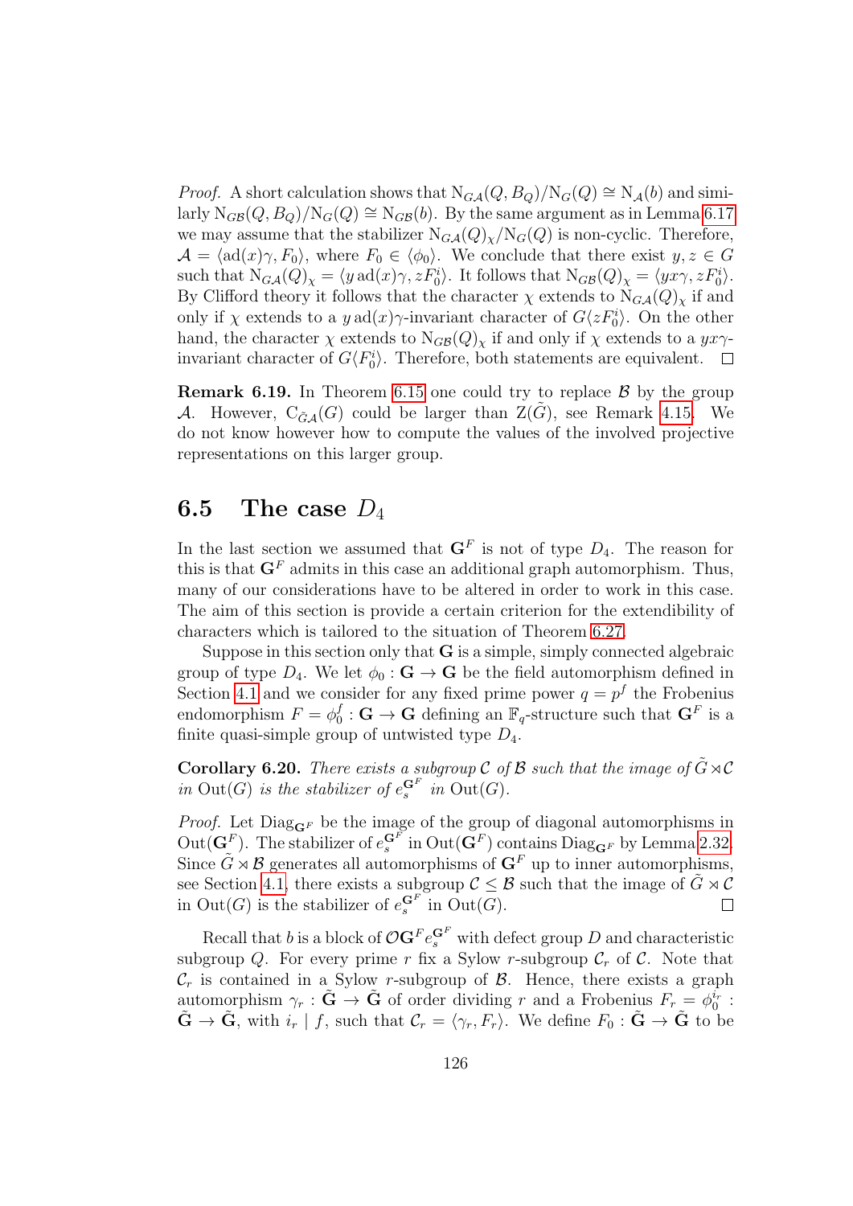*Proof.* A short calculation shows that $\mathrm{N}_{G\mathcal{A}}(Q, B_Q)/\mathrm{N}_G(Q) \cong \mathrm{N}_{\mathcal{A}}(b)$ and similarly $\mathrm{N}_{G\mathcal{B}}(Q, B_Q)/\mathrm{N}_G(Q) \cong \mathrm{N}_{G\mathcal{B}}(b)$. By the same argument as in Lemma 6.17 we may assume that the stabilizer $\mathrm{N}_{G\mathcal{A}}(Q)_\chi/\mathrm{N}_G(Q)$ is non-cyclic. Therefore, $\mathcal{A} = \langle \mathrm{ad}(x)\gamma, F_0\rangle$, where $F_0 \in \langle \phi_0 \rangle$. We conclude that there exist $y, z \in G$ such that $\mathrm{N}_{G\mathcal{A}}(Q)_\chi = \langle y\,\mathrm{ad}(x)\gamma, zF_0^i\rangle$. It follows that $\mathrm{N}_{G\mathcal{B}}(Q)_\chi = \langle yx\gamma, zF_0^i\rangle$. By Clifford theory it follows that the character $\chi$ extends to $\mathrm{N}_{G\mathcal{A}}(Q)_\chi$ if and only if $\chi$ extends to a $y\,\mathrm{ad}(x)\gamma$-invariant character of $G\langle zF_0^i\rangle$. On the other hand, the character $\chi$ extends to $\mathrm{N}_{G\mathcal{B}}(Q)_\chi$ if and only if $\chi$ extends to a $yx\gamma$-invariant character of $G\langle F_0^i\rangle$. Therefore, both statements are equivalent. $\square$

**Remark 6.19.** In Theorem 6.15 one could try to replace $\mathcal{B}$ by the group $\mathcal{A}$. However, $\mathrm{C}_{\tilde{G}\mathcal{A}}(G)$ could be larger than $\mathrm{Z}(\tilde{G})$, see Remark 4.15. We do not know however how to compute the values of the involved projective representations on this larger group.

## 6.5 The case $D_4$

In the last section we assumed that $\mathbf{G}^F$ is not of type $D_4$. The reason for this is that $\mathbf{G}^F$ admits in this case an additional graph automorphism. Thus, many of our considerations have to be altered in order to work in this case. The aim of this section is provide a certain criterion for the extendibility of characters which is tailored to the situation of Theorem 6.27.

Suppose in this section only that $\mathbf{G}$ is a simple, simply connected algebraic group of type $D_4$. We let $\phi_0 : \mathbf{G} \to \mathbf{G}$ be the field automorphism defined in Section 4.1 and we consider for any fixed prime power $q = p^f$ the Frobenius endomorphism $F = \phi_0^f : \mathbf{G} \to \mathbf{G}$ defining an $\mathbb{F}_q$-structure such that $\mathbf{G}^F$ is a finite quasi-simple group of untwisted type $D_4$.

**Corollary 6.20.** *There exists a subgroup $\mathcal{C}$ of $\mathcal{B}$ such that the image of $\tilde{G} \rtimes \mathcal{C}$ in $\mathrm{Out}(G)$ is the stabilizer of $e_s^{\mathbf{G}^F}$ in $\mathrm{Out}(G)$.*

*Proof.* Let $\mathrm{Diag}_{\mathbf{G}^F}$ be the image of the group of diagonal automorphisms in $\mathrm{Out}(\mathbf{G}^F)$. The stabilizer of $e_s^{\mathbf{G}^F}$ in $\mathrm{Out}(\mathbf{G}^F)$ contains $\mathrm{Diag}_{\mathbf{G}^F}$ by Lemma 2.32. Since $\tilde{G} \rtimes \mathcal{B}$ generates all automorphisms of $\mathbf{G}^F$ up to inner automorphisms, see Section 4.1, there exists a subgroup $\mathcal{C} \leq \mathcal{B}$ such that the image of $\tilde{G} \rtimes \mathcal{C}$ in $\mathrm{Out}(G)$ is the stabilizer of $e_s^{\mathbf{G}^F}$ in $\mathrm{Out}(G)$. $\square$

Recall that $b$ is a block of $\mathcal{O}\mathbf{G}^F e_s^{\mathbf{G}^F}$ with defect group $D$ and characteristic subgroup $Q$. For every prime $r$ fix a Sylow $r$-subgroup $\mathcal{C}_r$ of $\mathcal{C}$. Note that $\mathcal{C}_r$ is contained in a Sylow $r$-subgroup of $\mathcal{B}$. Hence, there exists a graph automorphism $\gamma_r : \tilde{\mathbf{G}} \to \tilde{\mathbf{G}}$ of order dividing $r$ and a Frobenius $F_r = \phi_0^{i_r} : \tilde{\mathbf{G}} \to \tilde{\mathbf{G}}$, with $i_r \mid f$, such that $\mathcal{C}_r = \langle \gamma_r, F_r \rangle$. We define $F_0 : \tilde{\mathbf{G}} \to \tilde{\mathbf{G}}$ to be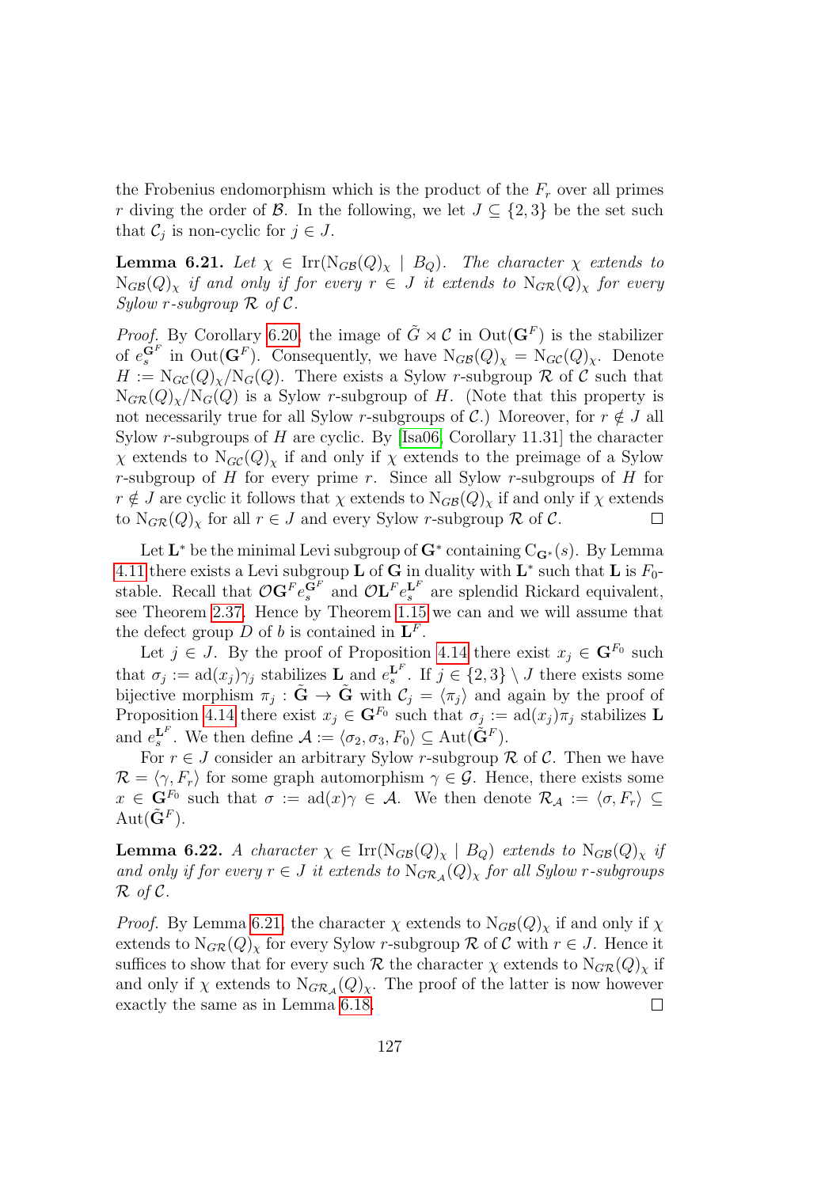the Frobenius endomorphism which is the product of the $F_r$ over all primes $r$ diving the order of $\mathcal{B}$. In the following, we let $J \subseteq \{2,3\}$ be the set such that $\mathcal{C}_j$ is non-cyclic for $j \in J$.

**Lemma 6.21.** *Let $\chi \in \mathrm{Irr}(\mathrm{N}_{G\mathcal{B}}(Q)_\chi \mid B_Q)$. The character $\chi$ extends to $\mathrm{N}_{G\mathcal{B}}(Q)_\chi$ if and only if for every $r \in J$ it extends to $\mathrm{N}_{G\mathcal{R}}(Q)_\chi$ for every Sylow $r$-subgroup $\mathcal{R}$ of $\mathcal{C}$.*

*Proof.* By Corollary 6.20, the image of $\tilde{G} \rtimes \mathcal{C}$ in $\mathrm{Out}(\mathbf{G}^F)$ is the stabilizer of $e_s^{\mathbf{G}^F}$ in $\mathrm{Out}(\mathbf{G}^F)$. Consequently, we have $\mathrm{N}_{G\mathcal{B}}(Q)_\chi = \mathrm{N}_{G\mathcal{C}}(Q)_\chi$. Denote $H := \mathrm{N}_{G\mathcal{C}}(Q)_\chi / \mathrm{N}_G(Q)$. There exists a Sylow $r$-subgroup $\mathcal{R}$ of $\mathcal{C}$ such that $\mathrm{N}_{G\mathcal{R}}(Q)_\chi / \mathrm{N}_G(Q)$ is a Sylow $r$-subgroup of $H$. (Note that this property is not necessarily true for all Sylow $r$-subgroups of $\mathcal{C}$.) Moreover, for $r \notin J$ all Sylow $r$-subgroups of $H$ are cyclic. By [Isa06, Corollary 11.31] the character $\chi$ extends to $\mathrm{N}_{G\mathcal{C}}(Q)_\chi$ if and only if $\chi$ extends to the preimage of a Sylow $r$-subgroup of $H$ for every prime $r$. Since all Sylow $r$-subgroups of $H$ for $r \notin J$ are cyclic it follows that $\chi$ extends to $\mathrm{N}_{G\mathcal{B}}(Q)_\chi$ if and only if $\chi$ extends to $\mathrm{N}_{G\mathcal{R}}(Q)_\chi$ for all $r \in J$ and every Sylow $r$-subgroup $\mathcal{R}$ of $\mathcal{C}$. $\square$

Let $\mathbf{L}^*$ be the minimal Levi subgroup of $\mathbf{G}^*$ containing $\mathrm{C}_{\mathbf{G}^*}(s)$. By Lemma 4.11 there exists a Levi subgroup $\mathbf{L}$ of $\mathbf{G}$ in duality with $\mathbf{L}^*$ such that $\mathbf{L}$ is $F_0$-stable. Recall that $\mathcal{O}\mathbf{G}^F e_s^{\mathbf{G}^F}$ and $\mathcal{O}\mathbf{L}^F e_s^{\mathbf{L}^F}$ are splendid Rickard equivalent, see Theorem 2.37. Hence by Theorem 1.15 we can and we will assume that the defect group $D$ of $b$ is contained in $\mathbf{L}^F$.

Let $j \in J$. By the proof of Proposition 4.14 there exist $x_j \in \mathbf{G}^{F_0}$ such that $\sigma_j := \mathrm{ad}(x_j)\gamma_j$ stabilizes $\mathbf{L}$ and $e_s^{\mathbf{L}^F}$. If $j \in \{2,3\} \setminus J$ there exists some bijective morphism $\pi_j : \tilde{\mathbf{G}} \to \tilde{\mathbf{G}}$ with $\mathcal{C}_j = \langle \pi_j \rangle$ and again by the proof of Proposition 4.14 there exist $x_j \in \mathbf{G}^{F_0}$ such that $\sigma_j := \mathrm{ad}(x_j)\pi_j$ stabilizes $\mathbf{L}$ and $e_s^{\mathbf{L}^F}$. We then define $\mathcal{A} := \langle \sigma_2, \sigma_3, F_0 \rangle \subseteq \mathrm{Aut}(\tilde{\mathbf{G}}^F)$.

For $r \in J$ consider an arbitrary Sylow $r$-subgroup $\mathcal{R}$ of $\mathcal{C}$. Then we have $\mathcal{R} = \langle \gamma, F_r \rangle$ for some graph automorphism $\gamma \in \mathcal{G}$. Hence, there exists some $x \in \mathbf{G}^{F_0}$ such that $\sigma := \mathrm{ad}(x)\gamma \in \mathcal{A}$. We then denote $\mathcal{R}_{\mathcal{A}} := \langle \sigma, F_r \rangle \subseteq \mathrm{Aut}(\tilde{\mathbf{G}}^F)$.

**Lemma 6.22.** *A character $\chi \in \mathrm{Irr}(\mathrm{N}_{G\mathcal{B}}(Q)_\chi \mid B_Q)$ extends to $\mathrm{N}_{G\mathcal{B}}(Q)_\chi$ if and only if for every $r \in J$ it extends to $\mathrm{N}_{G\mathcal{R}_{\mathcal{A}}}(Q)_\chi$ for all Sylow $r$-subgroups $\mathcal{R}$ of $\mathcal{C}$.*

*Proof.* By Lemma 6.21, the character $\chi$ extends to $\mathrm{N}_{G\mathcal{B}}(Q)_\chi$ if and only if $\chi$ extends to $\mathrm{N}_{G\mathcal{R}}(Q)_\chi$ for every Sylow $r$-subgroup $\mathcal{R}$ of $\mathcal{C}$ with $r \in J$. Hence it suffices to show that for every such $\mathcal{R}$ the character $\chi$ extends to $\mathrm{N}_{G\mathcal{R}}(Q)_\chi$ if and only if $\chi$ extends to $\mathrm{N}_{G\mathcal{R}_{\mathcal{A}}}(Q)_\chi$. The proof of the latter is now however exactly the same as in Lemma 6.18. $\square$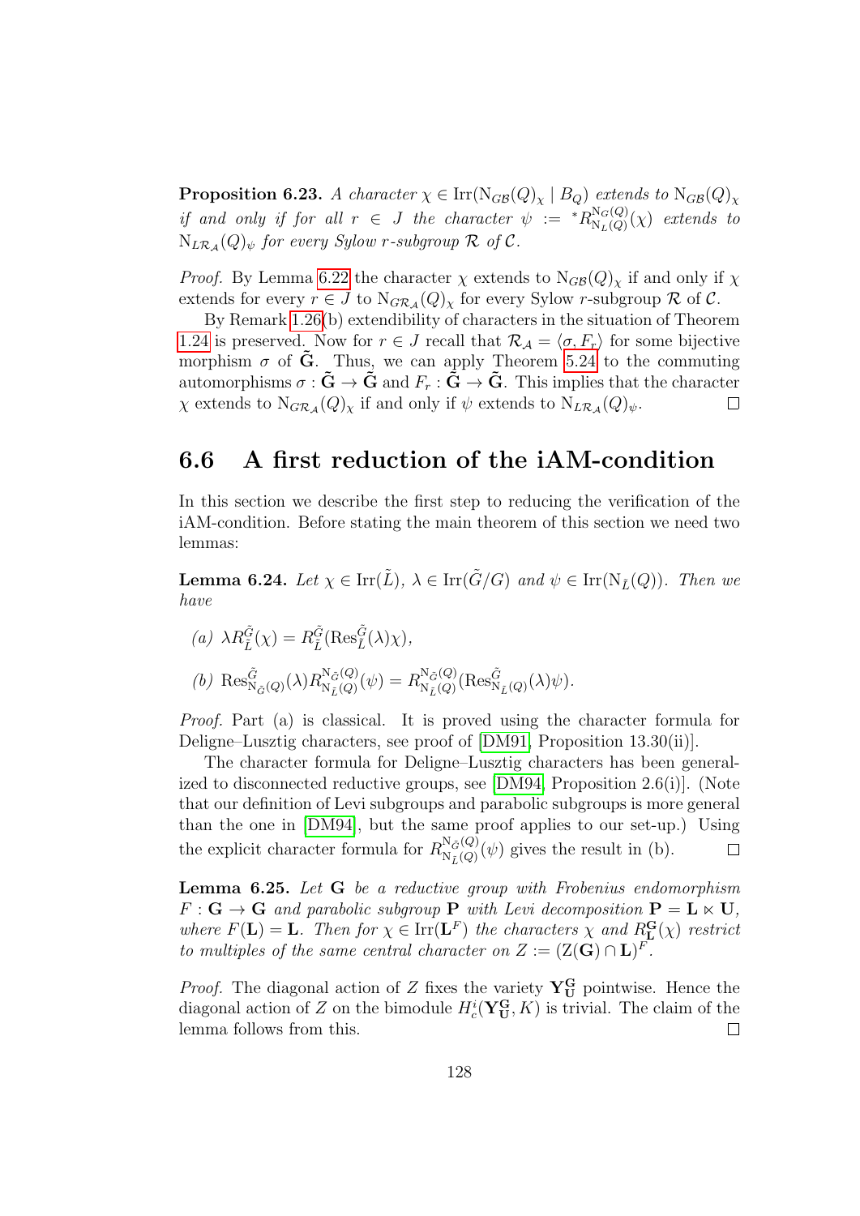**Proposition 6.23.** *A character $\chi \in \mathrm{Irr}(\mathrm{N}_{G\mathcal{B}}(Q)_\chi \mid B_Q)$ extends to $\mathrm{N}_{G\mathcal{B}}(Q)_\chi$ if and only if for all $r \in J$ the character $\psi := {}^*R^{\mathrm{N}_G(Q)}_{\mathrm{N}_L(Q)}(\chi)$ extends to $\mathrm{N}_{L\mathcal{R}_\mathcal{A}}(Q)_\psi$ for every Sylow $r$-subgroup $\mathcal{R}$ of $\mathcal{C}$.*

*Proof.* By Lemma 6.22 the character $\chi$ extends to $\mathrm{N}_{G\mathcal{B}}(Q)_\chi$ if and only if $\chi$ extends for every $r \in J$ to $\mathrm{N}_{G\mathcal{R}_\mathcal{A}}(Q)_\chi$ for every Sylow $r$-subgroup $\mathcal{R}$ of $\mathcal{C}$.

By Remark 1.26(b) extendibility of characters in the situation of Theorem 1.24 is preserved. Now for $r \in J$ recall that $\mathcal{R}_\mathcal{A} = \langle \sigma, F_r \rangle$ for some bijective morphism $\sigma$ of $\tilde{\mathbf{G}}$. Thus, we can apply Theorem 5.24 to the commuting automorphisms $\sigma : \tilde{\mathbf{G}} \to \tilde{\mathbf{G}}$ and $F_r : \tilde{\mathbf{G}} \to \tilde{\mathbf{G}}$. This implies that the character $\chi$ extends to $\mathrm{N}_{G\mathcal{R}_\mathcal{A}}(Q)_\chi$ if and only if $\psi$ extends to $\mathrm{N}_{L\mathcal{R}_\mathcal{A}}(Q)_\psi$. $\square$

## 6.6 A first reduction of the iAM-condition

In this section we describe the first step to reducing the verification of the iAM-condition. Before stating the main theorem of this section we need two lemmas:

**Lemma 6.24.** *Let $\chi \in \mathrm{Irr}(\tilde{L})$, $\lambda \in \mathrm{Irr}(\tilde{G}/G)$ and $\psi \in \mathrm{Irr}(\mathrm{N}_{\tilde{L}}(Q))$. Then we have*

*(a)* $\lambda R^{\tilde{G}}_{\tilde{L}}(\chi) = R^{\tilde{G}}_{\tilde{L}}(\mathrm{Res}^{\tilde{G}}_{\tilde{L}}(\lambda)\chi)$,

*(b)* $\mathrm{Res}^{\tilde{G}}_{\mathrm{N}_{\tilde{G}}(Q)}(\lambda) R^{\mathrm{N}_{\tilde{G}}(Q)}_{\mathrm{N}_{\tilde{L}}(Q)}(\psi) = R^{\mathrm{N}_{\tilde{G}}(Q)}_{\mathrm{N}_{\tilde{L}}(Q)}(\mathrm{Res}^{\tilde{G}}_{\mathrm{N}_{\tilde{L}}(Q)}(\lambda)\psi)$.

*Proof.* Part (a) is classical. It is proved using the character formula for Deligne–Lusztig characters, see proof of [DM91, Proposition 13.30(ii)].

The character formula for Deligne–Lusztig characters has been generalized to disconnected reductive groups, see [DM94, Proposition 2.6(i)]. (Note that our definition of Levi subgroups and parabolic subgroups is more general than the one in [DM94], but the same proof applies to our set-up.) Using the explicit character formula for $R^{\mathrm{N}_{\tilde{G}}(Q)}_{\mathrm{N}_{\tilde{L}}(Q)}(\psi)$ gives the result in (b). $\square$

**Lemma 6.25.** *Let $\mathbf{G}$ be a reductive group with Frobenius endomorphism $F : \mathbf{G} \to \mathbf{G}$ and parabolic subgroup $\mathbf{P}$ with Levi decomposition $\mathbf{P} = \mathbf{L} \ltimes \mathbf{U}$, where $F(\mathbf{L}) = \mathbf{L}$. Then for $\chi \in \mathrm{Irr}(\mathbf{L}^F)$ the characters $\chi$ and $R^{\mathbf{G}}_{\mathbf{L}}(\chi)$ restrict to multiples of the same central character on $Z := (\mathrm{Z}(\mathbf{G}) \cap \mathbf{L})^F$.*

*Proof.* The diagonal action of $Z$ fixes the variety $\mathbf{Y}^{\mathbf{G}}_{\mathbf{U}}$ pointwise. Hence the diagonal action of $Z$ on the bimodule $H^i_c(\mathbf{Y}^{\mathbf{G}}_{\mathbf{U}}, K)$ is trivial. The claim of the lemma follows from this. $\square$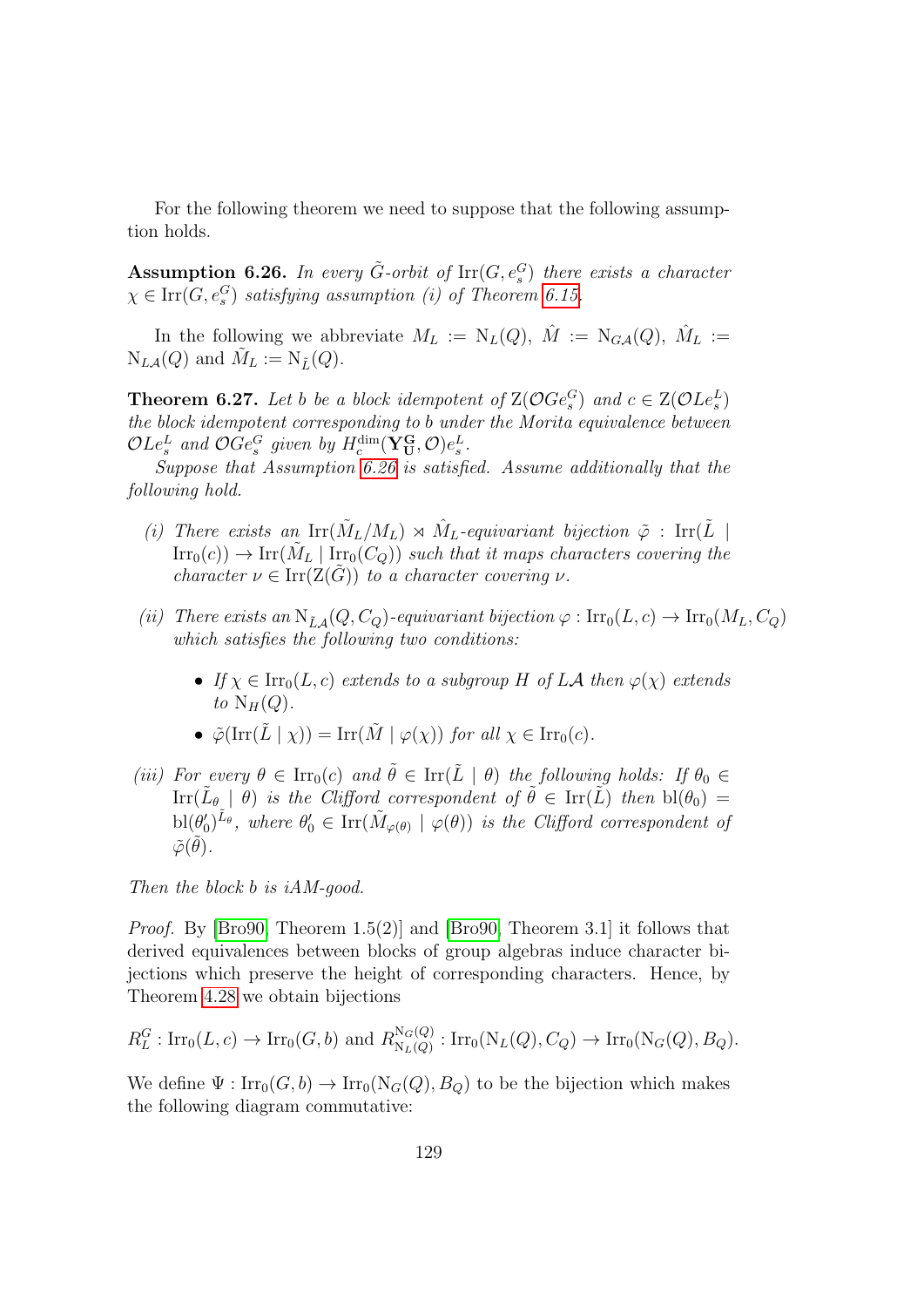For the following theorem we need to suppose that the following assumption holds.

**Assumption 6.26.** *In every $\tilde{G}$-orbit of $\mathrm{Irr}(G, e_s^G)$ there exists a character $\chi \in \mathrm{Irr}(G, e_s^G)$ satisfying assumption (i) of Theorem 6.15.*

In the following we abbreviate $M_L := \mathrm{N}_L(Q)$, $\hat{M} := \mathrm{N}_{G\mathcal{A}}(Q)$, $\hat{M}_L := \mathrm{N}_{L\mathcal{A}}(Q)$ and $\tilde{M}_L := \mathrm{N}_{\tilde{L}}(Q)$.

**Theorem 6.27.** *Let $b$ be a block idempotent of $\mathrm{Z}(\mathcal{O}Ge_s^G)$ and $c \in \mathrm{Z}(\mathcal{O}Le_s^L)$ the block idempotent corresponding to $b$ under the Morita equivalence between $\mathcal{O}Le_s^L$ and $\mathcal{O}Ge_s^G$ given by $H_c^{\dim}(\mathbf{Y}_{\mathbf{U}}^{\mathbf{G}}, \mathcal{O})e_s^L$.*

*Suppose that Assumption 6.26 is satisfied. Assume additionally that the following hold.*

*(i) There exists an $\mathrm{Irr}(\tilde{M}_L/M_L) \rtimes \hat{M}_L$-equivariant bijection $\tilde{\varphi} : \mathrm{Irr}(\tilde{L} \mid \mathrm{Irr}_0(c)) \to \mathrm{Irr}(\tilde{M}_L \mid \mathrm{Irr}_0(C_Q))$ such that it maps characters covering the character $\nu \in \mathrm{Irr}(\mathrm{Z}(\tilde{G}))$ to a character covering $\nu$.*

*(ii) There exists an $\mathrm{N}_{\tilde{L}\mathcal{A}}(Q, C_Q)$-equivariant bijection $\varphi : \mathrm{Irr}_0(L, c) \to \mathrm{Irr}_0(M_L, C_Q)$ which satisfies the following two conditions:*

- *If $\chi \in \mathrm{Irr}_0(L, c)$ extends to a subgroup $H$ of $L\mathcal{A}$ then $\varphi(\chi)$ extends to $\mathrm{N}_H(Q)$.*
- *$\tilde{\varphi}(\mathrm{Irr}(\tilde{L} \mid \chi)) = \mathrm{Irr}(\tilde{M} \mid \varphi(\chi))$ for all $\chi \in \mathrm{Irr}_0(c)$.*

*(iii) For every $\theta \in \mathrm{Irr}_0(c)$ and $\tilde{\theta} \in \mathrm{Irr}(\tilde{L} \mid \theta)$ the following holds: If $\theta_0 \in \mathrm{Irr}(\tilde{L}_\theta \mid \theta)$ is the Clifford correspondent of $\tilde{\theta} \in \mathrm{Irr}(\tilde{L})$ then $\mathrm{bl}(\theta_0) = \mathrm{bl}(\theta_0')^{\tilde{L}_\theta}$, where $\theta_0' \in \mathrm{Irr}(\tilde{M}_{\varphi(\theta)} \mid \varphi(\theta))$ is the Clifford correspondent of $\tilde{\varphi}(\tilde{\theta})$.*

*Then the block $b$ is iAM-good.*

*Proof.* By [Bro90, Theorem 1.5(2)] and [Bro90, Theorem 3.1] it follows that derived equivalences between blocks of group algebras induce character bijections which preserve the height of corresponding characters. Hence, by Theorem 4.28 we obtain bijections

$$R_L^G : \mathrm{Irr}_0(L, c) \to \mathrm{Irr}_0(G, b) \text{ and } R_{\mathrm{N}_L(Q)}^{\mathrm{N}_G(Q)} : \mathrm{Irr}_0(\mathrm{N}_L(Q), C_Q) \to \mathrm{Irr}_0(\mathrm{N}_G(Q), B_Q).$$

We define $\Psi : \mathrm{Irr}_0(G, b) \to \mathrm{Irr}_0(\mathrm{N}_G(Q), B_Q)$ to be the bijection which makes the following diagram commutative: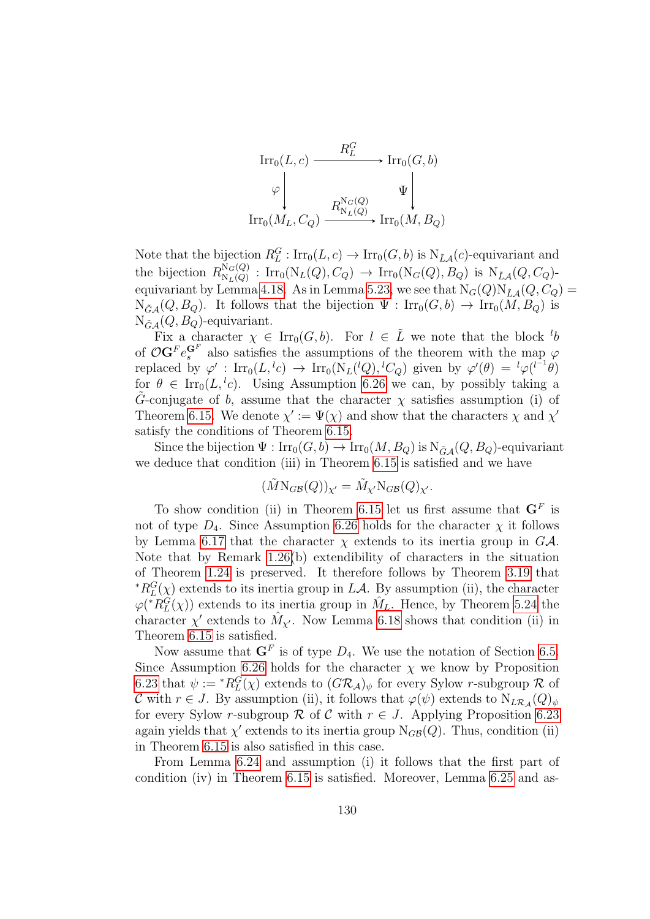$$\begin{array}{ccc}
\mathrm{Irr}_0(L,c) & \xrightarrow{R_L^G} & \mathrm{Irr}_0(G,b) \\
\varphi \downarrow & & \downarrow \Psi \\
\mathrm{Irr}_0(M_L,C_Q) & \xrightarrow{R_{\mathrm{N}_L(Q)}^{\mathrm{N}_G(Q)}} & \mathrm{Irr}_0(M,B_Q)
\end{array}$$

Note that the bijection $R_L^G : \mathrm{Irr}_0(L,c) \to \mathrm{Irr}_0(G,b)$ is $\mathrm{N}_{\tilde{L}\mathcal{A}}(c)$-equivariant and the bijection $R_{\mathrm{N}_L(Q)}^{\mathrm{N}_G(Q)} : \mathrm{Irr}_0(\mathrm{N}_L(Q),C_Q) \to \mathrm{Irr}_0(\mathrm{N}_G(Q),B_Q)$ is $\mathrm{N}_{\tilde{L}\mathcal{A}}(Q,C_Q)$-equivariant by Lemma 4.18. As in Lemma 5.23, we see that $\mathrm{N}_G(Q)\mathrm{N}_{\tilde{L}\mathcal{A}}(Q,C_Q) = \mathrm{N}_{\tilde{G}\mathcal{A}}(Q,B_Q)$. It follows that the bijection $\Psi : \mathrm{Irr}_0(G,b) \to \mathrm{Irr}_0(M,B_Q)$ is $\mathrm{N}_{\tilde{G}\mathcal{A}}(Q,B_Q)$-equivariant.

Fix a character $\chi \in \mathrm{Irr}_0(G,b)$. For $l \in \tilde{L}$ we note that the block ${}^l b$ of $\mathcal{O}\mathbf{G}^F e_s^{\mathbf{G}^F}$ also satisfies the assumptions of the theorem with the map $\varphi$ replaced by $\varphi' : \mathrm{Irr}_0(L,{}^l c) \to \mathrm{Irr}_0(\mathrm{N}_L({}^l Q),{}^l C_Q)$ given by $\varphi'(\theta) = {}^l\varphi({}^{l^{-1}}\theta)$ for $\theta \in \mathrm{Irr}_0(L,{}^l c)$. Using Assumption 6.26 we can, by possibly taking a $\tilde{G}$-conjugate of $b$, assume that the character $\chi$ satisfies assumption (i) of Theorem 6.15. We denote $\chi' := \Psi(\chi)$ and show that the characters $\chi$ and $\chi'$ satisfy the conditions of Theorem 6.15.

Since the bijection $\Psi : \mathrm{Irr}_0(G,b) \to \mathrm{Irr}_0(M,B_Q)$ is $\mathrm{N}_{\tilde{G}\mathcal{A}}(Q,B_Q)$-equivariant we deduce that condition (iii) in Theorem 6.15 is satisfied and we have

$$(\tilde{M}\mathrm{N}_{G\mathcal{B}}(Q))_{\chi'} = \tilde{M}_{\chi'}\mathrm{N}_{G\mathcal{B}}(Q)_{\chi'}.$$

To show condition (ii) in Theorem 6.15 let us first assume that $\mathbf{G}^F$ is not of type $D_4$. Since Assumption 6.26 holds for the character $\chi$ it follows by Lemma 6.17 that the character $\chi$ extends to its inertia group in $G\mathcal{A}$. Note that by Remark 1.26(b) extendibility of characters in the situation of Theorem 1.24 is preserved. It therefore follows by Theorem 3.19 that ${}^*R_L^G(\chi)$ extends to its inertia group in $L\mathcal{A}$. By assumption (ii), the character $\varphi({}^*R_L^G(\chi))$ extends to its inertia group in $\hat{M}_L$. Hence, by Theorem 5.24 the character $\chi'$ extends to $\hat{M}_{\chi'}$. Now Lemma 6.18 shows that condition (ii) in Theorem 6.15 is satisfied.

Now assume that $\mathbf{G}^F$ is of type $D_4$. We use the notation of Section 6.5. Since Assumption 6.26 holds for the character $\chi$ we know by Proposition 6.23 that $\psi := {}^*R_L^G(\chi)$ extends to $(G\mathcal{R}_{\mathcal{A}})_\psi$ for every Sylow $r$-subgroup $\mathcal{R}$ of $\mathcal{C}$ with $r \in J$. By assumption (ii), it follows that $\varphi(\psi)$ extends to $\mathrm{N}_{L\mathcal{R}_{\mathcal{A}}}(Q)_\psi$ for every Sylow $r$-subgroup $\mathcal{R}$ of $\mathcal{C}$ with $r \in J$. Applying Proposition 6.23 again yields that $\chi'$ extends to its inertia group $\mathrm{N}_{G\mathcal{B}}(Q)$. Thus, condition (ii) in Theorem 6.15 is also satisfied in this case.

From Lemma 6.24 and assumption (i) it follows that the first part of condition (iv) in Theorem 6.15 is satisfied. Moreover, Lemma 6.25 and as-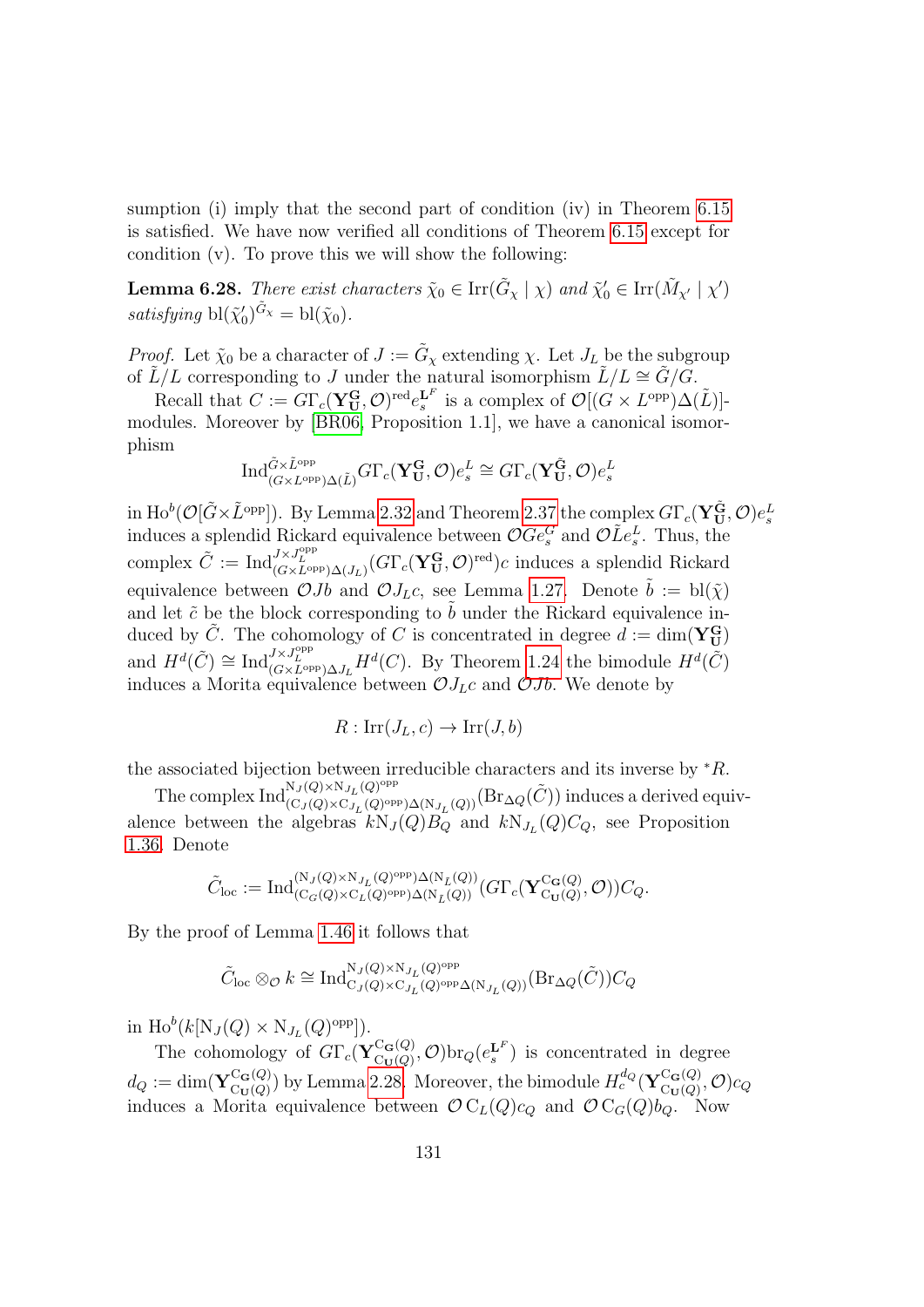sumption (i) imply that the second part of condition (iv) in Theorem 6.15 is satisfied. We have now verified all conditions of Theorem 6.15 except for condition (v). To prove this we will show the following:

**Lemma 6.28.** *There exist characters $\tilde{\chi}_0 \in \mathrm{Irr}(\tilde{G}_\chi \mid \chi)$ and $\tilde{\chi}_0' \in \mathrm{Irr}(\tilde{M}_{\chi'} \mid \chi')$ satisfying $\mathrm{bl}(\tilde{\chi}_0')^{\tilde{G}_\chi} = \mathrm{bl}(\tilde{\chi}_0)$.*

*Proof.* Let $\tilde{\chi}_0$ be a character of $J := \tilde{G}_\chi$ extending $\chi$. Let $J_L$ be the subgroup of $\tilde{L}/L$ corresponding to $J$ under the natural isomorphism $\tilde{L}/L \cong \tilde{G}/G$.

Recall that $C := G\Gamma_c(\mathbf{Y}_\mathbf{U}^\mathbf{G}, \mathcal{O})^{\mathrm{red}} e_s^{\mathbf{L}^F}$ is a complex of $\mathcal{O}[(G \times L^{\mathrm{opp}})\Delta(\tilde{L})]$-modules. Moreover by [BR06, Proposition 1.1], we have a canonical isomorphism

$$\mathrm{Ind}_{(G\times L^{\mathrm{opp}})\Delta(\tilde{L})}^{\tilde{G}\times \tilde{L}^{\mathrm{opp}}} G\Gamma_c(\mathbf{Y}_\mathbf{U}^\mathbf{G}, \mathcal{O}) e_s^L \cong G\Gamma_c(\mathbf{Y}_\mathbf{U}^{\tilde{\mathbf{G}}}, \mathcal{O}) e_s^L$$

in $\mathrm{Ho}^b(\mathcal{O}[\tilde{G}\times \tilde{L}^{\mathrm{opp}}])$. By Lemma 2.32 and Theorem 2.37 the complex $G\Gamma_c(\mathbf{Y}_\mathbf{U}^{\tilde{\mathbf{G}}}, \mathcal{O}) e_s^L$ induces a splendid Rickard equivalence between $\mathcal{O}\tilde{G}e_s^G$ and $\mathcal{O}\tilde{L}e_s^L$. Thus, the complex $\tilde{C} := \mathrm{Ind}_{(G\times L^{\mathrm{opp}})\Delta(J_L)}^{J\times J_L^{\mathrm{opp}}} (G\Gamma_c(\mathbf{Y}_\mathbf{U}^\mathbf{G}, \mathcal{O})^{\mathrm{red}}) c$ induces a splendid Rickard equivalence between $\mathcal{O}Jb$ and $\mathcal{O}J_L c$, see Lemma 1.27. Denote $\tilde{b} := \mathrm{bl}(\tilde{\chi})$ and let $\tilde{c}$ be the block corresponding to $\tilde{b}$ under the Rickard equivalence induced by $\tilde{C}$. The cohomology of $C$ is concentrated in degree $d := \dim(\mathbf{Y}_\mathbf{U}^\mathbf{G})$ and $H^d(\tilde{C}) \cong \mathrm{Ind}_{(G\times L^{\mathrm{opp}})\Delta_{J_L}}^{J\times J_L^{\mathrm{opp}}} H^d(C)$. By Theorem 1.24 the bimodule $H^d(\tilde{C})$ induces a Morita equivalence between $\mathcal{O}J_L c$ and $\mathcal{O}Jb$. We denote by

$$R : \mathrm{Irr}(J_L, c) \to \mathrm{Irr}(J, b)$$

the associated bijection between irreducible characters and its inverse by ${}^*R$.

The complex $\mathrm{Ind}_{(\mathrm{C}_J(Q)\times \mathrm{C}_{J_L}(Q)^{\mathrm{opp}})\Delta(\mathrm{N}_{J_L}(Q))}^{\mathrm{N}_J(Q)\times \mathrm{N}_{J_L}(Q)^{\mathrm{opp}}} (\mathrm{Br}_{\Delta Q}(\tilde{C}))$ induces a derived equivalence between the algebras $k\mathrm{N}_J(Q)B_Q$ and $k\mathrm{N}_{J_L}(Q)C_Q$, see Proposition 1.36. Denote

$$\tilde{C}_{\mathrm{loc}} := \mathrm{Ind}_{(\mathrm{C}_G(Q)\times \mathrm{C}_L(Q)^{\mathrm{opp}})\Delta(\mathrm{N}_{\tilde{L}}(Q))}^{(\mathrm{N}_J(Q)\times \mathrm{N}_{J_L}(Q)^{\mathrm{opp}})\Delta(\mathrm{N}_{\tilde{L}}(Q))} (G\Gamma_c(\mathbf{Y}_{\mathrm{C}_\mathbf{U}(Q)}^{\mathrm{C}_\mathbf{G}(Q)}, \mathcal{O})) C_Q.$$

By the proof of Lemma 1.46 it follows that

$$\tilde{C}_{\mathrm{loc}} \otimes_\mathcal{O} k \cong \mathrm{Ind}_{\mathrm{C}_J(Q)\times \mathrm{C}_{J_L}(Q)^{\mathrm{opp}}\Delta(\mathrm{N}_{J_L}(Q))}^{\mathrm{N}_J(Q)\times \mathrm{N}_{J_L}(Q)^{\mathrm{opp}}} (\mathrm{Br}_{\Delta Q}(\tilde{C})) C_Q$$

in $\mathrm{Ho}^b(k[\mathrm{N}_J(Q) \times \mathrm{N}_{J_L}(Q)^{\mathrm{opp}}])$.

The cohomology of $G\Gamma_c(\mathbf{Y}_{\mathrm{C}_\mathbf{U}(Q)}^{\mathrm{C}_\mathbf{G}(Q)}, \mathcal{O})\mathrm{br}_Q(e_s^{\mathbf{L}^F})$ is concentrated in degree $d_Q := \dim(\mathbf{Y}_{\mathrm{C}_\mathbf{U}(Q)}^{\mathrm{C}_\mathbf{G}(Q)})$ by Lemma 2.28. Moreover, the bimodule $H_c^{d_Q}(\mathbf{Y}_{\mathrm{C}_\mathbf{U}(Q)}^{\mathrm{C}_\mathbf{G}(Q)}, \mathcal{O})c_Q$ induces a Morita equivalence between $\mathcal{O}\,\mathrm{C}_L(Q)c_Q$ and $\mathcal{O}\,\mathrm{C}_G(Q)b_Q$. Now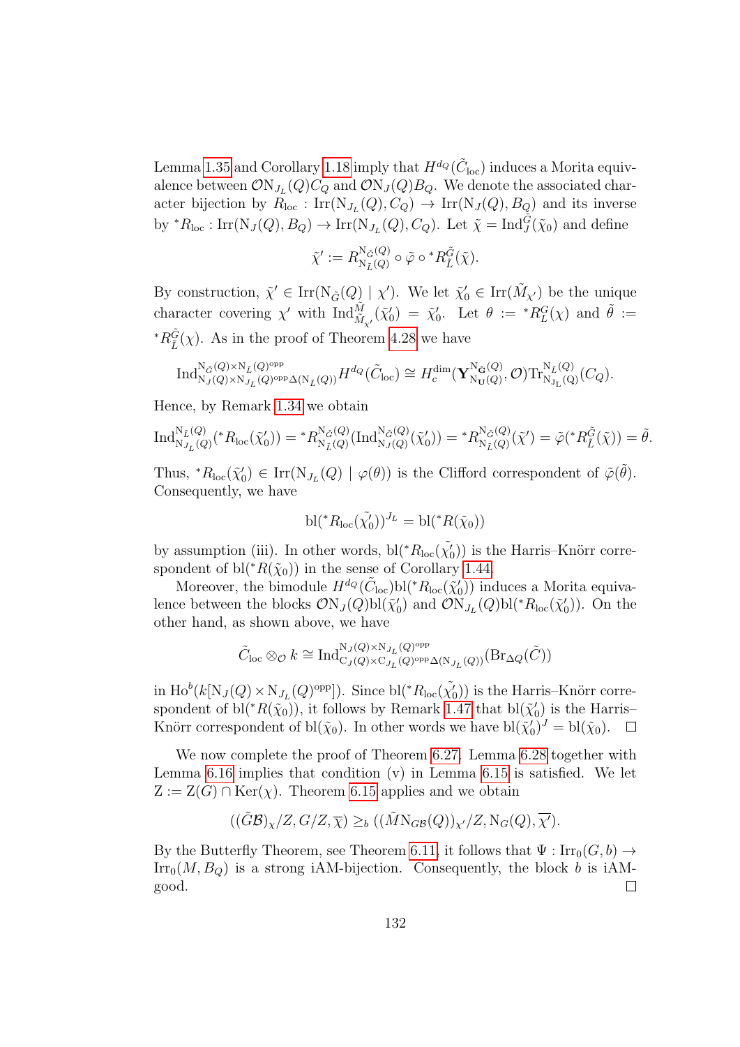Lemma 1.35 and Corollary 1.18 imply that $H^{d_Q}(\tilde{C}_{\mathrm{loc}})$ induces a Morita equivalence between $\mathcal{O}\mathrm{N}_{J_L}(Q)C_Q$ and $\mathcal{O}\mathrm{N}_J(Q)B_Q$. We denote the associated character bijection by $R_{\mathrm{loc}} : \mathrm{Irr}(\mathrm{N}_{J_L}(Q), C_Q) \to \mathrm{Irr}(\mathrm{N}_J(Q), B_Q)$ and its inverse by ${}^*R_{\mathrm{loc}} : \mathrm{Irr}(\mathrm{N}_J(Q), B_Q) \to \mathrm{Irr}(\mathrm{N}_{J_L}(Q), C_Q)$. Let $\tilde{\chi} = \mathrm{Ind}_J^{\tilde{G}}(\tilde{\chi}_0)$ and define

$$\tilde{\chi}' := R^{\mathrm{N}_{\tilde{G}}(Q)}_{\mathrm{N}_{\tilde{L}}(Q)} \circ \tilde{\varphi} \circ {}^*R^{\tilde{G}}_{\tilde{L}}(\tilde{\chi}).$$

By construction, $\tilde{\chi}' \in \mathrm{Irr}(\mathrm{N}_{\tilde{G}}(Q) \mid \chi')$. We let $\tilde{\chi}'_0 \in \mathrm{Irr}(\tilde{M}_{\chi'})$ be the unique character covering $\chi'$ with $\mathrm{Ind}^{\tilde{M}}_{\tilde{M}_{\chi'}}(\tilde{\chi}'_0) = \tilde{\chi}'_0$. Let $\theta := {}^*R^G_L(\chi)$ and $\tilde{\theta} := {}^*R^{\tilde{G}}_{\tilde{L}}(\chi)$. As in the proof of Theorem 4.28 we have

$$\mathrm{Ind}^{\mathrm{N}_{\tilde{G}}(Q)\times \mathrm{N}_{\tilde{L}}(Q)^{\mathrm{opp}}}_{\mathrm{N}_J(Q)\times \mathrm{N}_{J_L}(Q)^{\mathrm{opp}}\Delta(\mathrm{N}_{\tilde{L}}(Q))} H^{d_Q}(\tilde{C}_{\mathrm{loc}}) \cong H_c^{\dim}(\mathbf{Y}^{\mathrm{N}_{\tilde{\mathbf{G}}}(Q)}_{\mathrm{N}_{\mathbf{U}}(Q)}, \mathcal{O})\mathrm{Tr}^{\mathrm{N}_{\tilde{L}}(Q)}_{\mathrm{N}_{J_L}(Q)}(C_Q).$$

Hence, by Remark 1.34 we obtain

$$\mathrm{Ind}^{\mathrm{N}_{\tilde{L}}(Q)}_{\mathrm{N}_{J_L}(Q)}({}^*R_{\mathrm{loc}}(\tilde{\chi}'_0)) = {}^*R^{\mathrm{N}_{\tilde{G}}(Q)}_{\mathrm{N}_{\tilde{L}}(Q)}(\mathrm{Ind}^{\mathrm{N}_{\tilde{G}}(Q)}_{\mathrm{N}_J(Q)}(\tilde{\chi}'_0)) = {}^*R^{\mathrm{N}_{\tilde{G}}(Q)}_{\mathrm{N}_{\tilde{L}}(Q)}(\tilde{\chi}') = \tilde{\varphi}({}^*R^{\tilde{G}}_{\tilde{L}}(\tilde{\chi})) = \tilde{\theta}.$$

Thus, ${}^*R_{\mathrm{loc}}(\tilde{\chi}'_0) \in \mathrm{Irr}(\mathrm{N}_{J_L}(Q) \mid \varphi(\theta))$ is the Clifford correspondent of $\tilde{\varphi}(\tilde{\theta})$. Consequently, we have

$$\mathrm{bl}({}^*R_{\mathrm{loc}}(\tilde{\chi}'_0))^{J_L} = \mathrm{bl}({}^*R(\tilde{\chi}_0))$$

by assumption (iii). In other words, $\mathrm{bl}({}^*R_{\mathrm{loc}}(\tilde{\chi}'_0))$ is the Harris–Knörr correspondent of $\mathrm{bl}({}^*R(\tilde{\chi}_0))$ in the sense of Corollary 1.44.

Moreover, the bimodule $H^{d_Q}(\tilde{C}_{\mathrm{loc}})\mathrm{bl}({}^*R_{\mathrm{loc}}(\tilde{\chi}'_0))$ induces a Morita equivalence between the blocks $\mathcal{O}\mathrm{N}_J(Q)\mathrm{bl}(\tilde{\chi}'_0)$ and $\mathcal{O}\mathrm{N}_{J_L}(Q)\mathrm{bl}({}^*R_{\mathrm{loc}}(\tilde{\chi}'_0))$. On the other hand, as shown above, we have

$$\tilde{C}_{\mathrm{loc}} \otimes_{\mathcal{O}} k \cong \mathrm{Ind}^{\mathrm{N}_J(Q)\times \mathrm{N}_{J_L}(Q)^{\mathrm{opp}}}_{\mathrm{C}_J(Q)\times \mathrm{C}_{J_L}(Q)^{\mathrm{opp}}\Delta(\mathrm{N}_{J_L}(Q))}(\mathrm{Br}_{\Delta Q}(\tilde{C}))$$

in $\mathrm{Ho}^b(k[\mathrm{N}_J(Q)\times \mathrm{N}_{J_L}(Q)^{\mathrm{opp}}])$. Since $\mathrm{bl}({}^*R_{\mathrm{loc}}(\tilde{\chi}'_0))$ is the Harris–Knörr correspondent of $\mathrm{bl}({}^*R(\tilde{\chi}_0))$, it follows by Remark 1.47 that $\mathrm{bl}(\tilde{\chi}'_0)$ is the Harris–Knörr correspondent of $\mathrm{bl}(\tilde{\chi}_0)$. In other words we have $\mathrm{bl}(\tilde{\chi}'_0)^J = \mathrm{bl}(\tilde{\chi}_0)$. $\square$

We now complete the proof of Theorem 6.27. Lemma 6.28 together with Lemma 6.16 implies that condition (v) in Lemma 6.15 is satisfied. We let $\mathrm{Z} := \mathrm{Z}(G) \cap \mathrm{Ker}(\chi)$. Theorem 6.15 applies and we obtain

$$((\tilde{G}\mathcal{B})_\chi/Z, G/Z, \overline{\chi}) \geq_b ((\tilde{M}\mathrm{N}_{G\mathcal{B}}(Q))_{\chi'}/Z, \mathrm{N}_G(Q), \overline{\chi'}).$$

By the Butterfly Theorem, see Theorem 6.11, it follows that $\Psi : \mathrm{Irr}_0(G, b) \to \mathrm{Irr}_0(M, B_Q)$ is a strong iAM-bijection. Consequently, the block $b$ is iAM-good. $\square$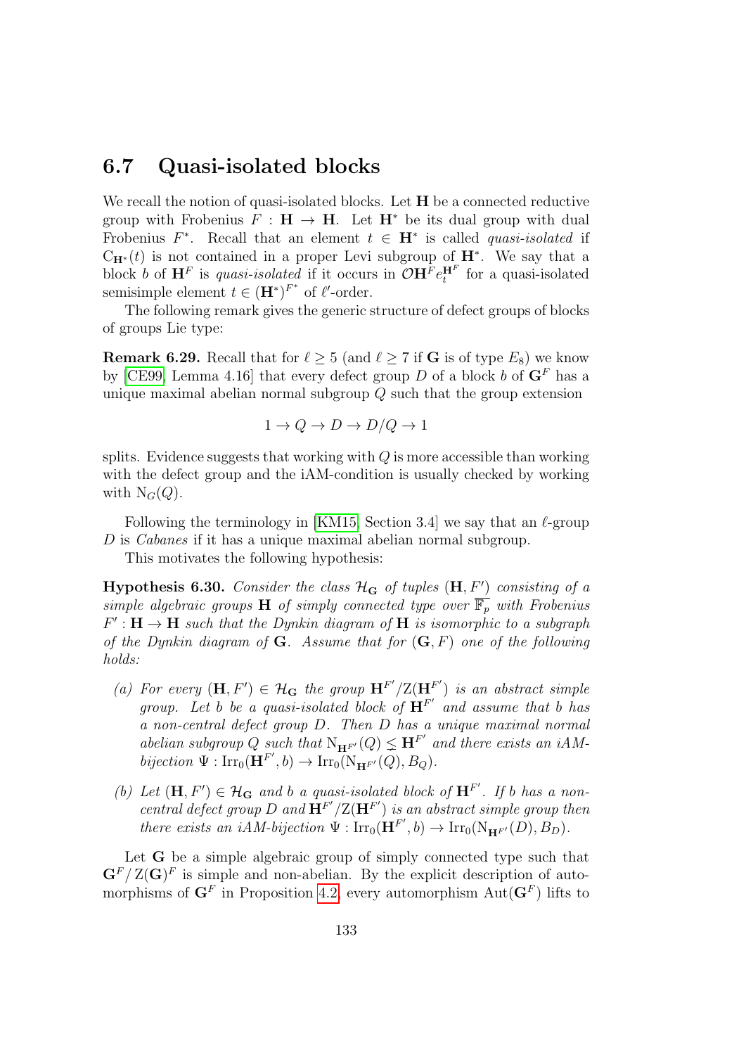## 6.7 Quasi-isolated blocks

We recall the notion of quasi-isolated blocks. Let $\mathbf{H}$ be a connected reductive group with Frobenius $F : \mathbf{H} \to \mathbf{H}$. Let $\mathbf{H}^*$ be its dual group with dual Frobenius $F^*$. Recall that an element $t \in \mathbf{H}^*$ is called *quasi-isolated* if $\mathrm{C}_{\mathbf{H}^*}(t)$ is not contained in a proper Levi subgroup of $\mathbf{H}^*$. We say that a block $b$ of $\mathbf{H}^F$ is *quasi-isolated* if it occurs in $\mathcal{O}\mathbf{H}^F e_t^{\mathbf{H}^F}$ for a quasi-isolated semisimple element $t \in (\mathbf{H}^*)^{F^*}$ of $\ell'$-order.

The following remark gives the generic structure of defect groups of blocks of groups Lie type:

**Remark 6.29.** Recall that for $\ell \geq 5$ (and $\ell \geq 7$ if $\mathbf{G}$ is of type $E_8$) we know by [CE99, Lemma 4.16] that every defect group $D$ of a block $b$ of $\mathbf{G}^F$ has a unique maximal abelian normal subgroup $Q$ such that the group extension

$$1 \to Q \to D \to D/Q \to 1$$

splits. Evidence suggests that working with $Q$ is more accessible than working with the defect group and the iAM-condition is usually checked by working with $\mathrm{N}_G(Q)$.

Following the terminology in [KM15, Section 3.4] we say that an $\ell$-group $D$ is *Cabanes* if it has a unique maximal abelian normal subgroup.

This motivates the following hypothesis:

**Hypothesis 6.30.** *Consider the class $\mathcal{H}_{\mathbf{G}}$ of tuples $(\mathbf{H}, F')$ consisting of a simple algebraic groups $\mathbf{H}$ of simply connected type over $\overline{\mathbb{F}_p}$ with Frobenius $F' : \mathbf{H} \to \mathbf{H}$ such that the Dynkin diagram of $\mathbf{H}$ is isomorphic to a subgraph of the Dynkin diagram of $\mathbf{G}$. Assume that for $(\mathbf{G}, F)$ one of the following holds:*

- *(a) For every $(\mathbf{H}, F') \in \mathcal{H}_{\mathbf{G}}$ the group $\mathbf{H}^{F'}/\mathrm{Z}(\mathbf{H}^{F'})$ is an abstract simple group. Let $b$ be a quasi-isolated block of $\mathbf{H}^{F'}$ and assume that $b$ has a non-central defect group $D$. Then $D$ has a unique maximal normal abelian subgroup $Q$ such that $\mathrm{N}_{\mathbf{H}^{F'}}(Q) \lneq \mathbf{H}^{F'}$ and there exists an iAM-bijection $\Psi : \mathrm{Irr}_0(\mathbf{H}^{F'}, b) \to \mathrm{Irr}_0(\mathrm{N}_{\mathbf{H}^{F'}}(Q), B_Q)$.*
- *(b) Let $(\mathbf{H}, F') \in \mathcal{H}_{\mathbf{G}}$ and $b$ a quasi-isolated block of $\mathbf{H}^{F'}$. If $b$ has a non-central defect group $D$ and $\mathbf{H}^{F'}/\mathrm{Z}(\mathbf{H}^{F'})$ is an abstract simple group then there exists an iAM-bijection $\Psi : \mathrm{Irr}_0(\mathbf{H}^{F'}, b) \to \mathrm{Irr}_0(\mathrm{N}_{\mathbf{H}^{F'}}(D), B_D)$.*

Let $\mathbf{G}$ be a simple algebraic group of simply connected type such that $\mathbf{G}^F/\mathrm{Z}(\mathbf{G})^F$ is simple and non-abelian. By the explicit description of automorphisms of $\mathbf{G}^F$ in Proposition 4.2, every automorphism $\mathrm{Aut}(\mathbf{G}^F)$ lifts to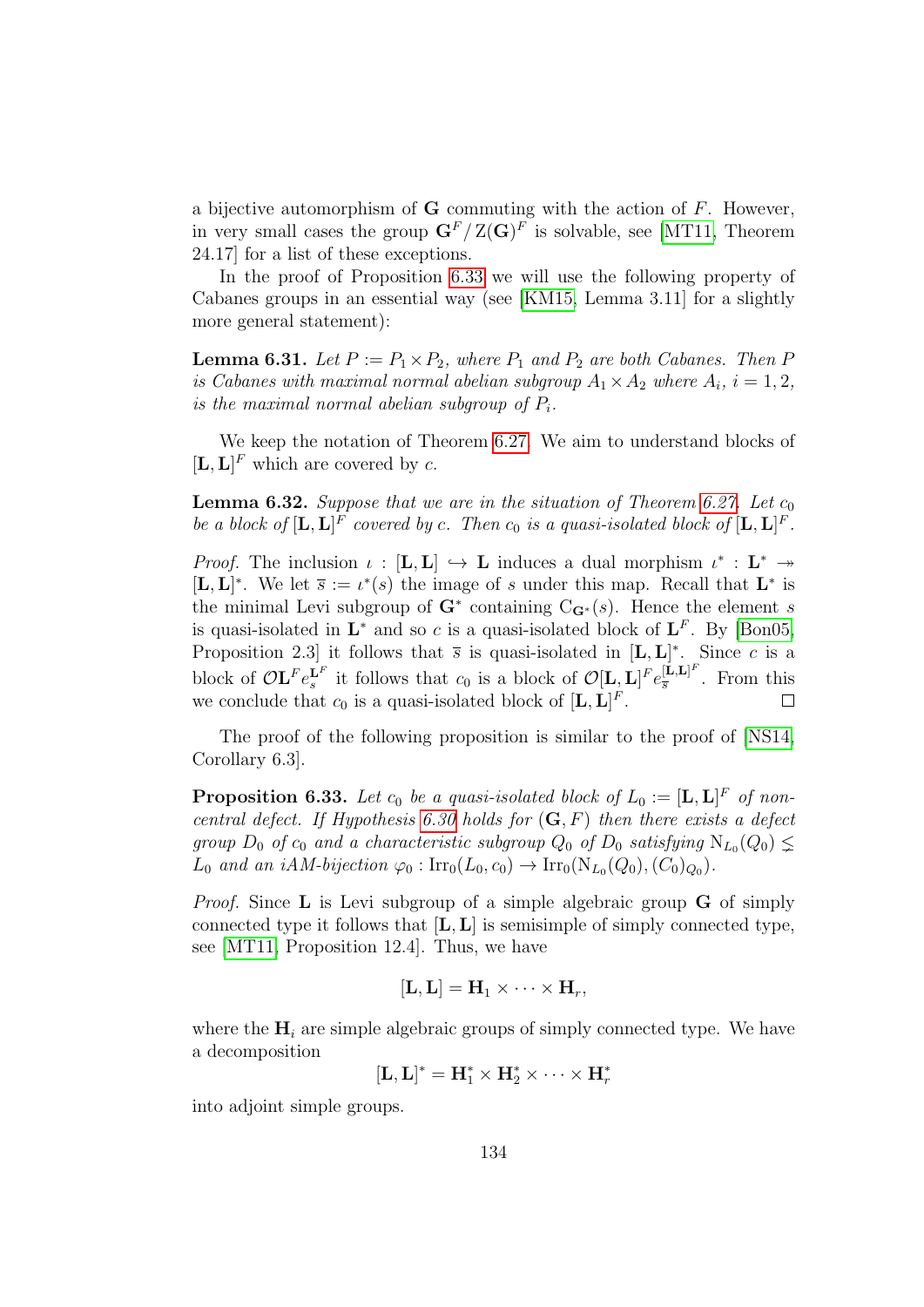a bijective automorphism of $\mathbf{G}$ commuting with the action of $F$. However, in very small cases the group $\mathbf{G}^F/\operatorname{Z}(\mathbf{G})^F$ is solvable, see [MT11, Theorem 24.17] for a list of these exceptions.

In the proof of Proposition 6.33 we will use the following property of Cabanes groups in an essential way (see [KM15, Lemma 3.11] for a slightly more general statement):

**Lemma 6.31.** *Let $P := P_1 \times P_2$, where $P_1$ and $P_2$ are both Cabanes. Then $P$ is Cabanes with maximal normal abelian subgroup $A_1 \times A_2$ where $A_i$, $i = 1, 2$, is the maximal normal abelian subgroup of $P_i$.*

We keep the notation of Theorem 6.27. We aim to understand blocks of $[\mathbf{L}, \mathbf{L}]^F$ which are covered by $c$.

**Lemma 6.32.** *Suppose that we are in the situation of Theorem 6.27. Let $c_0$ be a block of $[\mathbf{L}, \mathbf{L}]^F$ covered by $c$. Then $c_0$ is a quasi-isolated block of $[\mathbf{L}, \mathbf{L}]^F$.*

*Proof.* The inclusion $\iota : [\mathbf{L}, \mathbf{L}] \hookrightarrow \mathbf{L}$ induces a dual morphism $\iota^* : \mathbf{L}^* \twoheadrightarrow [\mathbf{L}, \mathbf{L}]^*$. We let $\overline{s} := \iota^*(s)$ the image of $s$ under this map. Recall that $\mathbf{L}^*$ is the minimal Levi subgroup of $\mathbf{G}^*$ containing $\operatorname{C}_{\mathbf{G}^*}(s)$. Hence the element $s$ is quasi-isolated in $\mathbf{L}^*$ and so $c$ is a quasi-isolated block of $\mathbf{L}^F$. By [Bon05, Proposition 2.3] it follows that $\overline{s}$ is quasi-isolated in $[\mathbf{L}, \mathbf{L}]^*$. Since $c$ is a block of $\mathcal{O}\mathbf{L}^F e_s^{\mathbf{L}^F}$ it follows that $c_0$ is a block of $\mathcal{O}[\mathbf{L}, \mathbf{L}]^F e_{\overline{s}}^{[\mathbf{L}, \mathbf{L}]^F}$. From this we conclude that $c_0$ is a quasi-isolated block of $[\mathbf{L}, \mathbf{L}]^F$. $\square$

The proof of the following proposition is similar to the proof of [NS14, Corollary 6.3].

**Proposition 6.33.** *Let $c_0$ be a quasi-isolated block of $L_0 := [\mathbf{L}, \mathbf{L}]^F$ of non-central defect. If Hypothesis 6.30 holds for $(\mathbf{G}, F)$ then there exists a defect group $D_0$ of $c_0$ and a characteristic subgroup $Q_0$ of $D_0$ satisfying $\operatorname{N}_{L_0}(Q_0) \lneq L_0$ and an iAM-bijection $\varphi_0 : \operatorname{Irr}_0(L_0, c_0) \to \operatorname{Irr}_0(\operatorname{N}_{L_0}(Q_0), (C_0)_{Q_0})$.*

*Proof.* Since $\mathbf{L}$ is Levi subgroup of a simple algebraic group $\mathbf{G}$ of simply connected type it follows that $[\mathbf{L}, \mathbf{L}]$ is semisimple of simply connected type, see [MT11, Proposition 12.4]. Thus, we have

$$[\mathbf{L}, \mathbf{L}] = \mathbf{H}_1 \times \cdots \times \mathbf{H}_r,$$

where the $\mathbf{H}_i$ are simple algebraic groups of simply connected type. We have a decomposition

$$[\mathbf{L}, \mathbf{L}]^* = \mathbf{H}_1^* \times \mathbf{H}_2^* \times \cdots \times \mathbf{H}_r^*$$

into adjoint simple groups.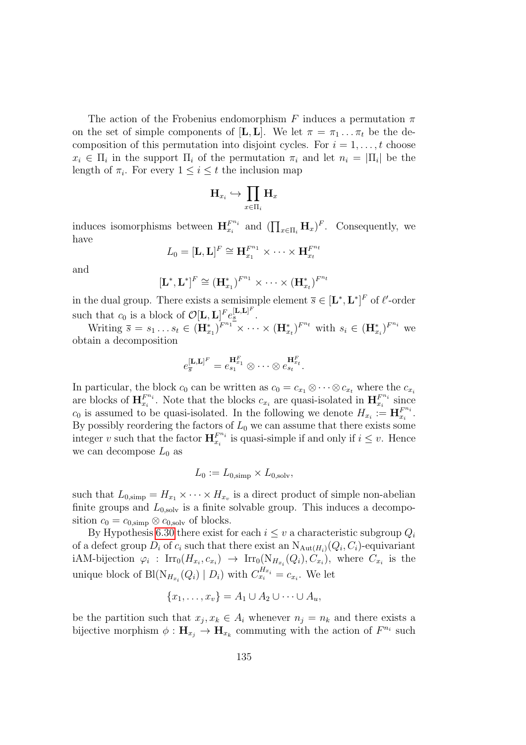The action of the Frobenius endomorphism $F$ induces a permutation $\pi$ on the set of simple components of $[\mathbf{L}, \mathbf{L}]$. We let $\pi = \pi_1 \dots \pi_t$ be the decomposition of this permutation into disjoint cycles. For $i = 1, \dots, t$ choose $x_i \in \Pi_i$ in the support $\Pi_i$ of the permutation $\pi_i$ and let $n_i = |\Pi_i|$ be the length of $\pi_i$. For every $1 \leq i \leq t$ the inclusion map

$$\mathbf{H}_{x_i} \hookrightarrow \prod_{x \in \Pi_i} \mathbf{H}_x$$

induces isomorphisms between $\mathbf{H}_{x_i}^{F^{n_i}}$ and $(\prod_{x \in \Pi_i} \mathbf{H}_x)^F$. Consequently, we have

$$L_0 = [\mathbf{L}, \mathbf{L}]^F \cong \mathbf{H}_{x_1}^{F^{n_1}} \times \cdots \times \mathbf{H}_{x_t}^{F^{n_t}}$$

and

$$[\mathbf{L}^*, \mathbf{L}^*]^F \cong (\mathbf{H}_{x_1}^*)^{F^{n_1}} \times \cdots \times (\mathbf{H}_{x_t}^*)^{F^{n_t}}$$

in the dual group. There exists a semisimple element $\overline{s} \in [\mathbf{L}^*, \mathbf{L}^*]^F$ of $\ell'$-order such that $c_0$ is a block of $\mathcal{O}[\mathbf{L}, \mathbf{L}]^F e_{\overline{s}}^{[\mathbf{L}, \mathbf{L}]^F}$.

Writing $\overline{s} = s_1 \dots s_t \in (\mathbf{H}_{x_1}^*)^{F^{n_1}} \times \cdots \times (\mathbf{H}_{x_t}^*)^{F^{n_t}}$ with $s_i \in (\mathbf{H}_{x_i}^*)^{F^{n_i}}$ we obtain a decomposition

$$e_{\overline{s}}^{[\mathbf{L}, \mathbf{L}]^F} = e_{s_1}^{\mathbf{H}_{x_1}^F} \otimes \cdots \otimes e_{s_t}^{\mathbf{H}_{x_t}^F}.$$

In particular, the block $c_0$ can be written as $c_0 = c_{x_1} \otimes \cdots \otimes c_{x_t}$ where the $c_{x_i}$ are blocks of $\mathbf{H}_{x_i}^{F^{n_i}}$. Note that the blocks $c_{x_i}$ are quasi-isolated in $\mathbf{H}_{x_i}^{F^{n_i}}$ since $c_0$ is assumed to be quasi-isolated. In the following we denote $H_{x_i} := \mathbf{H}_{x_i}^{F^{n_i}}$. By possibly reordering the factors of $L_0$ we can assume that there exists some integer $v$ such that the factor $\mathbf{H}_{x_i}^{F^{n_i}}$ is quasi-simple if and only if $i \leq v$. Hence we can decompose $L_0$ as

$$L_0 := L_{0,\text{simp}} \times L_{0,\text{solv}},$$

such that $L_{0,\text{simp}} = H_{x_1} \times \cdots \times H_{x_v}$ is a direct product of simple non-abelian finite groups and $L_{0,\text{solv}}$ is a finite solvable group. This induces a decomposition $c_0 = c_{0,\text{simp}} \otimes c_{0,\text{solv}}$ of blocks.

By Hypothesis 6.30 there exist for each $i \leq v$ a characteristic subgroup $Q_i$ of a defect group $D_i$ of $c_i$ such that there exist an $\mathrm{N}_{\mathrm{Aut}(H_i)}(Q_i, C_i)$-equivariant iAM-bijection $\varphi_i : \mathrm{Irr}_0(H_{x_i}, c_{x_i}) \to \mathrm{Irr}_0(\mathrm{N}_{H_{x_i}}(Q_i), C_{x_i})$, where $C_{x_i}$ is the unique block of $\mathrm{Bl}(\mathrm{N}_{H_{x_i}}(Q_i) \mid D_i)$ with $C_{x_i}^{H_{x_i}} = c_{x_i}$. We let

$$\{x_1, \dots, x_v\} = A_1 \cup A_2 \cup \cdots \cup A_u,$$

be the partition such that $x_j, x_k \in A_i$ whenever $n_j = n_k$ and there exists a bijective morphism $\phi : \mathbf{H}_{x_j} \to \mathbf{H}_{x_k}$ commuting with the action of $F^{n_i}$ such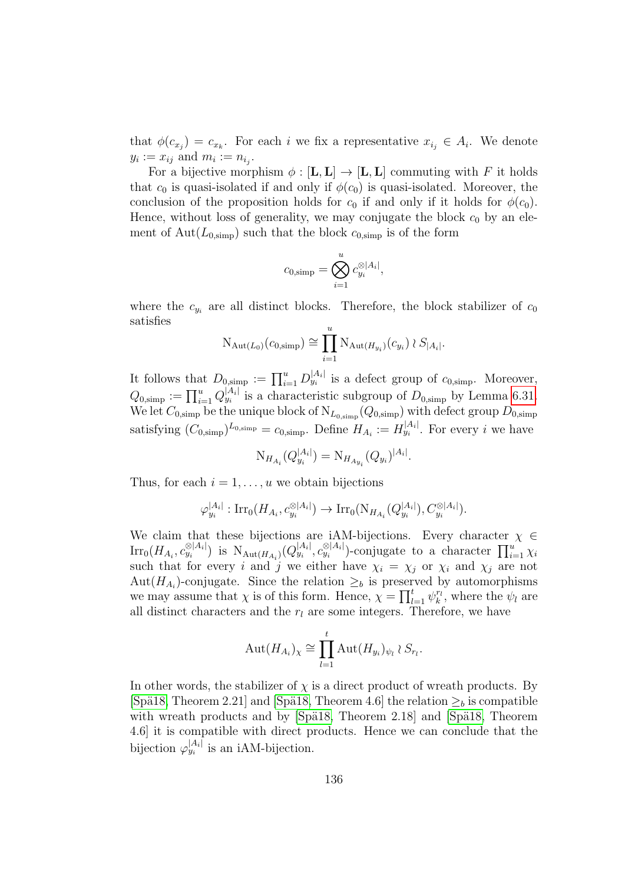that $\phi(c_{x_j}) = c_{x_k}$. For each $i$ we fix a representative $x_{i_j} \in A_i$. We denote $y_i := x_{ij}$ and $m_i := n_{i_j}$.

For a bijective morphism $\phi : [\mathbf{L}, \mathbf{L}] \to [\mathbf{L}, \mathbf{L}]$ commuting with $F$ it holds that $c_0$ is quasi-isolated if and only if $\phi(c_0)$ is quasi-isolated. Moreover, the conclusion of the proposition holds for $c_0$ if and only if it holds for $\phi(c_0)$. Hence, without loss of generality, we may conjugate the block $c_0$ by an element of $\mathrm{Aut}(L_{0,\mathrm{simp}})$ such that the block $c_{0,\mathrm{simp}}$ is of the form

$$c_{0,\mathrm{simp}} = \bigotimes_{i=1}^{u} c_{y_i}^{\otimes |A_i|},$$

where the $c_{y_i}$ are all distinct blocks. Therefore, the block stabilizer of $c_0$ satisfies

$$\mathrm{N}_{\mathrm{Aut}(L_0)}(c_{0,\mathrm{simp}}) \cong \prod_{i=1}^{u} \mathrm{N}_{\mathrm{Aut}(H_{y_i})}(c_{y_i}) \wr S_{|A_i|}.$$

It follows that $D_{0,\mathrm{simp}} := \prod_{i=1}^{u} D_{y_i}^{|A_i|}$ is a defect group of $c_{0,\mathrm{simp}}$. Moreover, $Q_{0,\mathrm{simp}} := \prod_{i=1}^{u} Q_{y_i}^{|A_i|}$ is a characteristic subgroup of $D_{0,\mathrm{simp}}$ by Lemma 6.31. We let $C_{0,\mathrm{simp}}$ be the unique block of $\mathrm{N}_{L_{0,\mathrm{simp}}}(Q_{0,\mathrm{simp}})$ with defect group $D_{0,\mathrm{simp}}$ satisfying $(C_{0,\mathrm{simp}})^{L_{0,\mathrm{simp}}} = c_{0,\mathrm{simp}}$. Define $H_{A_i} := H_{y_i}^{|A_i|}$. For every $i$ we have

$$\mathrm{N}_{H_{A_i}}(Q_{y_i}^{|A_i|}) = \mathrm{N}_{H_{A_{y_i}}}(Q_{y_i})^{|A_i|}.$$

Thus, for each $i = 1, \ldots, u$ we obtain bijections

$$\varphi_{y_i}^{|A_i|} : \mathrm{Irr}_0(H_{A_i}, c_{y_i}^{\otimes |A_i|}) \to \mathrm{Irr}_0(\mathrm{N}_{H_{A_i}}(Q_{y_i}^{|A_i|}), C_{y_i}^{\otimes |A_i|}).$$

We claim that these bijections are iAM-bijections. Every character $\chi \in \mathrm{Irr}_0(H_{A_i}, c_{y_i}^{\otimes |A_i|})$ is $\mathrm{N}_{\mathrm{Aut}(H_{A_i})}(Q_{y_i}^{|A_i|}, c_{y_i}^{\otimes |A_i|})$-conjugate to a character $\prod_{i=1}^{u} \chi_i$ such that for every $i$ and $j$ we either have $\chi_i = \chi_j$ or $\chi_i$ and $\chi_j$ are not $\mathrm{Aut}(H_{A_i})$-conjugate. Since the relation $\geq_b$ is preserved by automorphisms we may assume that $\chi$ is of this form. Hence, $\chi = \prod_{l=1}^{t} \psi_k^{r_l}$, where the $\psi_l$ are all distinct characters and the $r_l$ are some integers. Therefore, we have

$$\mathrm{Aut}(H_{A_i})_\chi \cong \prod_{l=1}^{t} \mathrm{Aut}(H_{y_i})_{\psi_l} \wr S_{r_l}.$$

In other words, the stabilizer of $\chi$ is a direct product of wreath products. By [Spä18, Theorem 2.21] and [Spä18, Theorem 4.6] the relation $\geq_b$ is compatible with wreath products and by [Spä18, Theorem 2.18] and [Spä18, Theorem 4.6] it is compatible with direct products. Hence we can conclude that the bijection $\varphi_{y_i}^{|A_i|}$ is an iAM-bijection.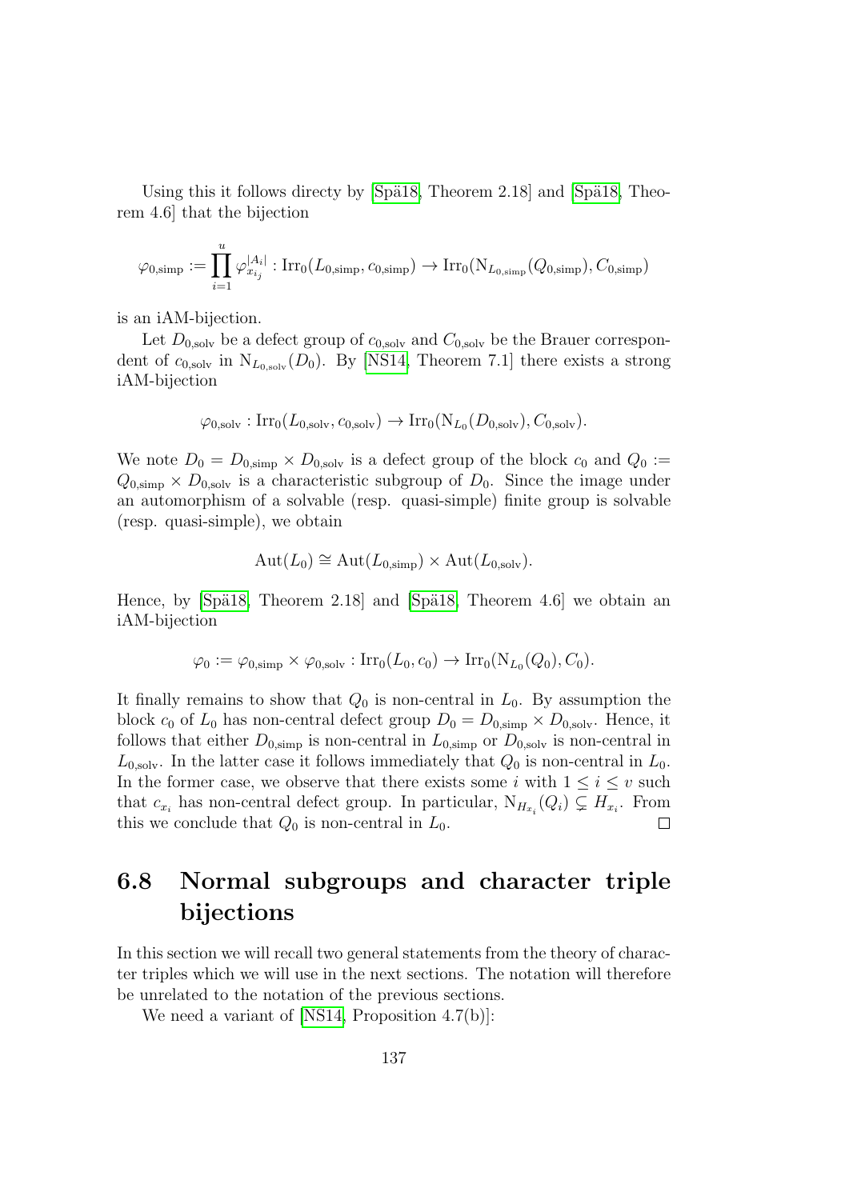Using this it follows directy by [Spä18, Theorem 2.18] and [Spä18, Theorem 4.6] that the bijection

$$\varphi_{0,\mathrm{simp}} := \prod_{i=1}^{u} \varphi_{x_{i_j}}^{|A_i|} : \mathrm{Irr}_0(L_{0,\mathrm{simp}}, c_{0,\mathrm{simp}}) \to \mathrm{Irr}_0(\mathrm{N}_{L_{0,\mathrm{simp}}}(Q_{0,\mathrm{simp}}), C_{0,\mathrm{simp}})$$

is an iAM-bijection.

Let $D_{0,\mathrm{solv}}$ be a defect group of $c_{0,\mathrm{solv}}$ and $C_{0,\mathrm{solv}}$ be the Brauer correspondent of $c_{0,\mathrm{solv}}$ in $\mathrm{N}_{L_{0,\mathrm{solv}}}(D_0)$. By [NS14, Theorem 7.1] there exists a strong iAM-bijection

$$\varphi_{0,\mathrm{solv}} : \mathrm{Irr}_0(L_{0,\mathrm{solv}}, c_{0,\mathrm{solv}}) \to \mathrm{Irr}_0(\mathrm{N}_{L_0}(D_{0,\mathrm{solv}}), C_{0,\mathrm{solv}}).$$

We note $D_0 = D_{0,\mathrm{simp}} \times D_{0,\mathrm{solv}}$ is a defect group of the block $c_0$ and $Q_0 := Q_{0,\mathrm{simp}} \times D_{0,\mathrm{solv}}$ is a characteristic subgroup of $D_0$. Since the image under an automorphism of a solvable (resp. quasi-simple) finite group is solvable (resp. quasi-simple), we obtain

$$\mathrm{Aut}(L_0) \cong \mathrm{Aut}(L_{0,\mathrm{simp}}) \times \mathrm{Aut}(L_{0,\mathrm{solv}}).$$

Hence, by [Spä18, Theorem 2.18] and [Spä18, Theorem 4.6] we obtain an iAM-bijection

$$\varphi_0 := \varphi_{0,\mathrm{simp}} \times \varphi_{0,\mathrm{solv}} : \mathrm{Irr}_0(L_0, c_0) \to \mathrm{Irr}_0(\mathrm{N}_{L_0}(Q_0), C_0).$$

It finally remains to show that $Q_0$ is non-central in $L_0$. By assumption the block $c_0$ of $L_0$ has non-central defect group $D_0 = D_{0,\mathrm{simp}} \times D_{0,\mathrm{solv}}$. Hence, it follows that either $D_{0,\mathrm{simp}}$ is non-central in $L_{0,\mathrm{simp}}$ or $D_{0,\mathrm{solv}}$ is non-central in $L_{0,\mathrm{solv}}$. In the latter case it follows immediately that $Q_0$ is non-central in $L_0$. In the former case, we observe that there exists some $i$ with $1 \leq i \leq v$ such that $c_{x_i}$ has non-central defect group. In particular, $\mathrm{N}_{H_{x_i}}(Q_i) \subsetneq H_{x_i}$. From this we conclude that $Q_0$ is non-central in $L_0$. □

## 6.8 Normal subgroups and character triple bijections

In this section we will recall two general statements from the theory of character triples which we will use in the next sections. The notation will therefore be unrelated to the notation of the previous sections.

We need a variant of [NS14, Proposition 4.7(b)]: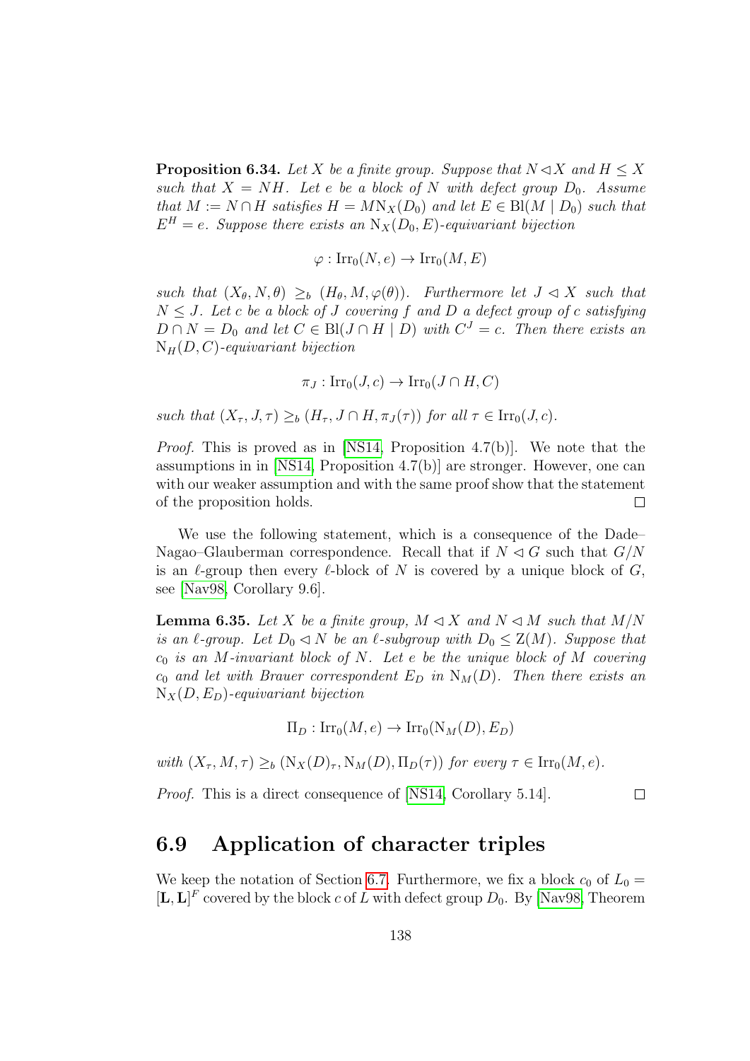**Proposition 6.34.** *Let $X$ be a finite group. Suppose that $N \lhd X$ and $H \leq X$ such that $X = NH$. Let $e$ be a block of $N$ with defect group $D_0$. Assume that $M := N \cap H$ satisfies $H = M\mathrm{N}_X(D_0)$ and let $E \in \mathrm{Bl}(M \mid D_0)$ such that $E^H = e$. Suppose there exists an $\mathrm{N}_X(D_0, E)$-equivariant bijection*

$$\varphi : \mathrm{Irr}_0(N, e) \to \mathrm{Irr}_0(M, E)$$

*such that $(X_\theta, N, \theta) \geq_b (H_\theta, M, \varphi(\theta))$. Furthermore let $J \lhd X$ such that $N \leq J$. Let $c$ be a block of $J$ covering $f$ and $D$ a defect group of $c$ satisfying $D \cap N = D_0$ and let $C \in \mathrm{Bl}(J \cap H \mid D)$ with $C^J = c$. Then there exists an $\mathrm{N}_H(D, C)$-equivariant bijection*

$$\pi_J : \mathrm{Irr}_0(J, c) \to \mathrm{Irr}_0(J \cap H, C)$$

*such that $(X_\tau, J, \tau) \geq_b (H_\tau, J \cap H, \pi_J(\tau))$ for all $\tau \in \mathrm{Irr}_0(J, c)$.*

*Proof.* This is proved as in [NS14, Proposition 4.7(b)]. We note that the assumptions in in [NS14, Proposition 4.7(b)] are stronger. However, one can with our weaker assumption and with the same proof show that the statement of the proposition holds. □

We use the following statement, which is a consequence of the Dade–Nagao–Glauberman correspondence. Recall that if $N \lhd G$ such that $G/N$ is an $\ell$-group then every $\ell$-block of $N$ is covered by a unique block of $G$, see [Nav98, Corollary 9.6].

**Lemma 6.35.** *Let $X$ be a finite group, $M \lhd X$ and $N \lhd M$ such that $M/N$ is an $\ell$-group. Let $D_0 \lhd N$ be an $\ell$-subgroup with $D_0 \leq \mathrm{Z}(M)$. Suppose that $c_0$ is an $M$-invariant block of $N$. Let $e$ be the unique block of $M$ covering $c_0$ and let with Brauer correspondent $E_D$ in $\mathrm{N}_M(D)$. Then there exists an $\mathrm{N}_X(D, E_D)$-equivariant bijection*

$$\Pi_D : \mathrm{Irr}_0(M, e) \to \mathrm{Irr}_0(\mathrm{N}_M(D), E_D)$$

*with $(X_\tau, M, \tau) \geq_b (\mathrm{N}_X(D)_\tau, \mathrm{N}_M(D), \Pi_D(\tau))$ for every $\tau \in \mathrm{Irr}_0(M, e)$.*

*Proof.* This is a direct consequence of [NS14, Corollary 5.14]. □

## 6.9 Application of character triples

We keep the notation of Section 6.7. Furthermore, we fix a block $c_0$ of $L_0 = [\mathbf{L}, \mathbf{L}]^F$ covered by the block $c$ of $L$ with defect group $D_0$. By [Nav98, Theorem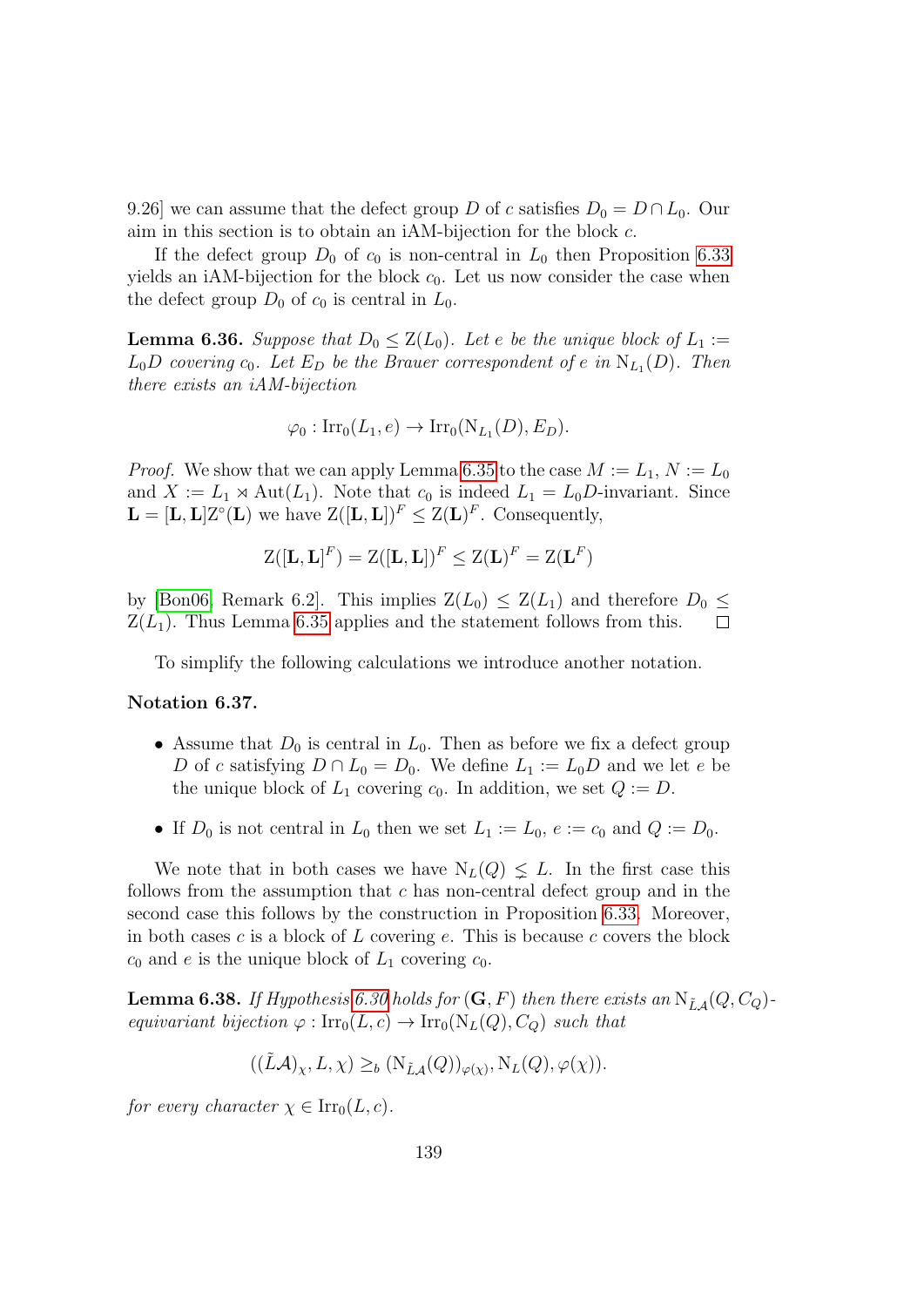9.26] we can assume that the defect group $D$ of $c$ satisfies $D_0 = D \cap L_0$. Our aim in this section is to obtain an iAM-bijection for the block $c$.

If the defect group $D_0$ of $c_0$ is non-central in $L_0$ then Proposition 6.33 yields an iAM-bijection for the block $c_0$. Let us now consider the case when the defect group $D_0$ of $c_0$ is central in $L_0$.

**Lemma 6.36.** *Suppose that $D_0 \leq \mathrm{Z}(L_0)$. Let $e$ be the unique block of $L_1 := L_0 D$ covering $c_0$. Let $E_D$ be the Brauer correspondent of $e$ in $\mathrm{N}_{L_1}(D)$. Then there exists an iAM-bijection*

$$\varphi_0 : \mathrm{Irr}_0(L_1, e) \to \mathrm{Irr}_0(\mathrm{N}_{L_1}(D), E_D).$$

*Proof.* We show that we can apply Lemma 6.35 to the case $M := L_1$, $N := L_0$ and $X := L_1 \rtimes \mathrm{Aut}(L_1)$. Note that $c_0$ is indeed $L_1 = L_0 D$-invariant. Since $\mathbf{L} = [\mathbf{L}, \mathbf{L}]\mathrm{Z}^\circ(\mathbf{L})$ we have $\mathrm{Z}([\mathbf{L}, \mathbf{L}])^F \leq \mathrm{Z}(\mathbf{L})^F$. Consequently,

$$\mathrm{Z}([\mathbf{L}, \mathbf{L}]^F) = \mathrm{Z}([\mathbf{L}, \mathbf{L}])^F \leq \mathrm{Z}(\mathbf{L})^F = \mathrm{Z}(\mathbf{L}^F)$$

by [Bon06, Remark 6.2]. This implies $\mathrm{Z}(L_0) \leq \mathrm{Z}(L_1)$ and therefore $D_0 \leq \mathrm{Z}(L_1)$. Thus Lemma 6.35 applies and the statement follows from this. $\square$

To simplify the following calculations we introduce another notation.

**Notation 6.37.**

- Assume that $D_0$ is central in $L_0$. Then as before we fix a defect group $D$ of $c$ satisfying $D \cap L_0 = D_0$. We define $L_1 := L_0 D$ and we let $e$ be the unique block of $L_1$ covering $c_0$. In addition, we set $Q := D$.
- If $D_0$ is not central in $L_0$ then we set $L_1 := L_0$, $e := c_0$ and $Q := D_0$.

We note that in both cases we have $\mathrm{N}_L(Q) \lneq L$. In the first case this follows from the assumption that $c$ has non-central defect group and in the second case this follows by the construction in Proposition 6.33. Moreover, in both cases $c$ is a block of $L$ covering $e$. This is because $c$ covers the block $c_0$ and $e$ is the unique block of $L_1$ covering $c_0$.

**Lemma 6.38.** *If Hypothesis 6.30 holds for $(\mathbf{G}, F)$ then there exists an $\mathrm{N}_{\tilde{L}\mathcal{A}}(Q, C_Q)$-equivariant bijection $\varphi : \mathrm{Irr}_0(L, c) \to \mathrm{Irr}_0(\mathrm{N}_L(Q), C_Q)$ such that*

$$((\tilde{L}\mathcal{A})_\chi, L, \chi) \geq_b (\mathrm{N}_{\tilde{L}\mathcal{A}}(Q))_{\varphi(\chi)}, \mathrm{N}_L(Q), \varphi(\chi)).$$

*for every character $\chi \in \mathrm{Irr}_0(L, c)$.*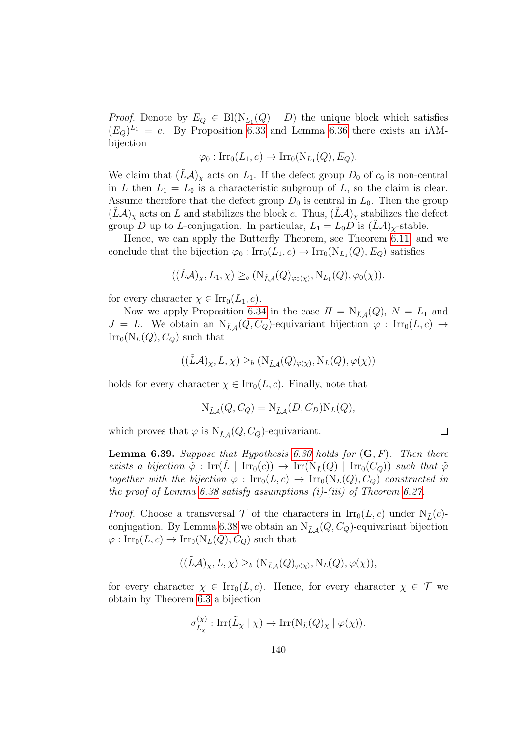*Proof.* Denote by $E_Q \in \mathrm{Bl}(\mathrm{N}_{L_1}(Q) \mid D)$ the unique block which satisfies $(E_Q)^{L_1} = e$. By Proposition 6.33 and Lemma 6.36 there exists an iAM-bijection

$$\varphi_0 : \mathrm{Irr}_0(L_1, e) \to \mathrm{Irr}_0(\mathrm{N}_{L_1}(Q), E_Q).$$

We claim that $(\tilde{L}\mathcal{A})_\chi$ acts on $L_1$. If the defect group $D_0$ of $c_0$ is non-central in $L$ then $L_1 = L_0$ is a characteristic subgroup of $L$, so the claim is clear. Assume therefore that the defect group $D_0$ is central in $L_0$. Then the group $(\tilde{L}\mathcal{A})_\chi$ acts on $L$ and stabilizes the block $c$. Thus, $(\tilde{L}\mathcal{A})_\chi$ stabilizes the defect group $D$ up to $L$-conjugation. In particular, $L_1 = L_0 D$ is $(\tilde{L}\mathcal{A})_\chi$-stable.

Hence, we can apply the Butterfly Theorem, see Theorem 6.11, and we conclude that the bijection $\varphi_0 : \mathrm{Irr}_0(L_1, e) \to \mathrm{Irr}_0(\mathrm{N}_{L_1}(Q), E_Q)$ satisfies

$$((\tilde{L}\mathcal{A})_\chi, L_1, \chi) \geq_b (\mathrm{N}_{\tilde{L}\mathcal{A}}(Q)_{\varphi_0(\chi)}, \mathrm{N}_{L_1}(Q), \varphi_0(\chi)).$$

for every character $\chi \in \mathrm{Irr}_0(L_1, e)$.

Now we apply Proposition 6.34 in the case $H = \mathrm{N}_{\tilde{L}\mathcal{A}}(Q)$, $N = L_1$ and $J = L$. We obtain an $\mathrm{N}_{\tilde{L}\mathcal{A}}(Q, C_Q)$-equivariant bijection $\varphi : \mathrm{Irr}_0(L, c) \to \mathrm{Irr}_0(\mathrm{N}_L(Q), C_Q)$ such that

$$((\tilde{L}\mathcal{A})_\chi, L, \chi) \geq_b (\mathrm{N}_{\tilde{L}\mathcal{A}}(Q)_{\varphi(\chi)}, \mathrm{N}_L(Q), \varphi(\chi))$$

holds for every character $\chi \in \mathrm{Irr}_0(L, c)$. Finally, note that

$$\mathrm{N}_{\tilde{L}\mathcal{A}}(Q, C_Q) = \mathrm{N}_{\tilde{L}\mathcal{A}}(D, C_D)\mathrm{N}_L(Q),$$

which proves that $\varphi$ is $\mathrm{N}_{\tilde{L}\mathcal{A}}(Q, C_Q)$-equivariant. $\square$

**Lemma 6.39.** *Suppose that Hypothesis 6.30 holds for $(\mathbf{G}, F)$. Then there exists a bijection $\tilde{\varphi} : \mathrm{Irr}(\tilde{L} \mid \mathrm{Irr}_0(c)) \to \mathrm{Irr}(\mathrm{N}_{\tilde{L}}(Q) \mid \mathrm{Irr}_0(C_Q))$ such that $\tilde{\varphi}$ together with the bijection $\varphi : \mathrm{Irr}_0(L, c) \to \mathrm{Irr}_0(\mathrm{N}_L(Q), C_Q)$ constructed in the proof of Lemma 6.38 satisfy assumptions (i)-(iii) of Theorem 6.27.*

*Proof.* Choose a transversal $\mathcal{T}$ of the characters in $\mathrm{Irr}_0(L, c)$ under $\mathrm{N}_{\tilde{L}}(c)$-conjugation. By Lemma 6.38 we obtain an $\mathrm{N}_{\tilde{L}\mathcal{A}}(Q, C_Q)$-equivariant bijection $\varphi : \mathrm{Irr}_0(L, c) \to \mathrm{Irr}_0(\mathrm{N}_L(Q), C_Q)$ such that

$$((\tilde{L}\mathcal{A})_\chi, L, \chi) \geq_b (\mathrm{N}_{\tilde{L}\mathcal{A}}(Q)_{\varphi(\chi)}, \mathrm{N}_L(Q), \varphi(\chi)),$$

for every character $\chi \in \mathrm{Irr}_0(L, c)$. Hence, for every character $\chi \in \mathcal{T}$ we obtain by Theorem 6.3 a bijection

$$\sigma^{(\chi)}_{\tilde{L}_\chi} : \mathrm{Irr}(\tilde{L}_\chi \mid \chi) \to \mathrm{Irr}(\mathrm{N}_{\tilde{L}}(Q)_\chi \mid \varphi(\chi)).$$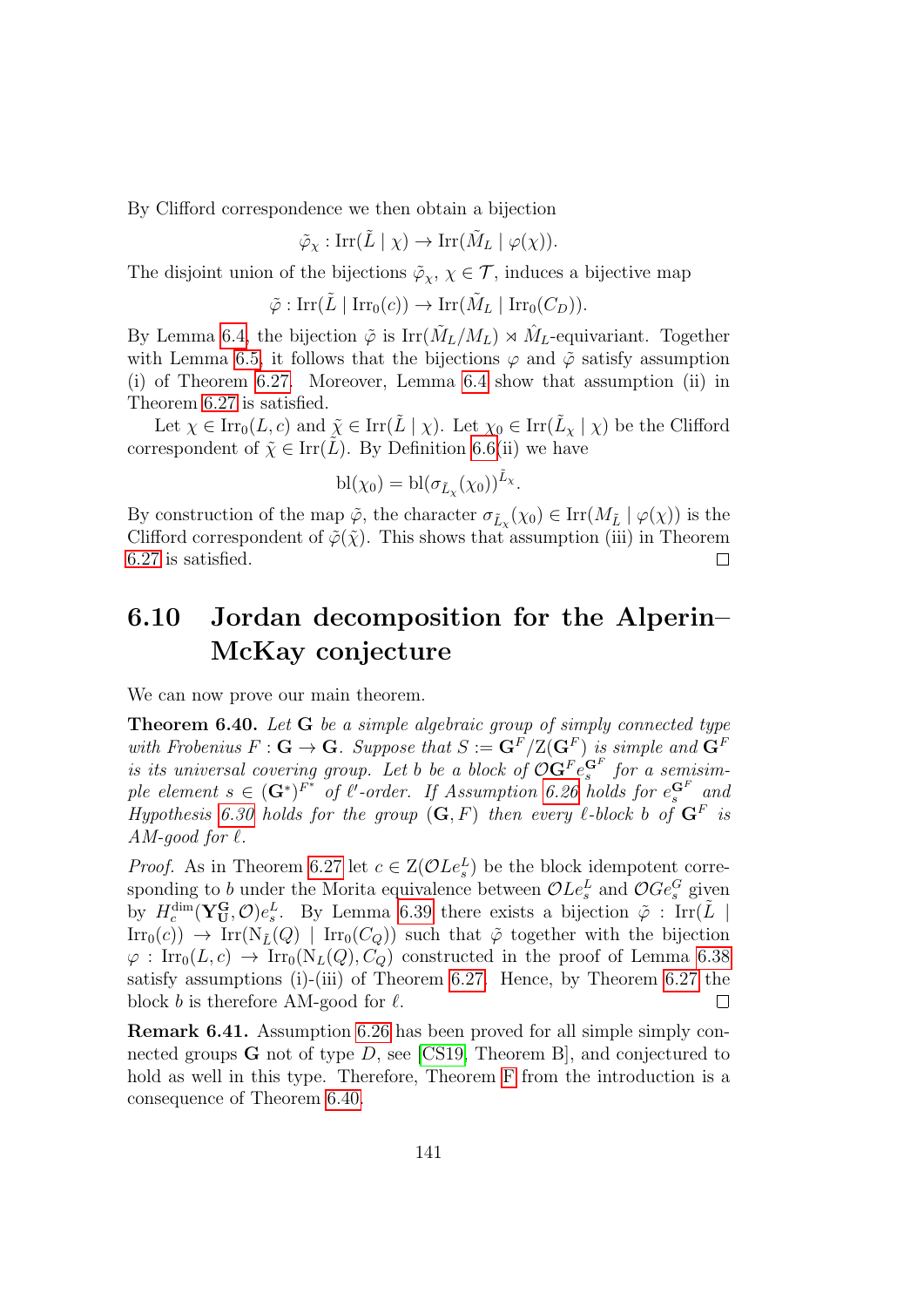By Clifford correspondence we then obtain a bijection

$$\tilde{\varphi}_\chi : \mathrm{Irr}(\tilde{L} \mid \chi) \to \mathrm{Irr}(\tilde{M}_L \mid \varphi(\chi)).$$

The disjoint union of the bijections $\tilde{\varphi}_\chi$, $\chi \in \mathcal{T}$, induces a bijective map

$$\tilde{\varphi} : \mathrm{Irr}(\tilde{L} \mid \mathrm{Irr}_0(c)) \to \mathrm{Irr}(\tilde{M}_L \mid \mathrm{Irr}_0(C_D)).$$

By Lemma 6.4, the bijection $\tilde{\varphi}$ is $\mathrm{Irr}(\tilde{M}_L/M_L) \rtimes \hat{M}_L$-equivariant. Together with Lemma 6.5, it follows that the bijections $\varphi$ and $\tilde{\varphi}$ satisfy assumption (i) of Theorem 6.27. Moreover, Lemma 6.4 show that assumption (ii) in Theorem 6.27 is satisfied.

Let $\chi \in \mathrm{Irr}_0(L, c)$ and $\tilde{\chi} \in \mathrm{Irr}(\tilde{L} \mid \chi)$. Let $\chi_0 \in \mathrm{Irr}(\tilde{L}_\chi \mid \chi)$ be the Clifford correspondent of $\tilde{\chi} \in \mathrm{Irr}(\tilde{L})$. By Definition 6.6(ii) we have

$$\mathrm{bl}(\chi_0) = \mathrm{bl}(\sigma_{\tilde{L}_\chi}(\chi_0))^{\tilde{L}_\chi}.$$

By construction of the map $\tilde{\varphi}$, the character $\sigma_{\tilde{L}_\chi}(\chi_0) \in \mathrm{Irr}(M_{\tilde{L}} \mid \varphi(\chi))$ is the Clifford correspondent of $\tilde{\varphi}(\tilde{\chi})$. This shows that assumption (iii) in Theorem 6.27 is satisfied. ◻

## 6.10 Jordan decomposition for the Alperin–McKay conjecture

We can now prove our main theorem.

**Theorem 6.40.** *Let $\mathbf{G}$ be a simple algebraic group of simply connected type with Frobenius $F : \mathbf{G} \to \mathbf{G}$. Suppose that $S := \mathbf{G}^F/\mathrm{Z}(\mathbf{G}^F)$ is simple and $\mathbf{G}^F$ is its universal covering group. Let $b$ be a block of $\mathcal{O}\mathbf{G}^F e_s^{\mathbf{G}^F}$ for a semisimple element $s \in (\mathbf{G}^*)^{F^*}$ of $\ell'$-order. If Assumption 6.26 holds for $e_s^{\mathbf{G}^F}$ and Hypothesis 6.30 holds for the group $(\mathbf{G}, F)$ then every $\ell$-block $b$ of $\mathbf{G}^F$ is AM-good for $\ell$.*

*Proof.* As in Theorem 6.27 let $c \in \mathrm{Z}(\mathcal{O}Le_s^L)$ be the block idempotent corresponding to $b$ under the Morita equivalence between $\mathcal{O}Le_s^L$ and $\mathcal{O}Ge_s^G$ given by $H_c^{\dim}(\mathbf{Y}_{\mathbf{U}}^{\mathbf{G}}, \mathcal{O})e_s^L$. By Lemma 6.39 there exists a bijection $\tilde{\varphi} : \mathrm{Irr}(\tilde{L} \mid \mathrm{Irr}_0(c)) \to \mathrm{Irr}(\mathrm{N}_{\tilde{L}}(Q) \mid \mathrm{Irr}_0(C_Q))$ such that $\tilde{\varphi}$ together with the bijection $\varphi : \mathrm{Irr}_0(L, c) \to \mathrm{Irr}_0(\mathrm{N}_L(Q), C_Q)$ constructed in the proof of Lemma 6.38 satisfy assumptions (i)-(iii) of Theorem 6.27. Hence, by Theorem 6.27 the block $b$ is therefore AM-good for $\ell$. ◻

**Remark 6.41.** Assumption 6.26 has been proved for all simple simply connected groups $\mathbf{G}$ not of type $D$, see [CS19, Theorem B], and conjectured to hold as well in this type. Therefore, Theorem F from the introduction is a consequence of Theorem 6.40.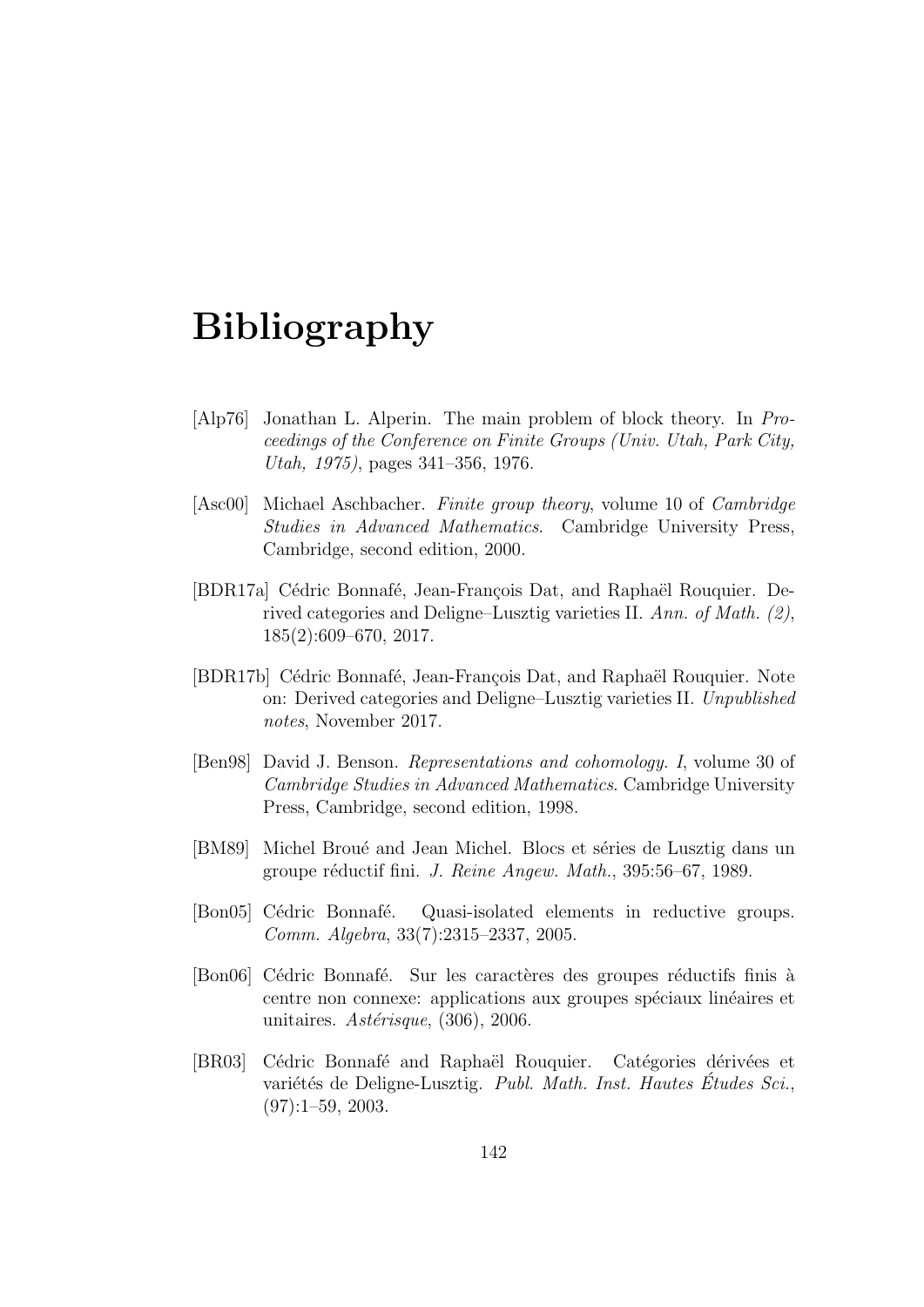# Bibliography

[Alp76] Jonathan L. Alperin. The main problem of block theory. In *Proceedings of the Conference on Finite Groups (Univ. Utah, Park City, Utah, 1975)*, pages 341–356, 1976.

[Asc00] Michael Aschbacher. *Finite group theory*, volume 10 of *Cambridge Studies in Advanced Mathematics*. Cambridge University Press, Cambridge, second edition, 2000.

[BDR17a] Cédric Bonnafé, Jean-François Dat, and Raphaël Rouquier. Derived categories and Deligne–Lusztig varieties II. *Ann. of Math. (2)*, 185(2):609–670, 2017.

[BDR17b] Cédric Bonnafé, Jean-François Dat, and Raphaël Rouquier. Note on: Derived categories and Deligne–Lusztig varieties II. *Unpublished notes*, November 2017.

[Ben98] David J. Benson. *Representations and cohomology. I*, volume 30 of *Cambridge Studies in Advanced Mathematics*. Cambridge University Press, Cambridge, second edition, 1998.

[BM89] Michel Broué and Jean Michel. Blocs et séries de Lusztig dans un groupe réductif fini. *J. Reine Angew. Math.*, 395:56–67, 1989.

[Bon05] Cédric Bonnafé. Quasi-isolated elements in reductive groups. *Comm. Algebra*, 33(7):2315–2337, 2005.

[Bon06] Cédric Bonnafé. Sur les caractères des groupes réductifs finis à centre non connexe: applications aux groupes spéciaux linéaires et unitaires. *Astérisque*, (306), 2006.

[BR03] Cédric Bonnafé and Raphaël Rouquier. Catégories dérivées et variétés de Deligne-Lusztig. *Publ. Math. Inst. Hautes Études Sci.*, (97):1–59, 2003.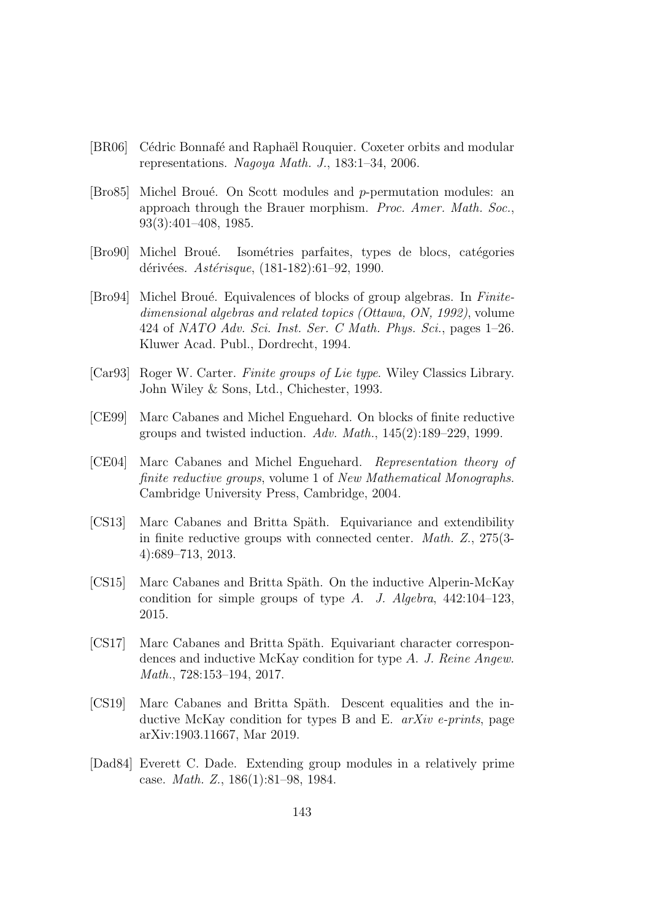[BR06] Cédric Bonnafé and Raphaël Rouquier. Coxeter orbits and modular representations. *Nagoya Math. J.*, 183:1–34, 2006.

[Bro85] Michel Broué. On Scott modules and $p$-permutation modules: an approach through the Brauer morphism. *Proc. Amer. Math. Soc.*, 93(3):401–408, 1985.

[Bro90] Michel Broué. Isométries parfaites, types de blocs, catégories dérivées. *Astérisque*, (181-182):61–92, 1990.

[Bro94] Michel Broué. Equivalences of blocks of group algebras. In *Finite-dimensional algebras and related topics (Ottawa, ON, 1992)*, volume 424 of *NATO Adv. Sci. Inst. Ser. C Math. Phys. Sci.*, pages 1–26. Kluwer Acad. Publ., Dordrecht, 1994.

[Car93] Roger W. Carter. *Finite groups of Lie type*. Wiley Classics Library. John Wiley & Sons, Ltd., Chichester, 1993.

[CE99] Marc Cabanes and Michel Enguehard. On blocks of finite reductive groups and twisted induction. *Adv. Math.*, 145(2):189–229, 1999.

[CE04] Marc Cabanes and Michel Enguehard. *Representation theory of finite reductive groups*, volume 1 of *New Mathematical Monographs*. Cambridge University Press, Cambridge, 2004.

[CS13] Marc Cabanes and Britta Späth. Equivariance and extendibility in finite reductive groups with connected center. *Math. Z.*, 275(3-4):689–713, 2013.

[CS15] Marc Cabanes and Britta Späth. On the inductive Alperin-McKay condition for simple groups of type $A$. *J. Algebra*, 442:104–123, 2015.

[CS17] Marc Cabanes and Britta Späth. Equivariant character correspondences and inductive McKay condition for type $A$. *J. Reine Angew. Math.*, 728:153–194, 2017.

[CS19] Marc Cabanes and Britta Späth. Descent equalities and the inductive McKay condition for types B and E. *arXiv e-prints*, page arXiv:1903.11667, Mar 2019.

[Dad84] Everett C. Dade. Extending group modules in a relatively prime case. *Math. Z.*, 186(1):81–98, 1984.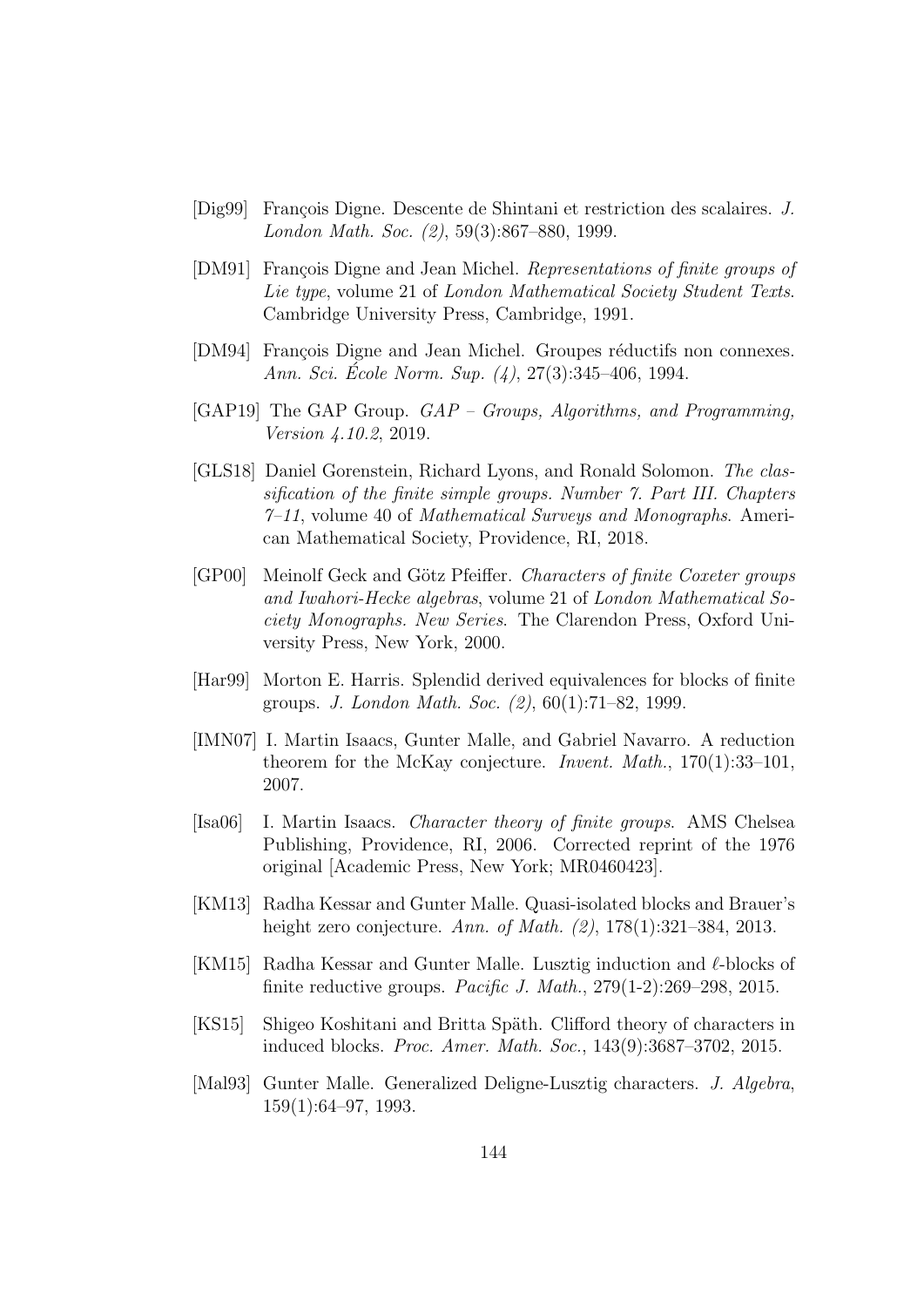[Dig99] François Digne. Descente de Shintani et restriction des scalaires. *J. London Math. Soc. (2)*, 59(3):867–880, 1999.

[DM91] François Digne and Jean Michel. *Representations of finite groups of Lie type*, volume 21 of *London Mathematical Society Student Texts*. Cambridge University Press, Cambridge, 1991.

[DM94] François Digne and Jean Michel. Groupes réductifs non connexes. *Ann. Sci. École Norm. Sup. (4)*, 27(3):345–406, 1994.

[GAP19] The GAP Group. *GAP – Groups, Algorithms, and Programming, Version 4.10.2*, 2019.

[GLS18] Daniel Gorenstein, Richard Lyons, and Ronald Solomon. *The classification of the finite simple groups. Number 7. Part III. Chapters 7–11*, volume 40 of *Mathematical Surveys and Monographs*. American Mathematical Society, Providence, RI, 2018.

[GP00] Meinolf Geck and Götz Pfeiffer. *Characters of finite Coxeter groups and Iwahori-Hecke algebras*, volume 21 of *London Mathematical Society Monographs. New Series*. The Clarendon Press, Oxford University Press, New York, 2000.

[Har99] Morton E. Harris. Splendid derived equivalences for blocks of finite groups. *J. London Math. Soc. (2)*, 60(1):71–82, 1999.

[IMN07] I. Martin Isaacs, Gunter Malle, and Gabriel Navarro. A reduction theorem for the McKay conjecture. *Invent. Math.*, 170(1):33–101, 2007.

[Isa06] I. Martin Isaacs. *Character theory of finite groups*. AMS Chelsea Publishing, Providence, RI, 2006. Corrected reprint of the 1976 original [Academic Press, New York; MR0460423].

[KM13] Radha Kessar and Gunter Malle. Quasi-isolated blocks and Brauer's height zero conjecture. *Ann. of Math. (2)*, 178(1):321–384, 2013.

[KM15] Radha Kessar and Gunter Malle. Lusztig induction and $\ell$-blocks of finite reductive groups. *Pacific J. Math.*, 279(1-2):269–298, 2015.

[KS15] Shigeo Koshitani and Britta Späth. Clifford theory of characters in induced blocks. *Proc. Amer. Math. Soc.*, 143(9):3687–3702, 2015.

[Mal93] Gunter Malle. Generalized Deligne-Lusztig characters. *J. Algebra*, 159(1):64–97, 1993.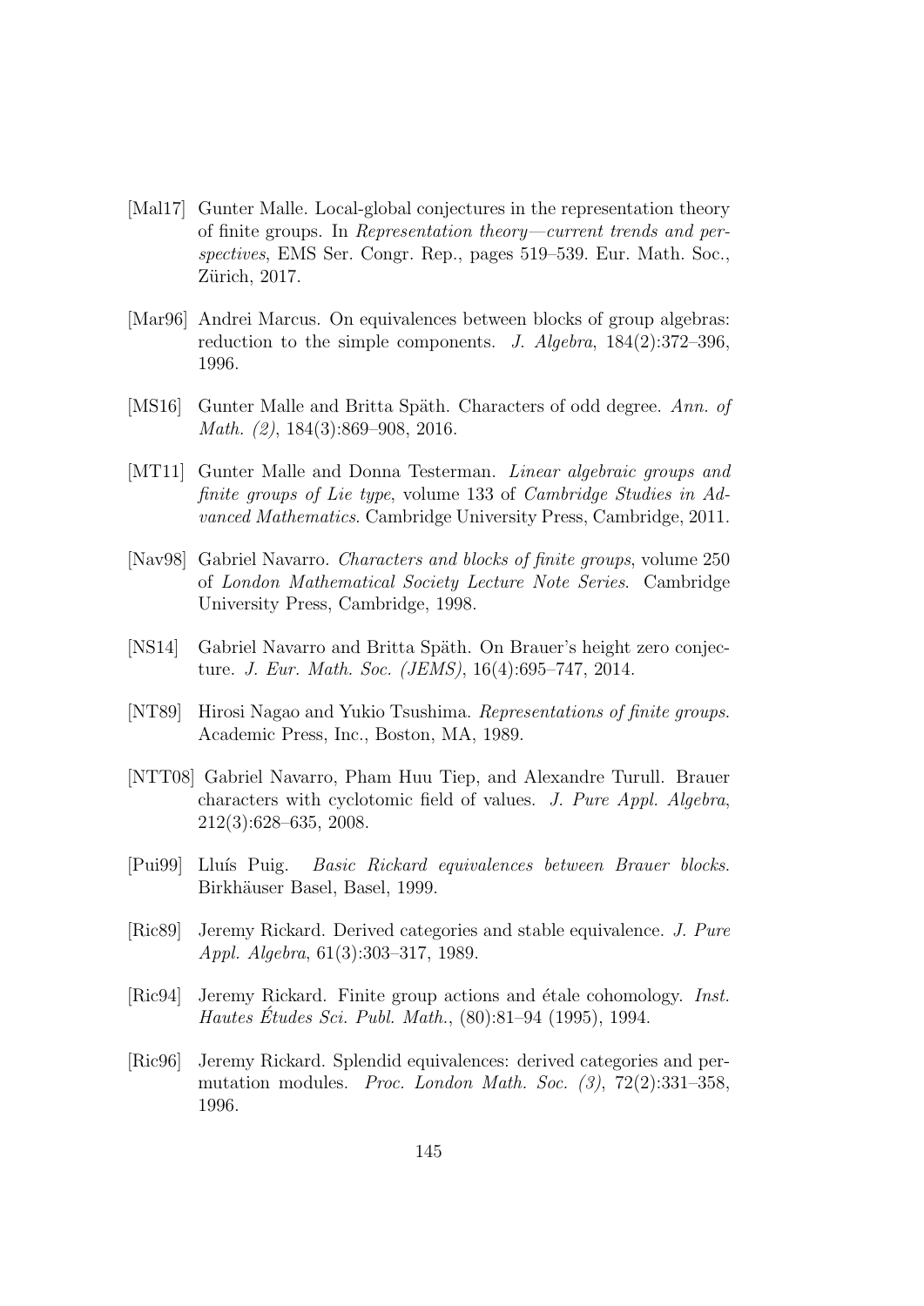[Mal17] Gunter Malle. Local-global conjectures in the representation theory of finite groups. In *Representation theory—current trends and perspectives*, EMS Ser. Congr. Rep., pages 519–539. Eur. Math. Soc., Zürich, 2017.

[Mar96] Andrei Marcus. On equivalences between blocks of group algebras: reduction to the simple components. *J. Algebra*, 184(2):372–396, 1996.

[MS16] Gunter Malle and Britta Späth. Characters of odd degree. *Ann. of Math. (2)*, 184(3):869–908, 2016.

[MT11] Gunter Malle and Donna Testerman. *Linear algebraic groups and finite groups of Lie type*, volume 133 of *Cambridge Studies in Advanced Mathematics*. Cambridge University Press, Cambridge, 2011.

[Nav98] Gabriel Navarro. *Characters and blocks of finite groups*, volume 250 of *London Mathematical Society Lecture Note Series*. Cambridge University Press, Cambridge, 1998.

[NS14] Gabriel Navarro and Britta Späth. On Brauer's height zero conjecture. *J. Eur. Math. Soc. (JEMS)*, 16(4):695–747, 2014.

[NT89] Hirosi Nagao and Yukio Tsushima. *Representations of finite groups.* Academic Press, Inc., Boston, MA, 1989.

[NTT08] Gabriel Navarro, Pham Huu Tiep, and Alexandre Turull. Brauer characters with cyclotomic field of values. *J. Pure Appl. Algebra*, 212(3):628–635, 2008.

[Pui99] Lluís Puig. *Basic Rickard equivalences between Brauer blocks.* Birkhäuser Basel, Basel, 1999.

[Ric89] Jeremy Rickard. Derived categories and stable equivalence. *J. Pure Appl. Algebra*, 61(3):303–317, 1989.

[Ric94] Jeremy Rickard. Finite group actions and étale cohomology. *Inst. Hautes Études Sci. Publ. Math.*, (80):81–94 (1995), 1994.

[Ric96] Jeremy Rickard. Splendid equivalences: derived categories and permutation modules. *Proc. London Math. Soc. (3)*, 72(2):331–358, 1996.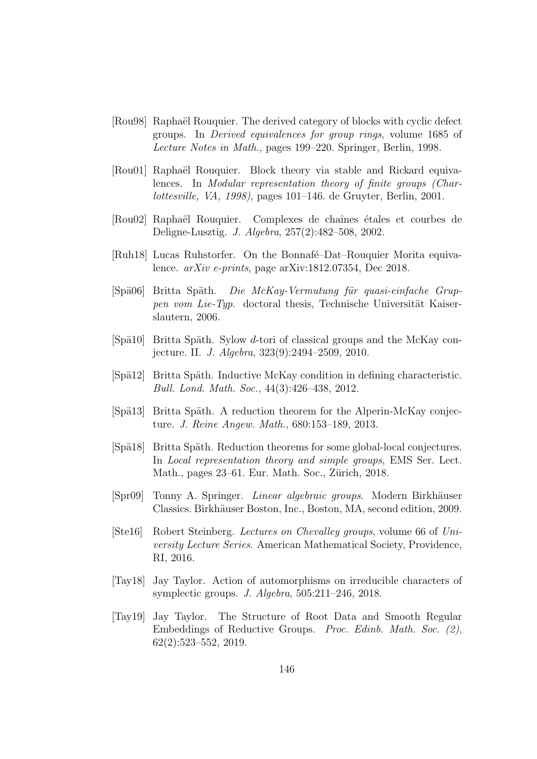[Rou98] Raphaël Rouquier. The derived category of blocks with cyclic defect groups. In *Derived equivalences for group rings*, volume 1685 of *Lecture Notes in Math.*, pages 199–220. Springer, Berlin, 1998.

[Rou01] Raphaël Rouquier. Block theory via stable and Rickard equivalences. In *Modular representation theory of finite groups (Charlottesville, VA, 1998)*, pages 101–146. de Gruyter, Berlin, 2001.

[Rou02] Raphaël Rouquier. Complexes de chaînes étales et courbes de Deligne-Lusztig. *J. Algebra*, 257(2):482–508, 2002.

[Ruh18] Lucas Ruhstorfer. On the Bonnafé–Dat–Rouquier Morita equivalence. *arXiv e-prints*, page arXiv:1812.07354, Dec 2018.

[Spä06] Britta Späth. *Die McKay-Vermutung für quasi-einfache Gruppen vom Lie-Typ*. doctoral thesis, Technische Universität Kaiserslautern, 2006.

[Spä10] Britta Späth. Sylow $d$-tori of classical groups and the McKay conjecture. II. *J. Algebra*, 323(9):2494–2509, 2010.

[Spä12] Britta Späth. Inductive McKay condition in defining characteristic. *Bull. Lond. Math. Soc.*, 44(3):426–438, 2012.

[Spä13] Britta Späth. A reduction theorem for the Alperin-McKay conjecture. *J. Reine Angew. Math.*, 680:153–189, 2013.

[Spä18] Britta Späth. Reduction theorems for some global-local conjectures. In *Local representation theory and simple groups*, EMS Ser. Lect. Math., pages 23–61. Eur. Math. Soc., Zürich, 2018.

[Spr09] Tonny A. Springer. *Linear algebraic groups*. Modern Birkhäuser Classics. Birkhäuser Boston, Inc., Boston, MA, second edition, 2009.

[Ste16] Robert Steinberg. *Lectures on Chevalley groups*, volume 66 of *University Lecture Series*. American Mathematical Society, Providence, RI, 2016.

[Tay18] Jay Taylor. Action of automorphisms on irreducible characters of symplectic groups. *J. Algebra*, 505:211–246, 2018.

[Tay19] Jay Taylor. The Structure of Root Data and Smooth Regular Embeddings of Reductive Groups. *Proc. Edinb. Math. Soc. (2)*, 62(2):523–552, 2019.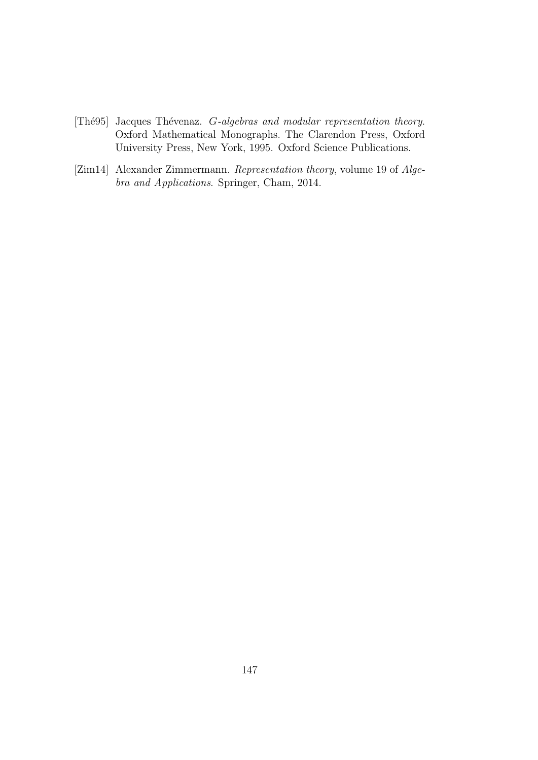[Thé95] Jacques Thévenaz. *G-algebras and modular representation theory*. Oxford Mathematical Monographs. The Clarendon Press, Oxford University Press, New York, 1995. Oxford Science Publications.

[Zim14] Alexander Zimmermann. *Representation theory*, volume 19 of *Algebra and Applications*. Springer, Cham, 2014.